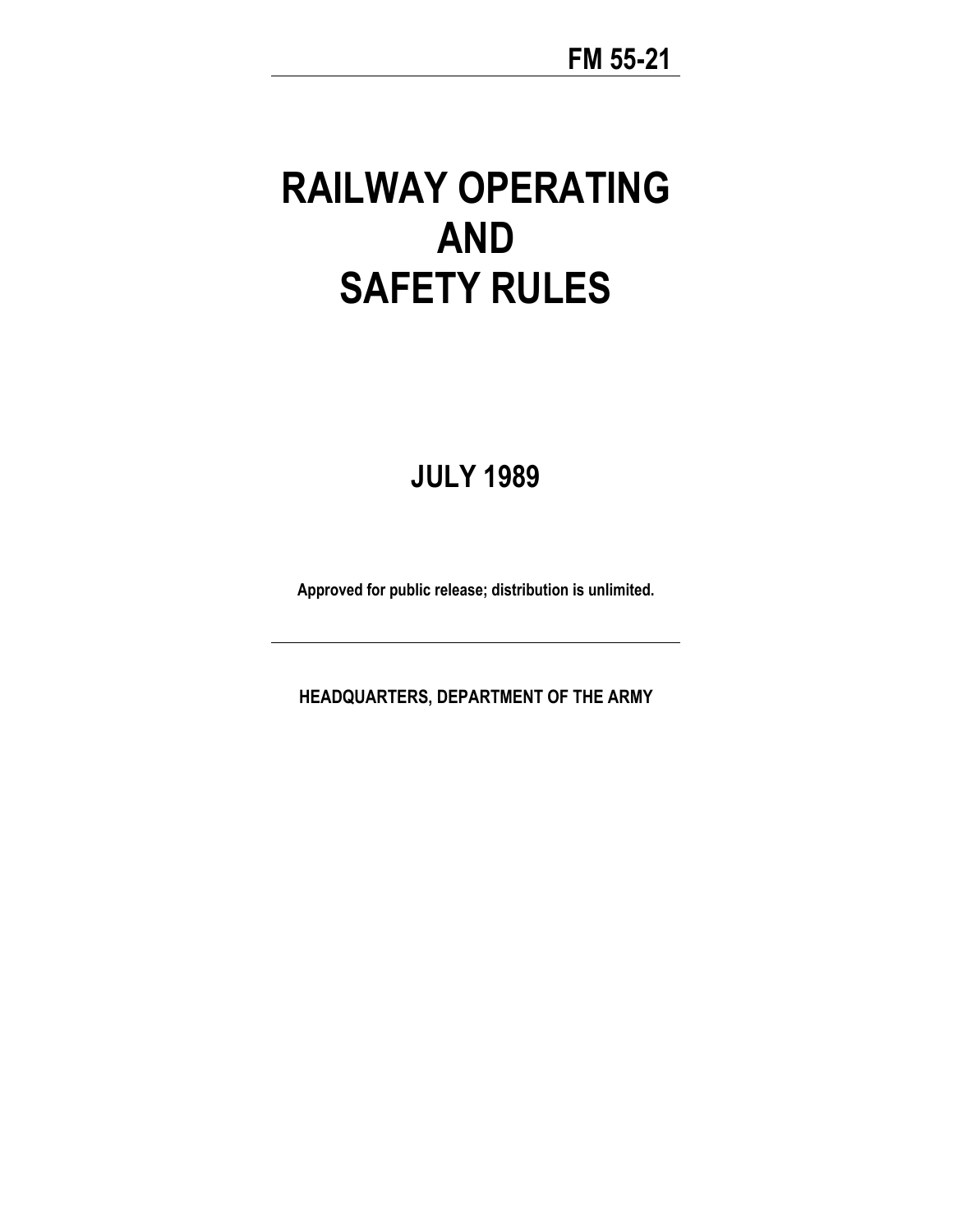**FM 55-21**

# RAILWAY OPERATING AND SAFETY RULES

## JULY 1989

**Approved for public release; distribution is unlimited.**

---

**HEADQUARTERS, DEPARTMENT OF THE ARMY**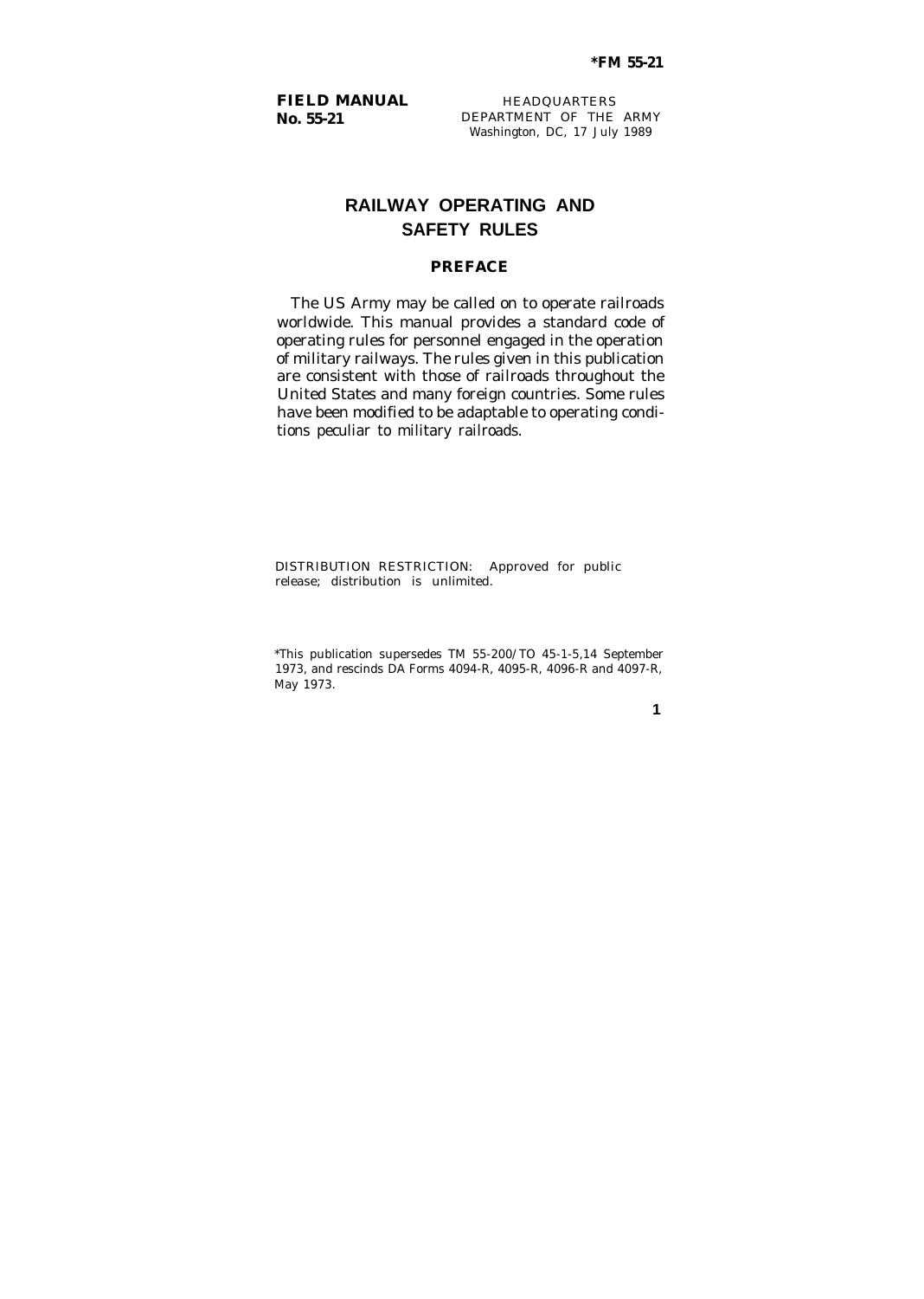**FIELD MANUAL**
**No. 55-21**

HEADQUARTERS
DEPARTMENT OF THE ARMY
Washington, DC, 17 July 1989

# RAILWAY OPERATING AND SAFETY RULES

## PREFACE

The US Army may be called on to operate railroads worldwide. This manual provides a standard code of operating rules for personnel engaged in the operation of military railways. The rules given in this publication are consistent with those of railroads throughout the United States and many foreign countries. Some rules have been modified to be adaptable to operating conditions peculiar to military railroads.

DISTRIBUTION RESTRICTION: Approved for public release; distribution is unlimited.

*This publication supersedes TM 55-200/TO 45-1-5,14 September 1973, and rescinds DA Forms 4094-R, 4095-R, 4096-R and 4097-R, May 1973.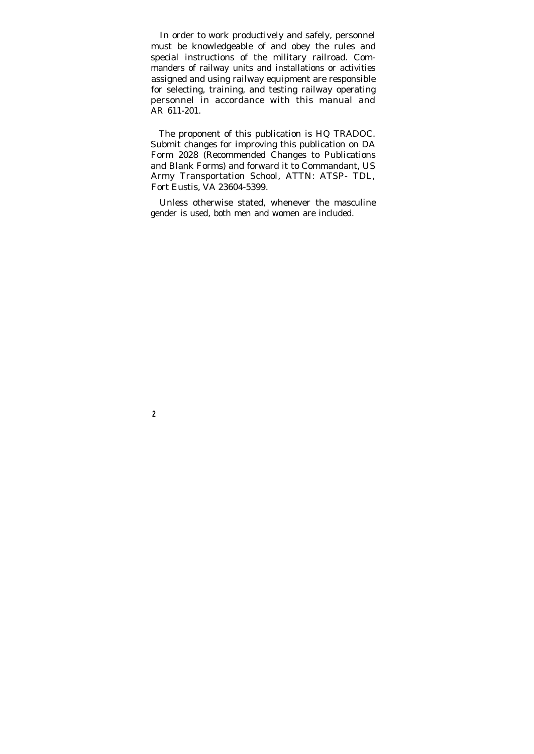In order to work productively and safely, personnel must be knowledgeable of and obey the rules and special instructions of the military railroad. Commanders of railway units and installations or activities assigned and using railway equipment are responsible for selecting, training, and testing railway operating personnel in accordance with this manual and AR 611-201.

The proponent of this publication is HQ TRADOC. Submit changes for improving this publication on DA Form 2028 (Recommended Changes to Publications and Blank Forms) and forward it to Commandant, US Army Transportation School, ATTN: ATSP- TDL, Fort Eustis, VA 23604-5399.

Unless otherwise stated, whenever the masculine gender is used, both men and women are included.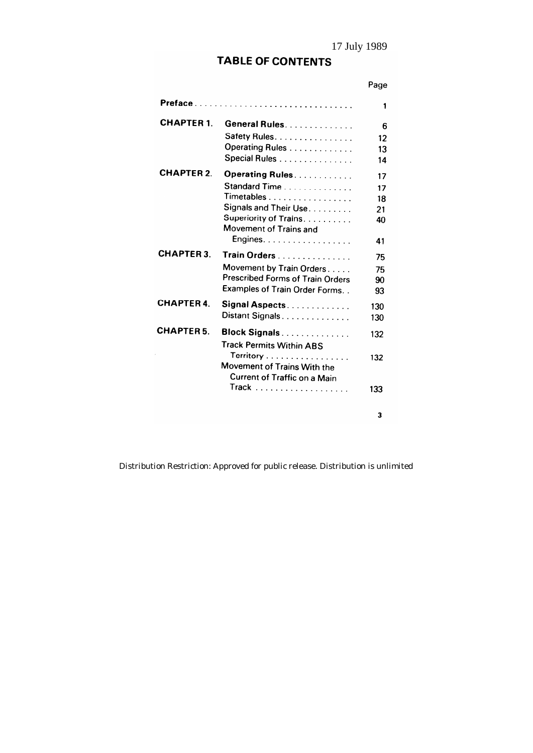17 July 1989

# TABLE OF CONTENTS

| | | Page |
|---|---|---|
| **Preface** | | 1 |
| **CHAPTER 1.** | **General Rules** | 6 |
| | Safety Rules | 12 |
| | Operating Rules | 13 |
| | Special Rules | 14 |
| **CHAPTER 2.** | **Operating Rules** | 17 |
| | Standard Time | 17 |
| | Timetables | 18 |
| | Signals and Their Use | 21 |
| | Superiority of Trains | 40 |
| | Movement of Trains and Engines | 41 |
| **CHAPTER 3.** | **Train Orders** | 75 |
| | Movement by Train Orders | 75 |
| | Prescribed Forms of Train Orders | 90 |
| | Examples of Train Order Forms | 93 |
| **CHAPTER 4.** | **Signal Aspects** | 130 |
| | Distant Signals | 130 |
| **CHAPTER 5.** | **Block Signals** | 132 |
| | Track Permits Within ABS Territory | 132 |
| | Movement of Trains With the Current of Traffic on a Main Track | 133 |

Distribution Restriction: Approved for public release. Distribution is unlimited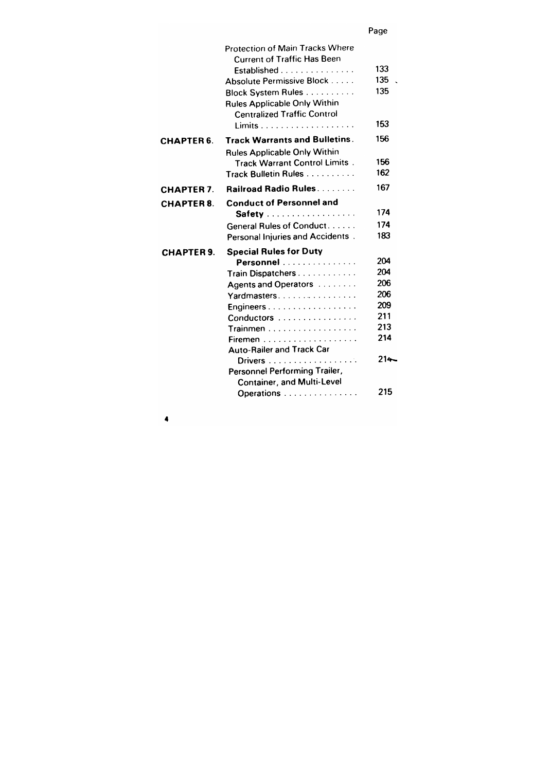| | | Page |
|---|---|---|
| | Protection of Main Tracks Where Current of Traffic Has Been Established | 133 |
| | Absolute Permissive Block | 135 |
| | Block System Rules | 135 |
| | Rules Applicable Only Within Centralized Traffic Control Limits | 153 |
| **CHAPTER 6.** | **Track Warrants and Bulletins** | 156 |
| | Rules Applicable Only Within Track Warrant Control Limits | 156 |
| | Track Bulletin Rules | 162 |
| **CHAPTER 7.** | **Railroad Radio Rules** | 167 |
| **CHAPTER 8.** | **Conduct of Personnel and Safety** | 174 |
| | General Rules of Conduct | 174 |
| | Personal Injuries and Accidents | 183 |
| **CHAPTER 9.** | **Special Rules for Duty Personnel** | 204 |
| | Train Dispatchers | 204 |
| | Agents and Operators | 206 |
| | Yardmasters | 206 |
| | Engineers | 209 |
| | Conductors | 211 |
| | Trainmen | 213 |
| | Firemen | 214 |
| | Auto-Railer and Track Car Drivers | 214 |
| | Personnel Performing Trailer, Container, and Multi-Level Operations | 215 |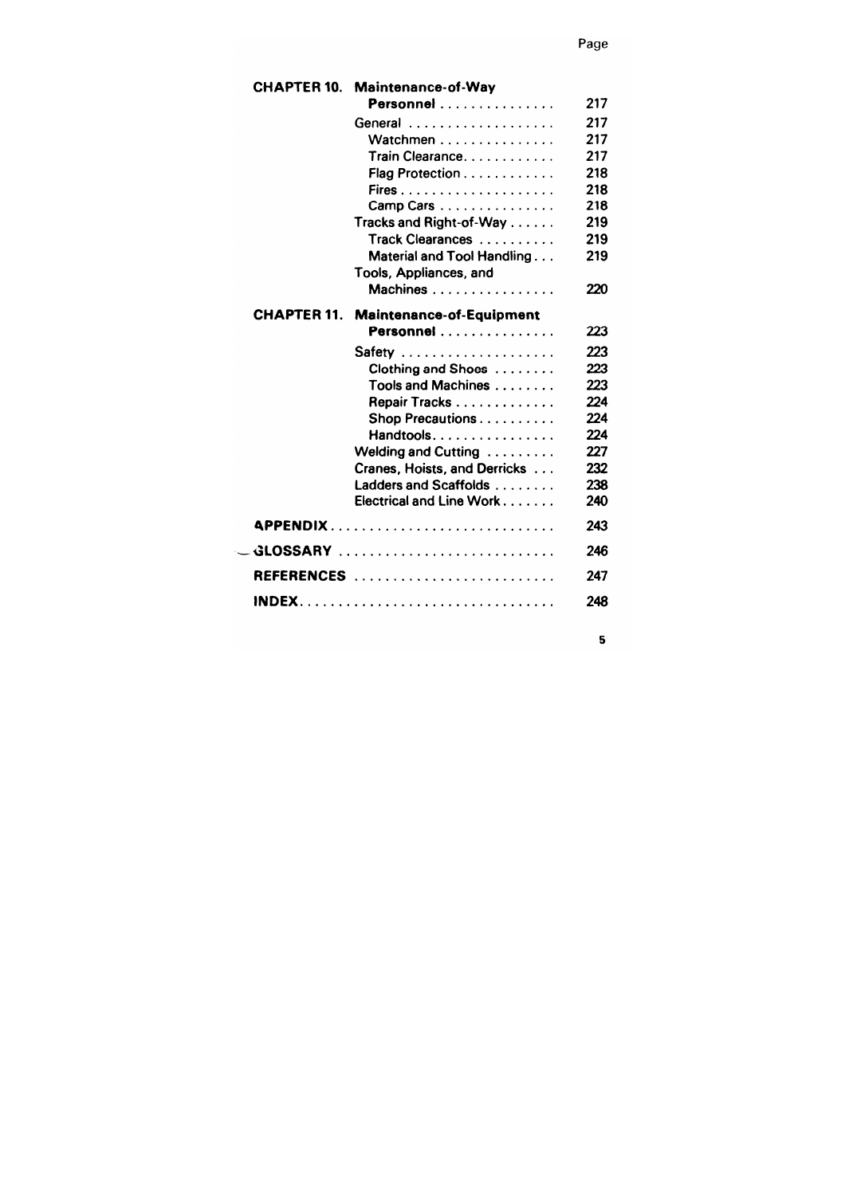| | | Page |
|---|---|---|
| **CHAPTER 10.** | **Maintenance-of-Way Personnel** | 217 |
| | General | 217 |
| | Watchmen | 217 |
| | Train Clearance | 217 |
| | Flag Protection | 218 |
| | Fires | 218 |
| | Camp Cars | 218 |
| | Tracks and Right-of-Way | 219 |
| | Track Clearances | 219 |
| | Material and Tool Handling | 219 |
| | Tools, Appliances, and Machines | 220 |
| **CHAPTER 11.** | **Maintenance-of-Equipment Personnel** | 223 |
| | Safety | 223 |
| | Clothing and Shoes | 223 |
| | Tools and Machines | 223 |
| | Repair Tracks | 224 |
| | Shop Precautions | 224 |
| | Handtools | 224 |
| | Welding and Cutting | 227 |
| | Cranes, Hoists, and Derricks | 232 |
| | Ladders and Scaffolds | 238 |
| | Electrical and Line Work | 240 |
| **APPENDIX** | | 243 |
| **GLOSSARY** | | 246 |
| **REFERENCES** | | 247 |
| **INDEX** | | 248 |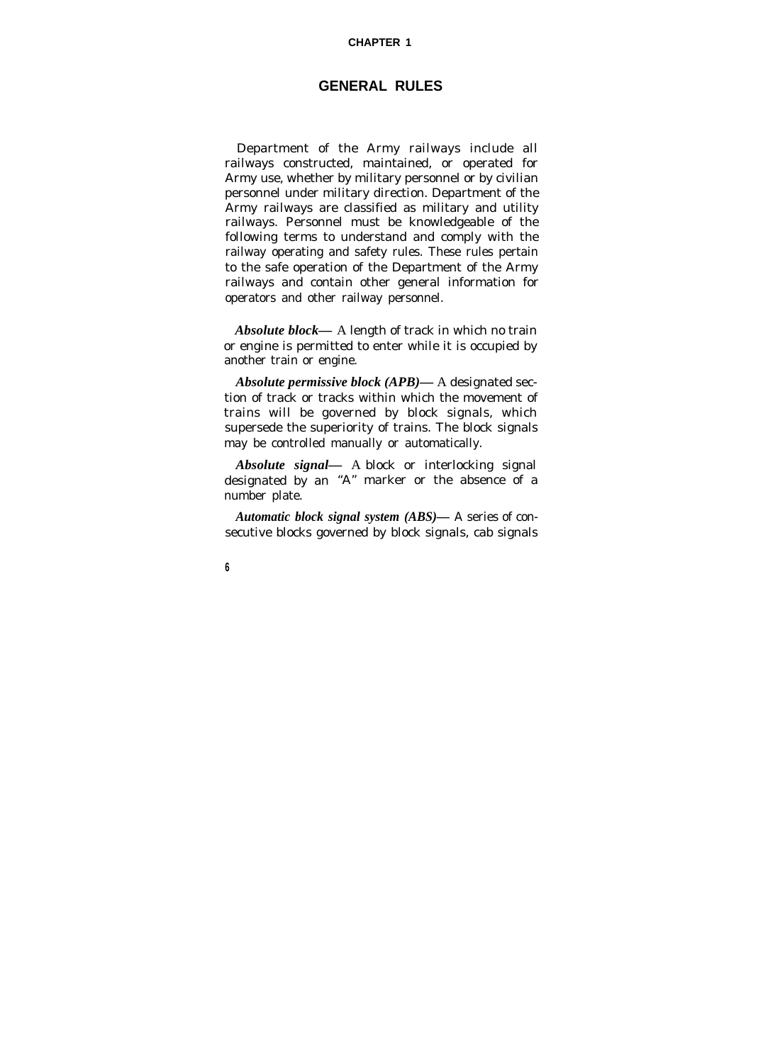# CHAPTER 1

## GENERAL RULES

Department of the Army railways include all railways constructed, maintained, or operated for Army use, whether by military personnel or by civilian personnel under military direction. Department of the Army railways are classified as military and utility railways. Personnel must be knowledgeable of the following terms to understand and comply with the railway operating and safety rules. These rules pertain to the safe operation of the Department of the Army railways and contain other general information for operators and other railway personnel.

***Absolute block***— A length of track in which no train or engine is permitted to enter while it is occupied by another train or engine.

***Absolute permissive block (APB)***— A designated section of track or tracks within which the movement of trains will be governed by block signals, which supersede the superiority of trains. The block signals may be controlled manually or automatically.

***Absolute signal***— A block or interlocking signal designated by an "A" marker or the absence of a number plate.

***Automatic block signal system (ABS)***— A series of consecutive blocks governed by block signals, cab signals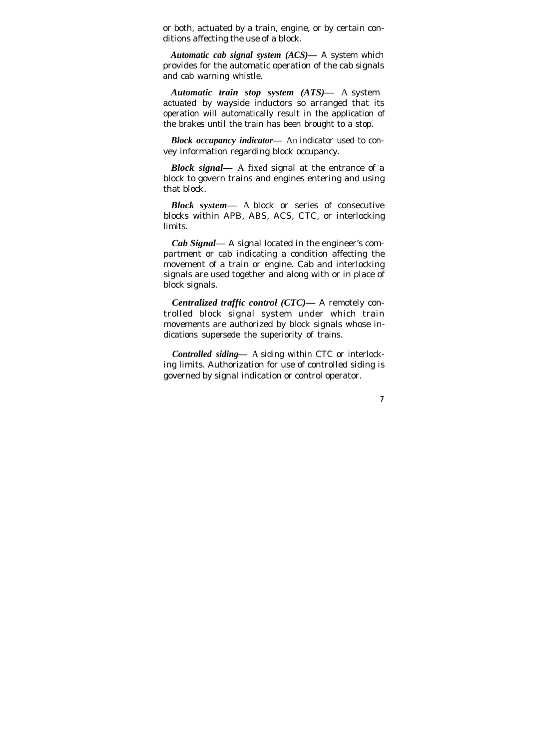or both, actuated by a train, engine, or by certain conditions affecting the use of a block.

***Automatic cab signal system (ACS)***— A system which provides for the automatic operation of the cab signals and cab warning whistle.

***Automatic train stop system (ATS)***— A system actuated by wayside inductors so arranged that its operation will automatically result in the application of the brakes until the train has been brought to a stop.

***Block occupancy indicator***— An indicator used to convey information regarding block occupancy.

***Block signal***— A fixed signal at the entrance of a block to govern trains and engines entering and using that block.

***Block system***— A block or series of consecutive blocks within APB, ABS, ACS, CTC, or interlocking limits.

***Cab Signal***— A signal located in the engineer's compartment or cab indicating a condition affecting the movement of a train or engine. Cab and interlocking signals are used together and along with or in place of block signals.

***Centralized traffic control (CTC)***— A remotely controlled block signal system under which train movements are authorized by block signals whose indications supersede the superiority of trains.

***Controlled siding***— A siding within CTC or interlocking limits. Authorization for use of controlled siding is governed by signal indication or control operator.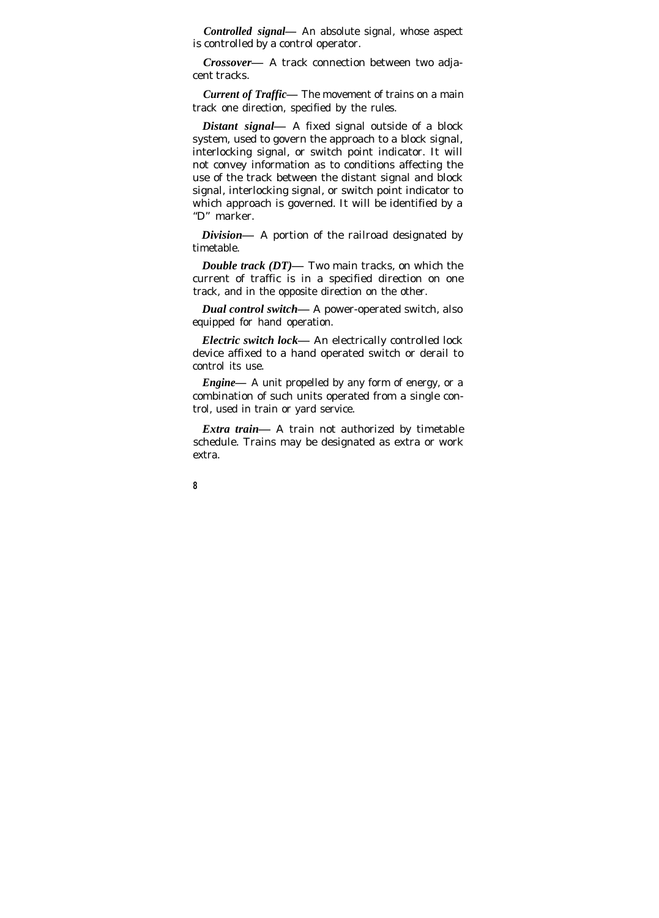***Controlled signal***— An absolute signal, whose aspect is controlled by a control operator.

***Crossover***— A track connection between two adjacent tracks.

***Current of Traffic***— The movement of trains on a main track one direction, specified by the rules.

***Distant signal***— A fixed signal outside of a block system, used to govern the approach to a block signal, interlocking signal, or switch point indicator. It will not convey information as to conditions affecting the use of the track between the distant signal and block signal, interlocking signal, or switch point indicator to which approach is governed. It will be identified by a "D" marker.

***Division***— A portion of the railroad designated by timetable.

***Double track (DT)***— Two main tracks, on which the current of traffic is in a specified direction on one track, and in the opposite direction on the other.

***Dual control switch***— A power-operated switch, also equipped for hand operation.

***Electric switch lock***— An electrically controlled lock device affixed to a hand operated switch or derail to control its use.

***Engine***— A unit propelled by any form of energy, or a combination of such units operated from a single control, used in train or yard service.

***Extra train***— A train not authorized by timetable schedule. Trains may be designated as extra or work extra.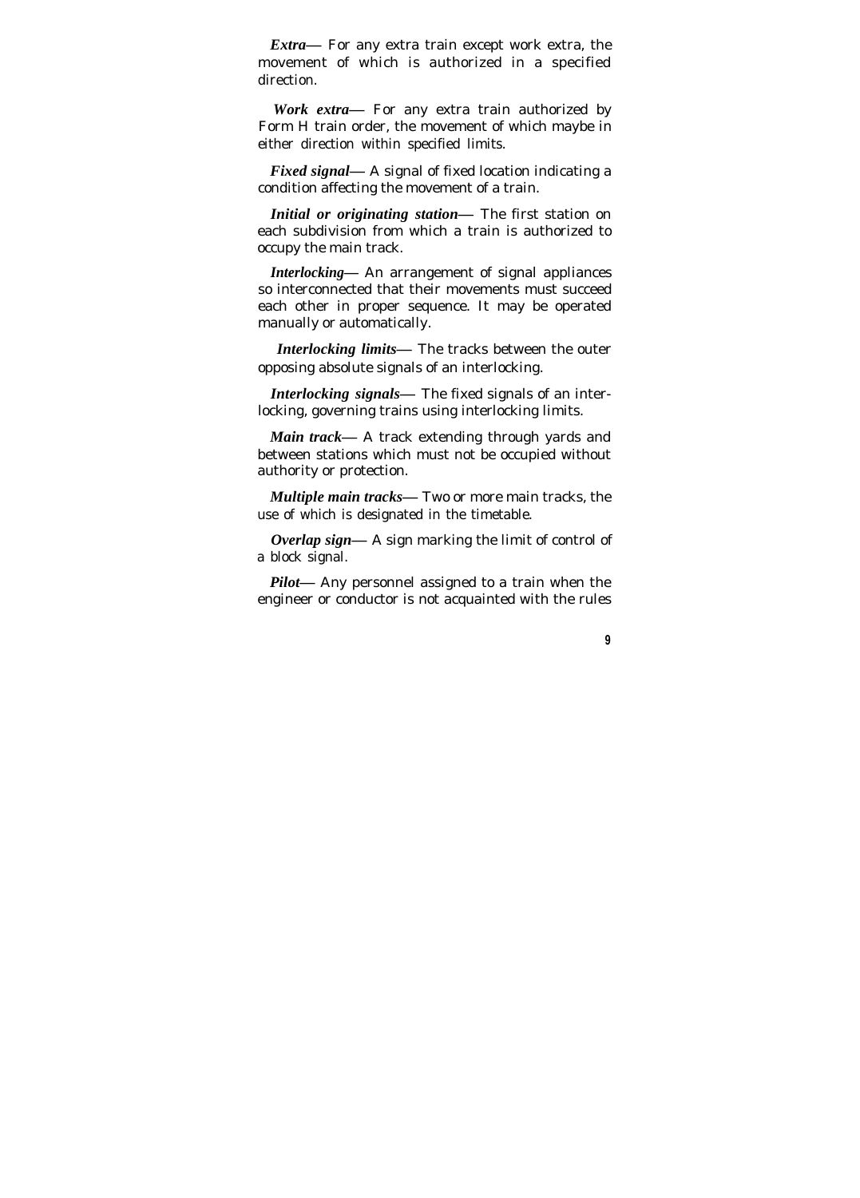***Extra***— For any extra train except work extra, the movement of which is authorized in a specified direction.

***Work extra***— For any extra train authorized by Form H train order, the movement of which maybe in either direction within specified limits.

***Fixed signal***— A signal of fixed location indicating a condition affecting the movement of a train.

***Initial or originating station***— The first station on each subdivision from which a train is authorized to occupy the main track.

***Interlocking***— An arrangement of signal appliances so interconnected that their movements must succeed each other in proper sequence. It may be operated manually or automatically.

***Interlocking limits***— The tracks between the outer opposing absolute signals of an interlocking.

***Interlocking signals***— The fixed signals of an interlocking, governing trains using interlocking limits.

***Main track***— A track extending through yards and between stations which must not be occupied without authority or protection.

***Multiple main tracks***— Two or more main tracks, the use of which is designated in the timetable.

***Overlap sign***— A sign marking the limit of control of a block signal.

***Pilot***— Any personnel assigned to a train when the engineer or conductor is not acquainted with the rules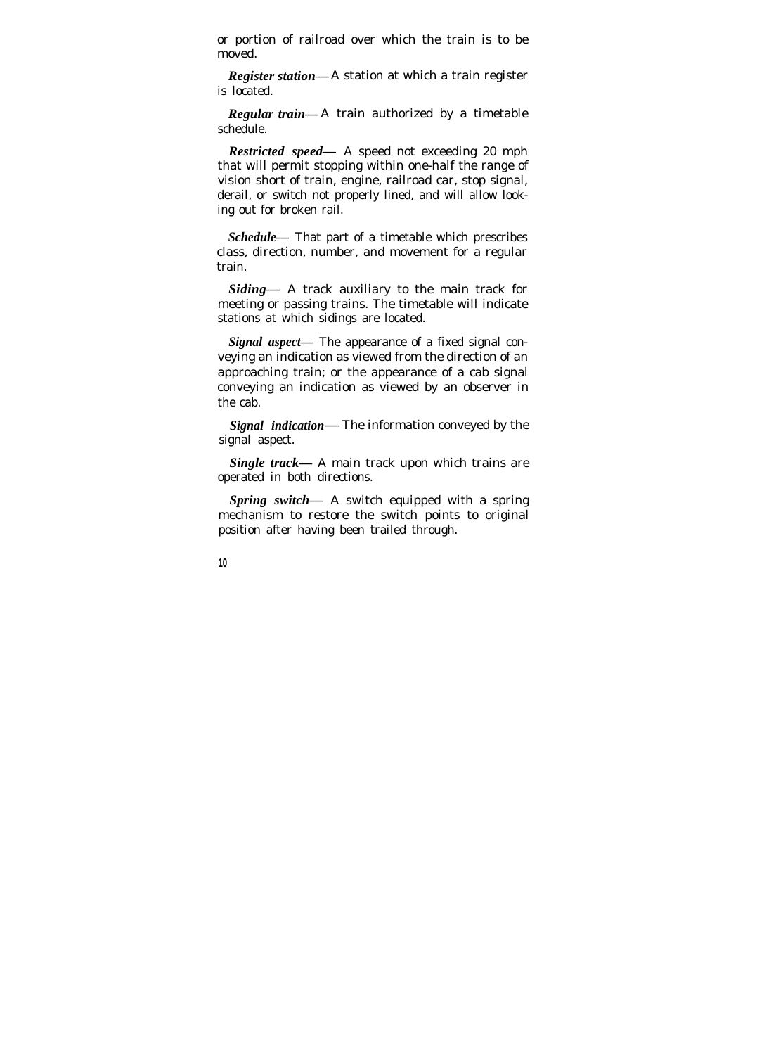or portion of railroad over which the train is to be moved.

***Register station***— A station at which a train register is located.

***Regular train***— A train authorized by a timetable schedule.

***Restricted speed***— A speed not exceeding 20 mph that will permit stopping within one-half the range of vision short of train, engine, railroad car, stop signal, derail, or switch not properly lined, and will allow looking out for broken rail.

***Schedule***— That part of a timetable which prescribes class, direction, number, and movement for a regular train.

***Siding***— A track auxiliary to the main track for meeting or passing trains. The timetable will indicate stations at which sidings are located.

***Signal aspect***— The appearance of a fixed signal conveying an indication as viewed from the direction of an approaching train; or the appearance of a cab signal conveying an indication as viewed by an observer in the cab.

***Signal indication***— The information conveyed by the signal aspect.

***Single track***— A main track upon which trains are operated in both directions.

***Spring switch***— A switch equipped with a spring mechanism to restore the switch points to original position after having been trailed through.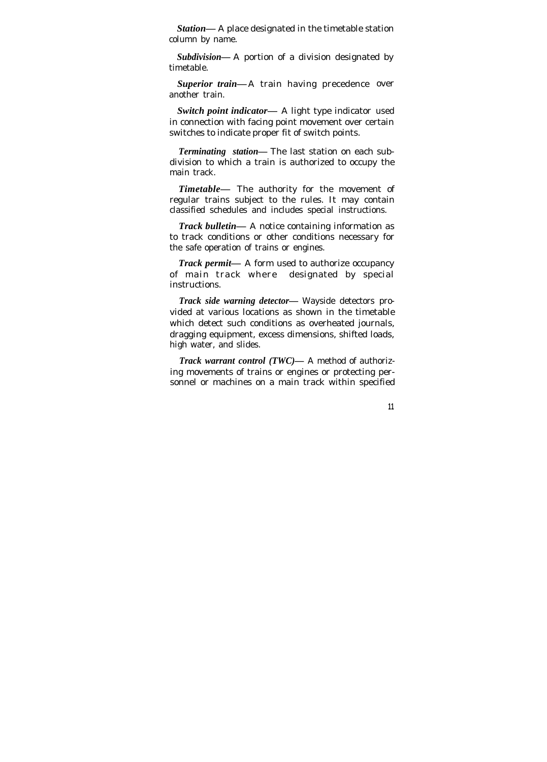***Station***— A place designated in the timetable station column by name.

***Subdivision***— A portion of a division designated by timetable.

***Superior train***— A train having precedence over another train.

***Switch point indicator***— A light type indicator used in connection with facing point movement over certain switches to indicate proper fit of switch points.

***Terminating station***— The last station on each subdivision to which a train is authorized to occupy the main track.

***Timetable***— The authority for the movement of regular trains subject to the rules. It may contain classified schedules and includes special instructions.

***Track bulletin***— A notice containing information as to track conditions or other conditions necessary for the safe operation of trains or engines.

***Track permit***— A form used to authorize occupancy of main track where designated by special instructions.

***Track side warning detector***— Wayside detectors provided at various locations as shown in the timetable which detect such conditions as overheated journals, dragging equipment, excess dimensions, shifted loads, high water, and slides.

***Track warrant control (TWC)***— A method of authorizing movements of trains or engines or protecting personnel or machines on a main track within specified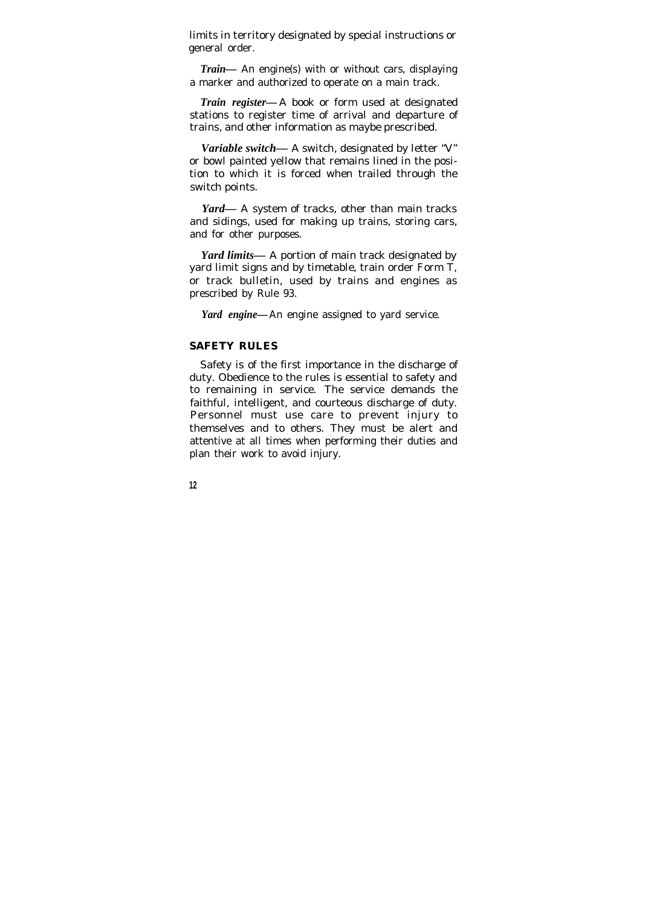limits in territory designated by special instructions or general order.

***Train***— An engine(s) with or without cars, displaying a marker and authorized to operate on a main track.

***Train register***— A book or form used at designated stations to register time of arrival and departure of trains, and other information as maybe prescribed.

***Variable switch***— A switch, designated by letter "V" or bowl painted yellow that remains lined in the position to which it is forced when trailed through the switch points.

***Yard***— A system of tracks, other than main tracks and sidings, used for making up trains, storing cars, and for other purposes.

***Yard limits***— A portion of main track designated by yard limit signs and by timetable, train order Form T, or track bulletin, used by trains and engines as prescribed by Rule 93.

***Yard engine***— An engine assigned to yard service.

## SAFETY RULES

Safety is of the first importance in the discharge of duty. Obedience to the rules is essential to safety and to remaining in service. The service demands the faithful, intelligent, and courteous discharge of duty. Personnel must use care to prevent injury to themselves and to others. They must be alert and attentive at all times when performing their duties and plan their work to avoid injury.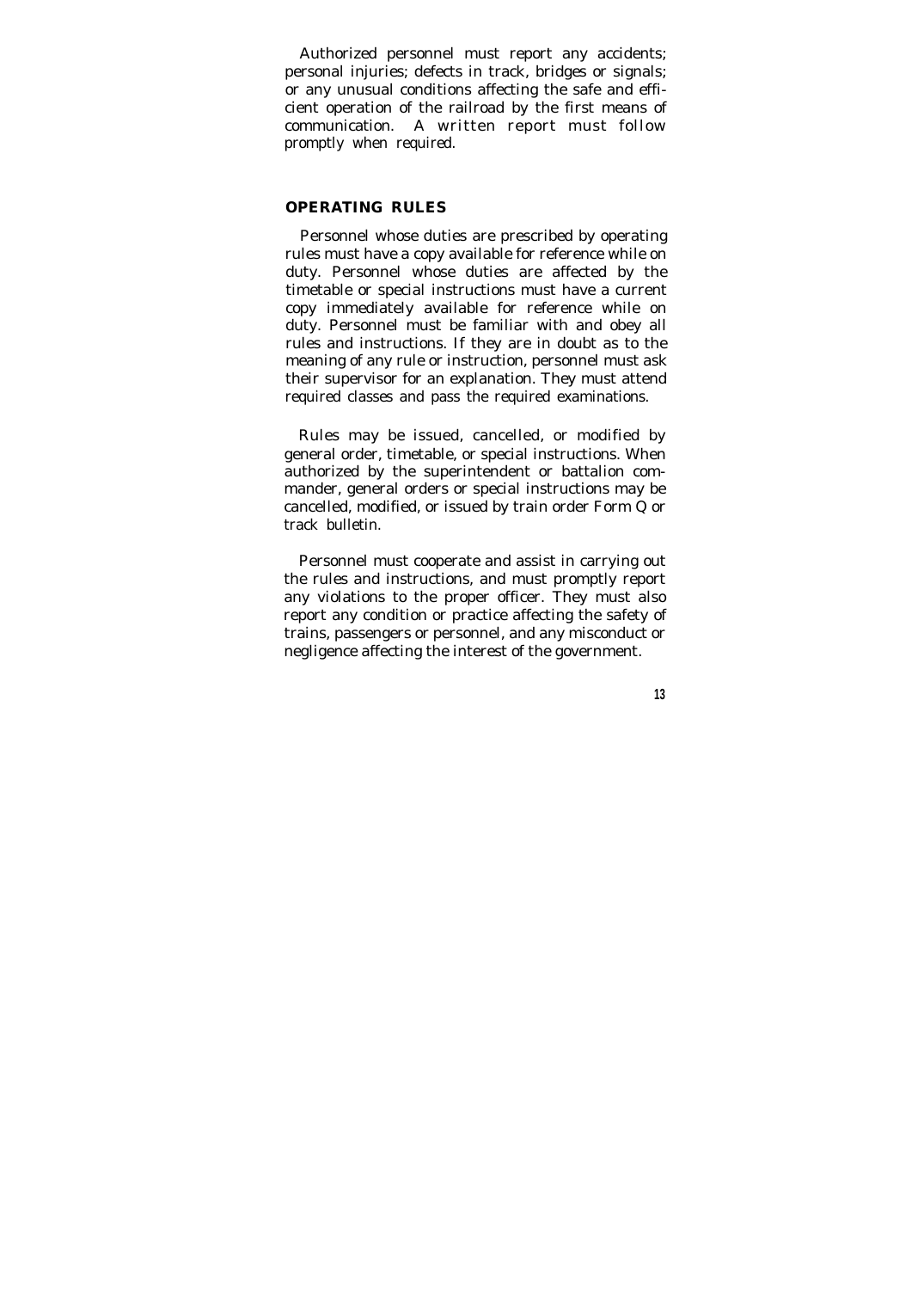Authorized personnel must report any accidents; personal injuries; defects in track, bridges or signals; or any unusual conditions affecting the safe and efficient operation of the railroad by the first means of communication. A written report must follow promptly when required.

## OPERATING RULES

Personnel whose duties are prescribed by operating rules must have a copy available for reference while on duty. Personnel whose duties are affected by the timetable or special instructions must have a current copy immediately available for reference while on duty. Personnel must be familiar with and obey all rules and instructions. If they are in doubt as to the meaning of any rule or instruction, personnel must ask their supervisor for an explanation. They must attend required classes and pass the required examinations.

Rules may be issued, cancelled, or modified by general order, timetable, or special instructions. When authorized by the superintendent or battalion commander, general orders or special instructions may be cancelled, modified, or issued by train order Form Q or track bulletin.

Personnel must cooperate and assist in carrying out the rules and instructions, and must promptly report any violations to the proper officer. They must also report any condition or practice affecting the safety of trains, passengers or personnel, and any misconduct or negligence affecting the interest of the government.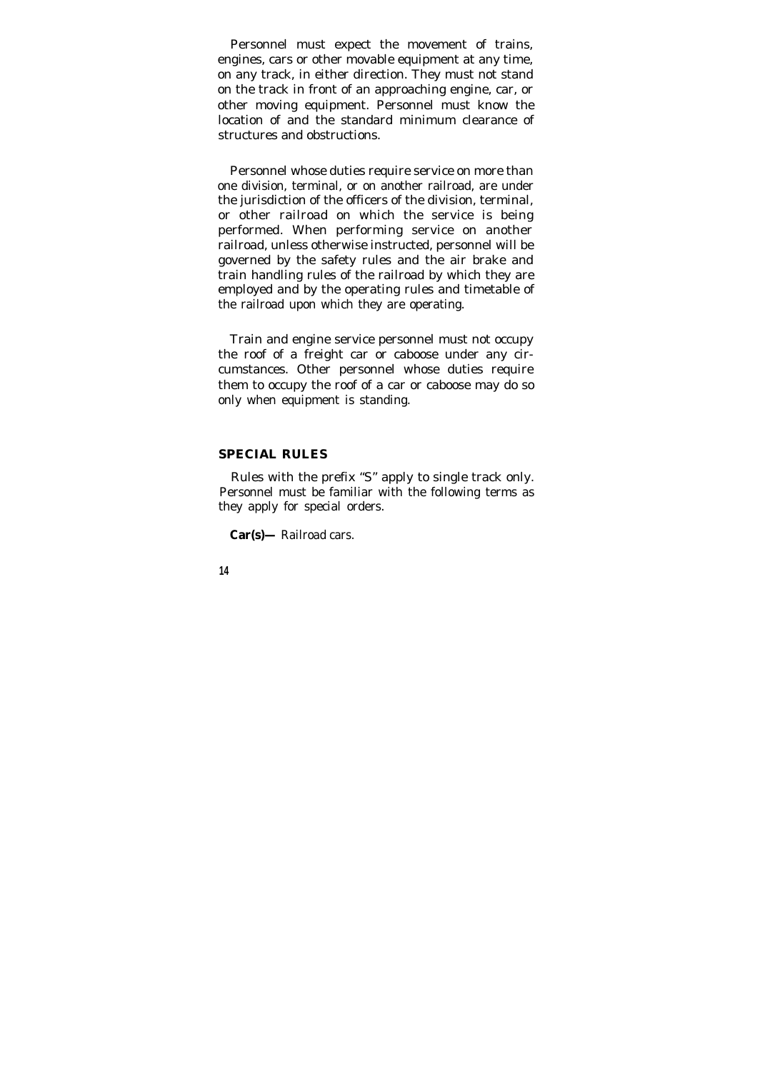Personnel must expect the movement of trains, engines, cars or other movable equipment at any time, on any track, in either direction. They must not stand on the track in front of an approaching engine, car, or other moving equipment. Personnel must know the location of and the standard minimum clearance of structures and obstructions.

Personnel whose duties require service on more than one division, terminal, or on another railroad, are under the jurisdiction of the officers of the division, terminal, or other railroad on which the service is being performed. When performing service on another railroad, unless otherwise instructed, personnel will be governed by the safety rules and the air brake and train handling rules of the railroad by which they are employed and by the operating rules and timetable of the railroad upon which they are operating.

Train and engine service personnel must not occupy the roof of a freight car or caboose under any circumstances. Other personnel whose duties require them to occupy the roof of a car or caboose may do so only when equipment is standing.

## SPECIAL RULES

Rules with the prefix "S" apply to single track only. Personnel must be familiar with the following terms as they apply for special orders.

**Car(s)—** Railroad cars.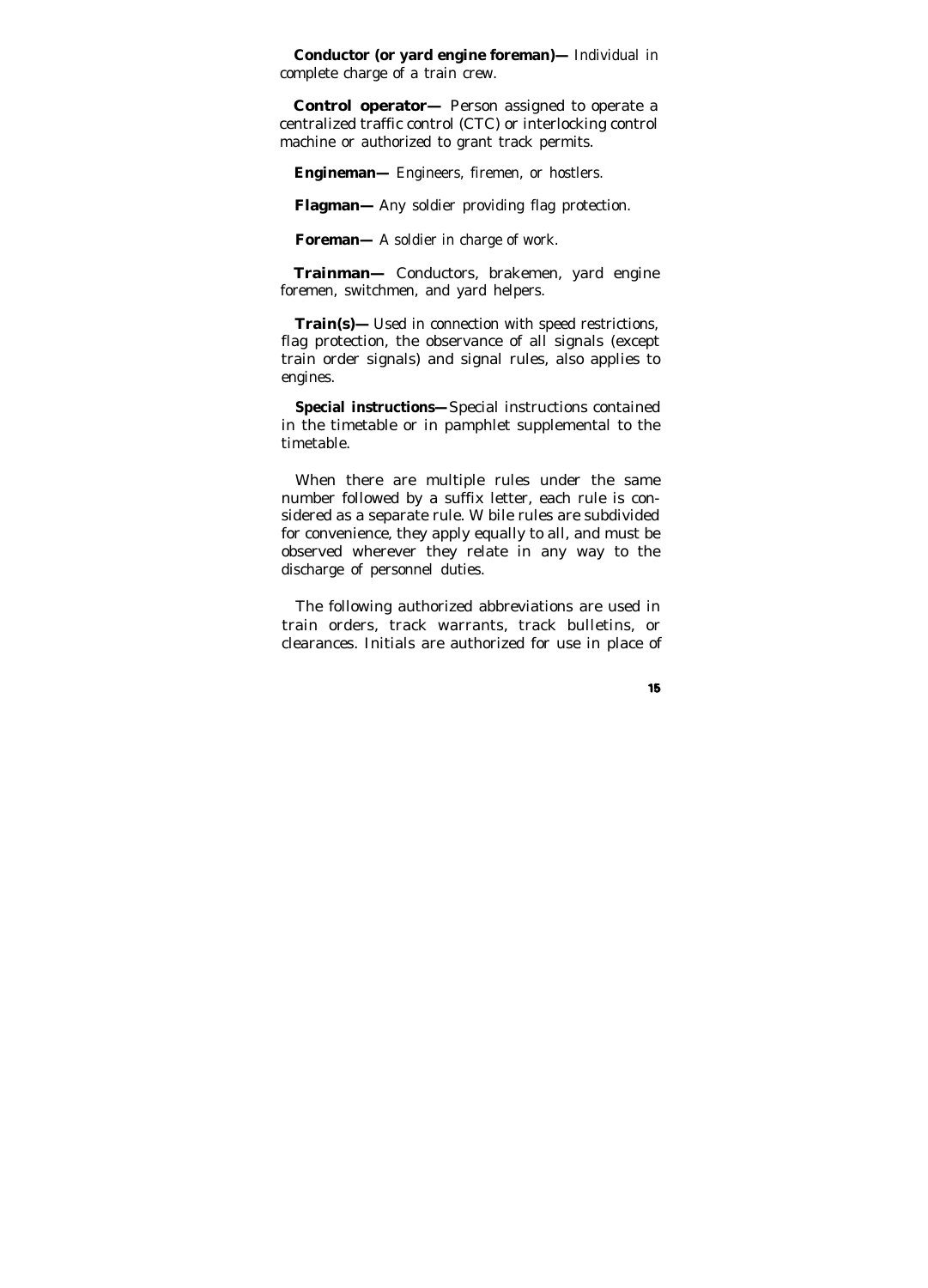**Conductor (or yard engine foreman)—** Individual in complete charge of a train crew.

**Control operator—** Person assigned to operate a centralized traffic control (CTC) or interlocking control machine or authorized to grant track permits.

**Engineman—** Engineers, firemen, or hostlers.

**Flagman—** Any soldier providing flag protection.

**Foreman—** A soldier in charge of work.

**Trainman—** Conductors, brakemen, yard engine foremen, switchmen, and yard helpers.

**Train(s)—** Used in connection with speed restrictions, flag protection, the observance of all signals (except train order signals) and signal rules, also applies to engines.

**Special instructions—** Special instructions contained in the timetable or in pamphlet supplemental to the timetable.

When there are multiple rules under the same number followed by a suffix letter, each rule is considered as a separate rule. W bile rules are subdivided for convenience, they apply equally to all, and must be observed wherever they relate in any way to the discharge of personnel duties.

The following authorized abbreviations are used in train orders, track warrants, track bulletins, or clearances. Initials are authorized for use in place of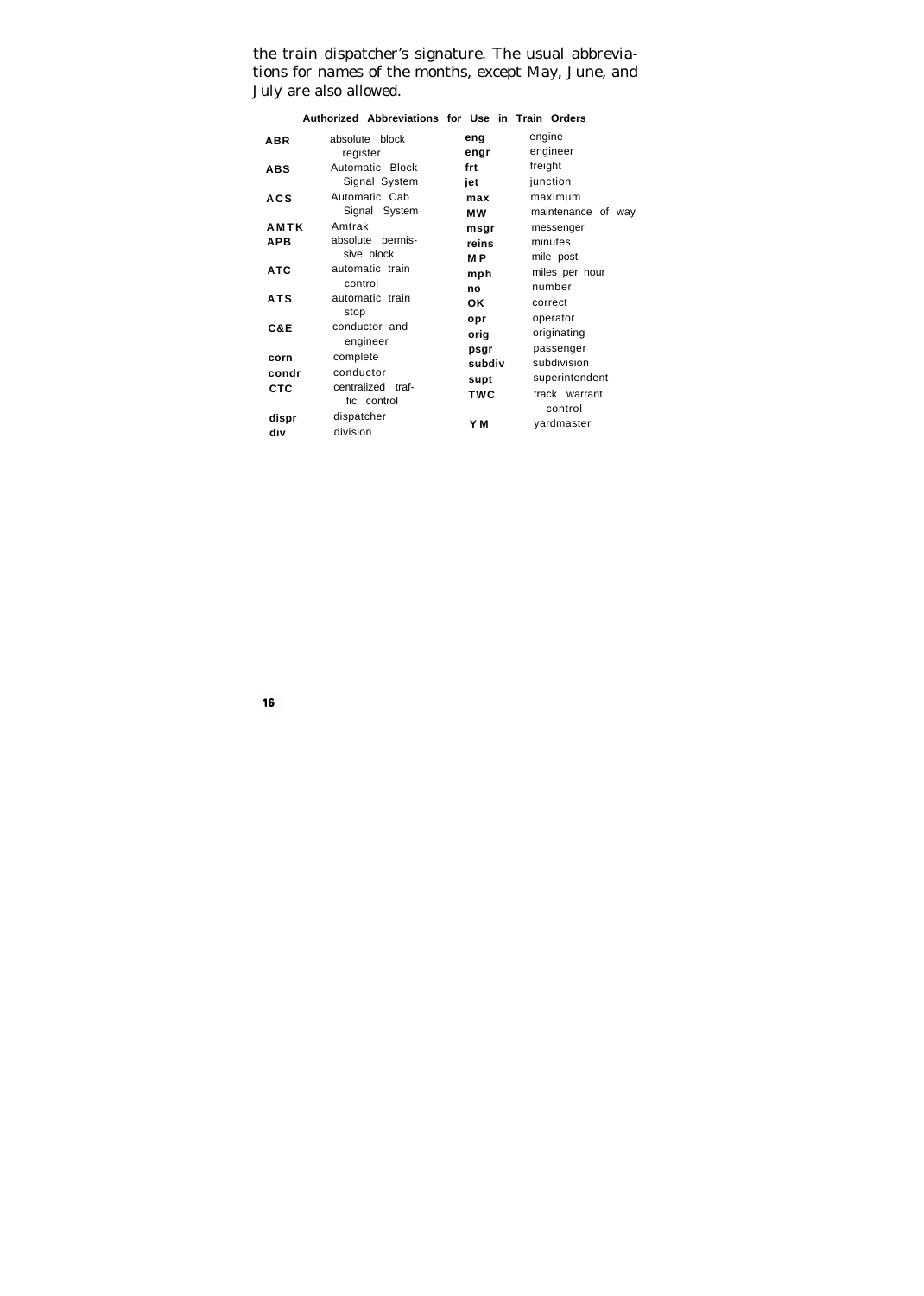the train dispatcher's signature. The usual abbreviations for names of the months, except May, June, and July are also allowed.

**Authorized Abbreviations for Use in Train Orders**

| | | | |
|---|---|---|---|
| **ABR** | absolute block register | **eng** | engine |
| **ABS** | Automatic Block Signal System | **engr** | engineer |
| **ACS** | Automatic Cab Signal System | **frt** | freight |
| **AMTK** | Amtrak | **jet** | junction |
| **APB** | absolute permissive block | **max** | maximum |
| **ATC** | automatic train control | **MW** | maintenance of way |
| **ATS** | automatic train stop | **msgr** | messenger |
| **C&E** | conductor and engineer | **reins** | minutes |
| **corn** | complete | **MP** | mile post |
| **condr** | conductor | **mph** | miles per hour |
| **CTC** | centralized traffic control | **no** | number |
| **dispr** | dispatcher | **OK** | correct |
| **div** | division | **opr** | operator |
| | | **orig** | originating |
| | | **psgr** | passenger |
| | | **subdiv** | subdivision |
| | | **supt** | superintendent |
| | | **TWC** | track warrant control |
| | | **YM** | yardmaster |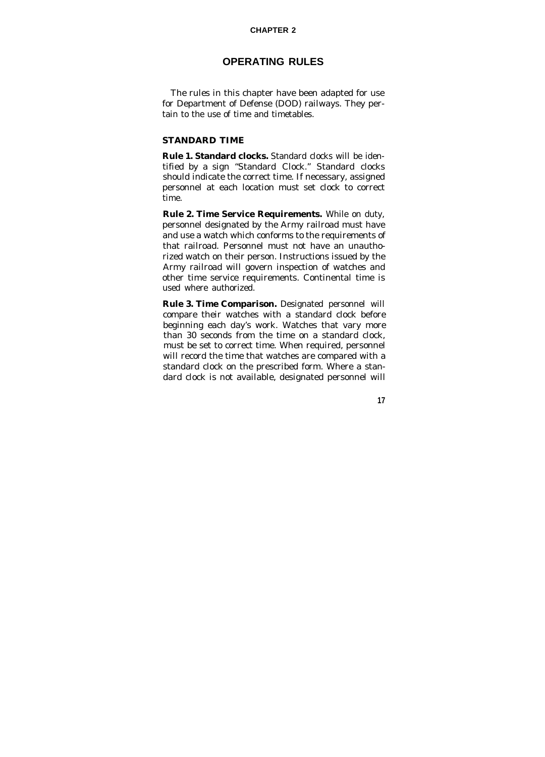# CHAPTER 2

## OPERATING RULES

The rules in this chapter have been adapted for use for Department of Defense (DOD) railways. They pertain to the use of time and timetables.

### STANDARD TIME

**Rule 1. Standard clocks.** Standard clocks will be identified by a sign "Standard Clock." Standard clocks should indicate the correct time. If necessary, assigned personnel at each location must set clock to correct time.

**Rule 2. Time Service Requirements.** While on duty, personnel designated by the Army railroad must have and use a watch which conforms to the requirements of that railroad. Personnel must not have an unauthorized watch on their person. Instructions issued by the Army railroad will govern inspection of watches and other time service requirements. Continental time is used where authorized.

**Rule 3. Time Comparison.** Designated personnel will compare their watches with a standard clock before beginning each day's work. Watches that vary more than 30 seconds from the time on a standard clock, must be set to correct time. When required, personnel will record the time that watches are compared with a standard clock on the prescribed form. Where a standard clock is not available, designated personnel will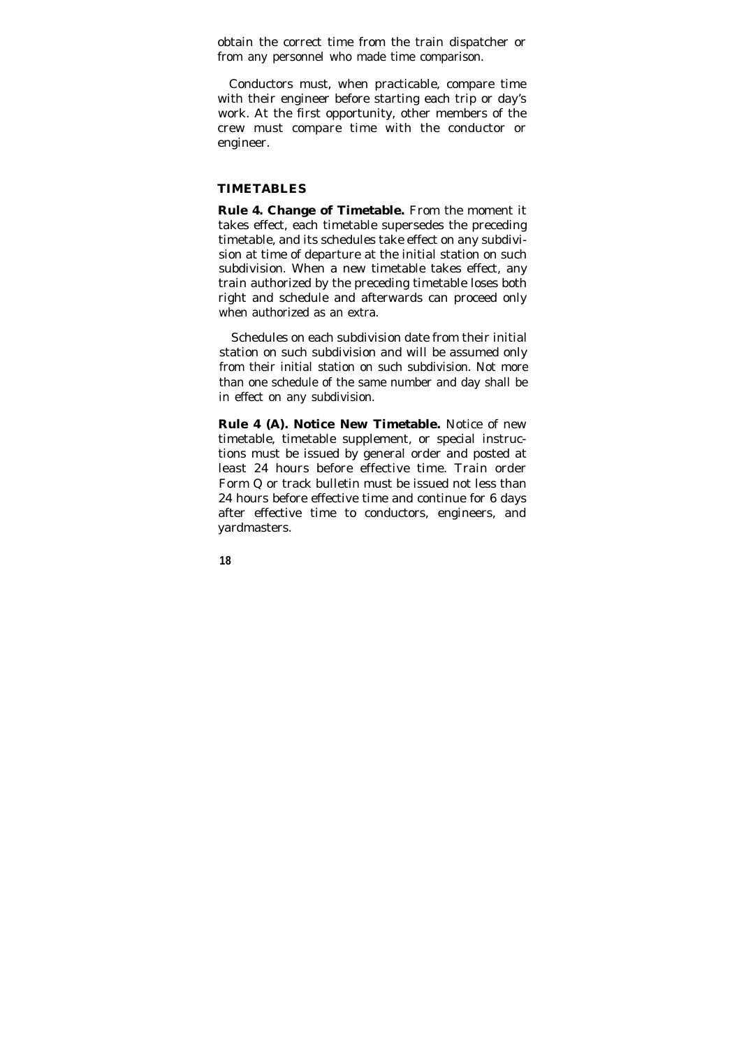obtain the correct time from the train dispatcher or from any personnel who made time comparison.

Conductors must, when practicable, compare time with their engineer before starting each trip or day's work. At the first opportunity, other members of the crew must compare time with the conductor or engineer.

## TIMETABLES

**Rule 4. Change of Timetable.** From the moment it takes effect, each timetable supersedes the preceding timetable, and its schedules take effect on any subdivision at time of departure at the initial station on such subdivision. When a new timetable takes effect, any train authorized by the preceding timetable loses both right and schedule and afterwards can proceed only when authorized as an extra.

Schedules on each subdivision date from their initial station on such subdivision and will be assumed only from their initial station on such subdivision. Not more than one schedule of the same number and day shall be in effect on any subdivision.

**Rule 4 (A). Notice New Timetable.** Notice of new timetable, timetable supplement, or special instructions must be issued by general order and posted at least 24 hours before effective time. Train order Form Q or track bulletin must be issued not less than 24 hours before effective time and continue for 6 days after effective time to conductors, engineers, and yardmasters.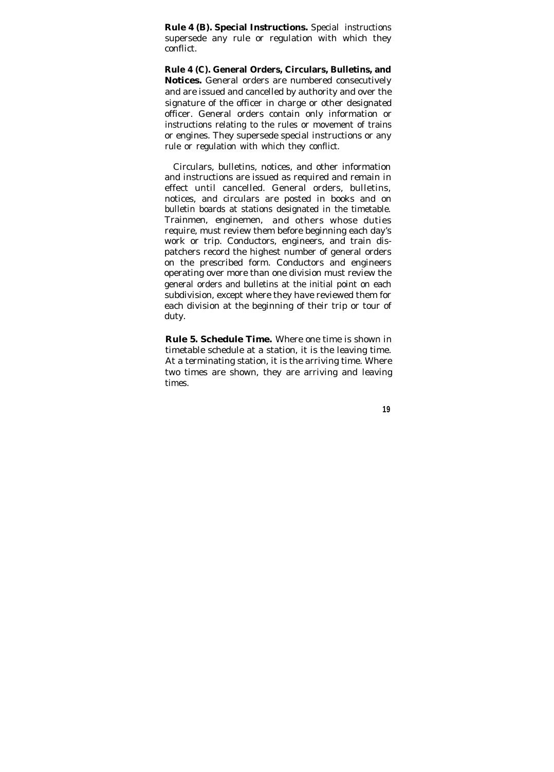**Rule 4 (B). Special Instructions.** Special instructions supersede any rule or regulation with which they conflict.

**Rule 4 (C). General Orders, Circulars, Bulletins, and Notices.** General orders are numbered consecutively and are issued and cancelled by authority and over the signature of the officer in charge or other designated officer. General orders contain only information or instructions relating to the rules or movement of trains or engines. They supersede special instructions or any rule or regulation with which they conflict.

Circulars, bulletins, notices, and other information and instructions are issued as required and remain in effect until cancelled. General orders, bulletins, notices, and circulars are posted in books and on bulletin boards at stations designated in the timetable. Trainmen, enginemen, and others whose duties require, must review them before beginning each day's work or trip. Conductors, engineers, and train dispatchers record the highest number of general orders on the prescribed form. Conductors and engineers operating over more than one division must review the general orders and bulletins at the initial point on each subdivision, except where they have reviewed them for each division at the beginning of their trip or tour of duty.

**Rule 5. Schedule Time.** Where one time is shown in timetable schedule at a station, it is the leaving time. At a terminating station, it is the arriving time. Where two times are shown, they are arriving and leaving times.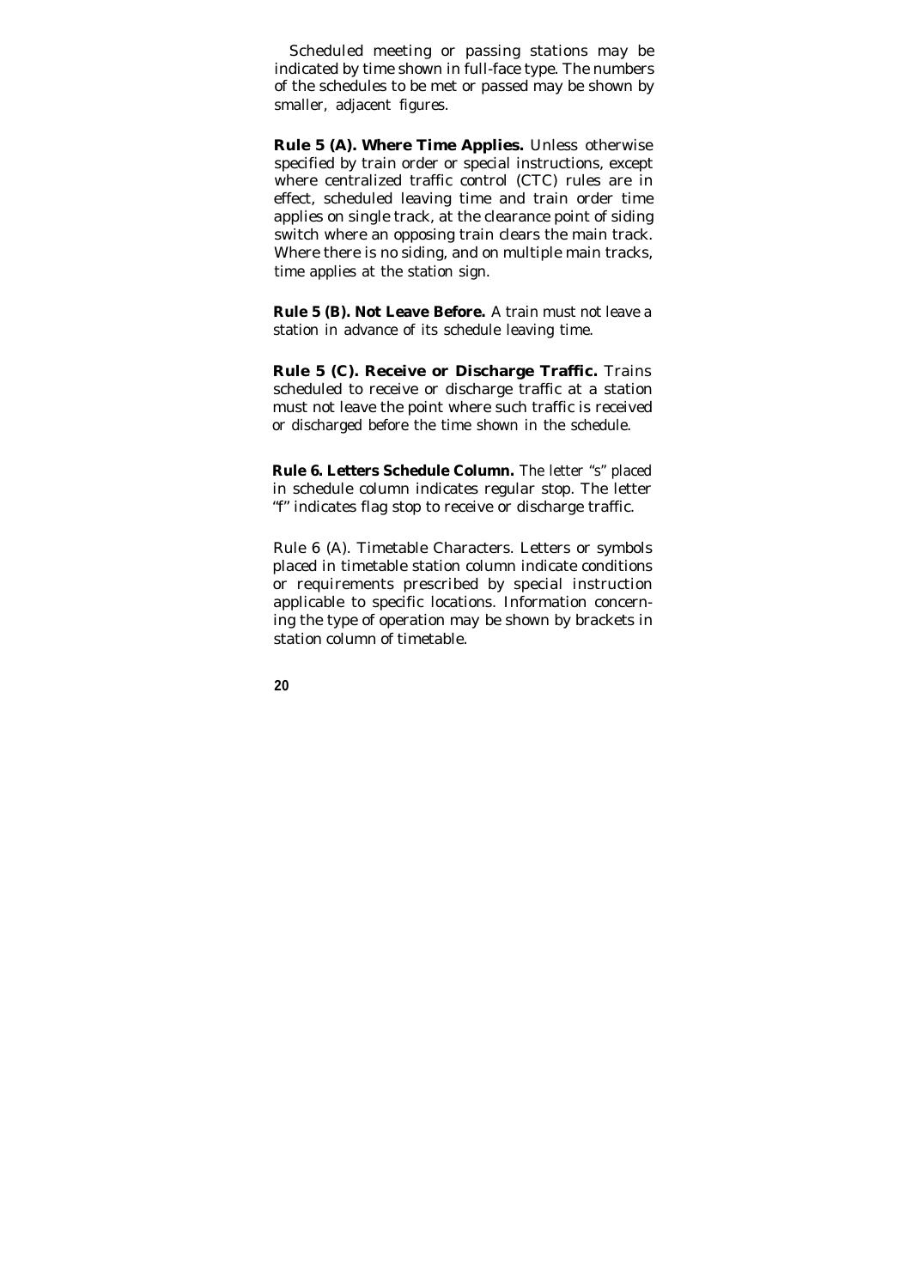Scheduled meeting or passing stations may be indicated by time shown in full-face type. The numbers of the schedules to be met or passed may be shown by smaller, adjacent figures.

**Rule 5 (A). Where Time Applies.** Unless otherwise specified by train order or special instructions, except where centralized traffic control (CTC) rules are in effect, scheduled leaving time and train order time applies on single track, at the clearance point of siding switch where an opposing train clears the main track. Where there is no siding, and on multiple main tracks, time applies at the station sign.

**Rule 5 (B). Not Leave Before.** A train must not leave a station in advance of its schedule leaving time.

**Rule 5 (C). Receive or Discharge Traffic.** Trains scheduled to receive or discharge traffic at a station must not leave the point where such traffic is received or discharged before the time shown in the schedule.

**Rule 6. Letters Schedule Column.** The letter "s" placed in schedule column indicates regular stop. The letter "f" indicates flag stop to receive or discharge traffic.

Rule 6 (A). Timetable Characters. Letters or symbols placed in timetable station column indicate conditions or requirements prescribed by special instruction applicable to specific locations. Information concerning the type of operation may be shown by brackets in station column of timetable.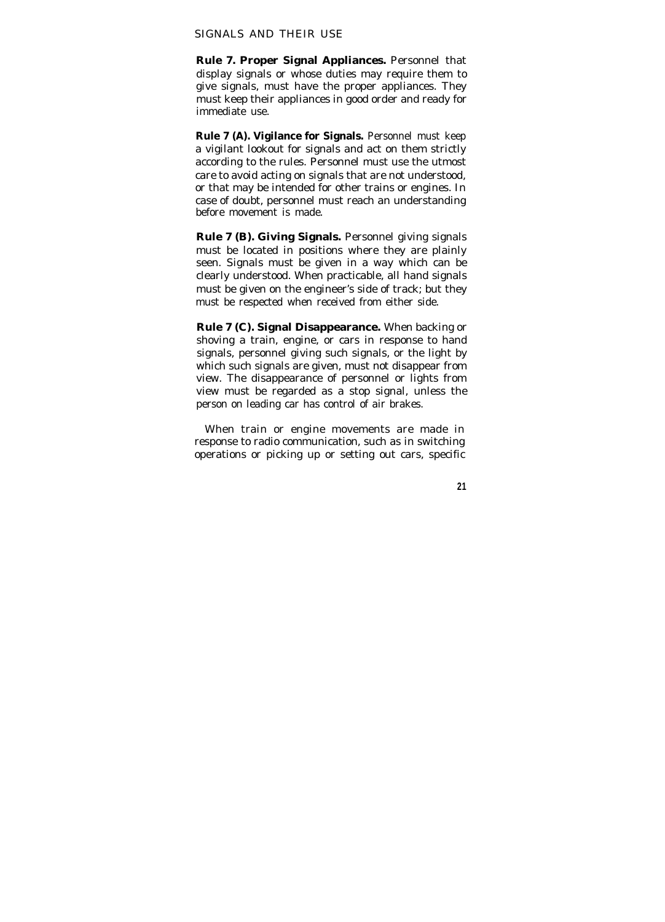## SIGNALS AND THEIR USE

**Rule 7. Proper Signal Appliances.** Personnel that display signals or whose duties may require them to give signals, must have the proper appliances. They must keep their appliances in good order and ready for immediate use.

**Rule 7 (A). Vigilance for Signals.** Personnel must keep a vigilant lookout for signals and act on them strictly according to the rules. Personnel must use the utmost care to avoid acting on signals that are not understood, or that may be intended for other trains or engines. In case of doubt, personnel must reach an understanding before movement is made.

**Rule 7 (B). Giving Signals.** Personnel giving signals must be located in positions where they are plainly seen. Signals must be given in a way which can be clearly understood. When practicable, all hand signals must be given on the engineer's side of track; but they must be respected when received from either side.

**Rule 7 (C). Signal Disappearance.** When backing or shoving a train, engine, or cars in response to hand signals, personnel giving such signals, or the light by which such signals are given, must not disappear from view. The disappearance of personnel or lights from view must be regarded as a stop signal, unless the person on leading car has control of air brakes.

When train or engine movements are made in response to radio communication, such as in switching operations or picking up or setting out cars, specific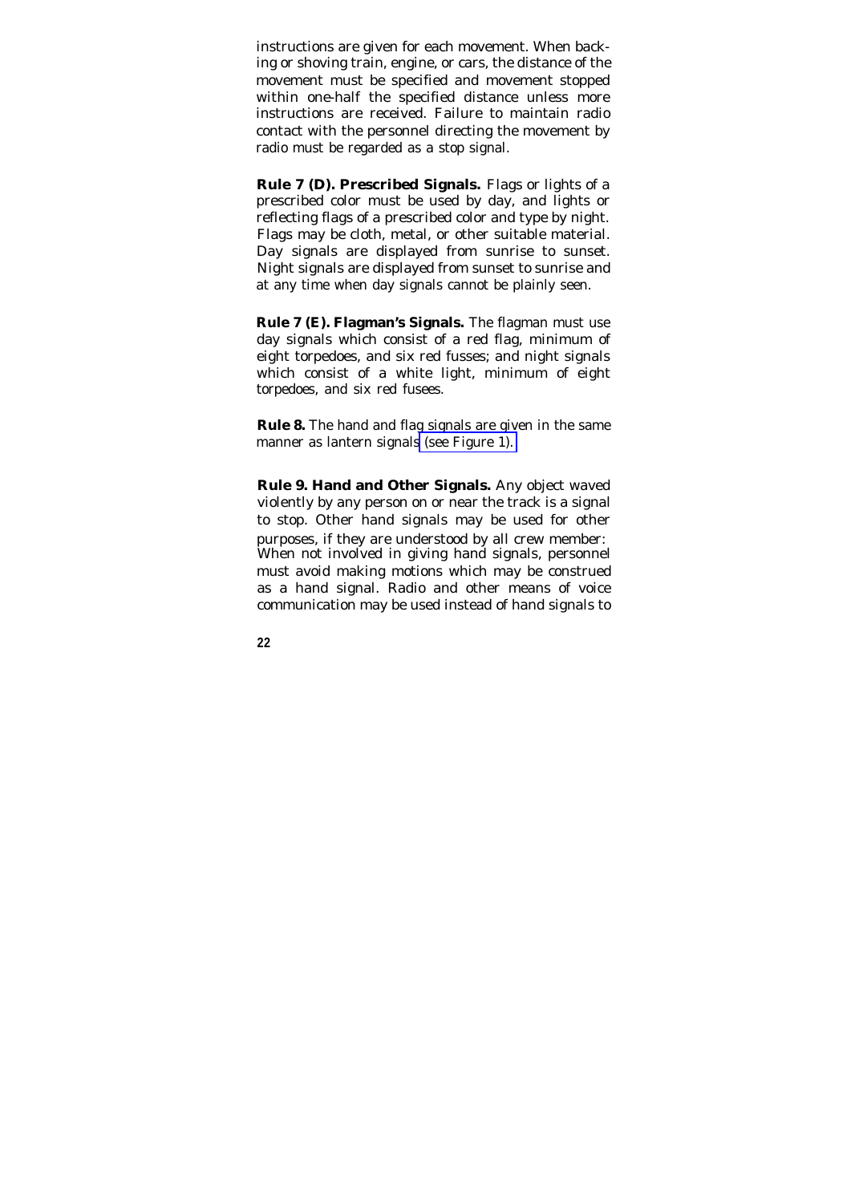instructions are given for each movement. When backing or shoving train, engine, or cars, the distance of the movement must be specified and movement stopped within one-half the specified distance unless more instructions are received. Failure to maintain radio contact with the personnel directing the movement by radio must be regarded as a stop signal.

**Rule 7 (D). Prescribed Signals.** Flags or lights of a prescribed color must be used by day, and lights or reflecting flags of a prescribed color and type by night. Flags may be cloth, metal, or other suitable material. Day signals are displayed from sunrise to sunset. Night signals are displayed from sunset to sunrise and at any time when day signals cannot be plainly seen.

**Rule 7 (E). Flagman's Signals.** The flagman must use day signals which consist of a red flag, minimum of eight torpedoes, and six red fusses; and night signals which consist of a white light, minimum of eight torpedoes, and six red fusees.

**Rule 8.** The hand and flag signals are given in the same manner as lantern signals (see Figure 1).

**Rule 9. Hand and Other Signals.** Any object waved violently by any person on or near the track is a signal to stop. Other hand signals may be used for other purposes, if they are understood by all crew member: When not involved in giving hand signals, personnel must avoid making motions which may be construed as a hand signal. Radio and other means of voice communication may be used instead of hand signals to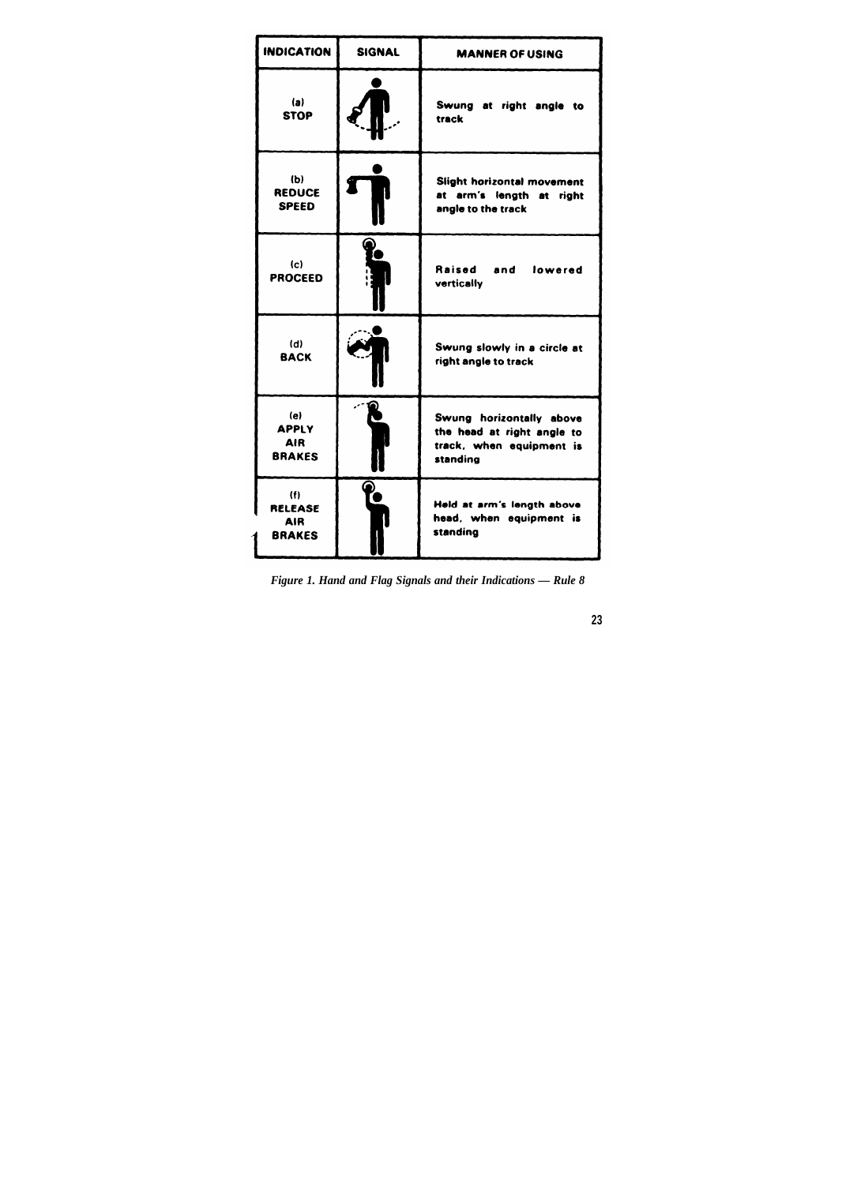| INDICATION | SIGNAL | MANNER OF USING |
|---|---|---|
| (a) STOP | | Swung at right angle to track |
| (b) REDUCE SPEED | | Slight horizontal movement at arm's length at right angle to the track |
| (c) PROCEED | | Raised and lowered vertically |
| (d) BACK | | Swung slowly in a circle at right angle to track |
| (e) APPLY AIR BRAKES | | Swung horizontally above the head at right angle to track, when equipment is standing |
| (f) RELEASE AIR BRAKES | | Held at arm's length above head, when equipment is standing |

*Figure 1. Hand and Flag Signals and their Indications — Rule 8*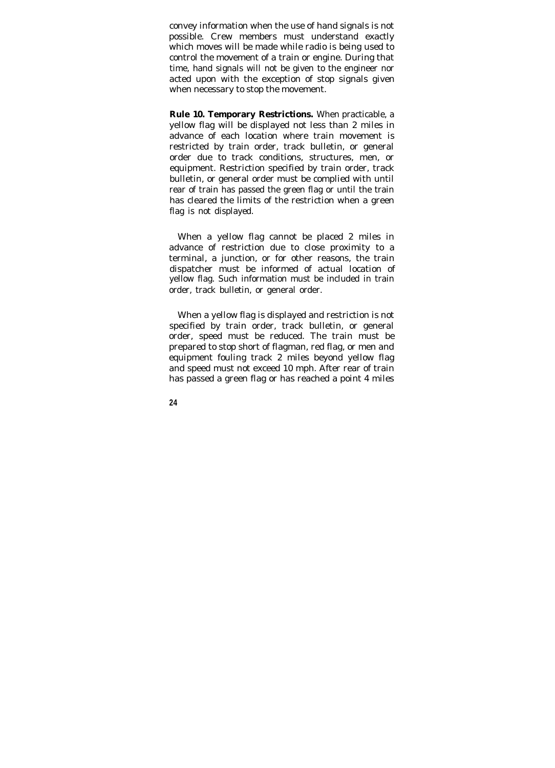convey information when the use of hand signals is not possible. Crew members must understand exactly which moves will be made while radio is being used to control the movement of a train or engine. During that time, hand signals will not be given to the engineer nor acted upon with the exception of stop signals given when necessary to stop the movement.

**Rule 10. Temporary Restrictions.** When practicable, a yellow flag will be displayed not less than 2 miles in advance of each location where train movement is restricted by train order, track bulletin, or general order due to track conditions, structures, men, or equipment. Restriction specified by train order, track bulletin, or general order must be complied with until rear of train has passed the green flag or until the train has cleared the limits of the restriction when a green flag is not displayed.

When a yellow flag cannot be placed 2 miles in advance of restriction due to close proximity to a terminal, a junction, or for other reasons, the train dispatcher must be informed of actual location of yellow flag. Such information must be included in train order, track bulletin, or general order.

When a yellow flag is displayed and restriction is not specified by train order, track bulletin, or general order, speed must be reduced. The train must be prepared to stop short of flagman, red flag, or men and equipment fouling track 2 miles beyond yellow flag and speed must not exceed 10 mph. After rear of train has passed a green flag or has reached a point 4 miles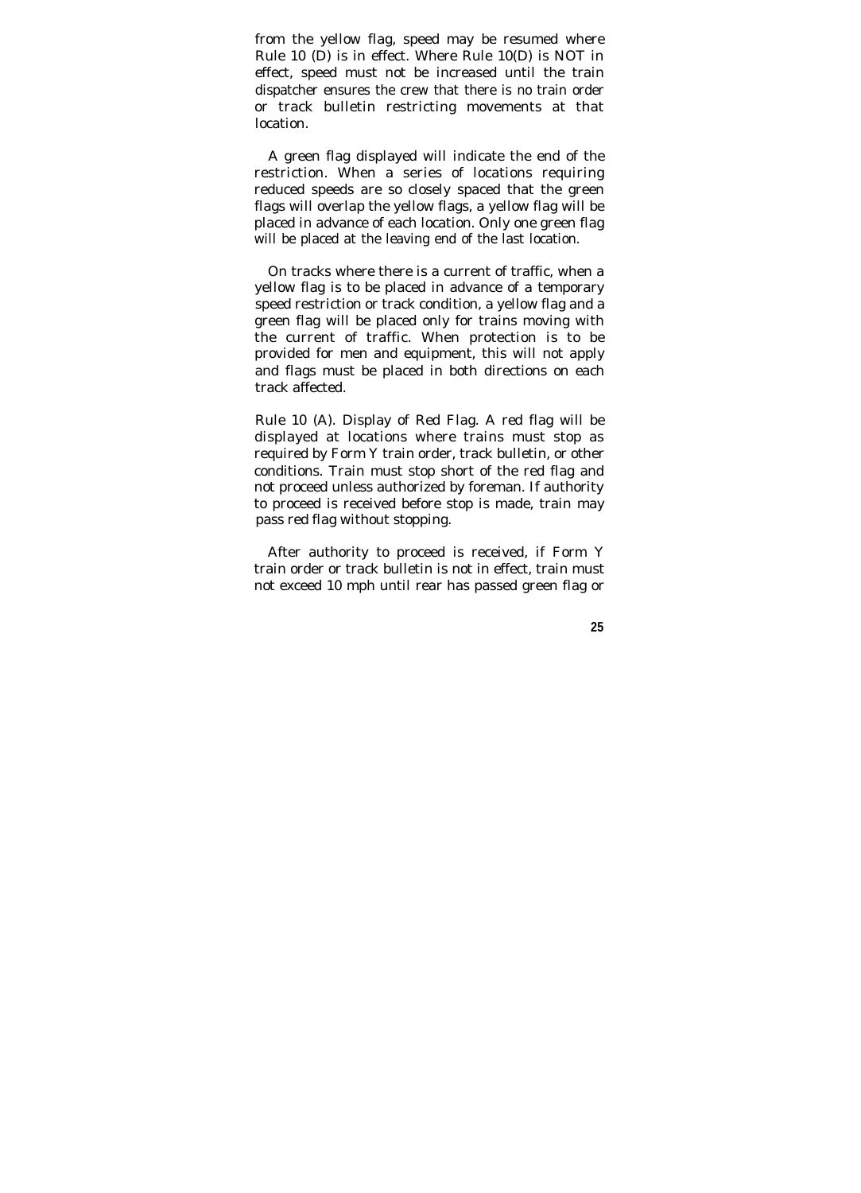from the yellow flag, speed may be resumed where Rule 10 (D) is in effect. Where Rule 10(D) is NOT in effect, speed must not be increased until the train dispatcher ensures the crew that there is no train order or track bulletin restricting movements at that location.

A green flag displayed will indicate the end of the restriction. When a series of locations requiring reduced speeds are so closely spaced that the green flags will overlap the yellow flags, a yellow flag will be placed in advance of each location. Only one green flag will be placed at the leaving end of the last location.

On tracks where there is a current of traffic, when a yellow flag is to be placed in advance of a temporary speed restriction or track condition, a yellow flag and a green flag will be placed only for trains moving with the current of traffic. When protection is to be provided for men and equipment, this will not apply and flags must be placed in both directions on each track affected.

Rule 10 (A). Display of Red Flag. A red flag will be displayed at locations where trains must stop as required by Form Y train order, track bulletin, or other conditions. Train must stop short of the red flag and not proceed unless authorized by foreman. If authority to proceed is received before stop is made, train may pass red flag without stopping.

After authority to proceed is received, if Form Y train order or track bulletin is not in effect, train must not exceed 10 mph until rear has passed green flag or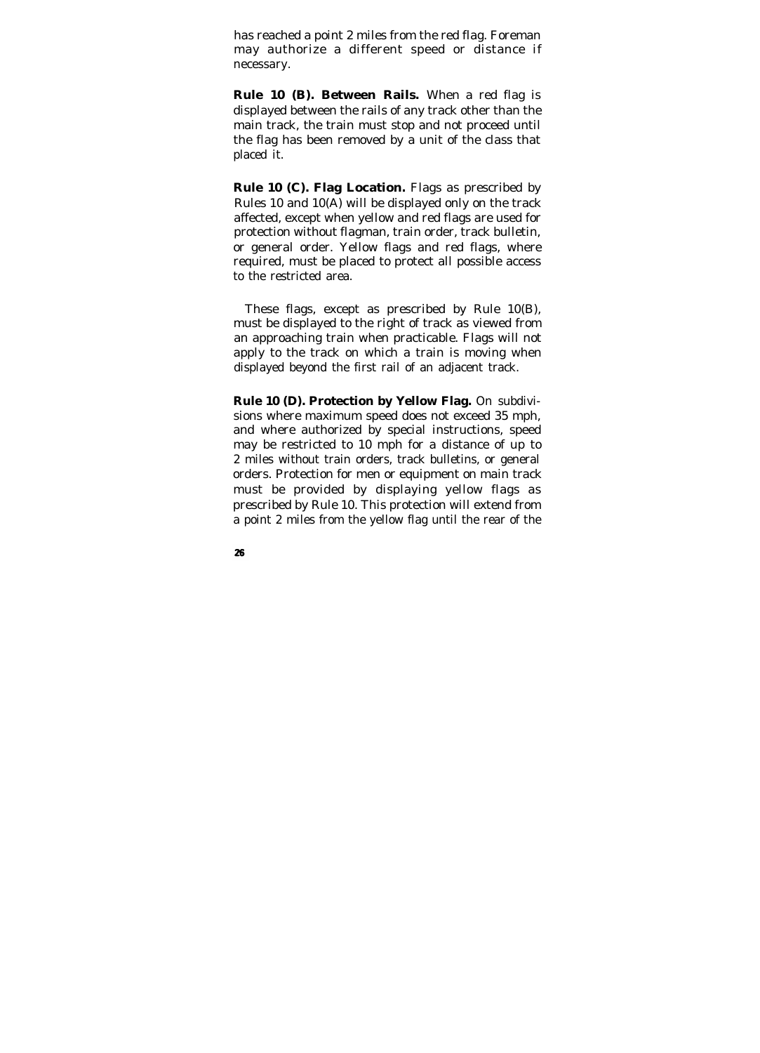has reached a point 2 miles from the red flag. Foreman may authorize a different speed or distance if necessary.

**Rule 10 (B). Between Rails.** When a red flag is displayed between the rails of any track other than the main track, the train must stop and not proceed until the flag has been removed by a unit of the class that placed it.

**Rule 10 (C). Flag Location.** Flags as prescribed by Rules 10 and 10(A) will be displayed only on the track affected, except when yellow and red flags are used for protection without flagman, train order, track bulletin, or general order. Yellow flags and red flags, where required, must be placed to protect all possible access to the restricted area.

These flags, except as prescribed by Rule 10(B), must be displayed to the right of track as viewed from an approaching train when practicable. Flags will not apply to the track on which a train is moving when displayed beyond the first rail of an adjacent track.

**Rule 10 (D). Protection by Yellow Flag.** On subdivisions where maximum speed does not exceed 35 mph, and where authorized by special instructions, speed may be restricted to 10 mph for a distance of up to 2 miles without train orders, track bulletins, or general orders. Protection for men or equipment on main track must be provided by displaying yellow flags as prescribed by Rule 10. This protection will extend from a point 2 miles from the yellow flag until the rear of the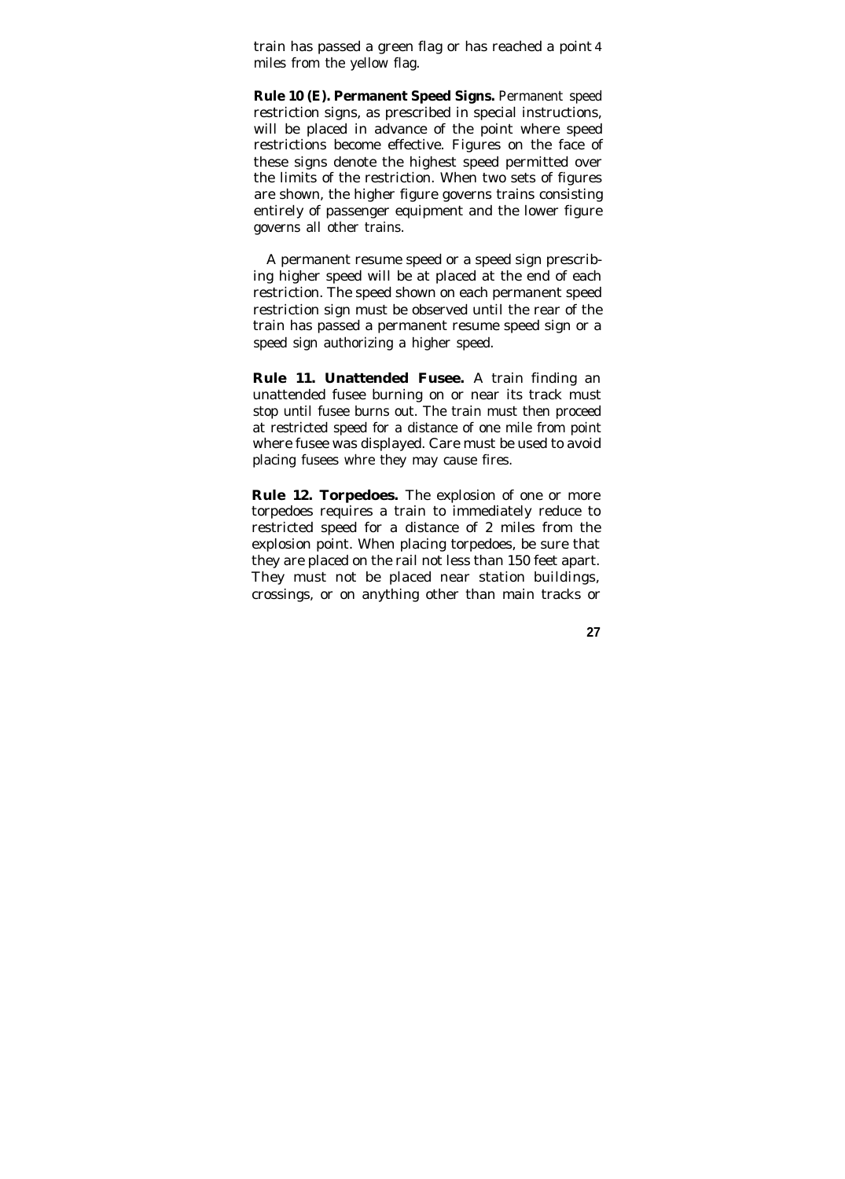train has passed a green flag or has reached a point 4 miles from the yellow flag.

**Rule 10 (E). Permanent Speed Signs.** Permanent speed restriction signs, as prescribed in special instructions, will be placed in advance of the point where speed restrictions become effective. Figures on the face of these signs denote the highest speed permitted over the limits of the restriction. When two sets of figures are shown, the higher figure governs trains consisting entirely of passenger equipment and the lower figure governs all other trains.

A permanent resume speed or a speed sign prescribing higher speed will be at placed at the end of each restriction. The speed shown on each permanent speed restriction sign must be observed until the rear of the train has passed a permanent resume speed sign or a speed sign authorizing a higher speed.

**Rule 11. Unattended Fusee.** A train finding an unattended fusee burning on or near its track must stop until fusee burns out. The train must then proceed at restricted speed for a distance of one mile from point where fusee was displayed. Care must be used to avoid placing fusees whre they may cause fires.

**Rule 12. Torpedoes.** The explosion of one or more torpedoes requires a train to immediately reduce to restricted speed for a distance of 2 miles from the explosion point. When placing torpedoes, be sure that they are placed on the rail not less than 150 feet apart. They must not be placed near station buildings, crossings, or on anything other than main tracks or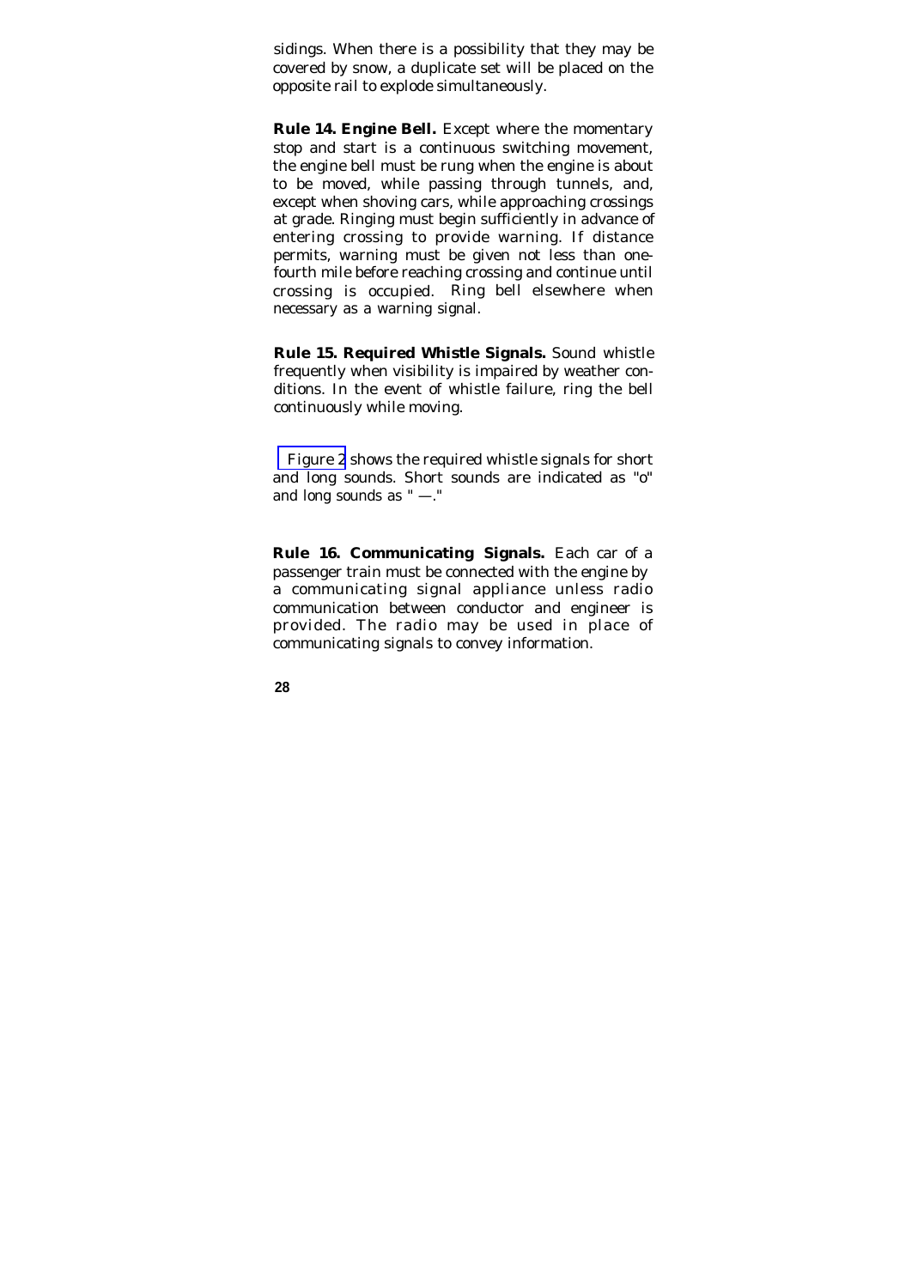sidings. When there is a possibility that they may be covered by snow, a duplicate set will be placed on the opposite rail to explode simultaneously.

**Rule 14. Engine Bell.** Except where the momentary stop and start is a continuous switching movement, the engine bell must be rung when the engine is about to be moved, while passing through tunnels, and, except when shoving cars, while approaching crossings at grade. Ringing must begin sufficiently in advance of entering crossing to provide warning. If distance permits, warning must be given not less than one-fourth mile before reaching crossing and continue until crossing is occupied. Ring bell elsewhere when necessary as a warning signal.

**Rule 15. Required Whistle Signals.** Sound whistle frequently when visibility is impaired by weather conditions. In the event of whistle failure, ring the bell continuously while moving.

Figure 2 shows the required whistle signals for short and long sounds. Short sounds are indicated as "o" and long sounds as " —."

**Rule 16. Communicating Signals.** Each car of a passenger train must be connected with the engine by a communicating signal appliance unless radio communication between conductor and engineer is provided. The radio may be used in place of communicating signals to convey information.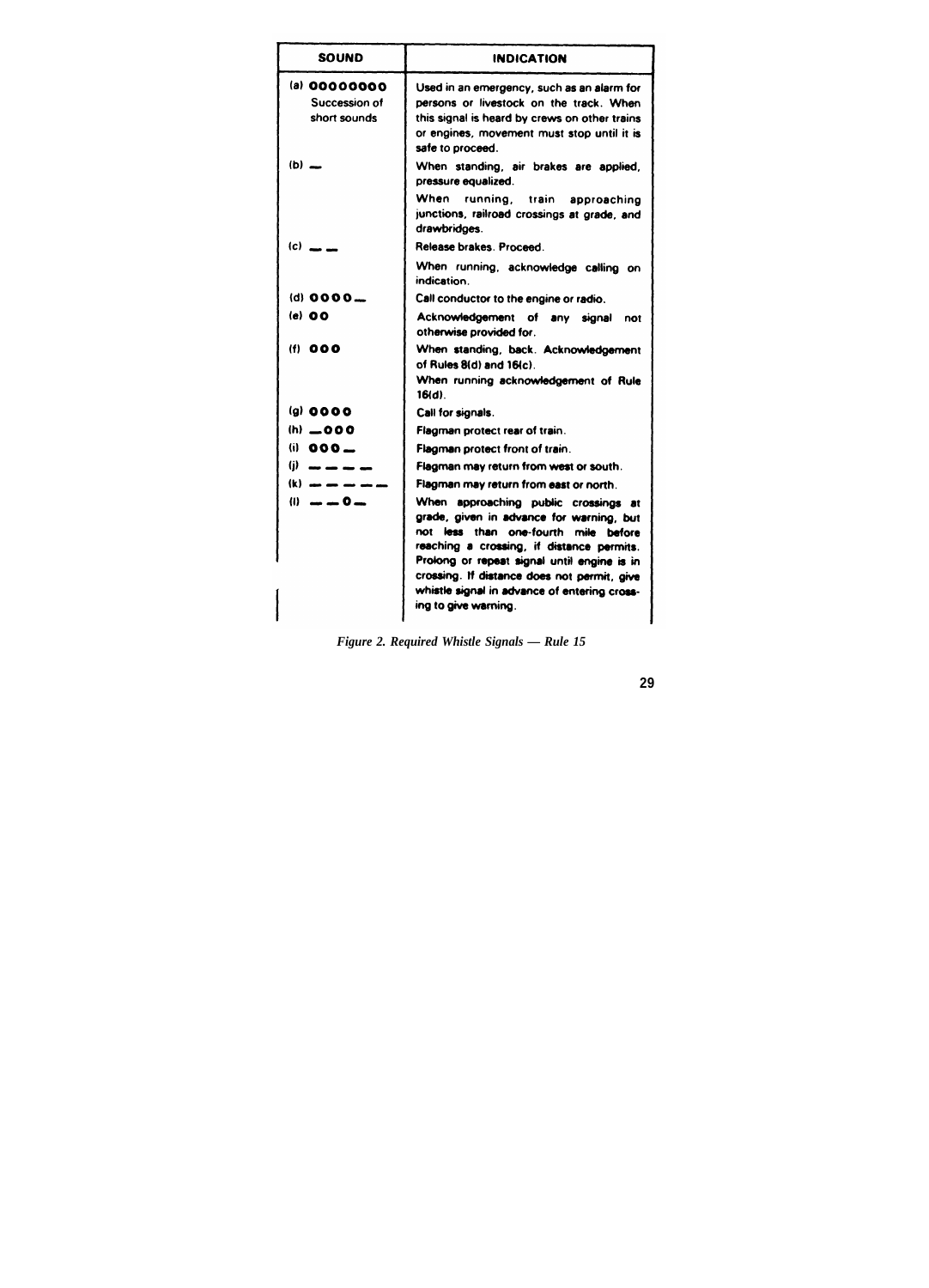| SOUND | INDICATION |
|---|---|
| (a) oooooooo Succession of short sounds | Used in an emergency, such as an alarm for persons or livestock on the track. When this signal is heard by crews on other trains or engines, movement must stop until it is safe to proceed. |
| (b) — | When standing, air brakes are applied, pressure equalized. When running, train approaching junctions, railroad crossings at grade, and drawbridges. |
| (c) — — | Release brakes. Proceed. When running, acknowledge calling on indication. |
| (d) oooo— | Call conductor to the engine or radio. |
| (e) oo | Acknowledgement of any signal not otherwise provided for. |
| (f) ooo | When standing, back. Acknowledgement of Rules 8(d) and 16(c). When running acknowledgement of Rule 16(d). |
| (g) oooo | Call for signals. |
| (h) —ooo | Flagman protect rear of train. |
| (i) ooo— | Flagman protect front of train. |
| (j) — — — — | Flagman may return from west or south. |
| (k) — — — — — | Flagman may return from east or north. |
| (l) — — o — | When approaching public crossings at grade, given in advance for warning, but not less than one-fourth mile before reaching a crossing, if distance permits. Prolong or repeat signal until engine is in crossing. If distance does not permit, give whistle signal in advance of entering crossing to give warning. |

*Figure 2. Required Whistle Signals — Rule 15*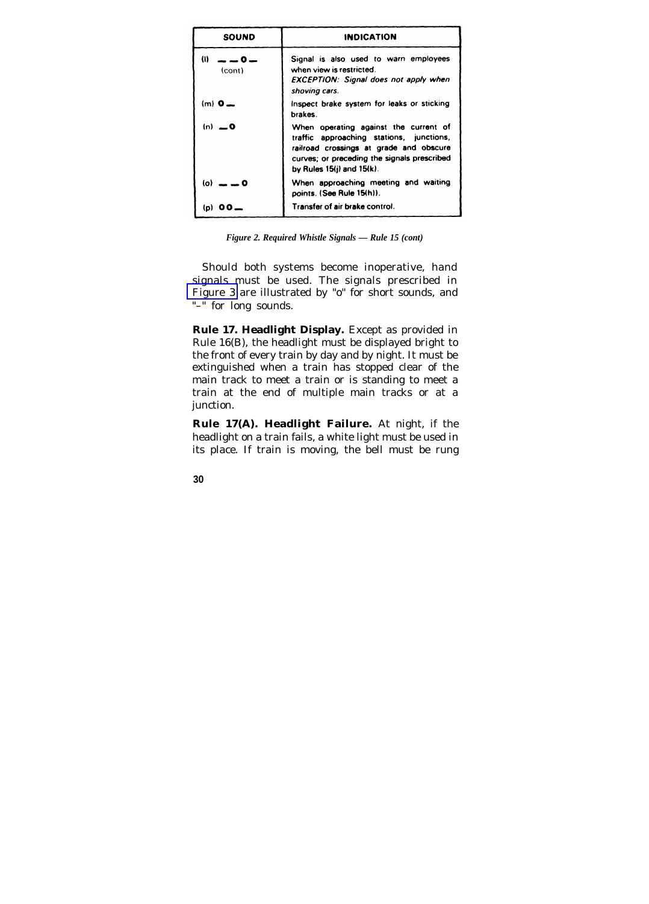| SOUND | INDICATION |
|---|---|
| (l) — — o — (cont) | Signal is also used to warn employees when view is restricted. *EXCEPTION: Signal does not apply when shoving cars.* |
| (m) o — | Inspect brake system for leaks or sticking brakes. |
| (n) — o | When operating against the current of traffic approaching stations, junctions, railroad crossings at grade and obscure curves; or preceding the signals prescribed by Rules 15(j) and 15(k). |
| (o) — — o | When approaching meeting and waiting points. (See Rule 15(h)). |
| (p) o o — | Transfer of air brake control. |

*Figure 2. Required Whistle Signals — Rule 15 (cont)*

Should both systems become inoperative, hand signals must be used. The signals prescribed in Figure 3 are illustrated by "o" for short sounds, and "–" for long sounds.

**Rule 17. Headlight Display.** Except as provided in Rule 16(B), the headlight must be displayed bright to the front of every train by day and by night. It must be extinguished when a train has stopped clear of the main track to meet a train or is standing to meet a train at the end of multiple main tracks or at a junction.

**Rule 17(A). Headlight Failure.** At night, if the headlight on a train fails, a white light must be used in its place. If train is moving, the bell must be rung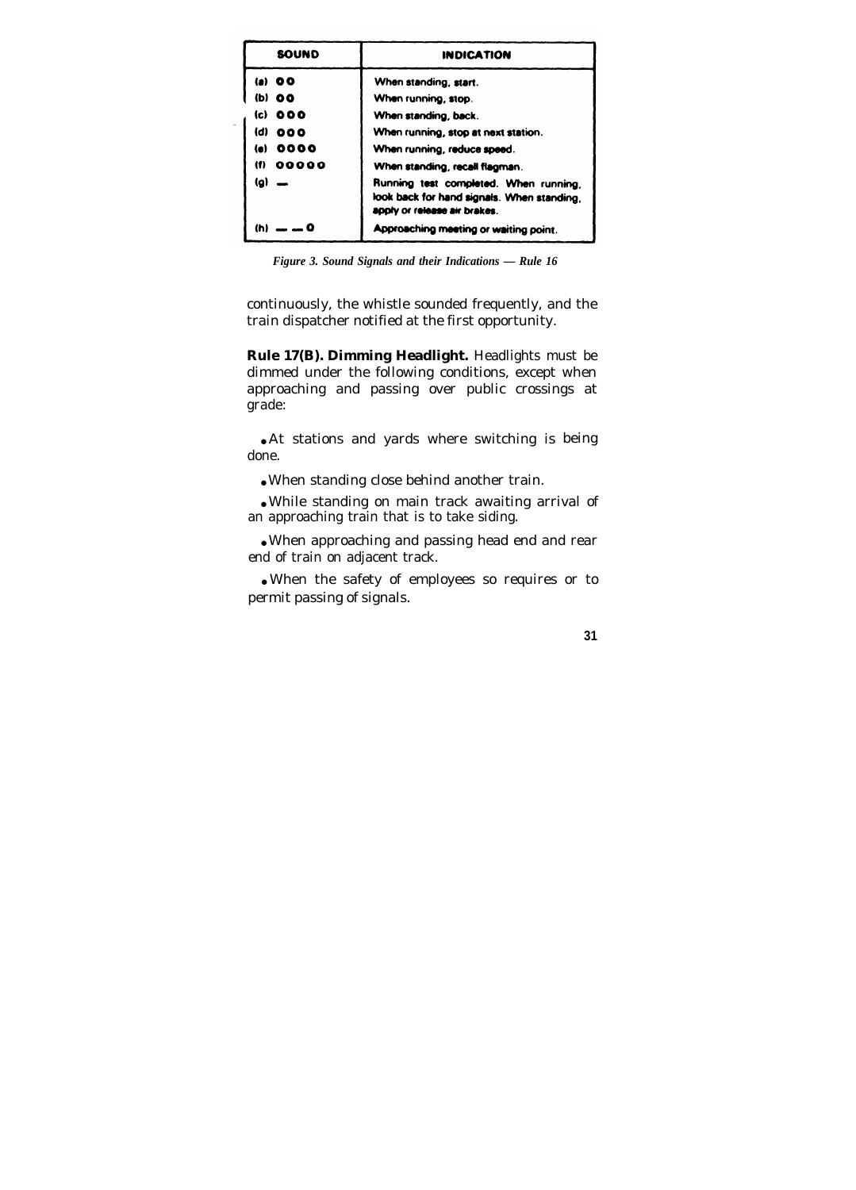| SOUND | INDICATION |
|---|---|
| (a) o o | When standing, start. |
| (b) o o | When running, stop. |
| (c) o o o | When standing, back. |
| (d) o o o | When running, stop at next station. |
| (e) o o o o | When running, reduce speed. |
| (f) o o o o o | When standing, recall flagman. |
| (g) — | Running test completed. When running, look back for hand signals. When standing, apply or release air brakes. |
| (h) — — o | Approaching meeting or waiting point. |

*Figure 3. Sound Signals and their Indications — Rule 16*

continuously, the whistle sounded frequently, and the train dispatcher notified at the first opportunity.

**Rule 17(B). Dimming Headlight.** Headlights must be dimmed under the following conditions, except when approaching and passing over public crossings at grade:

- At stations and yards where switching is being done.
- When standing close behind another train.
- While standing on main track awaiting arrival of an approaching train that is to take siding.
- When approaching and passing head end and rear end of train on adjacent track.
- When the safety of employees so requires or to permit passing of signals.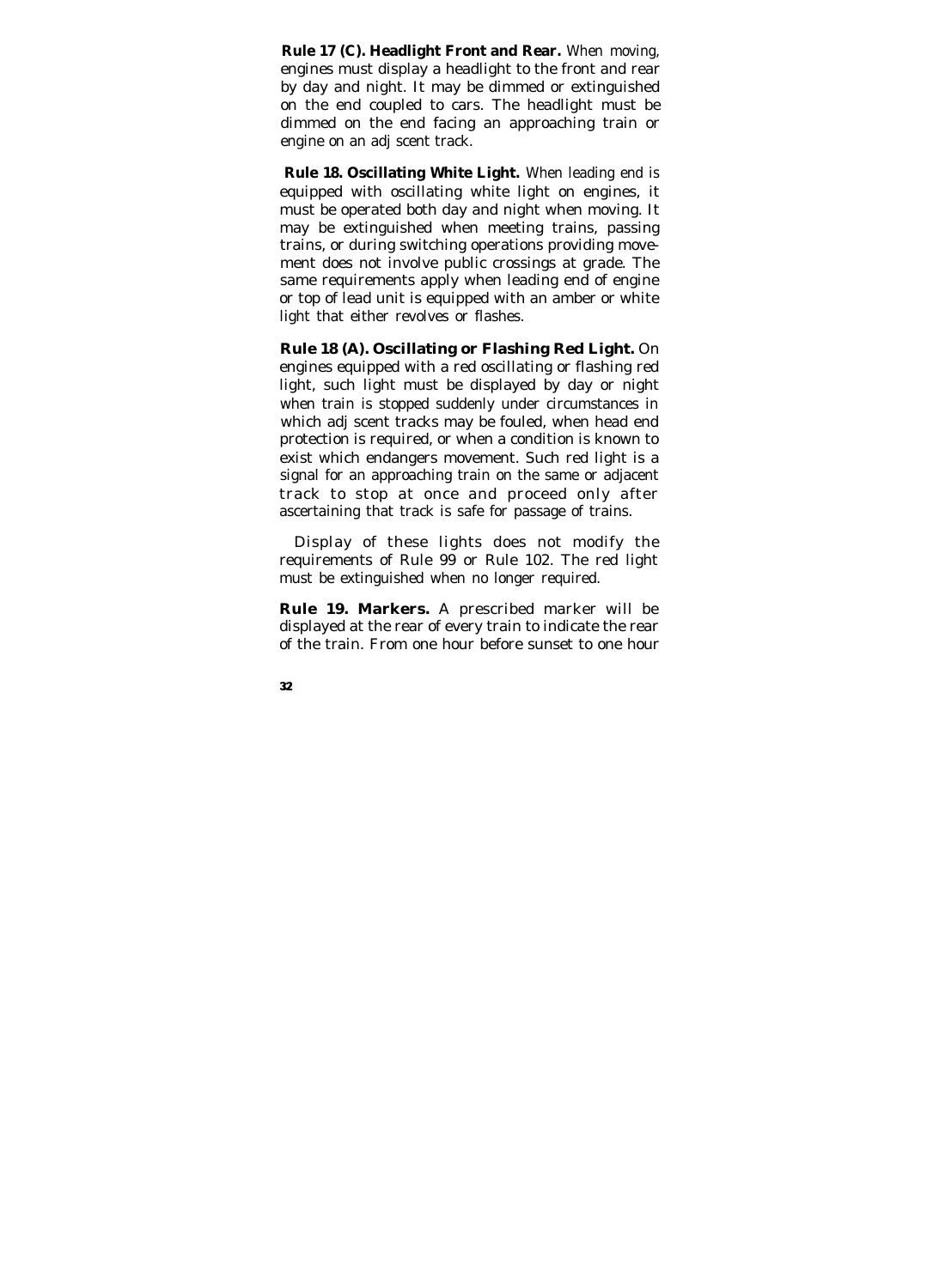**Rule 17 (C). Headlight Front and Rear.** When moving, engines must display a headlight to the front and rear by day and night. It may be dimmed or extinguished on the end coupled to cars. The headlight must be dimmed on the end facing an approaching train or engine on an adj scent track.

**Rule 18. Oscillating White Light.** When leading end is equipped with oscillating white light on engines, it must be operated both day and night when moving. It may be extinguished when meeting trains, passing trains, or during switching operations providing movement does not involve public crossings at grade. The same requirements apply when leading end of engine or top of lead unit is equipped with an amber or white light that either revolves or flashes.

**Rule 18 (A). Oscillating or Flashing Red Light.** On engines equipped with a red oscillating or flashing red light, such light must be displayed by day or night when train is stopped suddenly under circumstances in which adj scent tracks may be fouled, when head end protection is required, or when a condition is known to exist which endangers movement. Such red light is a signal for an approaching train on the same or adjacent track to stop at once and proceed only after ascertaining that track is safe for passage of trains.

Display of these lights does not modify the requirements of Rule 99 or Rule 102. The red light must be extinguished when no longer required.

**Rule 19. Markers.** A prescribed marker will be displayed at the rear of every train to indicate the rear of the train. From one hour before sunset to one hour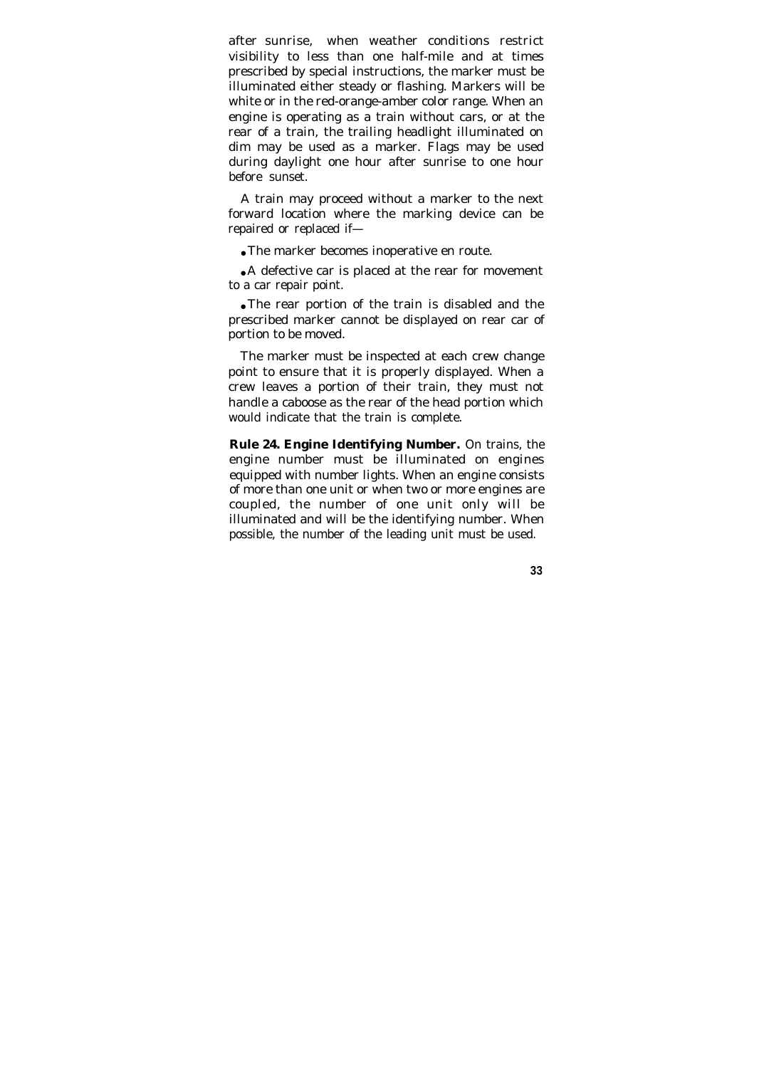after sunrise, when weather conditions restrict visibility to less than one half-mile and at times prescribed by special instructions, the marker must be illuminated either steady or flashing. Markers will be white or in the red-orange-amber color range. When an engine is operating as a train without cars, or at the rear of a train, the trailing headlight illuminated on dim may be used as a marker. Flags may be used during daylight one hour after sunrise to one hour before sunset.

A train may proceed without a marker to the next forward location where the marking device can be repaired or replaced if—

- The marker becomes inoperative en route.
- A defective car is placed at the rear for movement to a car repair point.
- The rear portion of the train is disabled and the prescribed marker cannot be displayed on rear car of portion to be moved.

The marker must be inspected at each crew change point to ensure that it is properly displayed. When a crew leaves a portion of their train, they must not handle a caboose as the rear of the head portion which would indicate that the train is complete.

**Rule 24. Engine Identifying Number.** On trains, the engine number must be illuminated on engines equipped with number lights. When an engine consists of more than one unit or when two or more engines are coupled, the number of one unit only will be illuminated and will be the identifying number. When possible, the number of the leading unit must be used.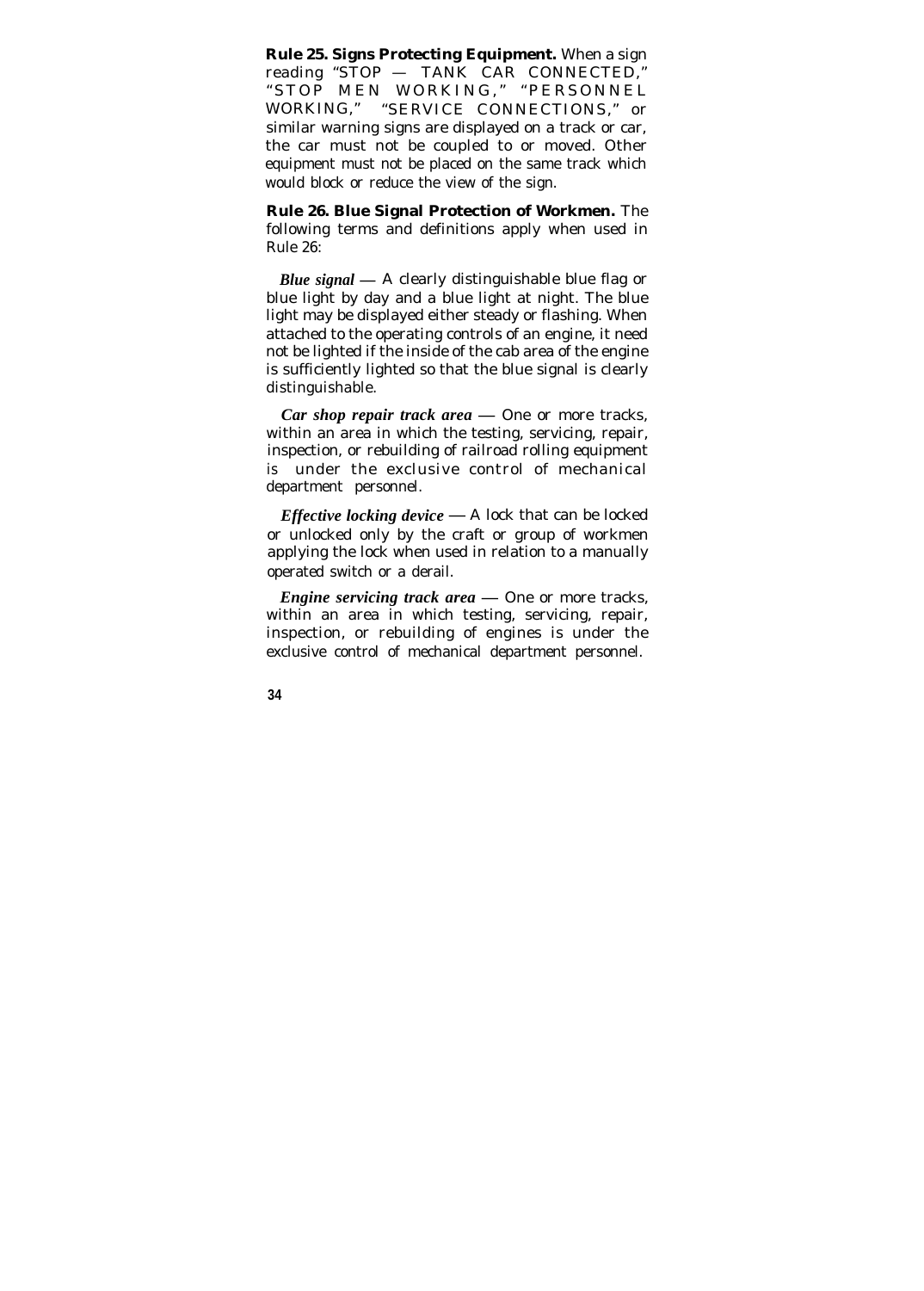**Rule 25. Signs Protecting Equipment.** When a sign reading "STOP — TANK CAR CONNECTED," "STOP MEN WORKING," "PERSONNEL WORKING," "SERVICE CONNECTIONS," or similar warning signs are displayed on a track or car, the car must not be coupled to or moved. Other equipment must not be placed on the same track which would block or reduce the view of the sign.

**Rule 26. Blue Signal Protection of Workmen.** The following terms and definitions apply when used in Rule 26:

***Blue signal*** — A clearly distinguishable blue flag or blue light by day and a blue light at night. The blue light may be displayed either steady or flashing. When attached to the operating controls of an engine, it need not be lighted if the inside of the cab area of the engine is sufficiently lighted so that the blue signal is clearly distinguishable.

***Car shop repair track area*** — One or more tracks, within an area in which the testing, servicing, repair, inspection, or rebuilding of railroad rolling equipment is under the exclusive control of mechanical department personnel.

***Effective locking device*** — A lock that can be locked or unlocked only by the craft or group of workmen applying the lock when used in relation to a manually operated switch or a derail.

***Engine servicing track area*** — One or more tracks, within an area in which testing, servicing, repair, inspection, or rebuilding of engines is under the exclusive control of mechanical department personnel.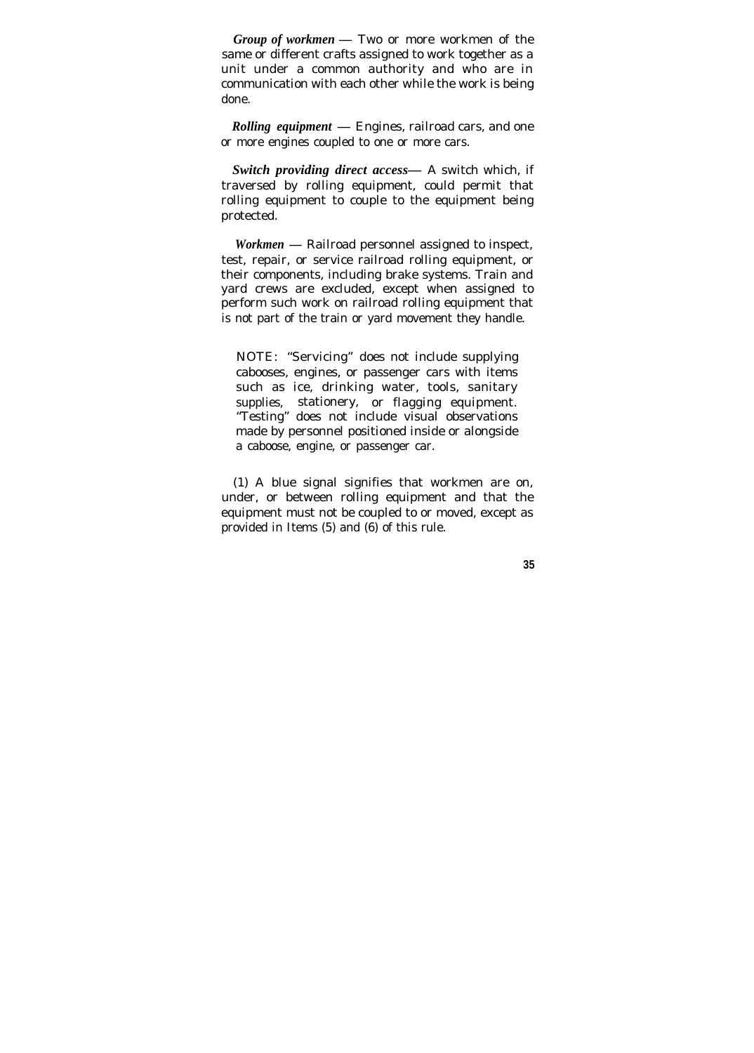***Group of workmen*** — Two or more workmen of the same or different crafts assigned to work together as a unit under a common authority and who are in communication with each other while the work is being done.

***Rolling equipment*** — Engines, railroad cars, and one or more engines coupled to one or more cars.

***Switch providing direct access*** — A switch which, if traversed by rolling equipment, could permit that rolling equipment to couple to the equipment being protected.

***Workmen*** — Railroad personnel assigned to inspect, test, repair, or service railroad rolling equipment, or their components, including brake systems. Train and yard crews are excluded, except when assigned to perform such work on railroad rolling equipment that is not part of the train or yard movement they handle.

> NOTE: "Servicing" does not include supplying cabooses, engines, or passenger cars with items such as ice, drinking water, tools, sanitary supplies, stationery, or flagging equipment. "Testing" does not include visual observations made by personnel positioned inside or alongside a caboose, engine, or passenger car.

(1) A blue signal signifies that workmen are on, under, or between rolling equipment and that the equipment must not be coupled to or moved, except as provided in Items (5) and (6) of this rule.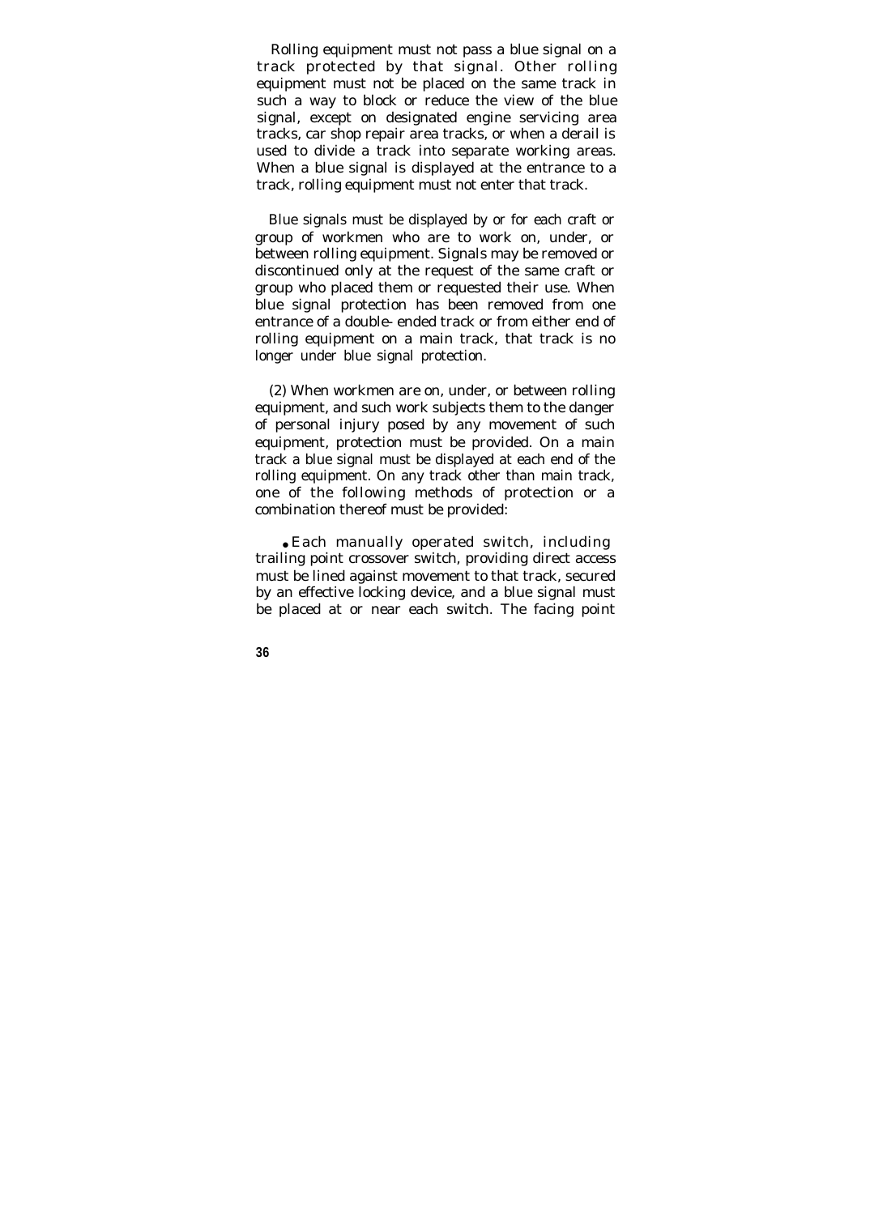Rolling equipment must not pass a blue signal on a track protected by that signal. Other rolling equipment must not be placed on the same track in such a way to block or reduce the view of the blue signal, except on designated engine servicing area tracks, car shop repair area tracks, or when a derail is used to divide a track into separate working areas. When a blue signal is displayed at the entrance to a track, rolling equipment must not enter that track.

Blue signals must be displayed by or for each craft or group of workmen who are to work on, under, or between rolling equipment. Signals may be removed or discontinued only at the request of the same craft or group who placed them or requested their use. When blue signal protection has been removed from one entrance of a double- ended track or from either end of rolling equipment on a main track, that track is no longer under blue signal protection.

(2) When workmen are on, under, or between rolling equipment, and such work subjects them to the danger of personal injury posed by any movement of such equipment, protection must be provided. On a main track a blue signal must be displayed at each end of the rolling equipment. On any track other than main track, one of the following methods of protection or a combination thereof must be provided:

- Each manually operated switch, including trailing point crossover switch, providing direct access must be lined against movement to that track, secured by an effective locking device, and a blue signal must be placed at or near each switch. The facing point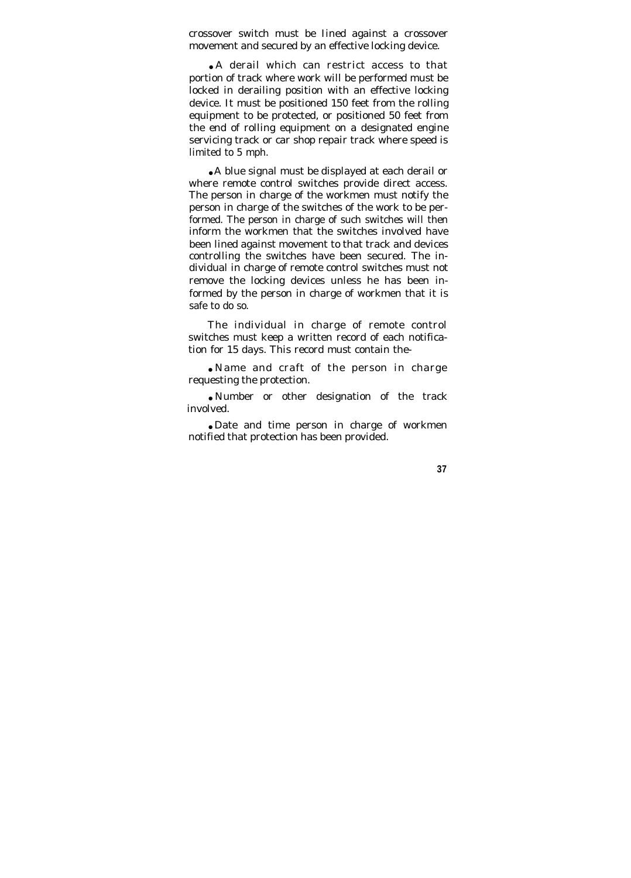crossover switch must be lined against a crossover movement and secured by an effective locking device.

- A derail which can restrict access to that portion of track where work will be performed must be locked in derailing position with an effective locking device. It must be positioned 150 feet from the rolling equipment to be protected, or positioned 50 feet from the end of rolling equipment on a designated engine servicing track or car shop repair track where speed is limited to 5 mph.

- A blue signal must be displayed at each derail or where remote control switches provide direct access. The person in charge of the workmen must notify the person in charge of the switches of the work to be performed. The person in charge of such switches will then inform the workmen that the switches involved have been lined against movement to that track and devices controlling the switches have been secured. The individual in charge of remote control switches must not remove the locking devices unless he has been informed by the person in charge of workmen that it is safe to do so.

The individual in charge of remote control switches must keep a written record of each notification for 15 days. This record must contain the-

- Name and craft of the person in charge requesting the protection.

- Number or other designation of the track involved.

- Date and time person in charge of workmen notified that protection has been provided.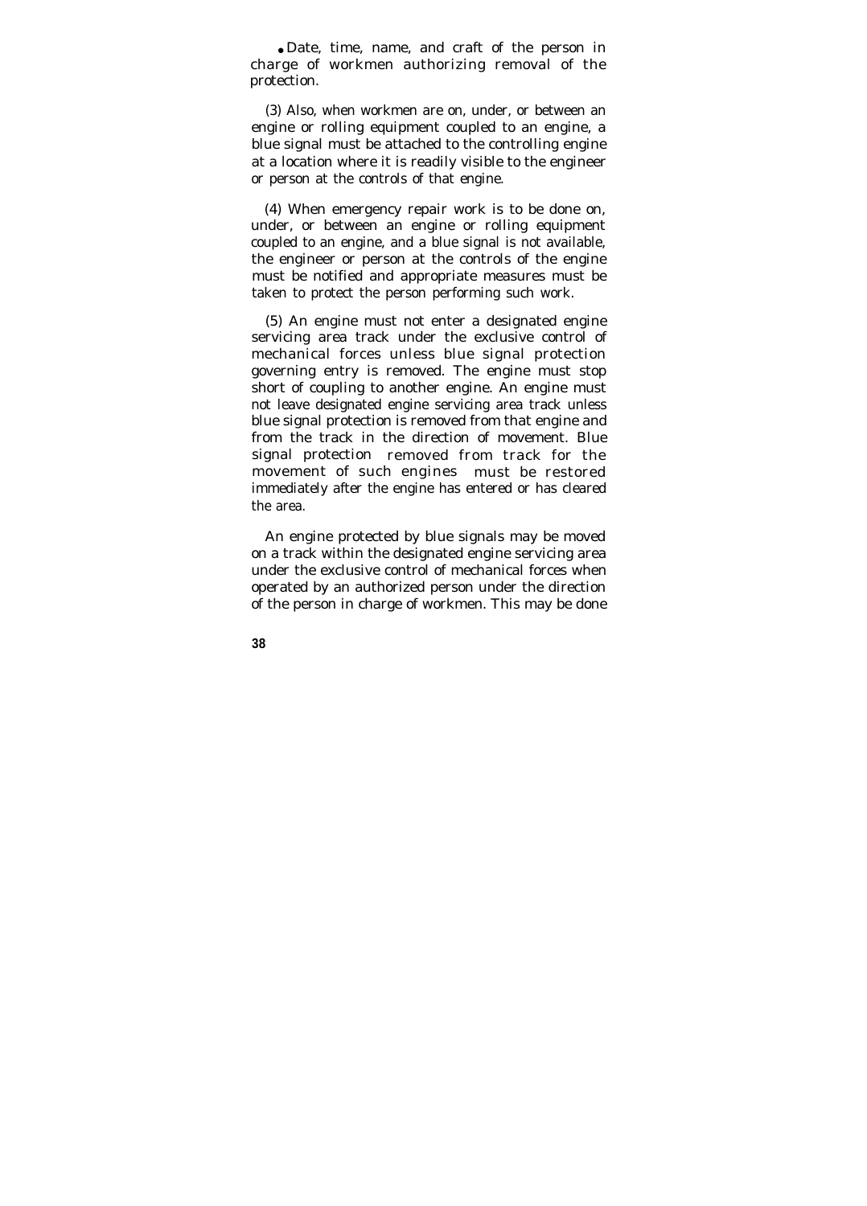- Date, time, name, and craft of the person in charge of workmen authorizing removal of the protection.

(3) Also, when workmen are on, under, or between an engine or rolling equipment coupled to an engine, a blue signal must be attached to the controlling engine at a location where it is readily visible to the engineer or person at the controls of that engine.

(4) When emergency repair work is to be done on, under, or between an engine or rolling equipment coupled to an engine, and a blue signal is not available, the engineer or person at the controls of the engine must be notified and appropriate measures must be taken to protect the person performing such work.

(5) An engine must not enter a designated engine servicing area track under the exclusive control of mechanical forces unless blue signal protection governing entry is removed. The engine must stop short of coupling to another engine. An engine must not leave designated engine servicing area track unless blue signal protection is removed from that engine and from the track in the direction of movement. Blue signal protection removed from track for the movement of such engines must be restored immediately after the engine has entered or has cleared the area.

An engine protected by blue signals may be moved on a track within the designated engine servicing area under the exclusive control of mechanical forces when operated by an authorized person under the direction of the person in charge of workmen. This may be done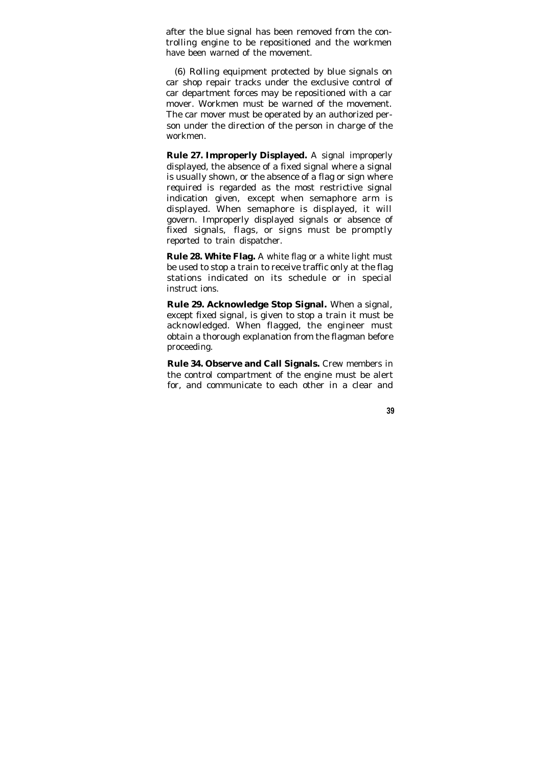after the blue signal has been removed from the controlling engine to be repositioned and the workmen have been warned of the movement.

(6) Rolling equipment protected by blue signals on car shop repair tracks under the exclusive control of car department forces may be repositioned with a car mover. Workmen must be warned of the movement. The car mover must be operated by an authorized person under the direction of the person in charge of the workmen.

**Rule 27. Improperly Displayed.** A signal improperly displayed, the absence of a fixed signal where a signal is usually shown, or the absence of a flag or sign where required is regarded as the most restrictive signal indication given, except when semaphore arm is displayed. When semaphore is displayed, it will govern. Improperly displayed signals or absence of fixed signals, flags, or signs must be promptly reported to train dispatcher.

**Rule 28. White Flag.** A white flag or a white light must be used to stop a train to receive traffic only at the flag stations indicated on its schedule or in special instruct ions.

**Rule 29. Acknowledge Stop Signal.** When a signal, except fixed signal, is given to stop a train it must be acknowledged. When flagged, the engineer must obtain a thorough explanation from the flagman before proceeding.

**Rule 34. Observe and Call Signals.** Crew members in the control compartment of the engine must be alert for, and communicate to each other in a clear and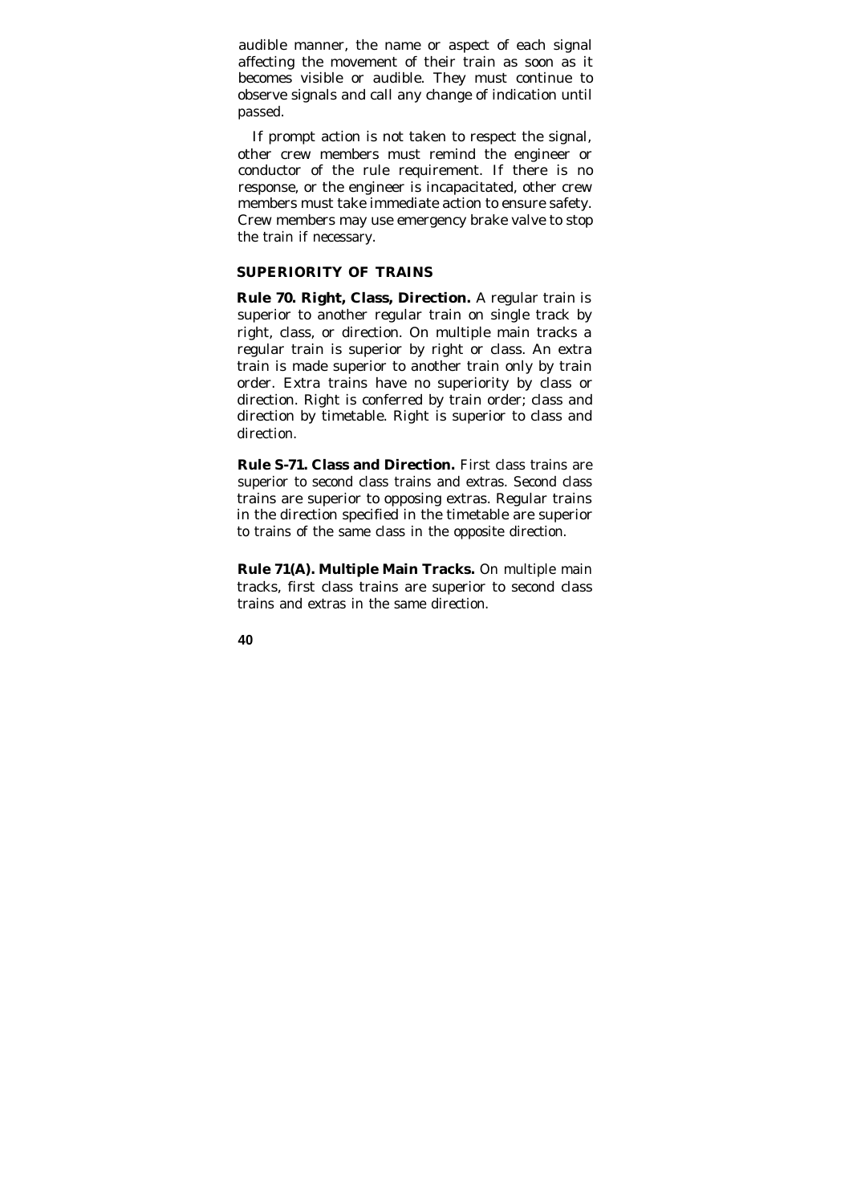audible manner, the name or aspect of each signal affecting the movement of their train as soon as it becomes visible or audible. They must continue to observe signals and call any change of indication until passed.

If prompt action is not taken to respect the signal, other crew members must remind the engineer or conductor of the rule requirement. If there is no response, or the engineer is incapacitated, other crew members must take immediate action to ensure safety. Crew members may use emergency brake valve to stop the train if necessary.

## SUPERIORITY OF TRAINS

**Rule 70. Right, Class, Direction.** A regular train is superior to another regular train on single track by right, class, or direction. On multiple main tracks a regular train is superior by right or class. An extra train is made superior to another train only by train order. Extra trains have no superiority by class or direction. Right is conferred by train order; class and direction by timetable. Right is superior to class and direction.

**Rule S-71. Class and Direction.** First class trains are superior to second class trains and extras. Second class trains are superior to opposing extras. Regular trains in the direction specified in the timetable are superior to trains of the same class in the opposite direction.

**Rule 71(A). Multiple Main Tracks.** On multiple main tracks, first class trains are superior to second class trains and extras in the same direction.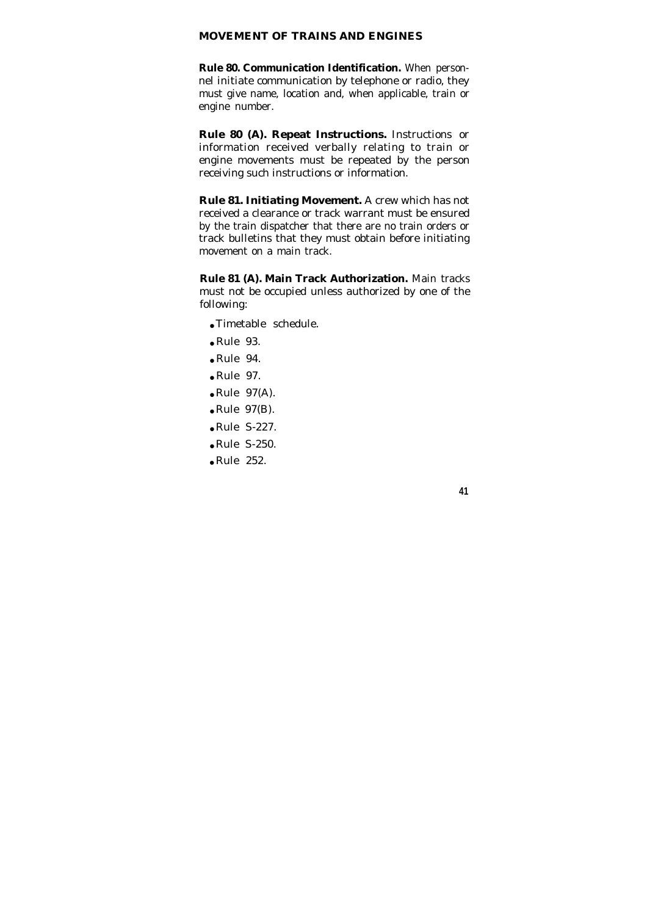## MOVEMENT OF TRAINS AND ENGINES

**Rule 80. Communication Identification.** When personnel initiate communication by telephone or radio, they must give name, location and, when applicable, train or engine number.

**Rule 80 (A). Repeat Instructions.** Instructions or information received verbally relating to train or engine movements must be repeated by the person receiving such instructions or information.

**Rule 81. Initiating Movement.** A crew which has not received a clearance or track warrant must be ensured by the train dispatcher that there are no train orders or track bulletins that they must obtain before initiating movement on a main track.

**Rule 81 (A). Main Track Authorization.** Main tracks must not be occupied unless authorized by one of the following:

- Timetable schedule.
- Rule 93.
- Rule 94.
- Rule 97.
- Rule 97(A).
- Rule 97(B).
- Rule S-227.
- Rule S-250.
- Rule 252.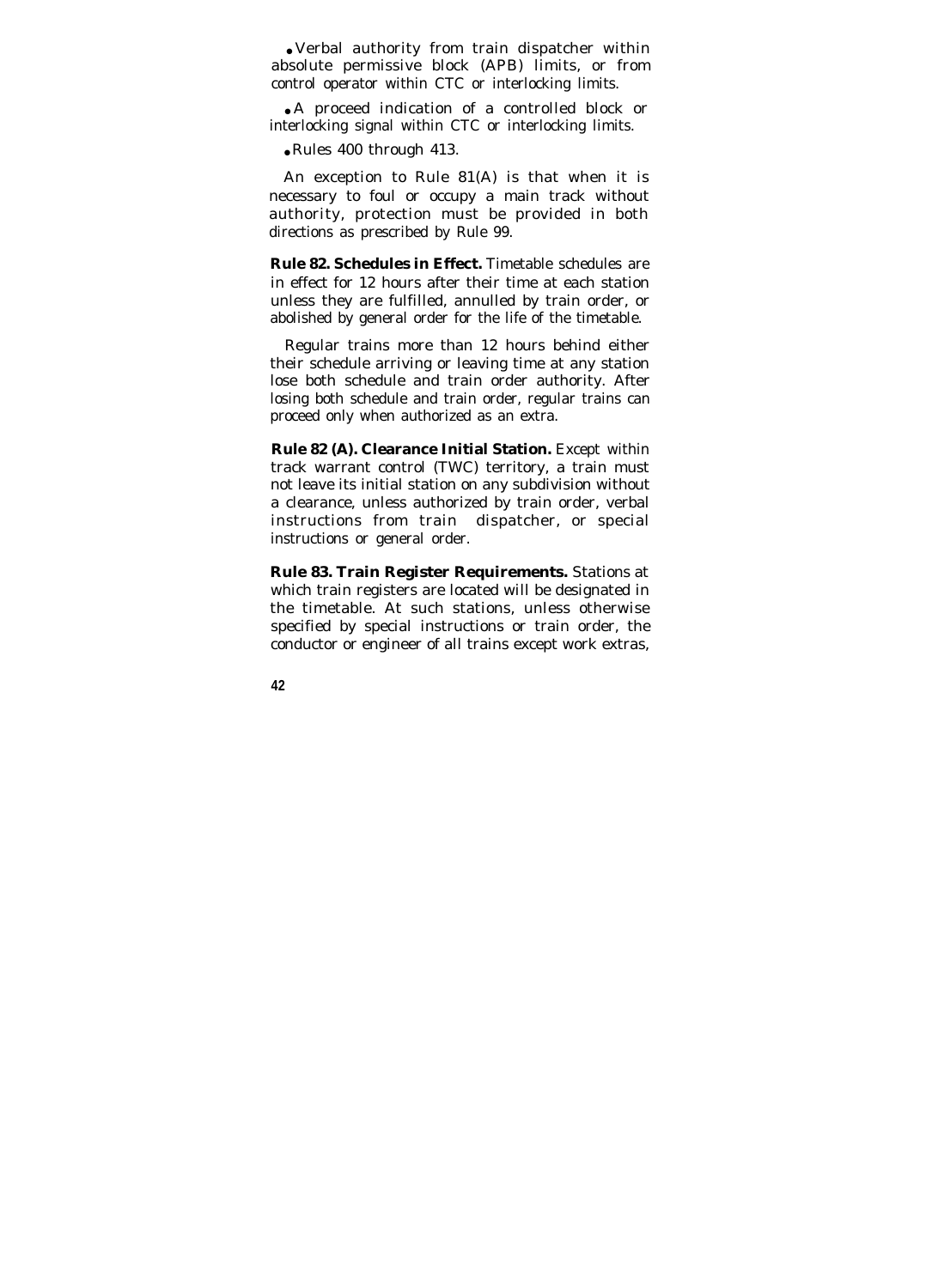- Verbal authority from train dispatcher within absolute permissive block (APB) limits, or from control operator within CTC or interlocking limits.
- A proceed indication of a controlled block or interlocking signal within CTC or interlocking limits.
- Rules 400 through 413.

An exception to Rule 81(A) is that when it is necessary to foul or occupy a main track without authority, protection must be provided in both directions as prescribed by Rule 99.

**Rule 82. Schedules in Effect.** Timetable schedules are in effect for 12 hours after their time at each station unless they are fulfilled, annulled by train order, or abolished by general order for the life of the timetable.

Regular trains more than 12 hours behind either their schedule arriving or leaving time at any station lose both schedule and train order authority. After losing both schedule and train order, regular trains can proceed only when authorized as an extra.

**Rule 82 (A). Clearance Initial Station.** Except within track warrant control (TWC) territory, a train must not leave its initial station on any subdivision without a clearance, unless authorized by train order, verbal instructions from train dispatcher, or special instructions or general order.

**Rule 83. Train Register Requirements.** Stations at which train registers are located will be designated in the timetable. At such stations, unless otherwise specified by special instructions or train order, the conductor or engineer of all trains except work extras,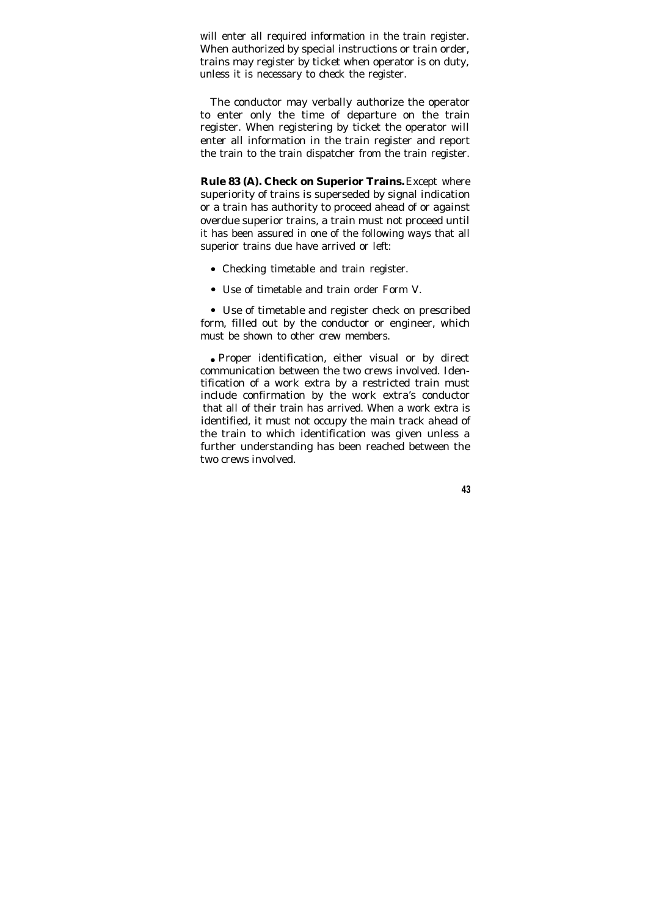will enter all required information in the train register. When authorized by special instructions or train order, trains may register by ticket when operator is on duty, unless it is necessary to check the register.

The conductor may verbally authorize the operator to enter only the time of departure on the train register. When registering by ticket the operator will enter all information in the train register and report the train to the train dispatcher from the train register.

**Rule 83 (A). Check on Superior Trains.** Except where superiority of trains is superseded by signal indication or a train has authority to proceed ahead of or against overdue superior trains, a train must not proceed until it has been assured in one of the following ways that all superior trains due have arrived or left:

- Checking timetable and train register.
- Use of timetable and train order Form V.
- Use of timetable and register check on prescribed form, filled out by the conductor or engineer, which must be shown to other crew members.
- Proper identification, either visual or by direct communication between the two crews involved. Identification of a work extra by a restricted train must include confirmation by the work extra's conductor that all of their train has arrived. When a work extra is identified, it must not occupy the main track ahead of the train to which identification was given unless a further understanding has been reached between the two crews involved.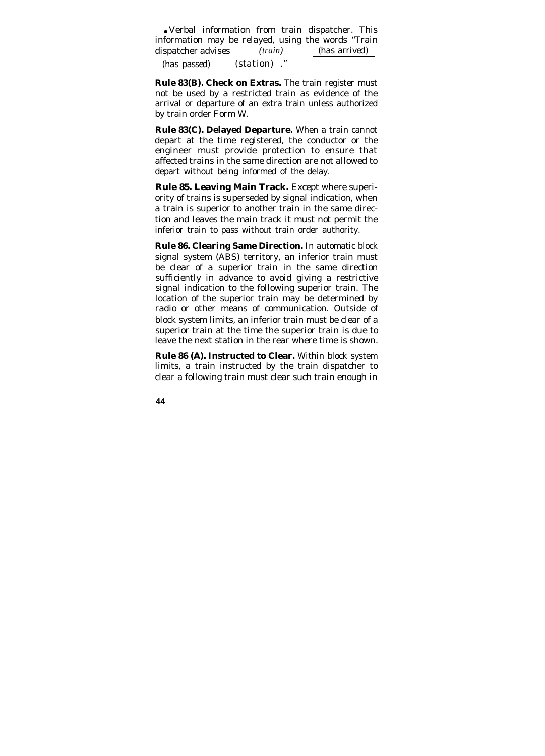- Verbal information from train dispatcher. This information may be relayed, using the words "Train dispatcher advises ___*(train)*___ ___(has arrived)___ ___(has passed)___ ___(station)___."

**Rule 83(B). Check on Extras.** The train register must not be used by a restricted train as evidence of the arrival or departure of an extra train unless authorized by train order Form W.

**Rule 83(C). Delayed Departure.** When a train cannot depart at the time registered, the conductor or the engineer must provide protection to ensure that affected trains in the same direction are not allowed to depart without being informed of the delay.

**Rule 85. Leaving Main Track.** Except where superiority of trains is superseded by signal indication, when a train is superior to another train in the same direction and leaves the main track it must not permit the inferior train to pass without train order authority.

**Rule 86. Clearing Same Direction.** In automatic block signal system (ABS) territory, an inferior train must be clear of a superior train in the same direction sufficiently in advance to avoid giving a restrictive signal indication to the following superior train. The location of the superior train may be determined by radio or other means of communication. Outside of block system limits, an inferior train must be clear of a superior train at the time the superior train is due to leave the next station in the rear where time is shown.

**Rule 86 (A). Instructed to Clear.** Within block system limits, a train instructed by the train dispatcher to clear a following train must clear such train enough in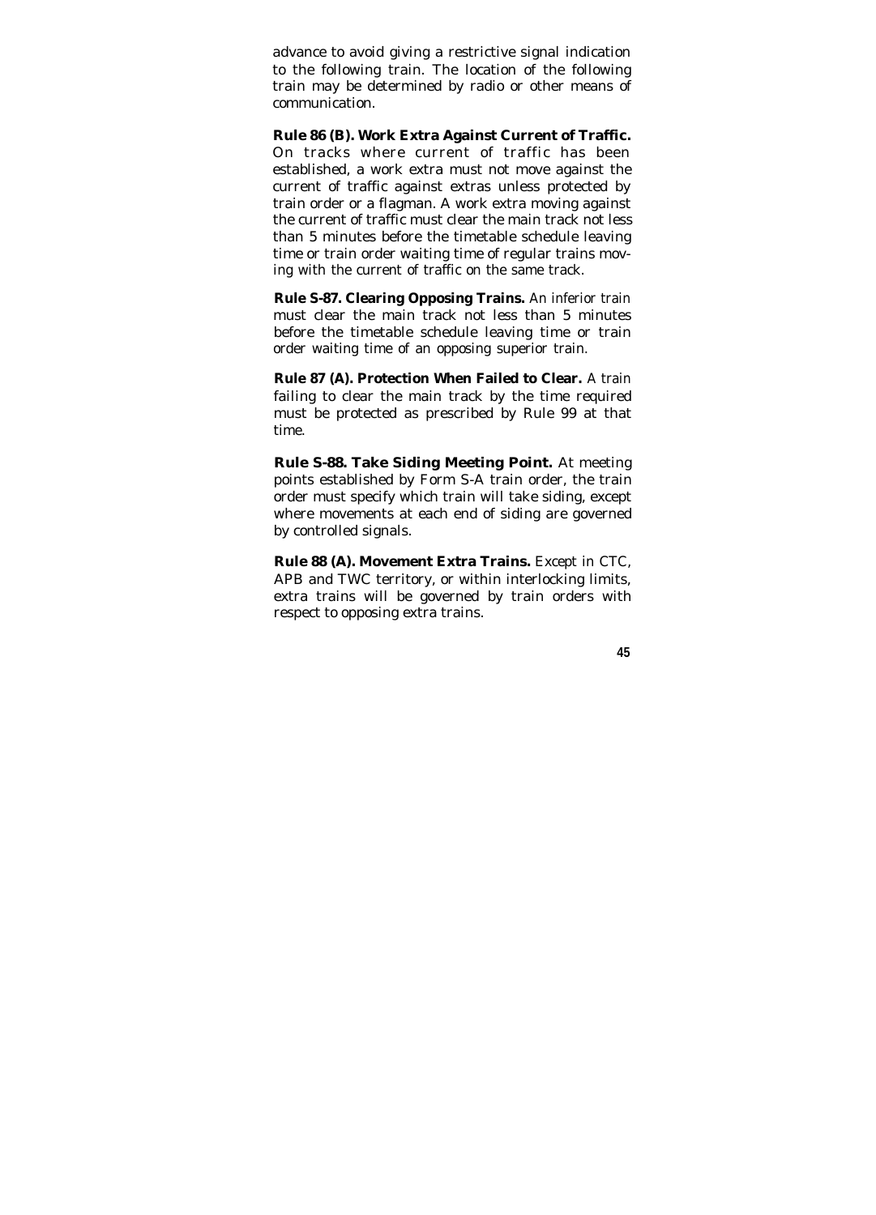advance to avoid giving a restrictive signal indication to the following train. The location of the following train may be determined by radio or other means of communication.

**Rule 86 (B). Work Extra Against Current of Traffic.** On tracks where current of traffic has been established, a work extra must not move against the current of traffic against extras unless protected by train order or a flagman. A work extra moving against the current of traffic must clear the main track not less than 5 minutes before the timetable schedule leaving time or train order waiting time of regular trains moving with the current of traffic on the same track.

**Rule S-87. Clearing Opposing Trains.** An inferior train must clear the main track not less than 5 minutes before the timetable schedule leaving time or train order waiting time of an opposing superior train.

**Rule 87 (A). Protection When Failed to Clear.** A train failing to clear the main track by the time required must be protected as prescribed by Rule 99 at that time.

**Rule S-88. Take Siding Meeting Point.** At meeting points established by Form S-A train order, the train order must specify which train will take siding, except where movements at each end of siding are governed by controlled signals.

**Rule 88 (A). Movement Extra Trains.** Except in CTC, APB and TWC territory, or within interlocking limits, extra trains will be governed by train orders with respect to opposing extra trains.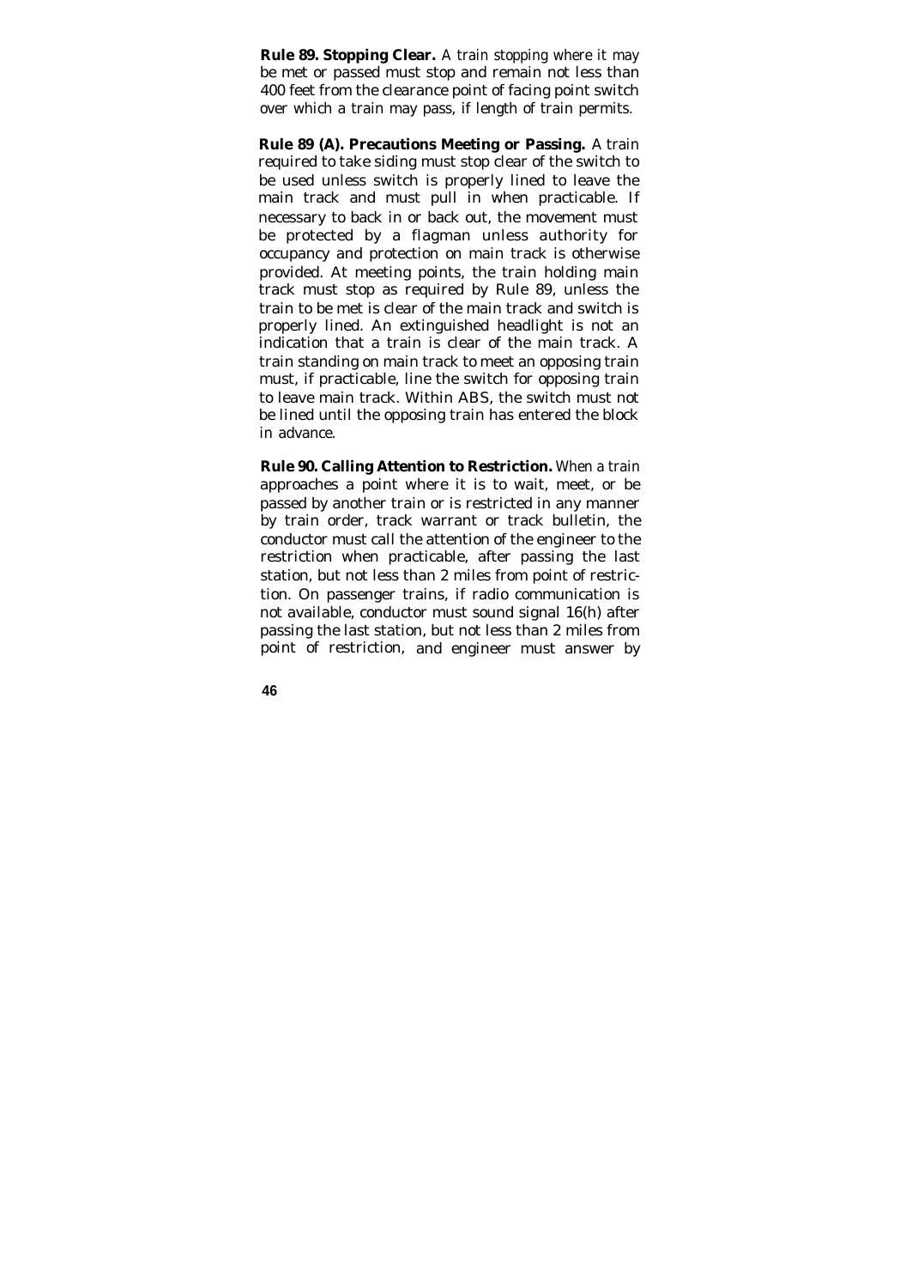**Rule 89. Stopping Clear.** A train stopping where it may be met or passed must stop and remain not less than 400 feet from the clearance point of facing point switch over which a train may pass, if length of train permits.

**Rule 89 (A). Precautions Meeting or Passing.** A train required to take siding must stop clear of the switch to be used unless switch is properly lined to leave the main track and must pull in when practicable. If necessary to back in or back out, the movement must be protected by a flagman unless authority for occupancy and protection on main track is otherwise provided. At meeting points, the train holding main track must stop as required by Rule 89, unless the train to be met is clear of the main track and switch is properly lined. An extinguished headlight is not an indication that a train is clear of the main track. A train standing on main track to meet an opposing train must, if practicable, line the switch for opposing train to leave main track. Within ABS, the switch must not be lined until the opposing train has entered the block in advance.

**Rule 90. Calling Attention to Restriction.** When a train approaches a point where it is to wait, meet, or be passed by another train or is restricted in any manner by train order, track warrant or track bulletin, the conductor must call the attention of the engineer to the restriction when practicable, after passing the last station, but not less than 2 miles from point of restriction. On passenger trains, if radio communication is not available, conductor must sound signal 16(h) after passing the last station, but not less than 2 miles from point of restriction, and engineer must answer by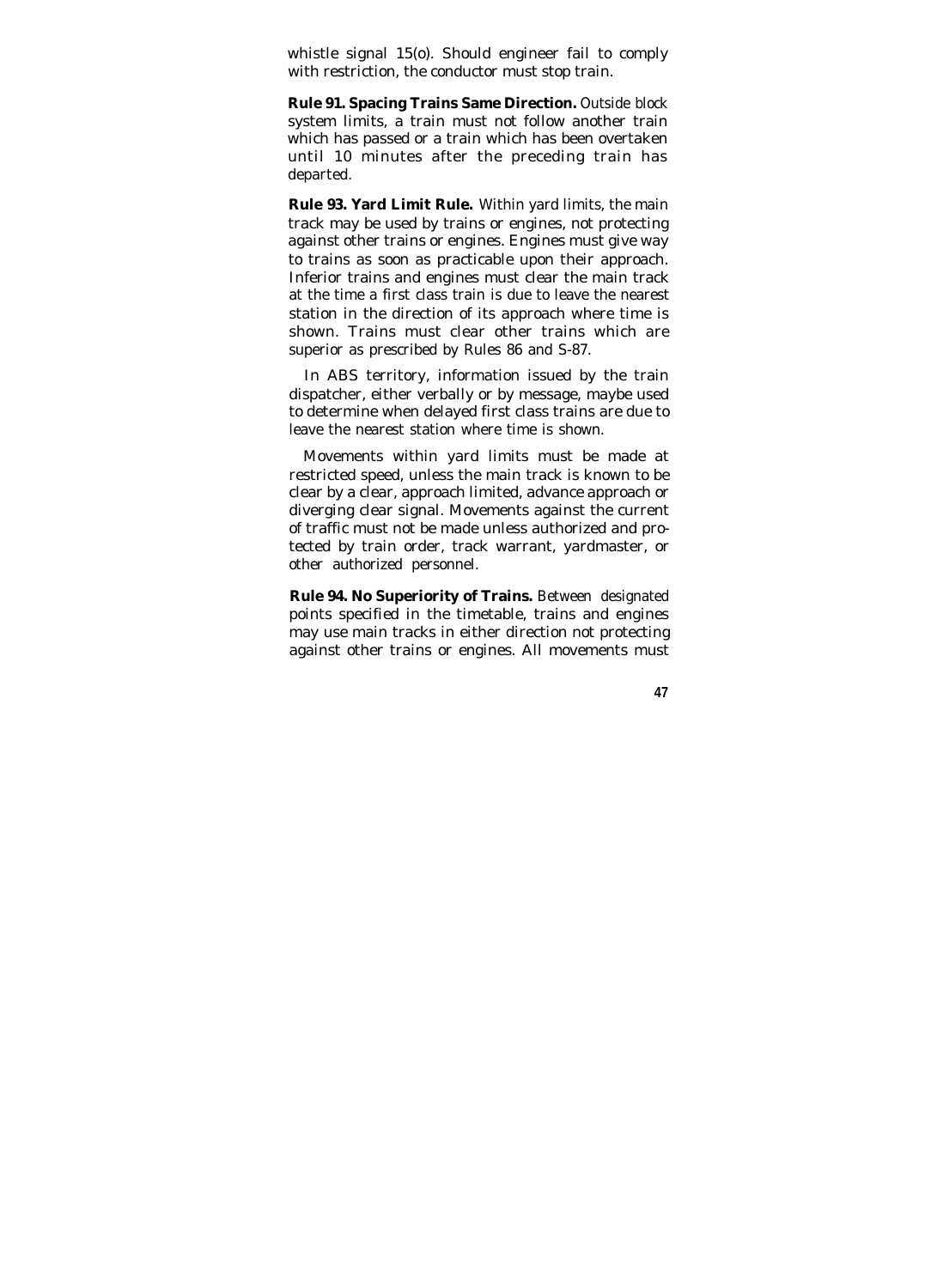whistle signal 15(o). Should engineer fail to comply with restriction, the conductor must stop train.

**Rule 91. Spacing Trains Same Direction.** Outside block system limits, a train must not follow another train which has passed or a train which has been overtaken until 10 minutes after the preceding train has departed.

**Rule 93. Yard Limit Rule.** Within yard limits, the main track may be used by trains or engines, not protecting against other trains or engines. Engines must give way to trains as soon as practicable upon their approach. Inferior trains and engines must clear the main track at the time a first class train is due to leave the nearest station in the direction of its approach where time is shown. Trains must clear other trains which are superior as prescribed by Rules 86 and S-87.

In ABS territory, information issued by the train dispatcher, either verbally or by message, maybe used to determine when delayed first class trains are due to leave the nearest station where time is shown.

Movements within yard limits must be made at restricted speed, unless the main track is known to be clear by a clear, approach limited, advance approach or diverging clear signal. Movements against the current of traffic must not be made unless authorized and protected by train order, track warrant, yardmaster, or other authorized personnel.

**Rule 94. No Superiority of Trains.** Between designated points specified in the timetable, trains and engines may use main tracks in either direction not protecting against other trains or engines. All movements must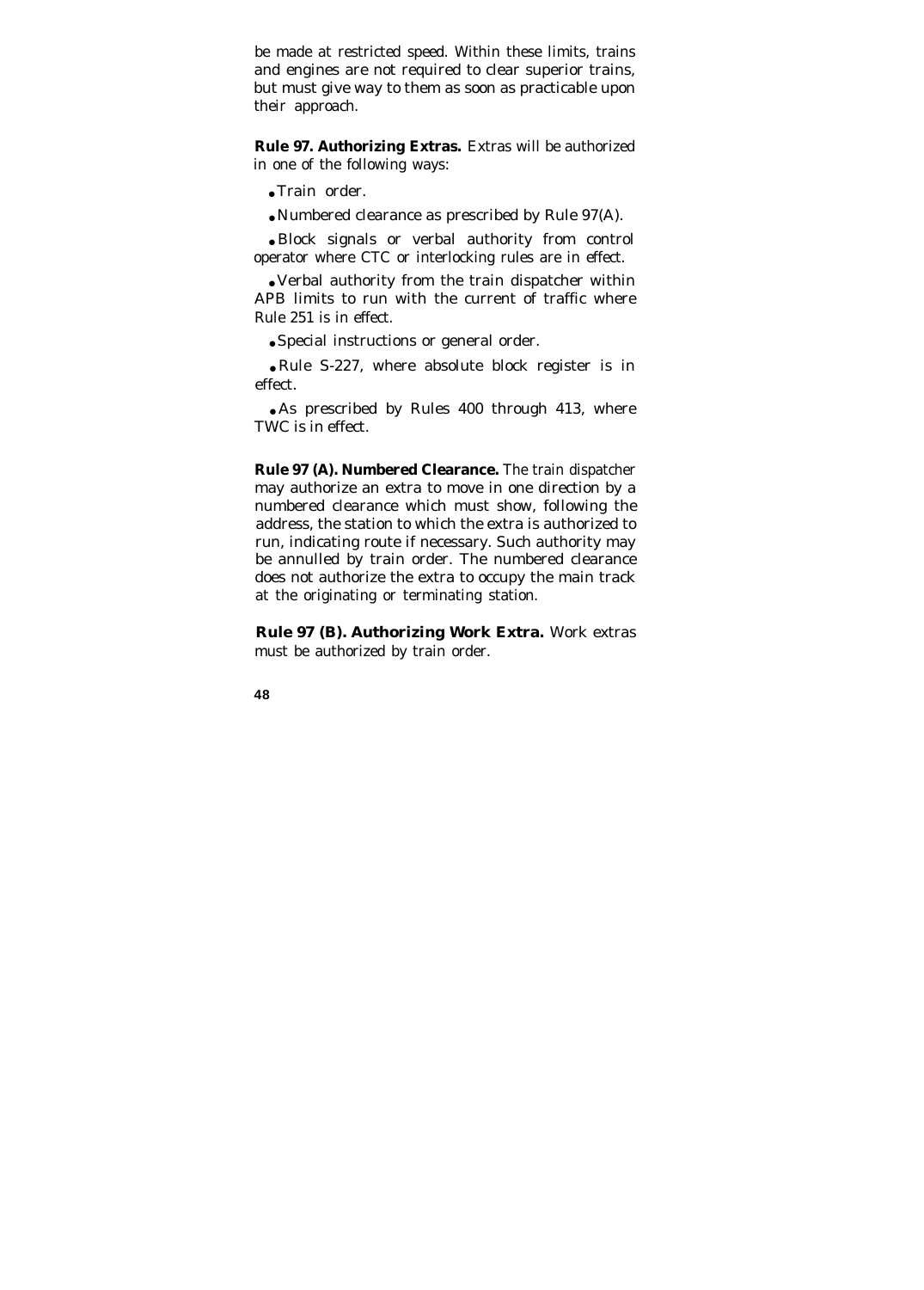be made at restricted speed. Within these limits, trains and engines are not required to clear superior trains, but must give way to them as soon as practicable upon their approach.

**Rule 97. Authorizing Extras.** Extras will be authorized in one of the following ways:

- Train order.
- Numbered clearance as prescribed by Rule 97(A).
- Block signals or verbal authority from control operator where CTC or interlocking rules are in effect.
- Verbal authority from the train dispatcher within APB limits to run with the current of traffic where Rule 251 is in effect.
- Special instructions or general order.
- Rule S-227, where absolute block register is in effect.
- As prescribed by Rules 400 through 413, where TWC is in effect.

**Rule 97 (A). Numbered Clearance.** The train dispatcher may authorize an extra to move in one direction by a numbered clearance which must show, following the address, the station to which the extra is authorized to run, indicating route if necessary. Such authority may be annulled by train order. The numbered clearance does not authorize the extra to occupy the main track at the originating or terminating station.

**Rule 97 (B). Authorizing Work Extra.** Work extras must be authorized by train order.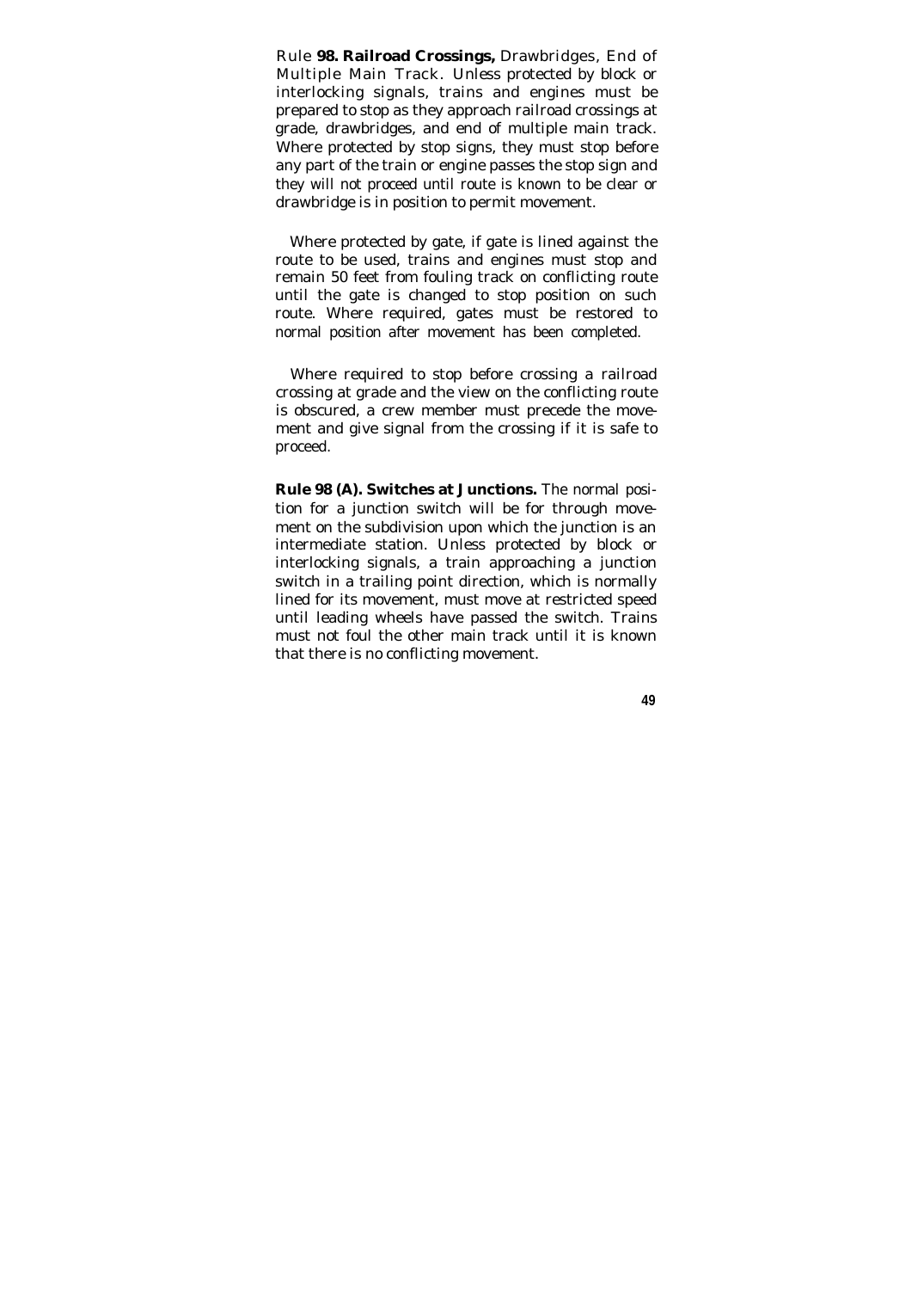Rule **98. Railroad Crossings,** Drawbridges, End of Multiple Main Track. Unless protected by block or interlocking signals, trains and engines must be prepared to stop as they approach railroad crossings at grade, drawbridges, and end of multiple main track. Where protected by stop signs, they must stop before any part of the train or engine passes the stop sign and they will not proceed until route is known to be clear or drawbridge is in position to permit movement.

Where protected by gate, if gate is lined against the route to be used, trains and engines must stop and remain 50 feet from fouling track on conflicting route until the gate is changed to stop position on such route. Where required, gates must be restored to normal position after movement has been completed.

Where required to stop before crossing a railroad crossing at grade and the view on the conflicting route is obscured, a crew member must precede the movement and give signal from the crossing if it is safe to proceed.

**Rule 98 (A). Switches at Junctions.** The normal position for a junction switch will be for through movement on the subdivision upon which the junction is an intermediate station. Unless protected by block or interlocking signals, a train approaching a junction switch in a trailing point direction, which is normally lined for its movement, must move at restricted speed until leading wheels have passed the switch. Trains must not foul the other main track until it is known that there is no conflicting movement.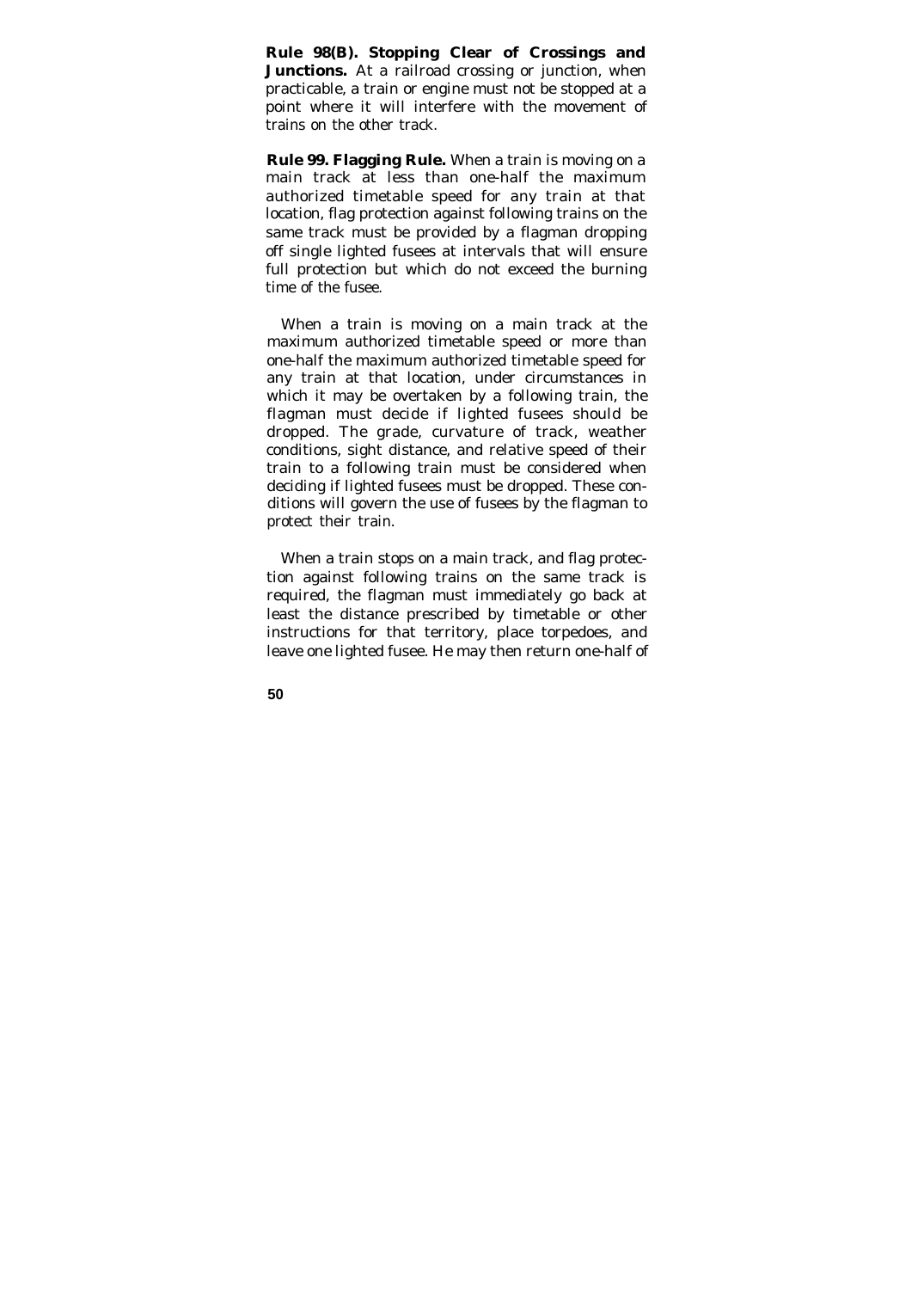**Rule 98(B). Stopping Clear of Crossings and Junctions.** At a railroad crossing or junction, when practicable, a train or engine must not be stopped at a point where it will interfere with the movement of trains on the other track.

**Rule 99. Flagging Rule.** When a train is moving on a main track at less than one-half the maximum authorized timetable speed for any train at that location, flag protection against following trains on the same track must be provided by a flagman dropping off single lighted fusees at intervals that will ensure full protection but which do not exceed the burning time of the fusee.

When a train is moving on a main track at the maximum authorized timetable speed or more than one-half the maximum authorized timetable speed for any train at that location, under circumstances in which it may be overtaken by a following train, the flagman must decide if lighted fusees should be dropped. The grade, curvature of track, weather conditions, sight distance, and relative speed of their train to a following train must be considered when deciding if lighted fusees must be dropped. These conditions will govern the use of fusees by the flagman to protect their train.

When a train stops on a main track, and flag protection against following trains on the same track is required, the flagman must immediately go back at least the distance prescribed by timetable or other instructions for that territory, place torpedoes, and leave one lighted fusee. He may then return one-half of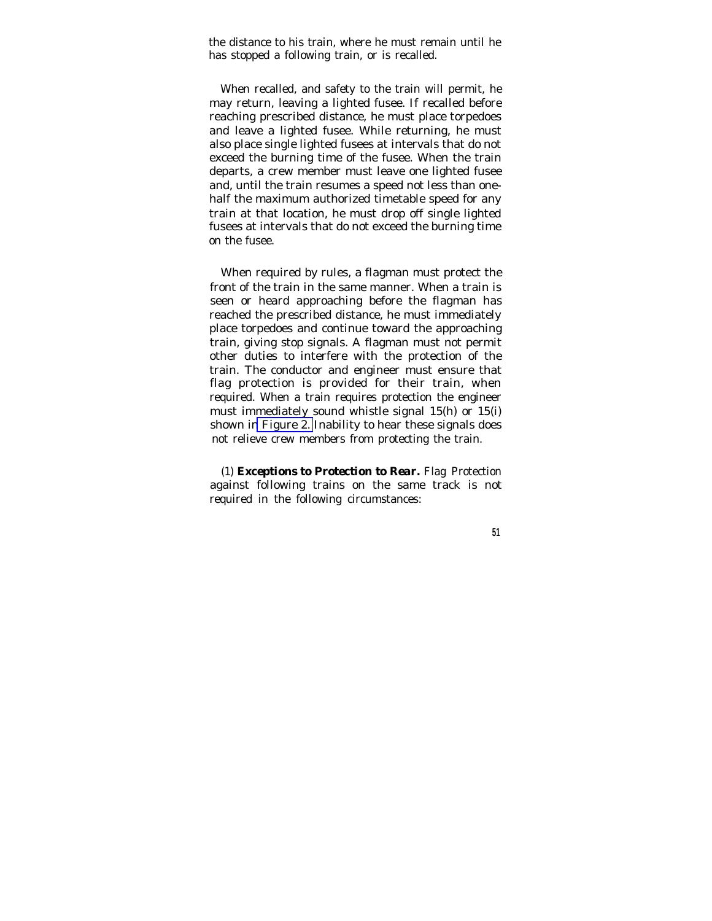the distance to his train, where he must remain until he has stopped a following train, or is recalled.

When recalled, and safety to the train will permit, he may return, leaving a lighted fusee. If recalled before reaching prescribed distance, he must place torpedoes and leave a lighted fusee. While returning, he must also place single lighted fusees at intervals that do not exceed the burning time of the fusee. When the train departs, a crew member must leave one lighted fusee and, until the train resumes a speed not less than one-half the maximum authorized timetable speed for any train at that location, he must drop off single lighted fusees at intervals that do not exceed the burning time on the fusee.

When required by rules, a flagman must protect the front of the train in the same manner. When a train is seen or heard approaching before the flagman has reached the prescribed distance, he must immediately place torpedoes and continue toward the approaching train, giving stop signals. A flagman must not permit other duties to interfere with the protection of the train. The conductor and engineer must ensure that flag protection is provided for their train, when required. When a train requires protection the engineer must immediately sound whistle signal 15(h) or 15(i) shown in Figure 2. Inability to hear these signals does not relieve crew members from protecting the train.

(1) ***Exceptions to Protection to Rear.*** Flag Protection against following trains on the same track is not required in the following circumstances: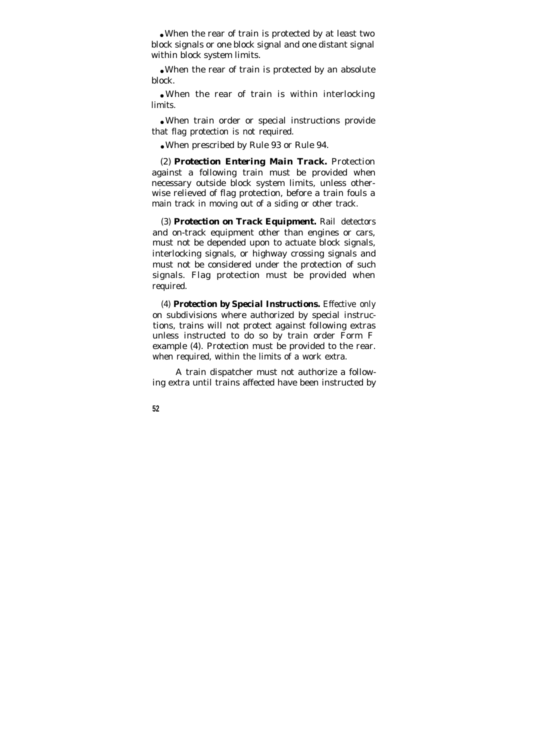- When the rear of train is protected by at least two block signals or one block signal and one distant signal within block system limits.

- When the rear of train is protected by an absolute block.

- When the rear of train is within interlocking limits.

- When train order or special instructions provide that flag protection is not required.

- When prescribed by Rule 93 or Rule 94.

(2) **Protection Entering Main Track.** Protection against a following train must be provided when necessary outside block system limits, unless otherwise relieved of flag protection, before a train fouls a main track in moving out of a siding or other track.

(3) **Protection on Track Equipment.** Rail detectors and on-track equipment other than engines or cars, must not be depended upon to actuate block signals, interlocking signals, or highway crossing signals and must not be considered under the protection of such signals. Flag protection must be provided when required.

(4) **Protection by Special Instructions.** Effective only on subdivisions where authorized by special instructions, trains will not protect against following extras unless instructed to do so by train order Form F example (4). Protection must be provided to the rear. when required, within the limits of a work extra.

A train dispatcher must not authorize a following extra until trains affected have been instructed by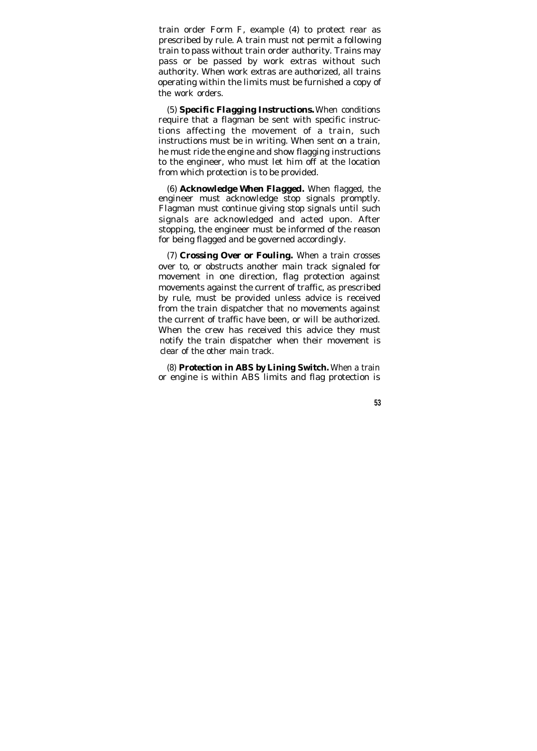train order Form F, example (4) to protect rear as prescribed by rule. A train must not permit a following train to pass without train order authority. Trains may pass or be passed by work extras without such authority. When work extras are authorized, all trains operating within the limits must be furnished a copy of the work orders.

(5) **Specific Flagging Instructions.** When conditions require that a flagman be sent with specific instructions affecting the movement of a train, such instructions must be in writing. When sent on a train, he must ride the engine and show flagging instructions to the engineer, who must let him off at the location from which protection is to be provided.

(6) **Acknowledge When Flagged.** When flagged, the engineer must acknowledge stop signals promptly. Flagman must continue giving stop signals until such signals are acknowledged and acted upon. After stopping, the engineer must be informed of the reason for being flagged and be governed accordingly.

(7) **Crossing Over or Fouling.** When a train crosses over to, or obstructs another main track signaled for movement in one direction, flag protection against movements against the current of traffic, as prescribed by rule, must be provided unless advice is received from the train dispatcher that no movements against the current of traffic have been, or will be authorized. When the crew has received this advice they must notify the train dispatcher when their movement is clear of the other main track.

(8) **Protection in ABS by Lining Switch.** When a train or engine is within ABS limits and flag protection is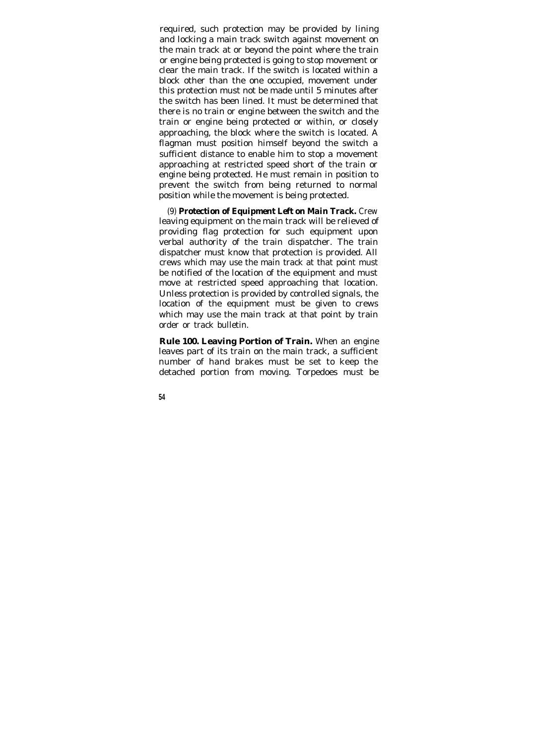required, such protection may be provided by lining and locking a main track switch against movement on the main track at or beyond the point where the train or engine being protected is going to stop movement or clear the main track. If the switch is located within a block other than the one occupied, movement under this protection must not be made until 5 minutes after the switch has been lined. It must be determined that there is no train or engine between the switch and the train or engine being protected or within, or closely approaching, the block where the switch is located. A flagman must position himself beyond the switch a sufficient distance to enable him to stop a movement approaching at restricted speed short of the train or engine being protected. He must remain in position to prevent the switch from being returned to normal position while the movement is being protected.

(9) **Protection of Equipment Left on Main Track.** Crew leaving equipment on the main track will be relieved of providing flag protection for such equipment upon verbal authority of the train dispatcher. The train dispatcher must know that protection is provided. All crews which may use the main track at that point must be notified of the location of the equipment and must move at restricted speed approaching that location. Unless protection is provided by controlled signals, the location of the equipment must be given to crews which may use the main track at that point by train order or track bulletin.

**Rule 100. Leaving Portion of Train.** When an engine leaves part of its train on the main track, a sufficient number of hand brakes must be set to keep the detached portion from moving. Torpedoes must be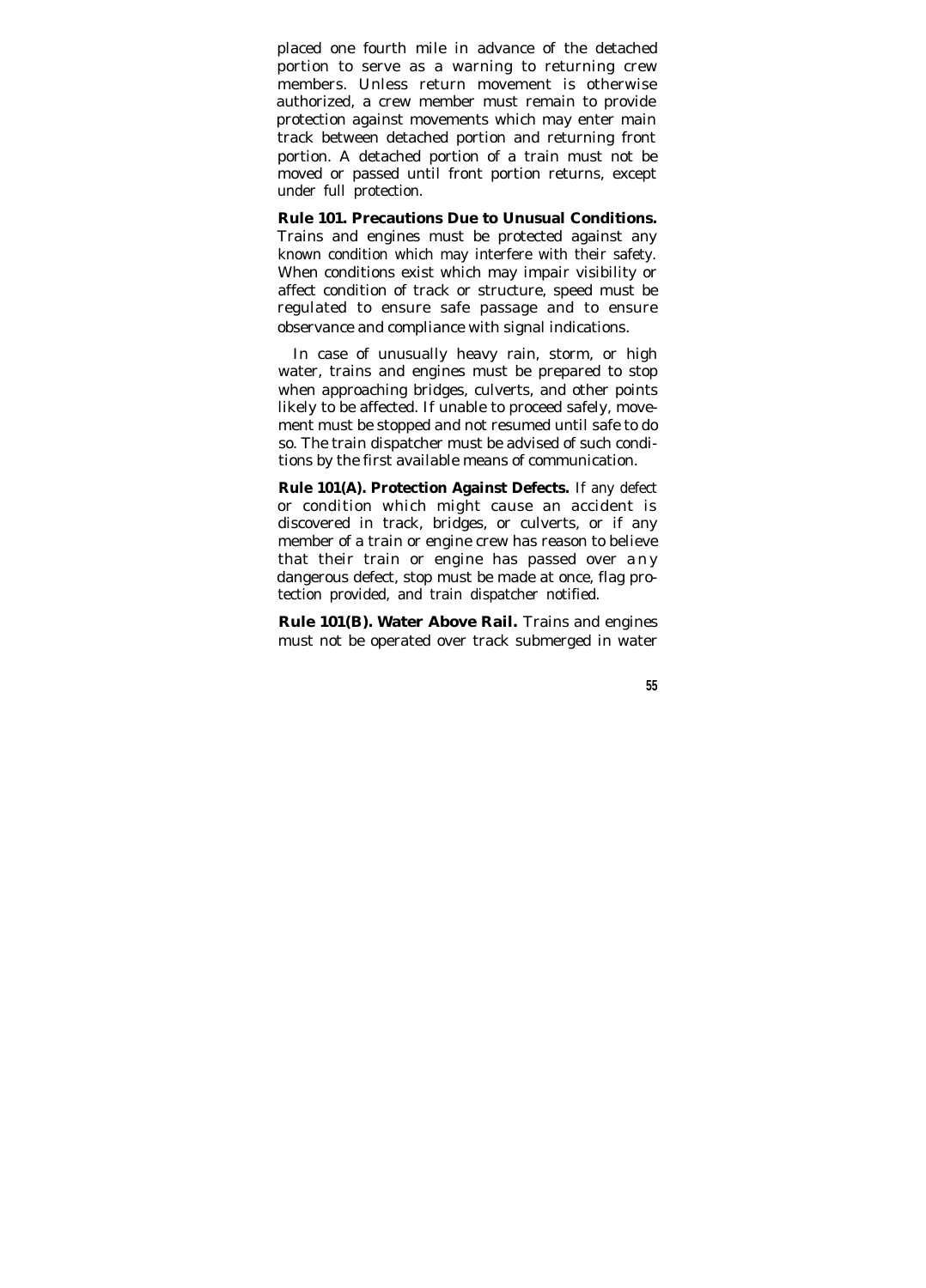placed one fourth mile in advance of the detached portion to serve as a warning to returning crew members. Unless return movement is otherwise authorized, a crew member must remain to provide protection against movements which may enter main track between detached portion and returning front portion. A detached portion of a train must not be moved or passed until front portion returns, except under full protection.

**Rule 101. Precautions Due to Unusual Conditions.** Trains and engines must be protected against any known condition which may interfere with their safety. When conditions exist which may impair visibility or affect condition of track or structure, speed must be regulated to ensure safe passage and to ensure observance and compliance with signal indications.

In case of unusually heavy rain, storm, or high water, trains and engines must be prepared to stop when approaching bridges, culverts, and other points likely to be affected. If unable to proceed safely, movement must be stopped and not resumed until safe to do so. The train dispatcher must be advised of such conditions by the first available means of communication.

**Rule 101(A). Protection Against Defects.** If any defect or condition which might cause an accident is discovered in track, bridges, or culverts, or if any member of a train or engine crew has reason to believe that their train or engine has passed over any dangerous defect, stop must be made at once, flag protection provided, and train dispatcher notified.

**Rule 101(B). Water Above Rail.** Trains and engines must not be operated over track submerged in water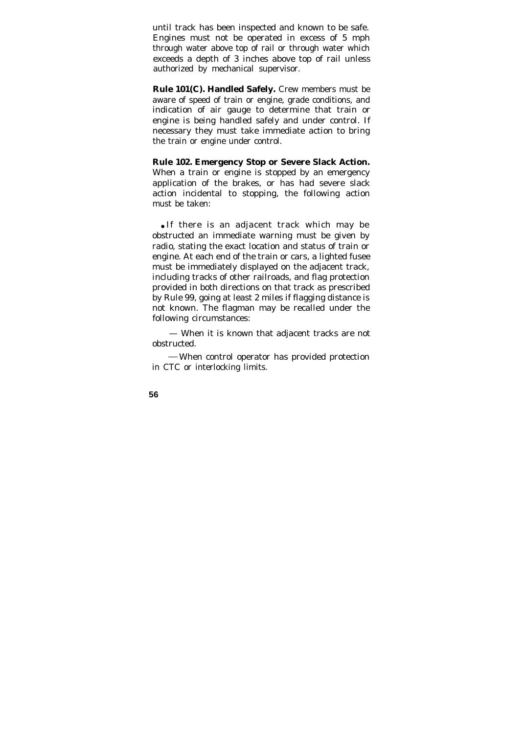until track has been inspected and known to be safe. Engines must not be operated in excess of 5 mph through water above top of rail or through water which exceeds a depth of 3 inches above top of rail unless authorized by mechanical supervisor.

**Rule 101(C). Handled Safely.** Crew members must be aware of speed of train or engine, grade conditions, and indication of air gauge to determine that train or engine is being handled safely and under control. If necessary they must take immediate action to bring the train or engine under control.

**Rule 102. Emergency Stop or Severe Slack Action.** When a train or engine is stopped by an emergency application of the brakes, or has had severe slack action incidental to stopping, the following action must be taken:

- If there is an adjacent track which may be obstructed an immediate warning must be given by radio, stating the exact location and status of train or engine. At each end of the train or cars, a lighted fusee must be immediately displayed on the adjacent track, including tracks of other railroads, and flag protection provided in both directions on that track as prescribed by Rule 99, going at least 2 miles if flagging distance is not known. The flagman may be recalled under the following circumstances:

  — When it is known that adjacent tracks are not obstructed.

  — When control operator has provided protection in CTC or interlocking limits.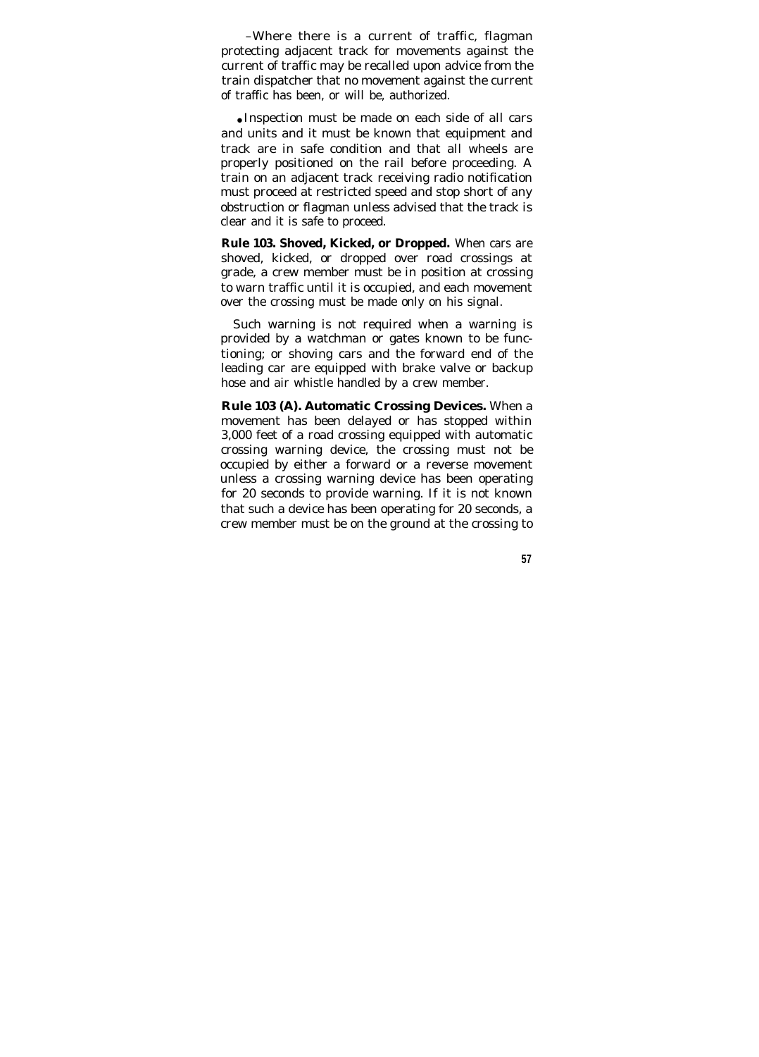–Where there is a current of traffic, flagman protecting adjacent track for movements against the current of traffic may be recalled upon advice from the train dispatcher that no movement against the current of traffic has been, or will be, authorized.

• Inspection must be made on each side of all cars and units and it must be known that equipment and track are in safe condition and that all wheels are properly positioned on the rail before proceeding. A train on an adjacent track receiving radio notification must proceed at restricted speed and stop short of any obstruction or flagman unless advised that the track is clear and it is safe to proceed.

**Rule 103. Shoved, Kicked, or Dropped.** When cars are shoved, kicked, or dropped over road crossings at grade, a crew member must be in position at crossing to warn traffic until it is occupied, and each movement over the crossing must be made only on his signal.

Such warning is not required when a warning is provided by a watchman or gates known to be functioning; or shoving cars and the forward end of the leading car are equipped with brake valve or backup hose and air whistle handled by a crew member.

**Rule 103 (A). Automatic Crossing Devices.** When a movement has been delayed or has stopped within 3,000 feet of a road crossing equipped with automatic crossing warning device, the crossing must not be occupied by either a forward or a reverse movement unless a crossing warning device has been operating for 20 seconds to provide warning. If it is not known that such a device has been operating for 20 seconds, a crew member must be on the ground at the crossing to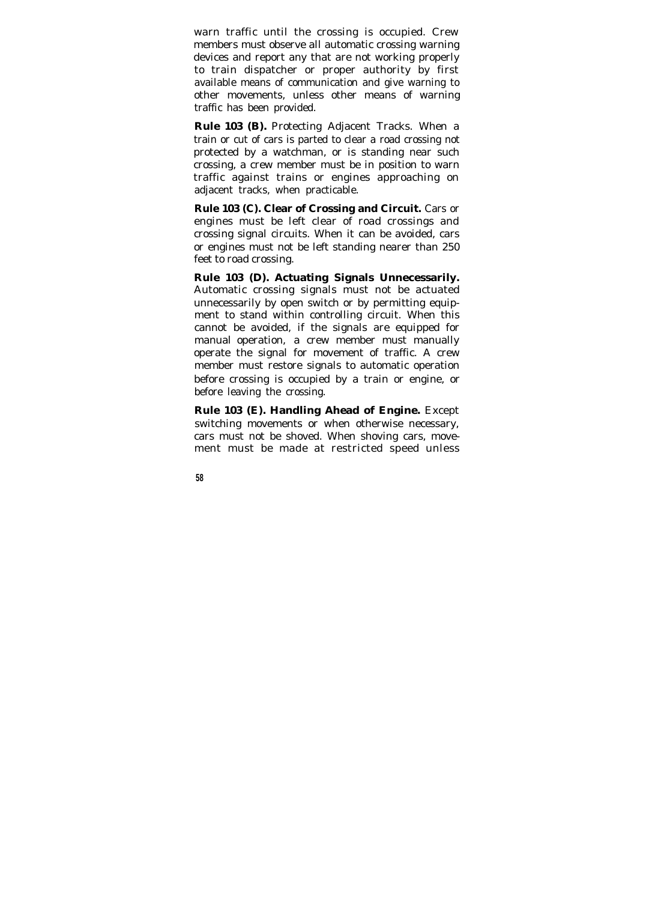warn traffic until the crossing is occupied. Crew members must observe all automatic crossing warning devices and report any that are not working properly to train dispatcher or proper authority by first available means of communication and give warning to other movements, unless other means of warning traffic has been provided.

**Rule 103 (B).** Protecting Adjacent Tracks. When a train or cut of cars is parted to clear a road crossing not protected by a watchman, or is standing near such crossing, a crew member must be in position to warn traffic against trains or engines approaching on adjacent tracks, when practicable.

**Rule 103 (C). Clear of Crossing and Circuit.** Cars or engines must be left clear of road crossings and crossing signal circuits. When it can be avoided, cars or engines must not be left standing nearer than 250 feet to road crossing.

**Rule 103 (D). Actuating Signals Unnecessarily.** Automatic crossing signals must not be actuated unnecessarily by open switch or by permitting equipment to stand within controlling circuit. When this cannot be avoided, if the signals are equipped for manual operation, a crew member must manually operate the signal for movement of traffic. A crew member must restore signals to automatic operation before crossing is occupied by a train or engine, or before leaving the crossing.

**Rule 103 (E). Handling Ahead of Engine.** Except switching movements or when otherwise necessary, cars must not be shoved. When shoving cars, movement must be made at restricted speed unless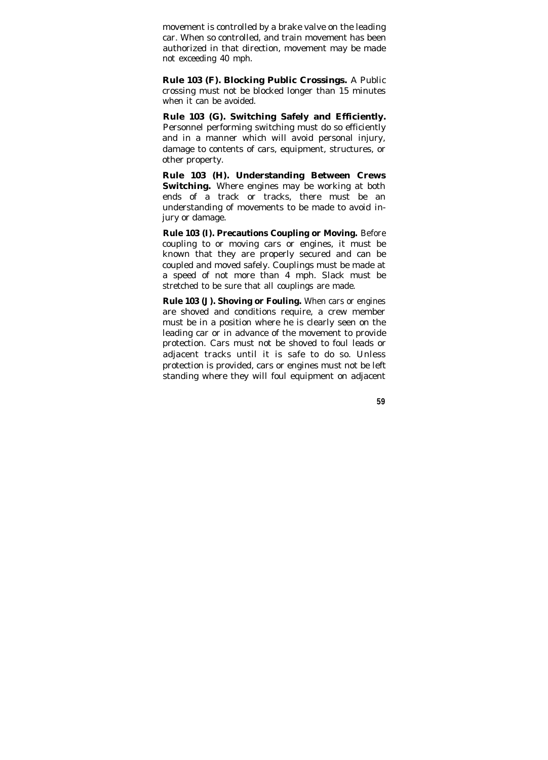movement is controlled by a brake valve on the leading car. When so controlled, and train movement has been authorized in that direction, movement may be made not exceeding 40 mph.

**Rule 103 (F). Blocking Public Crossings.** A Public crossing must not be blocked longer than 15 minutes when it can be avoided.

**Rule 103 (G). Switching Safely and Efficiently.** Personnel performing switching must do so efficiently and in a manner which will avoid personal injury, damage to contents of cars, equipment, structures, or other property.

**Rule 103 (H). Understanding Between Crews Switching.** Where engines may be working at both ends of a track or tracks, there must be an understanding of movements to be made to avoid injury or damage.

**Rule 103 (I). Precautions Coupling or Moving.** Before coupling to or moving cars or engines, it must be known that they are properly secured and can be coupled and moved safely. Couplings must be made at a speed of not more than 4 mph. Slack must be stretched to be sure that all couplings are made.

**Rule 103 (J). Shoving or Fouling.** When cars or engines are shoved and conditions require, a crew member must be in a position where he is clearly seen on the leading car or in advance of the movement to provide protection. Cars must not be shoved to foul leads or adjacent tracks until it is safe to do so. Unless protection is provided, cars or engines must not be left standing where they will foul equipment on adjacent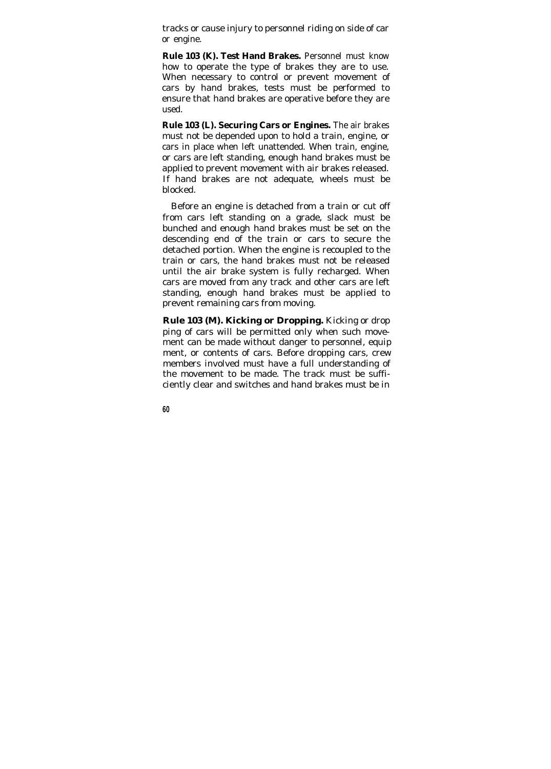tracks or cause injury to personnel riding on side of car or engine.

**Rule 103 (K). Test Hand Brakes.** Personnel must know how to operate the type of brakes they are to use. When necessary to control or prevent movement of cars by hand brakes, tests must be performed to ensure that hand brakes are operative before they are used.

**Rule 103 (L). Securing Cars or Engines.** The air brakes must not be depended upon to hold a train, engine, or cars in place when left unattended. When train, engine, or cars are left standing, enough hand brakes must be applied to prevent movement with air brakes released. If hand brakes are not adequate, wheels must be blocked.

Before an engine is detached from a train or cut off from cars left standing on a grade, slack must be bunched and enough hand brakes must be set on the descending end of the train or cars to secure the detached portion. When the engine is recoupled to the train or cars, the hand brakes must not be released until the air brake system is fully recharged. When cars are moved from any track and other cars are left standing, enough hand brakes must be applied to prevent remaining cars from moving.

**Rule 103 (M). Kicking or Dropping.** Kicking or dropping of cars will be permitted only when such movement can be made without danger to personnel, equipment, or contents of cars. Before dropping cars, crew members involved must have a full understanding of the movement to be made. The track must be sufficiently clear and switches and hand brakes must be in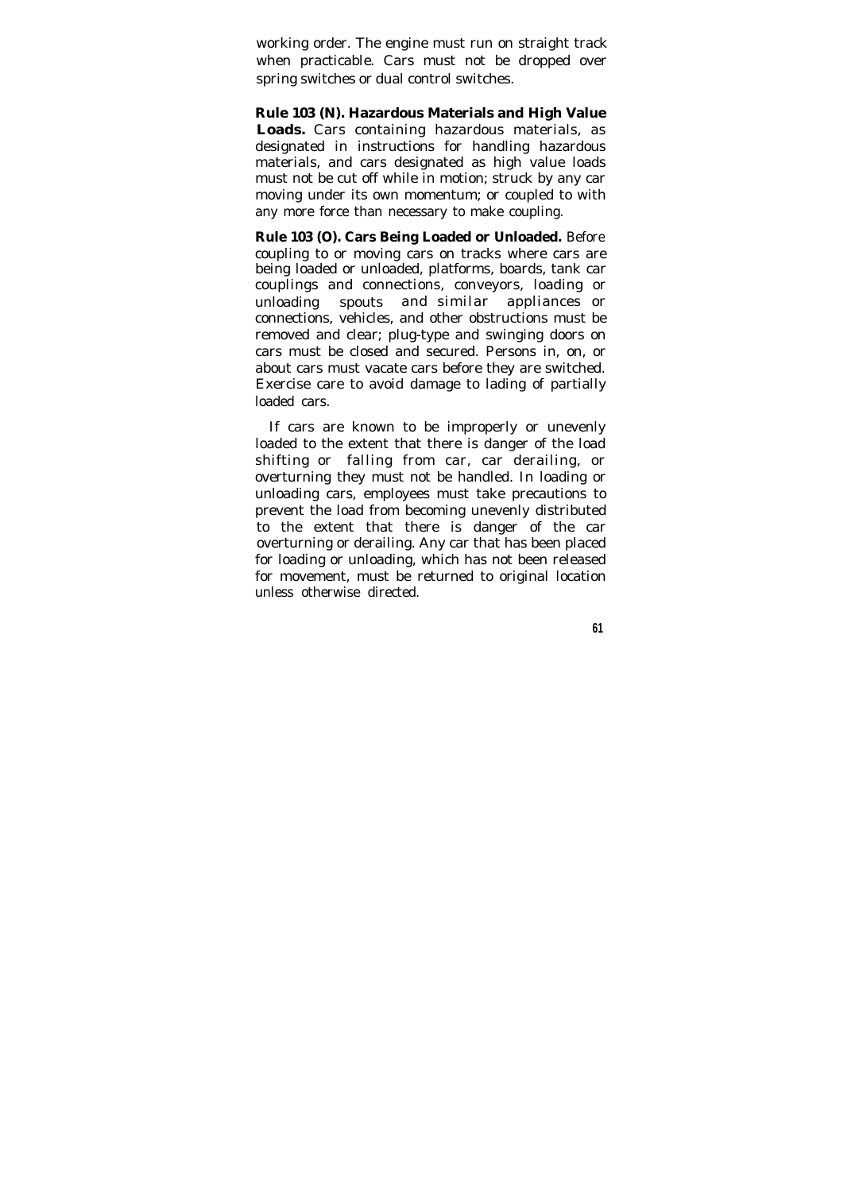working order. The engine must run on straight track when practicable. Cars must not be dropped over spring switches or dual control switches.

**Rule 103 (N). Hazardous Materials and High Value Loads.** Cars containing hazardous materials, as designated in instructions for handling hazardous materials, and cars designated as high value loads must not be cut off while in motion; struck by any car moving under its own momentum; or coupled to with any more force than necessary to make coupling.

**Rule 103 (O). Cars Being Loaded or Unloaded.** Before coupling to or moving cars on tracks where cars are being loaded or unloaded, platforms, boards, tank car couplings and connections, conveyors, loading or unloading spouts and similar appliances or connections, vehicles, and other obstructions must be removed and clear; plug-type and swinging doors on cars must be closed and secured. Persons in, on, or about cars must vacate cars before they are switched. Exercise care to avoid damage to lading of partially loaded cars.

If cars are known to be improperly or unevenly loaded to the extent that there is danger of the load shifting or falling from car, car derailing, or overturning they must not be handled. In loading or unloading cars, employees must take precautions to prevent the load from becoming unevenly distributed to the extent that there is danger of the car overturning or derailing. Any car that has been placed for loading or unloading, which has not been released for movement, must be returned to original location unless otherwise directed.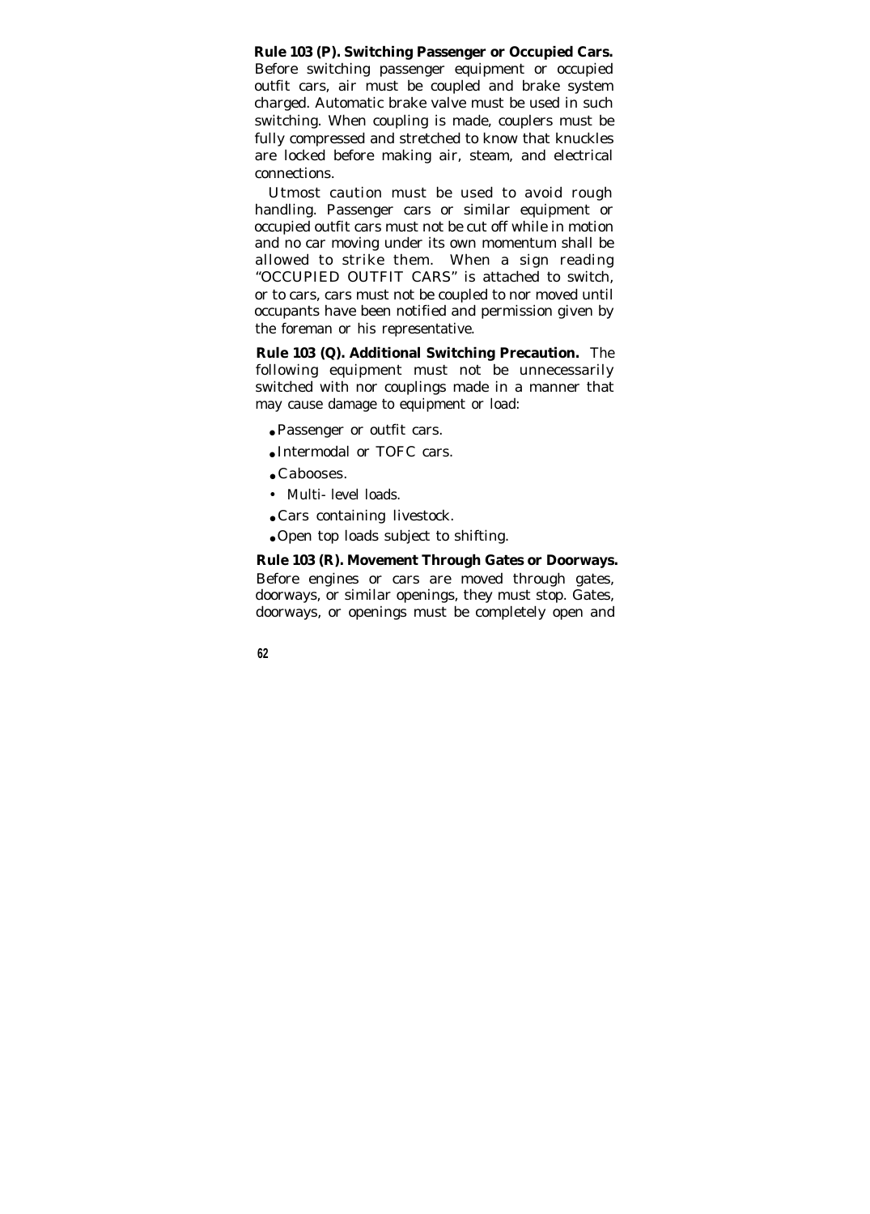**Rule 103 (P). Switching Passenger or Occupied Cars.** Before switching passenger equipment or occupied outfit cars, air must be coupled and brake system charged. Automatic brake valve must be used in such switching. When coupling is made, couplers must be fully compressed and stretched to know that knuckles are locked before making air, steam, and electrical connections.

Utmost caution must be used to avoid rough handling. Passenger cars or similar equipment or occupied outfit cars must not be cut off while in motion and no car moving under its own momentum shall be allowed to strike them. When a sign reading "OCCUPIED OUTFIT CARS" is attached to switch, or to cars, cars must not be coupled to nor moved until occupants have been notified and permission given by the foreman or his representative.

**Rule 103 (Q). Additional Switching Precaution.** The following equipment must not be unnecessarily switched with nor couplings made in a manner that may cause damage to equipment or load:

- Passenger or outfit cars.
- Intermodal or TOFC cars.
- Cabooses.
- Multi- level loads.
- Cars containing livestock.
- Open top loads subject to shifting.

**Rule 103 (R). Movement Through Gates or Doorways.** Before engines or cars are moved through gates, doorways, or similar openings, they must stop. Gates, doorways, or openings must be completely open and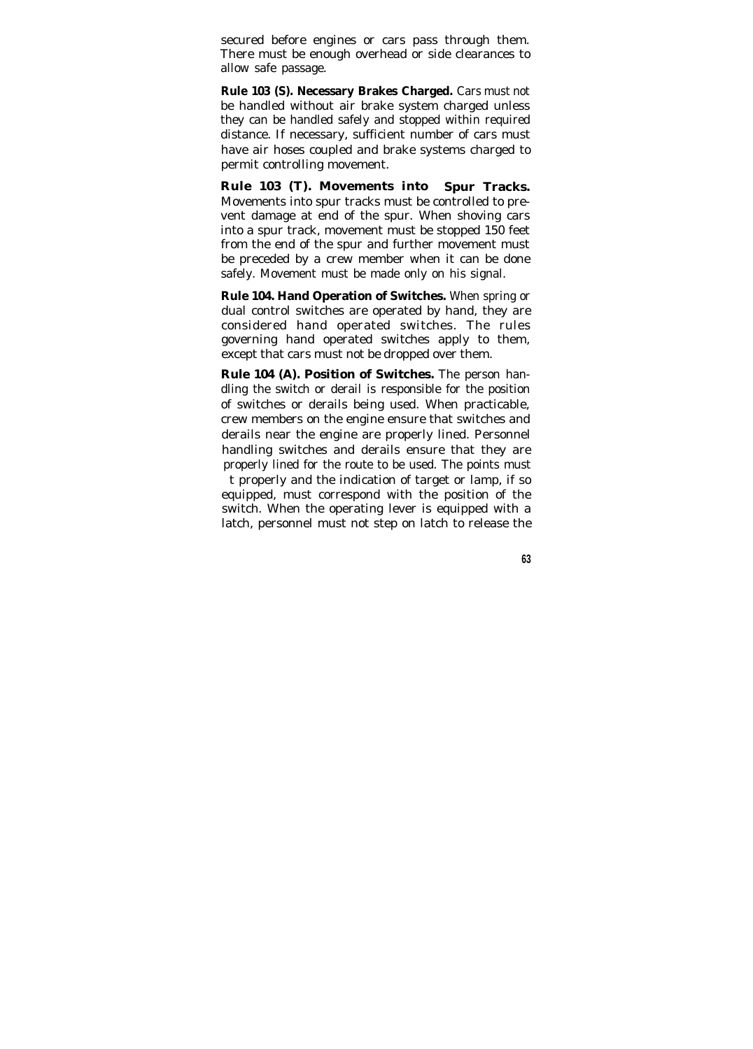secured before engines or cars pass through them. There must be enough overhead or side clearances to allow safe passage.

**Rule 103 (S). Necessary Brakes Charged.** Cars must not be handled without air brake system charged unless they can be handled safely and stopped within required distance. If necessary, sufficient number of cars must have air hoses coupled and brake systems charged to permit controlling movement.

**Rule 103 (T). Movements into Spur Tracks.** Movements into spur tracks must be controlled to prevent damage at end of the spur. When shoving cars into a spur track, movement must be stopped 150 feet from the end of the spur and further movement must be preceded by a crew member when it can be done safely. Movement must be made only on his signal.

**Rule 104. Hand Operation of Switches.** When spring or dual control switches are operated by hand, they are considered hand operated switches. The rules governing hand operated switches apply to them, except that cars must not be dropped over them.

**Rule 104 (A). Position of Switches.** The person handling the switch or derail is responsible for the position of switches or derails being used. When practicable, crew members on the engine ensure that switches and derails near the engine are properly lined. Personnel handling switches and derails ensure that they are properly lined for the route to be used. The points must t properly and the indication of target or lamp, if so equipped, must correspond with the position of the switch. When the operating lever is equipped with a latch, personnel must not step on latch to release the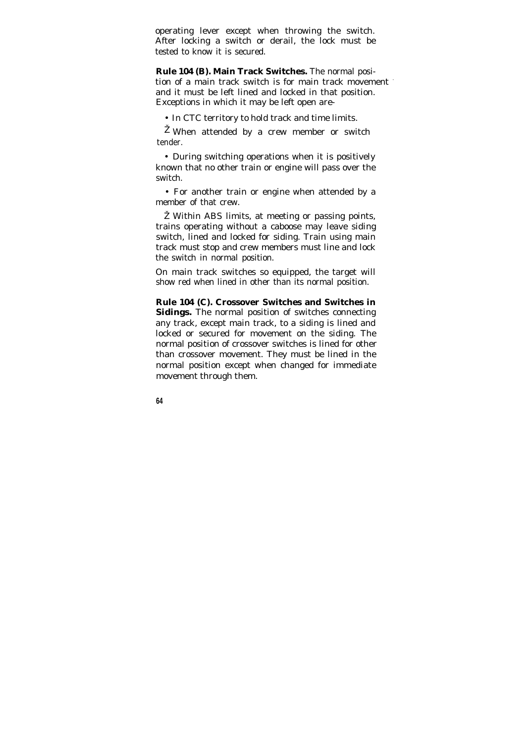operating lever except when throwing the switch. After locking a switch or derail, the lock must be tested to know it is secured.

**Rule 104 (B). Main Track Switches.** The normal position of a main track switch is for main track movement and it must be left lined and locked in that position. Exceptions in which it may be left open are–

- In CTC territory to hold track and time limits.
- When attended by a crew member or switch tender.
- During switching operations when it is positively known that no other train or engine will pass over the switch.
- For another train or engine when attended by a member of that crew.
- Within ABS limits, at meeting or passing points, trains operating without a caboose may leave siding switch, lined and locked for siding. Train using main track must stop and crew members must line and lock the switch in normal position.

On main track switches so equipped, the target will show red when lined in other than its normal position.

**Rule 104 (C). Crossover Switches and Switches in Sidings.** The normal position of switches connecting any track, except main track, to a siding is lined and locked or secured for movement on the siding. The normal position of crossover switches is lined for other than crossover movement. They must be lined in the normal position except when changed for immediate movement through them.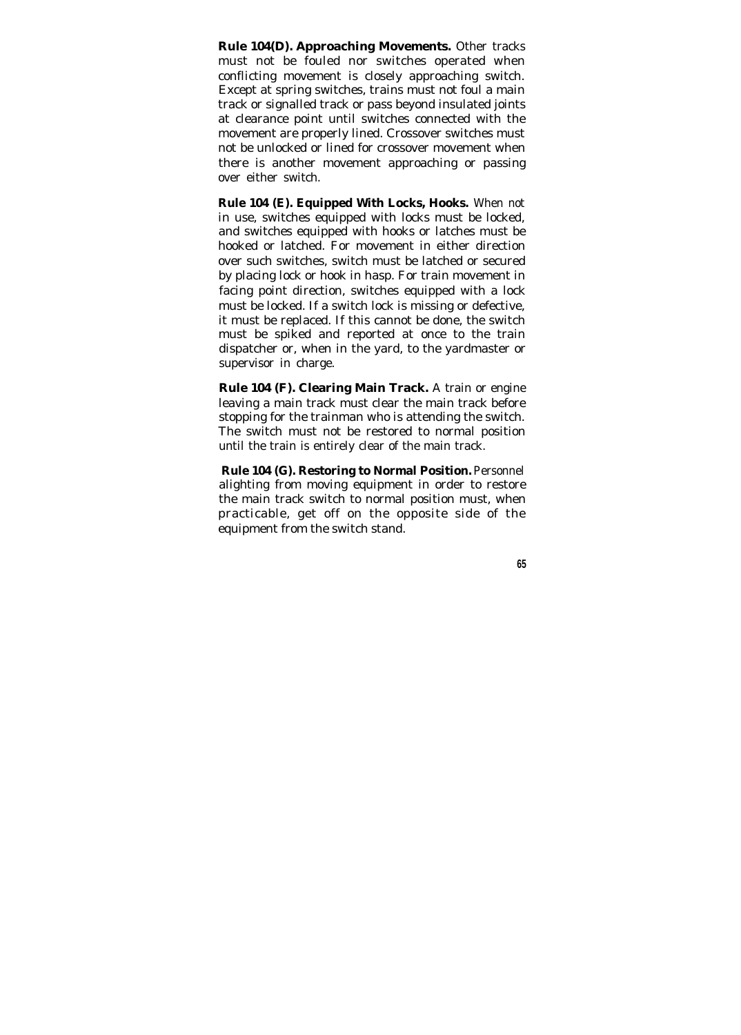**Rule 104(D). Approaching Movements.** Other tracks must not be fouled nor switches operated when conflicting movement is closely approaching switch. Except at spring switches, trains must not foul a main track or signalled track or pass beyond insulated joints at clearance point until switches connected with the movement are properly lined. Crossover switches must not be unlocked or lined for crossover movement when there is another movement approaching or passing over either switch.

**Rule 104 (E). Equipped With Locks, Hooks.** When not in use, switches equipped with locks must be locked, and switches equipped with hooks or latches must be hooked or latched. For movement in either direction over such switches, switch must be latched or secured by placing lock or hook in hasp. For train movement in facing point direction, switches equipped with a lock must be locked. If a switch lock is missing or defective, it must be replaced. If this cannot be done, the switch must be spiked and reported at once to the train dispatcher or, when in the yard, to the yardmaster or supervisor in charge.

**Rule 104 (F). Clearing Main Track.** A train or engine leaving a main track must clear the main track before stopping for the trainman who is attending the switch. The switch must not be restored to normal position until the train is entirely clear of the main track.

**Rule 104 (G). Restoring to Normal Position.** Personnel alighting from moving equipment in order to restore the main track switch to normal position must, when practicable, get off on the opposite side of the equipment from the switch stand.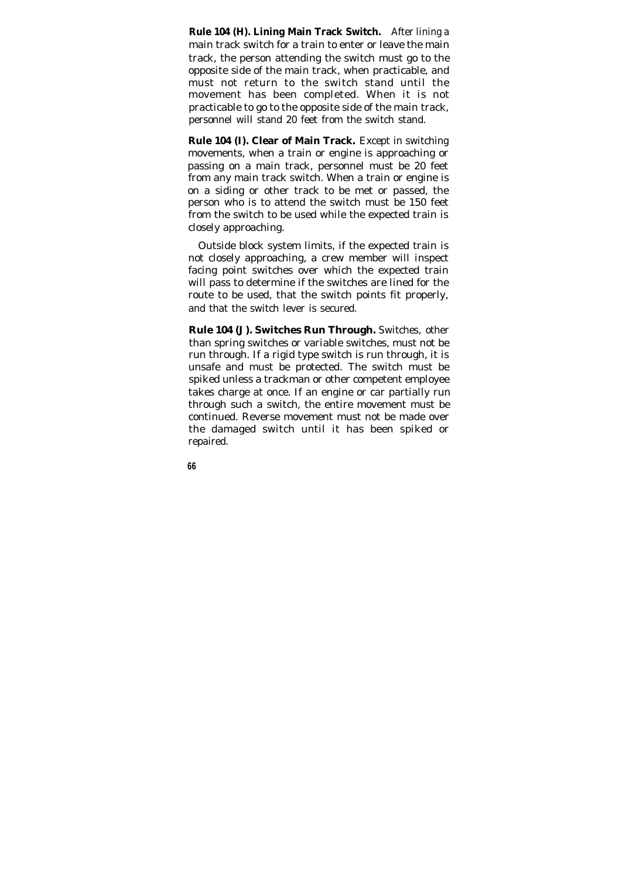**Rule 104 (H). Lining Main Track Switch.** After lining a main track switch for a train to enter or leave the main track, the person attending the switch must go to the opposite side of the main track, when practicable, and must not return to the switch stand until the movement has been completed. When it is not practicable to go to the opposite side of the main track, personnel will stand 20 feet from the switch stand.

**Rule 104 (I). Clear of Main Track.** Except in switching movements, when a train or engine is approaching or passing on a main track, personnel must be 20 feet from any main track switch. When a train or engine is on a siding or other track to be met or passed, the person who is to attend the switch must be 150 feet from the switch to be used while the expected train is closely approaching.

Outside block system limits, if the expected train is not closely approaching, a crew member will inspect facing point switches over which the expected train will pass to determine if the switches are lined for the route to be used, that the switch points fit properly, and that the switch lever is secured.

**Rule 104 (J). Switches Run Through.** Switches, other than spring switches or variable switches, must not be run through. If a rigid type switch is run through, it is unsafe and must be protected. The switch must be spiked unless a trackman or other competent employee takes charge at once. If an engine or car partially run through such a switch, the entire movement must be continued. Reverse movement must not be made over the damaged switch until it has been spiked or repaired.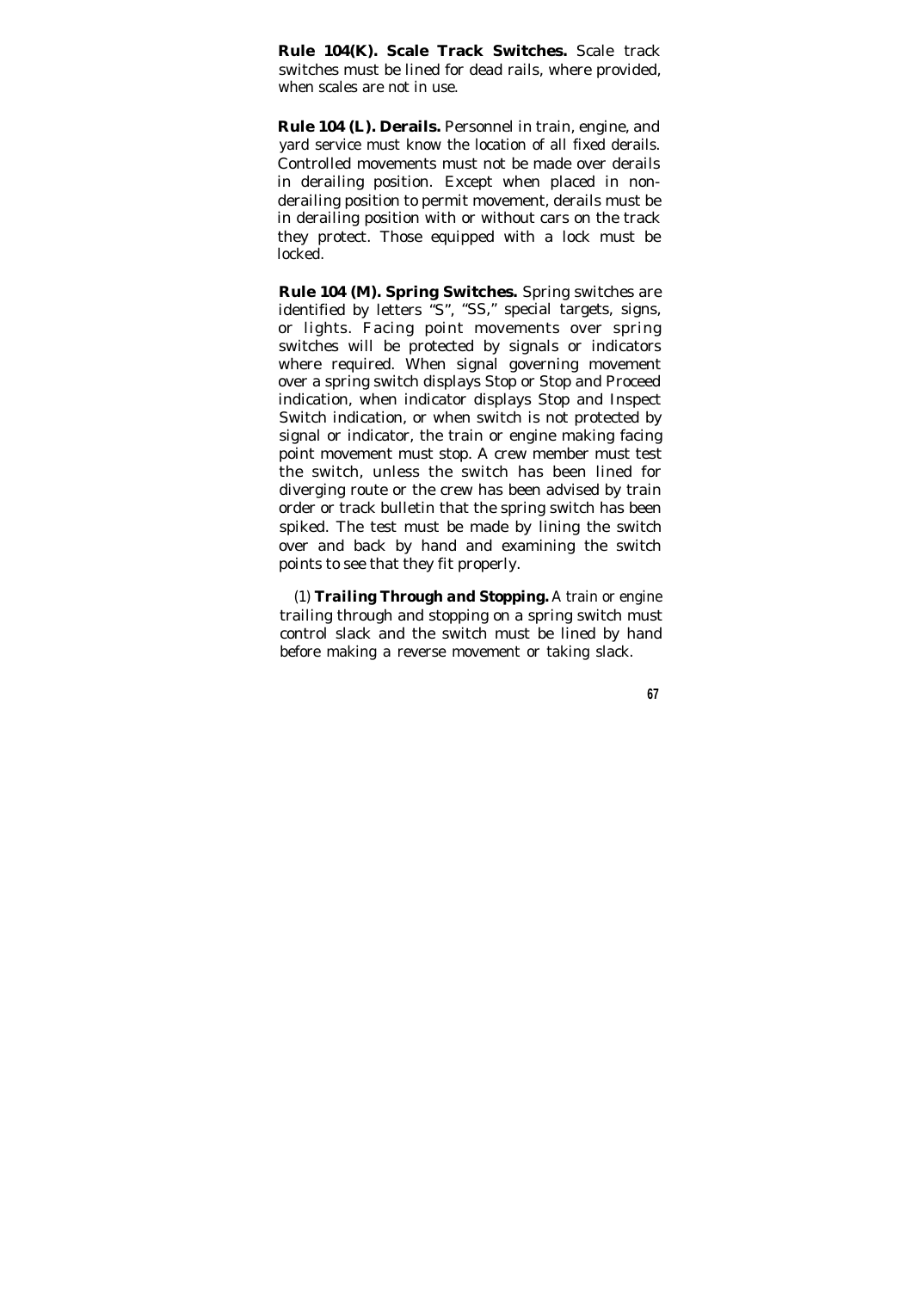**Rule 104(K). Scale Track Switches.** Scale track switches must be lined for dead rails, where provided, when scales are not in use.

**Rule 104 (L). Derails.** Personnel in train, engine, and yard service must know the location of all fixed derails. Controlled movements must not be made over derails in derailing position. Except when placed in non-derailing position to permit movement, derails must be in derailing position with or without cars on the track they protect. Those equipped with a lock must be locked.

**Rule 104 (M). Spring Switches.** Spring switches are identified by letters "S", "SS," special targets, signs, or lights. Facing point movements over spring switches will be protected by signals or indicators where required. When signal governing movement over a spring switch displays Stop or Stop and Proceed indication, when indicator displays Stop and Inspect Switch indication, or when switch is not protected by signal or indicator, the train or engine making facing point movement must stop. A crew member must test the switch, unless the switch has been lined for diverging route or the crew has been advised by train order or track bulletin that the spring switch has been spiked. The test must be made by lining the switch over and back by hand and examining the switch points to see that they fit properly.

(1) ***Trailing Through and Stopping.*** A train or engine trailing through and stopping on a spring switch must control slack and the switch must be lined by hand before making a reverse movement or taking slack.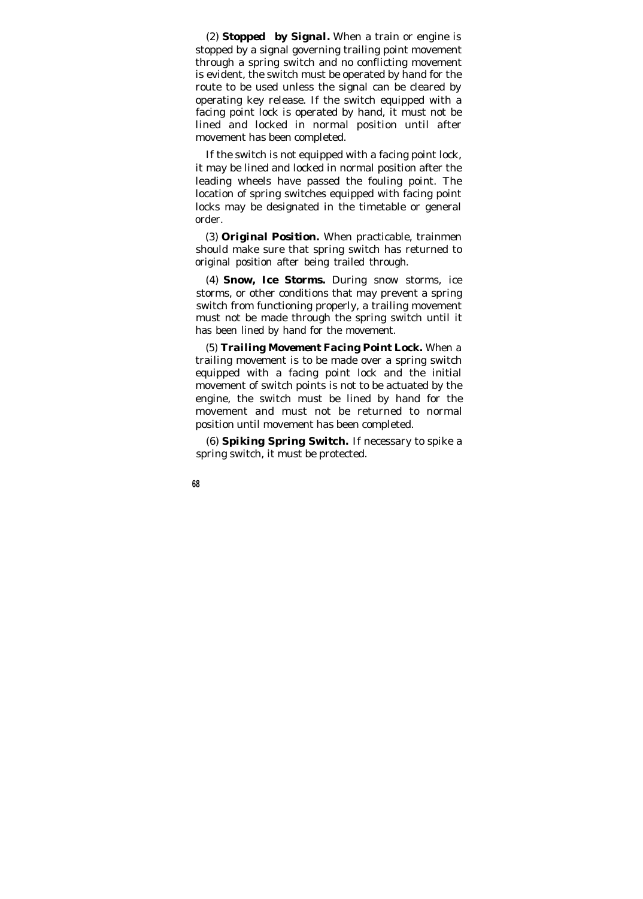(2) **Stopped by Signal.** When a train or engine is stopped by a signal governing trailing point movement through a spring switch and no conflicting movement is evident, the switch must be operated by hand for the route to be used unless the signal can be cleared by operating key release. If the switch equipped with a facing point lock is operated by hand, it must not be lined and locked in normal position until after movement has been completed.

If the switch is not equipped with a facing point lock, it may be lined and locked in normal position after the leading wheels have passed the fouling point. The location of spring switches equipped with facing point locks may be designated in the timetable or general order.

(3) **Original Position.** When practicable, trainmen should make sure that spring switch has returned to original position after being trailed through.

(4) **Snow, Ice Storms.** During snow storms, ice storms, or other conditions that may prevent a spring switch from functioning properly, a trailing movement must not be made through the spring switch until it has been lined by hand for the movement.

(5) **Trailing Movement Facing Point Lock.** When a trailing movement is to be made over a spring switch equipped with a facing point lock and the initial movement of switch points is not to be actuated by the engine, the switch must be lined by hand for the movement and must not be returned to normal position until movement has been completed.

(6) **Spiking Spring Switch.** If necessary to spike a spring switch, it must be protected.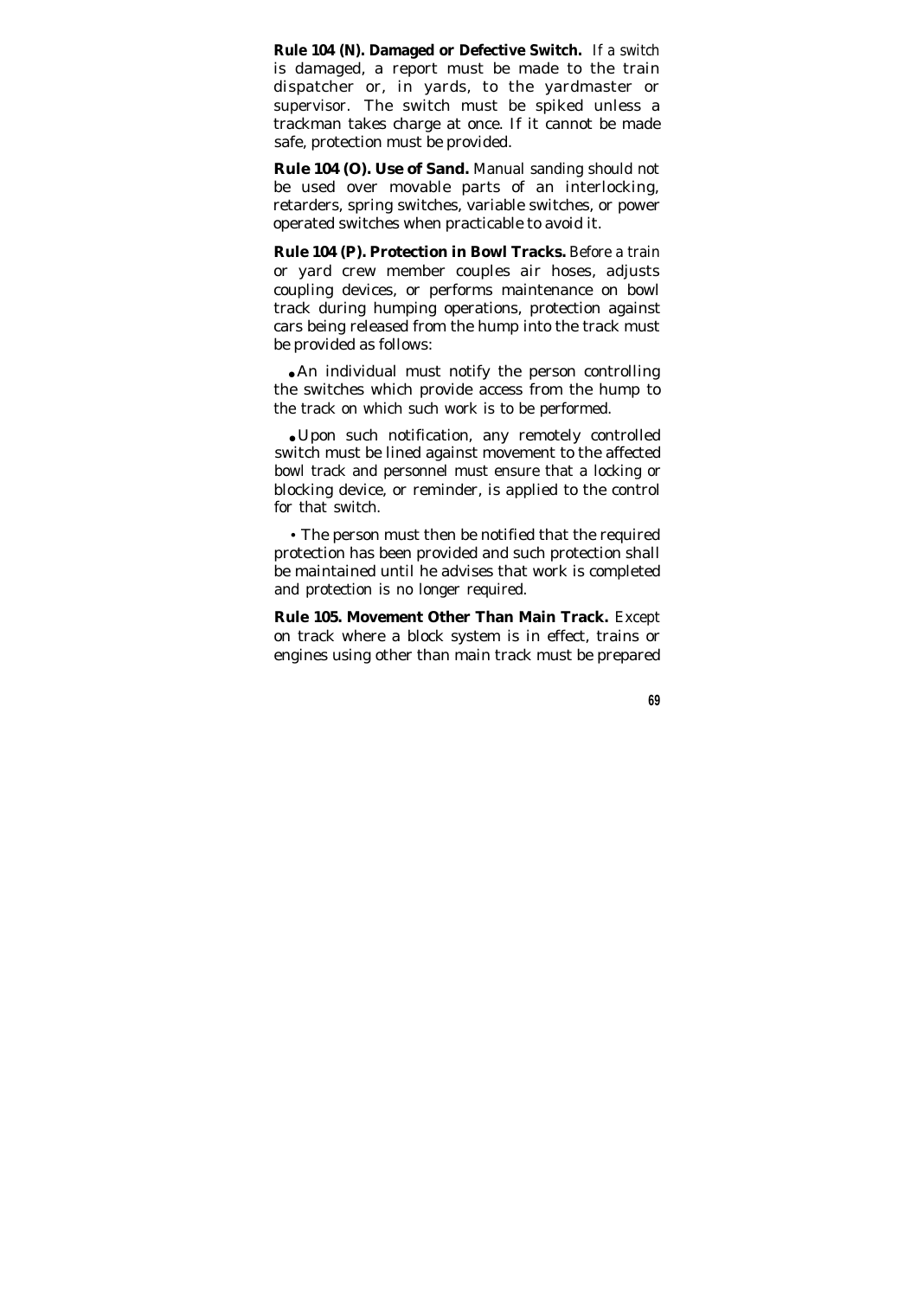**Rule 104 (N). Damaged or Defective Switch.** If a switch is damaged, a report must be made to the train dispatcher or, in yards, to the yardmaster or supervisor. The switch must be spiked unless a trackman takes charge at once. If it cannot be made safe, protection must be provided.

**Rule 104 (O). Use of Sand.** Manual sanding should not be used over movable parts of an interlocking, retarders, spring switches, variable switches, or power operated switches when practicable to avoid it.

**Rule 104 (P). Protection in Bowl Tracks.** Before a train or yard crew member couples air hoses, adjusts coupling devices, or performs maintenance on bowl track during humping operations, protection against cars being released from the hump into the track must be provided as follows:

- An individual must notify the person controlling the switches which provide access from the hump to the track on which such work is to be performed.
- Upon such notification, any remotely controlled switch must be lined against movement to the affected bowl track and personnel must ensure that a locking or blocking device, or reminder, is applied to the control for that switch.
- The person must then be notified that the required protection has been provided and such protection shall be maintained until he advises that work is completed and protection is no longer required.

**Rule 105. Movement Other Than Main Track.** Except on track where a block system is in effect, trains or engines using other than main track must be prepared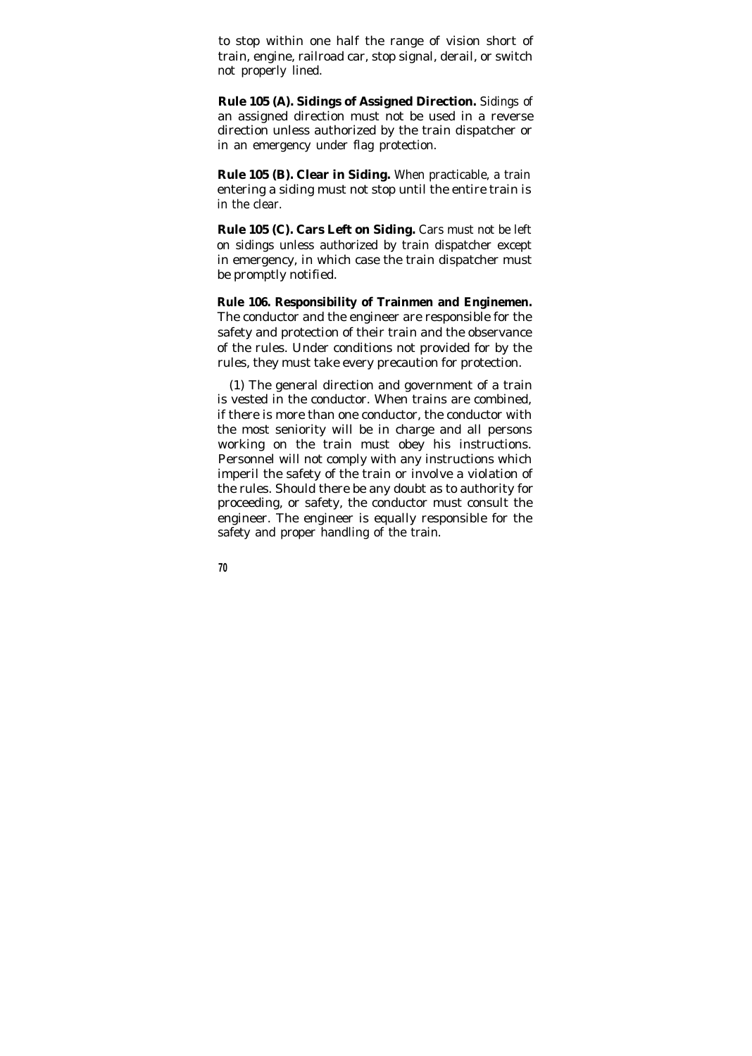to stop within one half the range of vision short of train, engine, railroad car, stop signal, derail, or switch not properly lined.

**Rule 105 (A). Sidings of Assigned Direction.** Sidings of an assigned direction must not be used in a reverse direction unless authorized by the train dispatcher or in an emergency under flag protection.

**Rule 105 (B). Clear in Siding.** When practicable, a train entering a siding must not stop until the entire train is in the clear.

**Rule 105 (C). Cars Left on Siding.** Cars must not be left on sidings unless authorized by train dispatcher except in emergency, in which case the train dispatcher must be promptly notified.

**Rule 106. Responsibility of Trainmen and Enginemen.** The conductor and the engineer are responsible for the safety and protection of their train and the observance of the rules. Under conditions not provided for by the rules, they must take every precaution for protection.

(1) The general direction and government of a train is vested in the conductor. When trains are combined, if there is more than one conductor, the conductor with the most seniority will be in charge and all persons working on the train must obey his instructions. Personnel will not comply with any instructions which imperil the safety of the train or involve a violation of the rules. Should there be any doubt as to authority for proceeding, or safety, the conductor must consult the engineer. The engineer is equally responsible for the safety and proper handling of the train.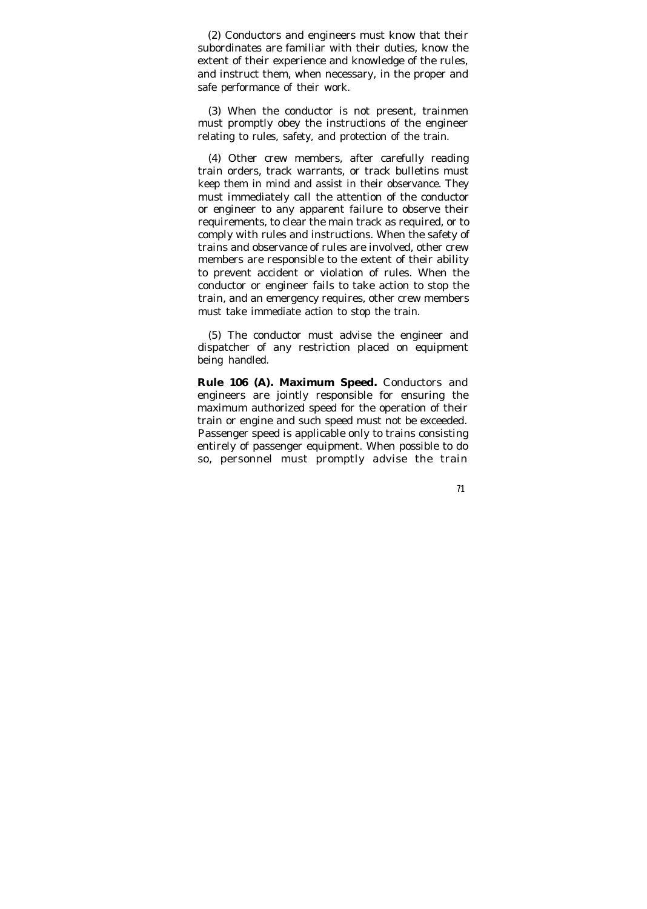(2) Conductors and engineers must know that their subordinates are familiar with their duties, know the extent of their experience and knowledge of the rules, and instruct them, when necessary, in the proper and safe performance of their work.

(3) When the conductor is not present, trainmen must promptly obey the instructions of the engineer relating to rules, safety, and protection of the train.

(4) Other crew members, after carefully reading train orders, track warrants, or track bulletins must keep them in mind and assist in their observance. They must immediately call the attention of the conductor or engineer to any apparent failure to observe their requirements, to clear the main track as required, or to comply with rules and instructions. When the safety of trains and observance of rules are involved, other crew members are responsible to the extent of their ability to prevent accident or violation of rules. When the conductor or engineer fails to take action to stop the train, and an emergency requires, other crew members must take immediate action to stop the train.

(5) The conductor must advise the engineer and dispatcher of any restriction placed on equipment being handled.

**Rule 106 (A). Maximum Speed.** Conductors and engineers are jointly responsible for ensuring the maximum authorized speed for the operation of their train or engine and such speed must not be exceeded. Passenger speed is applicable only to trains consisting entirely of passenger equipment. When possible to do so, personnel must promptly advise the train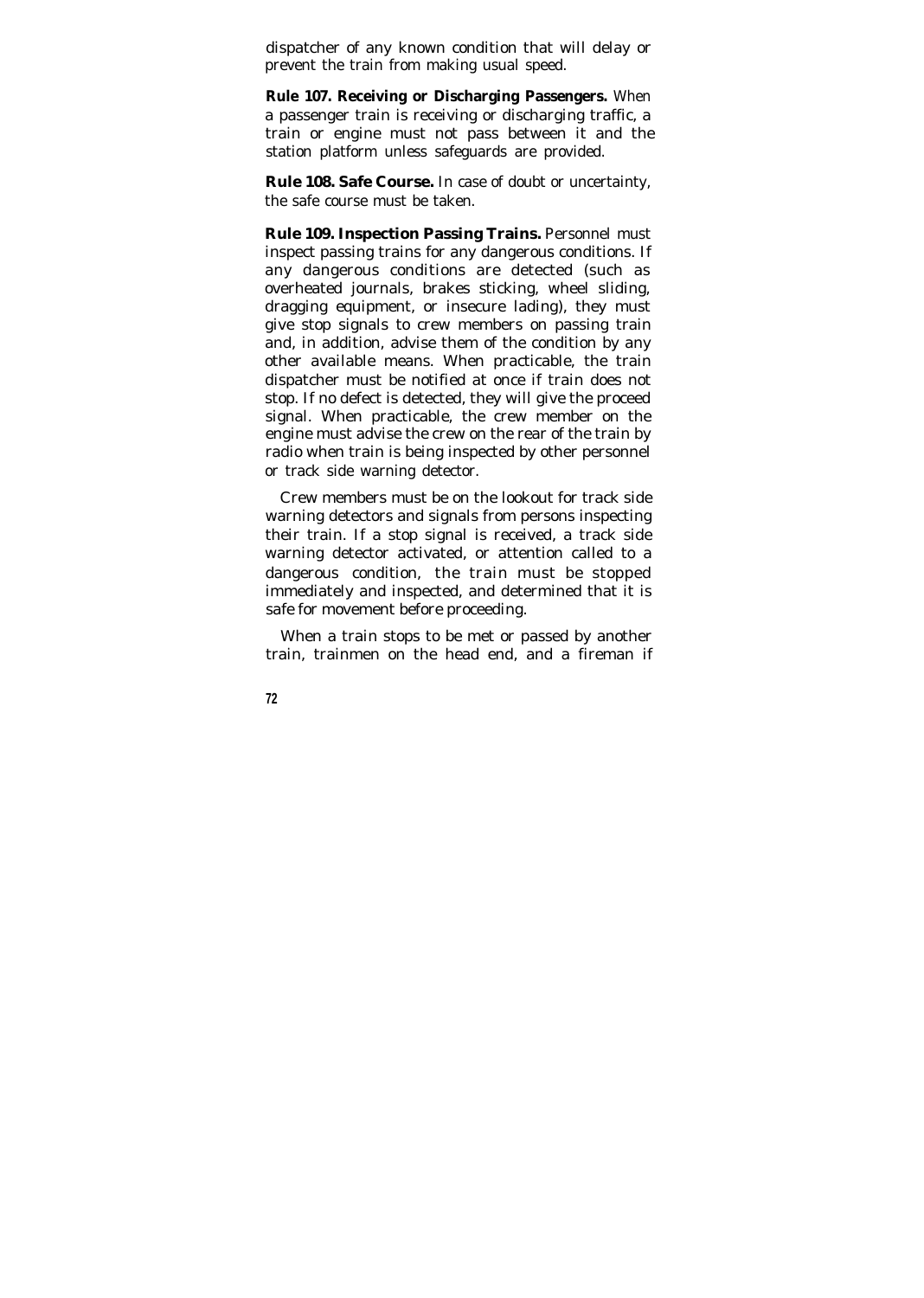dispatcher of any known condition that will delay or prevent the train from making usual speed.

**Rule 107. Receiving or Discharging Passengers.** When a passenger train is receiving or discharging traffic, a train or engine must not pass between it and the station platform unless safeguards are provided.

**Rule 108. Safe Course.** In case of doubt or uncertainty, the safe course must be taken.

**Rule 109. Inspection Passing Trains.** Personnel must inspect passing trains for any dangerous conditions. If any dangerous conditions are detected (such as overheated journals, brakes sticking, wheel sliding, dragging equipment, or insecure lading), they must give stop signals to crew members on passing train and, in addition, advise them of the condition by any other available means. When practicable, the train dispatcher must be notified at once if train does not stop. If no defect is detected, they will give the proceed signal. When practicable, the crew member on the engine must advise the crew on the rear of the train by radio when train is being inspected by other personnel or track side warning detector.

Crew members must be on the lookout for track side warning detectors and signals from persons inspecting their train. If a stop signal is received, a track side warning detector activated, or attention called to a dangerous condition, the train must be stopped immediately and inspected, and determined that it is safe for movement before proceeding.

When a train stops to be met or passed by another train, trainmen on the head end, and a fireman if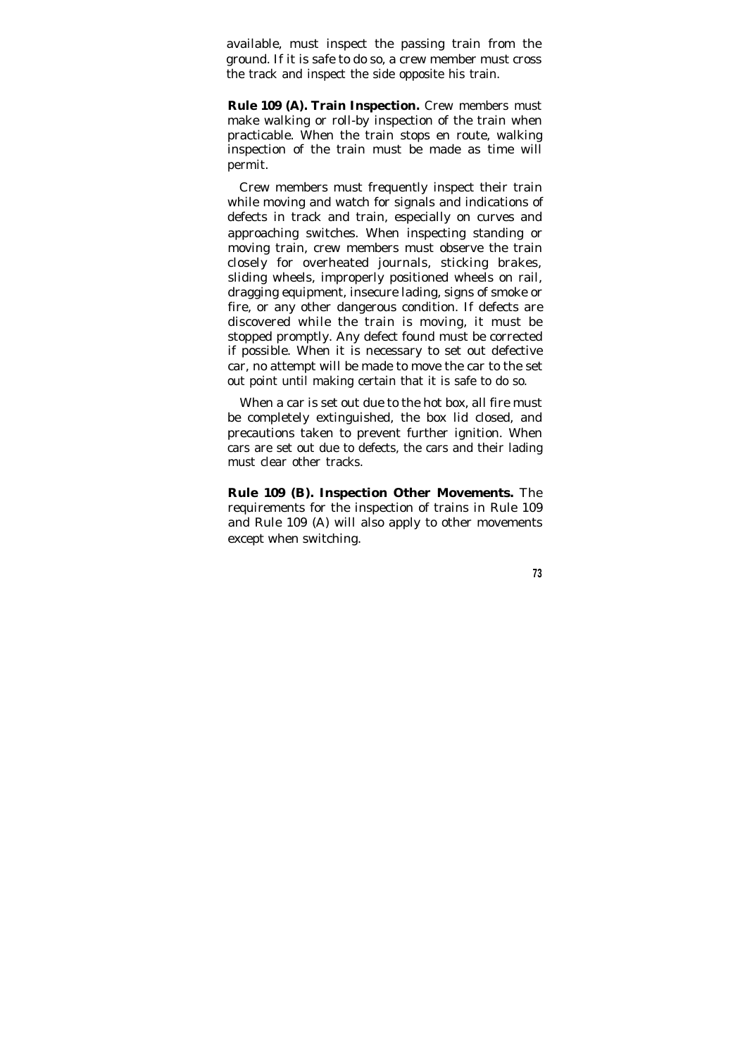available, must inspect the passing train from the ground. If it is safe to do so, a crew member must cross the track and inspect the side opposite his train.

**Rule 109 (A). Train Inspection.** Crew members must make walking or roll-by inspection of the train when practicable. When the train stops en route, walking inspection of the train must be made as time will permit.

Crew members must frequently inspect their train while moving and watch for signals and indications of defects in track and train, especially on curves and approaching switches. When inspecting standing or moving train, crew members must observe the train closely for overheated journals, sticking brakes, sliding wheels, improperly positioned wheels on rail, dragging equipment, insecure lading, signs of smoke or fire, or any other dangerous condition. If defects are discovered while the train is moving, it must be stopped promptly. Any defect found must be corrected if possible. When it is necessary to set out defective car, no attempt will be made to move the car to the set out point until making certain that it is safe to do so.

When a car is set out due to the hot box, all fire must be completely extinguished, the box lid closed, and precautions taken to prevent further ignition. When cars are set out due to defects, the cars and their lading must clear other tracks.

**Rule 109 (B). Inspection Other Movements.** The requirements for the inspection of trains in Rule 109 and Rule 109 (A) will also apply to other movements except when switching.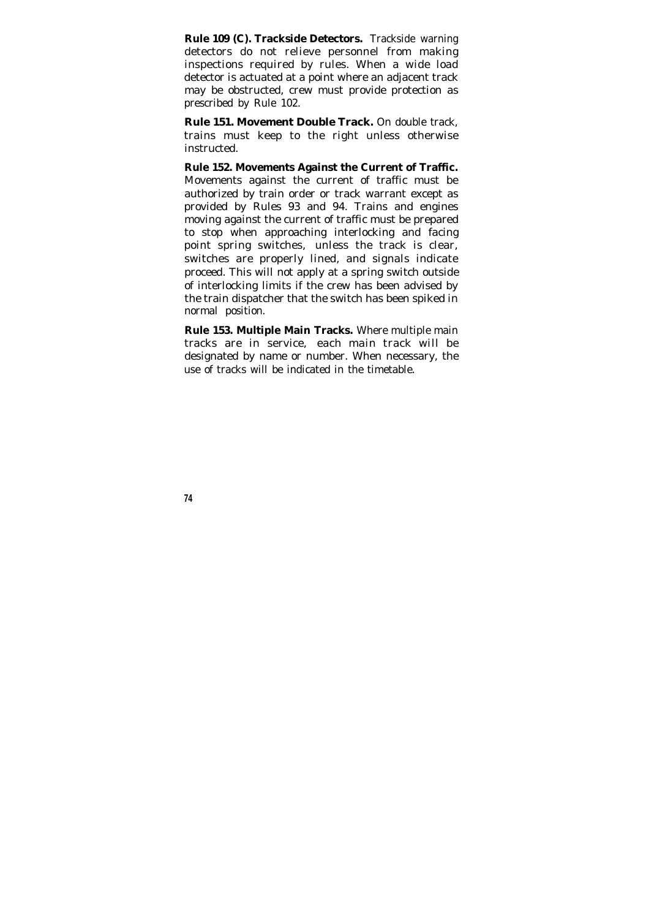**Rule 109 (C). Trackside Detectors.** Trackside warning detectors do not relieve personnel from making inspections required by rules. When a wide load detector is actuated at a point where an adjacent track may be obstructed, crew must provide protection as prescribed by Rule 102.

**Rule 151. Movement Double Track.** On double track, trains must keep to the right unless otherwise instructed.

**Rule 152. Movements Against the Current of Traffic.** Movements against the current of traffic must be authorized by train order or track warrant except as provided by Rules 93 and 94. Trains and engines moving against the current of traffic must be prepared to stop when approaching interlocking and facing point spring switches, unless the track is clear, switches are properly lined, and signals indicate proceed. This will not apply at a spring switch outside of interlocking limits if the crew has been advised by the train dispatcher that the switch has been spiked in normal position.

**Rule 153. Multiple Main Tracks.** Where multiple main tracks are in service, each main track will be designated by name or number. When necessary, the use of tracks will be indicated in the timetable.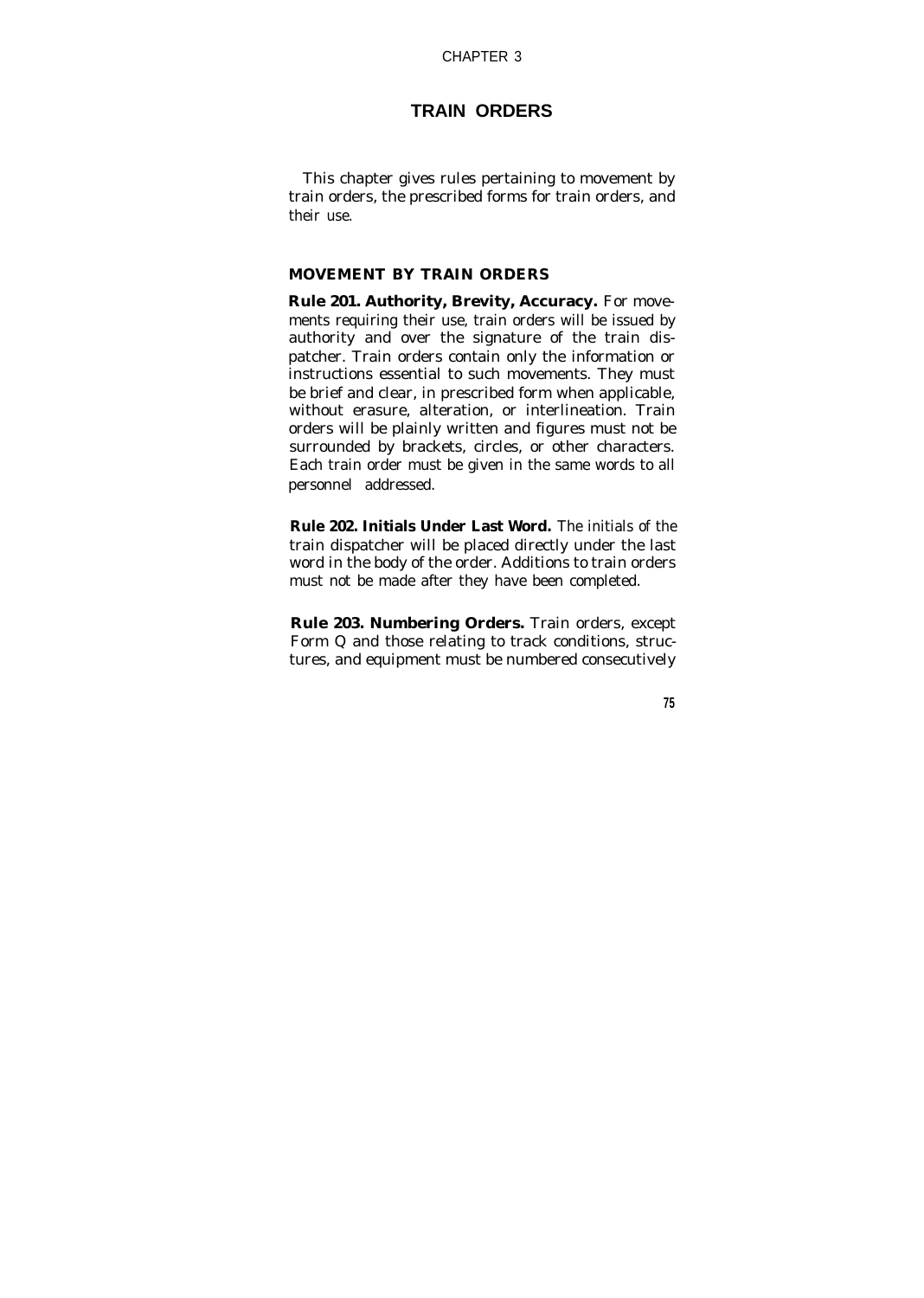CHAPTER 3

# TRAIN ORDERS

This chapter gives rules pertaining to movement by train orders, the prescribed forms for train orders, and their use.

## MOVEMENT BY TRAIN ORDERS

**Rule 201. Authority, Brevity, Accuracy.** For movements requiring their use, train orders will be issued by authority and over the signature of the train dispatcher. Train orders contain only the information or instructions essential to such movements. They must be brief and clear, in prescribed form when applicable, without erasure, alteration, or interlineation. Train orders will be plainly written and figures must not be surrounded by brackets, circles, or other characters. Each train order must be given in the same words to all personnel addressed.

**Rule 202. Initials Under Last Word.** The initials of the train dispatcher will be placed directly under the last word in the body of the order. Additions to train orders must not be made after they have been completed.

**Rule 203. Numbering Orders.** Train orders, except Form Q and those relating to track conditions, structures, and equipment must be numbered consecutively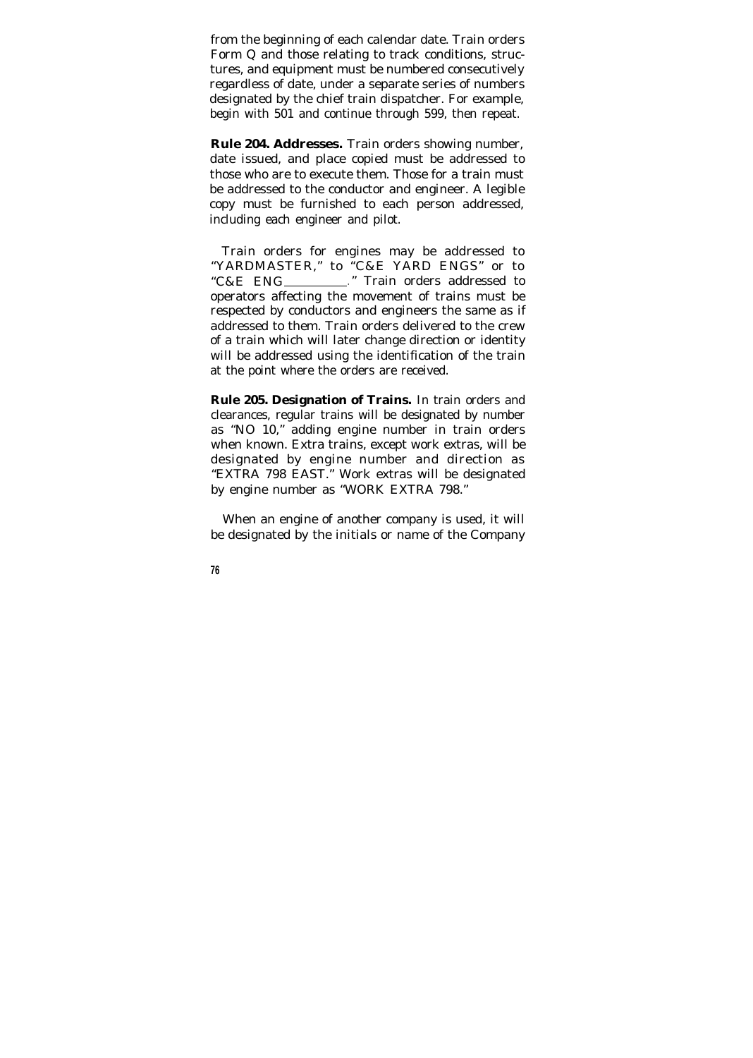from the beginning of each calendar date. Train orders Form Q and those relating to track conditions, structures, and equipment must be numbered consecutively regardless of date, under a separate series of numbers designated by the chief train dispatcher. For example, begin with 501 and continue through 599, then repeat.

**Rule 204. Addresses.** Train orders showing number, date issued, and place copied must be addressed to those who are to execute them. Those for a train must be addressed to the conductor and engineer. A legible copy must be furnished to each person addressed, including each engineer and pilot.

Train orders for engines may be addressed to "YARDMASTER," to "C&E YARD ENGS" or to "C&E ENG__________." Train orders addressed to operators affecting the movement of trains must be respected by conductors and engineers the same as if addressed to them. Train orders delivered to the crew of a train which will later change direction or identity will be addressed using the identification of the train at the point where the orders are received.

**Rule 205. Designation of Trains.** In train orders and clearances, regular trains will be designated by number as "NO 10," adding engine number in train orders when known. Extra trains, except work extras, will be designated by engine number and direction as "EXTRA 798 EAST." Work extras will be designated by engine number as "WORK EXTRA 798."

When an engine of another company is used, it will be designated by the initials or name of the Company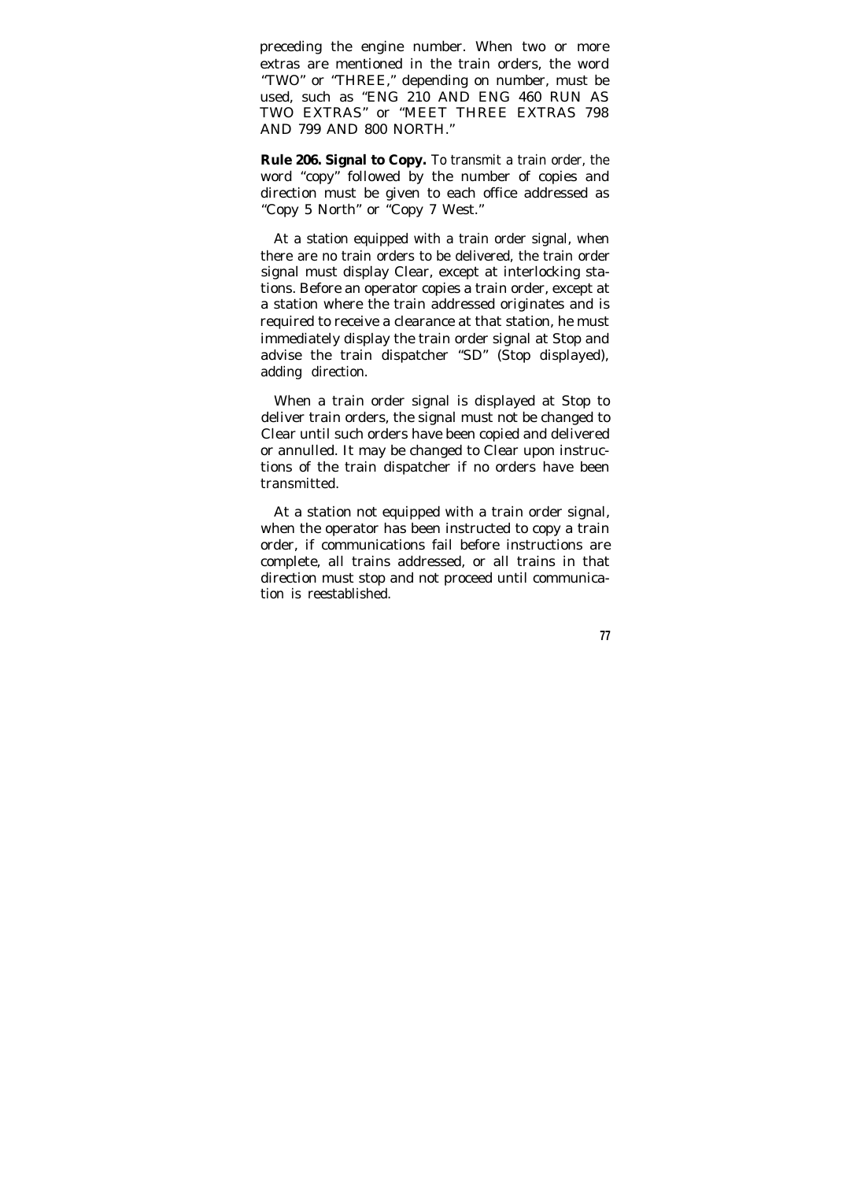preceding the engine number. When two or more extras are mentioned in the train orders, the word "TWO" or "THREE," depending on number, must be used, such as "ENG 210 AND ENG 460 RUN AS TWO EXTRAS" or "MEET THREE EXTRAS 798 AND 799 AND 800 NORTH."

**Rule 206. Signal to Copy.** To transmit a train order, the word "copy" followed by the number of copies and direction must be given to each office addressed as "Copy 5 North" or "Copy 7 West."

At a station equipped with a train order signal, when there are no train orders to be delivered, the train order signal must display Clear, except at interlocking stations. Before an operator copies a train order, except at a station where the train addressed originates and is required to receive a clearance at that station, he must immediately display the train order signal at Stop and advise the train dispatcher "SD" (Stop displayed), adding direction.

When a train order signal is displayed at Stop to deliver train orders, the signal must not be changed to Clear until such orders have been copied and delivered or annulled. It may be changed to Clear upon instructions of the train dispatcher if no orders have been transmitted.

At a station not equipped with a train order signal, when the operator has been instructed to copy a train order, if communications fail before instructions are complete, all trains addressed, or all trains in that direction must stop and not proceed until communication is reestablished.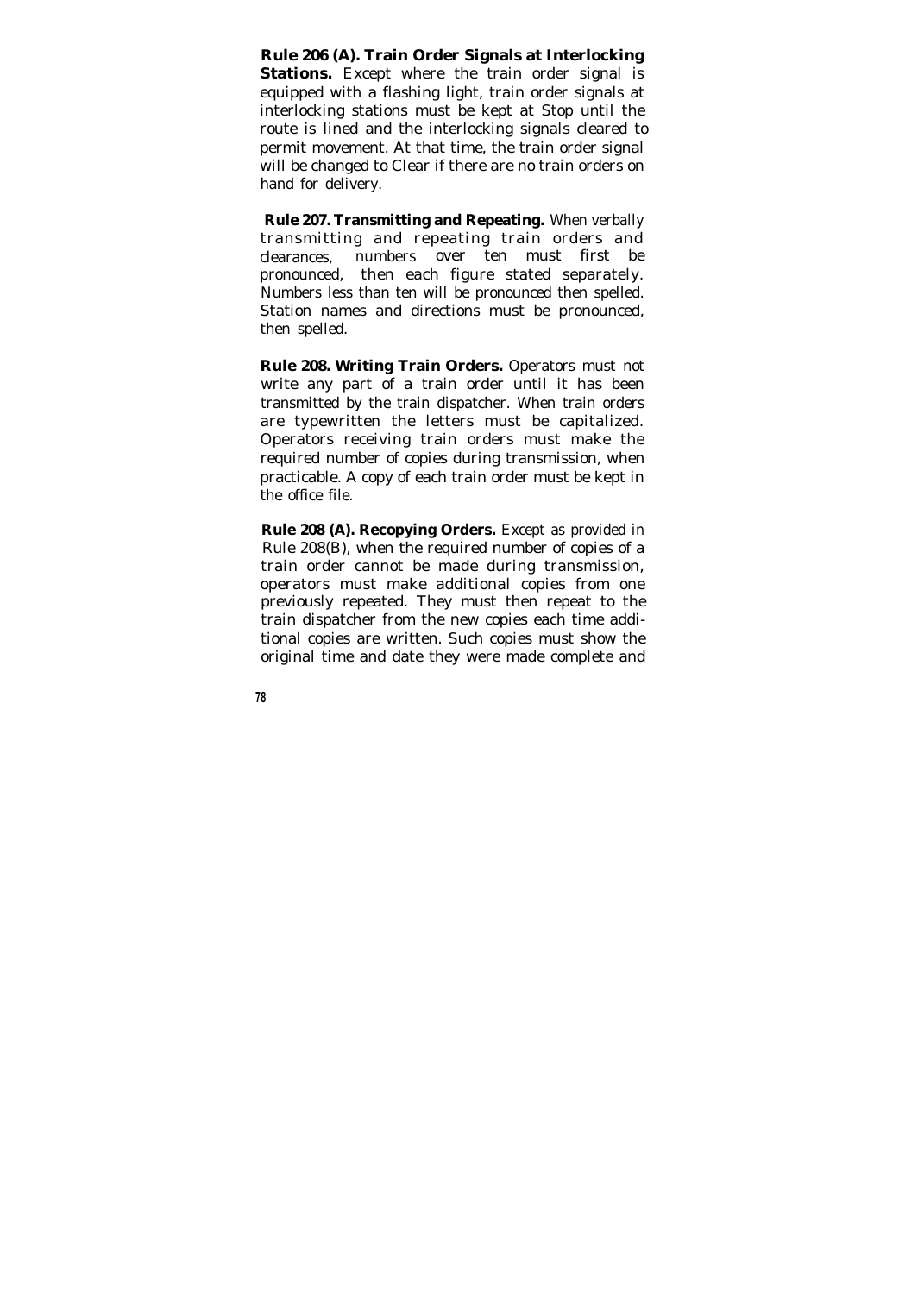**Rule 206 (A). Train Order Signals at Interlocking Stations.** Except where the train order signal is equipped with a flashing light, train order signals at interlocking stations must be kept at Stop until the route is lined and the interlocking signals cleared to permit movement. At that time, the train order signal will be changed to Clear if there are no train orders on hand for delivery.

**Rule 207. Transmitting and Repeating.** When verbally transmitting and repeating train orders and clearances, numbers over ten must first be pronounced, then each figure stated separately. Numbers less than ten will be pronounced then spelled. Station names and directions must be pronounced, then spelled.

**Rule 208. Writing Train Orders.** Operators must not write any part of a train order until it has been transmitted by the train dispatcher. When train orders are typewritten the letters must be capitalized. Operators receiving train orders must make the required number of copies during transmission, when practicable. A copy of each train order must be kept in the office file.

**Rule 208 (A). Recopying Orders.** Except as provided in Rule 208(B), when the required number of copies of a train order cannot be made during transmission, operators must make additional copies from one previously repeated. They must then repeat to the train dispatcher from the new copies each time additional copies are written. Such copies must show the original time and date they were made complete and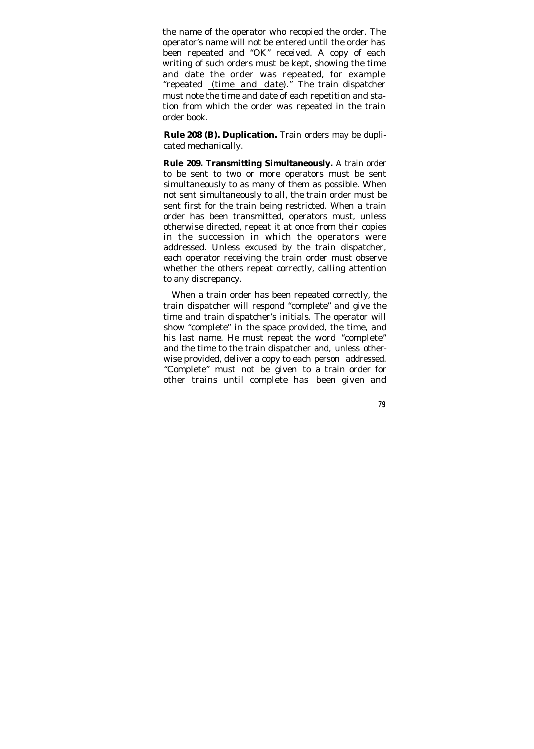the name of the operator who recopied the order. The operator's name will not be entered until the order has been repeated and "OK" received. A copy of each writing of such orders must be kept, showing the time and date the order was repeated, for example "repeated (time and date)." The train dispatcher must note the time and date of each repetition and station from which the order was repeated in the train order book.

**Rule 208 (B). Duplication.** Train orders may be duplicated mechanically.

**Rule 209. Transmitting Simultaneously.** A train order to be sent to two or more operators must be sent simultaneously to as many of them as possible. When not sent simultaneously to all, the train order must be sent first for the train being restricted. When a train order has been transmitted, operators must, unless otherwise directed, repeat it at once from their copies in the succession in which the operators were addressed. Unless excused by the train dispatcher, each operator receiving the train order must observe whether the others repeat correctly, calling attention to any discrepancy.

When a train order has been repeated correctly, the train dispatcher will respond "complete" and give the time and train dispatcher's initials. The operator will show "complete" in the space provided, the time, and his last name. He must repeat the word "complete" and the time to the train dispatcher and, unless otherwise provided, deliver a copy to each person addressed. "Complete" must not be given to a train order for other trains until complete has been given and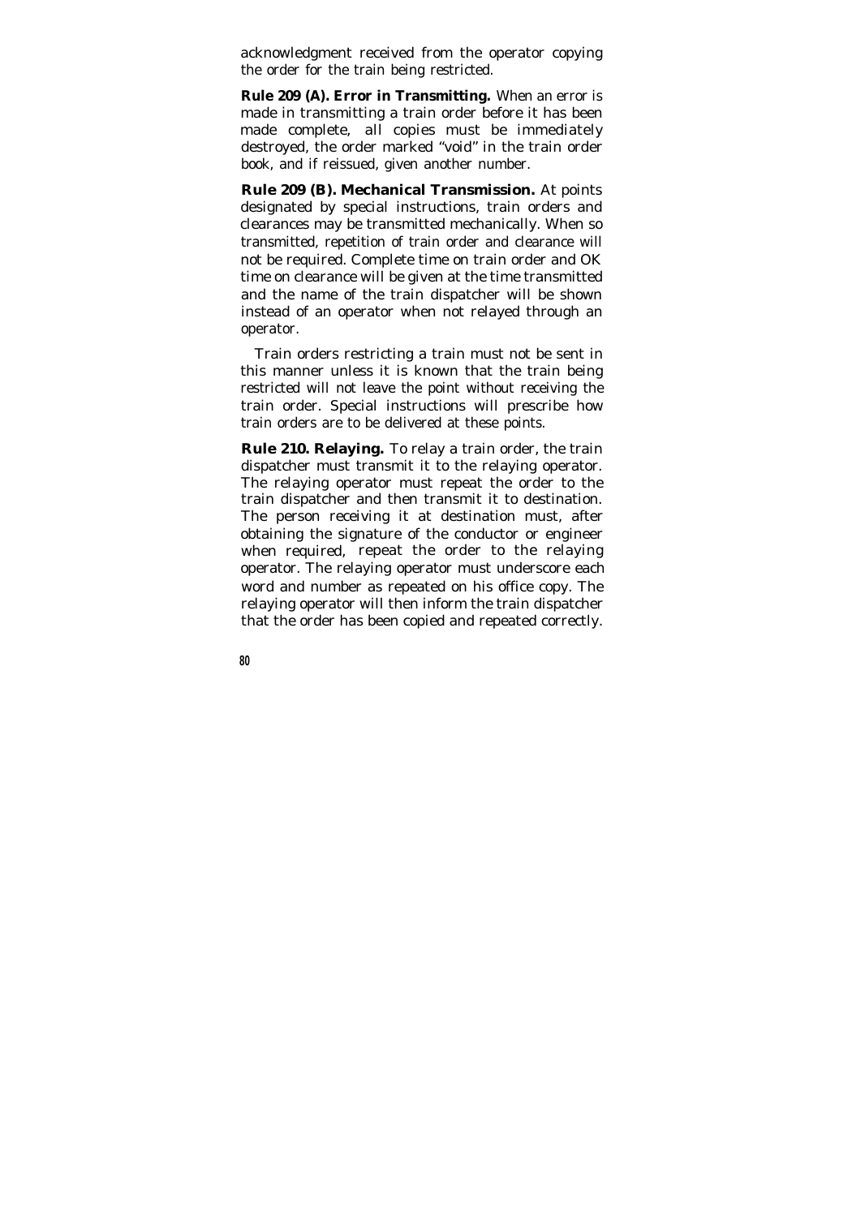acknowledgment received from the operator copying the order for the train being restricted.

**Rule 209 (A). Error in Transmitting.** When an error is made in transmitting a train order before it has been made complete, all copies must be immediately destroyed, the order marked "void" in the train order book, and if reissued, given another number.

**Rule 209 (B). Mechanical Transmission.** At points designated by special instructions, train orders and clearances may be transmitted mechanically. When so transmitted, repetition of train order and clearance will not be required. Complete time on train order and OK time on clearance will be given at the time transmitted and the name of the train dispatcher will be shown instead of an operator when not relayed through an operator.

Train orders restricting a train must not be sent in this manner unless it is known that the train being restricted will not leave the point without receiving the train order. Special instructions will prescribe how train orders are to be delivered at these points.

**Rule 210. Relaying.** To relay a train order, the train dispatcher must transmit it to the relaying operator. The relaying operator must repeat the order to the train dispatcher and then transmit it to destination. The person receiving it at destination must, after obtaining the signature of the conductor or engineer when required, repeat the order to the relaying operator. The relaying operator must underscore each word and number as repeated on his office copy. The relaying operator will then inform the train dispatcher that the order has been copied and repeated correctly.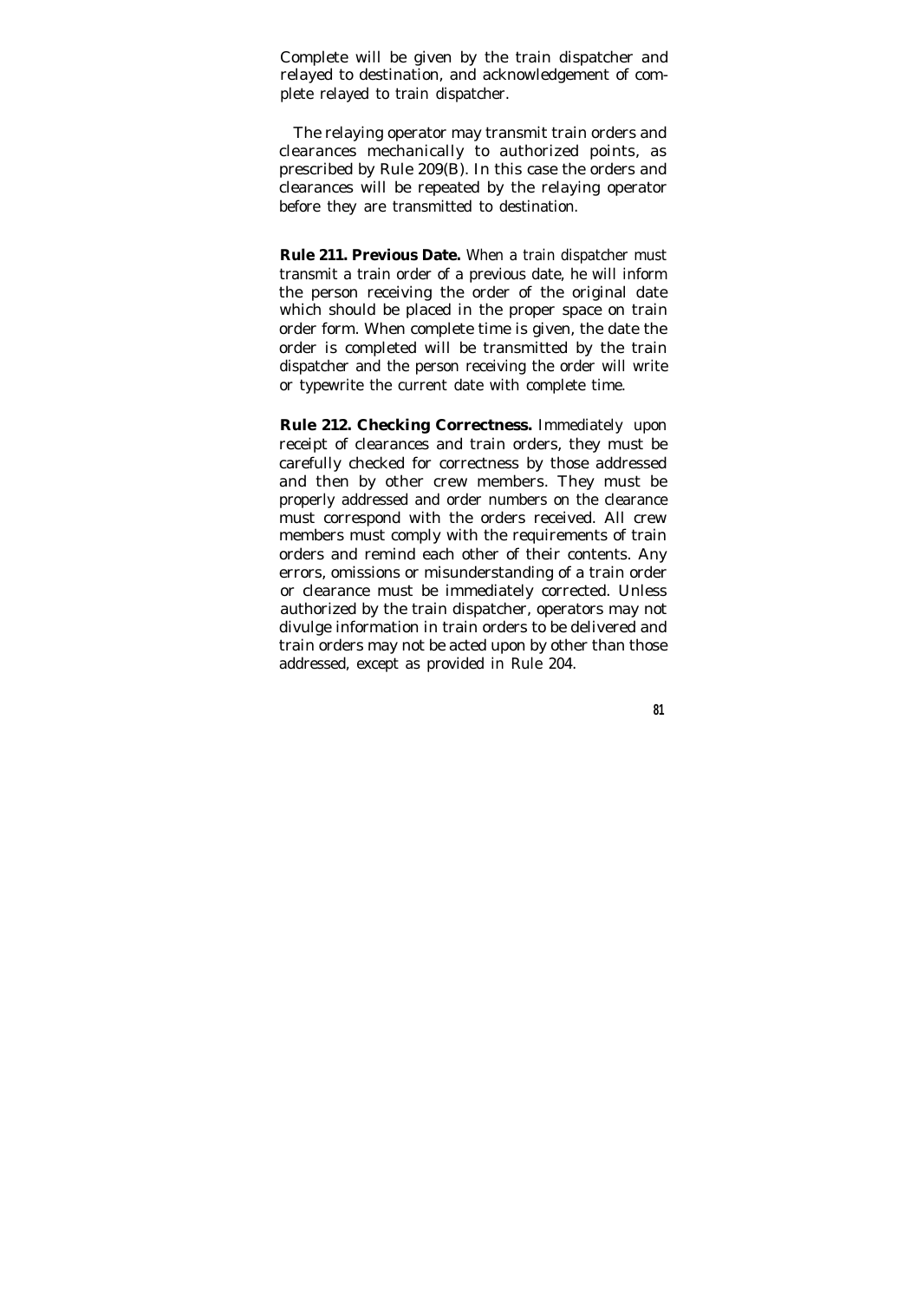Complete will be given by the train dispatcher and relayed to destination, and acknowledgement of complete relayed to train dispatcher.

The relaying operator may transmit train orders and clearances mechanically to authorized points, as prescribed by Rule 209(B). In this case the orders and clearances will be repeated by the relaying operator before they are transmitted to destination.

**Rule 211. Previous Date.** When a train dispatcher must transmit a train order of a previous date, he will inform the person receiving the order of the original date which should be placed in the proper space on train order form. When complete time is given, the date the order is completed will be transmitted by the train dispatcher and the person receiving the order will write or typewrite the current date with complete time.

**Rule 212. Checking Correctness.** Immediately upon receipt of clearances and train orders, they must be carefully checked for correctness by those addressed and then by other crew members. They must be properly addressed and order numbers on the clearance must correspond with the orders received. All crew members must comply with the requirements of train orders and remind each other of their contents. Any errors, omissions or misunderstanding of a train order or clearance must be immediately corrected. Unless authorized by the train dispatcher, operators may not divulge information in train orders to be delivered and train orders may not be acted upon by other than those addressed, except as provided in Rule 204.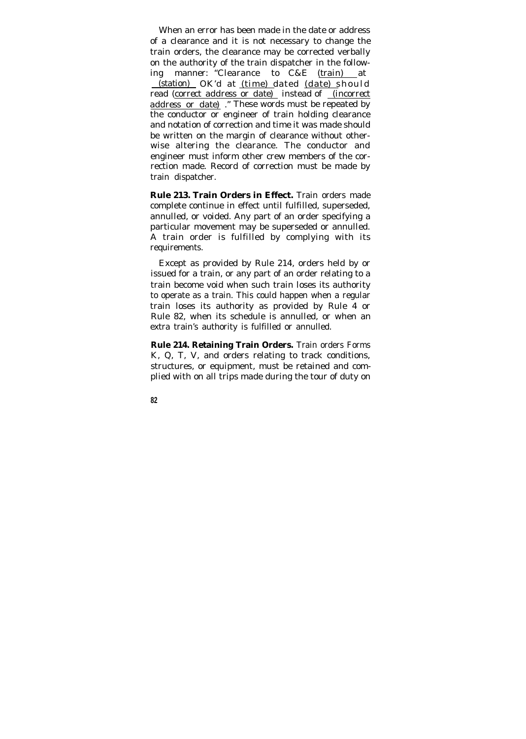When an error has been made in the date or address of a clearance and it is not necessary to change the train orders, the clearance may be corrected verbally on the authority of the train dispatcher in the following manner: "Clearance to C&E (train) at (station) OK'd at (time) dated (date) should read (correct address or date) instead of (incorrect address or date) ." These words must be repeated by the conductor or engineer of train holding clearance and notation of correction and time it was made should be written on the margin of clearance without otherwise altering the clearance. The conductor and engineer must inform other crew members of the correction made. Record of correction must be made by train dispatcher.

**Rule 213. Train Orders in Effect.** Train orders made complete continue in effect until fulfilled, superseded, annulled, or voided. Any part of an order specifying a particular movement may be superseded or annulled. A train order is fulfilled by complying with its requirements.

Except as provided by Rule 214, orders held by or issued for a train, or any part of an order relating to a train become void when such train loses its authority to operate as a train. This could happen when a regular train loses its authority as provided by Rule 4 or Rule 82, when its schedule is annulled, or when an extra train's authority is fulfilled or annulled.

**Rule 214. Retaining Train Orders.** Train orders Forms K, Q, T, V, and orders relating to track conditions, structures, or equipment, must be retained and complied with on all trips made during the tour of duty on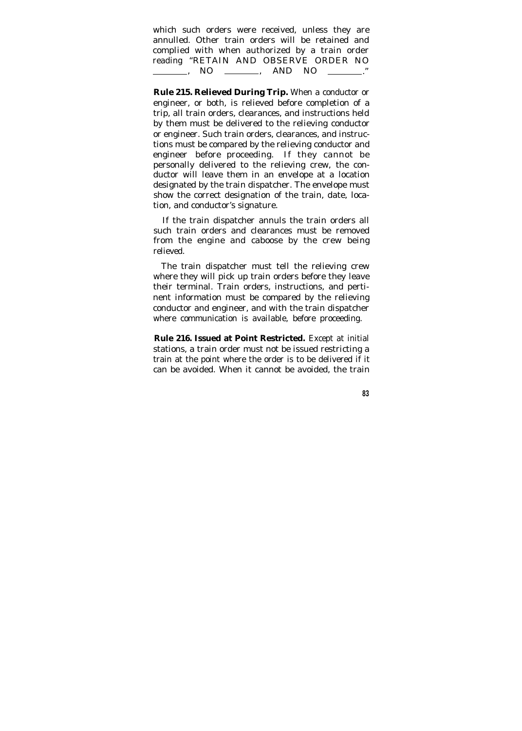which such orders were received, unless they are annulled. Other train orders will be retained and complied with when authorized by a train order reading "RETAIN AND OBSERVE ORDER NO ________, NO ________, AND NO ________."

**Rule 215. Relieved During Trip.** When a conductor or engineer, or both, is relieved before completion of a trip, all train orders, clearances, and instructions held by them must be delivered to the relieving conductor or engineer. Such train orders, clearances, and instructions must be compared by the relieving conductor and engineer before proceeding. If they cannot be personally delivered to the relieving crew, the conductor will leave them in an envelope at a location designated by the train dispatcher. The envelope must show the correct designation of the train, date, location, and conductor's signature.

If the train dispatcher annuls the train orders all such train orders and clearances must be removed from the engine and caboose by the crew being relieved.

The train dispatcher must tell the relieving crew where they will pick up train orders before they leave their terminal. Train orders, instructions, and pertinent information must be compared by the relieving conductor and engineer, and with the train dispatcher where communication is available, before proceeding.

**Rule 216. Issued at Point Restricted.** Except at initial stations, a train order must not be issued restricting a train at the point where the order is to be delivered if it can be avoided. When it cannot be avoided, the train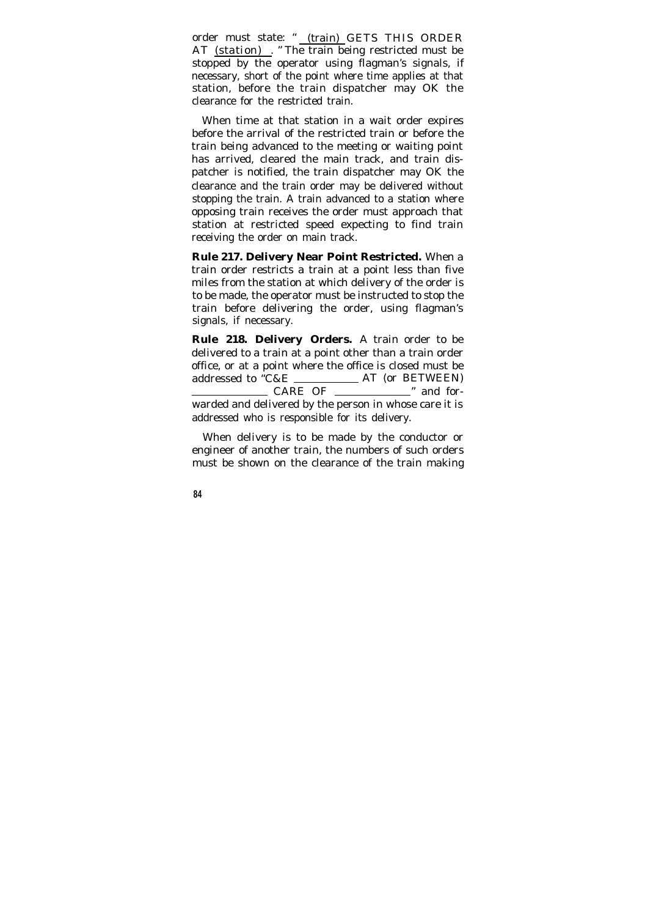order must state: "<u>(train)</u> GETS THIS ORDER AT <u>*(station)*</u>." The train being restricted must be stopped by the operator using flagman's signals, if necessary, short of the point where time applies at that station, before the train dispatcher may OK the clearance for the restricted train.

When time at that station in a wait order expires before the arrival of the restricted train or before the train being advanced to the meeting or waiting point has arrived, cleared the main track, and train dispatcher is notified, the train dispatcher may OK the clearance and the train order may be delivered without stopping the train. A train advanced to a station where opposing train receives the order must approach that station at restricted speed expecting to find train receiving the order on main track.

**Rule 217. Delivery Near Point Restricted.** When a train order restricts a train at a point less than five miles from the station at which delivery of the order is to be made, the operator must be instructed to stop the train before delivering the order, using flagman's signals, if necessary.

**Rule 218. Delivery Orders.** A train order to be delivered to a train at a point other than a train order office, or at a point where the office is closed must be addressed to "C&E __________ AT (or BETWEEN) __________ CARE OF __________" and forwarded and delivered by the person in whose care it is addressed who is responsible for its delivery.

When delivery is to be made by the conductor or engineer of another train, the numbers of such orders must be shown on the clearance of the train making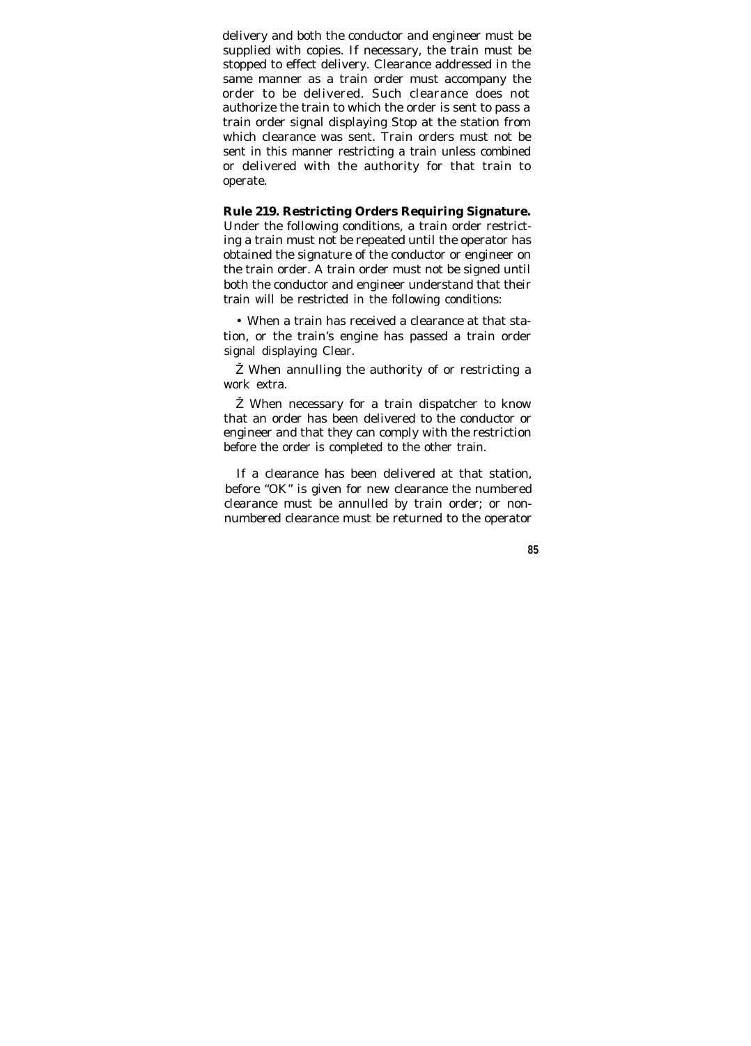delivery and both the conductor and engineer must be supplied with copies. If necessary, the train must be stopped to effect delivery. Clearance addressed in the same manner as a train order must accompany the order to be delivered. Such clearance does not authorize the train to which the order is sent to pass a train order signal displaying Stop at the station from which clearance was sent. Train orders must not be sent in this manner restricting a train unless combined or delivered with the authority for that train to operate.

**Rule 219. Restricting Orders Requiring Signature.** Under the following conditions, a train order restricting a train must not be repeated until the operator has obtained the signature of the conductor or engineer on the train order. A train order must not be signed until both the conductor and engineer understand that their train will be restricted in the following conditions:

- When a train has received a clearance at that station, or the train's engine has passed a train order signal displaying Clear.
- When annulling the authority of or restricting a work extra.
- When necessary for a train dispatcher to know that an order has been delivered to the conductor or engineer and that they can comply with the restriction before the order is completed to the other train.

If a clearance has been delivered at that station, before "OK" is given for new clearance the numbered clearance must be annulled by train order; or non-numbered clearance must be returned to the operator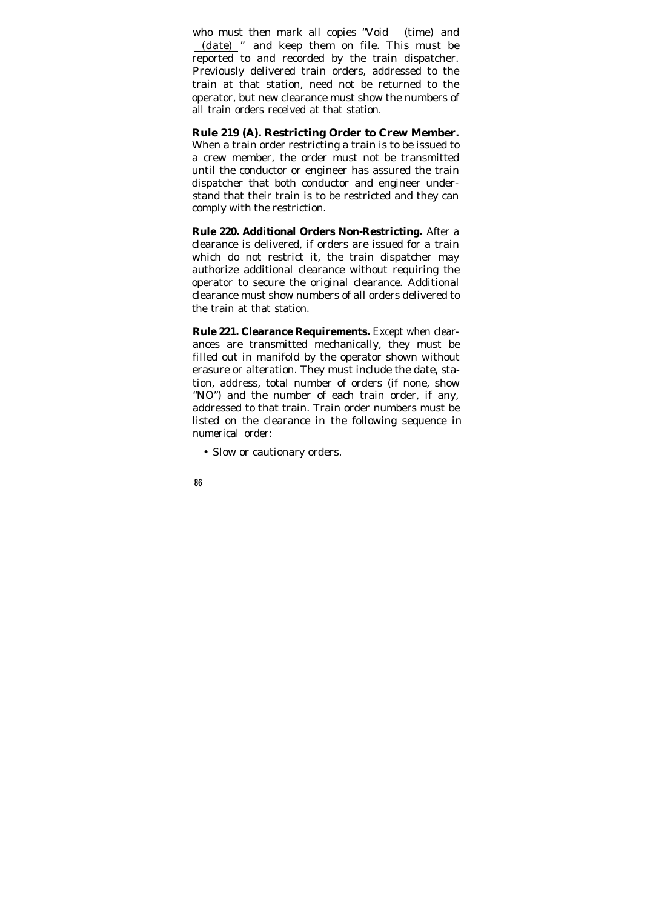who must then mark all copies "Void (time) and (date) " and keep them on file. This must be reported to and recorded by the train dispatcher. Previously delivered train orders, addressed to the train at that station, need not be returned to the operator, but new clearance must show the numbers of all train orders received at that station.

**Rule 219 (A). Restricting Order to Crew Member.** When a train order restricting a train is to be issued to a crew member, the order must not be transmitted until the conductor or engineer has assured the train dispatcher that both conductor and engineer understand that their train is to be restricted and they can comply with the restriction.

**Rule 220. Additional Orders Non-Restricting.** After a clearance is delivered, if orders are issued for a train which do not restrict it, the train dispatcher may authorize additional clearance without requiring the operator to secure the original clearance. Additional clearance must show numbers of all orders delivered to the train at that station.

**Rule 221. Clearance Requirements.** Except when clearances are transmitted mechanically, they must be filled out in manifold by the operator shown without erasure or alteration. They must include the date, station, address, total number of orders (if none, show "NO") and the number of each train order, if any, addressed to that train. Train order numbers must be listed on the clearance in the following sequence in numerical order:

- Slow or cautionary orders.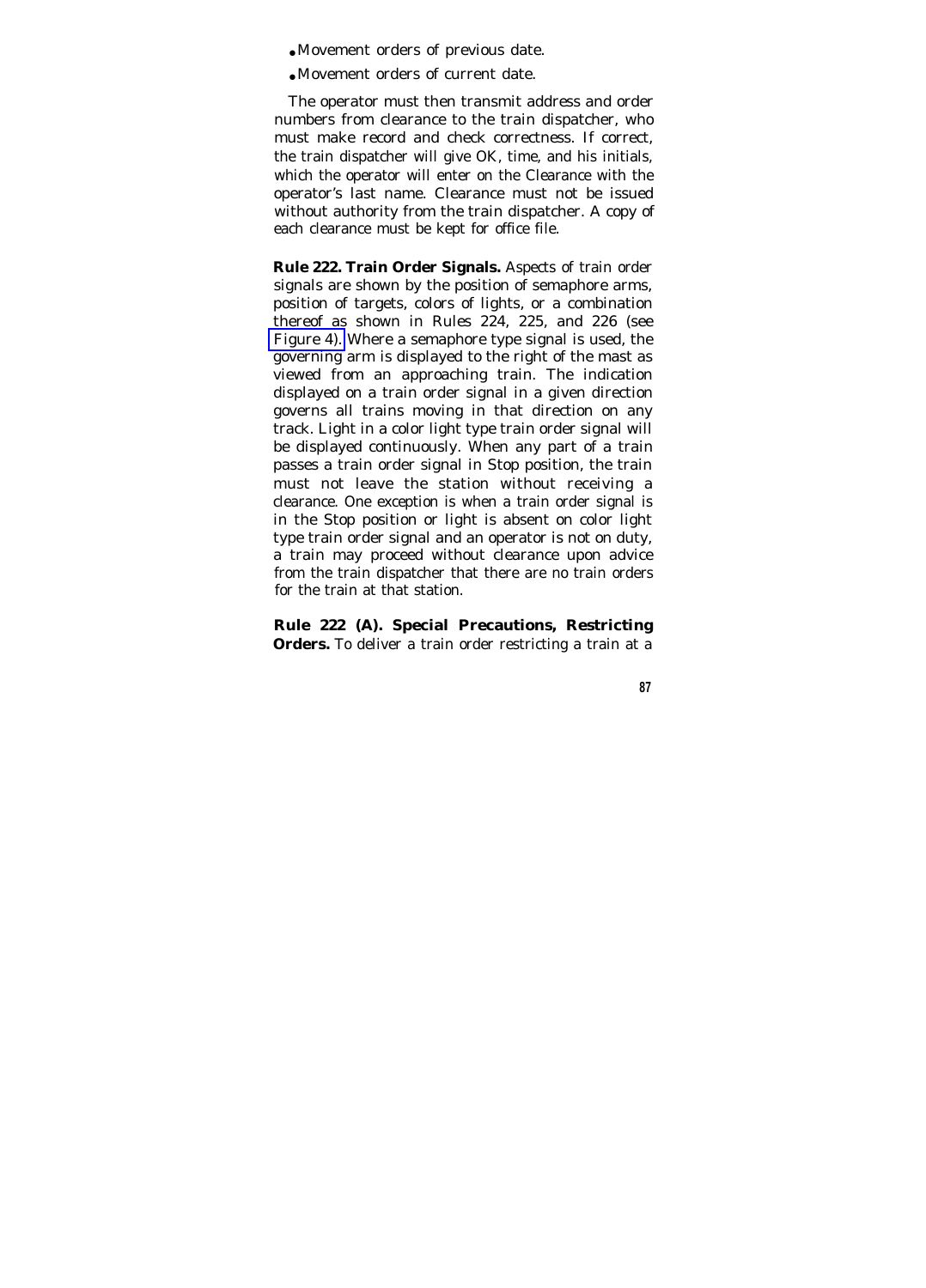- Movement orders of previous date.
- Movement orders of current date.

The operator must then transmit address and order numbers from clearance to the train dispatcher, who must make record and check correctness. If correct, the train dispatcher will give OK, time, and his initials, which the operator will enter on the Clearance with the operator's last name. Clearance must not be issued without authority from the train dispatcher. A copy of each clearance must be kept for office file.

**Rule 222. Train Order Signals.** Aspects of train order signals are shown by the position of semaphore arms, position of targets, colors of lights, or a combination thereof as shown in Rules 224, 225, and 226 (see Figure 4). Where a semaphore type signal is used, the governing arm is displayed to the right of the mast as viewed from an approaching train. The indication displayed on a train order signal in a given direction governs all trains moving in that direction on any track. Light in a color light type train order signal will be displayed continuously. When any part of a train passes a train order signal in Stop position, the train must not leave the station without receiving a clearance. One exception is when a train order signal is in the Stop position or light is absent on color light type train order signal and an operator is not on duty, a train may proceed without clearance upon advice from the train dispatcher that there are no train orders for the train at that station.

**Rule 222 (A). Special Precautions, Restricting Orders.** To deliver a train order restricting a train at a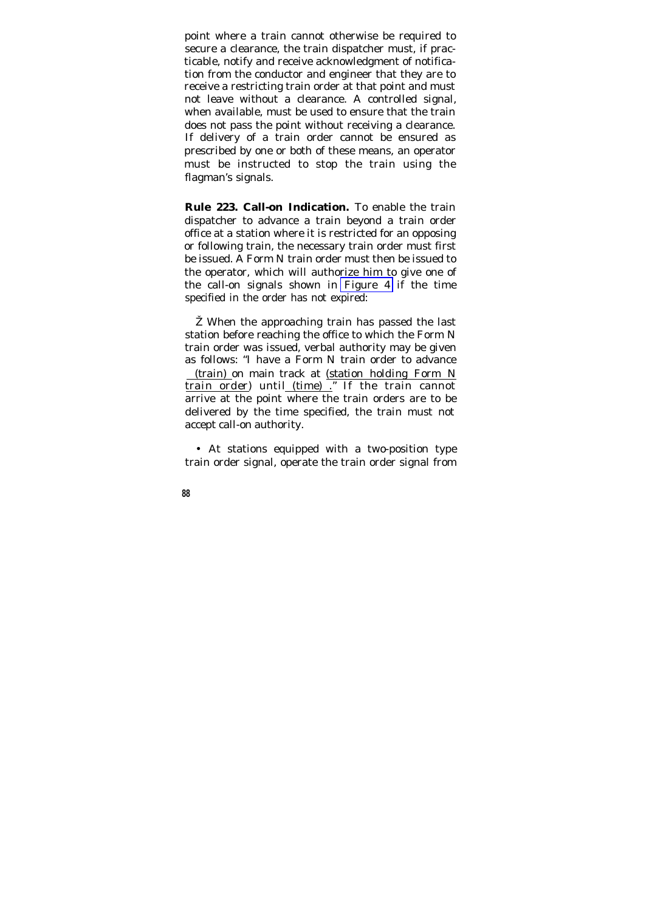point where a train cannot otherwise be required to secure a clearance, the train dispatcher must, if practicable, notify and receive acknowledgment of notification from the conductor and engineer that they are to receive a restricting train order at that point and must not leave without a clearance. A controlled signal, when available, must be used to ensure that the train does not pass the point without receiving a clearance. If delivery of a train order cannot be ensured as prescribed by one or both of these means, an operator must be instructed to stop the train using the flagman's signals.

**Rule 223. Call-on Indication.** To enable the train dispatcher to advance a train beyond a train order office at a station where it is restricted for an opposing or following train, the necessary train order must first be issued. A Form N train order must then be issued to the operator, which will authorize him to give one of the call-on signals shown in Figure 4 if the time specified in the order has not expired:

- When the approaching train has passed the last station before reaching the office to which the Form N train order was issued, verbal authority may be given as follows: "I have a Form N train order to advance (train) on main track at (station holding Form N train order) until (time) ." If the train cannot arrive at the point where the train orders are to be delivered by the time specified, the train must not accept call-on authority.

- At stations equipped with a two-position type train order signal, operate the train order signal from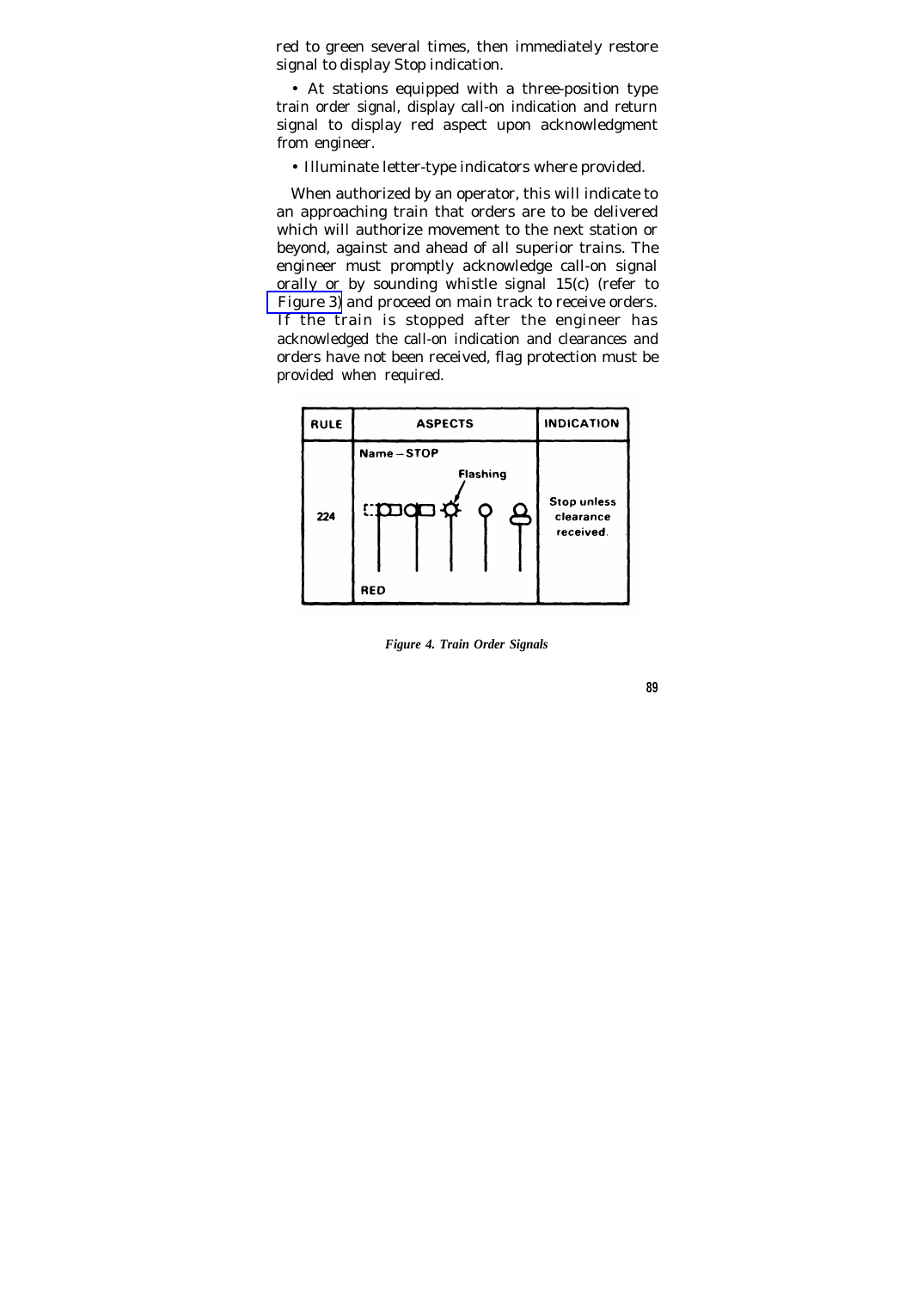red to green several times, then immediately restore signal to display Stop indication.

- At stations equipped with a three-position type train order signal, display call-on indication and return signal to display red aspect upon acknowledgment from engineer.

- Illuminate letter-type indicators where provided.

When authorized by an operator, this will indicate to an approaching train that orders are to be delivered which will authorize movement to the next station or beyond, against and ahead of all superior trains. The engineer must promptly acknowledge call-on signal orally or by sounding whistle signal 15(c) (refer to Figure 3) and proceed on main track to receive orders. If the train is stopped after the engineer has acknowledged the call-on indication and clearances and orders have not been received, flag protection must be provided when required.

| RULE | ASPECTS | INDICATION |
|---|---|---|
| 224 | Name – STOP<br>Flashing<br>RED | Stop unless clearance received. |

*Figure 4. Train Order Signals*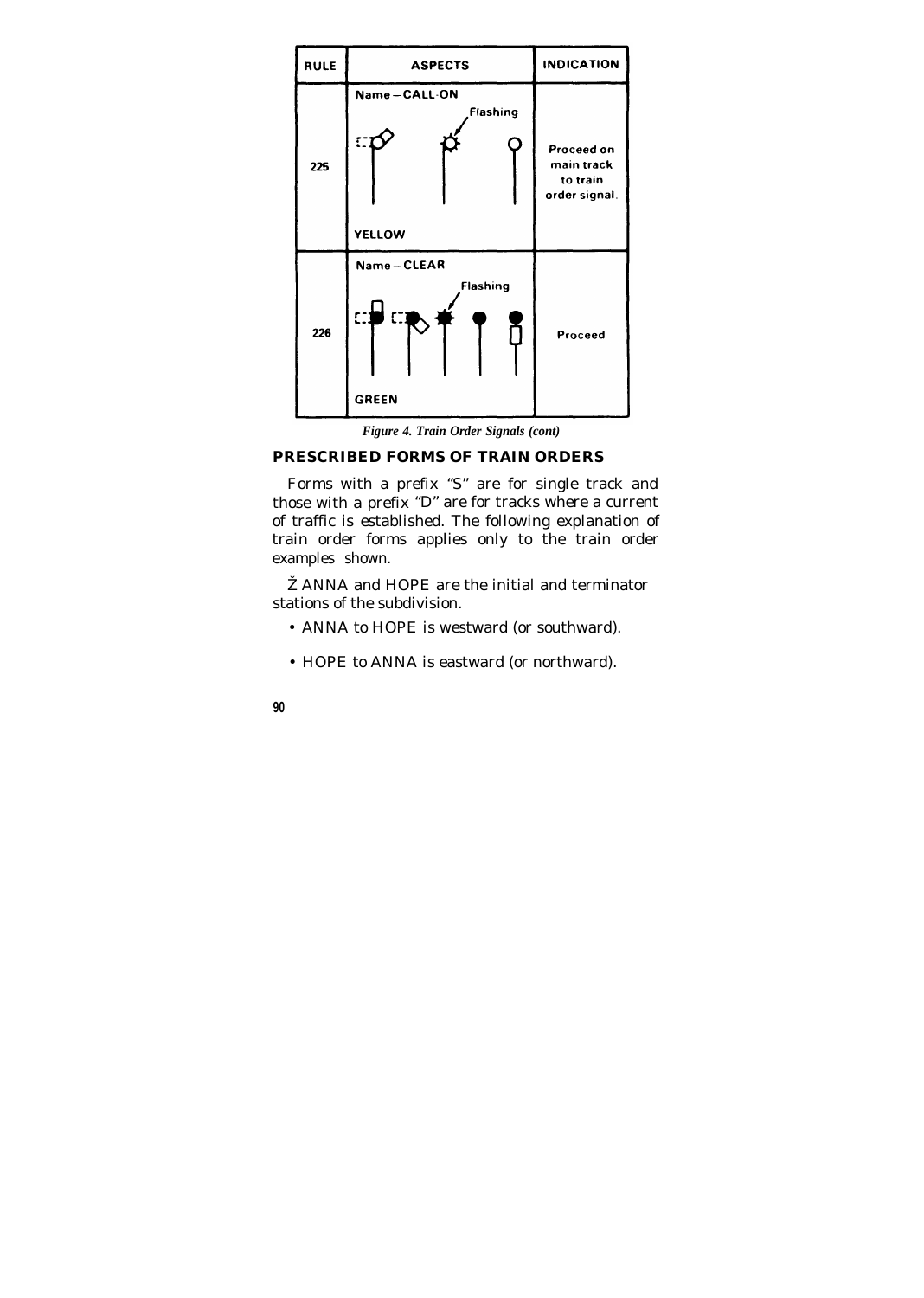| RULE | ASPECTS | INDICATION |
| --- | --- | --- |
| 225 | Name – CALL-ON<br>Flashing<br>YELLOW | Proceed on main track to train order signal. |
| 226 | Name – CLEAR<br>Flashing<br>GREEN | Proceed |

*Figure 4. Train Order Signals (cont)*

## PRESCRIBED FORMS OF TRAIN ORDERS

Forms with a prefix "S" are for single track and those with a prefix "D" are for tracks where a current of traffic is established. The following explanation of train order forms applies only to the train order examples shown.

Ž ANNA and HOPE are the initial and terminator stations of the subdivision.

- ANNA to HOPE is westward (or southward).
- HOPE to ANNA is eastward (or northward).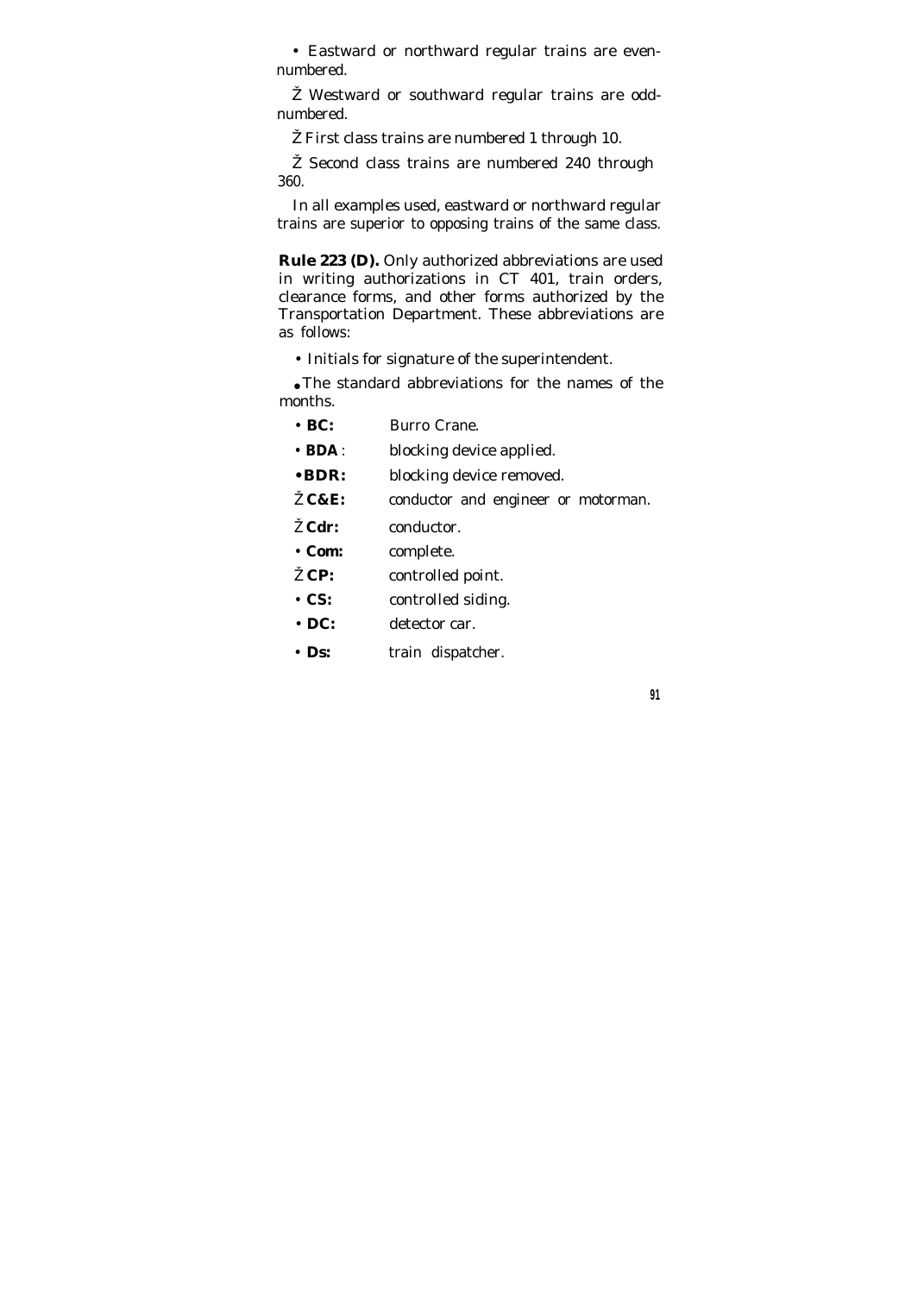- Eastward or northward regular trains are even-numbered.
- Westward or southward regular trains are odd-numbered.
- First class trains are numbered 1 through 10.
- Second class trains are numbered 240 through 360.

In all examples used, eastward or northward regular trains are superior to opposing trains of the same class.

**Rule 223 (D).** Only authorized abbreviations are used in writing authorizations in CT 401, train orders, clearance forms, and other forms authorized by the Transportation Department. These abbreviations are as follows:

- Initials for signature of the superintendent.
- The standard abbreviations for the names of the months.
- **BC:** Burro Crane.
- **BDA:** blocking device applied.
- **BDR:** blocking device removed.
- **C&E:** conductor and engineer or motorman.
- **Cdr:** conductor.
- **Com:** complete.
- **CP:** controlled point.
- **CS:** controlled siding.
- **DC:** detector car.
- **Ds:** train dispatcher.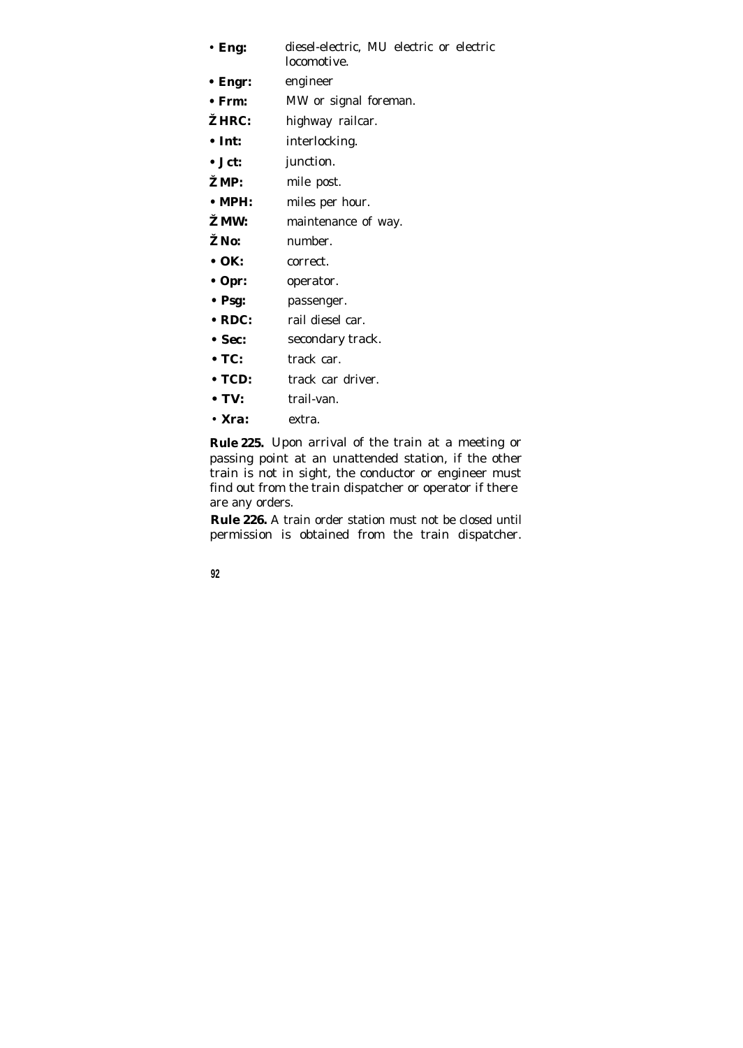- **Eng:** diesel-electric, MU electric or electric locomotive.
- **Engr:** engineer
- **Frm:** MW or signal foreman.
- **HRC:** highway railcar.
- **Int:** interlocking.
- **Jct:** junction.
- **MP:** mile post.
- **MPH:** miles per hour.
- **MW:** maintenance of way.
- **No:** number.
- **OK:** correct.
- **Opr:** operator.
- **Psg:** passenger.
- **RDC:** rail diesel car.
- **Sec:** secondary track.
- **TC:** track car.
- **TCD:** track car driver.
- **TV:** trail-van.
- **Xra:** extra.

**Rule 225.** Upon arrival of the train at a meeting or passing point at an unattended station, if the other train is not in sight, the conductor or engineer must find out from the train dispatcher or operator if there are any orders.

**Rule 226.** A train order station must not be closed until permission is obtained from the train dispatcher.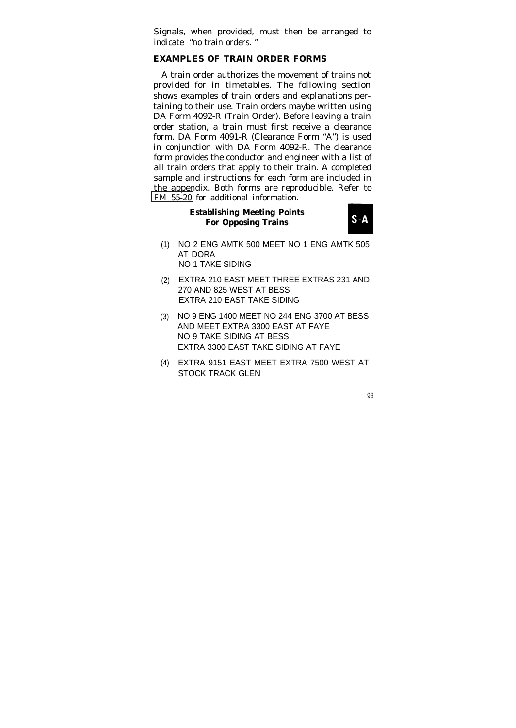Signals, when provided, must then be arranged to indicate "no train orders."

## EXAMPLES OF TRAIN ORDER FORMS

A train order authorizes the movement of trains not provided for in timetables. The following section shows examples of train orders and explanations pertaining to their use. Train orders maybe written using DA Form 4092-R (Train Order). Before leaving a train order station, a train must first receive a clearance form. DA Form 4091-R (Clearance Form "A") is used in conjunction with DA Form 4092-R. The clearance form provides the conductor and engineer with a list of all train orders that apply to their train. A completed sample and instructions for each form are included in the appendix. Both forms are reproducible. Refer to FM 55-20 for additional information.

### Establishing Meeting Points For Opposing Trains

**S-A**

(1) NO 2 ENG AMTK 500 MEET NO 1 ENG AMTK 505 AT DORA
NO 1 TAKE SIDING

(2) EXTRA 210 EAST MEET THREE EXTRAS 231 AND 270 AND 825 WEST AT BESS
EXTRA 210 EAST TAKE SIDING

(3) NO 9 ENG 1400 MEET NO 244 ENG 3700 AT BESS AND MEET EXTRA 3300 EAST AT FAYE
NO 9 TAKE SIDING AT BESS
EXTRA 3300 EAST TAKE SIDING AT FAYE

(4) EXTRA 9151 EAST MEET EXTRA 7500 WEST AT STOCK TRACK GLEN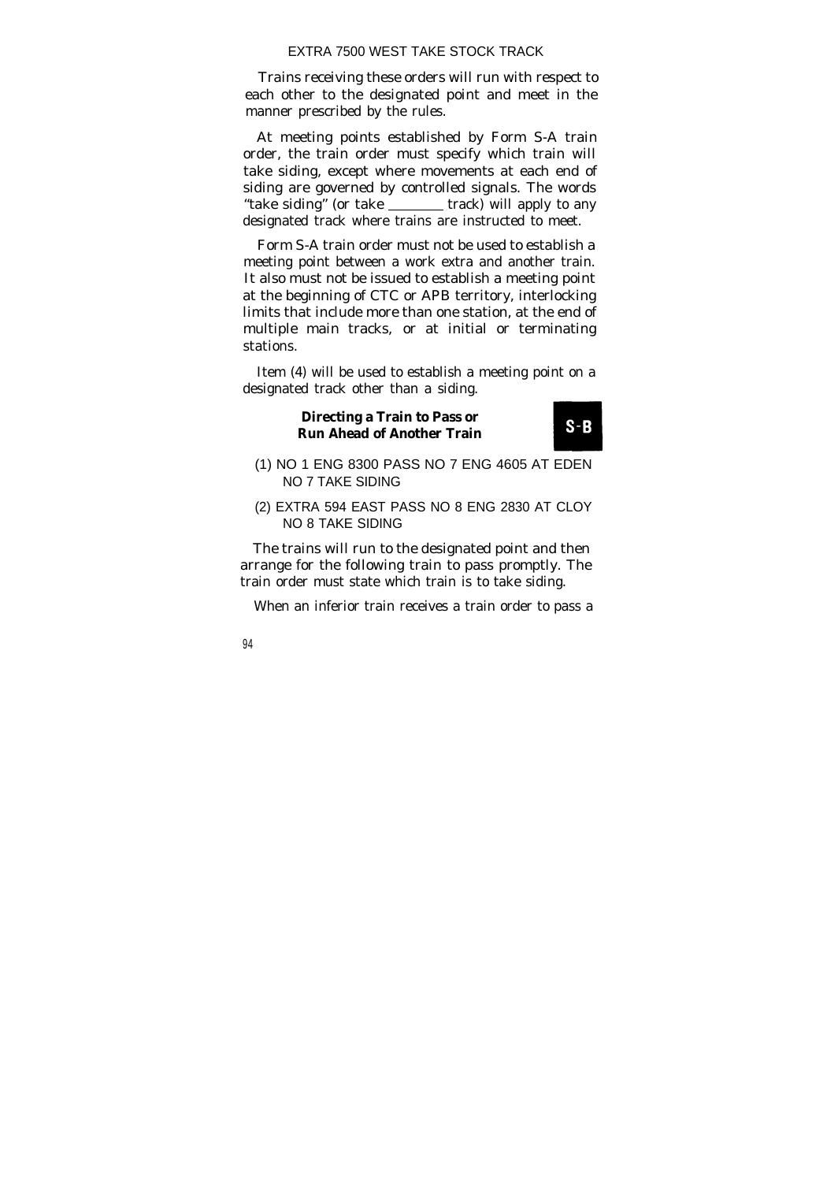EXTRA 7500 WEST TAKE STOCK TRACK

Trains receiving these orders will run with respect to each other to the designated point and meet in the manner prescribed by the rules.

At meeting points established by Form S-A train order, the train order must specify which train will take siding, except where movements at each end of siding are governed by controlled signals. The words "take siding" (or take ________ track) will apply to any designated track where trains are instructed to meet.

Form S-A train order must not be used to establish a meeting point between a work extra and another train. It also must not be issued to establish a meeting point at the beginning of CTC or APB territory, interlocking limits that include more than one station, at the end of multiple main tracks, or at initial or terminating stations.

Item (4) will be used to establish a meeting point on a designated track other than a siding.

### Directing a Train to Pass or Run Ahead of Another Train **S-B**

(1) NO 1 ENG 8300 PASS NO 7 ENG 4605 AT EDEN NO 7 TAKE SIDING

(2) EXTRA 594 EAST PASS NO 8 ENG 2830 AT CLOY NO 8 TAKE SIDING

The trains will run to the designated point and then arrange for the following train to pass promptly. The train order must state which train is to take siding.

When an inferior train receives a train order to pass a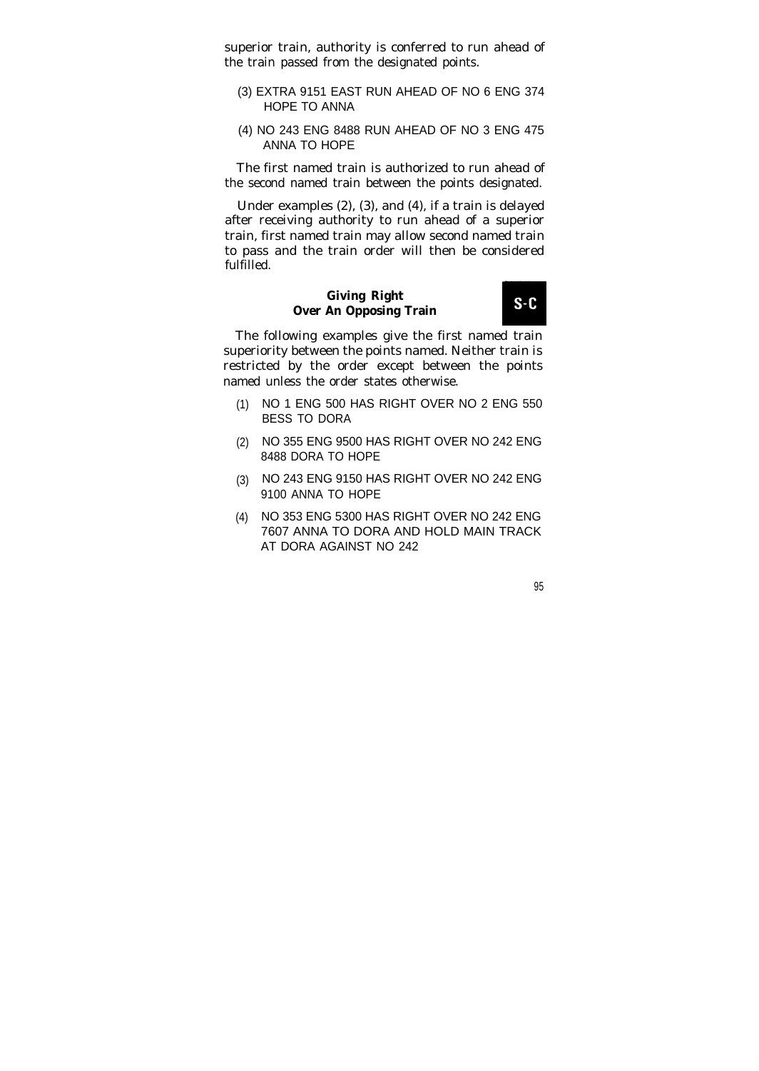superior train, authority is conferred to run ahead of the train passed from the designated points.

(3) EXTRA 9151 EAST RUN AHEAD OF NO 6 ENG 374 HOPE TO ANNA

(4) NO 243 ENG 8488 RUN AHEAD OF NO 3 ENG 475 ANNA TO HOPE

The first named train is authorized to run ahead of the second named train between the points designated.

Under examples (2), (3), and (4), if a train is delayed after receiving authority to run ahead of a superior train, first named train may allow second named train to pass and the train order will then be considered fulfilled.

## Giving Right Over An Opposing Train

**S-C**

The following examples give the first named train superiority between the points named. Neither train is restricted by the order except between the points named unless the order states otherwise.

(1) NO 1 ENG 500 HAS RIGHT OVER NO 2 ENG 550 BESS TO DORA

(2) NO 355 ENG 9500 HAS RIGHT OVER NO 242 ENG 8488 DORA TO HOPE

(3) NO 243 ENG 9150 HAS RIGHT OVER NO 242 ENG 9100 ANNA TO HOPE

(4) NO 353 ENG 5300 HAS RIGHT OVER NO 242 ENG 7607 ANNA TO DORA AND HOLD MAIN TRACK AT DORA AGAINST NO 242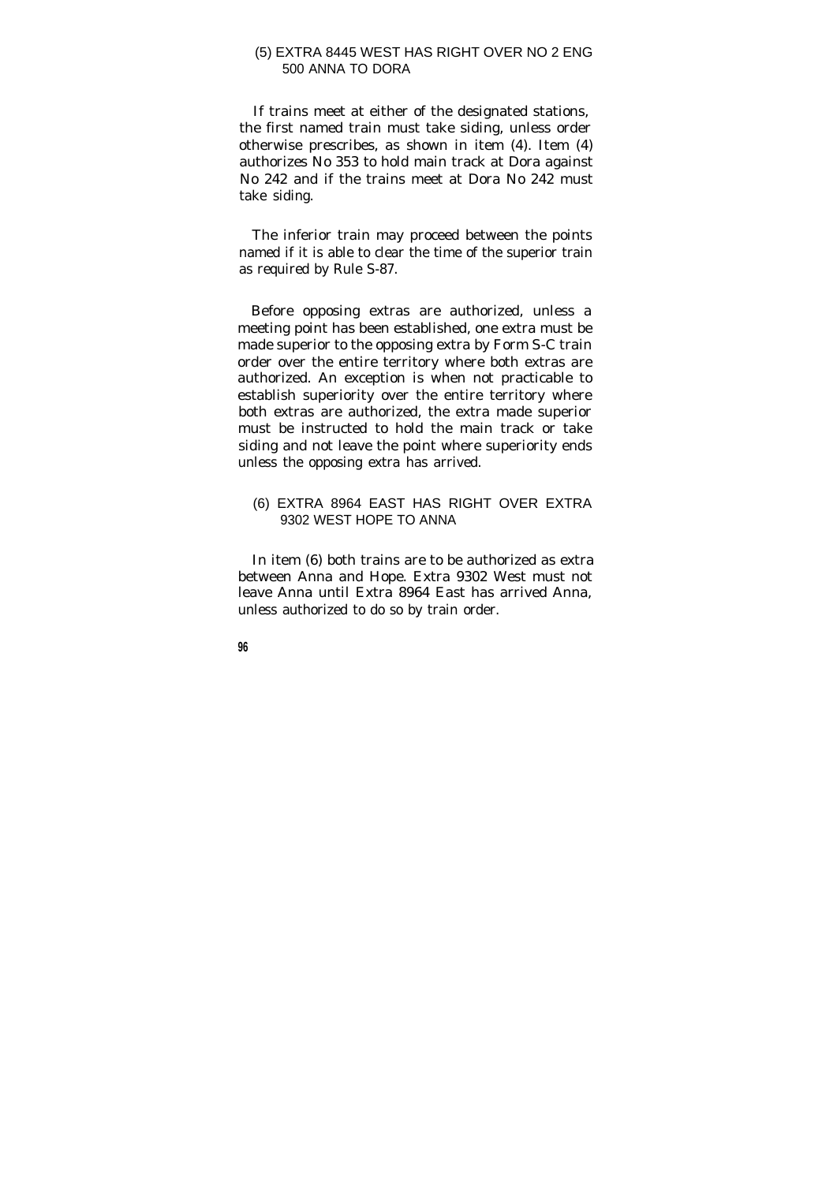(5) EXTRA 8445 WEST HAS RIGHT OVER NO 2 ENG 500 ANNA TO DORA

If trains meet at either of the designated stations, the first named train must take siding, unless order otherwise prescribes, as shown in item (4). Item (4) authorizes No 353 to hold main track at Dora against No 242 and if the trains meet at Dora No 242 must take siding.

The inferior train may proceed between the points named if it is able to clear the time of the superior train as required by Rule S-87.

Before opposing extras are authorized, unless a meeting point has been established, one extra must be made superior to the opposing extra by Form S-C train order over the entire territory where both extras are authorized. An exception is when not practicable to establish superiority over the entire territory where both extras are authorized, the extra made superior must be instructed to hold the main track or take siding and not leave the point where superiority ends unless the opposing extra has arrived.

(6) EXTRA 8964 EAST HAS RIGHT OVER EXTRA 9302 WEST HOPE TO ANNA

In item (6) both trains are to be authorized as extra between Anna and Hope. Extra 9302 West must not leave Anna until Extra 8964 East has arrived Anna, unless authorized to do so by train order.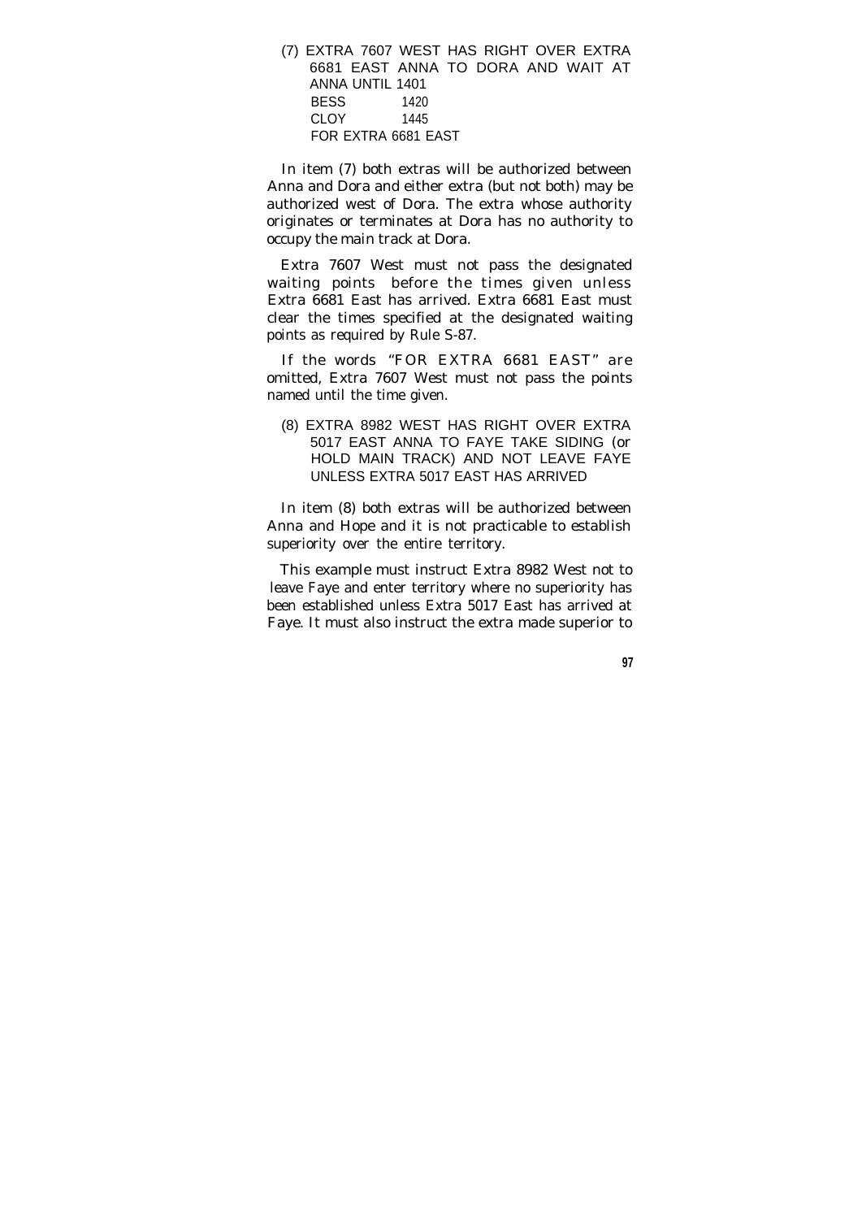(7) EXTRA 7607 WEST HAS RIGHT OVER EXTRA 6681 EAST ANNA TO DORA AND WAIT AT ANNA UNTIL 1401
BESS 1420
CLOY 1445
FOR EXTRA 6681 EAST

In item (7) both extras will be authorized between Anna and Dora and either extra (but not both) may be authorized west of Dora. The extra whose authority originates or terminates at Dora has no authority to occupy the main track at Dora.

Extra 7607 West must not pass the designated waiting points before the times given unless Extra 6681 East has arrived. Extra 6681 East must clear the times specified at the designated waiting points as required by Rule S-87.

If the words "FOR EXTRA 6681 EAST" are omitted, Extra 7607 West must not pass the points named until the time given.

(8) EXTRA 8982 WEST HAS RIGHT OVER EXTRA 5017 EAST ANNA TO FAYE TAKE SIDING (or HOLD MAIN TRACK) AND NOT LEAVE FAYE UNLESS EXTRA 5017 EAST HAS ARRIVED

In item (8) both extras will be authorized between Anna and Hope and it is not practicable to establish superiority over the entire territory.

This example must instruct Extra 8982 West not to leave Faye and enter territory where no superiority has been established unless Extra 5017 East has arrived at Faye. It must also instruct the extra made superior to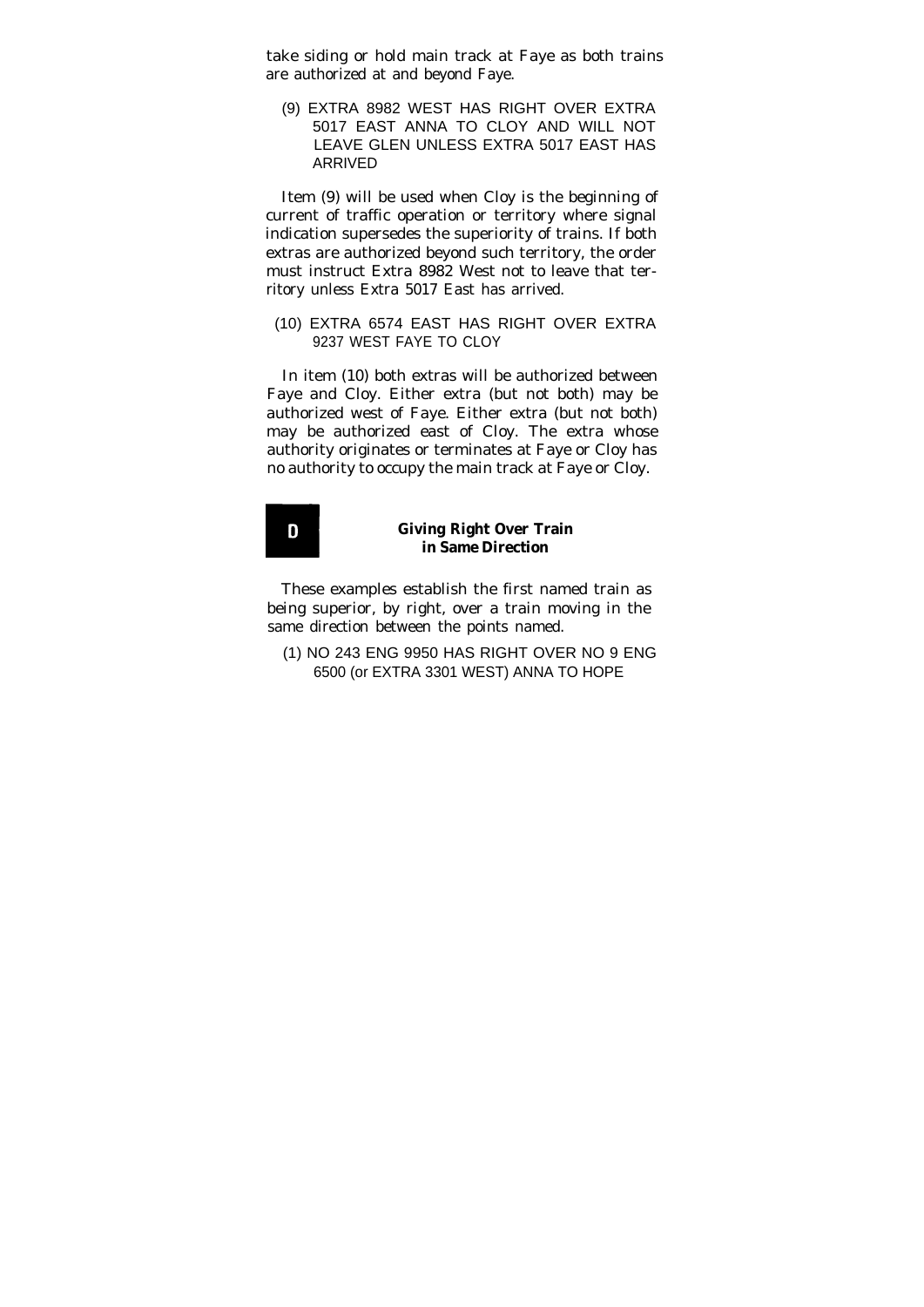take siding or hold main track at Faye as both trains are authorized at and beyond Faye.

(9) EXTRA 8982 WEST HAS RIGHT OVER EXTRA 5017 EAST ANNA TO CLOY AND WILL NOT LEAVE GLEN UNLESS EXTRA 5017 EAST HAS ARRIVED

Item (9) will be used when Cloy is the beginning of current of traffic operation or territory where signal indication supersedes the superiority of trains. If both extras are authorized beyond such territory, the order must instruct Extra 8982 West not to leave that territory unless Extra 5017 East has arrived.

(10) EXTRA 6574 EAST HAS RIGHT OVER EXTRA 9237 WEST FAYE TO CLOY

In item (10) both extras will be authorized between Faye and Cloy. Either extra (but not both) may be authorized west of Faye. Either extra (but not both) may be authorized east of Cloy. The extra whose authority originates or terminates at Faye or Cloy has no authority to occupy the main track at Faye or Cloy.

## D — Giving Right Over Train in Same Direction

These examples establish the first named train as being superior, by right, over a train moving in the same direction between the points named.

(1) NO 243 ENG 9950 HAS RIGHT OVER NO 9 ENG 6500 (or EXTRA 3301 WEST) ANNA TO HOPE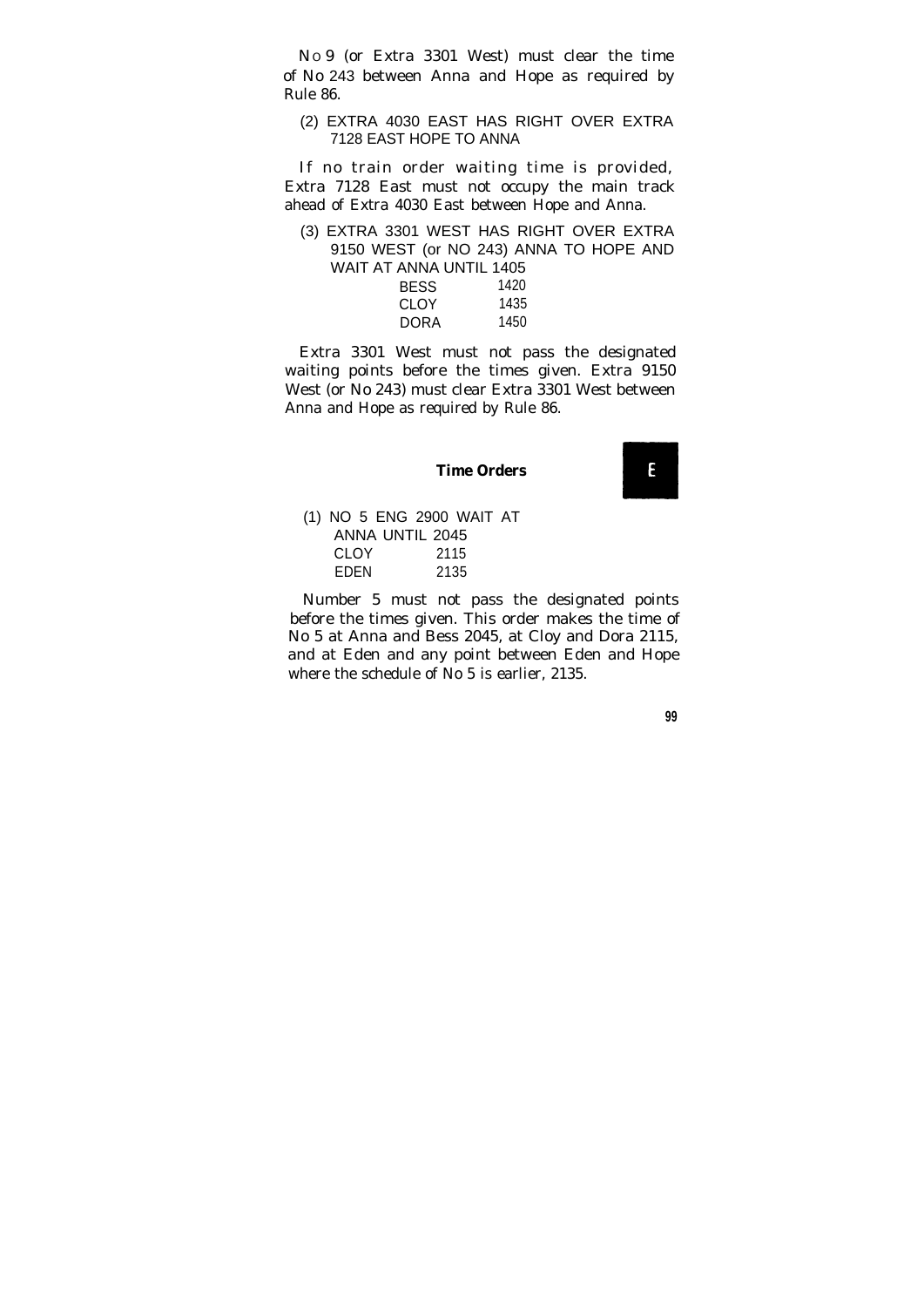No 9 (or Extra 3301 West) must clear the time of No 243 between Anna and Hope as required by Rule 86.

(2) EXTRA 4030 EAST HAS RIGHT OVER EXTRA 7128 EAST HOPE TO ANNA

If no train order waiting time is provided, Extra 7128 East must not occupy the main track ahead of Extra 4030 East between Hope and Anna.

(3) EXTRA 3301 WEST HAS RIGHT OVER EXTRA 9150 WEST (or NO 243) ANNA TO HOPE AND WAIT AT ANNA UNTIL 1405

| | |
|---|---|
| BESS | 1420 |
| CLOY | 1435 |
| DORA | 1450 |

Extra 3301 West must not pass the designated waiting points before the times given. Extra 9150 West (or No 243) must clear Extra 3301 West between Anna and Hope as required by Rule 86.

### Time Orders

**E**

(1) NO 5 ENG 2900 WAIT AT ANNA UNTIL 2045

| | |
|---|---|
| CLOY | 2115 |
| EDEN | 2135 |

Number 5 must not pass the designated points before the times given. This order makes the time of No 5 at Anna and Bess 2045, at Cloy and Dora 2115, and at Eden and any point between Eden and Hope where the schedule of No 5 is earlier, 2135.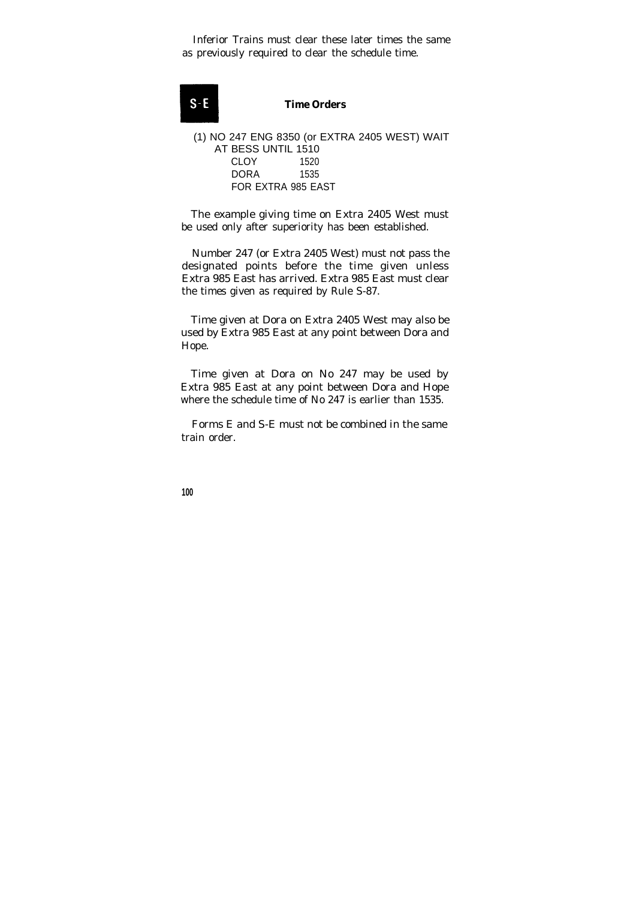Inferior Trains must clear these later times the same as previously required to clear the schedule time.

## S-E Time Orders

```
(1) NO 247 ENG 8350 (or EXTRA 2405 WEST) WAIT
    AT BESS UNTIL 1510
       CLOY      1520
       DORA      1535
       FOR EXTRA 985 EAST
```

The example giving time on Extra 2405 West must be used only after superiority has been established.

Number 247 (or Extra 2405 West) must not pass the designated points before the time given unless Extra 985 East has arrived. Extra 985 East must clear the times given as required by Rule S-87.

Time given at Dora on Extra 2405 West may also be used by Extra 985 East at any point between Dora and Hope.

Time given at Dora on No 247 may be used by Extra 985 East at any point between Dora and Hope where the schedule time of No 247 is earlier than 1535.

Forms E and S-E must not be combined in the same train order.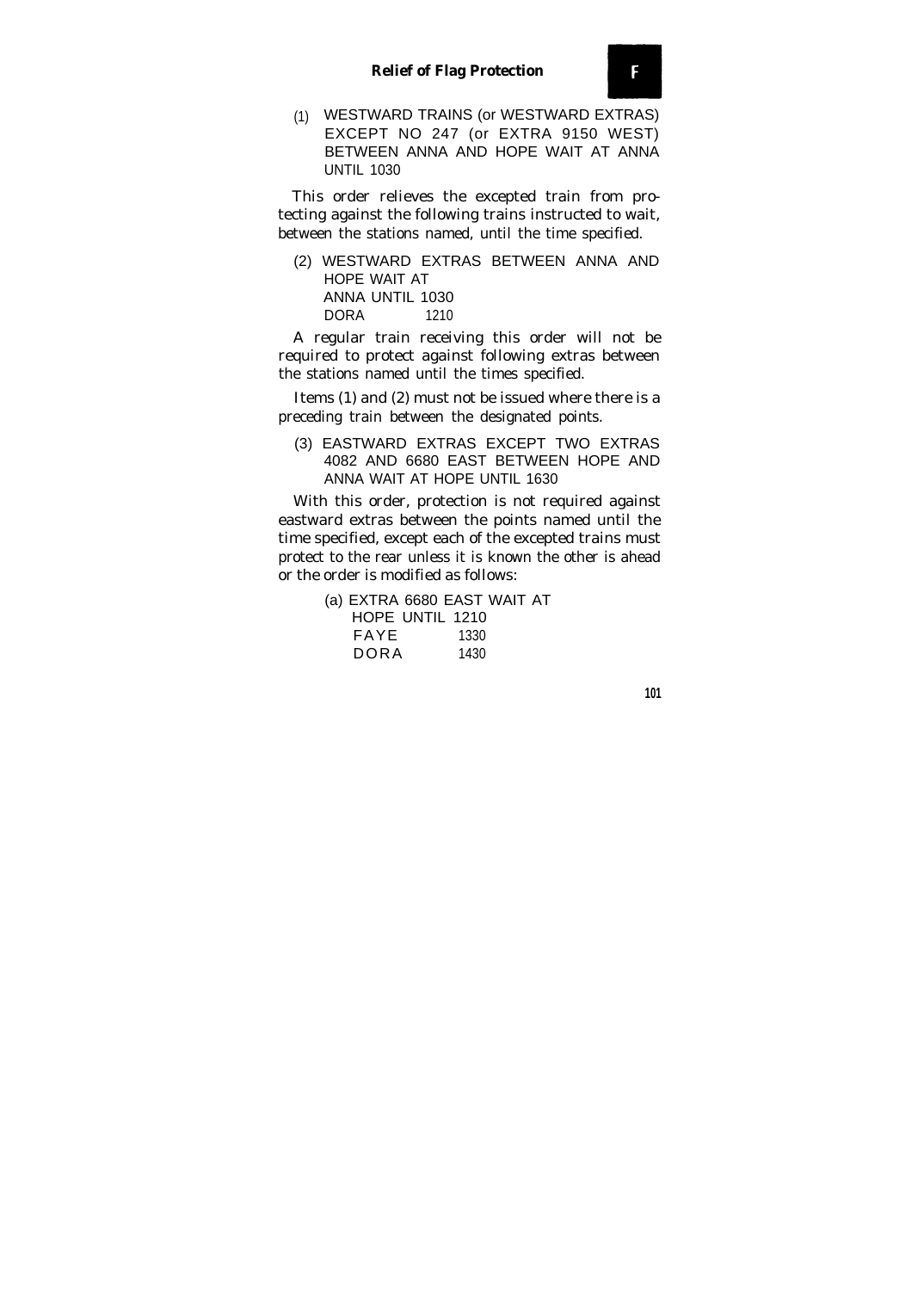(1) WESTWARD TRAINS (or WESTWARD EXTRAS) EXCEPT NO 247 (or EXTRA 9150 WEST) BETWEEN ANNA AND HOPE WAIT AT ANNA UNTIL 1030

This order relieves the excepted train from protecting against the following trains instructed to wait, between the stations named, until the time specified.

(2) WESTWARD EXTRAS BETWEEN ANNA AND HOPE WAIT AT
ANNA UNTIL 1030
DORA 1210

A regular train receiving this order will not be required to protect against following extras between the stations named until the times specified.

Items (1) and (2) must not be issued where there is a preceding train between the designated points.

(3) EASTWARD EXTRAS EXCEPT TWO EXTRAS 4082 AND 6680 EAST BETWEEN HOPE AND ANNA WAIT AT HOPE UNTIL 1630

With this order, protection is not required against eastward extras between the points named until the time specified, except each of the excepted trains must protect to the rear unless it is known the other is ahead or the order is modified as follows:

(a) EXTRA 6680 EAST WAIT AT
HOPE UNTIL 1210
FAYE 1330
DORA 1430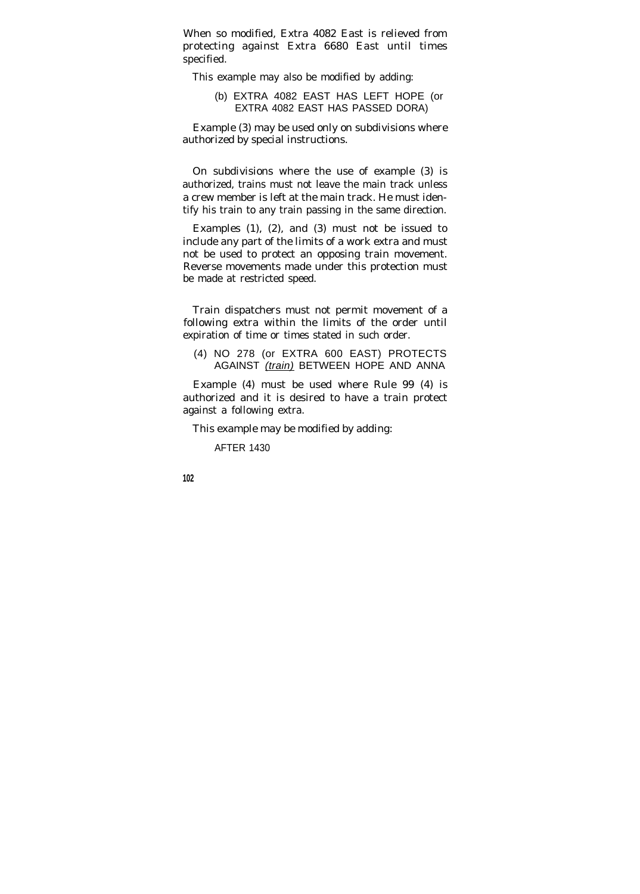When so modified, Extra 4082 East is relieved from protecting against Extra 6680 East until times specified.

This example may also be modified by adding:

(b) EXTRA 4082 EAST HAS LEFT HOPE (or EXTRA 4082 EAST HAS PASSED DORA)

Example (3) may be used only on subdivisions where authorized by special instructions.

On subdivisions where the use of example (3) is authorized, trains must not leave the main track unless a crew member is left at the main track. He must identify his train to any train passing in the same direction.

Examples (1), (2), and (3) must not be issued to include any part of the limits of a work extra and must not be used to protect an opposing train movement. Reverse movements made under this protection must be made at restricted speed.

Train dispatchers must not permit movement of a following extra within the limits of the order until expiration of time or times stated in such order.

(4) NO 278 (or EXTRA 600 EAST) PROTECTS AGAINST *(train)* BETWEEN HOPE AND ANNA

Example (4) must be used where Rule 99 (4) is authorized and it is desired to have a train protect against a following extra.

This example may be modified by adding:

AFTER 1430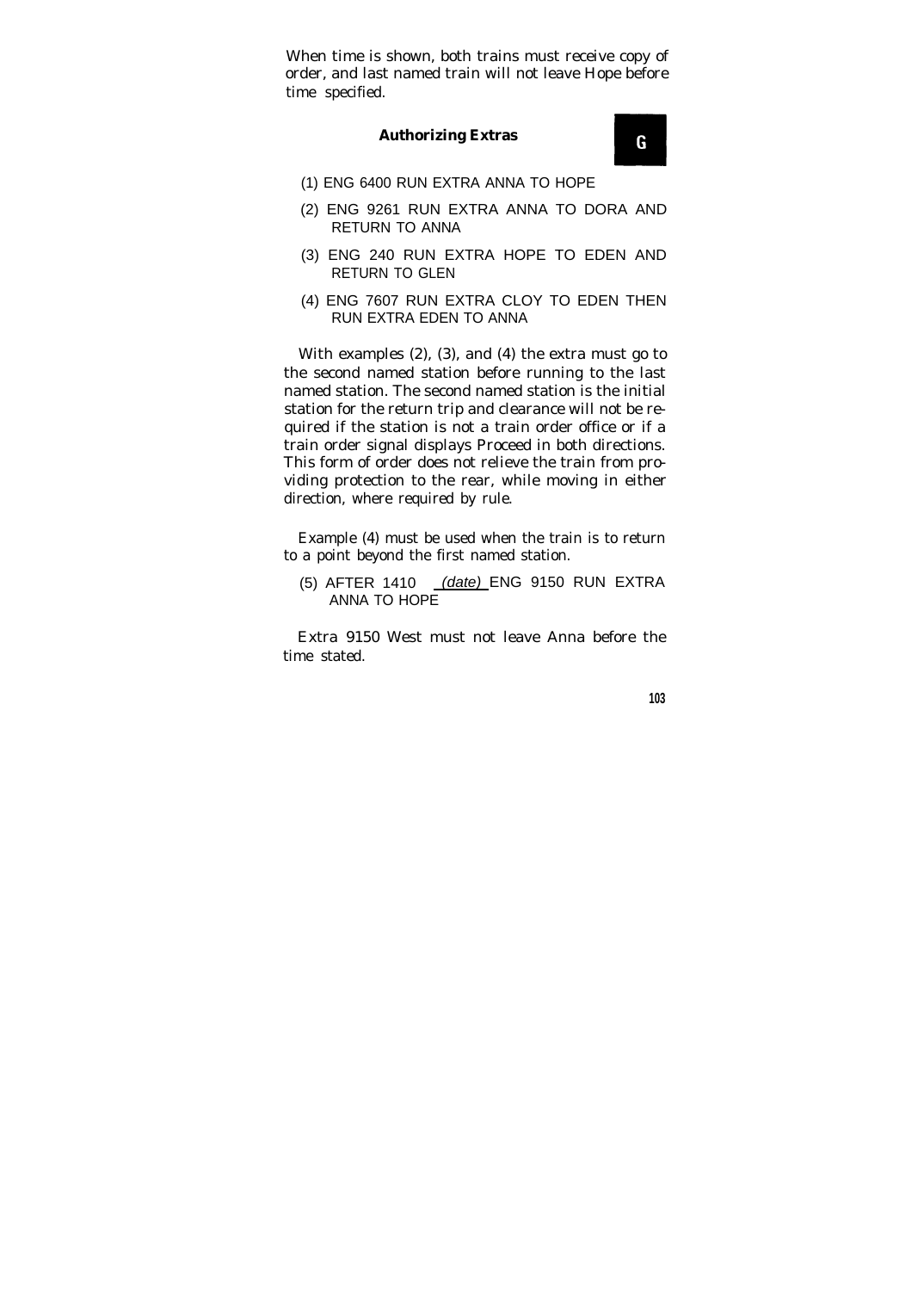When time is shown, both trains must receive copy of order, and last named train will not leave Hope before time specified.

### Authorizing Extras

**G**

(1) ENG 6400 RUN EXTRA ANNA TO HOPE

(2) ENG 9261 RUN EXTRA ANNA TO DORA AND RETURN TO ANNA

(3) ENG 240 RUN EXTRA HOPE TO EDEN AND RETURN TO GLEN

(4) ENG 7607 RUN EXTRA CLOY TO EDEN THEN RUN EXTRA EDEN TO ANNA

With examples (2), (3), and (4) the extra must go to the second named station before running to the last named station. The second named station is the initial station for the return trip and clearance will not be required if the station is not a train order office or if a train order signal displays Proceed in both directions. This form of order does not relieve the train from providing protection to the rear, while moving in either direction, where required by rule.

Example (4) must be used when the train is to return to a point beyond the first named station.

(5) AFTER 1410 _*(date)*_ ENG 9150 RUN EXTRA ANNA TO HOPE

Extra 9150 West must not leave Anna before the time stated.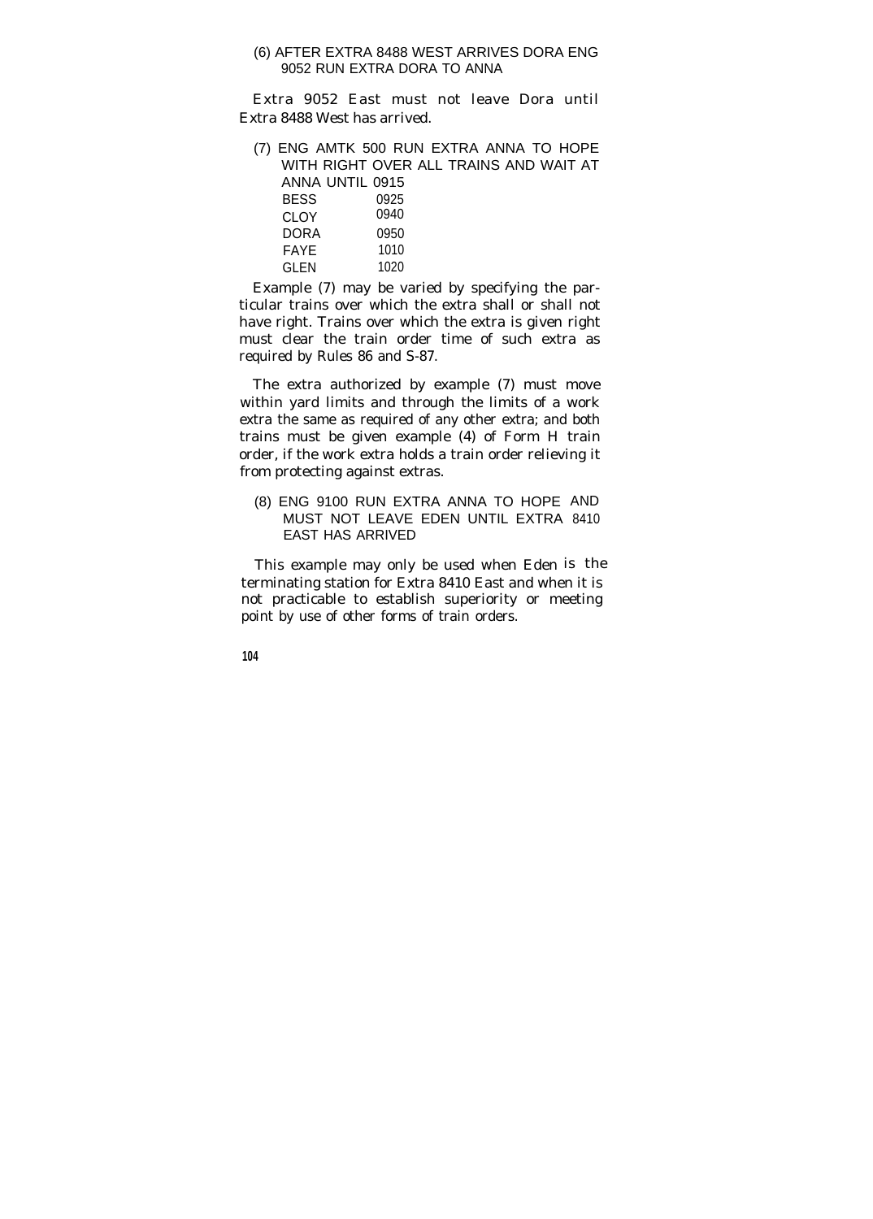(6) AFTER EXTRA 8488 WEST ARRIVES DORA ENG 9052 RUN EXTRA DORA TO ANNA

Extra 9052 East must not leave Dora until Extra 8488 West has arrived.

(7) ENG AMTK 500 RUN EXTRA ANNA TO HOPE WITH RIGHT OVER ALL TRAINS AND WAIT AT ANNA UNTIL 0915

| | |
|---|---|
| BESS | 0925 |
| CLOY | 0940 |
| DORA | 0950 |
| FAYE | 1010 |
| GLEN | 1020 |

Example (7) may be varied by specifying the particular trains over which the extra shall or shall not have right. Trains over which the extra is given right must clear the train order time of such extra as required by Rules 86 and S-87.

The extra authorized by example (7) must move within yard limits and through the limits of a work extra the same as required of any other extra; and both trains must be given example (4) of Form H train order, if the work extra holds a train order relieving it from protecting against extras.

(8) ENG 9100 RUN EXTRA ANNA TO HOPE AND MUST NOT LEAVE EDEN UNTIL EXTRA 8410 EAST HAS ARRIVED

This example may only be used when Eden is the terminating station for Extra 8410 East and when it is not practicable to establish superiority or meeting point by use of other forms of train orders.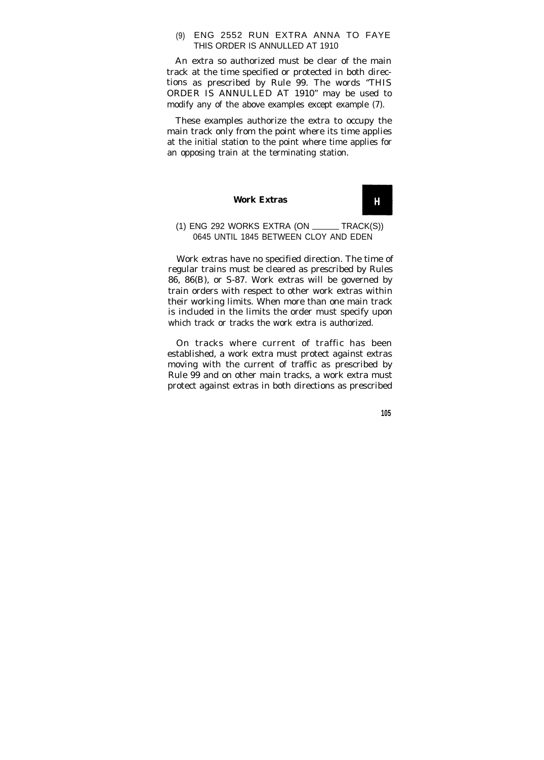(9) ENG 2552 RUN EXTRA ANNA TO FAYE
THIS ORDER IS ANNULLED AT 1910

An extra so authorized must be clear of the main track at the time specified or protected in both directions as prescribed by Rule 99. The words "THIS ORDER IS ANNULLED AT 1910" may be used to modify any of the above examples except example (7).

These examples authorize the extra to occupy the main track only from the point where its time applies at the initial station to the point where time applies for an opposing train at the terminating station.

## Work Extras

**H**

(1) ENG 292 WORKS EXTRA (ON ______ TRACK(S))
0645 UNTIL 1845 BETWEEN CLOY AND EDEN

Work extras have no specified direction. The time of regular trains must be cleared as prescribed by Rules 86, 86(B), or S-87. Work extras will be governed by train orders with respect to other work extras within their working limits. When more than one main track is included in the limits the order must specify upon which track or tracks the work extra is authorized.

On tracks where current of traffic has been established, a work extra must protect against extras moving with the current of traffic as prescribed by Rule 99 and on other main tracks, a work extra must protect against extras in both directions as prescribed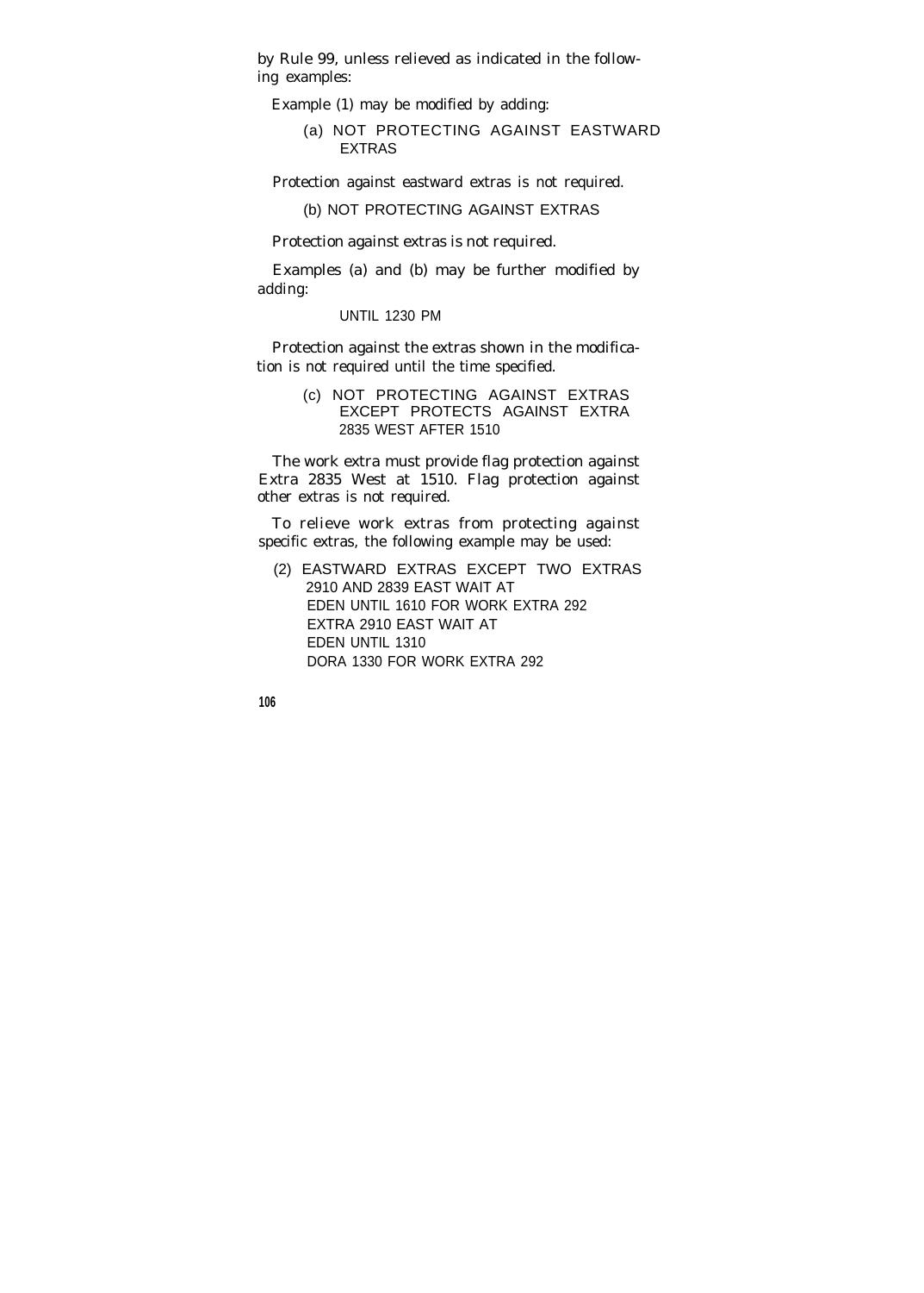by Rule 99, unless relieved as indicated in the following examples:

Example (1) may be modified by adding:

> (a) NOT PROTECTING AGAINST EASTWARD EXTRAS

Protection against eastward extras is not required.

> (b) NOT PROTECTING AGAINST EXTRAS

Protection against extras is not required.

Examples (a) and (b) may be further modified by adding:

> UNTIL 1230 PM

Protection against the extras shown in the modification is not required until the time specified.

> (c) NOT PROTECTING AGAINST EXTRAS EXCEPT PROTECTS AGAINST EXTRA 2835 WEST AFTER 1510

The work extra must provide flag protection against Extra 2835 West at 1510. Flag protection against other extras is not required.

To relieve work extras from protecting against specific extras, the following example may be used:

> (2) EASTWARD EXTRAS EXCEPT TWO EXTRAS 2910 AND 2839 EAST WAIT AT EDEN UNTIL 1610 FOR WORK EXTRA 292
> EXTRA 2910 EAST WAIT AT
> EDEN UNTIL 1310
> DORA 1330 FOR WORK EXTRA 292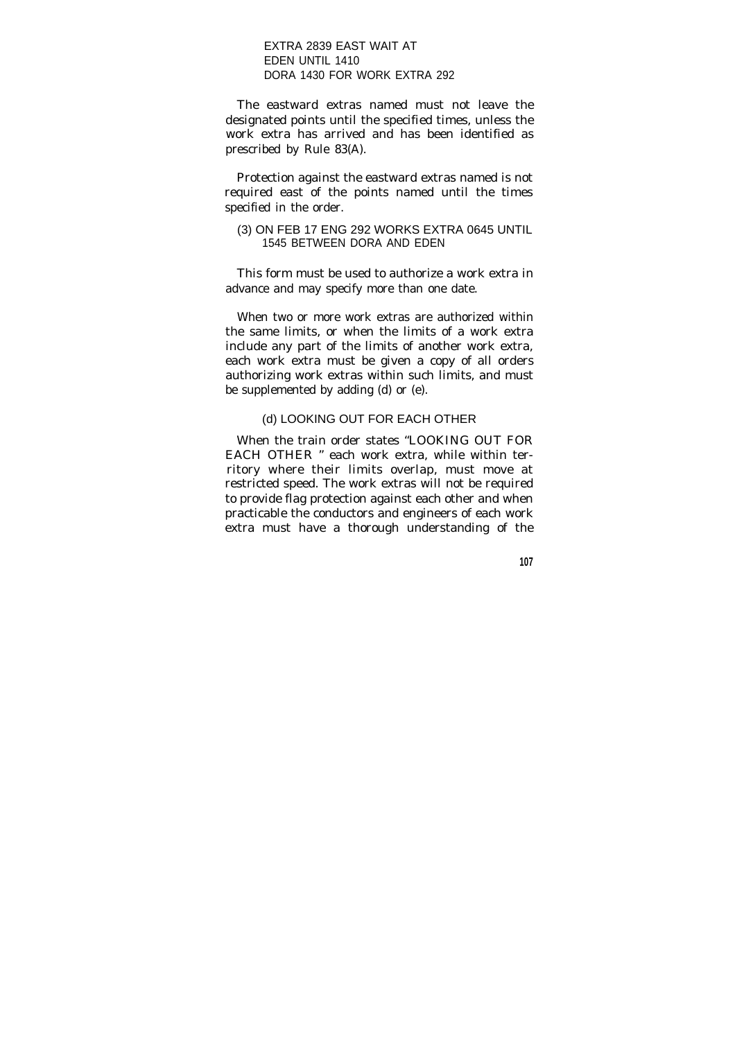```
EXTRA 2839 EAST WAIT AT
EDEN UNTIL 1410
DORA 1430 FOR WORK EXTRA 292
```

The eastward extras named must not leave the designated points until the specified times, unless the work extra has arrived and has been identified as prescribed by Rule 83(A).

Protection against the eastward extras named is not required east of the points named until the times specified in the order.

```
(3) ON FEB 17 ENG 292 WORKS EXTRA 0645 UNTIL
    1545 BETWEEN DORA AND EDEN
```

This form must be used to authorize a work extra in advance and may specify more than one date.

When two or more work extras are authorized within the same limits, or when the limits of a work extra include any part of the limits of another work extra, each work extra must be given a copy of all orders authorizing work extras within such limits, and must be supplemented by adding (d) or (e).

```
(d) LOOKING OUT FOR EACH OTHER
```

When the train order states "LOOKING OUT FOR EACH OTHER " each work extra, while within territory where their limits overlap, must move at restricted speed. The work extras will not be required to provide flag protection against each other and when practicable the conductors and engineers of each work extra must have a thorough understanding of the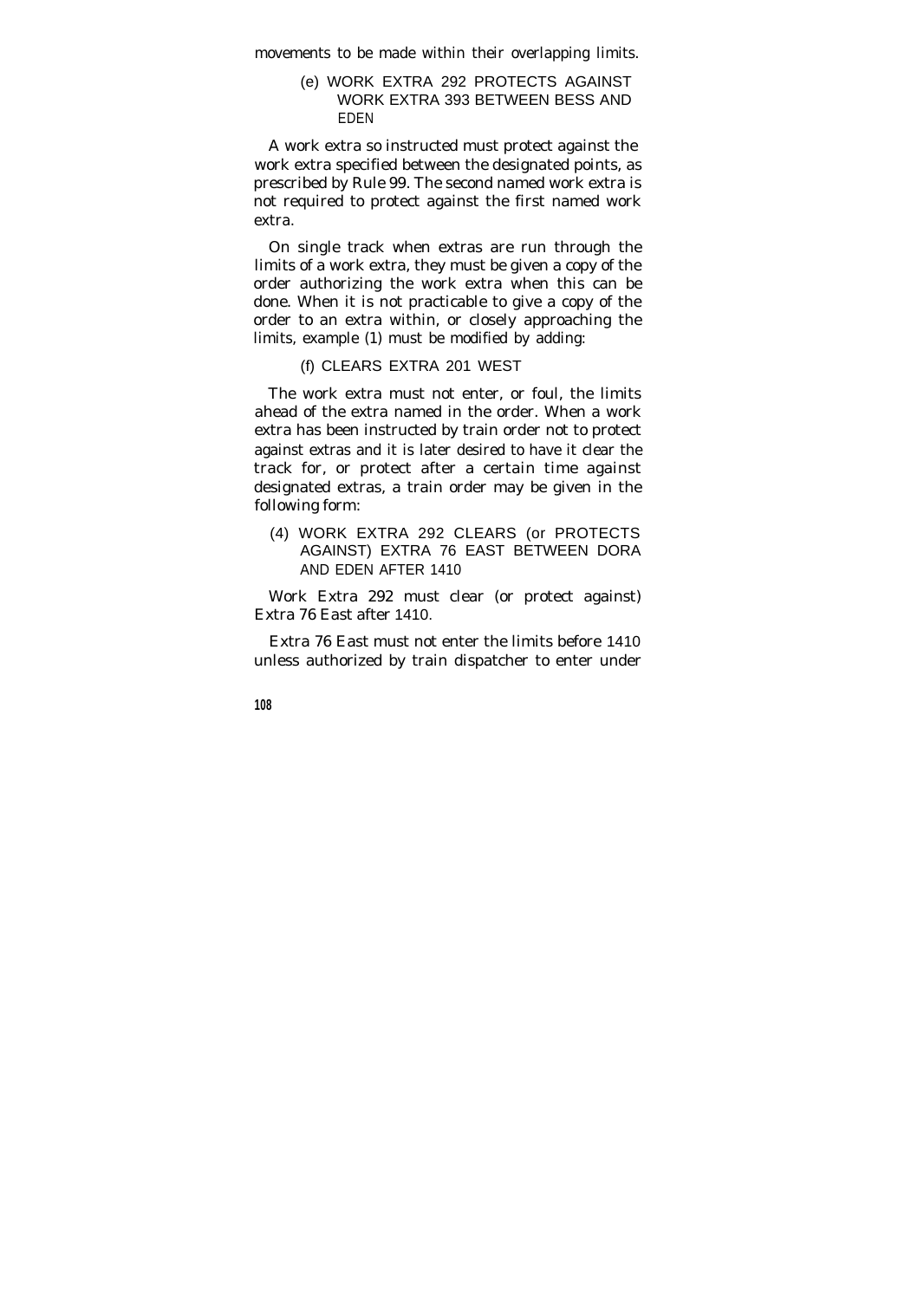movements to be made within their overlapping limits.

(e) WORK EXTRA 292 PROTECTS AGAINST WORK EXTRA 393 BETWEEN BESS AND EDEN

A work extra so instructed must protect against the work extra specified between the designated points, as prescribed by Rule 99. The second named work extra is not required to protect against the first named work extra.

On single track when extras are run through the limits of a work extra, they must be given a copy of the order authorizing the work extra when this can be done. When it is not practicable to give a copy of the order to an extra within, or closely approaching the limits, example (1) must be modified by adding:

(f) CLEARS EXTRA 201 WEST

The work extra must not enter, or foul, the limits ahead of the extra named in the order. When a work extra has been instructed by train order not to protect against extras and it is later desired to have it clear the track for, or protect after a certain time against designated extras, a train order may be given in the following form:

(4) WORK EXTRA 292 CLEARS (or PROTECTS AGAINST) EXTRA 76 EAST BETWEEN DORA AND EDEN AFTER 1410

Work Extra 292 must clear (or protect against) Extra 76 East after 1410.

Extra 76 East must not enter the limits before 1410 unless authorized by train dispatcher to enter under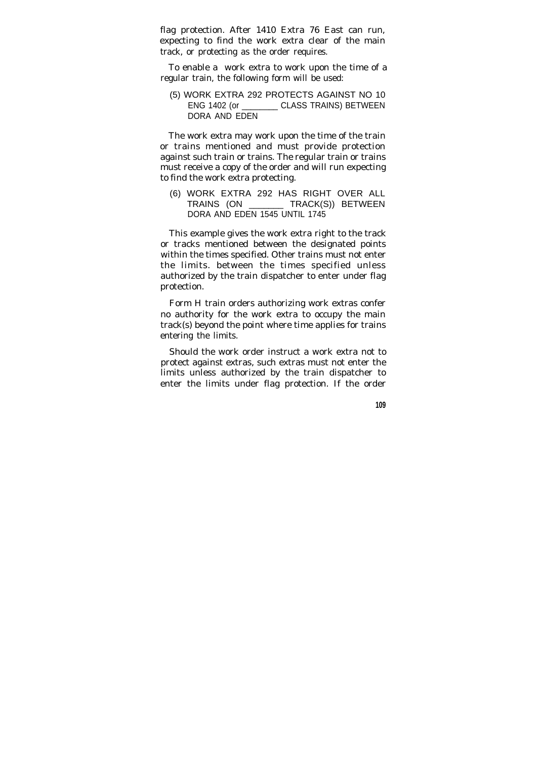flag protection. After 1410 Extra 76 East can run, expecting to find the work extra clear of the main track, or protecting as the order requires.

To enable a work extra to work upon the time of a regular train, the following form will be used:

> (5) WORK EXTRA 292 PROTECTS AGAINST NO 10 ENG 1402 (or ________ CLASS TRAINS) BETWEEN DORA AND EDEN

The work extra may work upon the time of the train or trains mentioned and must provide protection against such train or trains. The regular train or trains must receive a copy of the order and will run expecting to find the work extra protecting.

> (6) WORK EXTRA 292 HAS RIGHT OVER ALL TRAINS (ON ________ TRACK(S)) BETWEEN DORA AND EDEN 1545 UNTIL 1745

This example gives the work extra right to the track or tracks mentioned between the designated points within the times specified. Other trains must not enter the limits. between the times specified unless authorized by the train dispatcher to enter under flag protection.

Form H train orders authorizing work extras confer no authority for the work extra to occupy the main track(s) beyond the point where time applies for trains entering the limits.

Should the work order instruct a work extra not to protect against extras, such extras must not enter the limits unless authorized by the train dispatcher to enter the limits under flag protection. If the order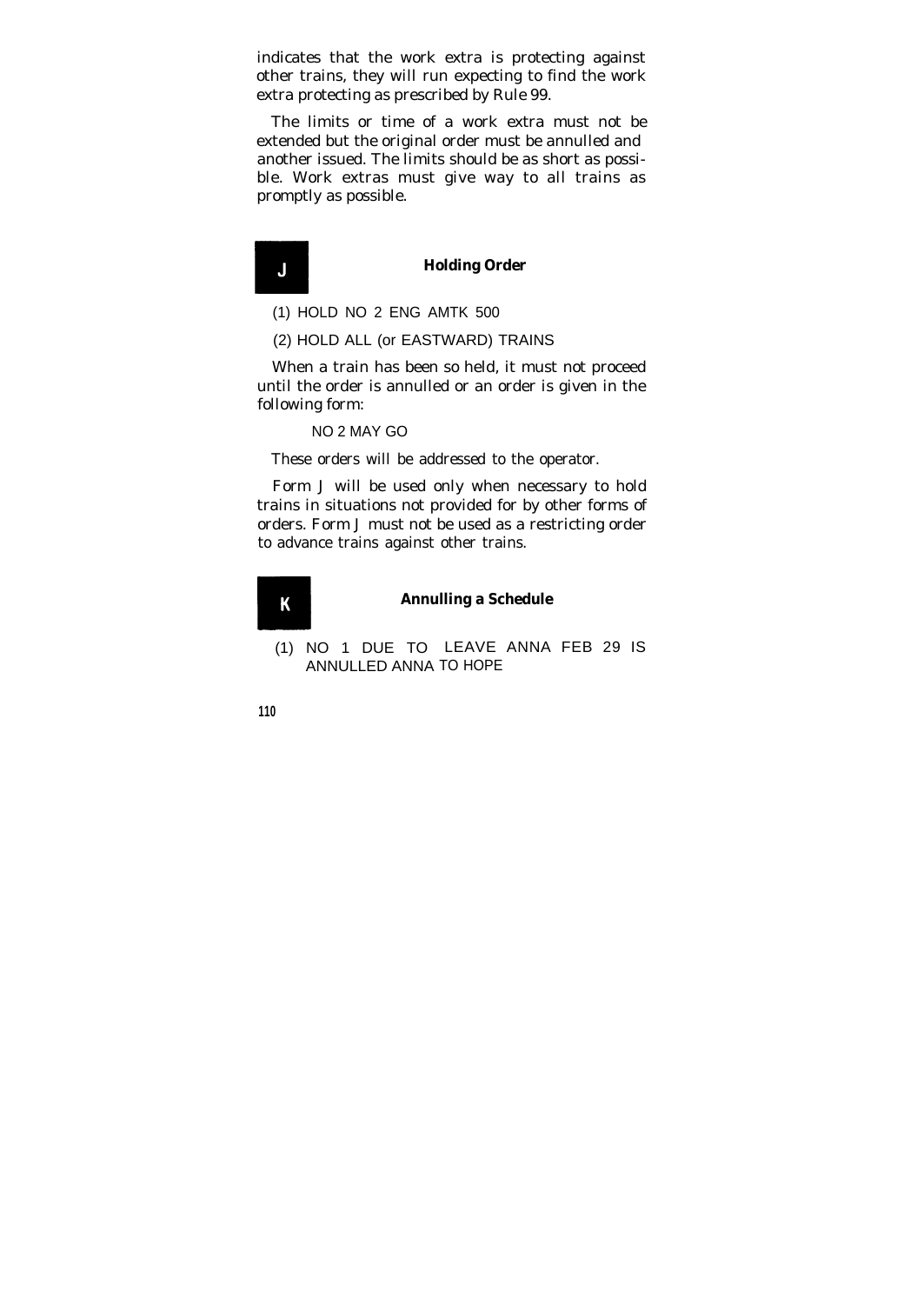indicates that the work extra is protecting against other trains, they will run expecting to find the work extra protecting as prescribed by Rule 99.

The limits or time of a work extra must not be extended but the original order must be annulled and another issued. The limits should be as short as possible. Work extras must give way to all trains as promptly as possible.

## J Holding Order

(1) HOLD NO 2 ENG AMTK 500

(2) HOLD ALL (or EASTWARD) TRAINS

When a train has been so held, it must not proceed until the order is annulled or an order is given in the following form:

NO 2 MAY GO

These orders will be addressed to the operator.

Form J will be used only when necessary to hold trains in situations not provided for by other forms of orders. Form J must not be used as a restricting order to advance trains against other trains.

## K Annulling a Schedule

(1) NO 1 DUE TO LEAVE ANNA FEB 29 IS ANNULLED ANNA TO HOPE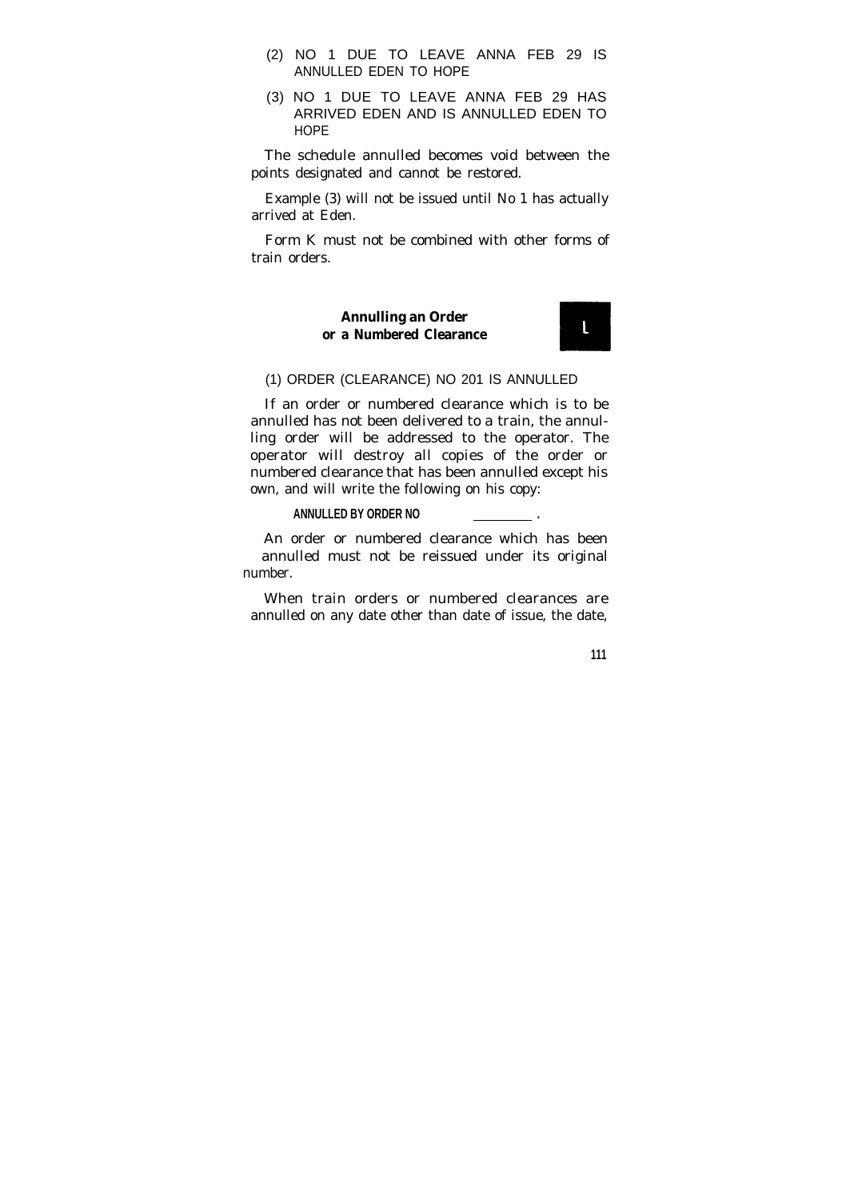(2) NO 1 DUE TO LEAVE ANNA FEB 29 IS ANNULLED EDEN TO HOPE

(3) NO 1 DUE TO LEAVE ANNA FEB 29 HAS ARRIVED EDEN AND IS ANNULLED EDEN TO HOPE

The schedule annulled becomes void between the points designated and cannot be restored.

Example (3) will not be issued until No 1 has actually arrived at Eden.

Form K must not be combined with other forms of train orders.

### Annulling an Order or a Numbered Clearance

**L**

(1) ORDER (CLEARANCE) NO 201 IS ANNULLED

If an order or numbered clearance which is to be annulled has not been delivered to a train, the annulling order will be addressed to the operator. The operator will destroy all copies of the order or numbered clearance that has been annulled except his own, and will write the following on his copy:

**ANNULLED BY ORDER NO ________ .**

An order or numbered clearance which has been annulled must not be reissued under its original number.

When train orders or numbered clearances are annulled on any date other than date of issue, the date,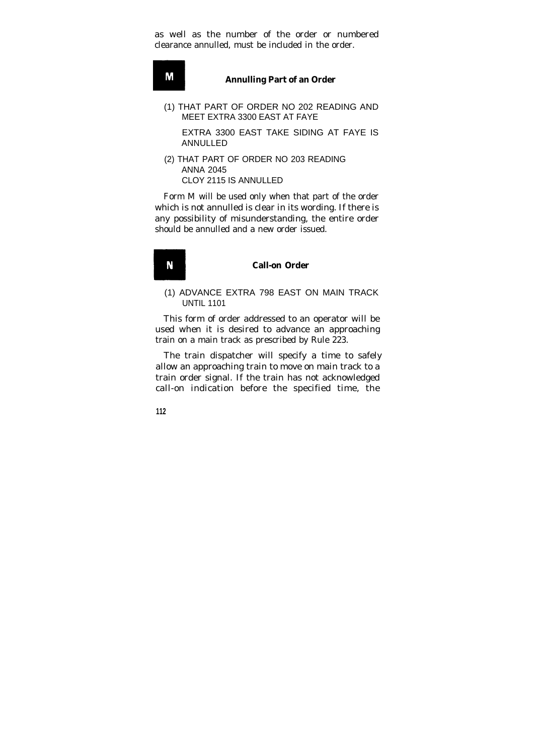as well as the number of the order or numbered clearance annulled, must be included in the order.

## M Annulling Part of an Order

(1) THAT PART OF ORDER NO 202 READING AND
MEET EXTRA 3300 EAST AT FAYE

EXTRA 3300 EAST TAKE SIDING AT FAYE IS ANNULLED

(2) THAT PART OF ORDER NO 203 READING
ANNA 2045
CLOY 2115 IS ANNULLED

Form M will be used only when that part of the order which is not annulled is clear in its wording. If there is any possibility of misunderstanding, the entire order should be annulled and a new order issued.

## N Call-on Order

(1) ADVANCE EXTRA 798 EAST ON MAIN TRACK UNTIL 1101

This form of order addressed to an operator will be used when it is desired to advance an approaching train on a main track as prescribed by Rule 223.

The train dispatcher will specify a time to safely allow an approaching train to move on main track to a train order signal. If the train has not acknowledged call-on indication before the specified time, the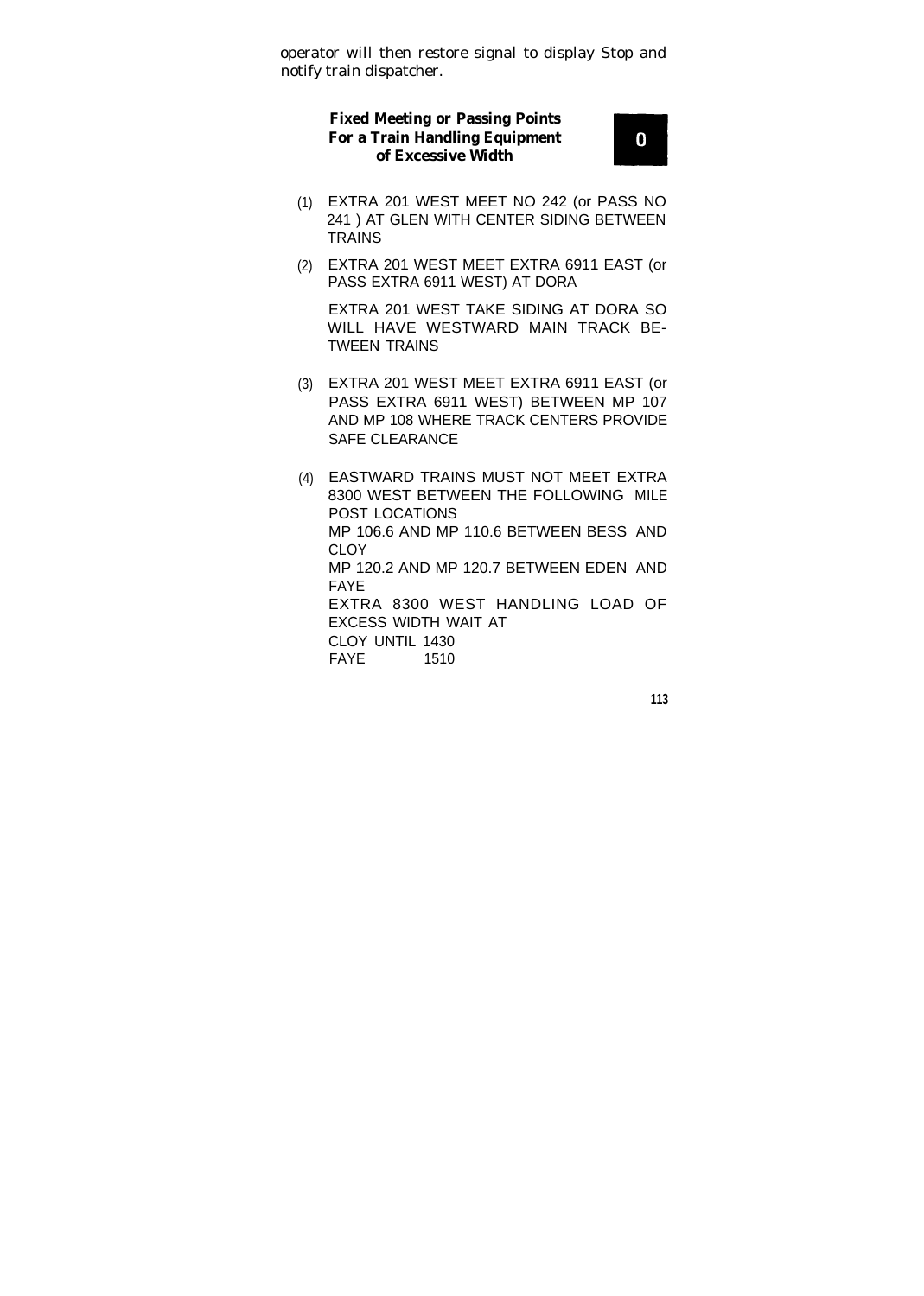operator will then restore signal to display Stop and notify train dispatcher.

### Fixed Meeting or Passing Points For a Train Handling Equipment of Excessive Width

**O**

(1) EXTRA 201 WEST MEET NO 242 (or PASS NO 241 ) AT GLEN WITH CENTER SIDING BETWEEN TRAINS

(2) EXTRA 201 WEST MEET EXTRA 6911 EAST (or PASS EXTRA 6911 WEST) AT DORA

EXTRA 201 WEST TAKE SIDING AT DORA SO WILL HAVE WESTWARD MAIN TRACK BETWEEN TRAINS

(3) EXTRA 201 WEST MEET EXTRA 6911 EAST (or PASS EXTRA 6911 WEST) BETWEEN MP 107 AND MP 108 WHERE TRACK CENTERS PROVIDE SAFE CLEARANCE

(4) EASTWARD TRAINS MUST NOT MEET EXTRA 8300 WEST BETWEEN THE FOLLOWING MILE POST LOCATIONS
MP 106.6 AND MP 110.6 BETWEEN BESS AND CLOY
MP 120.2 AND MP 120.7 BETWEEN EDEN AND FAYE
EXTRA 8300 WEST HANDLING LOAD OF EXCESS WIDTH WAIT AT
CLOY UNTIL 1430
FAYE 1510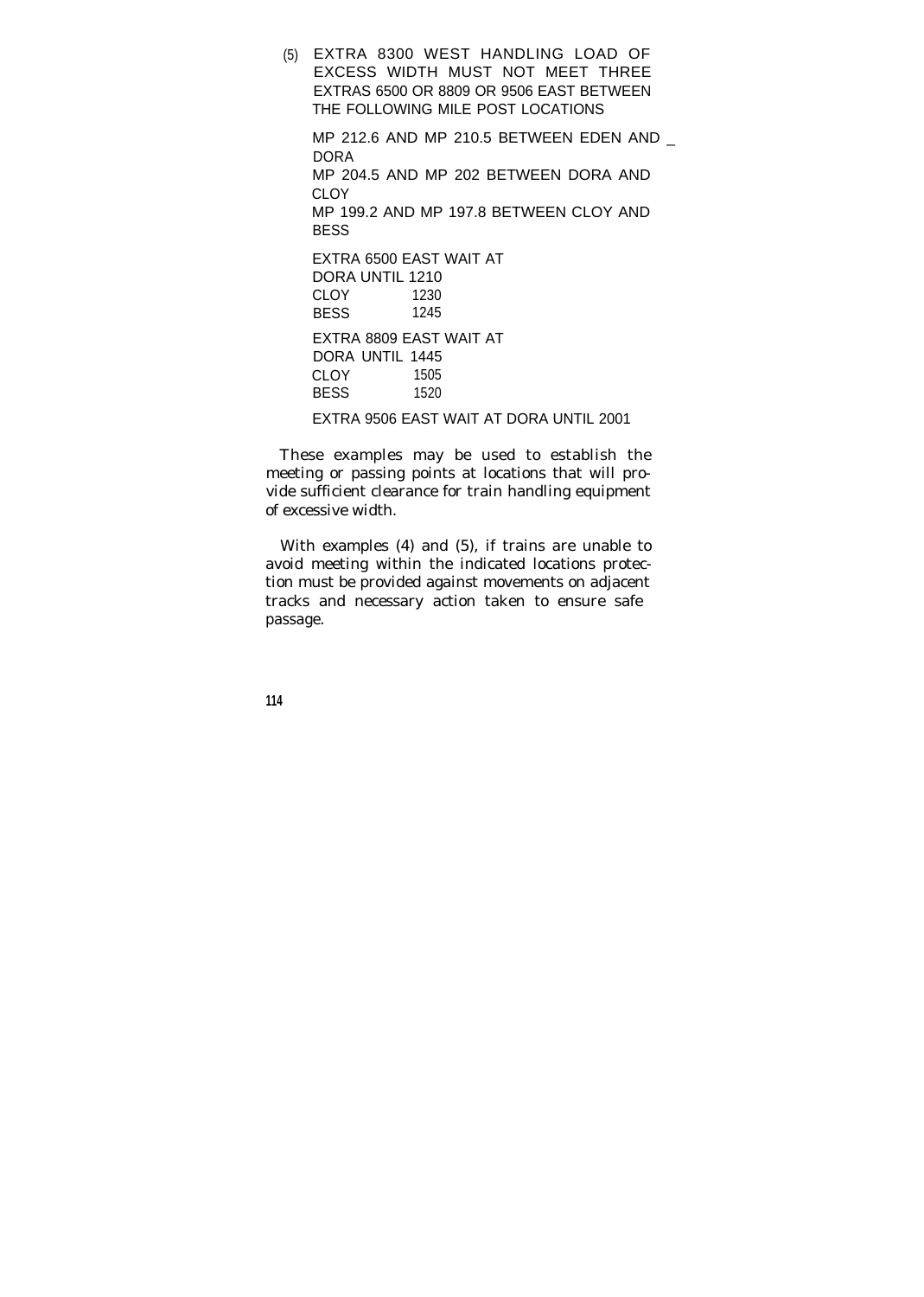(5) EXTRA 8300 WEST HANDLING LOAD OF EXCESS WIDTH MUST NOT MEET THREE EXTRAS 6500 OR 8809 OR 9506 EAST BETWEEN THE FOLLOWING MILE POST LOCATIONS

MP 212.6 AND MP 210.5 BETWEEN EDEN AND DORA
MP 204.5 AND MP 202 BETWEEN DORA AND CLOY
MP 199.2 AND MP 197.8 BETWEEN CLOY AND BESS

EXTRA 6500 EAST WAIT AT
DORA UNTIL 1210
CLOY 1230
BESS 1245

EXTRA 8809 EAST WAIT AT
DORA UNTIL 1445
CLOY 1505
BESS 1520

EXTRA 9506 EAST WAIT AT DORA UNTIL 2001

These examples may be used to establish the meeting or passing points at locations that will provide sufficient clearance for train handling equipment of excessive width.

With examples (4) and (5), if trains are unable to avoid meeting within the indicated locations protection must be provided against movements on adjacent tracks and necessary action taken to ensure safe passage.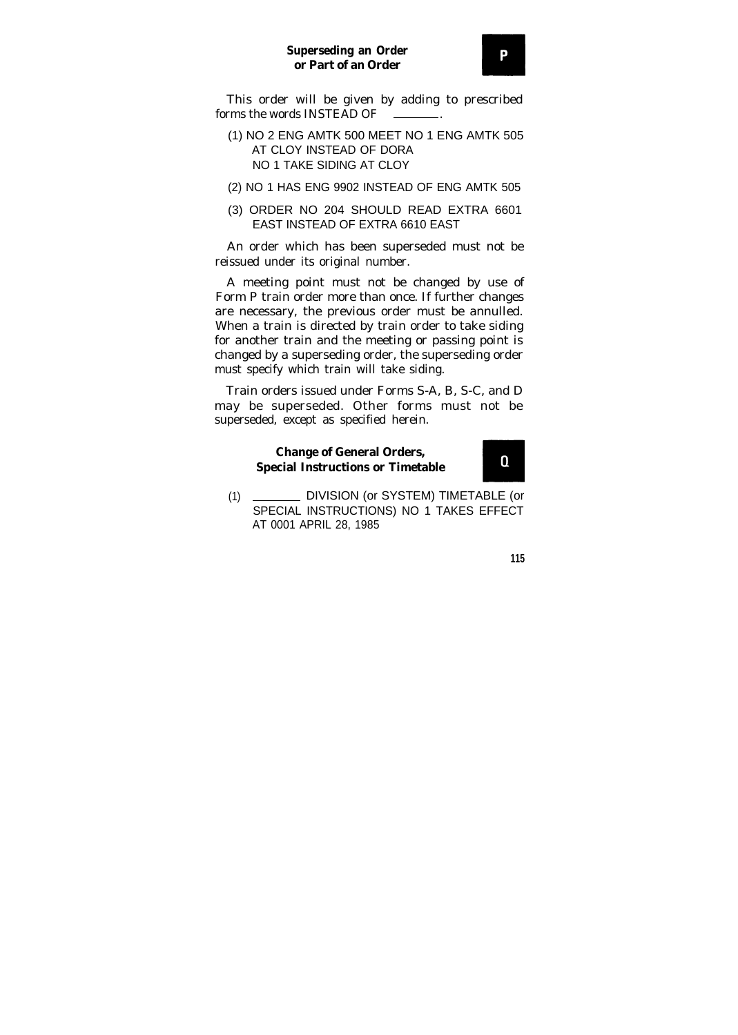## Superseding an Order or Part of an Order

**P**

This order will be given by adding to prescribed forms the words INSTEAD OF ________.

(1) NO 2 ENG AMTK 500 MEET NO 1 ENG AMTK 505 AT CLOY INSTEAD OF DORA
NO 1 TAKE SIDING AT CLOY

(2) NO 1 HAS ENG 9902 INSTEAD OF ENG AMTK 505

(3) ORDER NO 204 SHOULD READ EXTRA 6601 EAST INSTEAD OF EXTRA 6610 EAST

An order which has been superseded must not be reissued under its original number.

A meeting point must not be changed by use of Form P train order more than once. If further changes are necessary, the previous order must be annulled. When a train is directed by train order to take siding for another train and the meeting or passing point is changed by a superseding order, the superseding order must specify which train will take siding.

Train orders issued under Forms S-A, B, S-C, and D may be superseded. Other forms must not be superseded, except as specified herein.

## Change of General Orders, Special Instructions or Timetable

**Q**

(1) ________ DIVISION (or SYSTEM) TIMETABLE (or SPECIAL INSTRUCTIONS) NO 1 TAKES EFFECT AT 0001 APRIL 28, 1985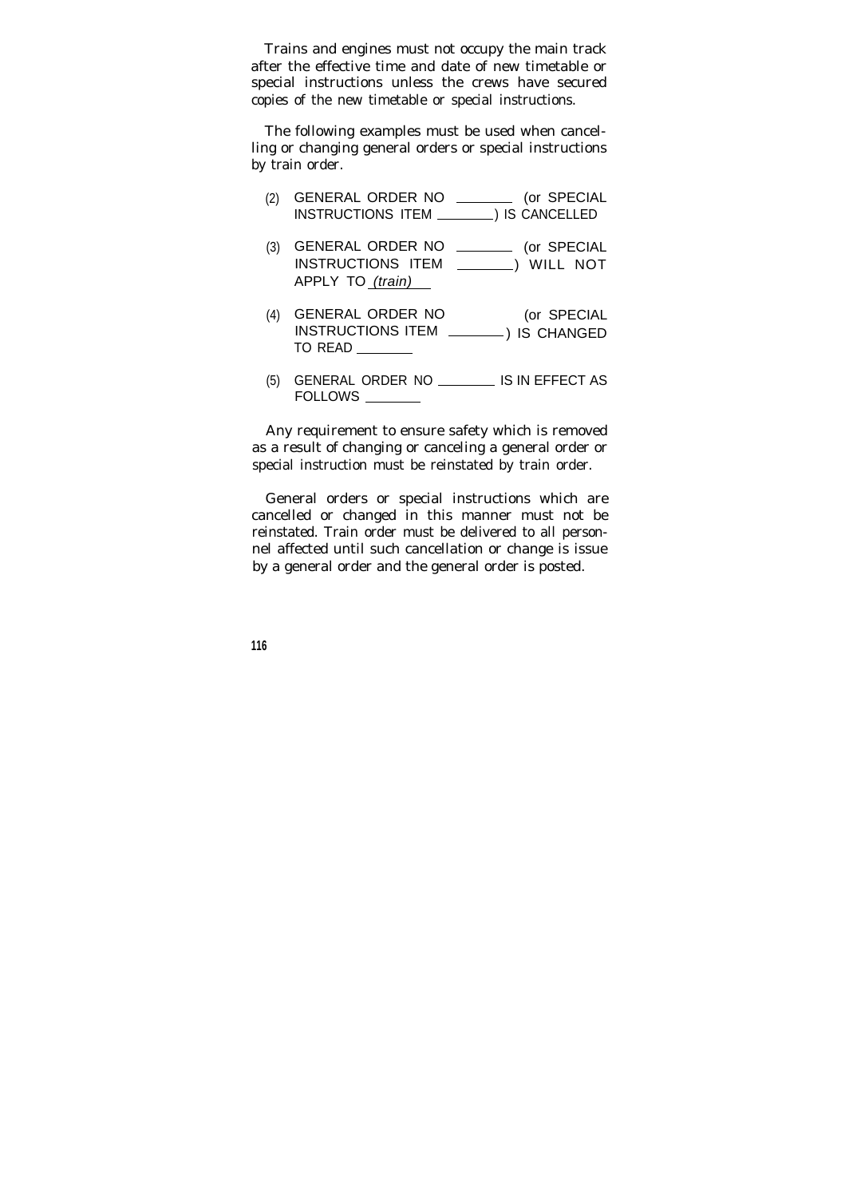Trains and engines must not occupy the main track after the effective time and date of new timetable or special instructions unless the crews have secured copies of the new timetable or special instructions.

The following examples must be used when cancelling or changing general orders or special instructions by train order.

(2) GENERAL ORDER NO ________ (or SPECIAL INSTRUCTIONS ITEM ________) IS CANCELLED

(3) GENERAL ORDER NO ________ (or SPECIAL INSTRUCTIONS ITEM ________) WILL NOT APPLY TO *(train)*

(4) GENERAL ORDER NO (or SPECIAL INSTRUCTIONS ITEM ________) IS CHANGED TO READ ________

(5) GENERAL ORDER NO ________ IS IN EFFECT AS FOLLOWS ________

Any requirement to ensure safety which is removed as a result of changing or canceling a general order or special instruction must be reinstated by train order.

General orders or special instructions which are cancelled or changed in this manner must not be reinstated. Train order must be delivered to all personnel affected until such cancellation or change is issue by a general order and the general order is posted.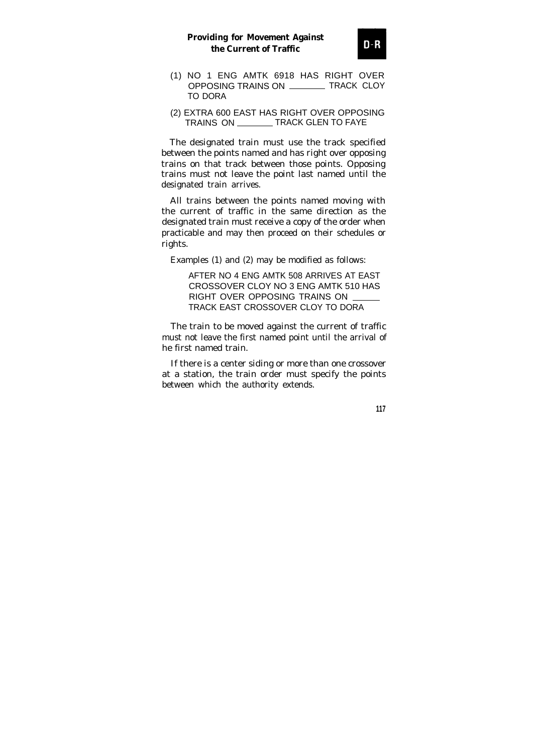(1) NO 1 ENG AMTK 6918 HAS RIGHT OVER OPPOSING TRAINS ON ________ TRACK CLOY TO DORA

(2) EXTRA 600 EAST HAS RIGHT OVER OPPOSING TRAINS ON ________ TRACK GLEN TO FAYE

The designated train must use the track specified between the points named and has right over opposing trains on that track between those points. Opposing trains must not leave the point last named until the designated train arrives.

All trains between the points named moving with the current of traffic in the same direction as the designated train must receive a copy of the order when practicable and may then proceed on their schedules or rights.

Examples (1) and (2) may be modified as follows:

> AFTER NO 4 ENG AMTK 508 ARRIVES AT EAST CROSSOVER CLOY NO 3 ENG AMTK 510 HAS RIGHT OVER OPPOSING TRAINS ON ______ TRACK EAST CROSSOVER CLOY TO DORA

The train to be moved against the current of traffic must not leave the first named point until the arrival of he first named train.

If there is a center siding or more than one crossover at a station, the train order must specify the points between which the authority extends.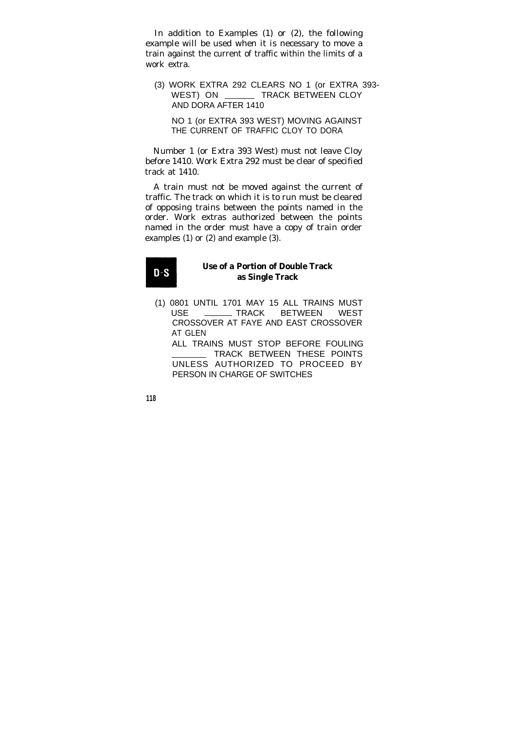In addition to Examples (1) or (2), the following example will be used when it is necessary to move a train against the current of traffic within the limits of a work extra.

(3) WORK EXTRA 292 CLEARS NO 1 (or EXTRA 393-WEST) ON ______ TRACK BETWEEN CLOY AND DORA AFTER 1410

NO 1 (or EXTRA 393 WEST) MOVING AGAINST THE CURRENT OF TRAFFIC CLOY TO DORA

Number 1 (or Extra 393 West) must not leave Cloy before 1410. Work Extra 292 must be clear of specified track at 1410.

A train must not be moved against the current of traffic. The track on which it is to run must be cleared of opposing trains between the points named in the order. Work extras authorized between the points named in the order must have a copy of train order examples (1) or (2) and example (3).

## D-S Use of a Portion of Double Track as Single Track

(1) 0801 UNTIL 1701 MAY 15 ALL TRAINS MUST USE ______ TRACK BETWEEN WEST CROSSOVER AT FAYE AND EAST CROSSOVER AT GLEN

ALL TRAINS MUST STOP BEFORE FOULING ______ TRACK BETWEEN THESE POINTS UNLESS AUTHORIZED TO PROCEED BY PERSON IN CHARGE OF SWITCHES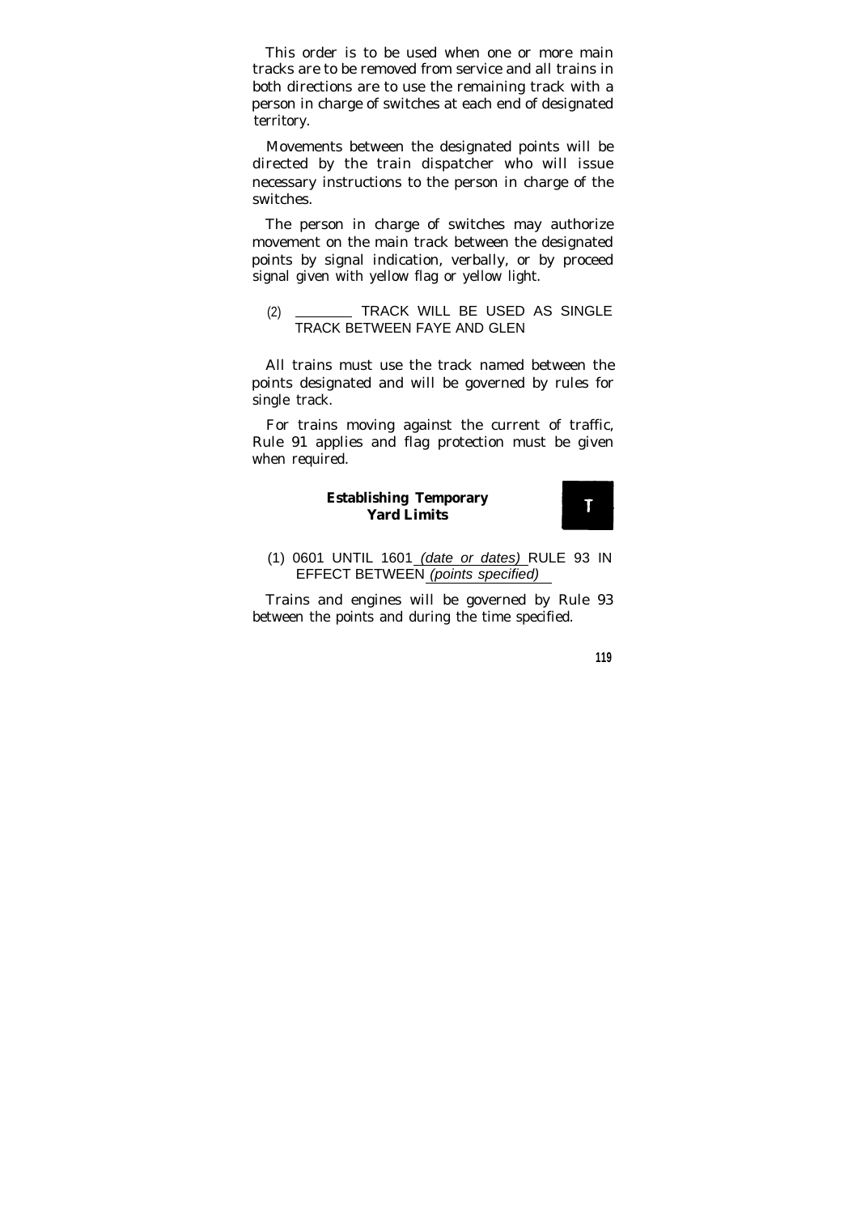This order is to be used when one or more main tracks are to be removed from service and all trains in both directions are to use the remaining track with a person in charge of switches at each end of designated territory.

Movements between the designated points will be directed by the train dispatcher who will issue necessary instructions to the person in charge of the switches.

The person in charge of switches may authorize movement on the main track between the designated points by signal indication, verbally, or by proceed signal given with yellow flag or yellow light.

(2) ________ TRACK WILL BE USED AS SINGLE TRACK BETWEEN FAYE AND GLEN

All trains must use the track named between the points designated and will be governed by rules for single track.

For trains moving against the current of traffic, Rule 91 applies and flag protection must be given when required.

## Establishing Temporary Yard Limits

**T**

(1) 0601 UNTIL 1601 *(date or dates)* RULE 93 IN EFFECT BETWEEN *(points specified)*

Trains and engines will be governed by Rule 93 between the points and during the time specified.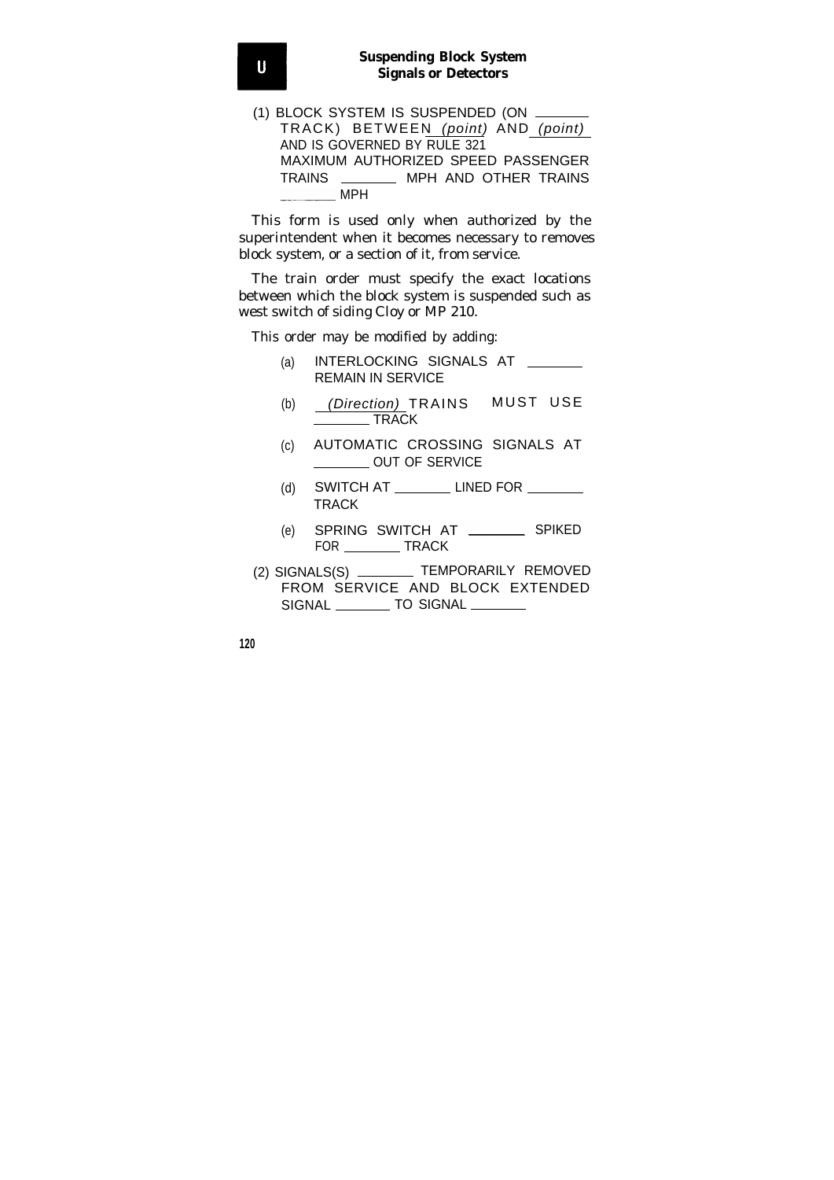**U**

## Suspending Block System Signals or Detectors

(1) BLOCK SYSTEM IS SUSPENDED (ON ________ TRACK) BETWEEN *(point)* AND *(point)* AND IS GOVERNED BY RULE 321 MAXIMUM AUTHORIZED SPEED PASSENGER TRAINS ________ MPH AND OTHER TRAINS ________ MPH

This form is used only when authorized by the superintendent when it becomes necessary to removes block system, or a section of it, from service.

The train order must specify the exact locations between which the block system is suspended such as west switch of siding Cloy or MP 210.

This order may be modified by adding:

(a) INTERLOCKING SIGNALS AT ________ REMAIN IN SERVICE

(b) *(Direction)* TRAINS MUST USE ________ TRACK

(c) AUTOMATIC CROSSING SIGNALS AT ________ OUT OF SERVICE

(d) SWITCH AT ________ LINED FOR ________ TRACK

(e) SPRING SWITCH AT ________ SPIKED FOR ________ TRACK

(2) SIGNALS(S) ________ TEMPORARILY REMOVED FROM SERVICE AND BLOCK EXTENDED SIGNAL ________ TO SIGNAL ________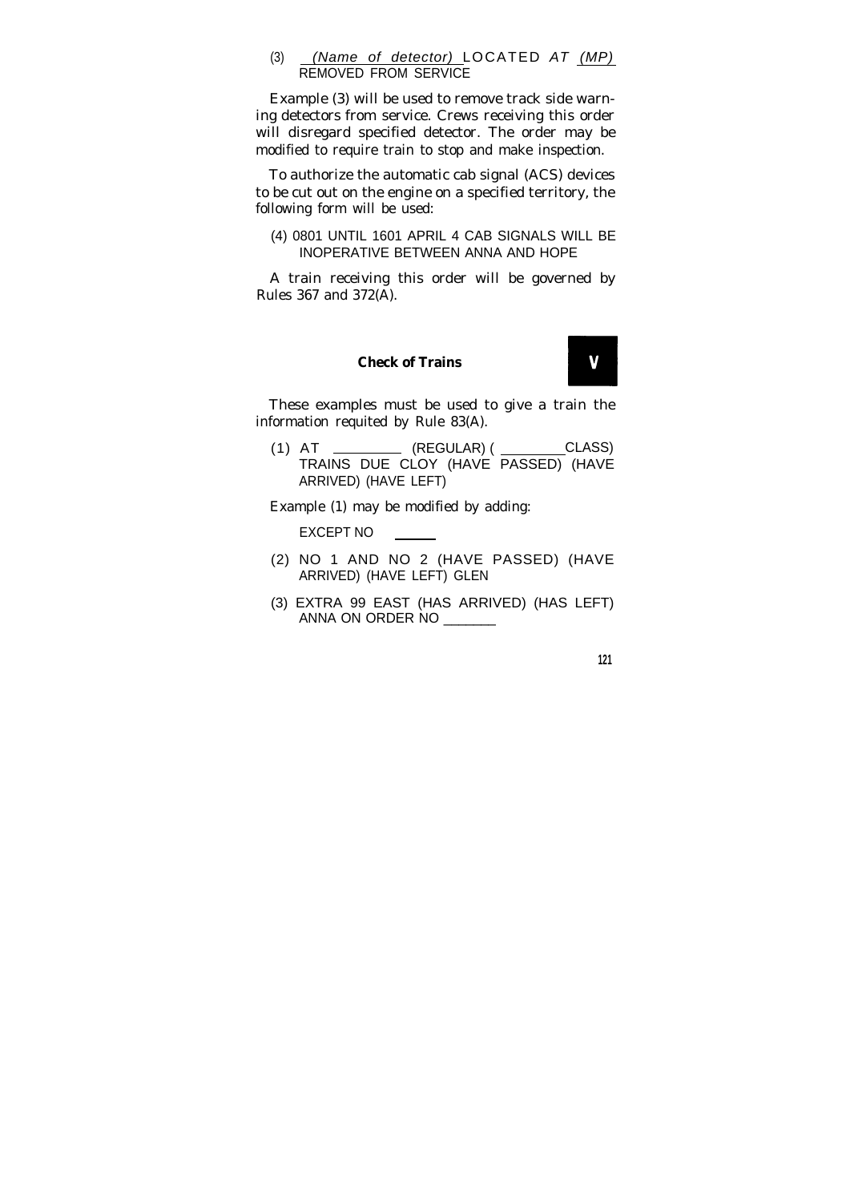(3) *(Name of detector)* LOCATED *AT (MP)* REMOVED FROM SERVICE

Example (3) will be used to remove track side warning detectors from service. Crews receiving this order will disregard specified detector. The order may be modified to require train to stop and make inspection.

To authorize the automatic cab signal (ACS) devices to be cut out on the engine on a specified territory, the following form will be used:

(4) 0801 UNTIL 1601 APRIL 4 CAB SIGNALS WILL BE INOPERATIVE BETWEEN ANNA AND HOPE

A train receiving this order will be governed by Rules 367 and 372(A).

## Check of Trains

**V**

These examples must be used to give a train the information requited by Rule 83(A).

(1) AT ________ (REGULAR) ( ________CLASS) TRAINS DUE CLOY (HAVE PASSED) (HAVE ARRIVED) (HAVE LEFT)

Example (1) may be modified by adding:

EXCEPT NO ______

(2) NO 1 AND NO 2 (HAVE PASSED) (HAVE ARRIVED) (HAVE LEFT) GLEN

(3) EXTRA 99 EAST (HAS ARRIVED) (HAS LEFT) ANNA ON ORDER NO _______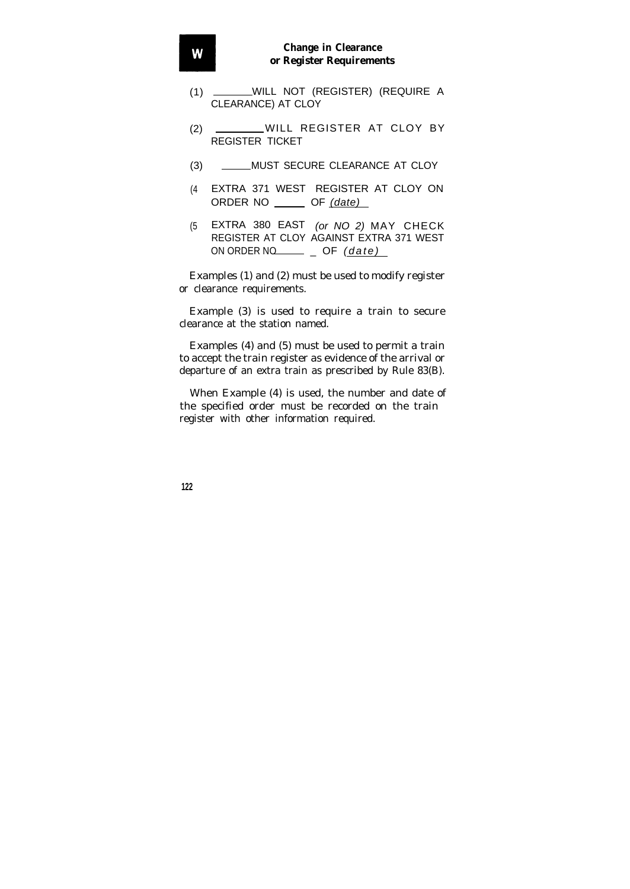## W Change in Clearance or Register Requirements

(1) ________WILL NOT (REGISTER) (REQUIRE A CLEARANCE) AT CLOY

(2) ________WILL REGISTER AT CLOY BY REGISTER TICKET

(3) ______MUST SECURE CLEARANCE AT CLOY

(4 EXTRA 371 WEST REGISTER AT CLOY ON ORDER NO ______ OF *(date)*

(5 EXTRA 380 EAST *(or NO 2)* MAY CHECK REGISTER AT CLOY AGAINST EXTRA 371 WEST ON ORDER NO______ _ OF *(date)*

Examples (1) and (2) must be used to modify register or clearance requirements.

Example (3) is used to require a train to secure clearance at the station named.

Examples (4) and (5) must be used to permit a train to accept the train register as evidence of the arrival or departure of an extra train as prescribed by Rule 83(B).

When Example (4) is used, the number and date of the specified order must be recorded on the train register with other information required.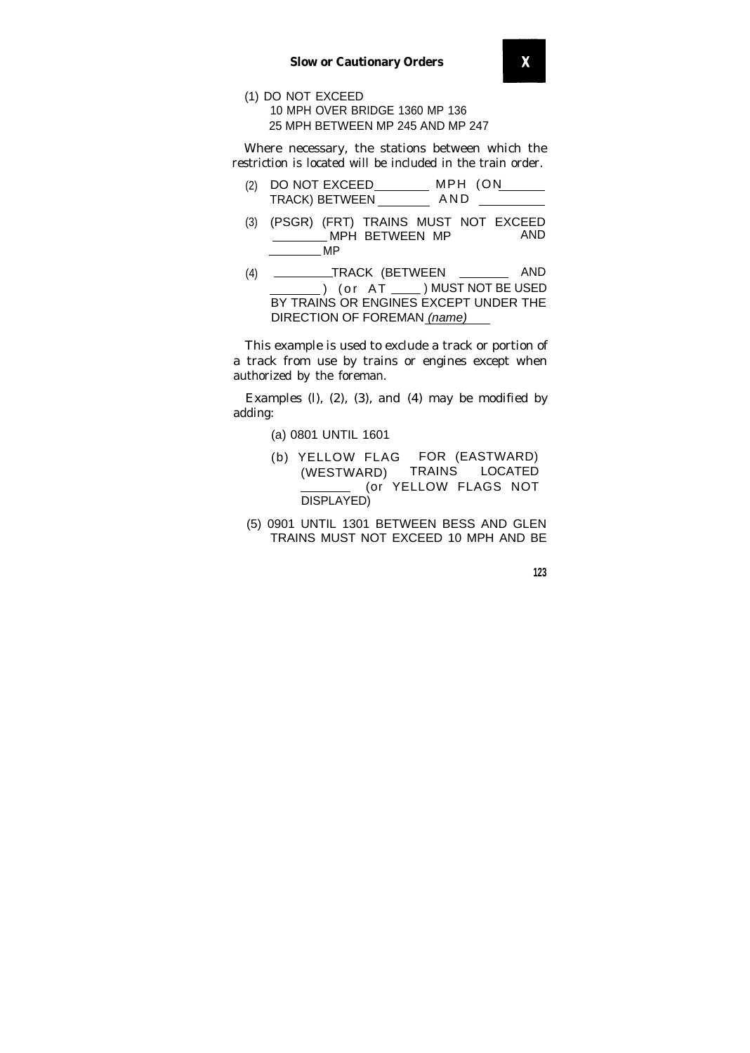## Slow or Cautionary Orders

**X**

(1) DO NOT EXCEED
10 MPH OVER BRIDGE 1360 MP 136
25 MPH BETWEEN MP 245 AND MP 247

Where necessary, the stations between which the restriction is located will be included in the train order.

(2) DO NOT EXCEED ________ MPH (ON ________ TRACK) BETWEEN ________ AND ________

(3) (PSGR) (FRT) TRAINS MUST NOT EXCEED ________ MPH BETWEEN MP AND ________ MP

(4) ________ TRACK (BETWEEN ________ AND ________) (or AT ____) MUST NOT BE USED BY TRAINS OR ENGINES EXCEPT UNDER THE DIRECTION OF FOREMAN *(name)*

This example is used to exclude a track or portion of a track from use by trains or engines except when authorized by the foreman.

Examples (l), (2), (3), and (4) may be modified by adding:

(a) 0801 UNTIL 1601

(b) YELLOW FLAG FOR (EASTWARD) (WESTWARD) TRAINS LOCATED ________ (or YELLOW FLAGS NOT DISPLAYED)

(5) 0901 UNTIL 1301 BETWEEN BESS AND GLEN TRAINS MUST NOT EXCEED 10 MPH AND BE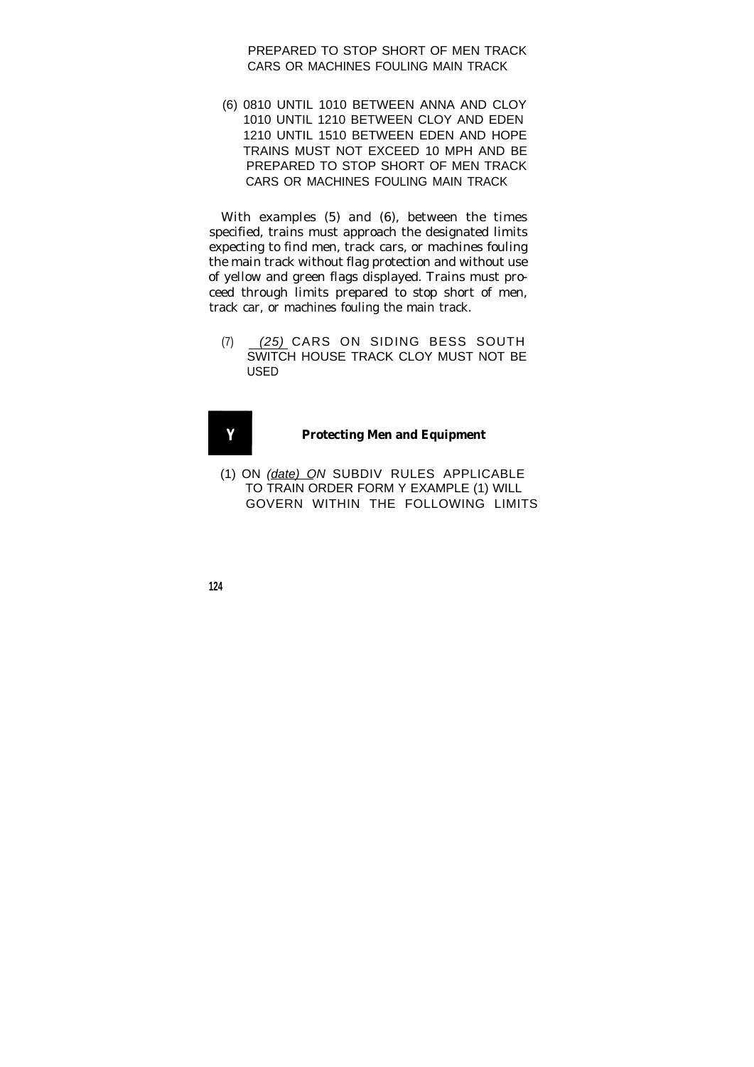PREPARED TO STOP SHORT OF MEN TRACK CARS OR MACHINES FOULING MAIN TRACK

(6) 0810 UNTIL 1010 BETWEEN ANNA AND CLOY
1010 UNTIL 1210 BETWEEN CLOY AND EDEN
1210 UNTIL 1510 BETWEEN EDEN AND HOPE
TRAINS MUST NOT EXCEED 10 MPH AND BE PREPARED TO STOP SHORT OF MEN TRACK CARS OR MACHINES FOULING MAIN TRACK

With examples (5) and (6), between the times specified, trains must approach the designated limits expecting to find men, track cars, or machines fouling the main track without flag protection and without use of yellow and green flags displayed. Trains must proceed through limits prepared to stop short of men, track car, or machines fouling the main track.

(7) *(25)* CARS ON SIDING BESS SOUTH SWITCH HOUSE TRACK CLOY MUST NOT BE USED

## Y **Protecting Men and Equipment**

(1) ON *(date) ON* SUBDIV RULES APPLICABLE TO TRAIN ORDER FORM Y EXAMPLE (1) WILL GOVERN WITHIN THE FOLLOWING LIMITS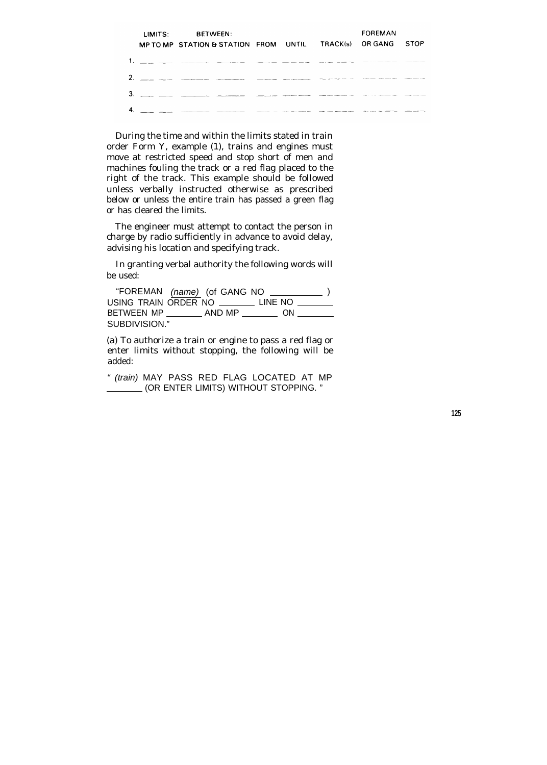| LIMITS: MP TO MP | BETWEEN: STATION & STATION | FROM | UNTIL | TRACK(s) | FOREMAN OR GANG | STOP |
|---|---|---|---|---|---|---|
| 1. | | | | | | |
| 2. | | | | | | |
| 3. | | | | | | |
| 4. | | | | | | |

During the time and within the limits stated in train order Form Y, example (1), trains and engines must move at restricted speed and stop short of men and machines fouling the track or a red flag placed to the right of the track. This example should be followed unless verbally instructed otherwise as prescribed below or unless the entire train has passed a green flag or has cleared the limits.

The engineer must attempt to contact the person in charge by radio sufficiently in advance to avoid delay, advising his location and specifying track.

In granting verbal authority the following words will be used:

"FOREMAN *(name)* (of GANG NO ________ ) USING TRAIN ORDER NO ________ LINE NO ________ BETWEEN MP ________ AND MP ________ ON ________ SUBDIVISION."

(a) To authorize a train or engine to pass a red flag or enter limits without stopping, the following will be added:

" *(train)* MAY PASS RED FLAG LOCATED AT MP ________ (OR ENTER LIMITS) WITHOUT STOPPING. "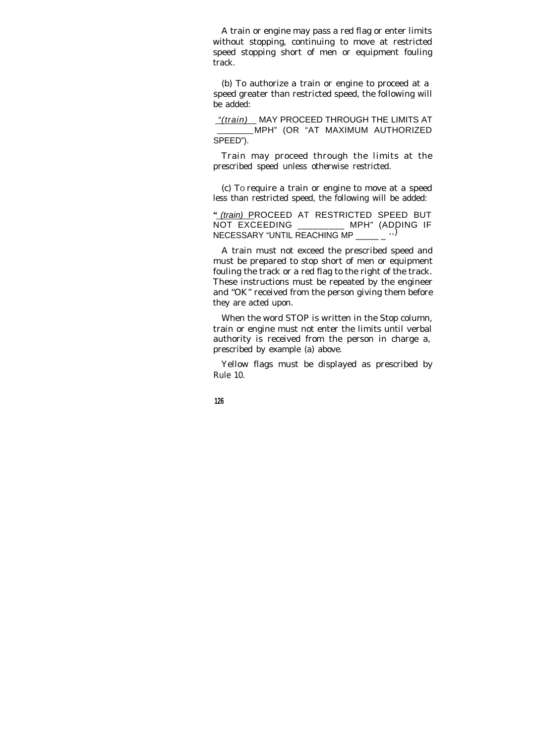A train or engine may pass a red flag or enter limits without stopping, continuing to move at restricted speed stopping short of men or equipment fouling track.

(b) To authorize a train or engine to proceed at a speed greater than restricted speed, the following will be added:

"*(train)* MAY PROCEED THROUGH THE LIMITS AT ________ MPH" (OR "AT MAXIMUM AUTHORIZED SPEED").

Train may proceed through the limits at the prescribed speed unless otherwise restricted.

(c) To require a train or engine to move at a speed less than restricted speed, the following will be added:

"*(train)* PROCEED AT RESTRICTED SPEED BUT NOT EXCEEDING __________ MPH" (ADDING IF NECESSARY "UNTIL REACHING MP ______")

A train must not exceed the prescribed speed and must be prepared to stop short of men or equipment fouling the track or a red flag to the right of the track. These instructions must be repeated by the engineer and "OK" received from the person giving them before they are acted upon.

When the word STOP is written in the Stop column, train or engine must not enter the limits until verbal authority is received from the person in charge a, prescribed by example (a) above.

Yellow flags must be displayed as prescribed by Rule 10.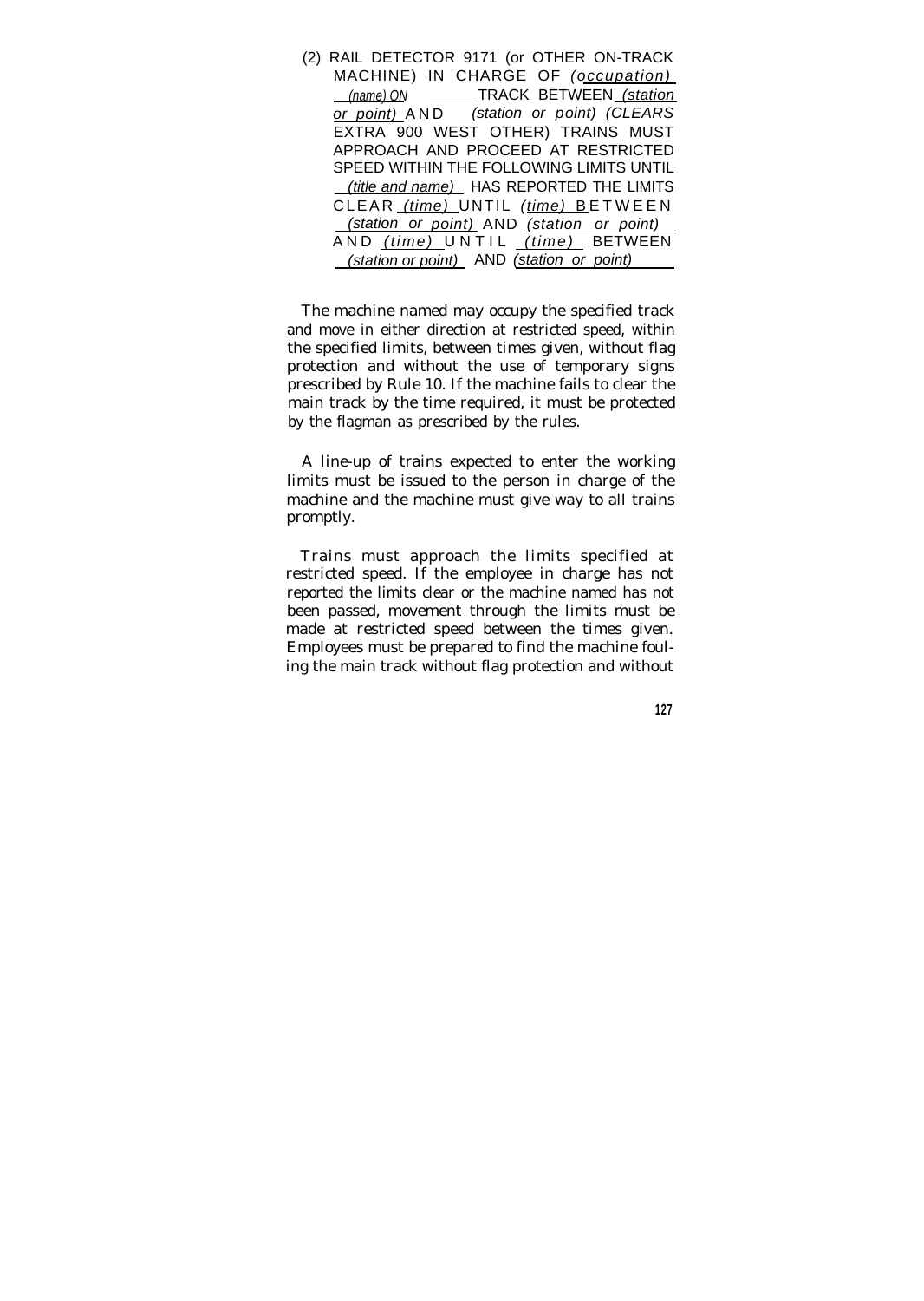(2) RAIL DETECTOR 9171 (or OTHER ON-TRACK MACHINE) IN CHARGE OF *(occupation)* *(name)* ON ______ TRACK BETWEEN *(station or point)* AND *(station or point)* *(CLEARS* EXTRA 900 WEST OTHER) TRAINS MUST APPROACH AND PROCEED AT RESTRICTED SPEED WITHIN THE FOLLOWING LIMITS UNTIL *(title and name)* HAS REPORTED THE LIMITS CLEAR *(time)* UNTIL *(time)* BETWEEN *(station or point)* AND *(station or point)* AND *(time)* UNTIL *(time)* BETWEEN *(station or point)* AND *(station or point)*

The machine named may occupy the specified track and move in either direction at restricted speed, within the specified limits, between times given, without flag protection and without the use of temporary signs prescribed by Rule 10. If the machine fails to clear the main track by the time required, it must be protected by the flagman as prescribed by the rules.

A line-up of trains expected to enter the working limits must be issued to the person in charge of the machine and the machine must give way to all trains promptly.

Trains must approach the limits specified at restricted speed. If the employee in charge has not reported the limits clear or the machine named has not been passed, movement through the limits must be made at restricted speed between the times given. Employees must be prepared to find the machine fouling the main track without flag protection and without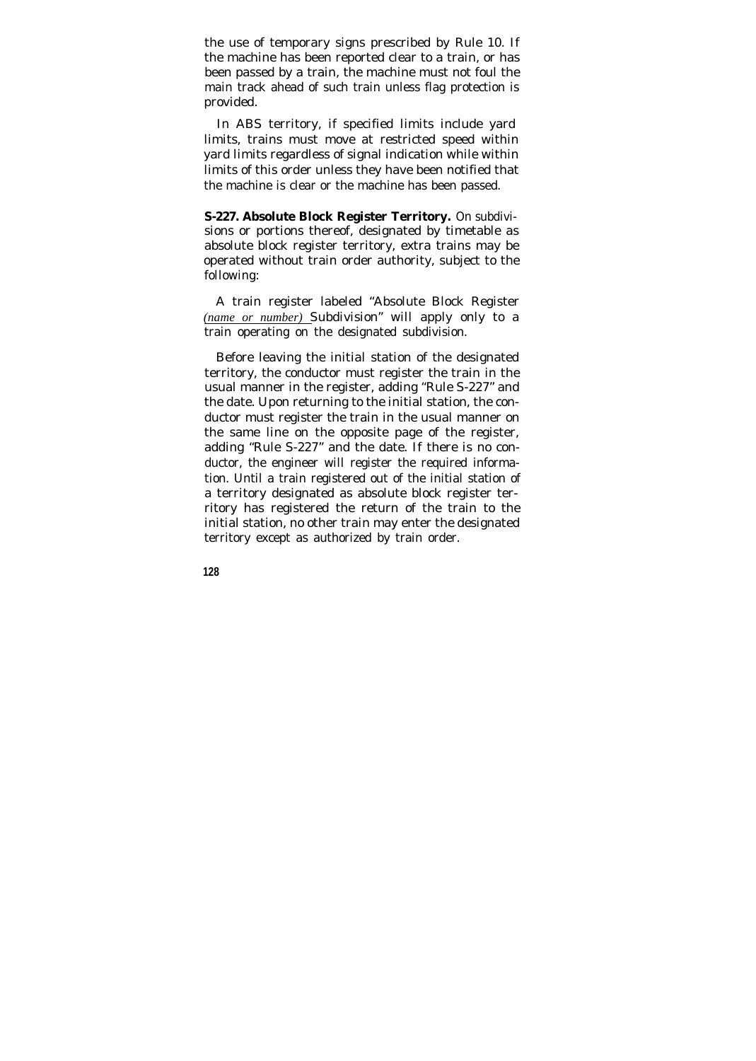the use of temporary signs prescribed by Rule 10. If the machine has been reported clear to a train, or has been passed by a train, the machine must not foul the main track ahead of such train unless flag protection is provided.

In ABS territory, if specified limits include yard limits, trains must move at restricted speed within yard limits regardless of signal indication while within limits of this order unless they have been notified that the machine is clear or the machine has been passed.

**S-227. Absolute Block Register Territory.** On subdivisions or portions thereof, designated by timetable as absolute block register territory, extra trains may be operated without train order authority, subject to the following:

A train register labeled "Absolute Block Register *(name or number)* Subdivision" will apply only to a train operating on the designated subdivision.

Before leaving the initial station of the designated territory, the conductor must register the train in the usual manner in the register, adding "Rule S-227" and the date. Upon returning to the initial station, the conductor must register the train in the usual manner on the same line on the opposite page of the register, adding "Rule S-227" and the date. If there is no conductor, the engineer will register the required information. Until a train registered out of the initial station of a territory designated as absolute block register territory has registered the return of the train to the initial station, no other train may enter the designated territory except as authorized by train order.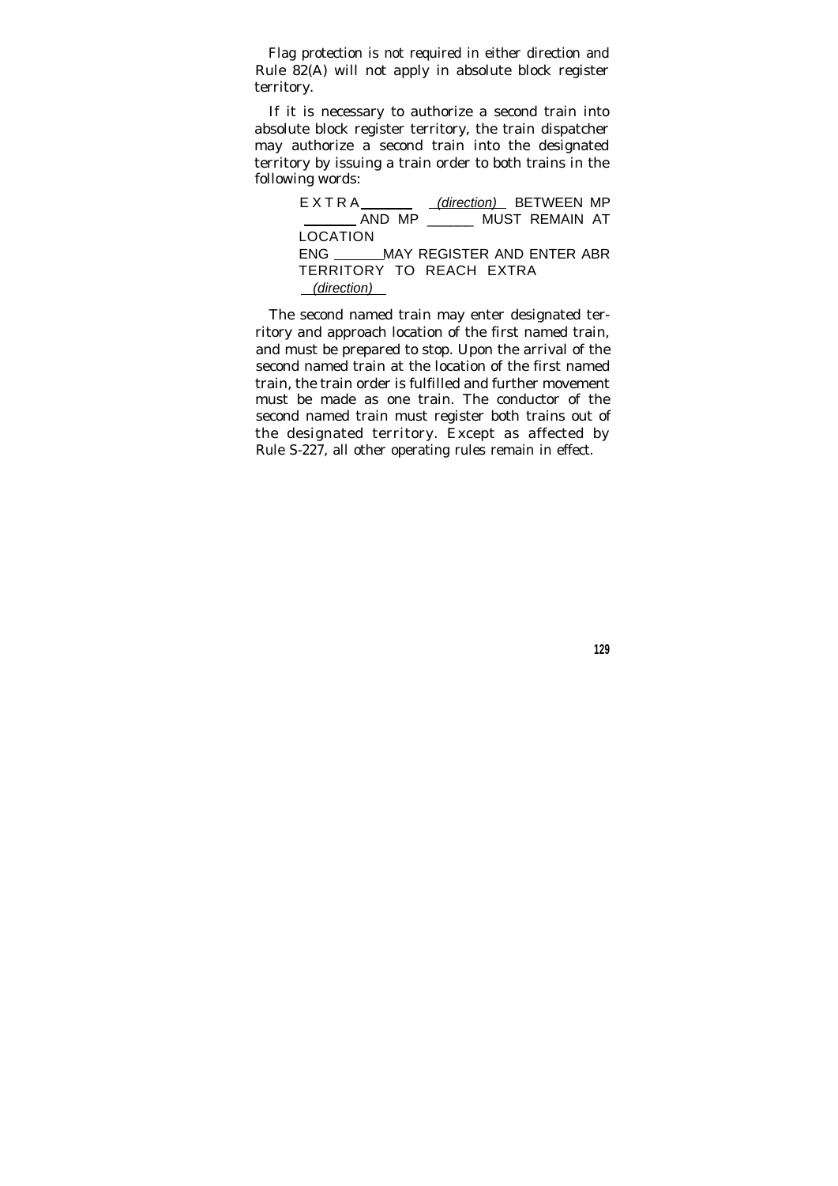Flag protection is not required in either direction and Rule 82(A) will not apply in absolute block register territory.

If it is necessary to authorize a second train into absolute block register territory, the train dispatcher may authorize a second train into the designated territory by issuing a train order to both trains in the following words:

> EXTRA ______ *(direction)* BETWEEN MP ______ AND MP ______ MUST REMAIN AT LOCATION
> ENG ______ MAY REGISTER AND ENTER ABR TERRITORY TO REACH EXTRA ______ *(direction)*

The second named train may enter designated territory and approach location of the first named train, and must be prepared to stop. Upon the arrival of the second named train at the location of the first named train, the train order is fulfilled and further movement must be made as one train. The conductor of the second named train must register both trains out of the designated territory. Except as affected by Rule S-227, all other operating rules remain in effect.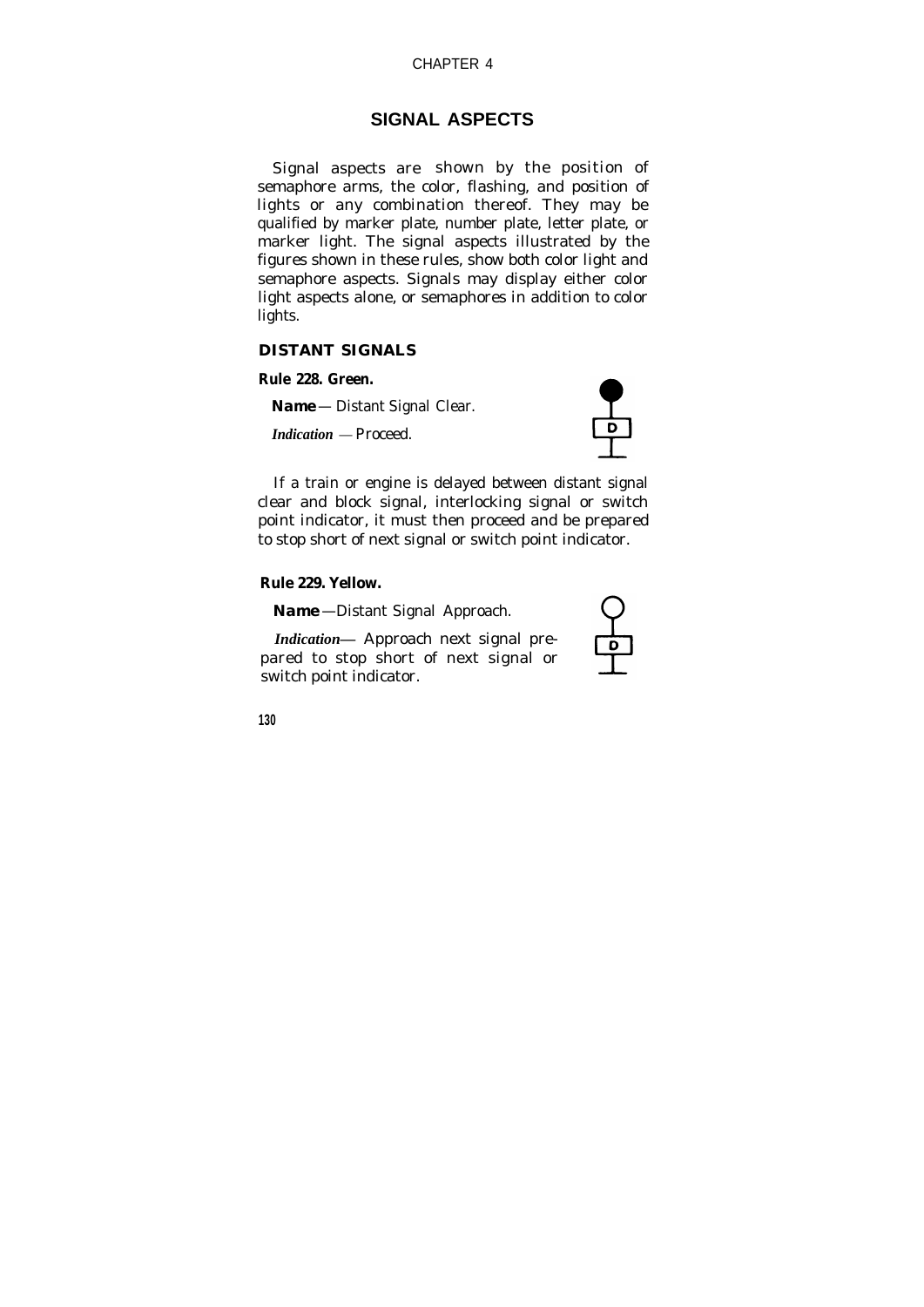CHAPTER 4

# SIGNAL ASPECTS

Signal aspects are shown by the position of semaphore arms, the color, flashing, and position of lights or any combination thereof. They may be qualified by marker plate, number plate, letter plate, or marker light. The signal aspects illustrated by the figures shown in these rules, show both color light and semaphore aspects. Signals may display either color light aspects alone, or semaphores in addition to color lights.

## DISTANT SIGNALS

### Rule 228. Green.

**Name** — Distant Signal Clear.

*Indication* — Proceed.

If a train or engine is delayed between distant signal clear and block signal, interlocking signal or switch point indicator, it must then proceed and be prepared to stop short of next signal or switch point indicator.

### Rule 229. Yellow.

**Name** —Distant Signal Approach.

*Indication*— Approach next signal prepared to stop short of next signal or switch point indicator.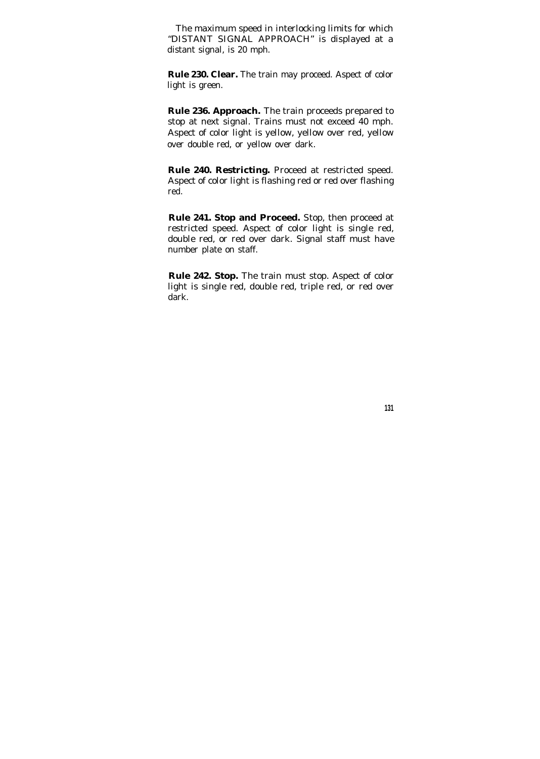The maximum speed in interlocking limits for which "DISTANT SIGNAL APPROACH" is displayed at a distant signal, is 20 mph.

**Rule 230. Clear.** The train may proceed. Aspect of color light is green.

**Rule 236. Approach.** The train proceeds prepared to stop at next signal. Trains must not exceed 40 mph. Aspect of color light is yellow, yellow over red, yellow over double red, or yellow over dark.

**Rule 240. Restricting.** Proceed at restricted speed. Aspect of color light is flashing red or red over flashing red.

**Rule 241. Stop and Proceed.** Stop, then proceed at restricted speed. Aspect of color light is single red, double red, or red over dark. Signal staff must have number plate on staff.

**Rule 242. Stop.** The train must stop. Aspect of color light is single red, double red, triple red, or red over dark.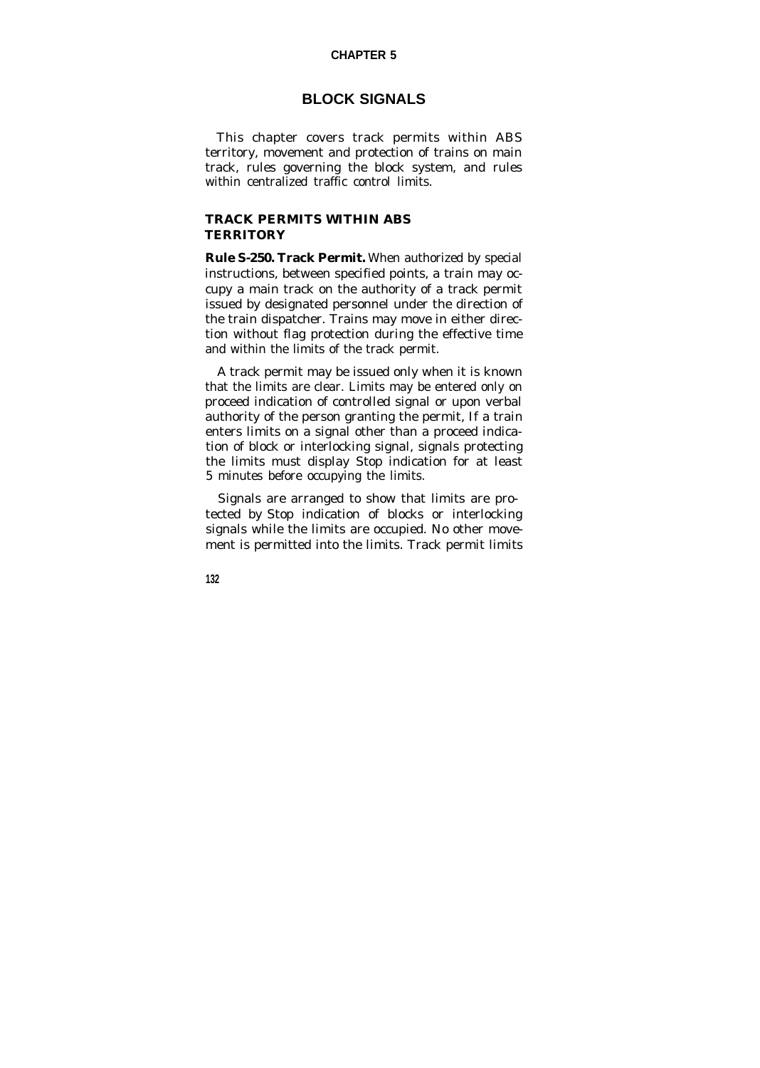# CHAPTER 5

## BLOCK SIGNALS

This chapter covers track permits within ABS territory, movement and protection of trains on main track, rules governing the block system, and rules within centralized traffic control limits.

### TRACK PERMITS WITHIN ABS TERRITORY

**Rule S-250. Track Permit.** When authorized by special instructions, between specified points, a train may occupy a main track on the authority of a track permit issued by designated personnel under the direction of the train dispatcher. Trains may move in either direction without flag protection during the effective time and within the limits of the track permit.

A track permit may be issued only when it is known that the limits are clear. Limits may be entered only on proceed indication of controlled signal or upon verbal authority of the person granting the permit, If a train enters limits on a signal other than a proceed indication of block or interlocking signal, signals protecting the limits must display Stop indication for at least 5 minutes before occupying the limits.

Signals are arranged to show that limits are protected by Stop indication of blocks or interlocking signals while the limits are occupied. No other movement is permitted into the limits. Track permit limits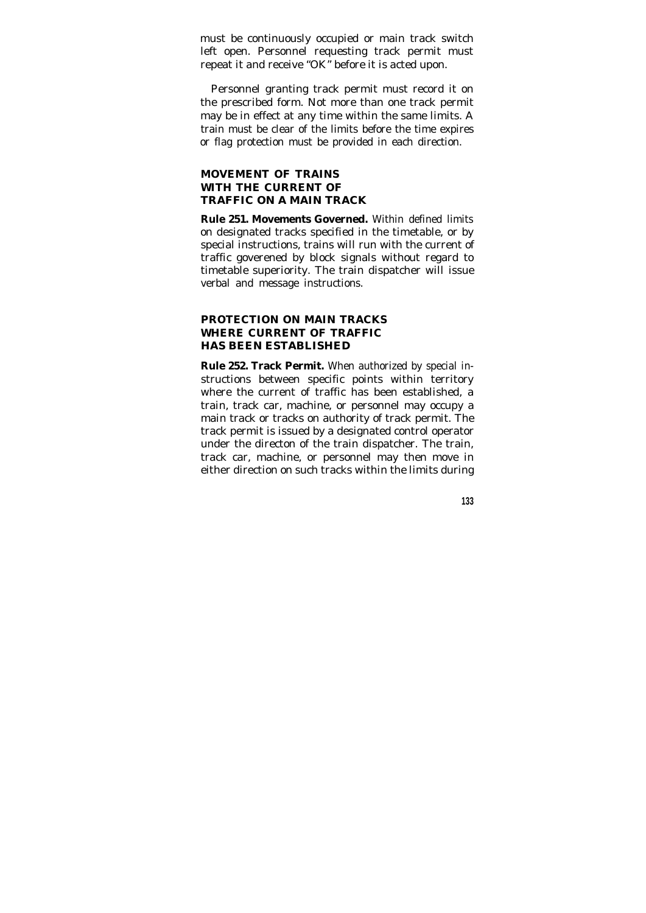must be continuously occupied or main track switch left open. Personnel requesting track permit must repeat it and receive "OK" before it is acted upon.

Personnel granting track permit must record it on the prescribed form. Not more than one track permit may be in effect at any time within the same limits. A train must be clear of the limits before the time expires or flag protection must be provided in each direction.

## MOVEMENT OF TRAINS WITH THE CURRENT OF TRAFFIC ON A MAIN TRACK

**Rule 251. Movements Governed.** Within defined limits on designated tracks specified in the timetable, or by special instructions, trains will run with the current of traffic goverened by block signals without regard to timetable superiority. The train dispatcher will issue verbal and message instructions.

## PROTECTION ON MAIN TRACKS WHERE CURRENT OF TRAFFIC HAS BEEN ESTABLISHED

**Rule 252. Track Permit.** When authorized by special instructions between specific points within territory where the current of traffic has been established, a train, track car, machine, or personnel may occupy a main track or tracks on authority of track permit. The track permit is issued by a designated control operator under the directon of the train dispatcher. The train, track car, machine, or personnel may then move in either direction on such tracks within the limits during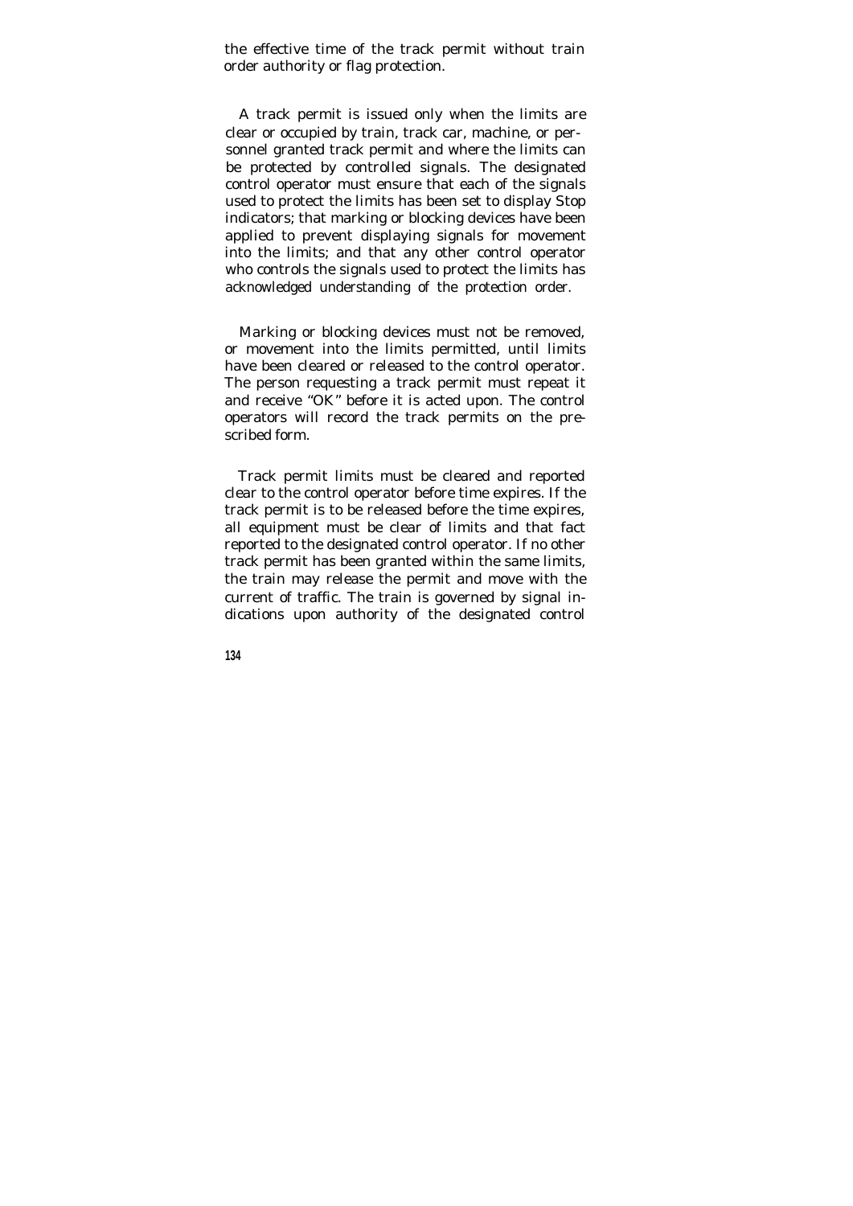the effective time of the track permit without train order authority or flag protection.

A track permit is issued only when the limits are clear or occupied by train, track car, machine, or personnel granted track permit and where the limits can be protected by controlled signals. The designated control operator must ensure that each of the signals used to protect the limits has been set to display Stop indicators; that marking or blocking devices have been applied to prevent displaying signals for movement into the limits; and that any other control operator who controls the signals used to protect the limits has acknowledged understanding of the protection order.

Marking or blocking devices must not be removed, or movement into the limits permitted, until limits have been cleared or released to the control operator. The person requesting a track permit must repeat it and receive "OK" before it is acted upon. The control operators will record the track permits on the prescribed form.

Track permit limits must be cleared and reported clear to the control operator before time expires. If the track permit is to be released before the time expires, all equipment must be clear of limits and that fact reported to the designated control operator. If no other track permit has been granted within the same limits, the train may release the permit and move with the current of traffic. The train is governed by signal indications upon authority of the designated control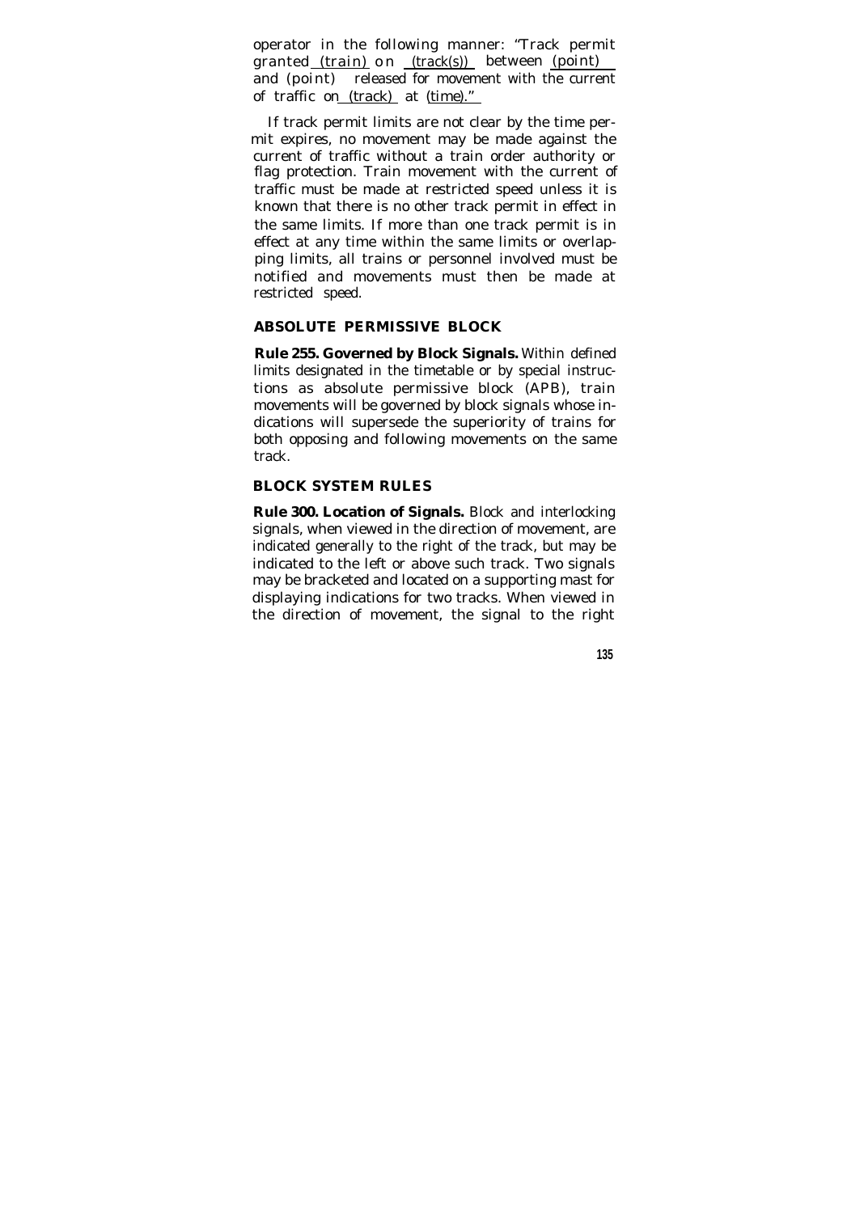operator in the following manner: "Track permit granted (train) on (track(s)) between (point) and (point) released for movement with the current of traffic on (track) at (time)."

If track permit limits are not clear by the time permit expires, no movement may be made against the current of traffic without a train order authority or flag protection. Train movement with the current of traffic must be made at restricted speed unless it is known that there is no other track permit in effect in the same limits. If more than one track permit is in effect at any time within the same limits or overlapping limits, all trains or personnel involved must be notified and movements must then be made at restricted speed.

## ABSOLUTE PERMISSIVE BLOCK

**Rule 255. Governed by Block Signals.** Within defined limits designated in the timetable or by special instructions as absolute permissive block (APB), train movements will be governed by block signals whose indications will supersede the superiority of trains for both opposing and following movements on the same track.

## BLOCK SYSTEM RULES

**Rule 300. Location of Signals.** Block and interlocking signals, when viewed in the direction of movement, are indicated generally to the right of the track, but may be indicated to the left or above such track. Two signals may be bracketed and located on a supporting mast for displaying indications for two tracks. When viewed in the direction of movement, the signal to the right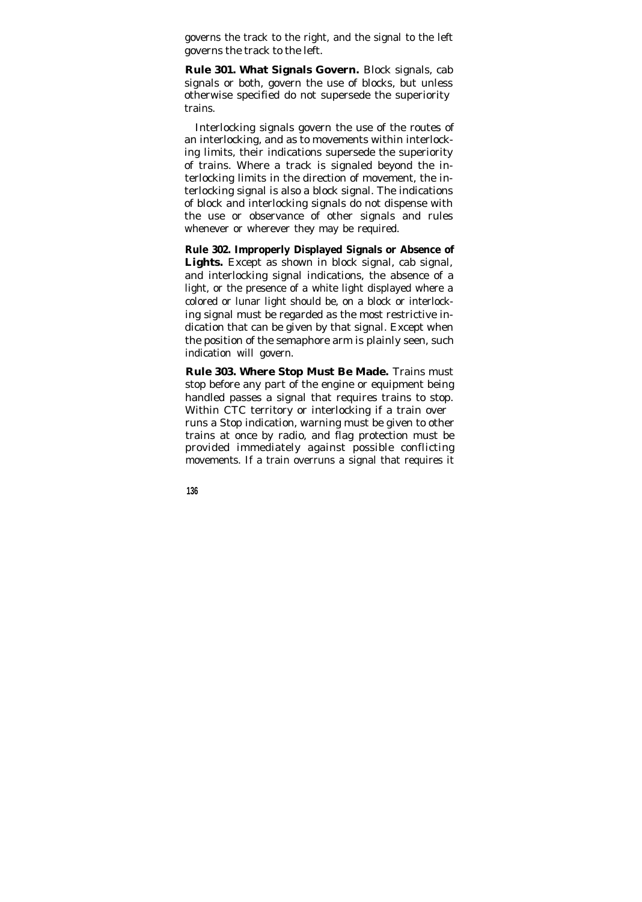governs the track to the right, and the signal to the left governs the track to the left.

**Rule 301. What Signals Govern.** Block signals, cab signals or both, govern the use of blocks, but unless otherwise specified do not supersede the superiority trains.

Interlocking signals govern the use of the routes of an interlocking, and as to movements within interlocking limits, their indications supersede the superiority of trains. Where a track is signaled beyond the interlocking limits in the direction of movement, the interlocking signal is also a block signal. The indications of block and interlocking signals do not dispense with the use or observance of other signals and rules whenever or wherever they may be required.

**Rule 302. Improperly Displayed Signals or Absence of Lights.** Except as shown in block signal, cab signal, and interlocking signal indications, the absence of a light, or the presence of a white light displayed where a colored or lunar light should be, on a block or interlocking signal must be regarded as the most restrictive indication that can be given by that signal. Except when the position of the semaphore arm is plainly seen, such indication will govern.

**Rule 303. Where Stop Must Be Made.** Trains must stop before any part of the engine or equipment being handled passes a signal that requires trains to stop. Within CTC territory or interlocking if a train over runs a Stop indication, warning must be given to other trains at once by radio, and flag protection must be provided immediately against possible conflicting movements. If a train overruns a signal that requires it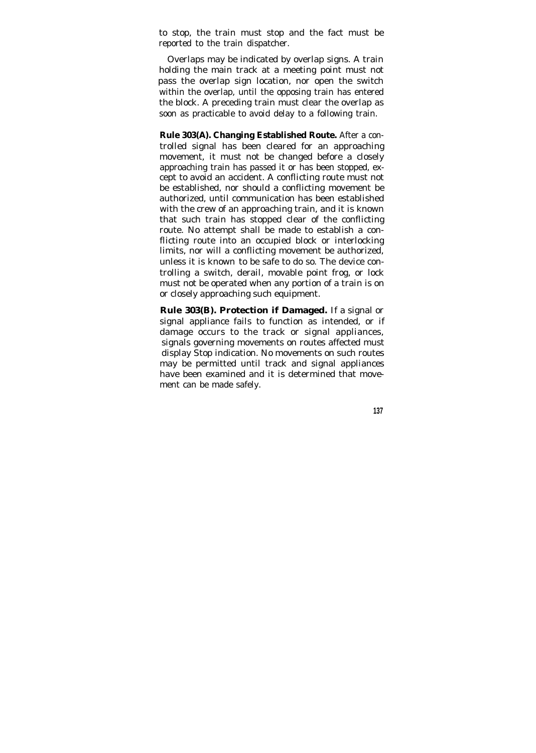to stop, the train must stop and the fact must be reported to the train dispatcher.

Overlaps may be indicated by overlap signs. A train holding the main track at a meeting point must not pass the overlap sign location, nor open the switch within the overlap, until the opposing train has entered the block. A preceding train must clear the overlap as soon as practicable to avoid delay to a following train.

**Rule 303(A). Changing Established Route.** After a controlled signal has been cleared for an approaching movement, it must not be changed before a closely approaching train has passed it or has been stopped, except to avoid an accident. A conflicting route must not be established, nor should a conflicting movement be authorized, until communication has been established with the crew of an approaching train, and it is known that such train has stopped clear of the conflicting route. No attempt shall be made to establish a conflicting route into an occupied block or interlocking limits, nor will a conflicting movement be authorized, unless it is known to be safe to do so. The device controlling a switch, derail, movable point frog, or lock must not be operated when any portion of a train is on or closely approaching such equipment.

**Rule 303(B). Protection if Damaged.** If a signal or signal appliance fails to function as intended, or if damage occurs to the track or signal appliances, signals governing movements on routes affected must display Stop indication. No movements on such routes may be permitted until track and signal appliances have been examined and it is determined that movement can be made safely.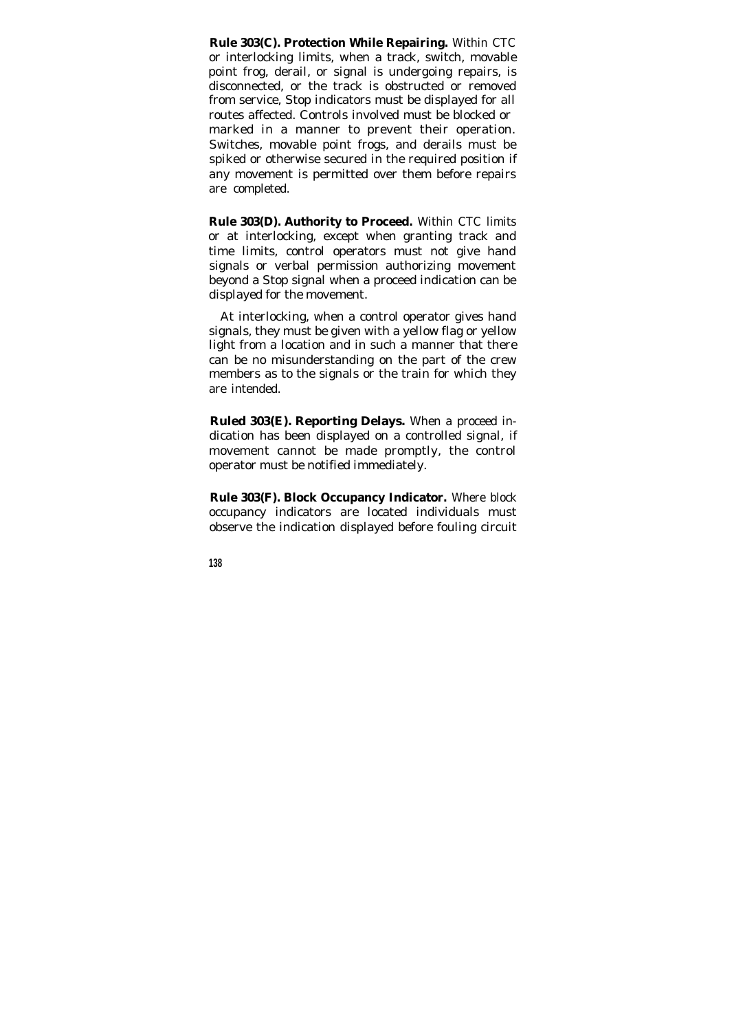**Rule 303(C). Protection While Repairing.** Within CTC or interlocking limits, when a track, switch, movable point frog, derail, or signal is undergoing repairs, is disconnected, or the track is obstructed or removed from service, Stop indicators must be displayed for all routes affected. Controls involved must be blocked or marked in a manner to prevent their operation. Switches, movable point frogs, and derails must be spiked or otherwise secured in the required position if any movement is permitted over them before repairs are completed.

**Rule 303(D). Authority to Proceed.** Within CTC limits or at interlocking, except when granting track and time limits, control operators must not give hand signals or verbal permission authorizing movement beyond a Stop signal when a proceed indication can be displayed for the movement.

At interlocking, when a control operator gives hand signals, they must be given with a yellow flag or yellow light from a location and in such a manner that there can be no misunderstanding on the part of the crew members as to the signals or the train for which they are intended.

**Ruled 303(E). Reporting Delays.** When a proceed indication has been displayed on a controlled signal, if movement cannot be made promptly, the control operator must be notified immediately.

**Rule 303(F). Block Occupancy Indicator.** Where block occupancy indicators are located individuals must observe the indication displayed before fouling circuit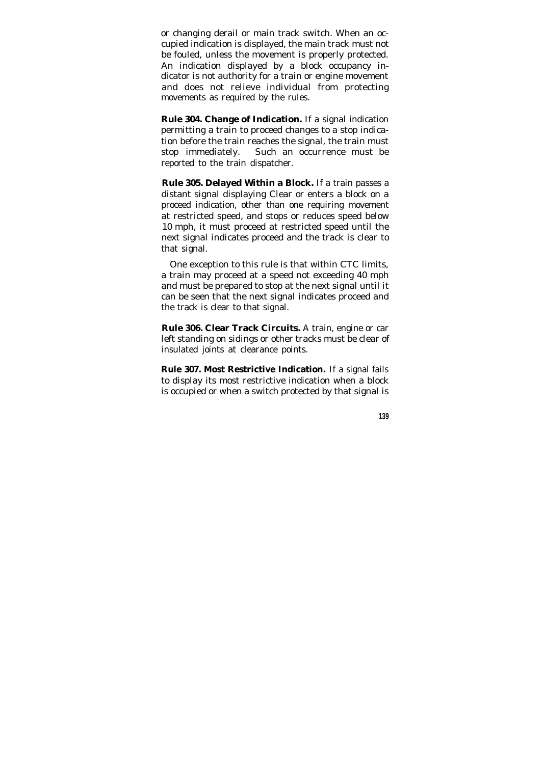or changing derail or main track switch. When an occupied indication is displayed, the main track must not be fouled, unless the movement is properly protected. An indication displayed by a block occupancy indicator is not authority for a train or engine movement and does not relieve individual from protecting movements as required by the rules.

**Rule 304. Change of Indication.** If a signal indication permitting a train to proceed changes to a stop indication before the train reaches the signal, the train must stop immediately. Such an occurrence must be reported to the train dispatcher.

**Rule 305. Delayed Within a Block.** If a train passes a distant signal displaying Clear or enters a block on a proceed indication, other than one requiring movement at restricted speed, and stops or reduces speed below 10 mph, it must proceed at restricted speed until the next signal indicates proceed and the track is clear to that signal.

One exception to this rule is that within CTC limits, a train may proceed at a speed not exceeding 40 mph and must be prepared to stop at the next signal until it can be seen that the next signal indicates proceed and the track is clear to that signal.

**Rule 306. Clear Track Circuits.** A train, engine or car left standing on sidings or other tracks must be clear of insulated joints at clearance points.

**Rule 307. Most Restrictive Indication.** If a signal fails to display its most restrictive indication when a block is occupied or when a switch protected by that signal is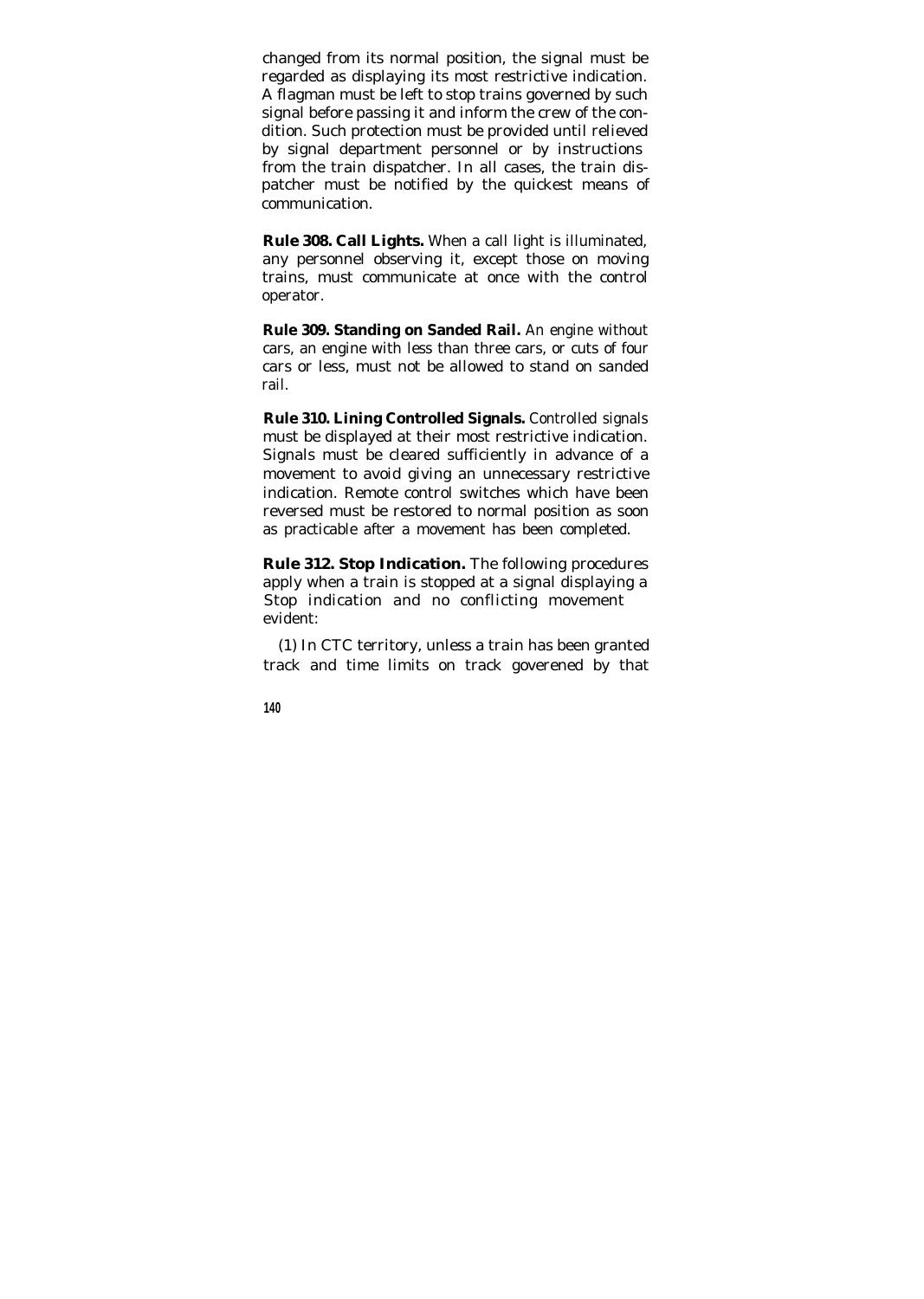changed from its normal position, the signal must be regarded as displaying its most restrictive indication. A flagman must be left to stop trains governed by such signal before passing it and inform the crew of the condition. Such protection must be provided until relieved by signal department personnel or by instructions from the train dispatcher. In all cases, the train dispatcher must be notified by the quickest means of communication.

**Rule 308. Call Lights.** When a call light is illuminated, any personnel observing it, except those on moving trains, must communicate at once with the control operator.

**Rule 309. Standing on Sanded Rail.** An engine without cars, an engine with less than three cars, or cuts of four cars or less, must not be allowed to stand on sanded rail.

**Rule 310. Lining Controlled Signals.** Controlled signals must be displayed at their most restrictive indication. Signals must be cleared sufficiently in advance of a movement to avoid giving an unnecessary restrictive indication. Remote control switches which have been reversed must be restored to normal position as soon as practicable after a movement has been completed.

**Rule 312. Stop Indication.** The following procedures apply when a train is stopped at a signal displaying a Stop indication and no conflicting movement evident:

(1) In CTC territory, unless a train has been granted track and time limits on track goverened by that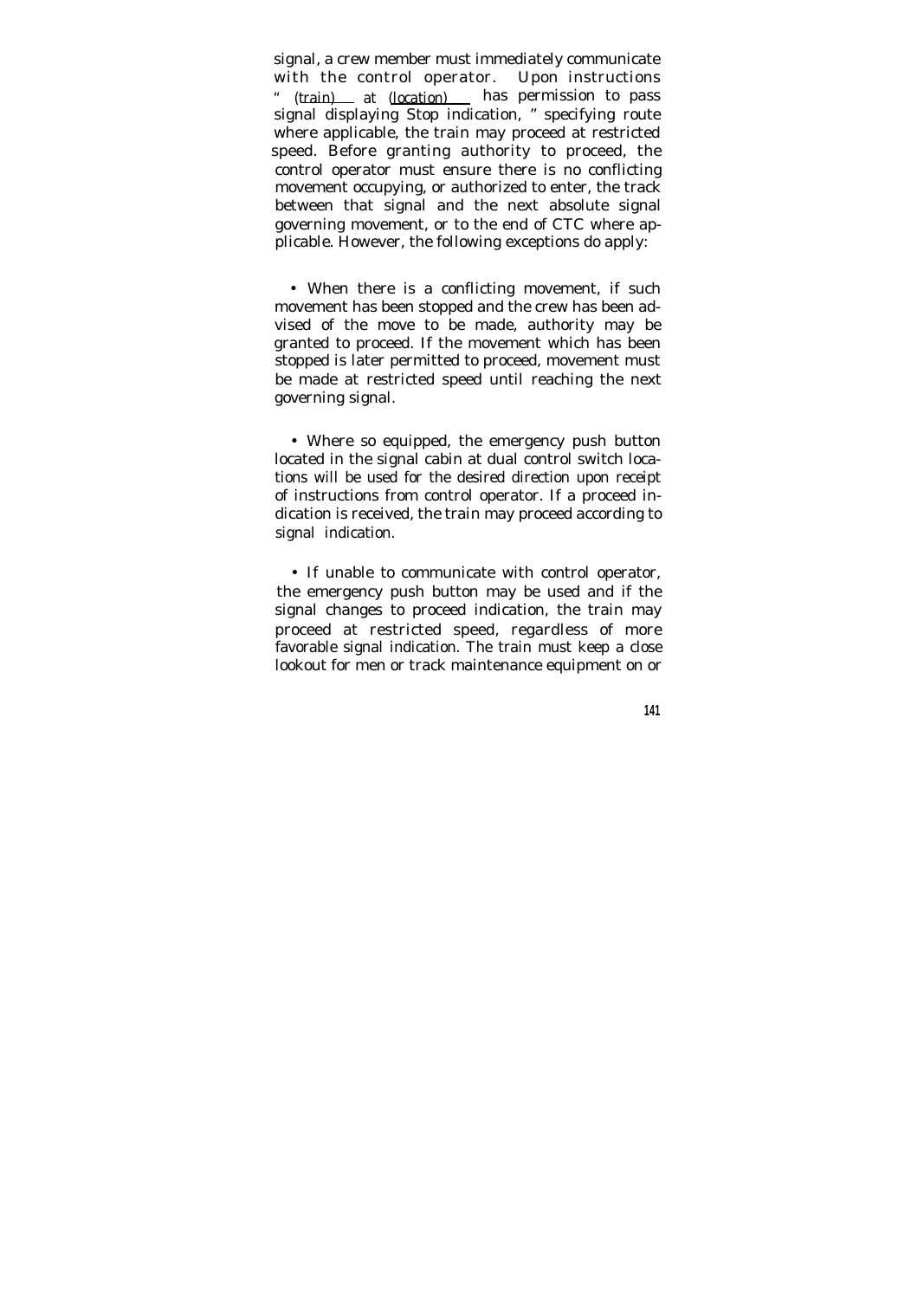signal, a crew member must immediately communicate with the control operator. Upon instructions " (train) at (location) has permission to pass signal displaying Stop indication, " specifying route where applicable, the train may proceed at restricted speed. Before granting authority to proceed, the control operator must ensure there is no conflicting movement occupying, or authorized to enter, the track between that signal and the next absolute signal governing movement, or to the end of CTC where applicable. However, the following exceptions do apply:

- When there is a conflicting movement, if such movement has been stopped and the crew has been advised of the move to be made, authority may be granted to proceed. If the movement which has been stopped is later permitted to proceed, movement must be made at restricted speed until reaching the next governing signal.

- Where so equipped, the emergency push button located in the signal cabin at dual control switch locations will be used for the desired direction upon receipt of instructions from control operator. If a proceed indication is received, the train may proceed according to signal indication.

- If unable to communicate with control operator, the emergency push button may be used and if the signal changes to proceed indication, the train may proceed at restricted speed, regardless of more favorable signal indication. The train must keep a close lookout for men or track maintenance equipment on or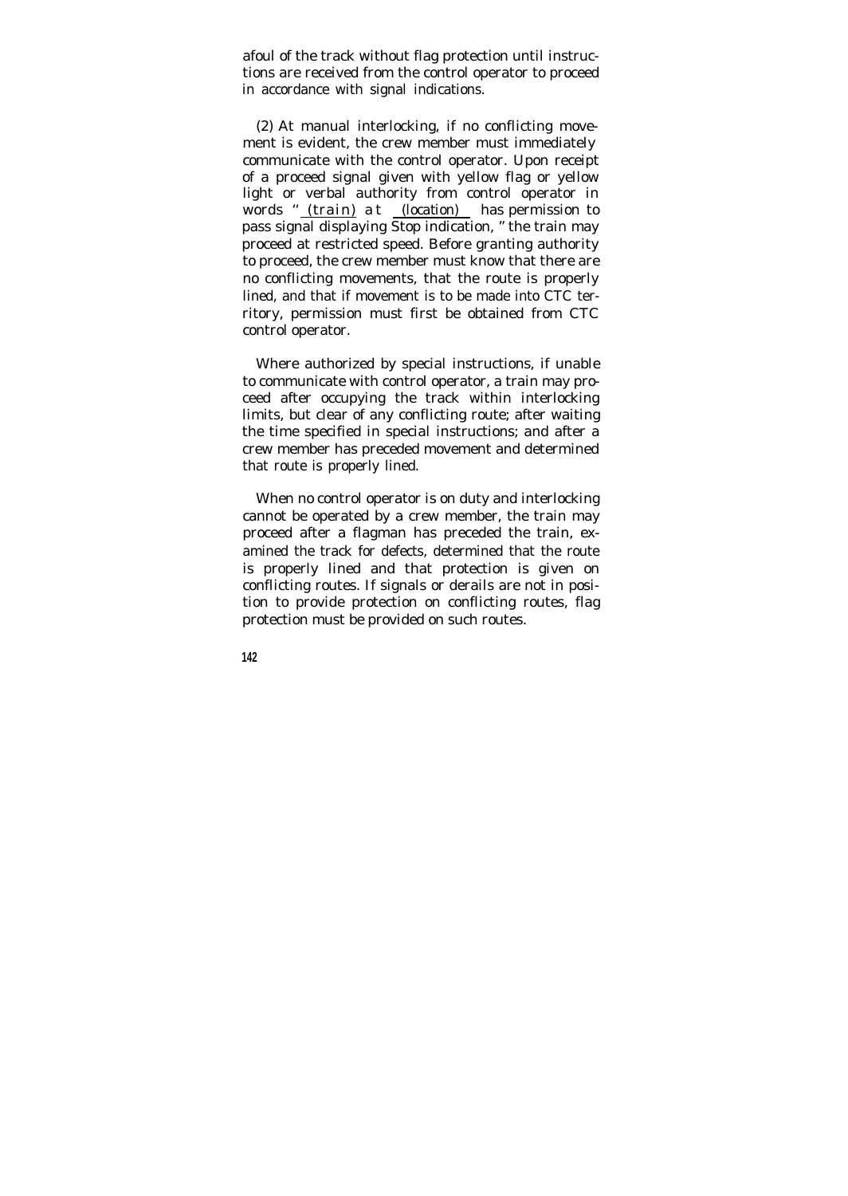afoul of the track without flag protection until instructions are received from the control operator to proceed in accordance with signal indications.

(2) At manual interlocking, if no conflicting movement is evident, the crew member must immediately communicate with the control operator. Upon receipt of a proceed signal given with yellow flag or yellow light or verbal authority from control operator in words "_(train)_ at _(location)_ has permission to pass signal displaying Stop indication," the train may proceed at restricted speed. Before granting authority to proceed, the crew member must know that there are no conflicting movements, that the route is properly lined, and that if movement is to be made into CTC territory, permission must first be obtained from CTC control operator.

Where authorized by special instructions, if unable to communicate with control operator, a train may proceed after occupying the track within interlocking limits, but clear of any conflicting route; after waiting the time specified in special instructions; and after a crew member has preceded movement and determined that route is properly lined.

When no control operator is on duty and interlocking cannot be operated by a crew member, the train may proceed after a flagman has preceded the train, examined the track for defects, determined that the route is properly lined and that protection is given on conflicting routes. If signals or derails are not in position to provide protection on conflicting routes, flag protection must be provided on such routes.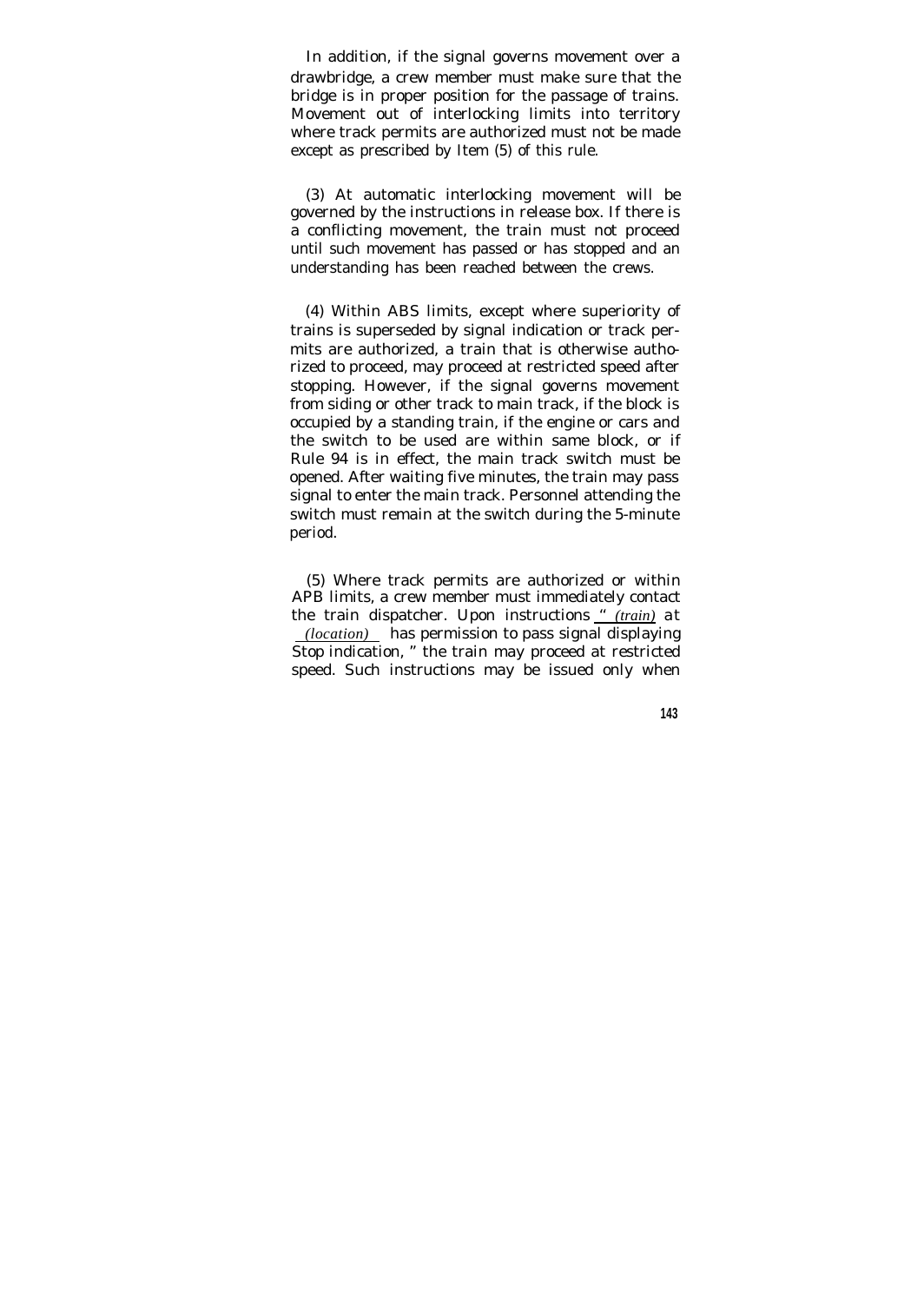In addition, if the signal governs movement over a drawbridge, a crew member must make sure that the bridge is in proper position for the passage of trains. Movement out of interlocking limits into territory where track permits are authorized must not be made except as prescribed by Item (5) of this rule.

(3) At automatic interlocking movement will be governed by the instructions in release box. If there is a conflicting movement, the train must not proceed until such movement has passed or has stopped and an understanding has been reached between the crews.

(4) Within ABS limits, except where superiority of trains is superseded by signal indication or track permits are authorized, a train that is otherwise authorized to proceed, may proceed at restricted speed after stopping. However, if the signal governs movement from siding or other track to main track, if the block is occupied by a standing train, if the engine or cars and the switch to be used are within same block, or if Rule 94 is in effect, the main track switch must be opened. After waiting five minutes, the train may pass signal to enter the main track. Personnel attending the switch must remain at the switch during the 5-minute period.

(5) Where track permits are authorized or within APB limits, a crew member must immediately contact the train dispatcher. Upon instructions "*(train)* at *(location)* has permission to pass signal displaying Stop indication," the train may proceed at restricted speed. Such instructions may be issued only when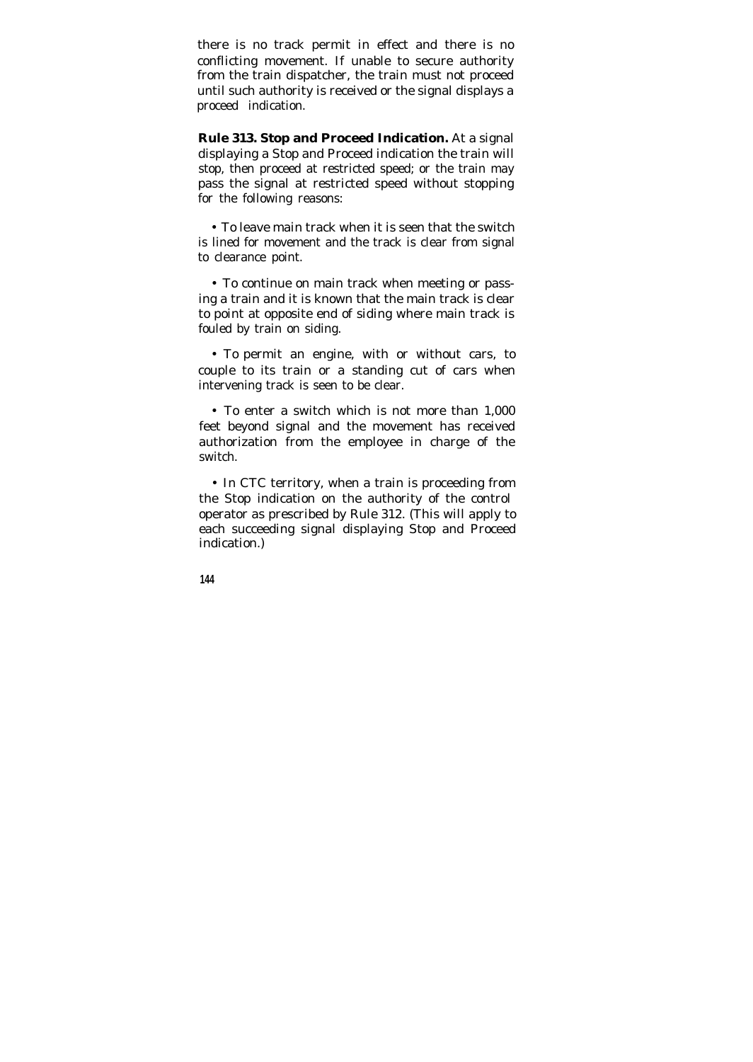there is no track permit in effect and there is no conflicting movement. If unable to secure authority from the train dispatcher, the train must not proceed until such authority is received or the signal displays a proceed indication.

**Rule 313. Stop and Proceed Indication.** At a signal displaying a Stop and Proceed indication the train will stop, then proceed at restricted speed; or the train may pass the signal at restricted speed without stopping for the following reasons:

- To leave main track when it is seen that the switch is lined for movement and the track is clear from signal to clearance point.

- To continue on main track when meeting or passing a train and it is known that the main track is clear to point at opposite end of siding where main track is fouled by train on siding.

- To permit an engine, with or without cars, to couple to its train or a standing cut of cars when intervening track is seen to be clear.

- To enter a switch which is not more than 1,000 feet beyond signal and the movement has received authorization from the employee in charge of the switch.

- In CTC territory, when a train is proceeding from the Stop indication on the authority of the control operator as prescribed by Rule 312. (This will apply to each succeeding signal displaying Stop and Proceed indication.)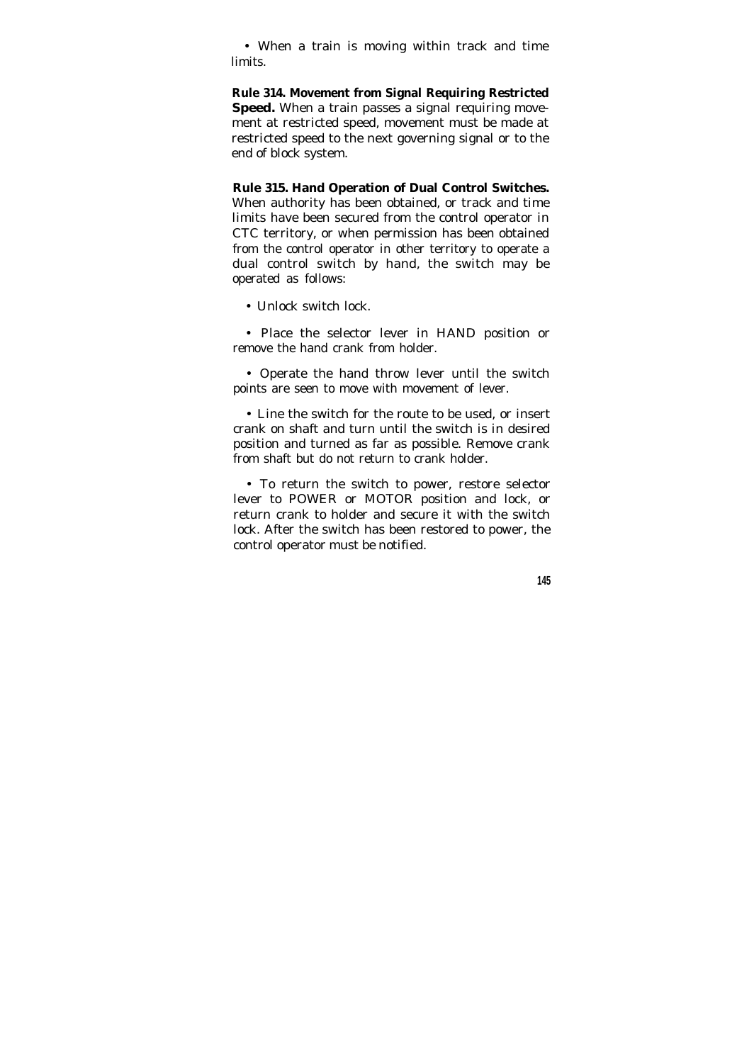• When a train is moving within track and time limits.

**Rule 314. Movement from Signal Requiring Restricted Speed.** When a train passes a signal requiring movement at restricted speed, movement must be made at restricted speed to the next governing signal or to the end of block system.

**Rule 315. Hand Operation of Dual Control Switches.** When authority has been obtained, or track and time limits have been secured from the control operator in CTC territory, or when permission has been obtained from the control operator in other territory to operate a dual control switch by hand, the switch may be operated as follows:

• Unlock switch lock.

• Place the selector lever in HAND position or remove the hand crank from holder.

• Operate the hand throw lever until the switch points are seen to move with movement of lever.

• Line the switch for the route to be used, or insert crank on shaft and turn until the switch is in desired position and turned as far as possible. Remove crank from shaft but do not return to crank holder.

• To return the switch to power, restore selector lever to POWER or MOTOR position and lock, or return crank to holder and secure it with the switch lock. After the switch has been restored to power, the control operator must be notified.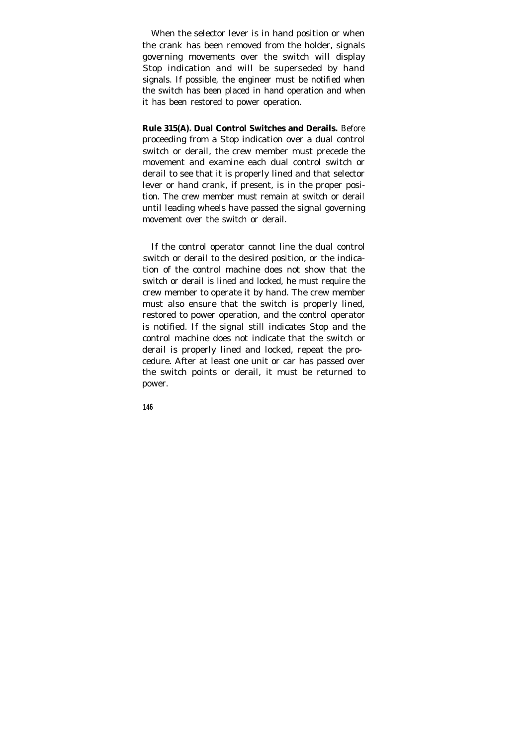When the selector lever is in hand position or when the crank has been removed from the holder, signals governing movements over the switch will display Stop indication and will be superseded by hand signals. If possible, the engineer must be notified when the switch has been placed in hand operation and when it has been restored to power operation.

**Rule 315(A). Dual Control Switches and Derails.** Before proceeding from a Stop indication over a dual control switch or derail, the crew member must precede the movement and examine each dual control switch or derail to see that it is properly lined and that selector lever or hand crank, if present, is in the proper position. The crew member must remain at switch or derail until leading wheels have passed the signal governing movement over the switch or derail.

If the control operator cannot line the dual control switch or derail to the desired position, or the indication of the control machine does not show that the switch or derail is lined and locked, he must require the crew member to operate it by hand. The crew member must also ensure that the switch is properly lined, restored to power operation, and the control operator is notified. If the signal still indicates Stop and the control machine does not indicate that the switch or derail is properly lined and locked, repeat the procedure. After at least one unit or car has passed over the switch points or derail, it must be returned to power.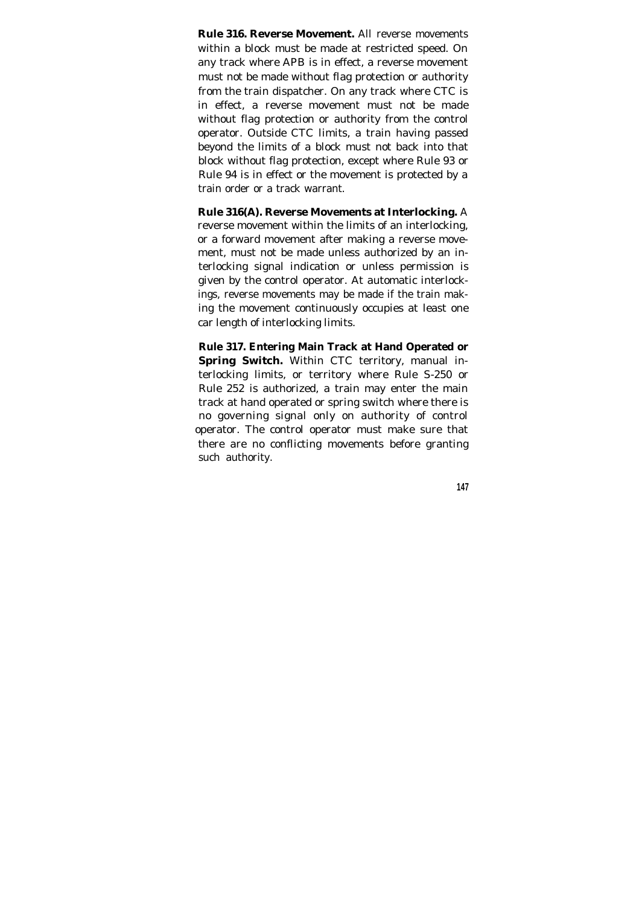**Rule 316. Reverse Movement.** All reverse movements within a block must be made at restricted speed. On any track where APB is in effect, a reverse movement must not be made without flag protection or authority from the train dispatcher. On any track where CTC is in effect, a reverse movement must not be made without flag protection or authority from the control operator. Outside CTC limits, a train having passed beyond the limits of a block must not back into that block without flag protection, except where Rule 93 or Rule 94 is in effect or the movement is protected by a train order or a track warrant.

**Rule 316(A). Reverse Movements at Interlocking.** A reverse movement within the limits of an interlocking, or a forward movement after making a reverse movement, must not be made unless authorized by an interlocking signal indication or unless permission is given by the control operator. At automatic interlockings, reverse movements may be made if the train making the movement continuously occupies at least one car length of interlocking limits.

**Rule 317. Entering Main Track at Hand Operated or Spring Switch.** Within CTC territory, manual interlocking limits, or territory where Rule S-250 or Rule 252 is authorized, a train may enter the main track at hand operated or spring switch where there is no governing signal only on authority of control operator. The control operator must make sure that there are no conflicting movements before granting such authority.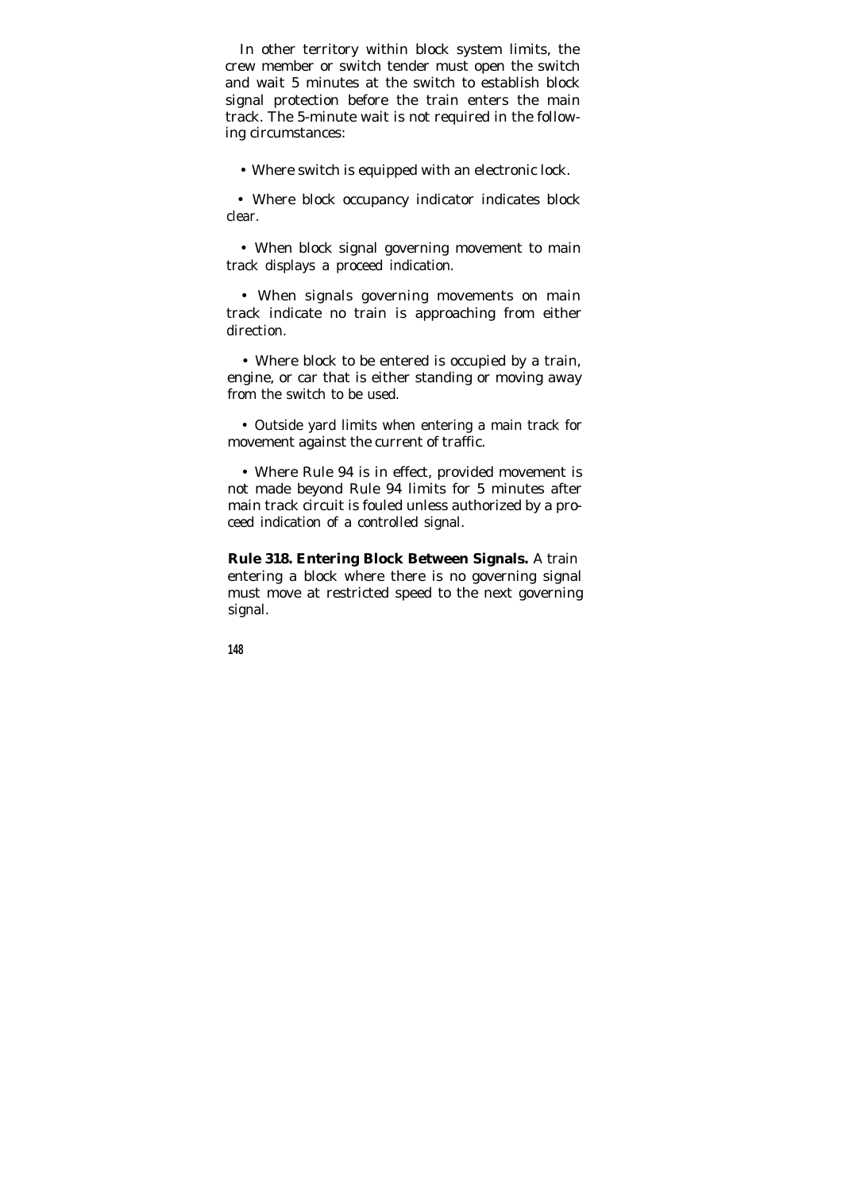In other territory within block system limits, the crew member or switch tender must open the switch and wait 5 minutes at the switch to establish block signal protection before the train enters the main track. The 5-minute wait is not required in the following circumstances:

- Where switch is equipped with an electronic lock.
- Where block occupancy indicator indicates block clear.
- When block signal governing movement to main track displays a proceed indication.
- When signals governing movements on main track indicate no train is approaching from either direction.
- Where block to be entered is occupied by a train, engine, or car that is either standing or moving away from the switch to be used.
- Outside yard limits when entering a main track for movement against the current of traffic.
- Where Rule 94 is in effect, provided movement is not made beyond Rule 94 limits for 5 minutes after main track circuit is fouled unless authorized by a proceed indication of a controlled signal.

**Rule 318. Entering Block Between Signals.** A train entering a block where there is no governing signal must move at restricted speed to the next governing signal.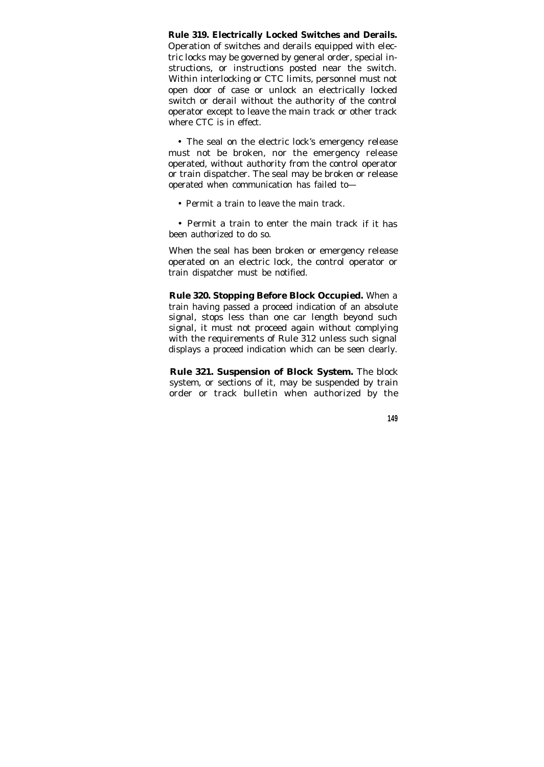**Rule 319. Electrically Locked Switches and Derails.** Operation of switches and derails equipped with electric locks may be governed by general order, special instructions, or instructions posted near the switch. Within interlocking or CTC limits, personnel must not open door of case or unlock an electrically locked switch or derail without the authority of the control operator except to leave the main track or other track where CTC is in effect.

• The seal on the electric lock's emergency release must not be broken, nor the emergency release operated, without authority from the control operator or train dispatcher. The seal may be broken or release operated when communication has failed to—

• Permit a train to leave the main track.

• Permit a train to enter the main track if it has been authorized to do so.

When the seal has been broken or emergency release operated on an electric lock, the control operator or train dispatcher must be notified.

**Rule 320. Stopping Before Block Occupied.** When a train having passed a proceed indication of an absolute signal, stops less than one car length beyond such signal, it must not proceed again without complying with the requirements of Rule 312 unless such signal displays a proceed indication which can be seen clearly.

**Rule 321. Suspension of Block System.** The block system, or sections of it, may be suspended by train order or track bulletin when authorized by the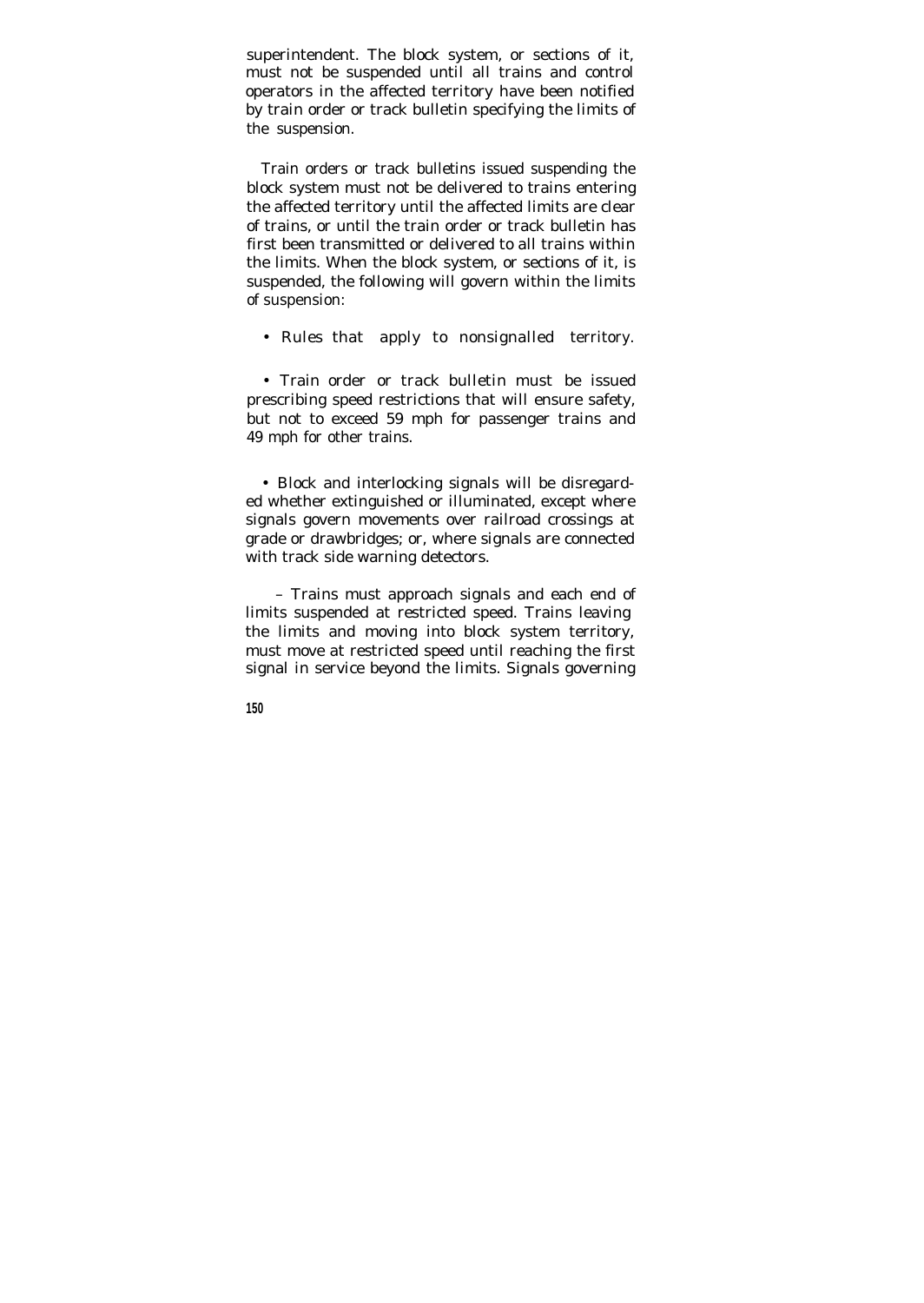superintendent. The block system, or sections of it, must not be suspended until all trains and control operators in the affected territory have been notified by train order or track bulletin specifying the limits of the suspension.

Train orders or track bulletins issued suspending the block system must not be delivered to trains entering the affected territory until the affected limits are clear of trains, or until the train order or track bulletin has first been transmitted or delivered to all trains within the limits. When the block system, or sections of it, is suspended, the following will govern within the limits of suspension:

- Rules that apply to nonsignalled territory.

- Train order or track bulletin must be issued prescribing speed restrictions that will ensure safety, but not to exceed 59 mph for passenger trains and 49 mph for other trains.

- Block and interlocking signals will be disregarded whether extinguished or illuminated, except where signals govern movements over railroad crossings at grade or drawbridges; or, where signals are connected with track side warning detectors.

  – Trains must approach signals and each end of limits suspended at restricted speed. Trains leaving the limits and moving into block system territory, must move at restricted speed until reaching the first signal in service beyond the limits. Signals governing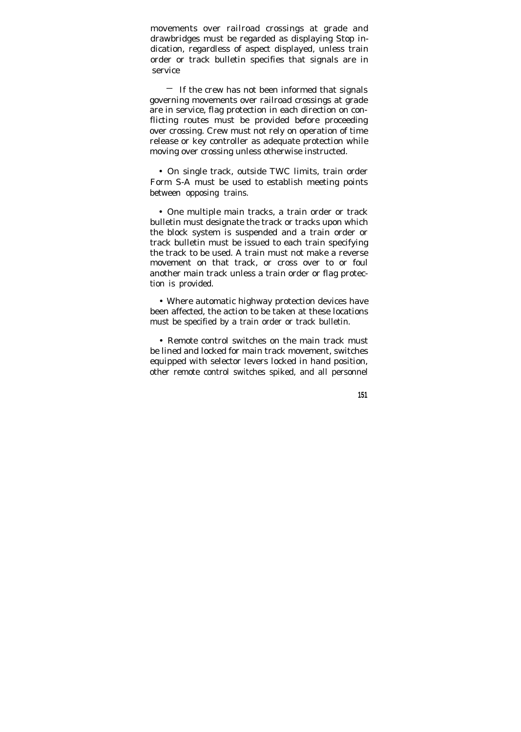movements over railroad crossings at grade and drawbridges must be regarded as displaying Stop indication, regardless of aspect displayed, unless train order or track bulletin specifies that signals are in service

— If the crew has not been informed that signals governing movements over railroad crossings at grade are in service, flag protection in each direction on conflicting routes must be provided before proceeding over crossing. Crew must not rely on operation of time release or key controller as adequate protection while moving over crossing unless otherwise instructed.

• On single track, outside TWC limits, train order Form S-A must be used to establish meeting points between opposing trains.

• One multiple main tracks, a train order or track bulletin must designate the track or tracks upon which the block system is suspended and a train order or track bulletin must be issued to each train specifying the track to be used. A train must not make a reverse movement on that track, or cross over to or foul another main track unless a train order or flag protection is provided.

• Where automatic highway protection devices have been affected, the action to be taken at these locations must be specified by a train order or track bulletin.

• Remote control switches on the main track must be lined and locked for main track movement, switches equipped with selector levers locked in hand position, other remote control switches spiked, and all personnel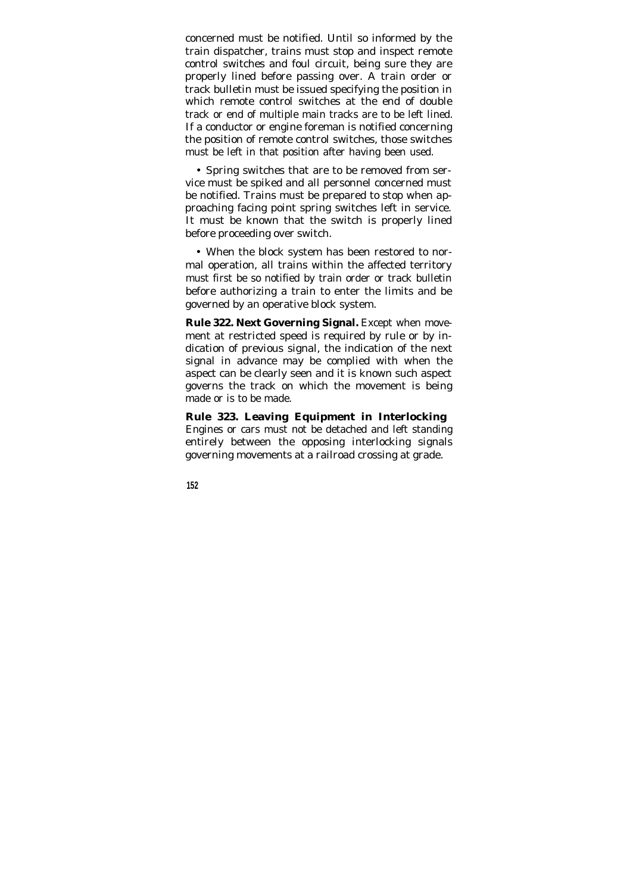concerned must be notified. Until so informed by the train dispatcher, trains must stop and inspect remote control switches and foul circuit, being sure they are properly lined before passing over. A train order or track bulletin must be issued specifying the position in which remote control switches at the end of double track or end of multiple main tracks are to be left lined. If a conductor or engine foreman is notified concerning the position of remote control switches, those switches must be left in that position after having been used.

• Spring switches that are to be removed from service must be spiked and all personnel concerned must be notified. Trains must be prepared to stop when approaching facing point spring switches left in service. It must be known that the switch is properly lined before proceeding over switch.

• When the block system has been restored to normal operation, all trains within the affected territory must first be so notified by train order or track bulletin before authorizing a train to enter the limits and be governed by an operative block system.

**Rule 322. Next Governing Signal.** Except when movement at restricted speed is required by rule or by indication of previous signal, the indication of the next signal in advance may be complied with when the aspect can be clearly seen and it is known such aspect governs the track on which the movement is being made or is to be made.

**Rule 323. Leaving Equipment in Interlocking**
Engines or cars must not be detached and left standing entirely between the opposing interlocking signals governing movements at a railroad crossing at grade.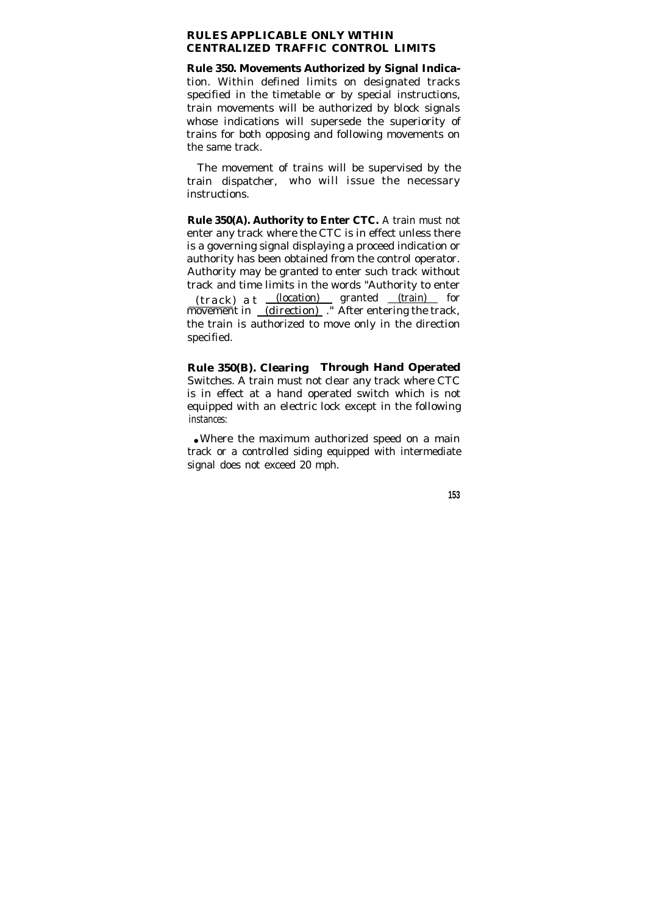## RULES APPLICABLE ONLY WITHIN CENTRALIZED TRAFFIC CONTROL LIMITS

**Rule 350. Movements Authorized by Signal Indication.** Within defined limits on designated tracks specified in the timetable or by special instructions, train movements will be authorized by block signals whose indications will supersede the superiority of trains for both opposing and following movements on the same track.

The movement of trains will be supervised by the train dispatcher, who will issue the necessary instructions.

**Rule 350(A). Authority to Enter CTC.** A train must not enter any track where the CTC is in effect unless there is a governing signal displaying a proceed indication or authority has been obtained from the control operator. Authority may be granted to enter such track without track and time limits in the words "Authority to enter (track) at (location) granted (train) for movement in (direction)." After entering the track, the train is authorized to move only in the direction specified.

**Rule 350(B). Clearing Through Hand Operated Switches.** A train must not clear any track where CTC is in effect at a hand operated switch which is not equipped with an electric lock except in the following instances:

- Where the maximum authorized speed on a main track or a controlled siding equipped with intermediate signal does not exceed 20 mph.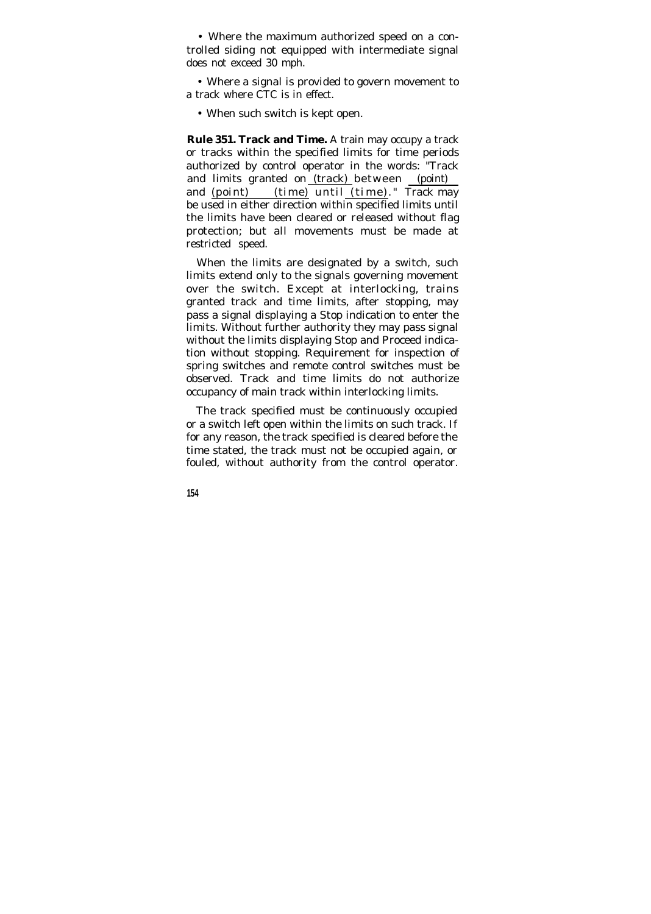- Where the maximum authorized speed on a controlled siding not equipped with intermediate signal does not exceed 30 mph.

- Where a signal is provided to govern movement to a track where CTC is in effect.

- When such switch is kept open.

**Rule 351. Track and Time.** A train may occupy a track or tracks within the specified limits for time periods authorized by control operator in the words: "Track and limits granted on (track) between (point) and (point) (time) until (time)." Track may be used in either direction within specified limits until the limits have been cleared or released without flag protection; but all movements must be made at restricted speed.

When the limits are designated by a switch, such limits extend only to the signals governing movement over the switch. Except at interlocking, trains granted track and time limits, after stopping, may pass a signal displaying a Stop indication to enter the limits. Without further authority they may pass signal without the limits displaying Stop and Proceed indication without stopping. Requirement for inspection of spring switches and remote control switches must be observed. Track and time limits do not authorize occupancy of main track within interlocking limits.

The track specified must be continuously occupied or a switch left open within the limits on such track. If for any reason, the track specified is cleared before the time stated, the track must not be occupied again, or fouled, without authority from the control operator.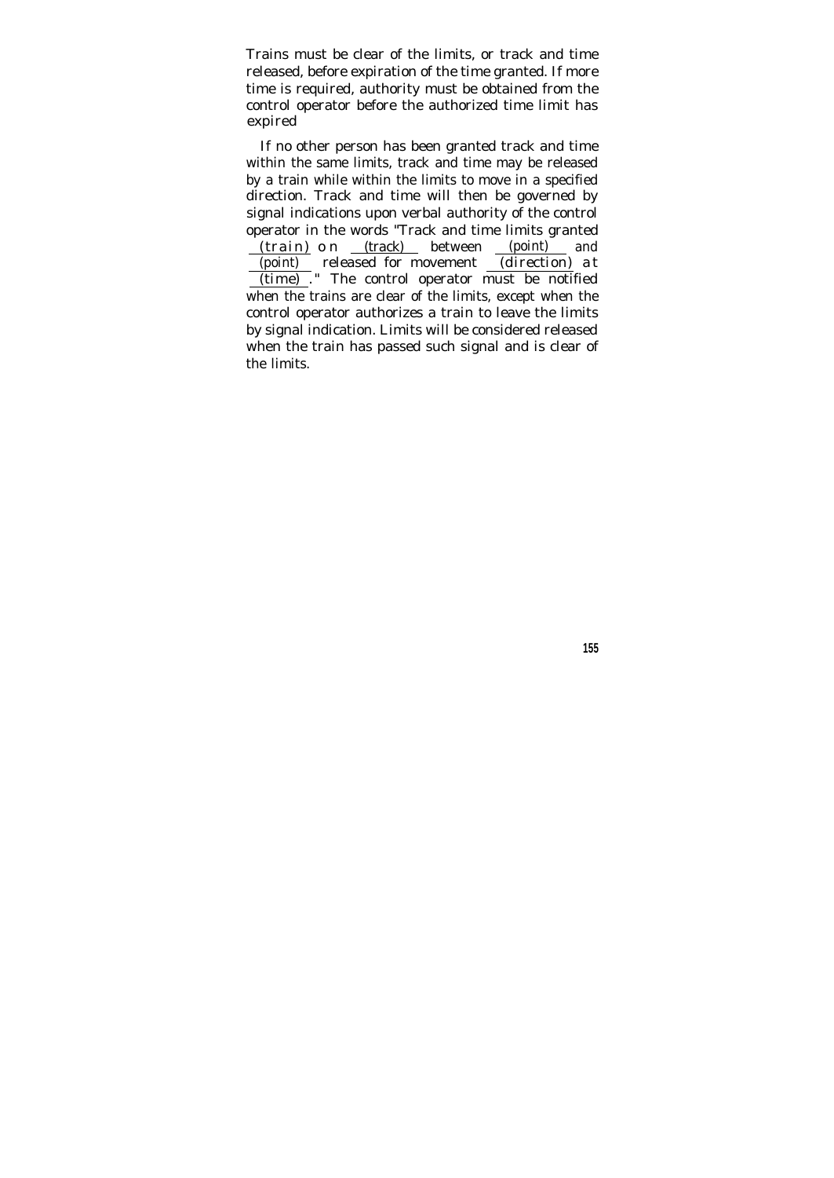Trains must be clear of the limits, or track and time released, before expiration of the time granted. If more time is required, authority must be obtained from the control operator before the authorized time limit has expired

If no other person has been granted track and time within the same limits, track and time may be released by a train while within the limits to move in a specified direction. Track and time will then be governed by signal indications upon verbal authority of the control operator in the words "Track and time limits granted ___(train)___ on ___(track)___ between ___(point)___ and ___(point)___ released for movement ___(direction)___ at ___(time)___." The control operator must be notified when the trains are clear of the limits, except when the control operator authorizes a train to leave the limits by signal indication. Limits will be considered released when the train has passed such signal and is clear of the limits.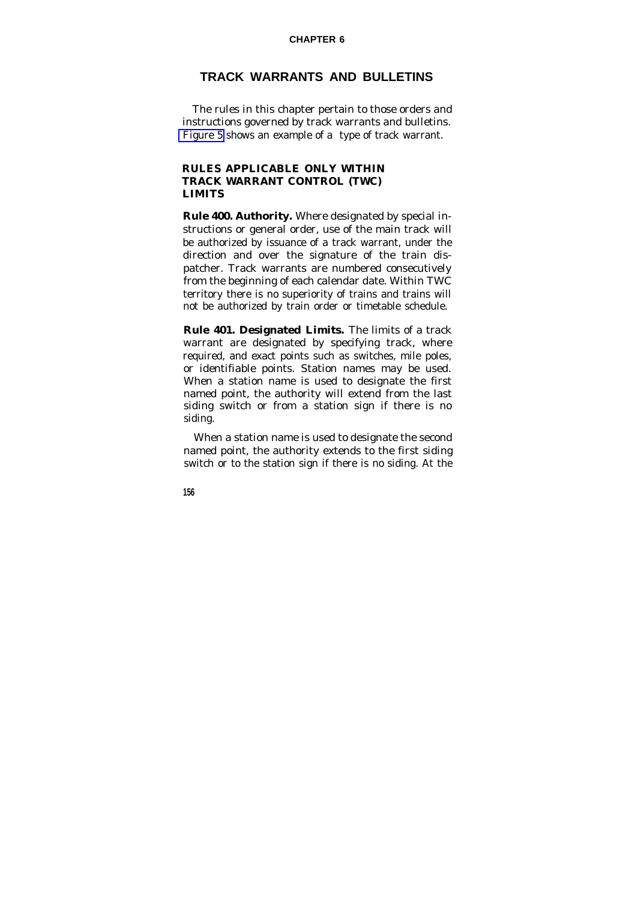## CHAPTER 6

# TRACK WARRANTS AND BULLETINS

The rules in this chapter pertain to those orders and instructions governed by track warrants and bulletins. Figure 5 shows an example of a type of track warrant.

### RULES APPLICABLE ONLY WITHIN TRACK WARRANT CONTROL (TWC) LIMITS

**Rule 400. Authority.** Where designated by special instructions or general order, use of the main track will be authorized by issuance of a track warrant, under the direction and over the signature of the train dispatcher. Track warrants are numbered consecutively from the beginning of each calendar date. Within TWC territory there is no superiority of trains and trains will not be authorized by train order or timetable schedule.

**Rule 401. Designated Limits.** The limits of a track warrant are designated by specifying track, where required, and exact points such as switches, mile poles, or identifiable points. Station names may be used. When a station name is used to designate the first named point, the authority will extend from the last siding switch or from a station sign if there is no siding.

When a station name is used to designate the second named point, the authority extends to the first siding switch or to the station sign if there is no siding. At the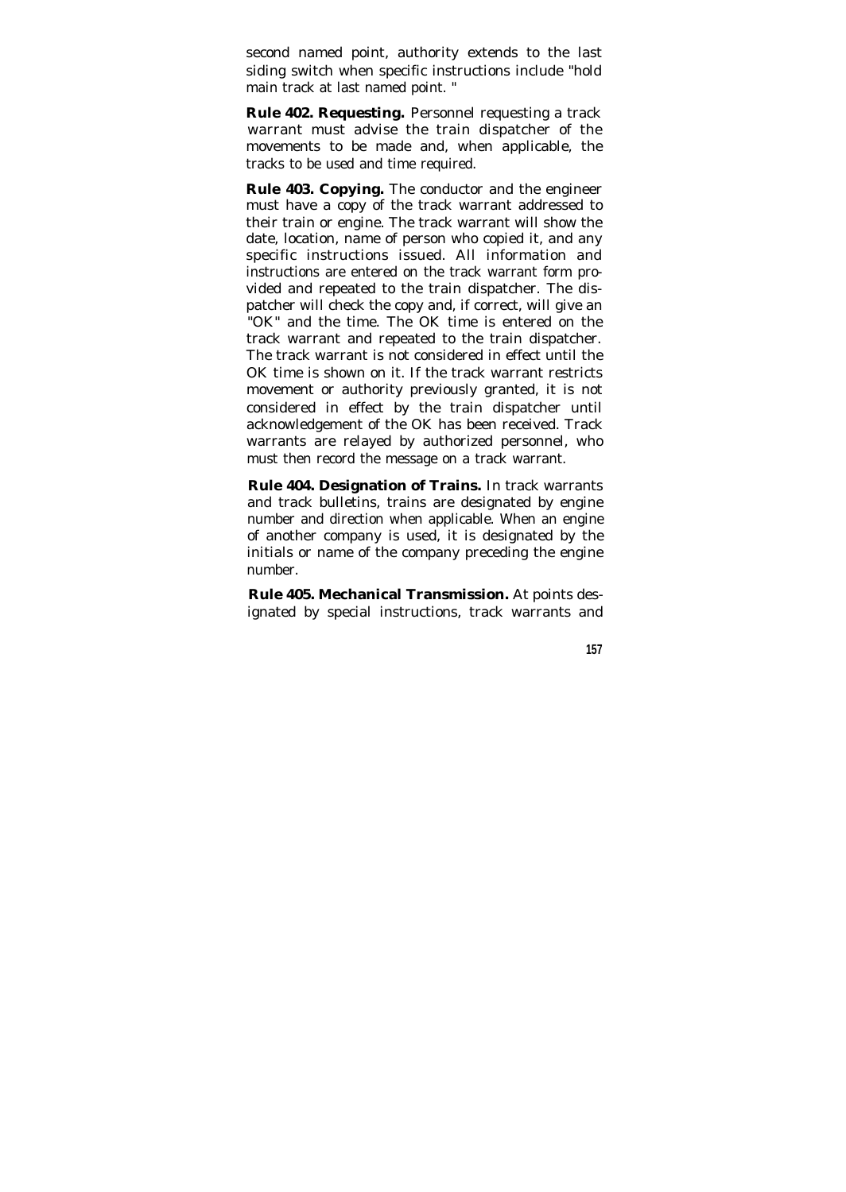second named point, authority extends to the last siding switch when specific instructions include "hold main track at last named point. "

**Rule 402. Requesting.** Personnel requesting a track warrant must advise the train dispatcher of the movements to be made and, when applicable, the tracks to be used and time required.

**Rule 403. Copying.** The conductor and the engineer must have a copy of the track warrant addressed to their train or engine. The track warrant will show the date, location, name of person who copied it, and any specific instructions issued. All information and instructions are entered on the track warrant form provided and repeated to the train dispatcher. The dispatcher will check the copy and, if correct, will give an "OK" and the time. The OK time is entered on the track warrant and repeated to the train dispatcher. The track warrant is not considered in effect until the OK time is shown on it. If the track warrant restricts movement or authority previously granted, it is not considered in effect by the train dispatcher until acknowledgement of the OK has been received. Track warrants are relayed by authorized personnel, who must then record the message on a track warrant.

**Rule 404. Designation of Trains.** In track warrants and track bulletins, trains are designated by engine number and direction when applicable. When an engine of another company is used, it is designated by the initials or name of the company preceding the engine number.

**Rule 405. Mechanical Transmission.** At points designated by special instructions, track warrants and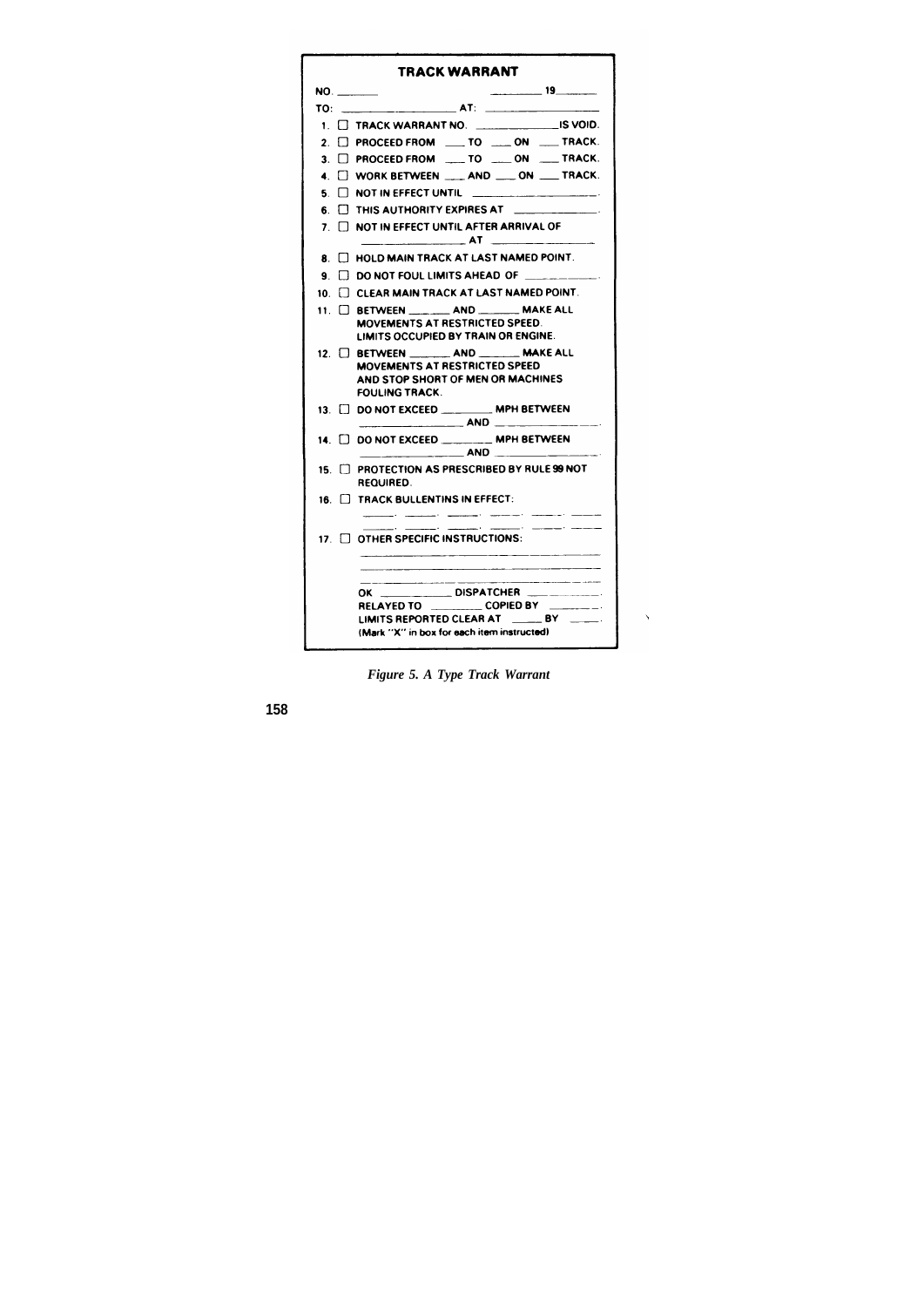# TRACK WARRANT

NO. _______ _________ 19_______

TO: ____________________ AT: ____________________

1. ☐ TRACK WARRANT NO. ______________ IS VOID.
2. ☐ PROCEED FROM ____ TO ____ ON ____ TRACK.
3. ☐ PROCEED FROM ____ TO ____ ON ____ TRACK.
4. ☐ WORK BETWEEN ____ AND ____ ON ____ TRACK.
5. ☐ NOT IN EFFECT UNTIL ____________________.
6. ☐ THIS AUTHORITY EXPIRES AT ______________.
7. ☐ NOT IN EFFECT UNTIL AFTER ARRIVAL OF ____________________ AT ____________________
8. ☐ HOLD MAIN TRACK AT LAST NAMED POINT.
9. ☐ DO NOT FOUL LIMITS AHEAD OF ___________.
10. ☐ CLEAR MAIN TRACK AT LAST NAMED POINT.
11. ☐ BETWEEN _______ AND _______ MAKE ALL MOVEMENTS AT RESTRICTED SPEED. LIMITS OCCUPIED BY TRAIN OR ENGINE.
12. ☐ BETWEEN _______ AND _______ MAKE ALL MOVEMENTS AT RESTRICTED SPEED AND STOP SHORT OF MEN OR MACHINES FOULING TRACK.
13. ☐ DO NOT EXCEED ________ MPH BETWEEN ________________ AND ________________.
14. ☐ DO NOT EXCEED ________ MPH BETWEEN ________________ AND ________________.
15. ☐ PROTECTION AS PRESCRIBED BY RULE 99 NOT REQUIRED.
16. ☐ TRACK BULLENTINS IN EFFECT: _____, _____, _____, _____, _____, _____, _____, _____, _____, _____, _____, _____
17. ☐ OTHER SPECIFIC INSTRUCTIONS: ________________________________________

OK ____________ DISPATCHER ____________.
RELAYED TO _________ COPIED BY ________.
LIMITS REPORTED CLEAR AT ______ BY ______.
(Mark "X" in box for each item instructed)

*Figure 5. A Type Track Warrant*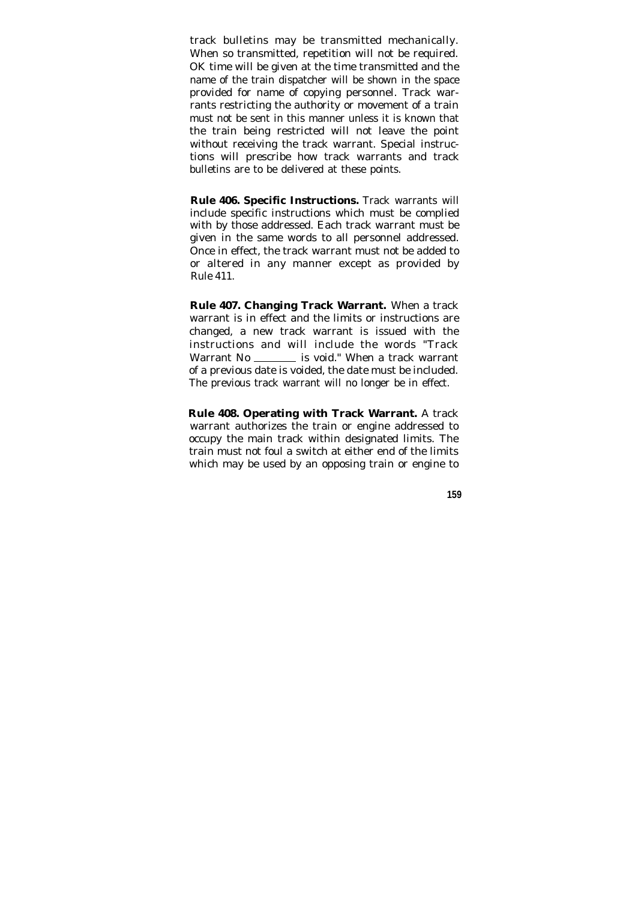track bulletins may be transmitted mechanically. When so transmitted, repetition will not be required. OK time will be given at the time transmitted and the name of the train dispatcher will be shown in the space provided for name of copying personnel. Track warrants restricting the authority or movement of a train must not be sent in this manner unless it is known that the train being restricted will not leave the point without receiving the track warrant. Special instructions will prescribe how track warrants and track bulletins are to be delivered at these points.

**Rule 406. Specific Instructions.** Track warrants will include specific instructions which must be complied with by those addressed. Each track warrant must be given in the same words to all personnel addressed. Once in effect, the track warrant must not be added to or altered in any manner except as provided by Rule 411.

**Rule 407. Changing Track Warrant.** When a track warrant is in effect and the limits or instructions are changed, a new track warrant is issued with the instructions and will include the words "Track Warrant No ________ is void." When a track warrant of a previous date is voided, the date must be included. The previous track warrant will no longer be in effect.

**Rule 408. Operating with Track Warrant.** A track warrant authorizes the train or engine addressed to occupy the main track within designated limits. The train must not foul a switch at either end of the limits which may be used by an opposing train or engine to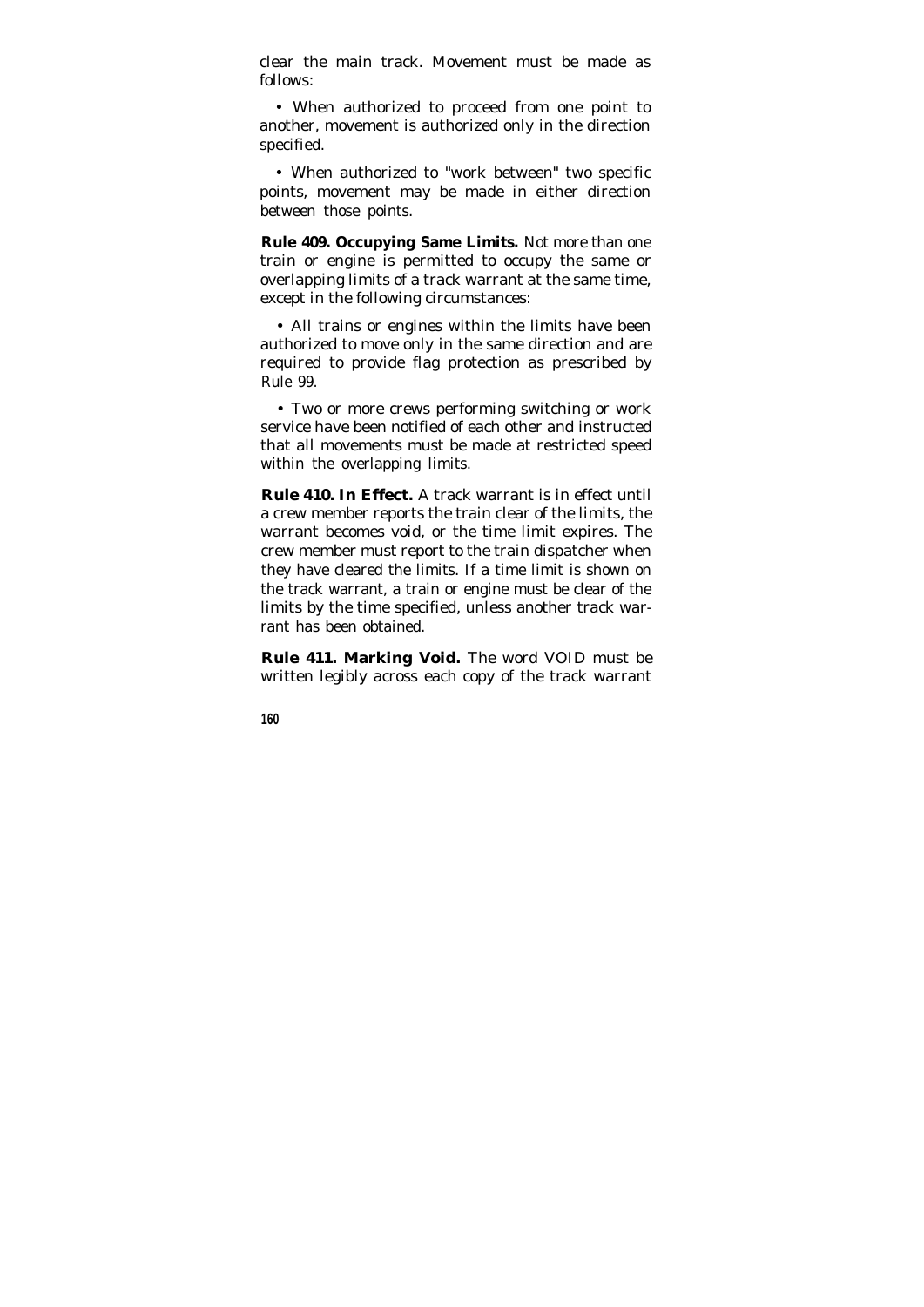clear the main track. Movement must be made as follows:

- When authorized to proceed from one point to another, movement is authorized only in the direction specified.

- When authorized to "work between" two specific points, movement may be made in either direction between those points.

**Rule 409. Occupying Same Limits.** Not more than one train or engine is permitted to occupy the same or overlapping limits of a track warrant at the same time, except in the following circumstances:

- All trains or engines within the limits have been authorized to move only in the same direction and are required to provide flag protection as prescribed by Rule 99.

- Two or more crews performing switching or work service have been notified of each other and instructed that all movements must be made at restricted speed within the overlapping limits.

**Rule 410. In Effect.** A track warrant is in effect until a crew member reports the train clear of the limits, the warrant becomes void, or the time limit expires. The crew member must report to the train dispatcher when they have cleared the limits. If a time limit is shown on the track warrant, a train or engine must be clear of the limits by the time specified, unless another track warrant has been obtained.

**Rule 411. Marking Void.** The word VOID must be written legibly across each copy of the track warrant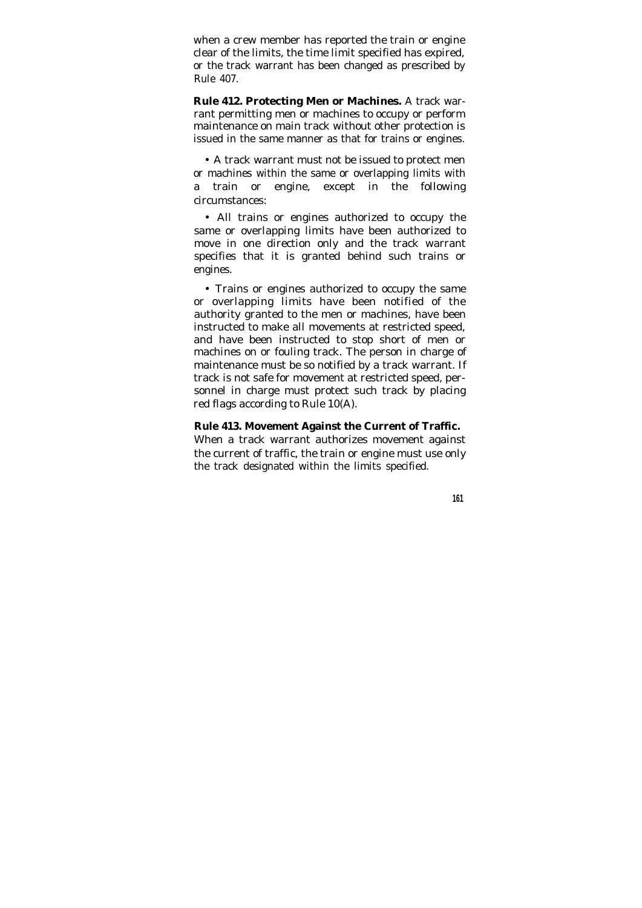when a crew member has reported the train or engine clear of the limits, the time limit specified has expired, or the track warrant has been changed as prescribed by Rule 407.

**Rule 412. Protecting Men or Machines.** A track warrant permitting men or machines to occupy or perform maintenance on main track without other protection is issued in the same manner as that for trains or engines.

• A track warrant must not be issued to protect men or machines within the same or overlapping limits with a train or engine, except in the following circumstances:

• All trains or engines authorized to occupy the same or overlapping limits have been authorized to move in one direction only and the track warrant specifies that it is granted behind such trains or engines.

• Trains or engines authorized to occupy the same or overlapping limits have been notified of the authority granted to the men or machines, have been instructed to make all movements at restricted speed, and have been instructed to stop short of men or machines on or fouling track. The person in charge of maintenance must be so notified by a track warrant. If track is not safe for movement at restricted speed, personnel in charge must protect such track by placing red flags according to Rule 10(A).

**Rule 413. Movement Against the Current of Traffic.** When a track warrant authorizes movement against the current of traffic, the train or engine must use only the track designated within the limits specified.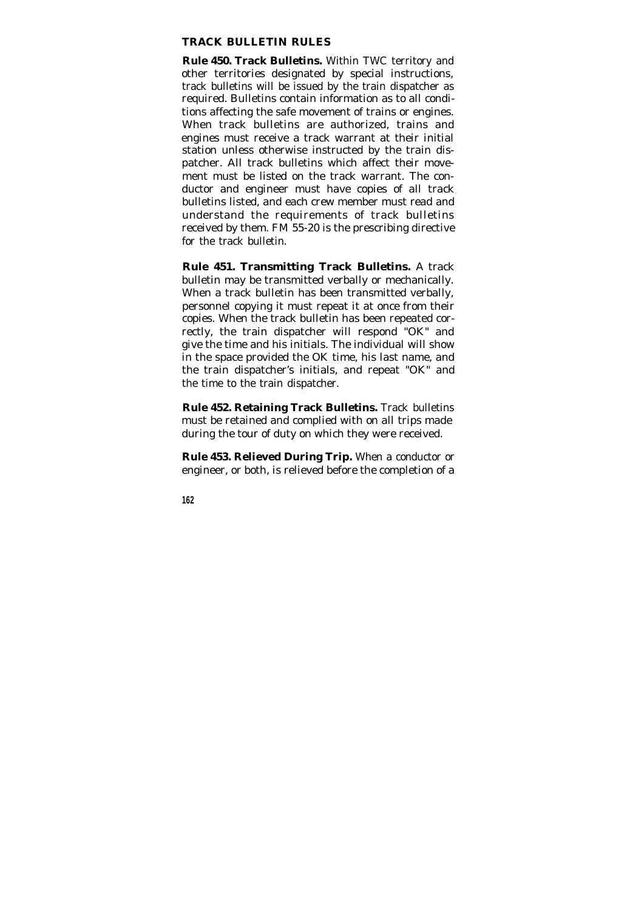## TRACK BULLETIN RULES

**Rule 450. Track Bulletins.** Within TWC territory and other territories designated by special instructions, track bulletins will be issued by the train dispatcher as required. Bulletins contain information as to all conditions affecting the safe movement of trains or engines. When track bulletins are authorized, trains and engines must receive a track warrant at their initial station unless otherwise instructed by the train dispatcher. All track bulletins which affect their movement must be listed on the track warrant. The conductor and engineer must have copies of all track bulletins listed, and each crew member must read and understand the requirements of track bulletins received by them. FM 55-20 is the prescribing directive for the track bulletin.

**Rule 451. Transmitting Track Bulletins.** A track bulletin may be transmitted verbally or mechanically. When a track bulletin has been transmitted verbally, personnel copying it must repeat it at once from their copies. When the track bulletin has been repeated correctly, the train dispatcher will respond "OK" and give the time and his initials. The individual will show in the space provided the OK time, his last name, and the train dispatcher's initials, and repeat "OK" and the time to the train dispatcher.

**Rule 452. Retaining Track Bulletins.** Track bulletins must be retained and complied with on all trips made during the tour of duty on which they were received.

**Rule 453. Relieved During Trip.** When a conductor or engineer, or both, is relieved before the completion of a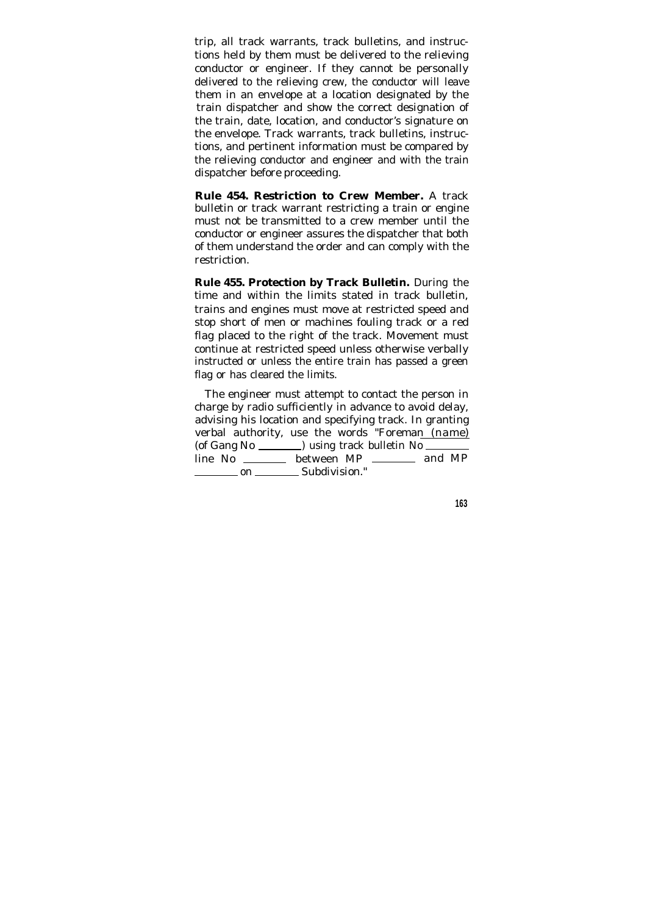trip, all track warrants, track bulletins, and instructions held by them must be delivered to the relieving conductor or engineer. If they cannot be personally delivered to the relieving crew, the conductor will leave them in an envelope at a location designated by the train dispatcher and show the correct designation of the train, date, location, and conductor's signature on the envelope. Track warrants, track bulletins, instructions, and pertinent information must be compared by the relieving conductor and engineer and with the train dispatcher before proceeding.

**Rule 454. Restriction to Crew Member.** A track bulletin or track warrant restricting a train or engine must not be transmitted to a crew member until the conductor or engineer assures the dispatcher that both of them understand the order and can comply with the restriction.

**Rule 455. Protection by Track Bulletin.** During the time and within the limits stated in track bulletin, trains and engines must move at restricted speed and stop short of men or machines fouling track or a red flag placed to the right of the track. Movement must continue at restricted speed unless otherwise verbally instructed or unless the entire train has passed a green flag or has cleared the limits.

The engineer must attempt to contact the person in charge by radio sufficiently in advance to avoid delay, advising his location and specifying track. In granting verbal authority, use the words "Foreman (name) (of Gang No ________) using track bulletin No ________ line No ________ between MP ________ and MP ________ on ________ Subdivision."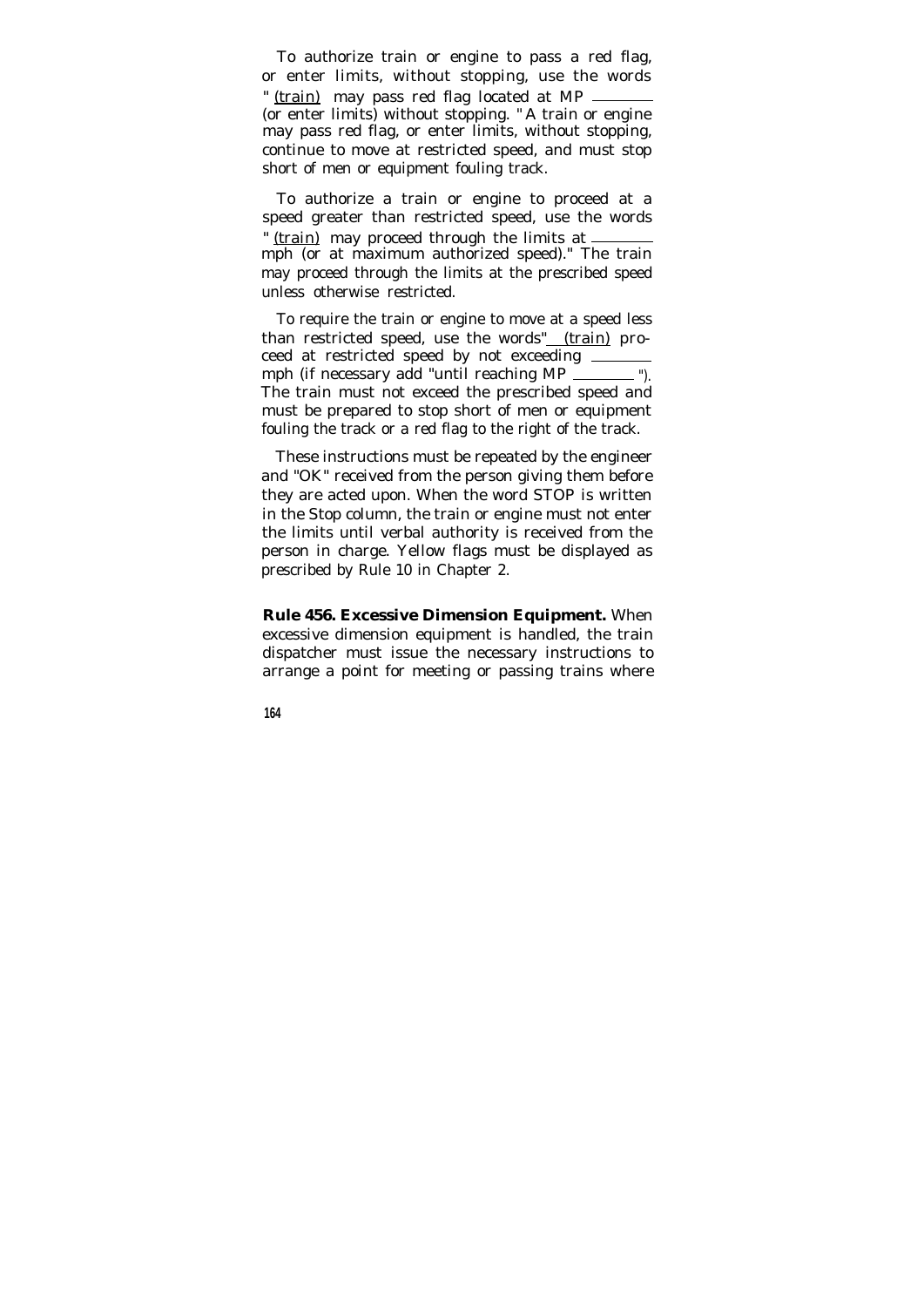To authorize train or engine to pass a red flag, or enter limits, without stopping, use the words " (train) may pass red flag located at MP ________ (or enter limits) without stopping. " A train or engine may pass red flag, or enter limits, without stopping, continue to move at restricted speed, and must stop short of men or equipment fouling track.

To authorize a train or engine to proceed at a speed greater than restricted speed, use the words " (train) may proceed through the limits at ________ mph (or at maximum authorized speed)." The train may proceed through the limits at the prescribed speed unless otherwise restricted.

To require the train or engine to move at a speed less than restricted speed, use the words" (train) proceed at restricted speed by not exceeding ________ mph (if necessary add "until reaching MP ________ "). The train must not exceed the prescribed speed and must be prepared to stop short of men or equipment fouling the track or a red flag to the right of the track.

These instructions must be repeated by the engineer and "OK" received from the person giving them before they are acted upon. When the word STOP is written in the Stop column, the train or engine must not enter the limits until verbal authority is received from the person in charge. Yellow flags must be displayed as prescribed by Rule 10 in Chapter 2.

**Rule 456. Excessive Dimension Equipment.** When excessive dimension equipment is handled, the train dispatcher must issue the necessary instructions to arrange a point for meeting or passing trains where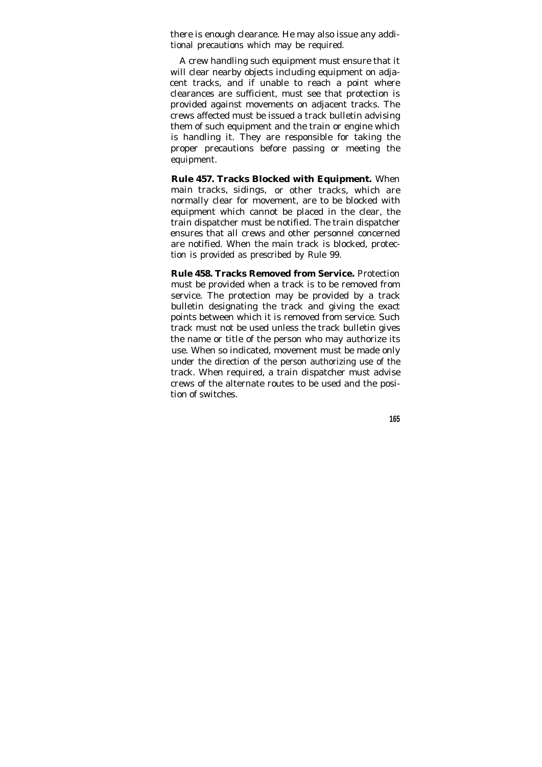there is enough clearance. He may also issue any additional precautions which may be required.

A crew handling such equipment must ensure that it will clear nearby objects including equipment on adjacent tracks, and if unable to reach a point where clearances are sufficient, must see that protection is provided against movements on adjacent tracks. The crews affected must be issued a track bulletin advising them of such equipment and the train or engine which is handling it. They are responsible for taking the proper precautions before passing or meeting the equipment.

**Rule 457. Tracks Blocked with Equipment.** When main tracks, sidings, or other tracks, which are normally clear for movement, are to be blocked with equipment which cannot be placed in the clear, the train dispatcher must be notified. The train dispatcher ensures that all crews and other personnel concerned are notified. When the main track is blocked, protection is provided as prescribed by Rule 99.

**Rule 458. Tracks Removed from Service.** Protection must be provided when a track is to be removed from service. The protection may be provided by a track bulletin designating the track and giving the exact points between which it is removed from service. Such track must not be used unless the track bulletin gives the name or title of the person who may authorize its use. When so indicated, movement must be made only under the direction of the person authorizing use of the track. When required, a train dispatcher must advise crews of the alternate routes to be used and the position of switches.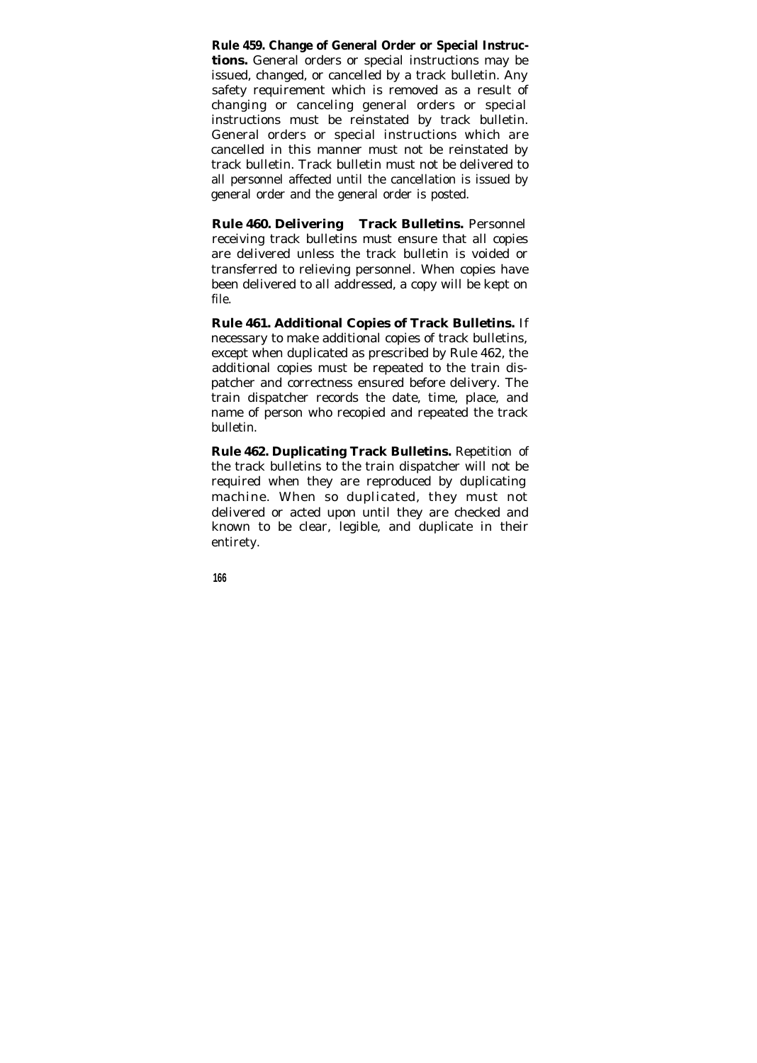**Rule 459. Change of General Order or Special Instructions.** General orders or special instructions may be issued, changed, or cancelled by a track bulletin. Any safety requirement which is removed as a result of changing or canceling general orders or special instructions must be reinstated by track bulletin. General orders or special instructions which are cancelled in this manner must not be reinstated by track bulletin. Track bulletin must not be delivered to all personnel affected until the cancellation is issued by general order and the general order is posted.

**Rule 460. Delivering Track Bulletins.** Personnel receiving track bulletins must ensure that all copies are delivered unless the track bulletin is voided or transferred to relieving personnel. When copies have been delivered to all addressed, a copy will be kept on file.

**Rule 461. Additional Copies of Track Bulletins.** If necessary to make additional copies of track bulletins, except when duplicated as prescribed by Rule 462, the additional copies must be repeated to the train dispatcher and correctness ensured before delivery. The train dispatcher records the date, time, place, and name of person who recopied and repeated the track bulletin.

**Rule 462. Duplicating Track Bulletins.** Repetition of the track bulletins to the train dispatcher will not be required when they are reproduced by duplicating machine. When so duplicated, they must not delivered or acted upon until they are checked and known to be clear, legible, and duplicate in their entirety.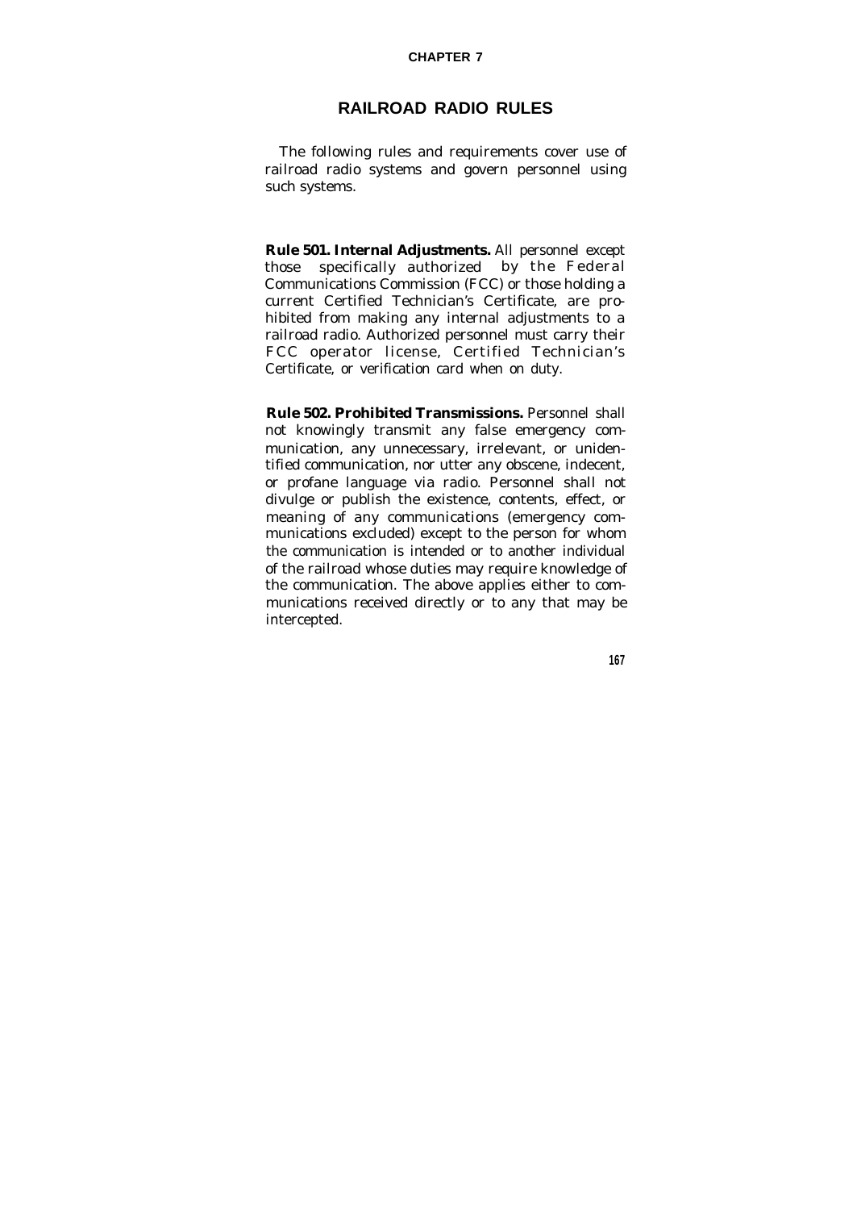## CHAPTER 7

# RAILROAD RADIO RULES

The following rules and requirements cover use of railroad radio systems and govern personnel using such systems.

**Rule 501. Internal Adjustments.** All personnel except those specifically authorized by the Federal Communications Commission (FCC) or those holding a current Certified Technician's Certificate, are prohibited from making any internal adjustments to a railroad radio. Authorized personnel must carry their FCC operator license, Certified Technician's Certificate, or verification card when on duty.

**Rule 502. Prohibited Transmissions.** Personnel shall not knowingly transmit any false emergency communication, any unnecessary, irrelevant, or unidentified communication, nor utter any obscene, indecent, or profane language via radio. Personnel shall not divulge or publish the existence, contents, effect, or meaning of any communications (emergency communications excluded) except to the person for whom the communication is intended or to another individual of the railroad whose duties may require knowledge of the communication. The above applies either to communications received directly or to any that may be intercepted.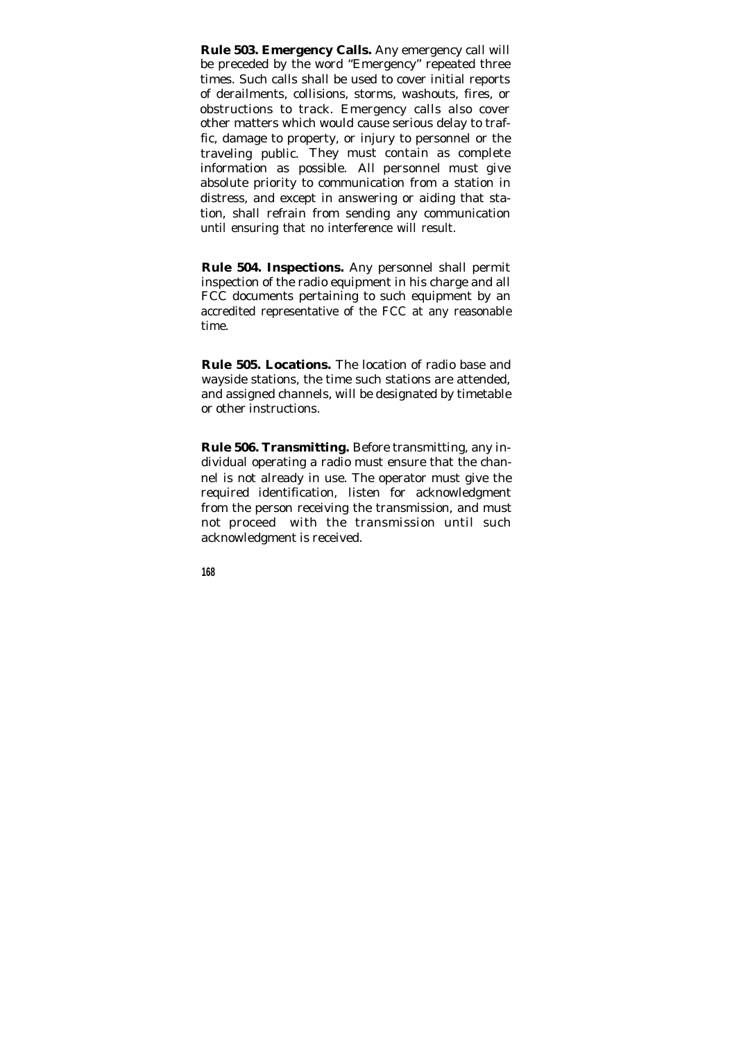**Rule 503. Emergency Calls.** Any emergency call will be preceded by the word "Emergency" repeated three times. Such calls shall be used to cover initial reports of derailments, collisions, storms, washouts, fires, or obstructions to track. Emergency calls also cover other matters which would cause serious delay to traffic, damage to property, or injury to personnel or the traveling public. They must contain as complete information as possible. All personnel must give absolute priority to communication from a station in distress, and except in answering or aiding that station, shall refrain from sending any communication until ensuring that no interference will result.

**Rule 504. Inspections.** Any personnel shall permit inspection of the radio equipment in his charge and all FCC documents pertaining to such equipment by an accredited representative of the FCC at any reasonable time.

**Rule 505. Locations.** The location of radio base and wayside stations, the time such stations are attended, and assigned channels, will be designated by timetable or other instructions.

**Rule 506. Transmitting.** Before transmitting, any individual operating a radio must ensure that the channel is not already in use. The operator must give the required identification, listen for acknowledgment from the person receiving the transmission, and must not proceed with the transmission until such acknowledgment is received.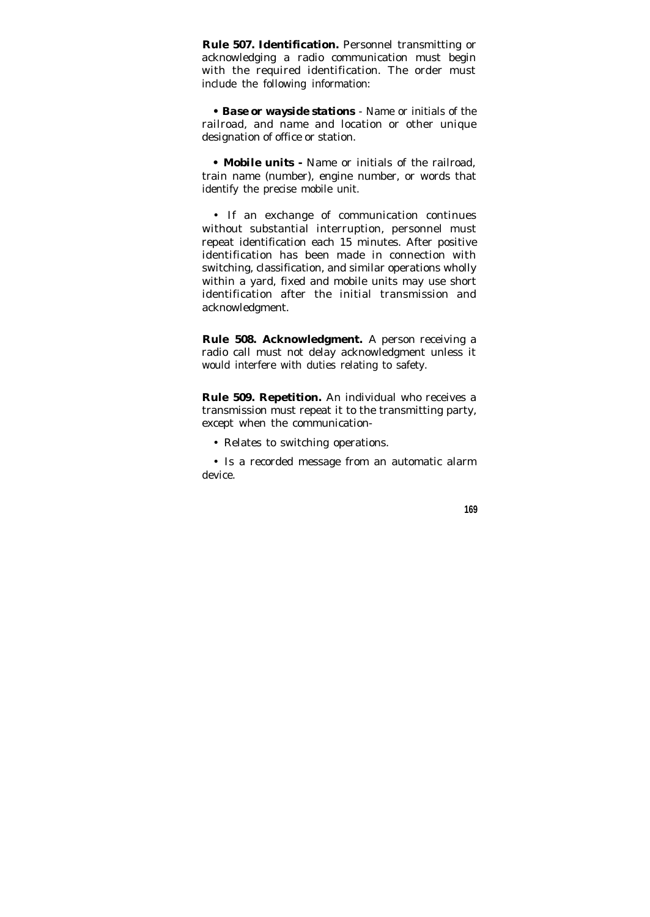**Rule 507. Identification.** Personnel transmitting or acknowledging a radio communication must begin with the required identification. The order must include the following information:

- ***Base or wayside stations*** - Name or initials of the railroad, and name and location or other unique designation of office or station.

- **Mobile units -** Name or initials of the railroad, train name (number), engine number, or words that identify the precise mobile unit.

- If an exchange of communication continues without substantial interruption, personnel must repeat identification each 15 minutes. After positive identification has been made in connection with switching, classification, and similar operations wholly within a yard, fixed and mobile units may use short identification after the initial transmission and acknowledgment.

**Rule 508. Acknowledgment.** A person receiving a radio call must not delay acknowledgment unless it would interfere with duties relating to safety.

**Rule 509. Repetition.** An individual who receives a transmission must repeat it to the transmitting party, except when the communication-

- Relates to switching operations.

- Is a recorded message from an automatic alarm device.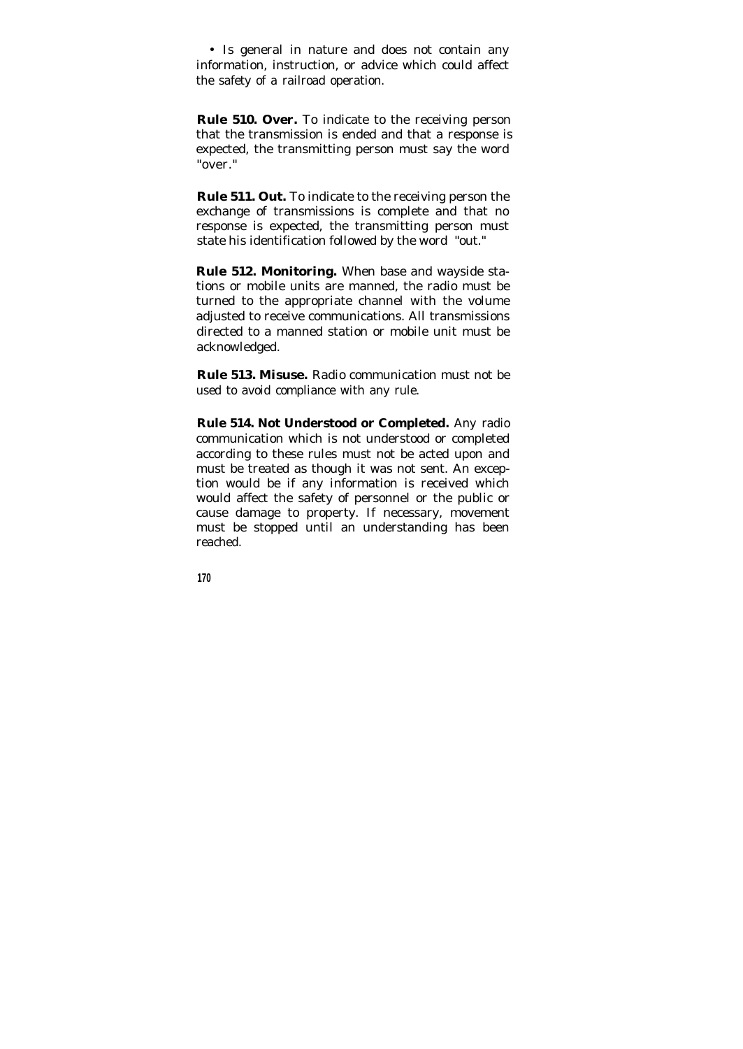- Is general in nature and does not contain any information, instruction, or advice which could affect the safety of a railroad operation.

**Rule 510. Over.** To indicate to the receiving person that the transmission is ended and that a response is expected, the transmitting person must say the word "over."

**Rule 511. Out.** To indicate to the receiving person the exchange of transmissions is complete and that no response is expected, the transmitting person must state his identification followed by the word "out."

**Rule 512. Monitoring.** When base and wayside stations or mobile units are manned, the radio must be turned to the appropriate channel with the volume adjusted to receive communications. All transmissions directed to a manned station or mobile unit must be acknowledged.

**Rule 513. Misuse.** Radio communication must not be used to avoid compliance with any rule.

**Rule 514. Not Understood or Completed.** Any radio communication which is not understood or completed according to these rules must not be acted upon and must be treated as though it was not sent. An exception would be if any information is received which would affect the safety of personnel or the public or cause damage to property. If necessary, movement must be stopped until an understanding has been reached.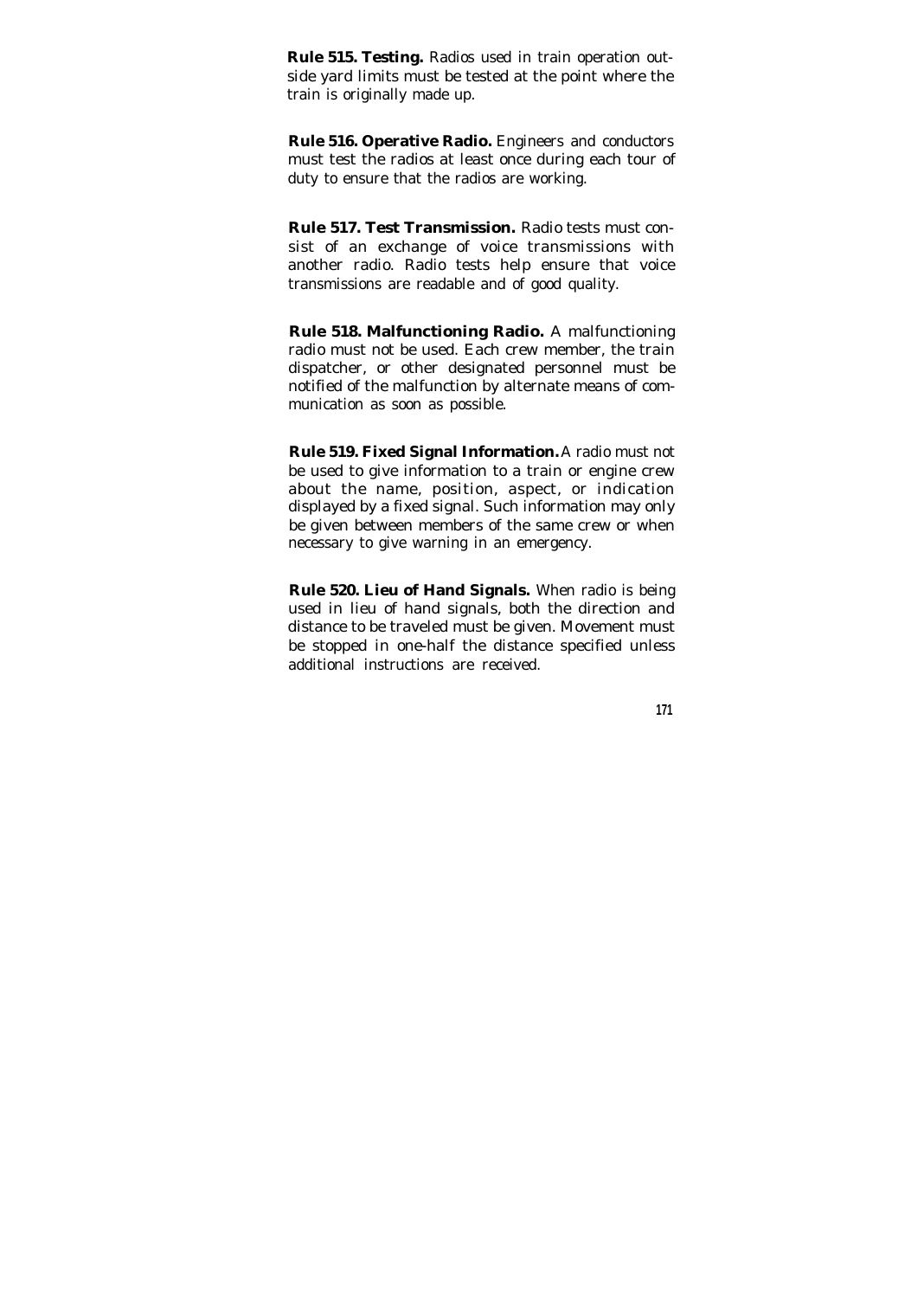**Rule 515. Testing.** Radios used in train operation outside yard limits must be tested at the point where the train is originally made up.

**Rule 516. Operative Radio.** Engineers and conductors must test the radios at least once during each tour of duty to ensure that the radios are working.

**Rule 517. Test Transmission.** Radio tests must consist of an exchange of voice transmissions with another radio. Radio tests help ensure that voice transmissions are readable and of good quality.

**Rule 518. Malfunctioning Radio.** A malfunctioning radio must not be used. Each crew member, the train dispatcher, or other designated personnel must be notified of the malfunction by alternate means of communication as soon as possible.

**Rule 519. Fixed Signal Information.** A radio must not be used to give information to a train or engine crew about the name, position, aspect, or indication displayed by a fixed signal. Such information may only be given between members of the same crew or when necessary to give warning in an emergency.

**Rule 520. Lieu of Hand Signals.** When radio is being used in lieu of hand signals, both the direction and distance to be traveled must be given. Movement must be stopped in one-half the distance specified unless additional instructions are received.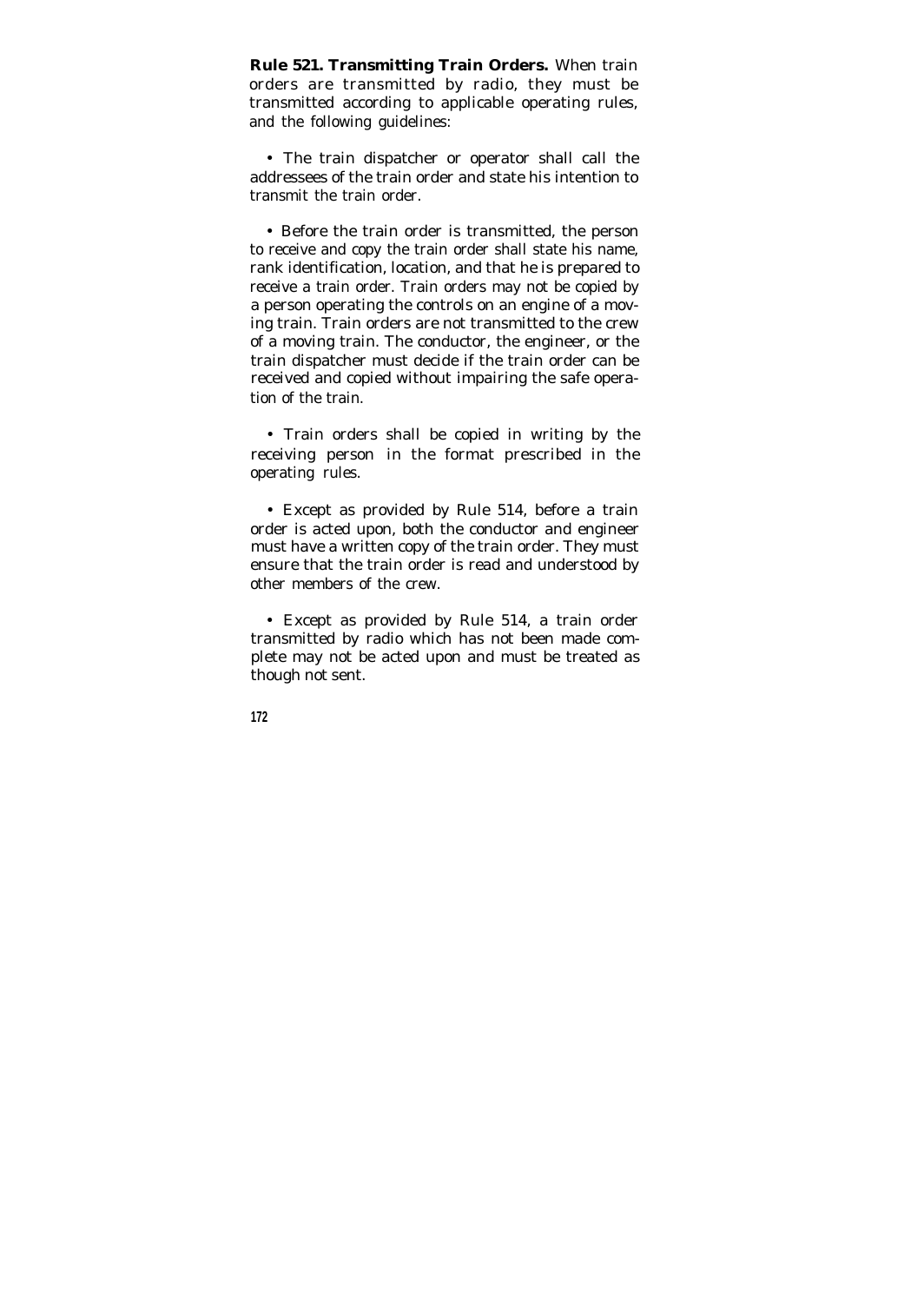**Rule 521. Transmitting Train Orders.** When train orders are transmitted by radio, they must be transmitted according to applicable operating rules, and the following guidelines:

• The train dispatcher or operator shall call the addressees of the train order and state his intention to transmit the train order.

• Before the train order is transmitted, the person to receive and copy the train order shall state his name, rank identification, location, and that he is prepared to receive a train order. Train orders may not be copied by a person operating the controls on an engine of a moving train. Train orders are not transmitted to the crew of a moving train. The conductor, the engineer, or the train dispatcher must decide if the train order can be received and copied without impairing the safe operation of the train.

• Train orders shall be copied in writing by the receiving person in the format prescribed in the operating rules.

• Except as provided by Rule 514, before a train order is acted upon, both the conductor and engineer must have a written copy of the train order. They must ensure that the train order is read and understood by other members of the crew.

• Except as provided by Rule 514, a train order transmitted by radio which has not been made complete may not be acted upon and must be treated as though not sent.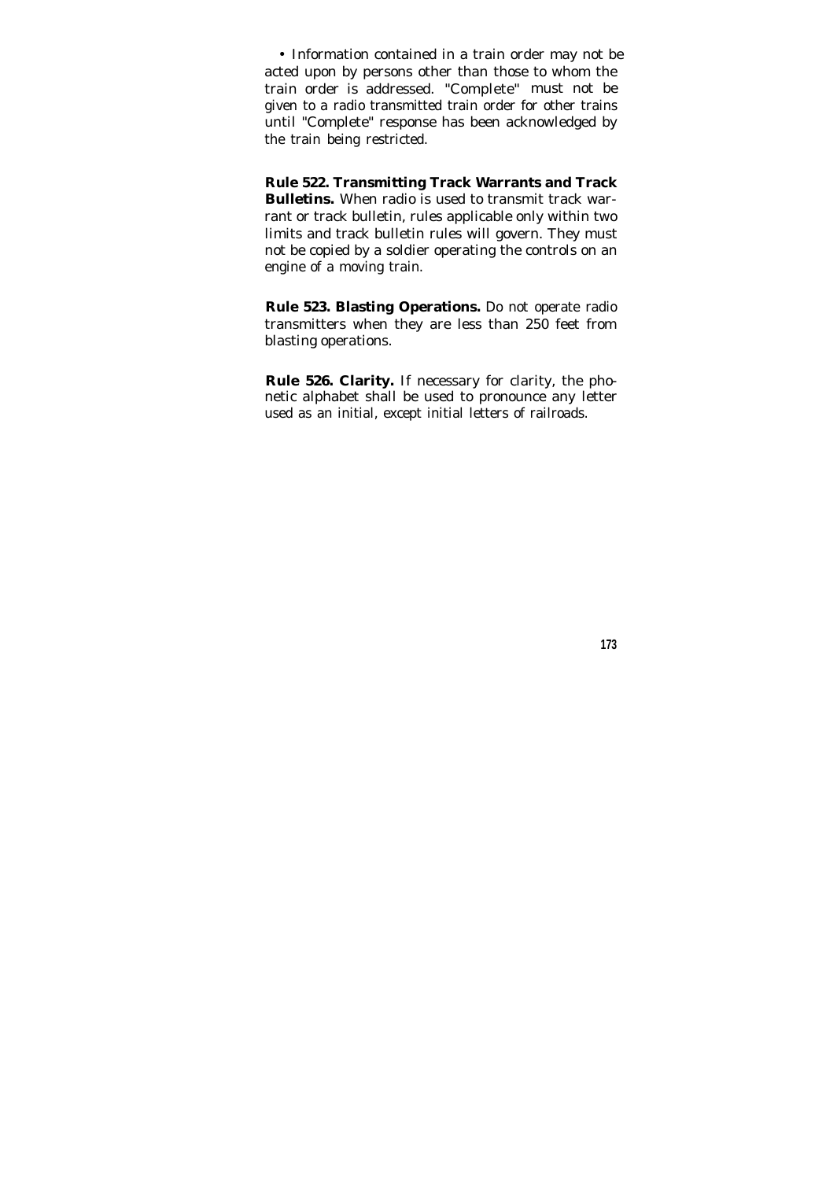- Information contained in a train order may not be acted upon by persons other than those to whom the train order is addressed. "Complete" must not be given to a radio transmitted train order for other trains until "Complete" response has been acknowledged by the train being restricted.

**Rule 522. Transmitting Track Warrants and Track Bulletins.** When radio is used to transmit track warrant or track bulletin, rules applicable only within two limits and track bulletin rules will govern. They must not be copied by a soldier operating the controls on an engine of a moving train.

**Rule 523. Blasting Operations.** Do not operate radio transmitters when they are less than 250 feet from blasting operations.

**Rule 526. Clarity.** If necessary for clarity, the phonetic alphabet shall be used to pronounce any letter used as an initial, except initial letters of railroads.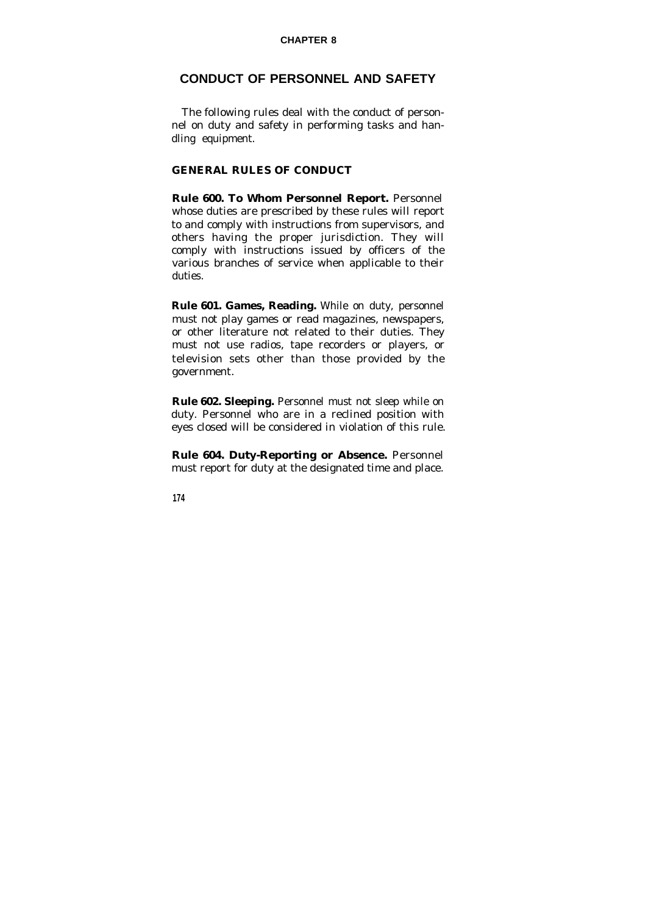CHAPTER 8

# CONDUCT OF PERSONNEL AND SAFETY

The following rules deal with the conduct of personnel on duty and safety in performing tasks and handling equipment.

## GENERAL RULES OF CONDUCT

**Rule 600. To Whom Personnel Report.** Personnel whose duties are prescribed by these rules will report to and comply with instructions from supervisors, and others having the proper jurisdiction. They will comply with instructions issued by officers of the various branches of service when applicable to their duties.

**Rule 601. Games, Reading.** While on duty, personnel must not play games or read magazines, newspapers, or other literature not related to their duties. They must not use radios, tape recorders or players, or television sets other than those provided by the government.

**Rule 602. Sleeping.** Personnel must not sleep while on duty. Personnel who are in a reclined position with eyes closed will be considered in violation of this rule.

**Rule 604. Duty-Reporting or Absence.** Personnel must report for duty at the designated time and place.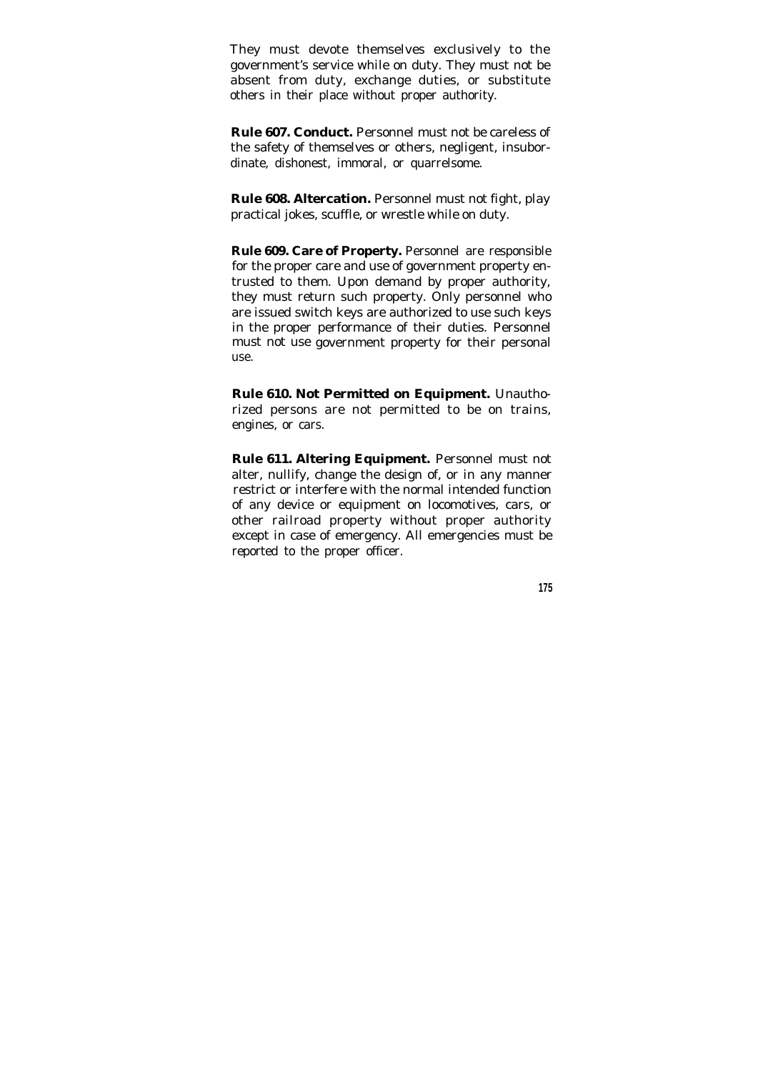They must devote themselves exclusively to the government's service while on duty. They must not be absent from duty, exchange duties, or substitute others in their place without proper authority.

**Rule 607. Conduct.** Personnel must not be careless of the safety of themselves or others, negligent, insubordinate, dishonest, immoral, or quarrelsome.

**Rule 608. Altercation.** Personnel must not fight, play practical jokes, scuffle, or wrestle while on duty.

**Rule 609. Care of Property.** Personnel are responsible for the proper care and use of government property entrusted to them. Upon demand by proper authority, they must return such property. Only personnel who are issued switch keys are authorized to use such keys in the proper performance of their duties. Personnel must not use government property for their personal use.

**Rule 610. Not Permitted on Equipment.** Unauthorized persons are not permitted to be on trains, engines, or cars.

**Rule 611. Altering Equipment.** Personnel must not alter, nullify, change the design of, or in any manner restrict or interfere with the normal intended function of any device or equipment on locomotives, cars, or other railroad property without proper authority except in case of emergency. All emergencies must be reported to the proper officer.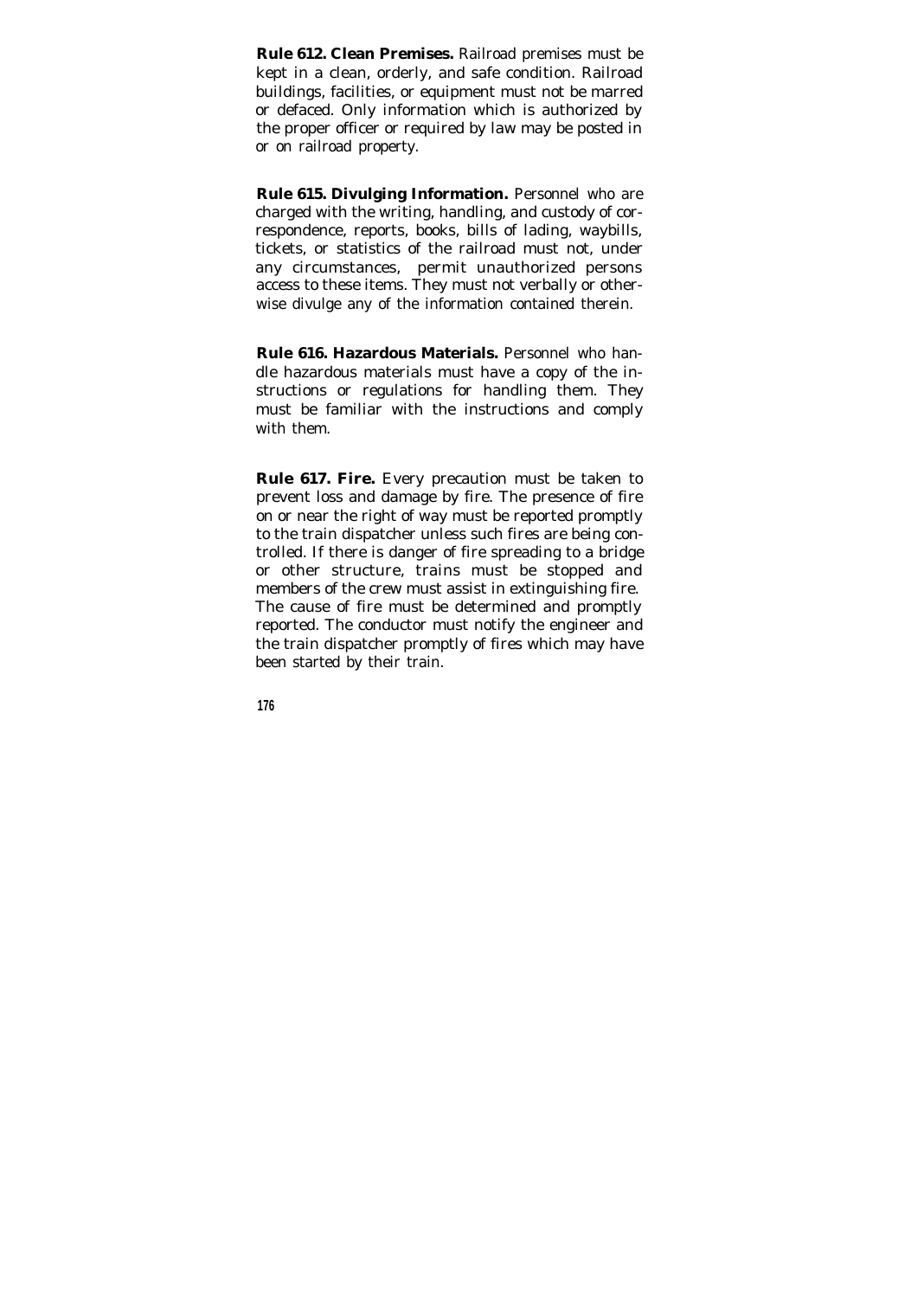**Rule 612. Clean Premises.** Railroad premises must be kept in a clean, orderly, and safe condition. Railroad buildings, facilities, or equipment must not be marred or defaced. Only information which is authorized by the proper officer or required by law may be posted in or on railroad property.

**Rule 615. Divulging Information.** Personnel who are charged with the writing, handling, and custody of correspondence, reports, books, bills of lading, waybills, tickets, or statistics of the railroad must not, under any circumstances, permit unauthorized persons access to these items. They must not verbally or otherwise divulge any of the information contained therein.

**Rule 616. Hazardous Materials.** Personnel who handle hazardous materials must have a copy of the instructions or regulations for handling them. They must be familiar with the instructions and comply with them.

**Rule 617. Fire.** Every precaution must be taken to prevent loss and damage by fire. The presence of fire on or near the right of way must be reported promptly to the train dispatcher unless such fires are being controlled. If there is danger of fire spreading to a bridge or other structure, trains must be stopped and members of the crew must assist in extinguishing fire. The cause of fire must be determined and promptly reported. The conductor must notify the engineer and the train dispatcher promptly of fires which may have been started by their train.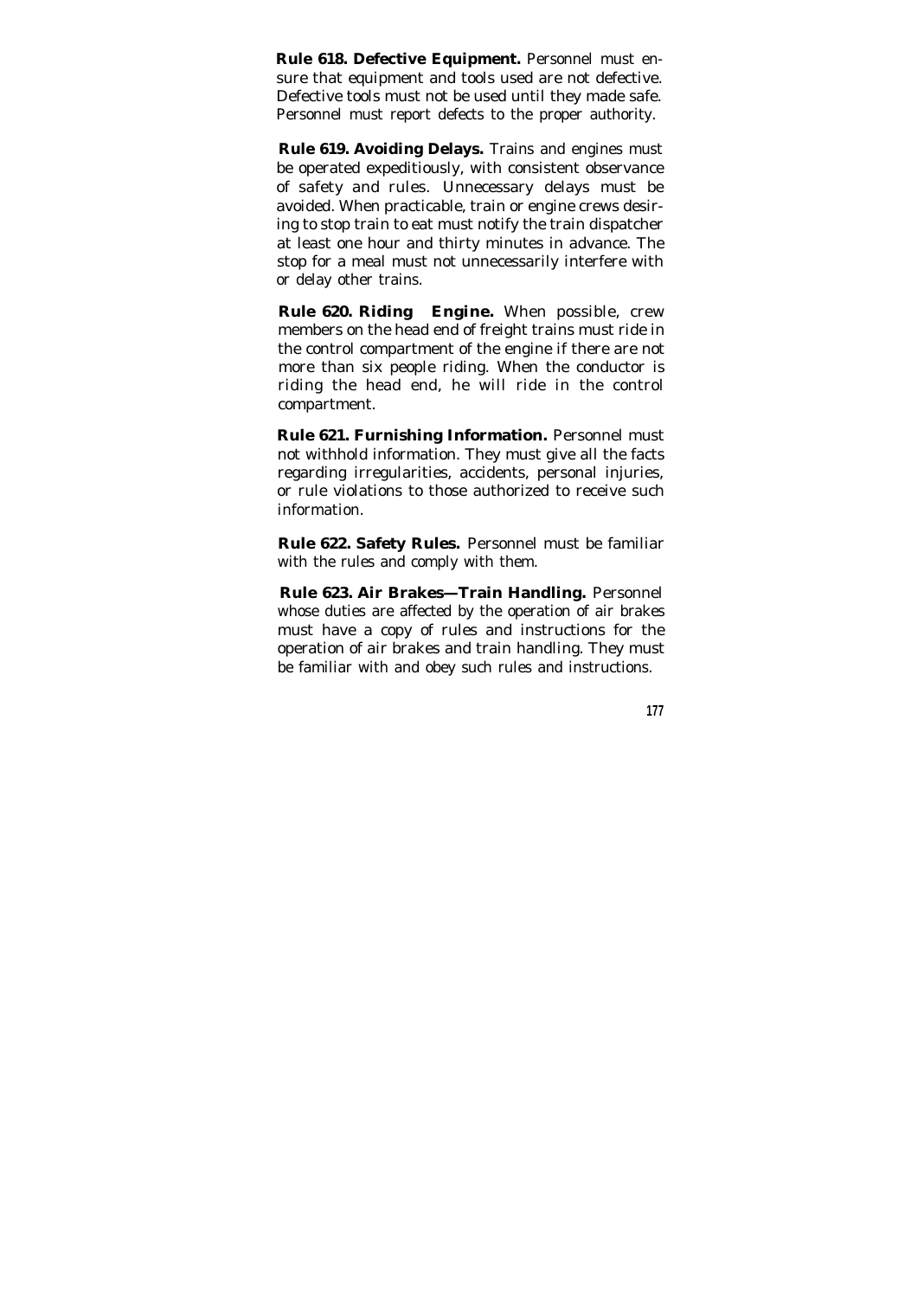**Rule 618. Defective Equipment.** Personnel must ensure that equipment and tools used are not defective. Defective tools must not be used until they made safe. Personnel must report defects to the proper authority.

**Rule 619. Avoiding Delays.** Trains and engines must be operated expeditiously, with consistent observance of safety and rules. Unnecessary delays must be avoided. When practicable, train or engine crews desiring to stop train to eat must notify the train dispatcher at least one hour and thirty minutes in advance. The stop for a meal must not unnecessarily interfere with or delay other trains.

**Rule 620. Riding Engine.** When possible, crew members on the head end of freight trains must ride in the control compartment of the engine if there are not more than six people riding. When the conductor is riding the head end, he will ride in the control compartment.

**Rule 621. Furnishing Information.** Personnel must not withhold information. They must give all the facts regarding irregularities, accidents, personal injuries, or rule violations to those authorized to receive such information.

**Rule 622. Safety Rules.** Personnel must be familiar with the rules and comply with them.

**Rule 623. Air Brakes—Train Handling.** Personnel whose duties are affected by the operation of air brakes must have a copy of rules and instructions for the operation of air brakes and train handling. They must be familiar with and obey such rules and instructions.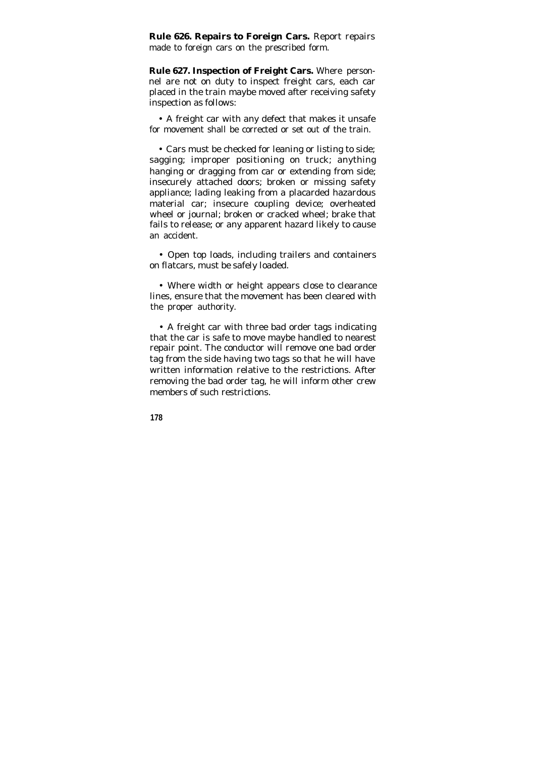**Rule 626. Repairs to Foreign Cars.** Report repairs made to foreign cars on the prescribed form.

**Rule 627. Inspection of Freight Cars.** Where personnel are not on duty to inspect freight cars, each car placed in the train maybe moved after receiving safety inspection as follows:

- A freight car with any defect that makes it unsafe for movement shall be corrected or set out of the train.

- Cars must be checked for leaning or listing to side; sagging; improper positioning on truck; anything hanging or dragging from car or extending from side; insecurely attached doors; broken or missing safety appliance; lading leaking from a placarded hazardous material car; insecure coupling device; overheated wheel or journal; broken or cracked wheel; brake that fails to release; or any apparent hazard likely to cause an accident.

- Open top loads, including trailers and containers on flatcars, must be safely loaded.

- Where width or height appears close to clearance lines, ensure that the movement has been cleared with the proper authority.

- A freight car with three bad order tags indicating that the car is safe to move maybe handled to nearest repair point. The conductor will remove one bad order tag from the side having two tags so that he will have written information relative to the restrictions. After removing the bad order tag, he will inform other crew members of such restrictions.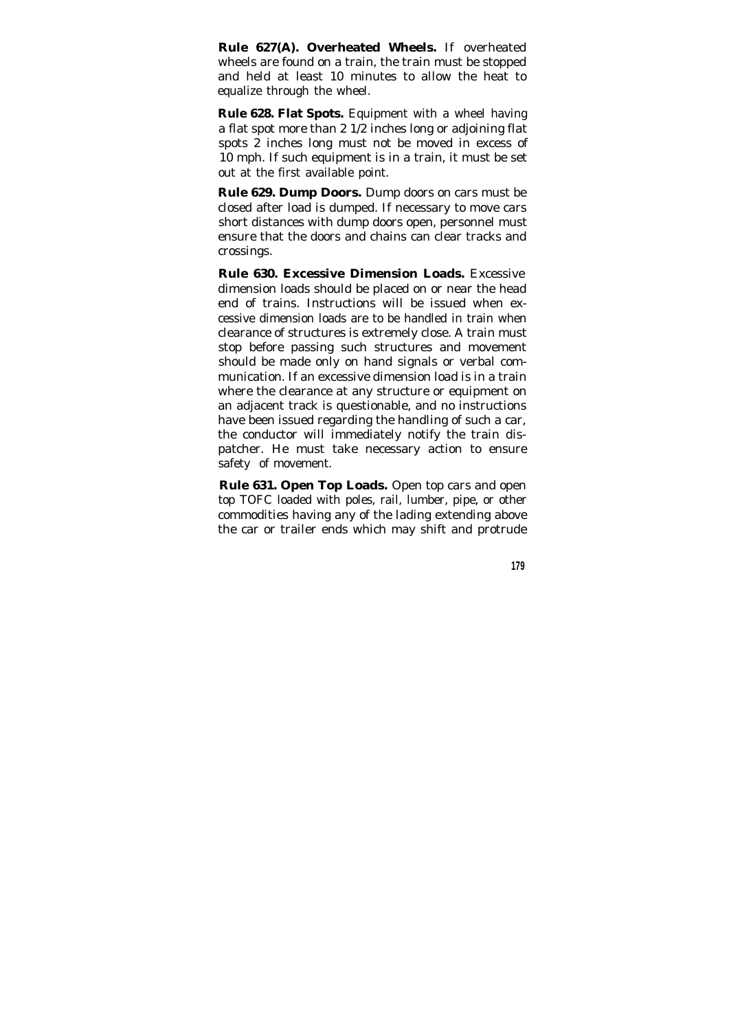**Rule 627(A). Overheated Wheels.** If overheated wheels are found on a train, the train must be stopped and held at least 10 minutes to allow the heat to equalize through the wheel.

**Rule 628. Flat Spots.** Equipment with a wheel having a flat spot more than 2 1/2 inches long or adjoining flat spots 2 inches long must not be moved in excess of 10 mph. If such equipment is in a train, it must be set out at the first available point.

**Rule 629. Dump Doors.** Dump doors on cars must be closed after load is dumped. If necessary to move cars short distances with dump doors open, personnel must ensure that the doors and chains can clear tracks and crossings.

**Rule 630. Excessive Dimension Loads.** Excessive dimension loads should be placed on or near the head end of trains. Instructions will be issued when excessive dimension loads are to be handled in train when clearance of structures is extremely close. A train must stop before passing such structures and movement should be made only on hand signals or verbal communication. If an excessive dimension load is in a train where the clearance at any structure or equipment on an adjacent track is questionable, and no instructions have been issued regarding the handling of such a car, the conductor will immediately notify the train dispatcher. He must take necessary action to ensure safety of movement.

**Rule 631. Open Top Loads.** Open top cars and open top TOFC loaded with poles, rail, lumber, pipe, or other commodities having any of the lading extending above the car or trailer ends which may shift and protrude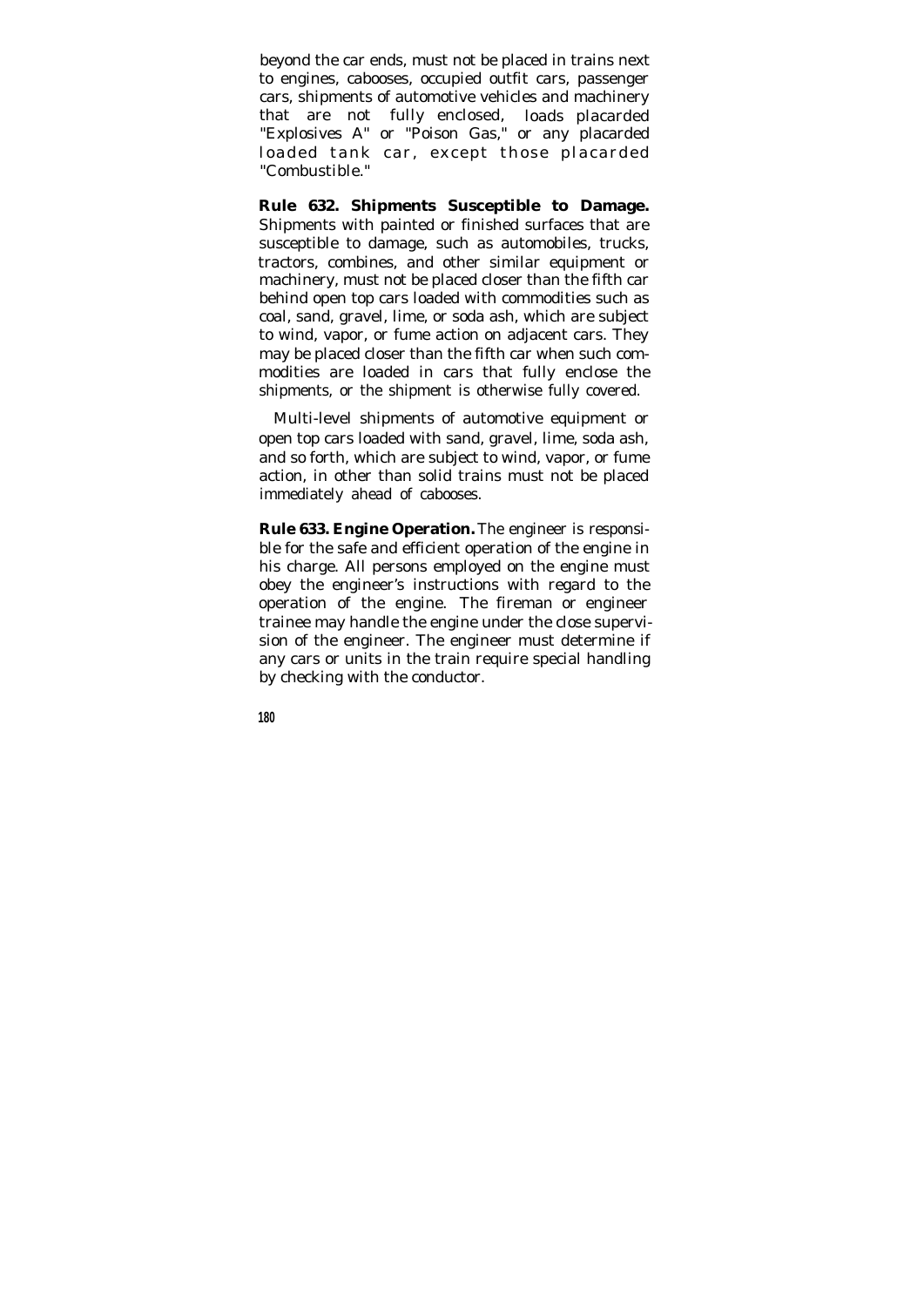beyond the car ends, must not be placed in trains next to engines, cabooses, occupied outfit cars, passenger cars, shipments of automotive vehicles and machinery that are not fully enclosed, loads placarded "Explosives A" or "Poison Gas," or any placarded loaded tank car, except those placarded "Combustible."

**Rule 632. Shipments Susceptible to Damage.** Shipments with painted or finished surfaces that are susceptible to damage, such as automobiles, trucks, tractors, combines, and other similar equipment or machinery, must not be placed closer than the fifth car behind open top cars loaded with commodities such as coal, sand, gravel, lime, or soda ash, which are subject to wind, vapor, or fume action on adjacent cars. They may be placed closer than the fifth car when such commodities are loaded in cars that fully enclose the shipments, or the shipment is otherwise fully covered.

Multi-level shipments of automotive equipment or open top cars loaded with sand, gravel, lime, soda ash, and so forth, which are subject to wind, vapor, or fume action, in other than solid trains must not be placed immediately ahead of cabooses.

**Rule 633. Engine Operation.** The engineer is responsible for the safe and efficient operation of the engine in his charge. All persons employed on the engine must obey the engineer's instructions with regard to the operation of the engine. The fireman or engineer trainee may handle the engine under the close supervision of the engineer. The engineer must determine if any cars or units in the train require special handling by checking with the conductor.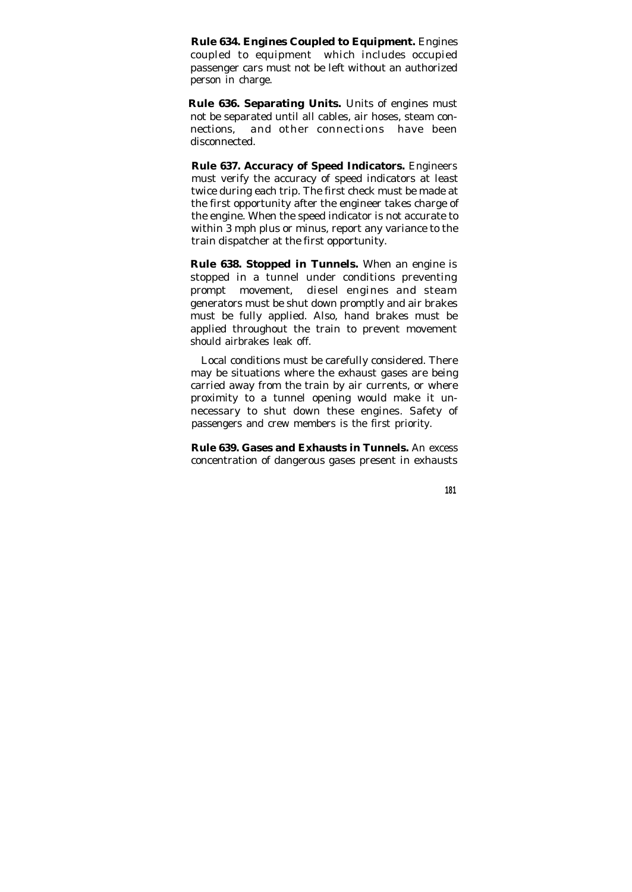**Rule 634. Engines Coupled to Equipment.** Engines coupled to equipment which includes occupied passenger cars must not be left without an authorized person in charge.

**Rule 636. Separating Units.** Units of engines must not be separated until all cables, air hoses, steam connections, and other connections have been disconnected.

**Rule 637. Accuracy of Speed Indicators.** Engineers must verify the accuracy of speed indicators at least twice during each trip. The first check must be made at the first opportunity after the engineer takes charge of the engine. When the speed indicator is not accurate to within 3 mph plus or minus, report any variance to the train dispatcher at the first opportunity.

**Rule 638. Stopped in Tunnels.** When an engine is stopped in a tunnel under conditions preventing prompt movement, diesel engines and steam generators must be shut down promptly and air brakes must be fully applied. Also, hand brakes must be applied throughout the train to prevent movement should airbrakes leak off.

Local conditions must be carefully considered. There may be situations where the exhaust gases are being carried away from the train by air currents, or where proximity to a tunnel opening would make it unnecessary to shut down these engines. Safety of passengers and crew members is the first priority.

**Rule 639. Gases and Exhausts in Tunnels.** An excess concentration of dangerous gases present in exhausts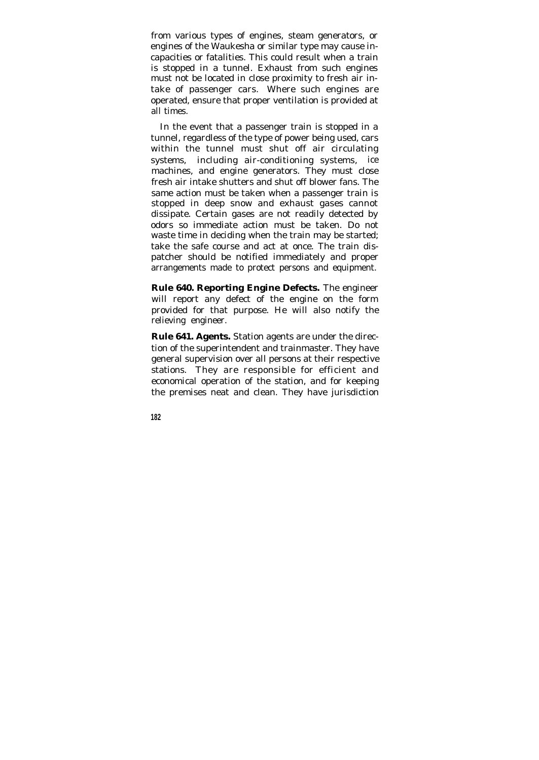from various types of engines, steam generators, or engines of the Waukesha or similar type may cause incapacities or fatalities. This could result when a train is stopped in a tunnel. Exhaust from such engines must not be located in close proximity to fresh air intake of passenger cars. Where such engines are operated, ensure that proper ventilation is provided at all times.

In the event that a passenger train is stopped in a tunnel, regardless of the type of power being used, cars within the tunnel must shut off air circulating systems, including air-conditioning systems, ice machines, and engine generators. They must close fresh air intake shutters and shut off blower fans. The same action must be taken when a passenger train is stopped in deep snow and exhaust gases cannot dissipate. Certain gases are not readily detected by odors so immediate action must be taken. Do not waste time in deciding when the train may be started; take the safe course and act at once. The train dispatcher should be notified immediately and proper arrangements made to protect persons and equipment.

**Rule 640. Reporting Engine Defects.** The engineer will report any defect of the engine on the form provided for that purpose. He will also notify the relieving engineer.

**Rule 641. Agents.** Station agents are under the direction of the superintendent and trainmaster. They have general supervision over all persons at their respective stations. They are responsible for efficient and economical operation of the station, and for keeping the premises neat and clean. They have jurisdiction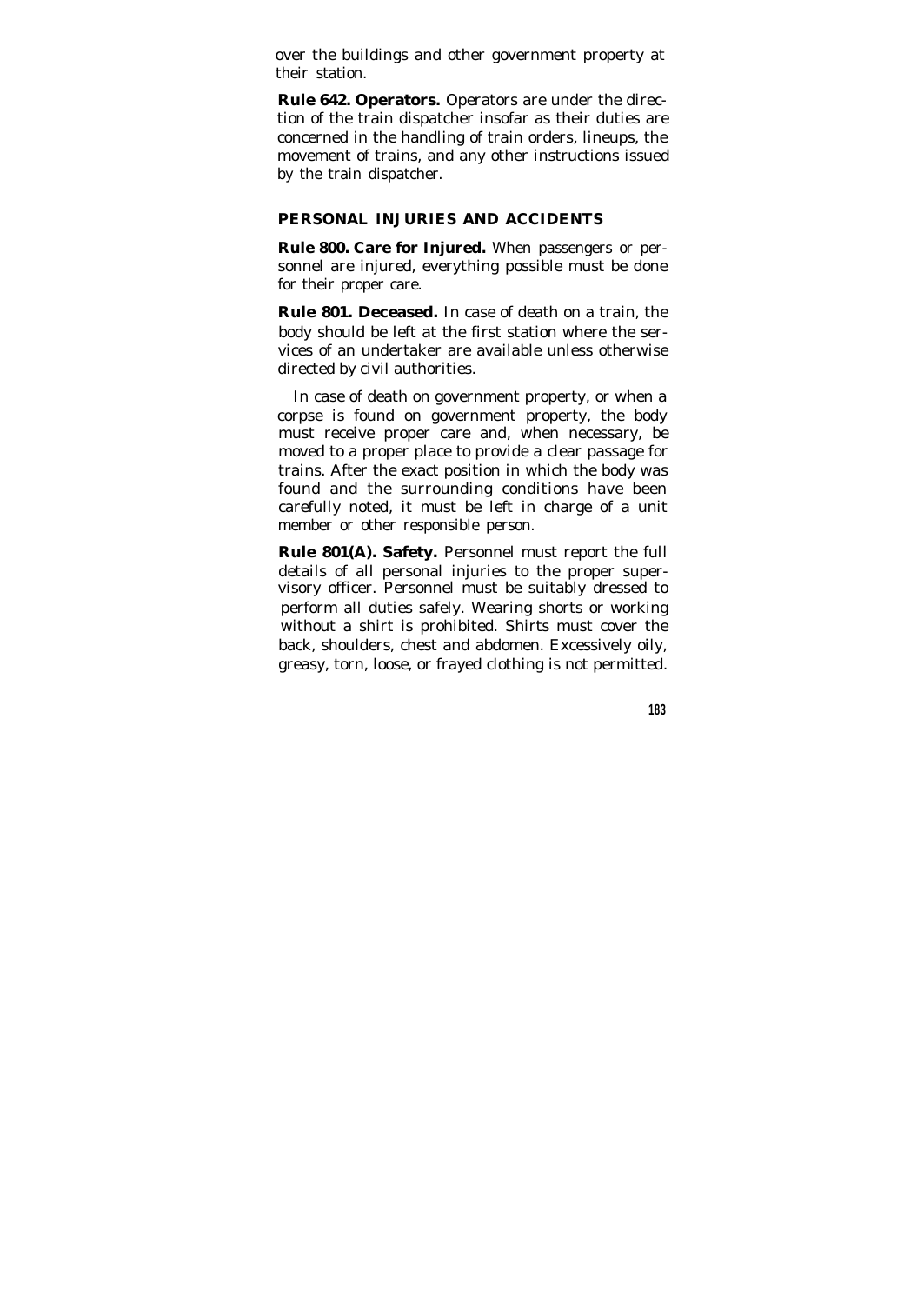over the buildings and other government property at their station.

**Rule 642. Operators.** Operators are under the direction of the train dispatcher insofar as their duties are concerned in the handling of train orders, lineups, the movement of trains, and any other instructions issued by the train dispatcher.

## PERSONAL INJURIES AND ACCIDENTS

**Rule 800. Care for Injured.** When passengers or personnel are injured, everything possible must be done for their proper care.

**Rule 801. Deceased.** In case of death on a train, the body should be left at the first station where the services of an undertaker are available unless otherwise directed by civil authorities.

In case of death on government property, or when a corpse is found on government property, the body must receive proper care and, when necessary, be moved to a proper place to provide a clear passage for trains. After the exact position in which the body was found and the surrounding conditions have been carefully noted, it must be left in charge of a unit member or other responsible person.

**Rule 801(A). Safety.** Personnel must report the full details of all personal injuries to the proper supervisory officer. Personnel must be suitably dressed to perform all duties safely. Wearing shorts or working without a shirt is prohibited. Shirts must cover the back, shoulders, chest and abdomen. Excessively oily, greasy, torn, loose, or frayed clothing is not permitted.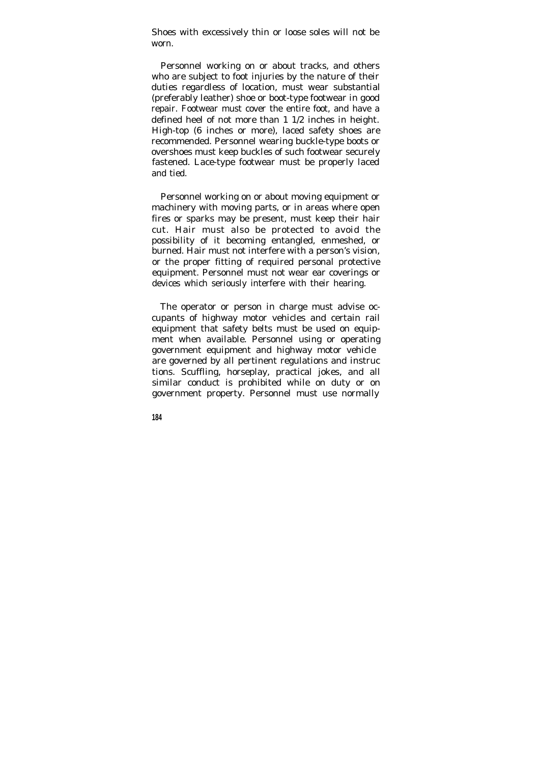Shoes with excessively thin or loose soles will not be worn.

Personnel working on or about tracks, and others who are subject to foot injuries by the nature of their duties regardless of location, must wear substantial (preferably leather) shoe or boot-type footwear in good repair. Footwear must cover the entire foot, and have a defined heel of not more than 1 1/2 inches in height. High-top (6 inches or more), laced safety shoes are recommended. Personnel wearing buckle-type boots or overshoes must keep buckles of such footwear securely fastened. Lace-type footwear must be properly laced and tied.

Personnel working on or about moving equipment or machinery with moving parts, or in areas where open fires or sparks may be present, must keep their hair cut. Hair must also be protected to avoid the possibility of it becoming entangled, enmeshed, or burned. Hair must not interfere with a person's vision, or the proper fitting of required personal protective equipment. Personnel must not wear ear coverings or devices which seriously interfere with their hearing.

The operator or person in charge must advise occupants of highway motor vehicles and certain rail equipment that safety belts must be used on equipment when available. Personnel using or operating government equipment and highway motor vehicle are governed by all pertinent regulations and instructions. Scuffling, horseplay, practical jokes, and all similar conduct is prohibited while on duty or on government property. Personnel must use normally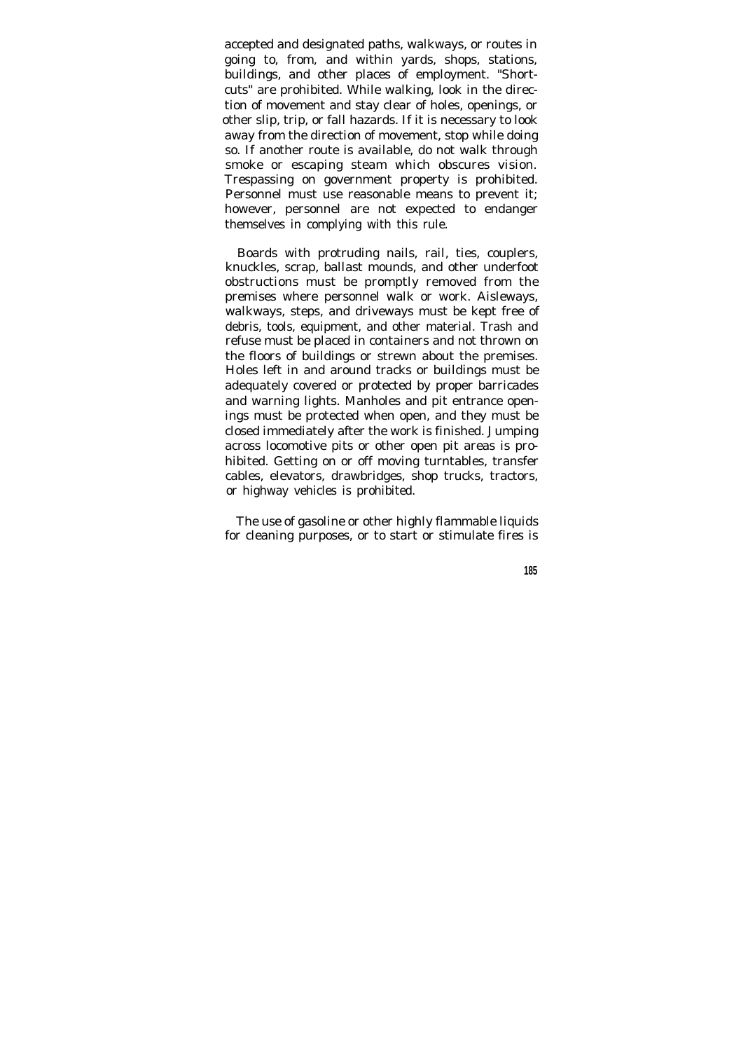accepted and designated paths, walkways, or routes in going to, from, and within yards, shops, stations, buildings, and other places of employment. "Shortcuts" are prohibited. While walking, look in the direction of movement and stay clear of holes, openings, or other slip, trip, or fall hazards. If it is necessary to look away from the direction of movement, stop while doing so. If another route is available, do not walk through smoke or escaping steam which obscures vision. Trespassing on government property is prohibited. Personnel must use reasonable means to prevent it; however, personnel are not expected to endanger themselves in complying with this rule.

Boards with protruding nails, rail, ties, couplers, knuckles, scrap, ballast mounds, and other underfoot obstructions must be promptly removed from the premises where personnel walk or work. Aisleways, walkways, steps, and driveways must be kept free of debris, tools, equipment, and other material. Trash and refuse must be placed in containers and not thrown on the floors of buildings or strewn about the premises. Holes left in and around tracks or buildings must be adequately covered or protected by proper barricades and warning lights. Manholes and pit entrance openings must be protected when open, and they must be closed immediately after the work is finished. Jumping across locomotive pits or other open pit areas is prohibited. Getting on or off moving turntables, transfer cables, elevators, drawbridges, shop trucks, tractors, or highway vehicles is prohibited.

The use of gasoline or other highly flammable liquids for cleaning purposes, or to start or stimulate fires is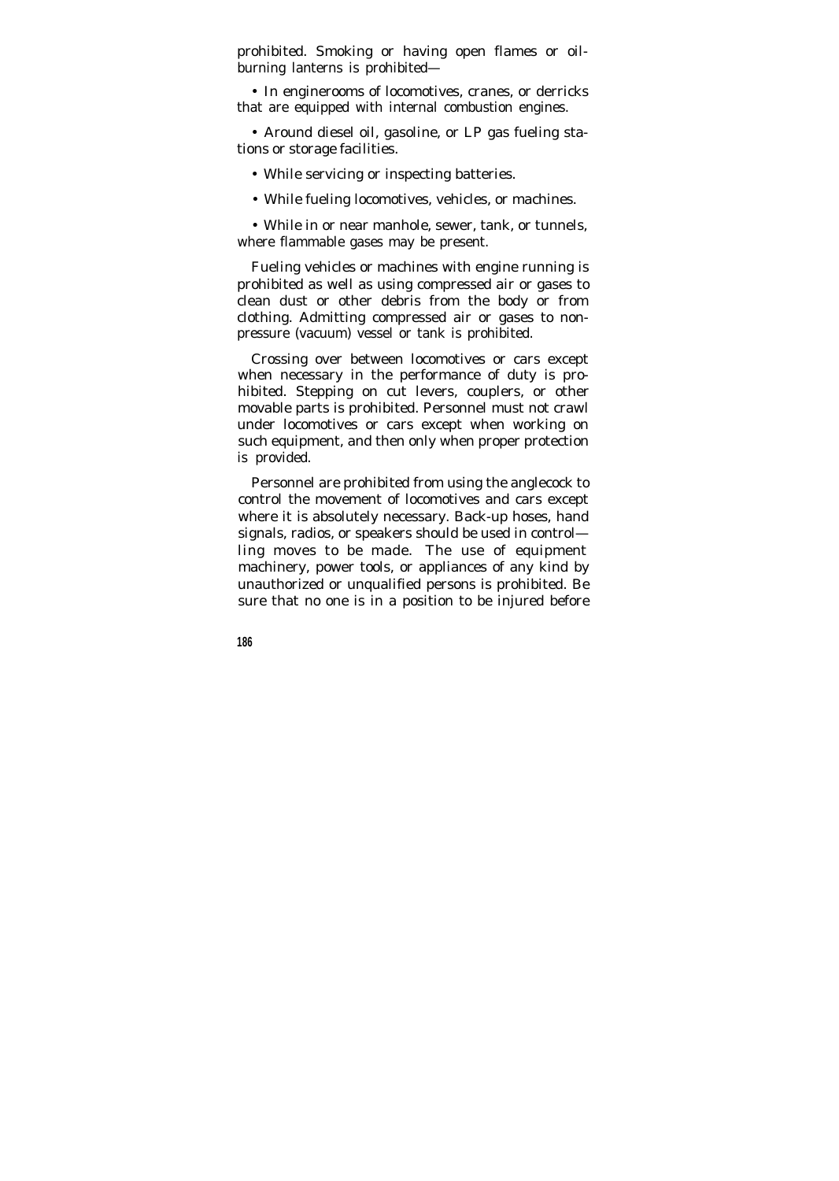prohibited. Smoking or having open flames or oil-burning lanterns is prohibited—

- In enginerooms of locomotives, cranes, or derricks that are equipped with internal combustion engines.
- Around diesel oil, gasoline, or LP gas fueling stations or storage facilities.
- While servicing or inspecting batteries.
- While fueling locomotives, vehicles, or machines.
- While in or near manhole, sewer, tank, or tunnels, where flammable gases may be present.

Fueling vehicles or machines with engine running is prohibited as well as using compressed air or gases to clean dust or other debris from the body or from clothing. Admitting compressed air or gases to non-pressure (vacuum) vessel or tank is prohibited.

Crossing over between locomotives or cars except when necessary in the performance of duty is prohibited. Stepping on cut levers, couplers, or other movable parts is prohibited. Personnel must not crawl under locomotives or cars except when working on such equipment, and then only when proper protection is provided.

Personnel are prohibited from using the anglecock to control the movement of locomotives and cars except where it is absolutely necessary. Back-up hoses, hand signals, radios, or speakers should be used in controlling moves to be made. The use of equipment machinery, power tools, or appliances of any kind by unauthorized or unqualified persons is prohibited. Be sure that no one is in a position to be injured before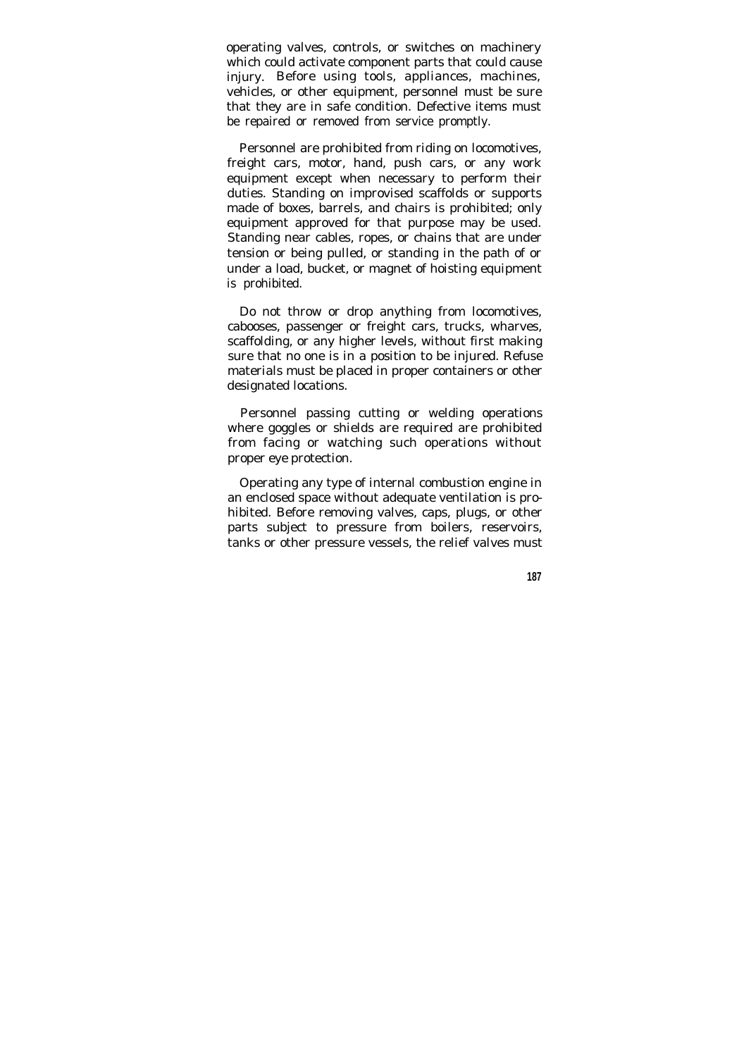operating valves, controls, or switches on machinery which could activate component parts that could cause injury. Before using tools, appliances, machines, vehicles, or other equipment, personnel must be sure that they are in safe condition. Defective items must be repaired or removed from service promptly.

Personnel are prohibited from riding on locomotives, freight cars, motor, hand, push cars, or any work equipment except when necessary to perform their duties. Standing on improvised scaffolds or supports made of boxes, barrels, and chairs is prohibited; only equipment approved for that purpose may be used. Standing near cables, ropes, or chains that are under tension or being pulled, or standing in the path of or under a load, bucket, or magnet of hoisting equipment is prohibited.

Do not throw or drop anything from locomotives, cabooses, passenger or freight cars, trucks, wharves, scaffolding, or any higher levels, without first making sure that no one is in a position to be injured. Refuse materials must be placed in proper containers or other designated locations.

Personnel passing cutting or welding operations where goggles or shields are required are prohibited from facing or watching such operations without proper eye protection.

Operating any type of internal combustion engine in an enclosed space without adequate ventilation is prohibited. Before removing valves, caps, plugs, or other parts subject to pressure from boilers, reservoirs, tanks or other pressure vessels, the relief valves must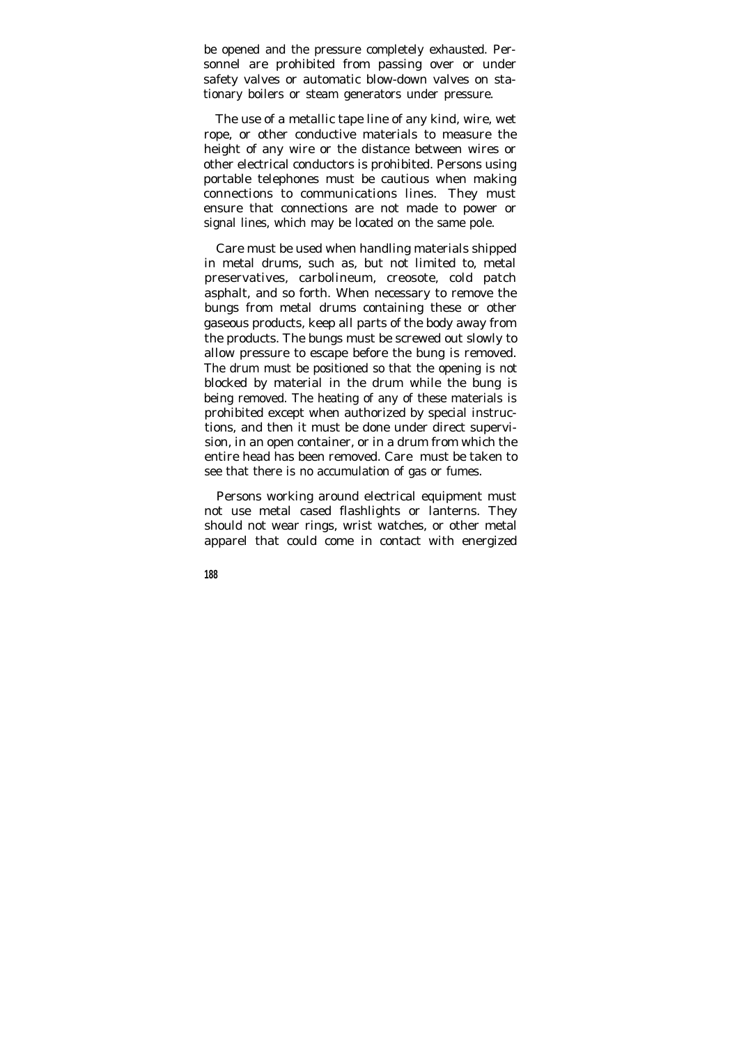be opened and the pressure completely exhausted. Personnel are prohibited from passing over or under safety valves or automatic blow-down valves on stationary boilers or steam generators under pressure.

The use of a metallic tape line of any kind, wire, wet rope, or other conductive materials to measure the height of any wire or the distance between wires or other electrical conductors is prohibited. Persons using portable telephones must be cautious when making connections to communications lines. They must ensure that connections are not made to power or signal lines, which may be located on the same pole.

Care must be used when handling materials shipped in metal drums, such as, but not limited to, metal preservatives, carbolineum, creosote, cold patch asphalt, and so forth. When necessary to remove the bungs from metal drums containing these or other gaseous products, keep all parts of the body away from the products. The bungs must be screwed out slowly to allow pressure to escape before the bung is removed. The drum must be positioned so that the opening is not blocked by material in the drum while the bung is being removed. The heating of any of these materials is prohibited except when authorized by special instructions, and then it must be done under direct supervision, in an open container, or in a drum from which the entire head has been removed. Care must be taken to see that there is no accumulation of gas or fumes.

Persons working around electrical equipment must not use metal cased flashlights or lanterns. They should not wear rings, wrist watches, or other metal apparel that could come in contact with energized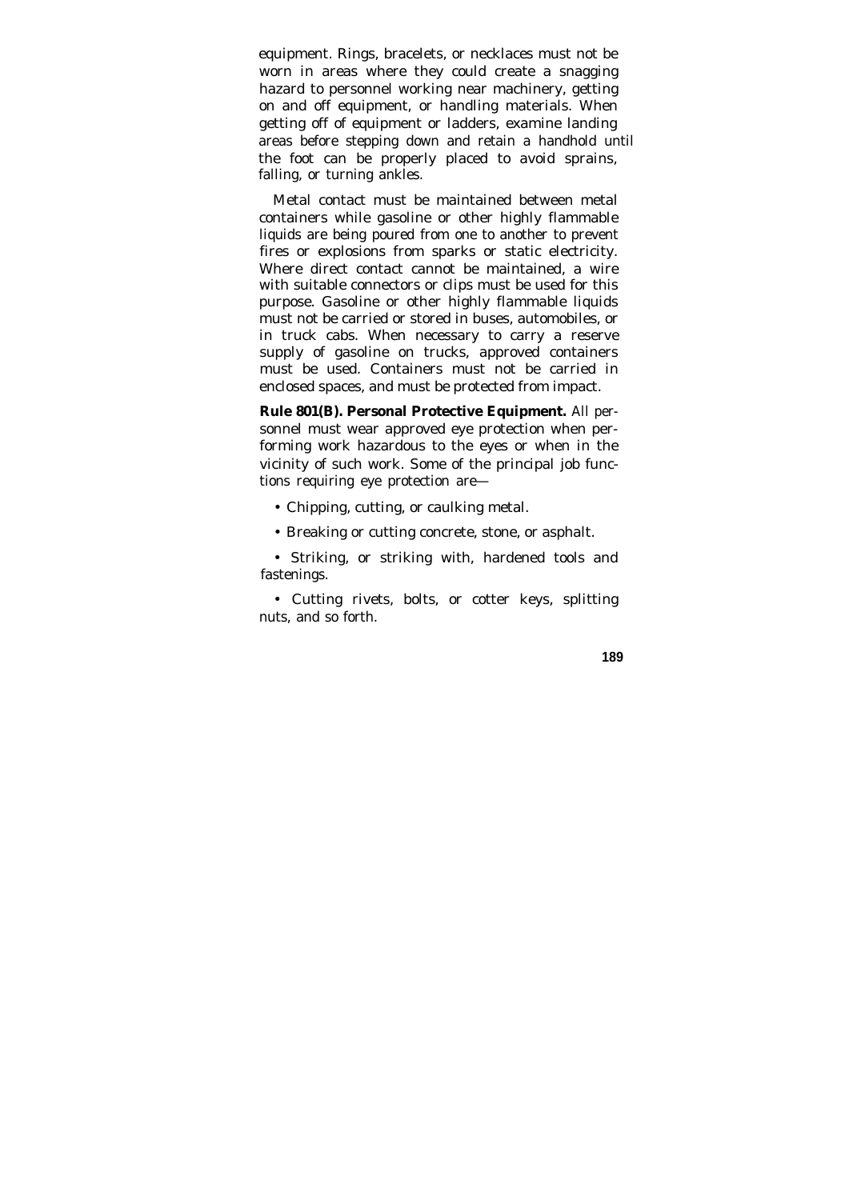equipment. Rings, bracelets, or necklaces must not be worn in areas where they could create a snagging hazard to personnel working near machinery, getting on and off equipment, or handling materials. When getting off of equipment or ladders, examine landing areas before stepping down and retain a handhold until the foot can be properly placed to avoid sprains, falling, or turning ankles.

Metal contact must be maintained between metal containers while gasoline or other highly flammable liquids are being poured from one to another to prevent fires or explosions from sparks or static electricity. Where direct contact cannot be maintained, a wire with suitable connectors or clips must be used for this purpose. Gasoline or other highly flammable liquids must not be carried or stored in buses, automobiles, or in truck cabs. When necessary to carry a reserve supply of gasoline on trucks, approved containers must be used. Containers must not be carried in enclosed spaces, and must be protected from impact.

**Rule 801(B). Personal Protective Equipment.** All personnel must wear approved eye protection when performing work hazardous to the eyes or when in the vicinity of such work. Some of the principal job functions requiring eye protection are—

- Chipping, cutting, or caulking metal.
- Breaking or cutting concrete, stone, or asphalt.
- Striking, or striking with, hardened tools and fastenings.
- Cutting rivets, bolts, or cotter keys, splitting nuts, and so forth.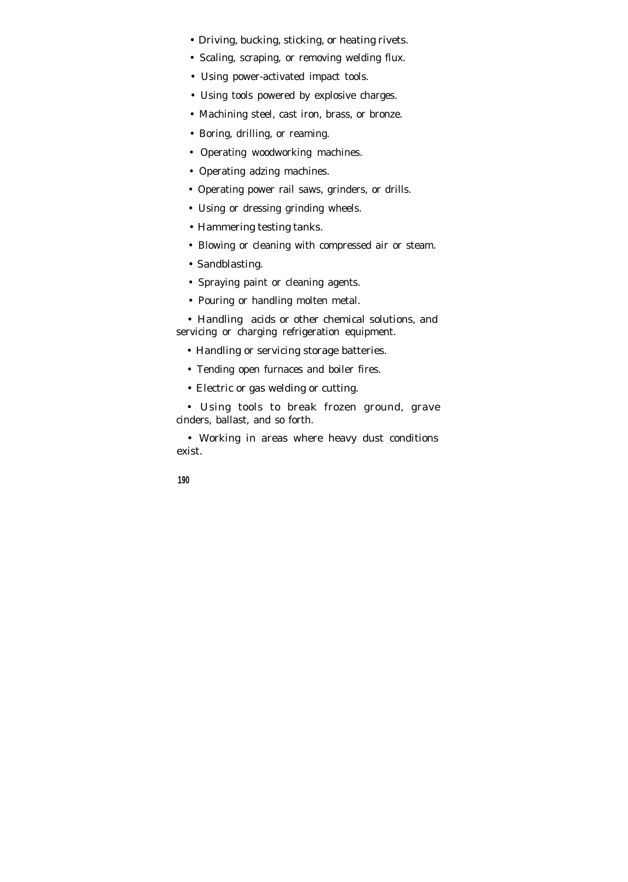- Driving, bucking, sticking, or heating rivets.
- Scaling, scraping, or removing welding flux.
- Using power-activated impact tools.
- Using tools powered by explosive charges.
- Machining steel, cast iron, brass, or bronze.
- Boring, drilling, or reaming.
- Operating woodworking machines.
- Operating adzing machines.
- Operating power rail saws, grinders, or drills.
- Using or dressing grinding wheels.
- Hammering testing tanks.
- Blowing or cleaning with compressed air or steam.
- Sandblasting.
- Spraying paint or cleaning agents.
- Pouring or handling molten metal.
- Handling acids or other chemical solutions, and servicing or charging refrigeration equipment.
- Handling or servicing storage batteries.
- Tending open furnaces and boiler fires.
- Electric or gas welding or cutting.
- Using tools to break frozen ground, grave cinders, ballast, and so forth.
- Working in areas where heavy dust conditions exist.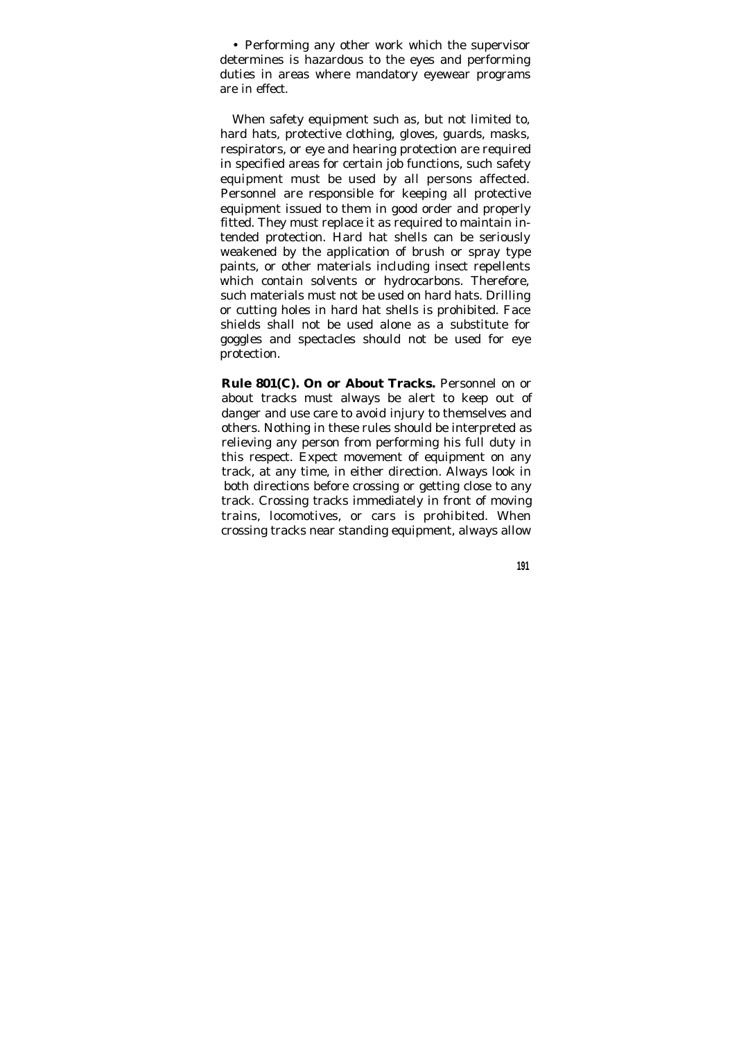• Performing any other work which the supervisor determines is hazardous to the eyes and performing duties in areas where mandatory eyewear programs are in effect.

When safety equipment such as, but not limited to, hard hats, protective clothing, gloves, guards, masks, respirators, or eye and hearing protection are required in specified areas for certain job functions, such safety equipment must be used by all persons affected. Personnel are responsible for keeping all protective equipment issued to them in good order and properly fitted. They must replace it as required to maintain intended protection. Hard hat shells can be seriously weakened by the application of brush or spray type paints, or other materials including insect repellents which contain solvents or hydrocarbons. Therefore, such materials must not be used on hard hats. Drilling or cutting holes in hard hat shells is prohibited. Face shields shall not be used alone as a substitute for goggles and spectacles should not be used for eye protection.

**Rule 801(C). On or About Tracks.** Personnel on or about tracks must always be alert to keep out of danger and use care to avoid injury to themselves and others. Nothing in these rules should be interpreted as relieving any person from performing his full duty in this respect. Expect movement of equipment on any track, at any time, in either direction. Always look in both directions before crossing or getting close to any track. Crossing tracks immediately in front of moving trains, locomotives, or cars is prohibited. When crossing tracks near standing equipment, always allow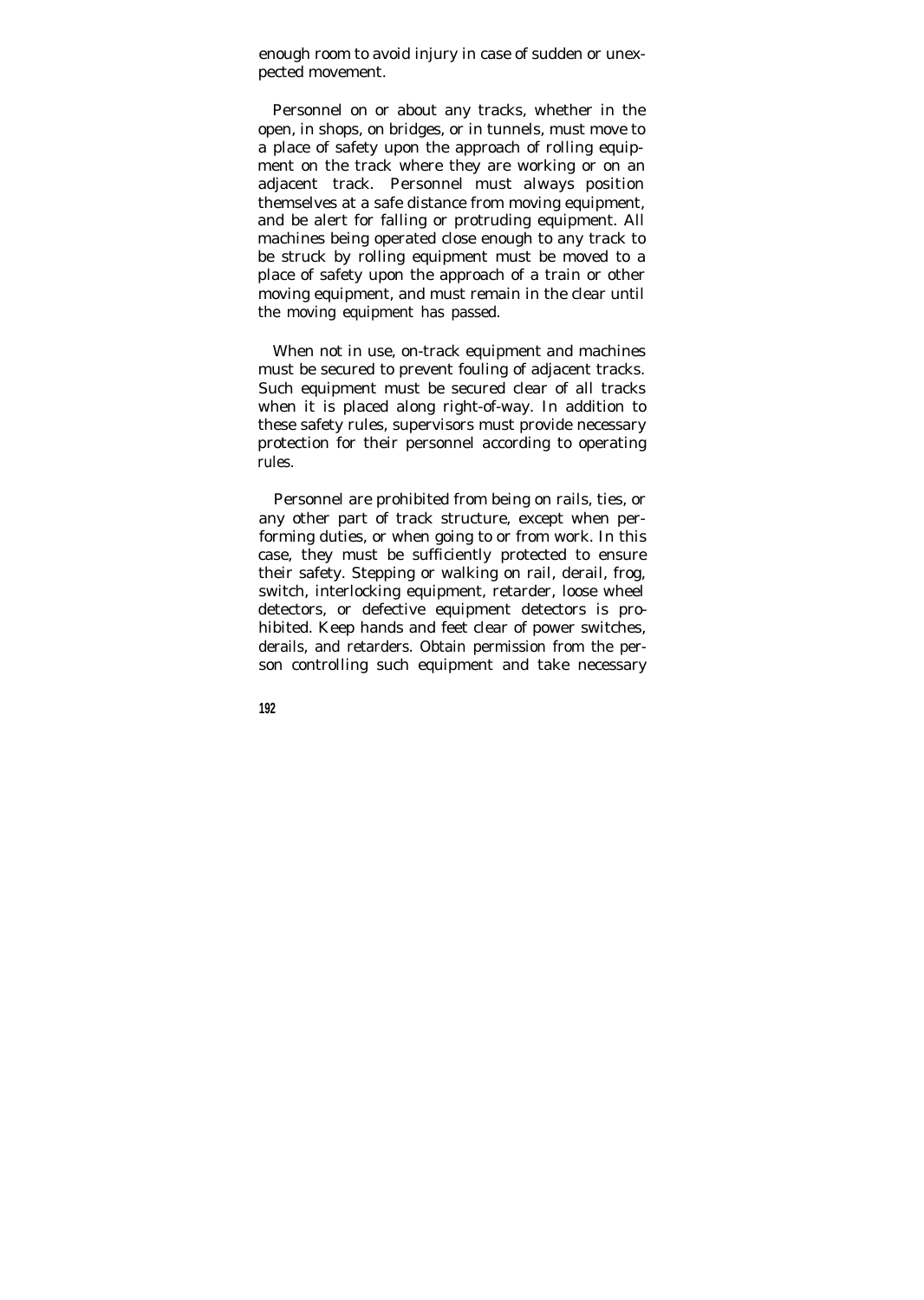enough room to avoid injury in case of sudden or unexpected movement.

Personnel on or about any tracks, whether in the open, in shops, on bridges, or in tunnels, must move to a place of safety upon the approach of rolling equipment on the track where they are working or on an adjacent track. Personnel must always position themselves at a safe distance from moving equipment, and be alert for falling or protruding equipment. All machines being operated close enough to any track to be struck by rolling equipment must be moved to a place of safety upon the approach of a train or other moving equipment, and must remain in the clear until the moving equipment has passed.

When not in use, on-track equipment and machines must be secured to prevent fouling of adjacent tracks. Such equipment must be secured clear of all tracks when it is placed along right-of-way. In addition to these safety rules, supervisors must provide necessary protection for their personnel according to operating rules.

Personnel are prohibited from being on rails, ties, or any other part of track structure, except when performing duties, or when going to or from work. In this case, they must be sufficiently protected to ensure their safety. Stepping or walking on rail, derail, frog, switch, interlocking equipment, retarder, loose wheel detectors, or defective equipment detectors is prohibited. Keep hands and feet clear of power switches, derails, and retarders. Obtain permission from the person controlling such equipment and take necessary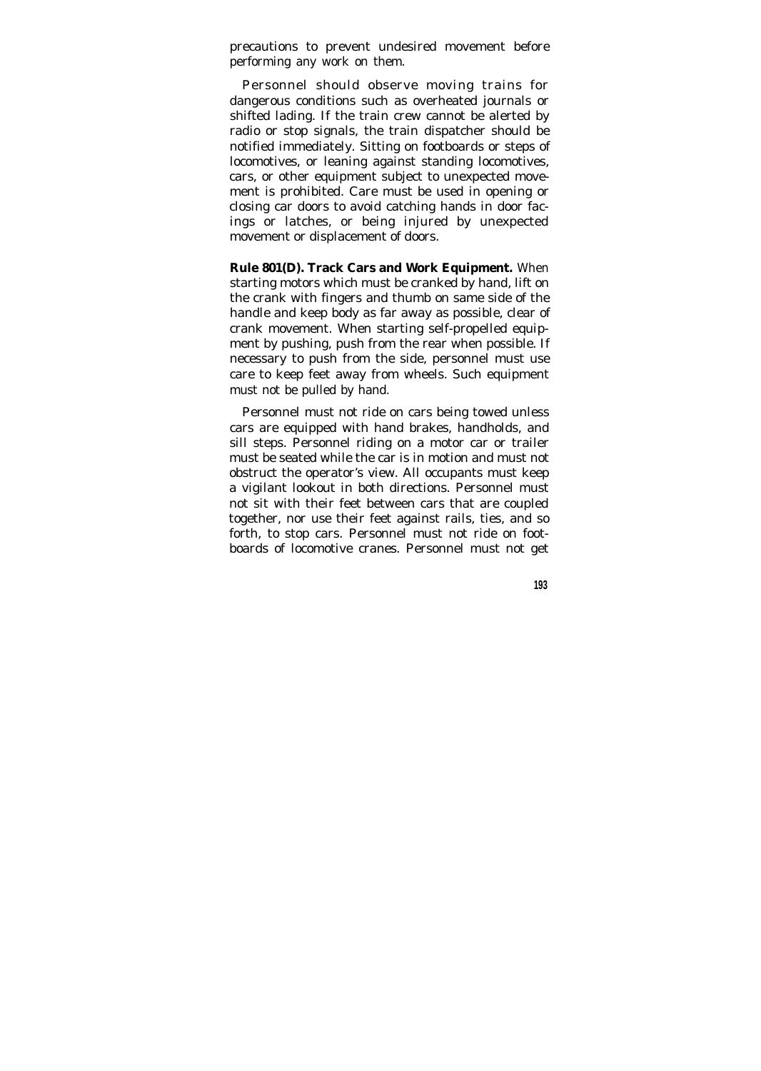precautions to prevent undesired movement before performing any work on them.

Personnel should observe moving trains for dangerous conditions such as overheated journals or shifted lading. If the train crew cannot be alerted by radio or stop signals, the train dispatcher should be notified immediately. Sitting on footboards or steps of locomotives, or leaning against standing locomotives, cars, or other equipment subject to unexpected movement is prohibited. Care must be used in opening or closing car doors to avoid catching hands in door facings or latches, or being injured by unexpected movement or displacement of doors.

**Rule 801(D). Track Cars and Work Equipment.** When starting motors which must be cranked by hand, lift on the crank with fingers and thumb on same side of the handle and keep body as far away as possible, clear of crank movement. When starting self-propelled equipment by pushing, push from the rear when possible. If necessary to push from the side, personnel must use care to keep feet away from wheels. Such equipment must not be pulled by hand.

Personnel must not ride on cars being towed unless cars are equipped with hand brakes, handholds, and sill steps. Personnel riding on a motor car or trailer must be seated while the car is in motion and must not obstruct the operator's view. All occupants must keep a vigilant lookout in both directions. Personnel must not sit with their feet between cars that are coupled together, nor use their feet against rails, ties, and so forth, to stop cars. Personnel must not ride on footboards of locomotive cranes. Personnel must not get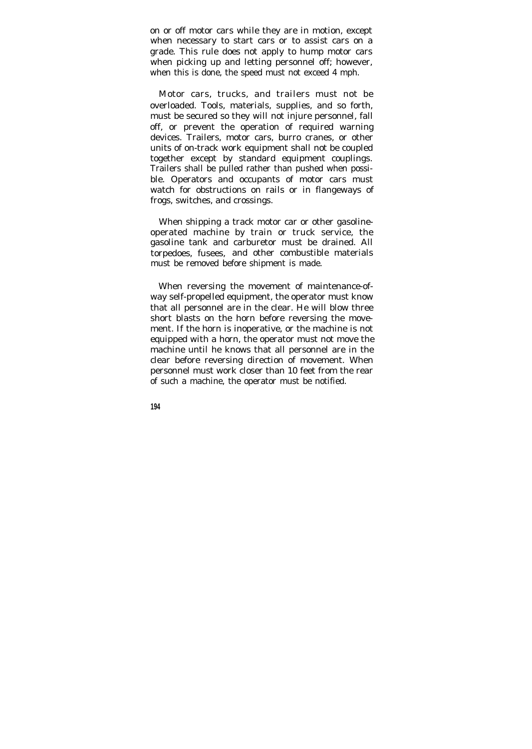on or off motor cars while they are in motion, except when necessary to start cars or to assist cars on a grade. This rule does not apply to hump motor cars when picking up and letting personnel off; however, when this is done, the speed must not exceed 4 mph.

Motor cars, trucks, and trailers must not be overloaded. Tools, materials, supplies, and so forth, must be secured so they will not injure personnel, fall off, or prevent the operation of required warning devices. Trailers, motor cars, burro cranes, or other units of on-track work equipment shall not be coupled together except by standard equipment couplings. Trailers shall be pulled rather than pushed when possible. Operators and occupants of motor cars must watch for obstructions on rails or in flangeways of frogs, switches, and crossings.

When shipping a track motor car or other gasoline-operated machine by train or truck service, the gasoline tank and carburetor must be drained. All torpedoes, fusees, and other combustible materials must be removed before shipment is made.

When reversing the movement of maintenance-of-way self-propelled equipment, the operator must know that all personnel are in the clear. He will blow three short blasts on the horn before reversing the movement. If the horn is inoperative, or the machine is not equipped with a horn, the operator must not move the machine until he knows that all personnel are in the clear before reversing direction of movement. When personnel must work closer than 10 feet from the rear of such a machine, the operator must be notified.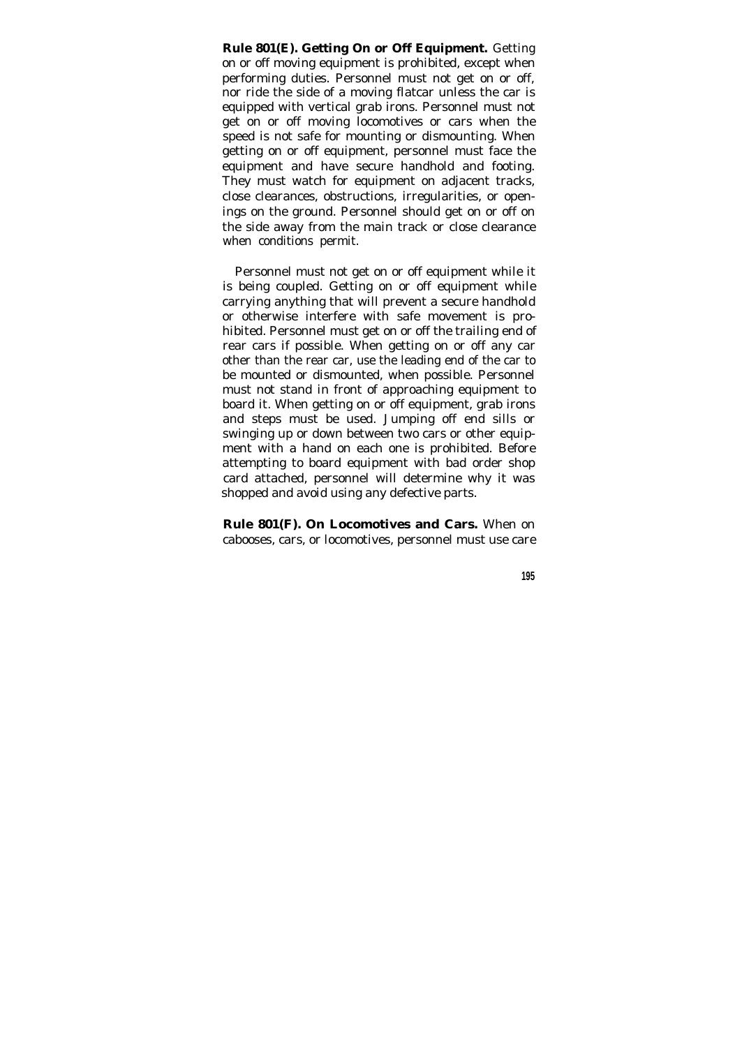**Rule 801(E). Getting On or Off Equipment.** Getting on or off moving equipment is prohibited, except when performing duties. Personnel must not get on or off, nor ride the side of a moving flatcar unless the car is equipped with vertical grab irons. Personnel must not get on or off moving locomotives or cars when the speed is not safe for mounting or dismounting. When getting on or off equipment, personnel must face the equipment and have secure handhold and footing. They must watch for equipment on adjacent tracks, close clearances, obstructions, irregularities, or openings on the ground. Personnel should get on or off on the side away from the main track or close clearance when conditions permit.

Personnel must not get on or off equipment while it is being coupled. Getting on or off equipment while carrying anything that will prevent a secure handhold or otherwise interfere with safe movement is prohibited. Personnel must get on or off the trailing end of rear cars if possible. When getting on or off any car other than the rear car, use the leading end of the car to be mounted or dismounted, when possible. Personnel must not stand in front of approaching equipment to board it. When getting on or off equipment, grab irons and steps must be used. Jumping off end sills or swinging up or down between two cars or other equipment with a hand on each one is prohibited. Before attempting to board equipment with bad order shop card attached, personnel will determine why it was shopped and avoid using any defective parts.

**Rule 801(F). On Locomotives and Cars.** When on cabooses, cars, or locomotives, personnel must use care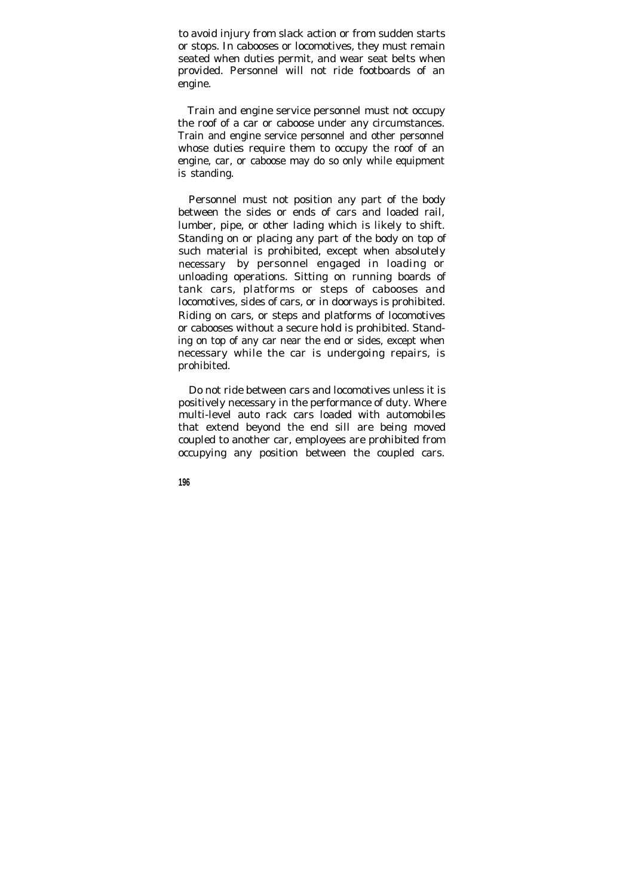to avoid injury from slack action or from sudden starts or stops. In cabooses or locomotives, they must remain seated when duties permit, and wear seat belts when provided. Personnel will not ride footboards of an engine.

Train and engine service personnel must not occupy the roof of a car or caboose under any circumstances. Train and engine service personnel and other personnel whose duties require them to occupy the roof of an engine, car, or caboose may do so only while equipment is standing.

Personnel must not position any part of the body between the sides or ends of cars and loaded rail, lumber, pipe, or other lading which is likely to shift. Standing on or placing any part of the body on top of such material is prohibited, except when absolutely necessary by personnel engaged in loading or unloading operations. Sitting on running boards of tank cars, platforms or steps of cabooses and locomotives, sides of cars, or in doorways is prohibited. Riding on cars, or steps and platforms of locomotives or cabooses without a secure hold is prohibited. Standing on top of any car near the end or sides, except when necessary while the car is undergoing repairs, is prohibited.

Do not ride between cars and locomotives unless it is positively necessary in the performance of duty. Where multi-level auto rack cars loaded with automobiles that extend beyond the end sill are being moved coupled to another car, employees are prohibited from occupying any position between the coupled cars.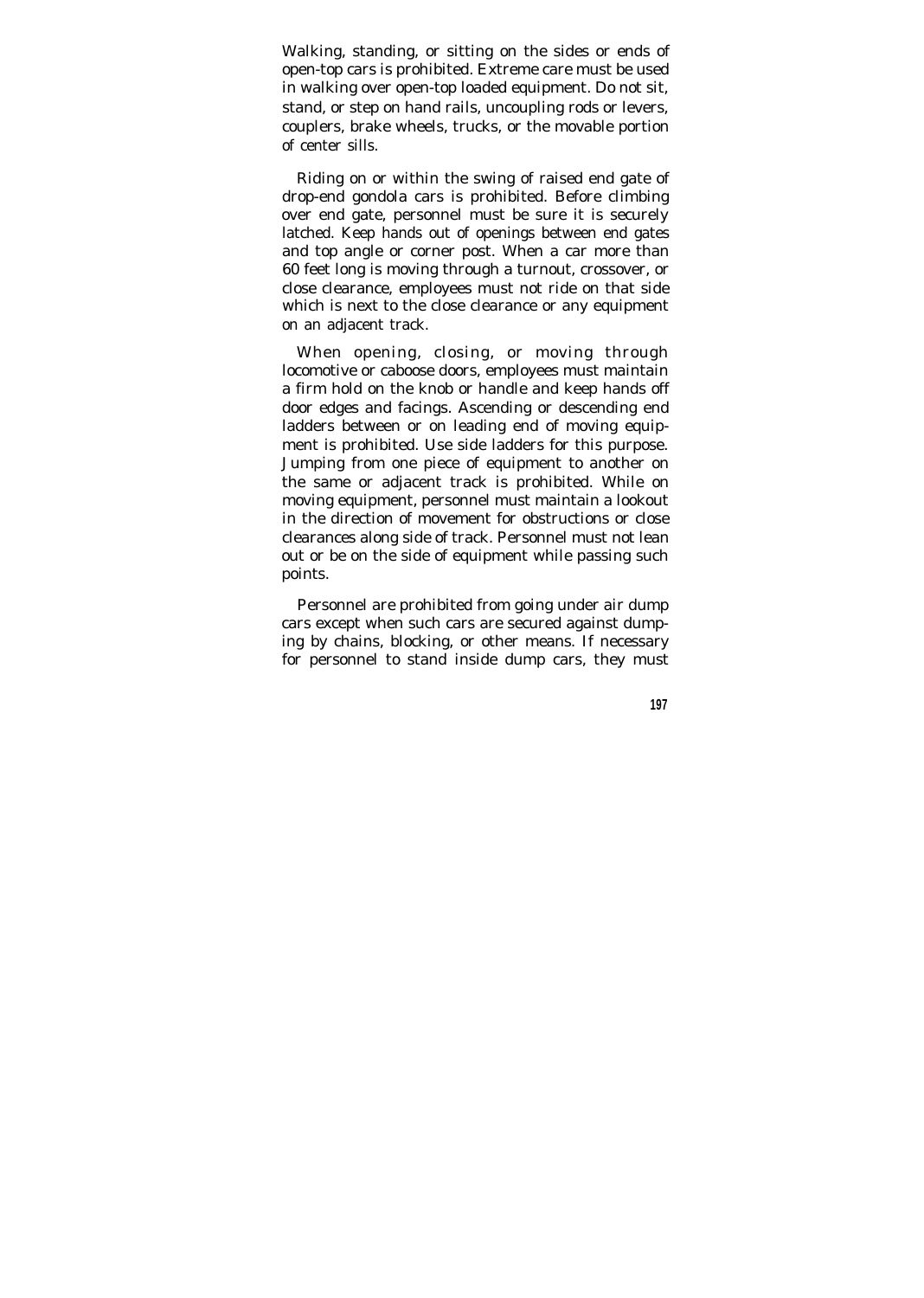Walking, standing, or sitting on the sides or ends of open-top cars is prohibited. Extreme care must be used in walking over open-top loaded equipment. Do not sit, stand, or step on hand rails, uncoupling rods or levers, couplers, brake wheels, trucks, or the movable portion of center sills.

Riding on or within the swing of raised end gate of drop-end gondola cars is prohibited. Before climbing over end gate, personnel must be sure it is securely latched. Keep hands out of openings between end gates and top angle or corner post. When a car more than 60 feet long is moving through a turnout, crossover, or close clearance, employees must not ride on that side which is next to the close clearance or any equipment on an adjacent track.

When opening, closing, or moving through locomotive or caboose doors, employees must maintain a firm hold on the knob or handle and keep hands off door edges and facings. Ascending or descending end ladders between or on leading end of moving equipment is prohibited. Use side ladders for this purpose. Jumping from one piece of equipment to another on the same or adjacent track is prohibited. While on moving equipment, personnel must maintain a lookout in the direction of movement for obstructions or close clearances along side of track. Personnel must not lean out or be on the side of equipment while passing such points.

Personnel are prohibited from going under air dump cars except when such cars are secured against dumping by chains, blocking, or other means. If necessary for personnel to stand inside dump cars, they must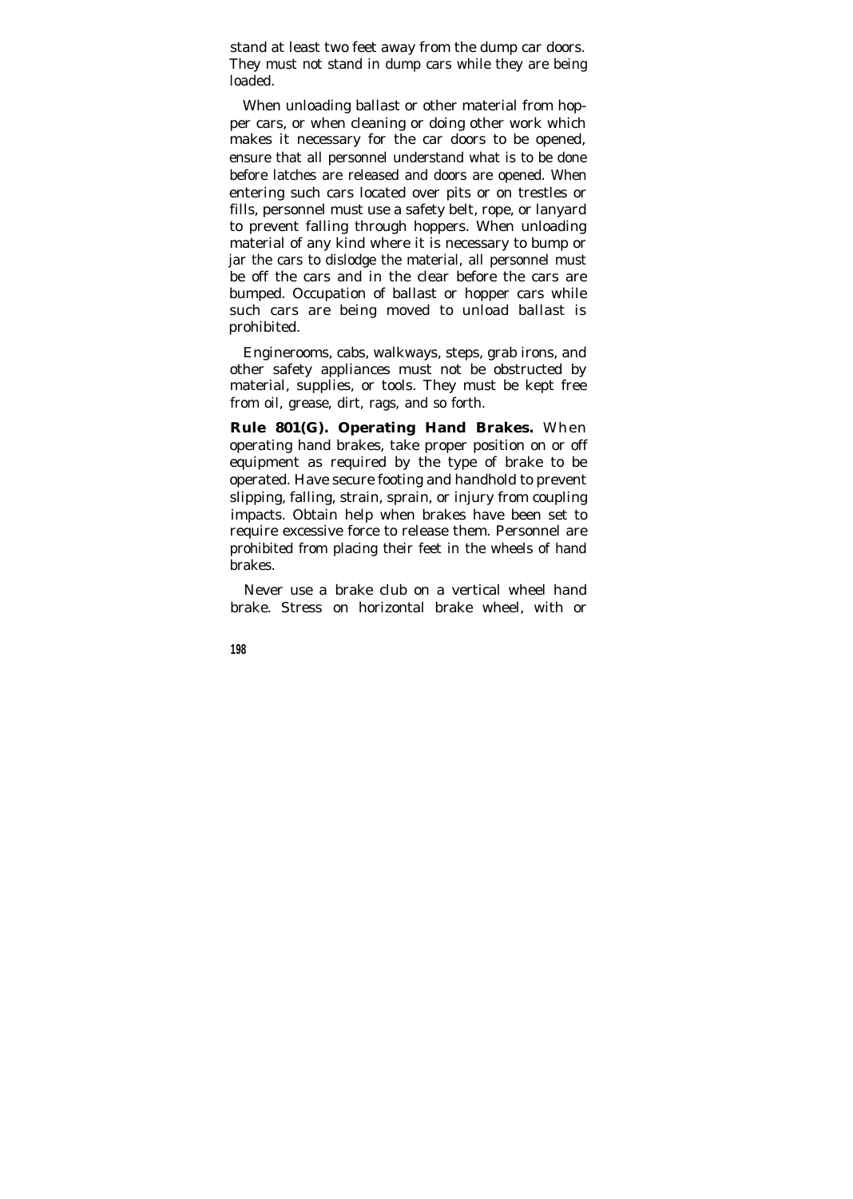stand at least two feet away from the dump car doors. They must not stand in dump cars while they are being loaded.

When unloading ballast or other material from hopper cars, or when cleaning or doing other work which makes it necessary for the car doors to be opened, ensure that all personnel understand what is to be done before latches are released and doors are opened. When entering such cars located over pits or on trestles or fills, personnel must use a safety belt, rope, or lanyard to prevent falling through hoppers. When unloading material of any kind where it is necessary to bump or jar the cars to dislodge the material, all personnel must be off the cars and in the clear before the cars are bumped. Occupation of ballast or hopper cars while such cars are being moved to unload ballast is prohibited.

Enginerooms, cabs, walkways, steps, grab irons, and other safety appliances must not be obstructed by material, supplies, or tools. They must be kept free from oil, grease, dirt, rags, and so forth.

**Rule 801(G). Operating Hand Brakes.** When operating hand brakes, take proper position on or off equipment as required by the type of brake to be operated. Have secure footing and handhold to prevent slipping, falling, strain, sprain, or injury from coupling impacts. Obtain help when brakes have been set to require excessive force to release them. Personnel are prohibited from placing their feet in the wheels of hand brakes.

Never use a brake club on a vertical wheel hand brake. Stress on horizontal brake wheel, with or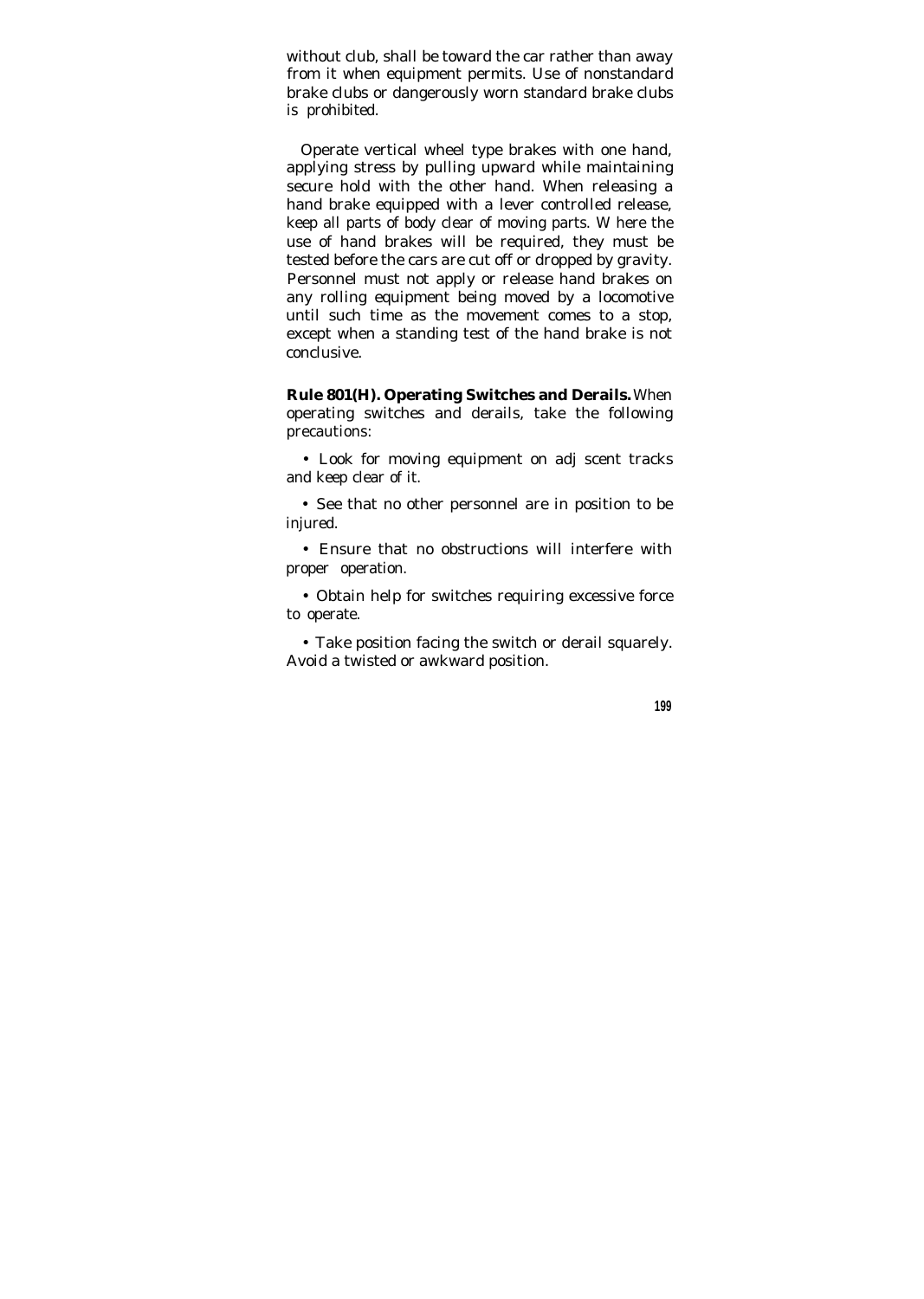without club, shall be toward the car rather than away from it when equipment permits. Use of nonstandard brake clubs or dangerously worn standard brake clubs is prohibited.

Operate vertical wheel type brakes with one hand, applying stress by pulling upward while maintaining secure hold with the other hand. When releasing a hand brake equipped with a lever controlled release, keep all parts of body clear of moving parts. W here the use of hand brakes will be required, they must be tested before the cars are cut off or dropped by gravity. Personnel must not apply or release hand brakes on any rolling equipment being moved by a locomotive until such time as the movement comes to a stop, except when a standing test of the hand brake is not conclusive.

**Rule 801(H). Operating Switches and Derails.** When operating switches and derails, take the following precautions:

- Look for moving equipment on adj scent tracks and keep clear of it.
- See that no other personnel are in position to be injured.
- Ensure that no obstructions will interfere with proper operation.
- Obtain help for switches requiring excessive force to operate.
- Take position facing the switch or derail squarely. Avoid a twisted or awkward position.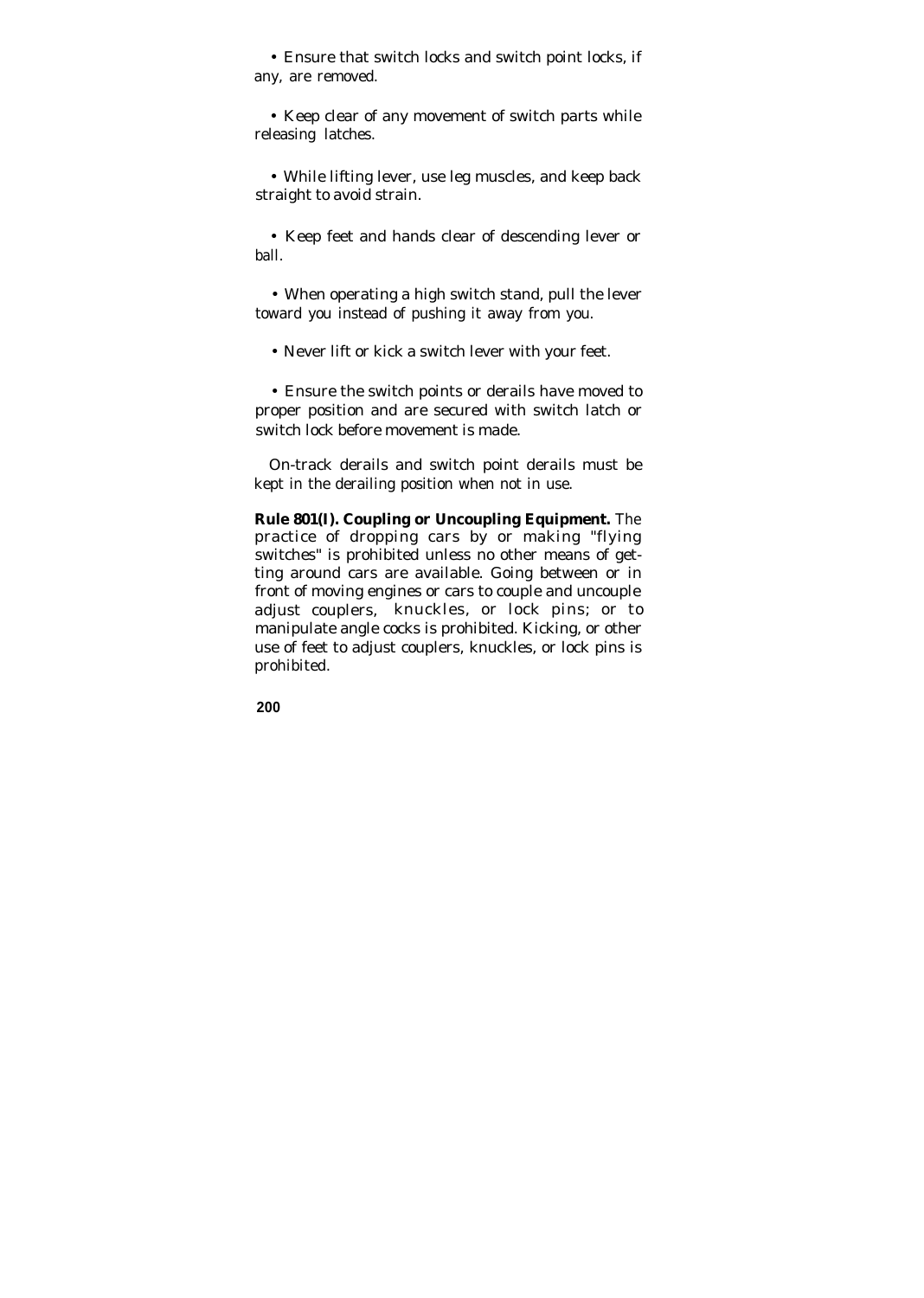- Ensure that switch locks and switch point locks, if any, are removed.

- Keep clear of any movement of switch parts while releasing latches.

- While lifting lever, use leg muscles, and keep back straight to avoid strain.

- Keep feet and hands clear of descending lever or ball.

- When operating a high switch stand, pull the lever toward you instead of pushing it away from you.

- Never lift or kick a switch lever with your feet.

- Ensure the switch points or derails have moved to proper position and are secured with switch latch or switch lock before movement is made.

On-track derails and switch point derails must be kept in the derailing position when not in use.

**Rule 801(I). Coupling or Uncoupling Equipment.** The practice of dropping cars by or making "flying switches" is prohibited unless no other means of getting around cars are available. Going between or in front of moving engines or cars to couple and uncouple adjust couplers, knuckles, or lock pins; or to manipulate angle cocks is prohibited. Kicking, or other use of feet to adjust couplers, knuckles, or lock pins is prohibited.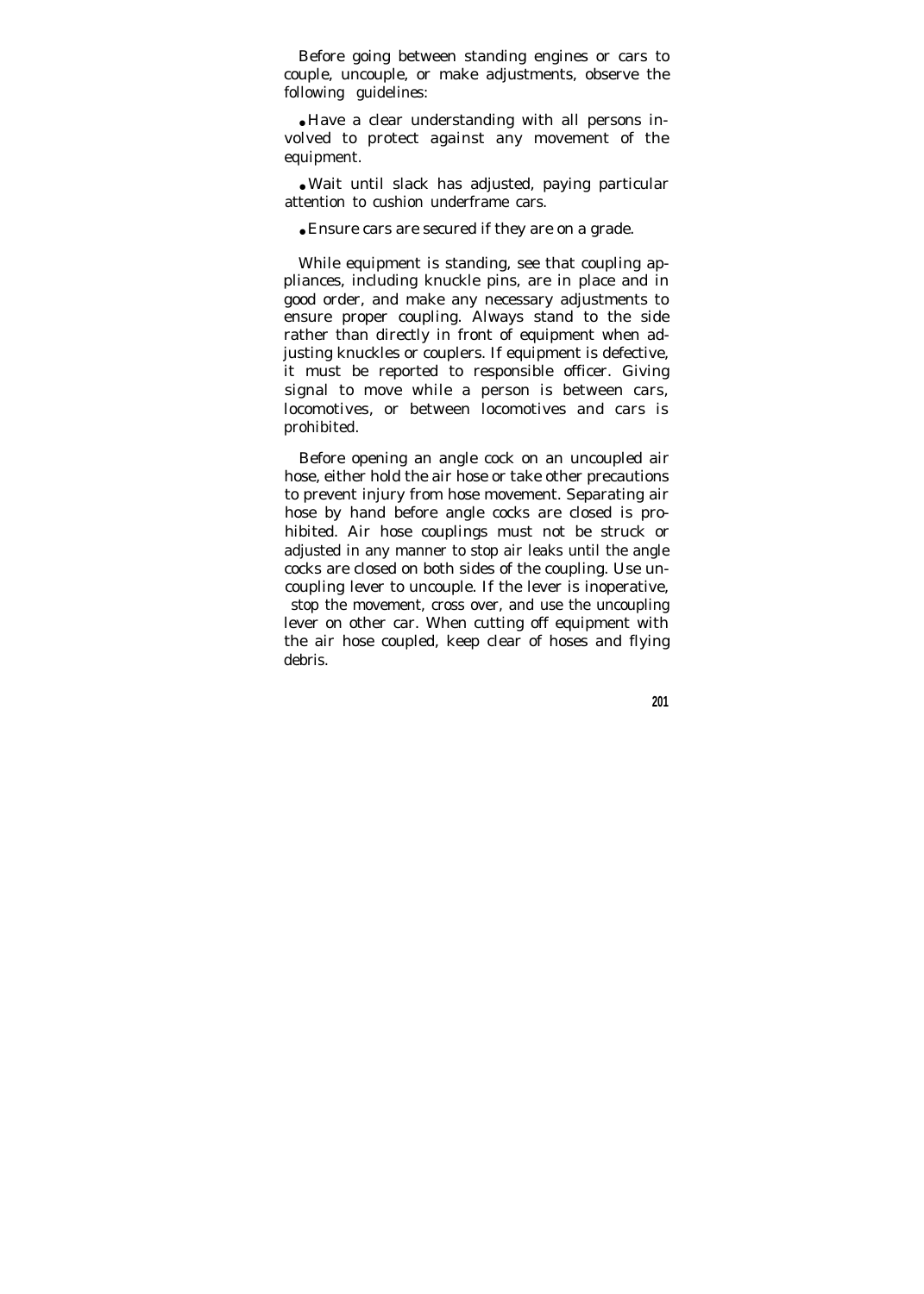Before going between standing engines or cars to couple, uncouple, or make adjustments, observe the following guidelines:

- Have a clear understanding with all persons involved to protect against any movement of the equipment.
- Wait until slack has adjusted, paying particular attention to cushion underframe cars.
- Ensure cars are secured if they are on a grade.

While equipment is standing, see that coupling appliances, including knuckle pins, are in place and in good order, and make any necessary adjustments to ensure proper coupling. Always stand to the side rather than directly in front of equipment when adjusting knuckles or couplers. If equipment is defective, it must be reported to responsible officer. Giving signal to move while a person is between cars, locomotives, or between locomotives and cars is prohibited.

Before opening an angle cock on an uncoupled air hose, either hold the air hose or take other precautions to prevent injury from hose movement. Separating air hose by hand before angle cocks are closed is prohibited. Air hose couplings must not be struck or adjusted in any manner to stop air leaks until the angle cocks are closed on both sides of the coupling. Use uncoupling lever to uncouple. If the lever is inoperative, stop the movement, cross over, and use the uncoupling lever on other car. When cutting off equipment with the air hose coupled, keep clear of hoses and flying debris.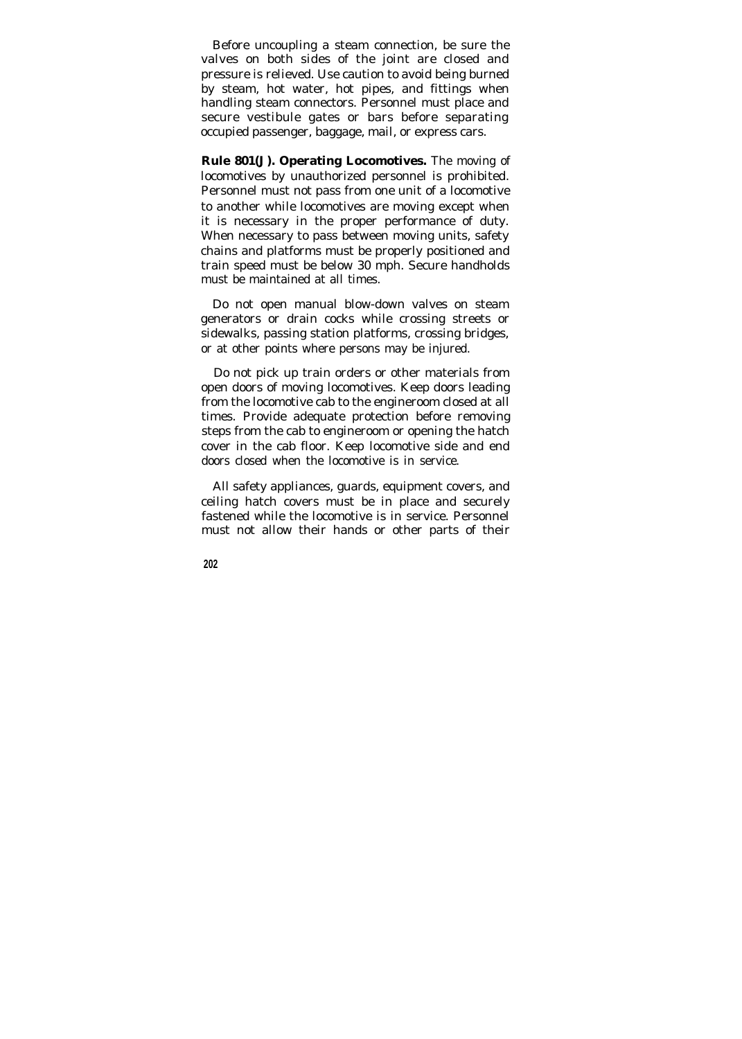Before uncoupling a steam connection, be sure the valves on both sides of the joint are closed and pressure is relieved. Use caution to avoid being burned by steam, hot water, hot pipes, and fittings when handling steam connectors. Personnel must place and secure vestibule gates or bars before separating occupied passenger, baggage, mail, or express cars.

**Rule 801(J). Operating Locomotives.** The moving of locomotives by unauthorized personnel is prohibited. Personnel must not pass from one unit of a locomotive to another while locomotives are moving except when it is necessary in the proper performance of duty. When necessary to pass between moving units, safety chains and platforms must be properly positioned and train speed must be below 30 mph. Secure handholds must be maintained at all times.

Do not open manual blow-down valves on steam generators or drain cocks while crossing streets or sidewalks, passing station platforms, crossing bridges, or at other points where persons may be injured.

Do not pick up train orders or other materials from open doors of moving locomotives. Keep doors leading from the locomotive cab to the engineroom closed at all times. Provide adequate protection before removing steps from the cab to engineroom or opening the hatch cover in the cab floor. Keep locomotive side and end doors closed when the locomotive is in service.

All safety appliances, guards, equipment covers, and ceiling hatch covers must be in place and securely fastened while the locomotive is in service. Personnel must not allow their hands or other parts of their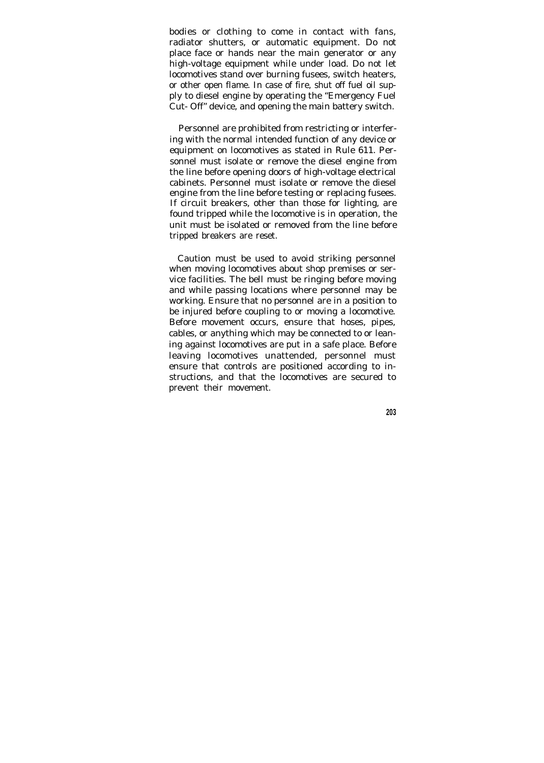bodies or clothing to come in contact with fans, radiator shutters, or automatic equipment. Do not place face or hands near the main generator or any high-voltage equipment while under load. Do not let locomotives stand over burning fusees, switch heaters, or other open flame. In case of fire, shut off fuel oil supply to diesel engine by operating the "Emergency Fuel Cut- Off" device, and opening the main battery switch.

Personnel are prohibited from restricting or interfering with the normal intended function of any device or equipment on locomotives as stated in Rule 611. Personnel must isolate or remove the diesel engine from the line before opening doors of high-voltage electrical cabinets. Personnel must isolate or remove the diesel engine from the line before testing or replacing fusees. If circuit breakers, other than those for lighting, are found tripped while the locomotive is in operation, the unit must be isolated or removed from the line before tripped breakers are reset.

Caution must be used to avoid striking personnel when moving locomotives about shop premises or service facilities. The bell must be ringing before moving and while passing locations where personnel may be working. Ensure that no personnel are in a position to be injured before coupling to or moving a locomotive. Before movement occurs, ensure that hoses, pipes, cables, or anything which may be connected to or leaning against locomotives are put in a safe place. Before leaving locomotives unattended, personnel must ensure that controls are positioned according to instructions, and that the locomotives are secured to prevent their movement.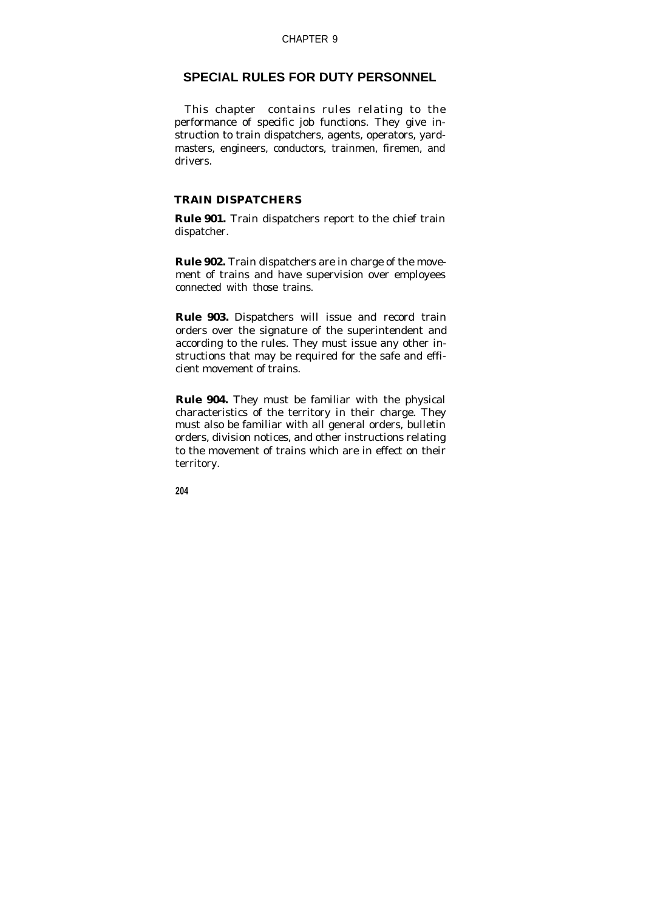# CHAPTER 9

## SPECIAL RULES FOR DUTY PERSONNEL

This chapter contains rules relating to the performance of specific job functions. They give instruction to train dispatchers, agents, operators, yardmasters, engineers, conductors, trainmen, firemen, and drivers.

### TRAIN DISPATCHERS

**Rule 901.** Train dispatchers report to the chief train dispatcher.

**Rule 902.** Train dispatchers are in charge of the movement of trains and have supervision over employees connected with those trains.

**Rule 903.** Dispatchers will issue and record train orders over the signature of the superintendent and according to the rules. They must issue any other instructions that may be required for the safe and efficient movement of trains.

**Rule 904.** They must be familiar with the physical characteristics of the territory in their charge. They must also be familiar with all general orders, bulletin orders, division notices, and other instructions relating to the movement of trains which are in effect on their territory.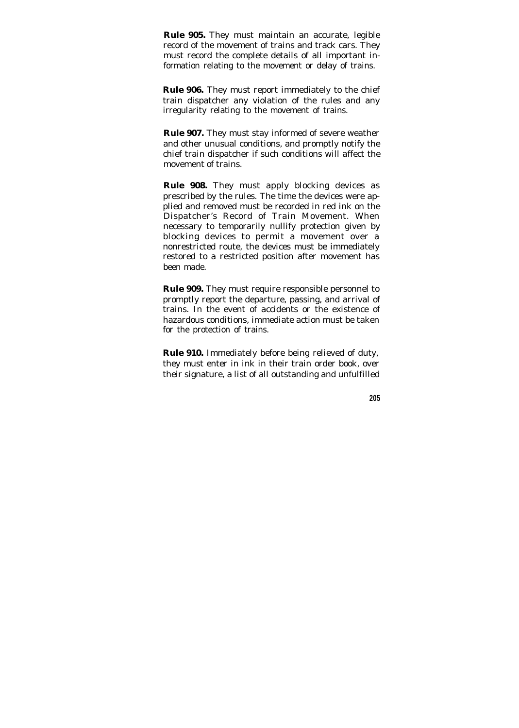**Rule 905.** They must maintain an accurate, legible record of the movement of trains and track cars. They must record the complete details of all important information relating to the movement or delay of trains.

**Rule 906.** They must report immediately to the chief train dispatcher any violation of the rules and any irregularity relating to the movement of trains.

**Rule 907.** They must stay informed of severe weather and other unusual conditions, and promptly notify the chief train dispatcher if such conditions will affect the movement of trains.

**Rule 908.** They must apply blocking devices as prescribed by the rules. The time the devices were applied and removed must be recorded in red ink on the Dispatcher's Record of Train Movement. When necessary to temporarily nullify protection given by blocking devices to permit a movement over a nonrestricted route, the devices must be immediately restored to a restricted position after movement has been made.

**Rule 909.** They must require responsible personnel to promptly report the departure, passing, and arrival of trains. In the event of accidents or the existence of hazardous conditions, immediate action must be taken for the protection of trains.

**Rule 910.** Immediately before being relieved of duty, they must enter in ink in their train order book, over their signature, a list of all outstanding and unfulfilled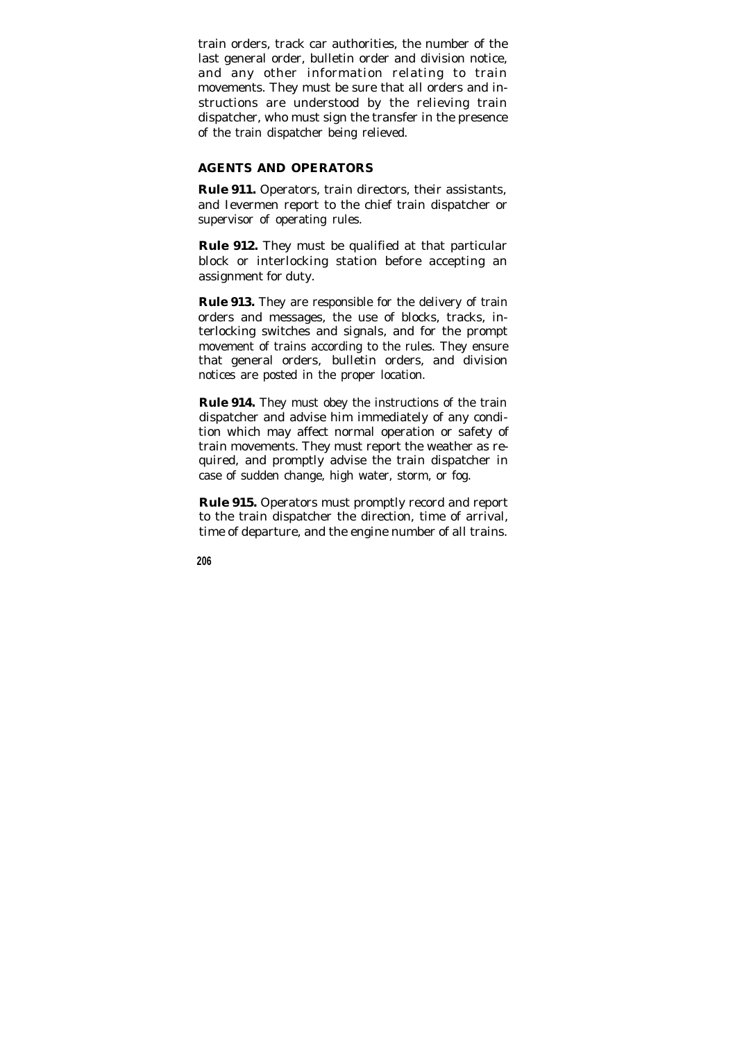train orders, track car authorities, the number of the last general order, bulletin order and division notice, and any other information relating to train movements. They must be sure that all orders and instructions are understood by the relieving train dispatcher, who must sign the transfer in the presence of the train dispatcher being relieved.

## AGENTS AND OPERATORS

**Rule 911.** Operators, train directors, their assistants, and Ievermen report to the chief train dispatcher or supervisor of operating rules.

**Rule 912.** They must be qualified at that particular block or interlocking station before accepting an assignment for duty.

**Rule 913.** They are responsible for the delivery of train orders and messages, the use of blocks, tracks, interlocking switches and signals, and for the prompt movement of trains according to the rules. They ensure that general orders, bulletin orders, and division notices are posted in the proper location.

**Rule 914.** They must obey the instructions of the train dispatcher and advise him immediately of any condition which may affect normal operation or safety of train movements. They must report the weather as required, and promptly advise the train dispatcher in case of sudden change, high water, storm, or fog.

**Rule 915.** Operators must promptly record and report to the train dispatcher the direction, time of arrival, time of departure, and the engine number of all trains.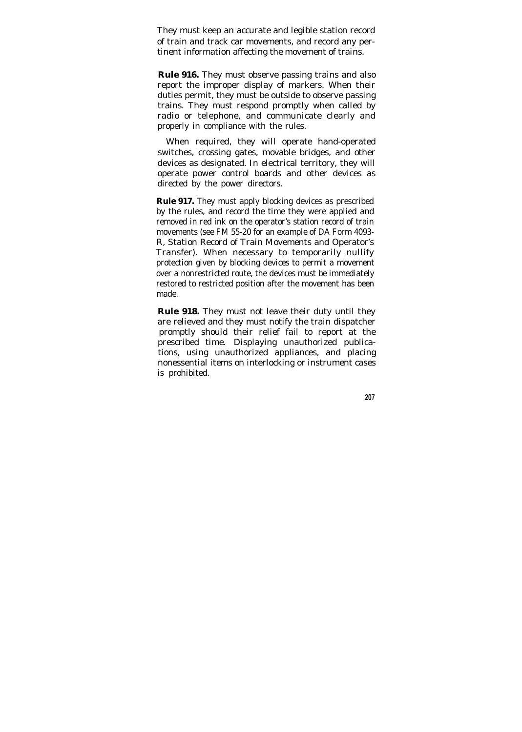They must keep an accurate and legible station record of train and track car movements, and record any pertinent information affecting the movement of trains.

**Rule 916.** They must observe passing trains and also report the improper display of markers. When their duties permit, they must be outside to observe passing trains. They must respond promptly when called by radio or telephone, and communicate clearly and properly in compliance with the rules.

When required, they will operate hand-operated switches, crossing gates, movable bridges, and other devices as designated. In electrical territory, they will operate power control boards and other devices as directed by the power directors.

**Rule 917.** They must apply blocking devices as prescribed by the rules, and record the time they were applied and removed in red ink on the operator's station record of train movements (see FM 55-20 for an example of DA Form 4093-R, Station Record of Train Movements and Operator's Transfer). When necessary to temporarily nullify protection given by blocking devices to permit a movement over a nonrestricted route, the devices must be immediately restored to restricted position after the movement has been made.

**Rule 918.** They must not leave their duty until they are relieved and they must notify the train dispatcher promptly should their relief fail to report at the prescribed time. Displaying unauthorized publications, using unauthorized appliances, and placing nonessential items on interlocking or instrument cases is prohibited.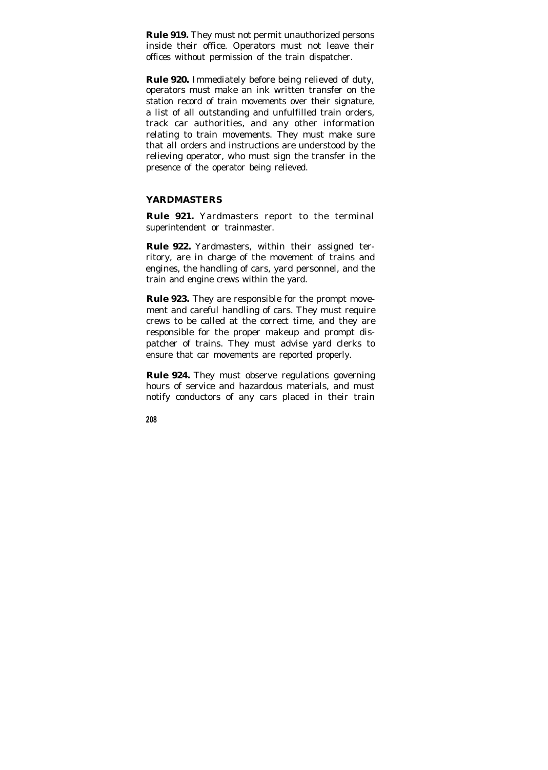**Rule 919.** They must not permit unauthorized persons inside their office. Operators must not leave their offices without permission of the train dispatcher.

**Rule 920.** Immediately before being relieved of duty, operators must make an ink written transfer on the station record of train movements over their signature, a list of all outstanding and unfulfilled train orders, track car authorities, and any other information relating to train movements. They must make sure that all orders and instructions are understood by the relieving operator, who must sign the transfer in the presence of the operator being relieved.

## YARDMASTERS

**Rule 921.** Yardmasters report to the terminal superintendent or trainmaster.

**Rule 922.** Yardmasters, within their assigned territory, are in charge of the movement of trains and engines, the handling of cars, yard personnel, and the train and engine crews within the yard.

**Rule 923.** They are responsible for the prompt movement and careful handling of cars. They must require crews to be called at the correct time, and they are responsible for the proper makeup and prompt dispatcher of trains. They must advise yard clerks to ensure that car movements are reported properly.

**Rule 924.** They must observe regulations governing hours of service and hazardous materials, and must notify conductors of any cars placed in their train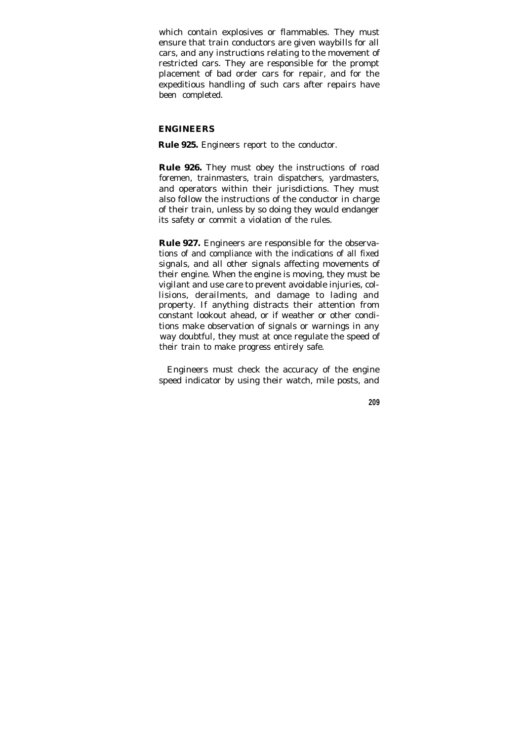which contain explosives or flammables. They must ensure that train conductors are given waybills for all cars, and any instructions relating to the movement of restricted cars. They are responsible for the prompt placement of bad order cars for repair, and for the expeditious handling of such cars after repairs have been completed.

## ENGINEERS

**Rule 925.** Engineers report to the conductor.

**Rule 926.** They must obey the instructions of road foremen, trainmasters, train dispatchers, yardmasters, and operators within their jurisdictions. They must also follow the instructions of the conductor in charge of their train, unless by so doing they would endanger its safety or commit a violation of the rules.

**Rule 927.** Engineers are responsible for the observations of and compliance with the indications of all fixed signals, and all other signals affecting movements of their engine. When the engine is moving, they must be vigilant and use care to prevent avoidable injuries, collisions, derailments, and damage to lading and property. If anything distracts their attention from constant lookout ahead, or if weather or other conditions make observation of signals or warnings in any way doubtful, they must at once regulate the speed of their train to make progress entirely safe.

Engineers must check the accuracy of the engine speed indicator by using their watch, mile posts, and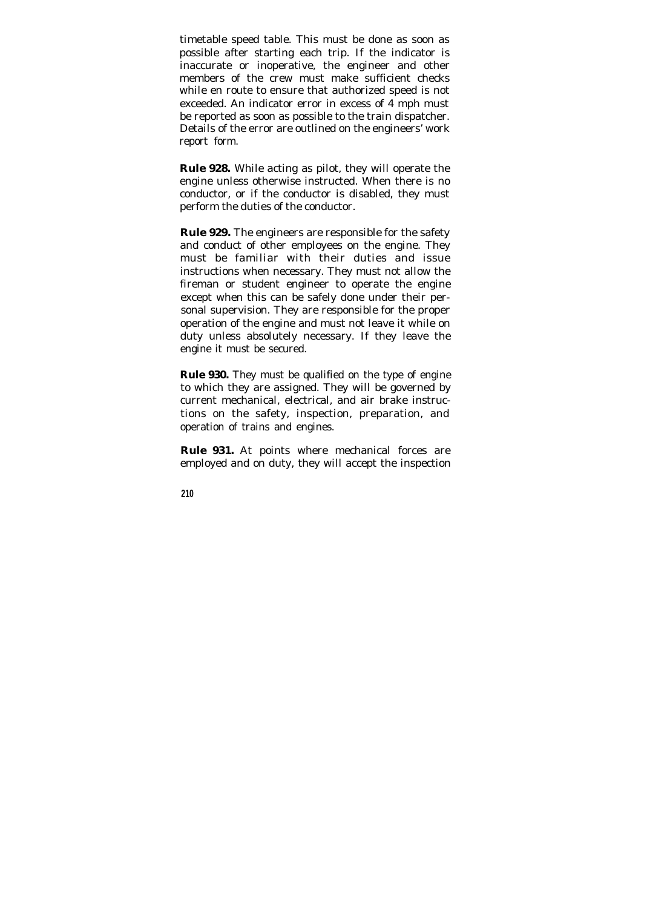timetable speed table. This must be done as soon as possible after starting each trip. If the indicator is inaccurate or inoperative, the engineer and other members of the crew must make sufficient checks while en route to ensure that authorized speed is not exceeded. An indicator error in excess of 4 mph must be reported as soon as possible to the train dispatcher. Details of the error are outlined on the engineers' work report form.

**Rule 928.** While acting as pilot, they will operate the engine unless otherwise instructed. When there is no conductor, or if the conductor is disabled, they must perform the duties of the conductor.

**Rule 929.** The engineers are responsible for the safety and conduct of other employees on the engine. They must be familiar with their duties and issue instructions when necessary. They must not allow the fireman or student engineer to operate the engine except when this can be safely done under their personal supervision. They are responsible for the proper operation of the engine and must not leave it while on duty unless absolutely necessary. If they leave the engine it must be secured.

**Rule 930.** They must be qualified on the type of engine to which they are assigned. They will be governed by current mechanical, electrical, and air brake instructions on the safety, inspection, preparation, and operation of trains and engines.

**Rule 931.** At points where mechanical forces are employed and on duty, they will accept the inspection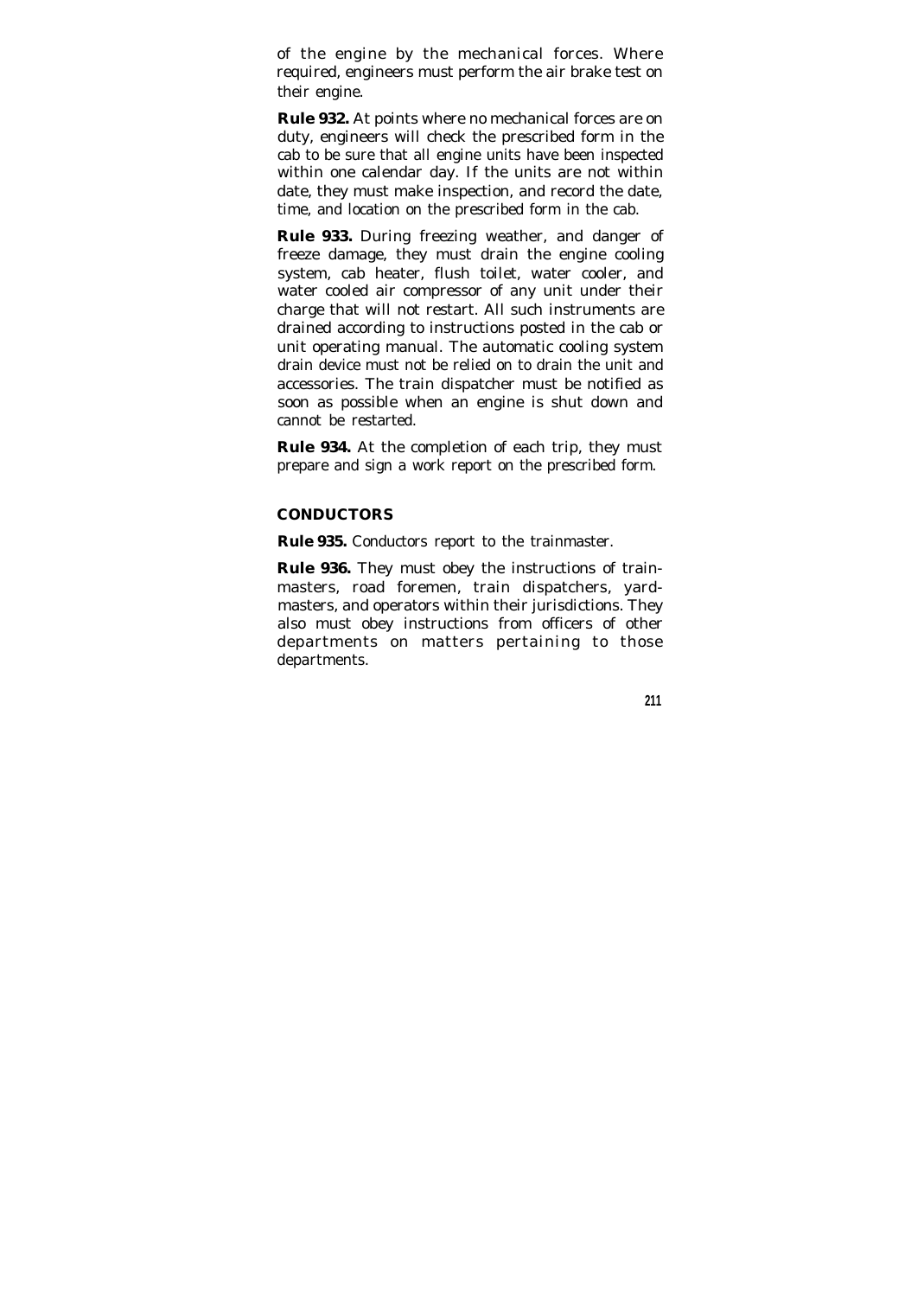of the engine by the mechanical forces. Where required, engineers must perform the air brake test on their engine.

**Rule 932.** At points where no mechanical forces are on duty, engineers will check the prescribed form in the cab to be sure that all engine units have been inspected within one calendar day. If the units are not within date, they must make inspection, and record the date, time, and location on the prescribed form in the cab.

**Rule 933.** During freezing weather, and danger of freeze damage, they must drain the engine cooling system, cab heater, flush toilet, water cooler, and water cooled air compressor of any unit under their charge that will not restart. All such instruments are drained according to instructions posted in the cab or unit operating manual. The automatic cooling system drain device must not be relied on to drain the unit and accessories. The train dispatcher must be notified as soon as possible when an engine is shut down and cannot be restarted.

**Rule 934.** At the completion of each trip, they must prepare and sign a work report on the prescribed form.

## CONDUCTORS

**Rule 935.** Conductors report to the trainmaster.

**Rule 936.** They must obey the instructions of trainmasters, road foremen, train dispatchers, yardmasters, and operators within their jurisdictions. They also must obey instructions from officers of other departments on matters pertaining to those departments.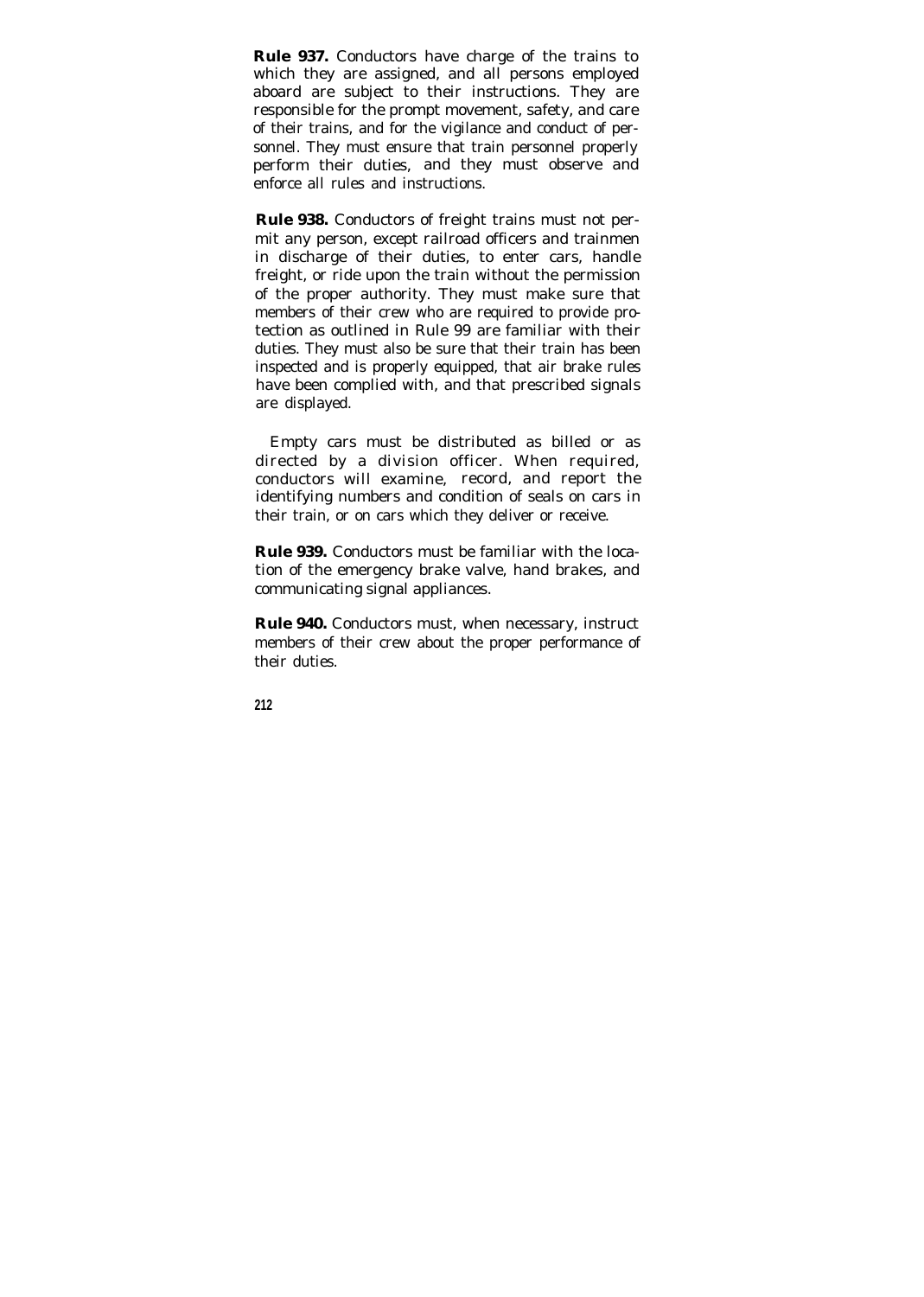**Rule 937.** Conductors have charge of the trains to which they are assigned, and all persons employed aboard are subject to their instructions. They are responsible for the prompt movement, safety, and care of their trains, and for the vigilance and conduct of personnel. They must ensure that train personnel properly perform their duties, and they must observe and enforce all rules and instructions.

**Rule 938.** Conductors of freight trains must not permit any person, except railroad officers and trainmen in discharge of their duties, to enter cars, handle freight, or ride upon the train without the permission of the proper authority. They must make sure that members of their crew who are required to provide protection as outlined in Rule 99 are familiar with their duties. They must also be sure that their train has been inspected and is properly equipped, that air brake rules have been complied with, and that prescribed signals are displayed.

Empty cars must be distributed as billed or as directed by a division officer. When required, conductors will examine, record, and report the identifying numbers and condition of seals on cars in their train, or on cars which they deliver or receive.

**Rule 939.** Conductors must be familiar with the location of the emergency brake valve, hand brakes, and communicating signal appliances.

**Rule 940.** Conductors must, when necessary, instruct members of their crew about the proper performance of their duties.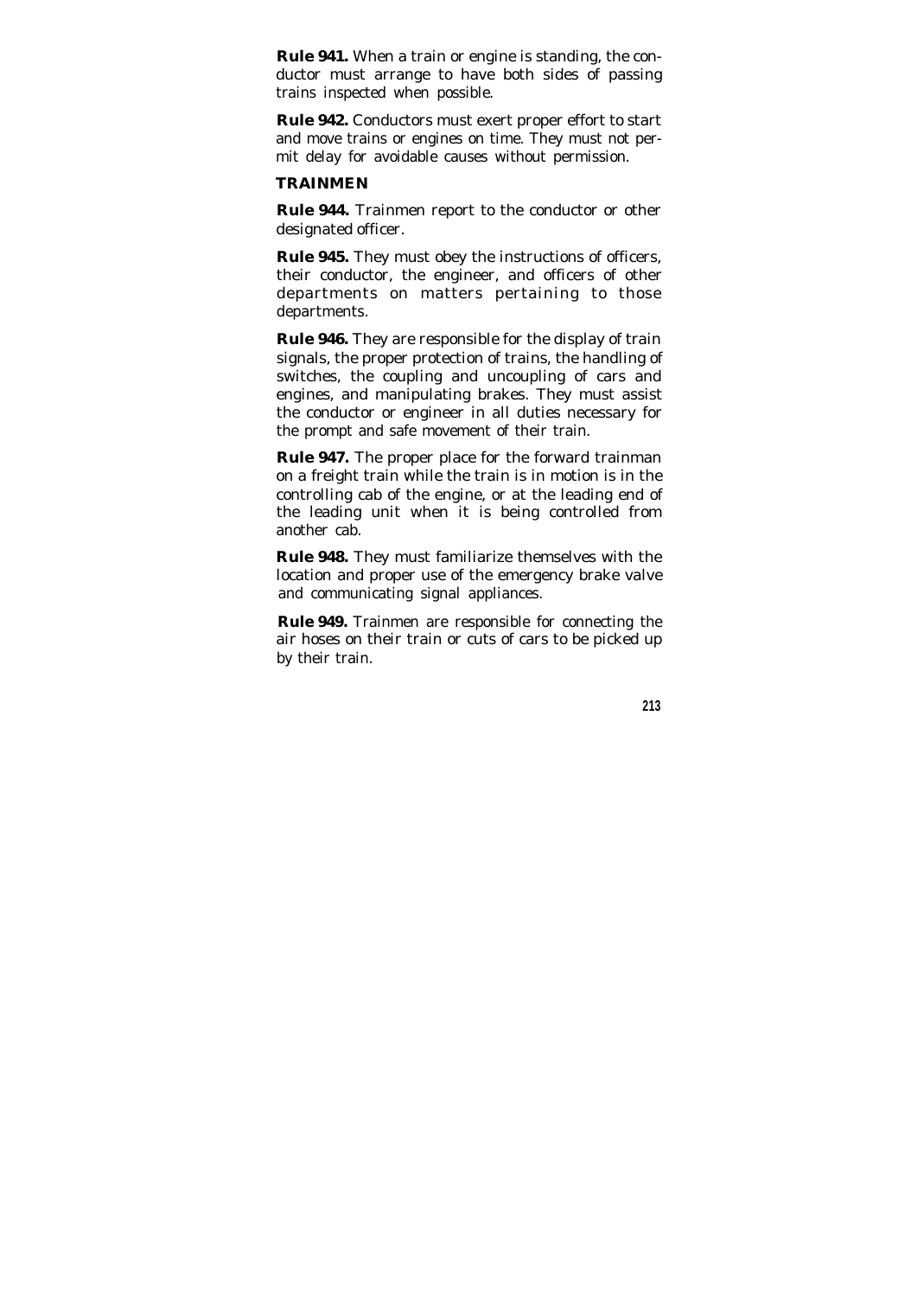**Rule 941.** When a train or engine is standing, the conductor must arrange to have both sides of passing trains inspected when possible.

**Rule 942.** Conductors must exert proper effort to start and move trains or engines on time. They must not permit delay for avoidable causes without permission.

## TRAINMEN

**Rule 944.** Trainmen report to the conductor or other designated officer.

**Rule 945.** They must obey the instructions of officers, their conductor, the engineer, and officers of other departments on matters pertaining to those departments.

**Rule 946.** They are responsible for the display of train signals, the proper protection of trains, the handling of switches, the coupling and uncoupling of cars and engines, and manipulating brakes. They must assist the conductor or engineer in all duties necessary for the prompt and safe movement of their train.

**Rule 947.** The proper place for the forward trainman on a freight train while the train is in motion is in the controlling cab of the engine, or at the leading end of the leading unit when it is being controlled from another cab.

**Rule 948.** They must familiarize themselves with the location and proper use of the emergency brake valve and communicating signal appliances.

**Rule 949.** Trainmen are responsible for connecting the air hoses on their train or cuts of cars to be picked up by their train.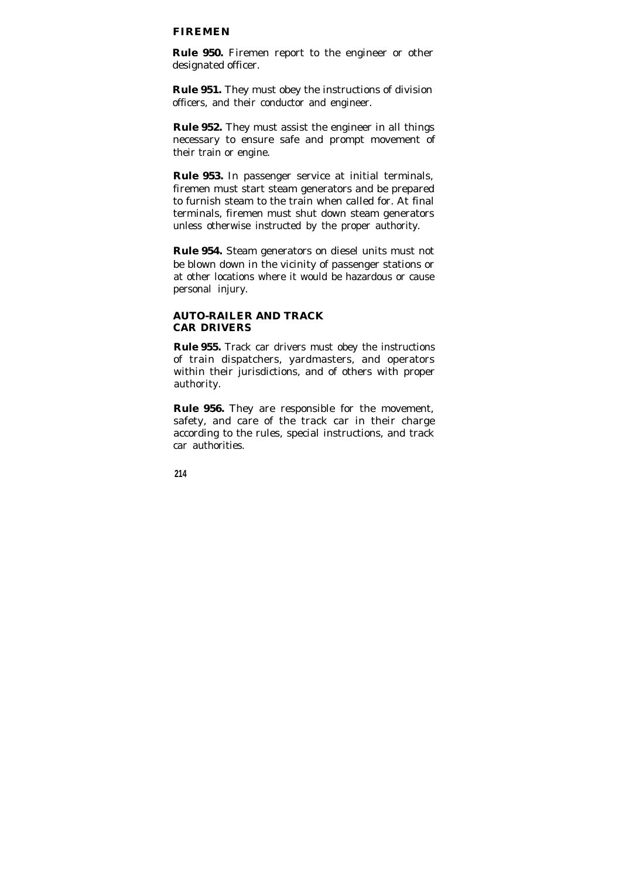## FIREMEN

**Rule 950.** Firemen report to the engineer or other designated officer.

**Rule 951.** They must obey the instructions of division officers, and their conductor and engineer.

**Rule 952.** They must assist the engineer in all things necessary to ensure safe and prompt movement of their train or engine.

**Rule 953.** In passenger service at initial terminals, firemen must start steam generators and be prepared to furnish steam to the train when called for. At final terminals, firemen must shut down steam generators unless otherwise instructed by the proper authority.

**Rule 954.** Steam generators on diesel units must not be blown down in the vicinity of passenger stations or at other locations where it would be hazardous or cause personal injury.

## AUTO-RAILER AND TRACK CAR DRIVERS

**Rule 955.** Track car drivers must obey the instructions of train dispatchers, yardmasters, and operators within their jurisdictions, and of others with proper authority.

**Rule 956.** They are responsible for the movement, safety, and care of the track car in their charge according to the rules, special instructions, and track car authorities.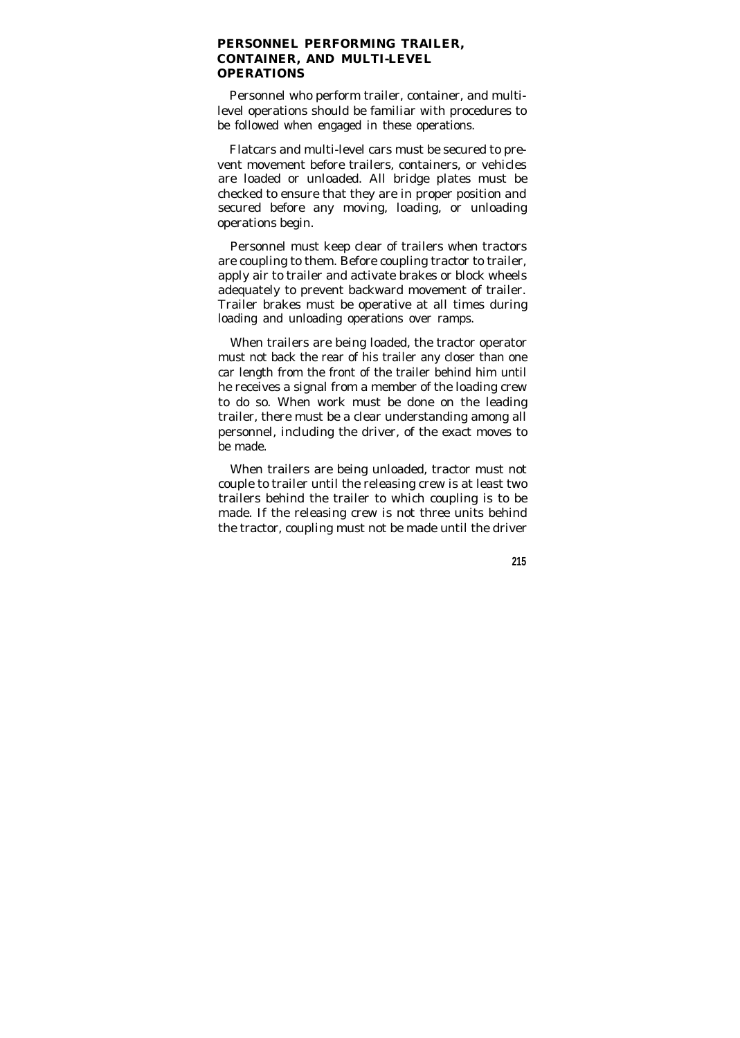## PERSONNEL PERFORMING TRAILER, CONTAINER, AND MULTI-LEVEL OPERATIONS

Personnel who perform trailer, container, and multi-level operations should be familiar with procedures to be followed when engaged in these operations.

Flatcars and multi-level cars must be secured to prevent movement before trailers, containers, or vehicles are loaded or unloaded. All bridge plates must be checked to ensure that they are in proper position and secured before any moving, loading, or unloading operations begin.

Personnel must keep clear of trailers when tractors are coupling to them. Before coupling tractor to trailer, apply air to trailer and activate brakes or block wheels adequately to prevent backward movement of trailer. Trailer brakes must be operative at all times during loading and unloading operations over ramps.

When trailers are being loaded, the tractor operator must not back the rear of his trailer any closer than one car length from the front of the trailer behind him until he receives a signal from a member of the loading crew to do so. When work must be done on the leading trailer, there must be a clear understanding among all personnel, including the driver, of the exact moves to be made.

When trailers are being unloaded, tractor must not couple to trailer until the releasing crew is at least two trailers behind the trailer to which coupling is to be made. If the releasing crew is not three units behind the tractor, coupling must not be made until the driver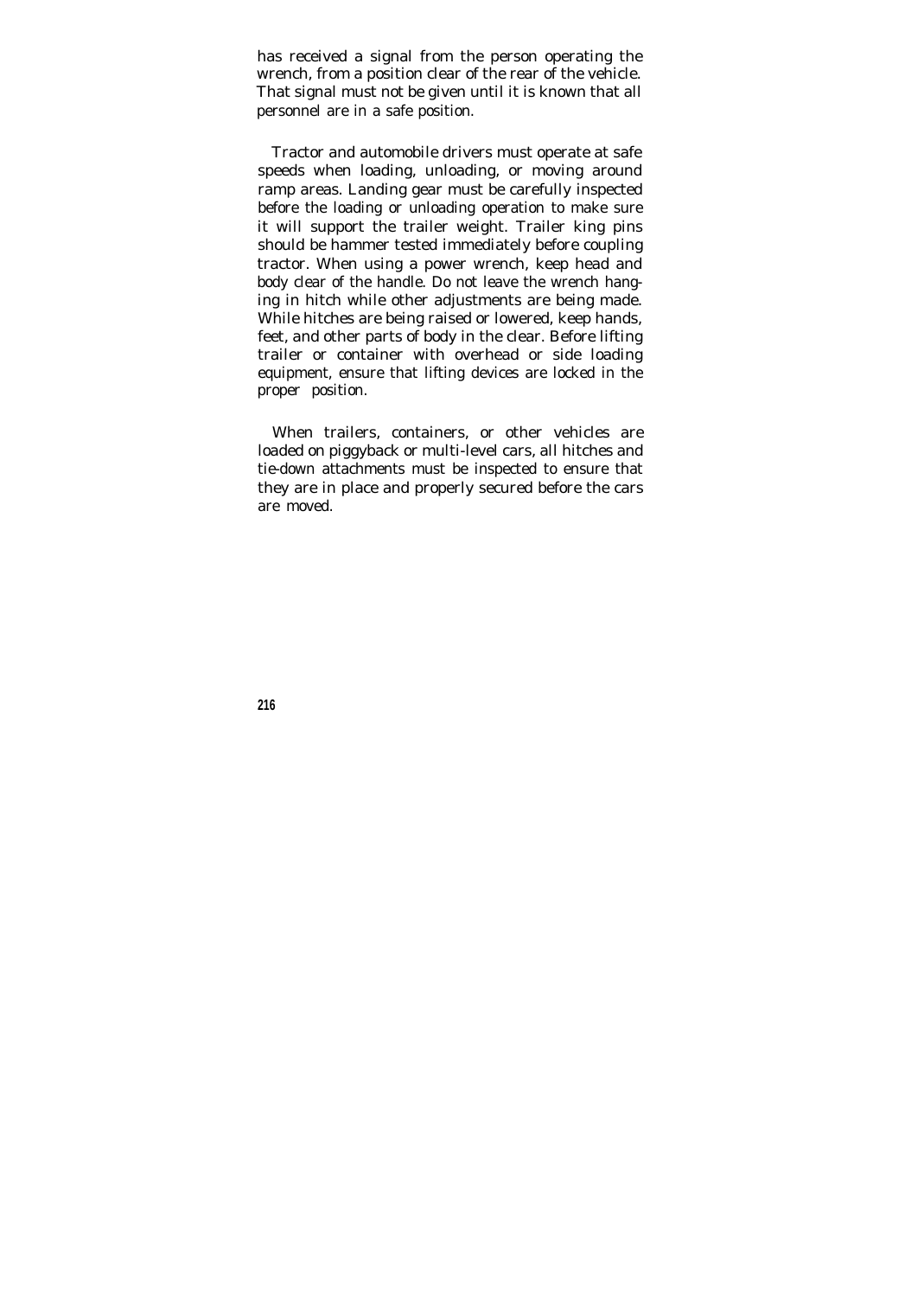has received a signal from the person operating the wrench, from a position clear of the rear of the vehicle. That signal must not be given until it is known that all personnel are in a safe position.

Tractor and automobile drivers must operate at safe speeds when loading, unloading, or moving around ramp areas. Landing gear must be carefully inspected before the loading or unloading operation to make sure it will support the trailer weight. Trailer king pins should be hammer tested immediately before coupling tractor. When using a power wrench, keep head and body clear of the handle. Do not leave the wrench hanging in hitch while other adjustments are being made. While hitches are being raised or lowered, keep hands, feet, and other parts of body in the clear. Before lifting trailer or container with overhead or side loading equipment, ensure that lifting devices are locked in the proper position.

When trailers, containers, or other vehicles are loaded on piggyback or multi-level cars, all hitches and tie-down attachments must be inspected to ensure that they are in place and properly secured before the cars are moved.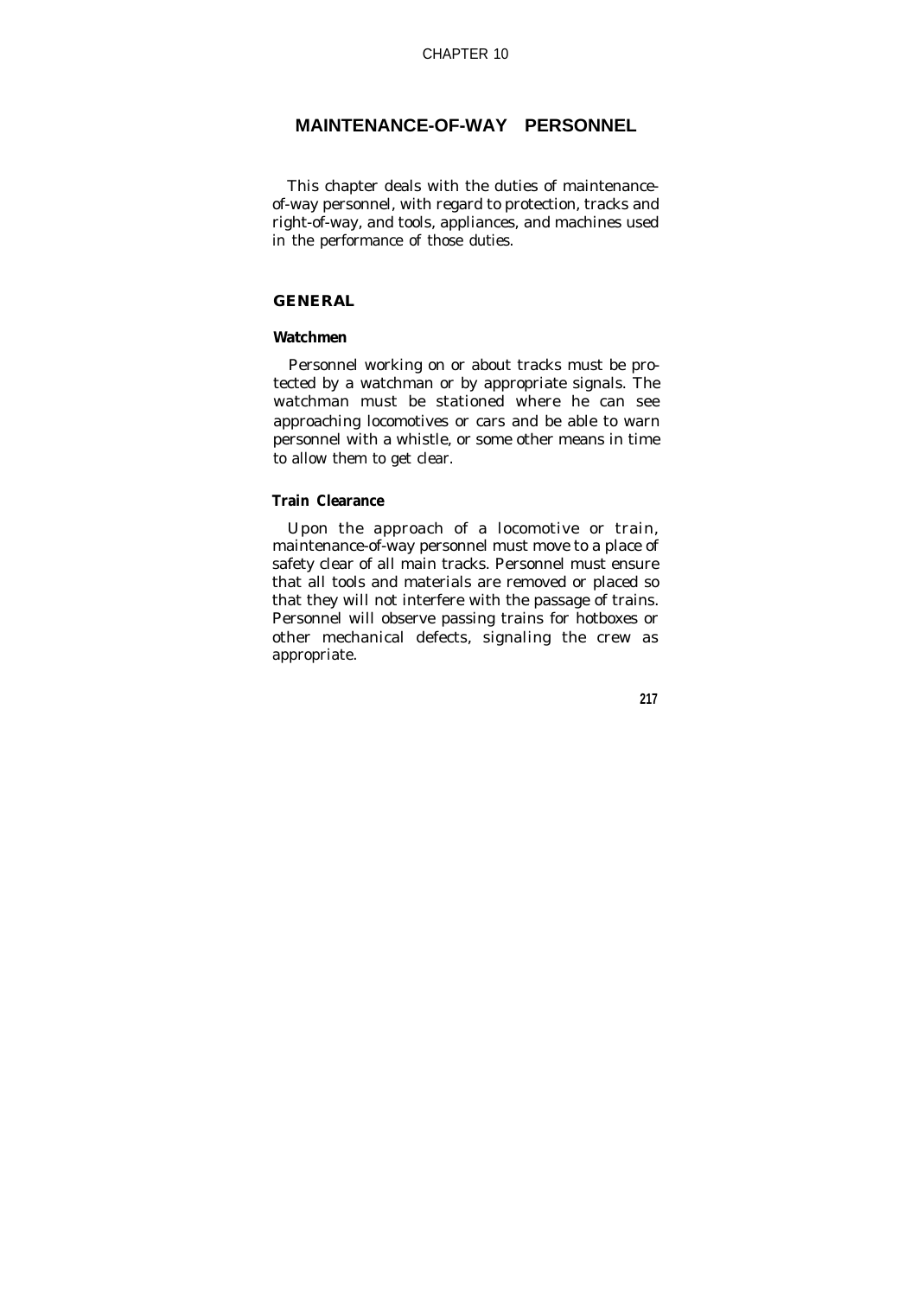CHAPTER 10

# MAINTENANCE-OF-WAY PERSONNEL

This chapter deals with the duties of maintenance-of-way personnel, with regard to protection, tracks and right-of-way, and tools, appliances, and machines used in the performance of those duties.

## GENERAL

### Watchmen

Personnel working on or about tracks must be protected by a watchman or by appropriate signals. The watchman must be stationed where he can see approaching locomotives or cars and be able to warn personnel with a whistle, or some other means in time to allow them to get clear.

### Train Clearance

Upon the approach of a locomotive or train, maintenance-of-way personnel must move to a place of safety clear of all main tracks. Personnel must ensure that all tools and materials are removed or placed so that they will not interfere with the passage of trains. Personnel will observe passing trains for hotboxes or other mechanical defects, signaling the crew as appropriate.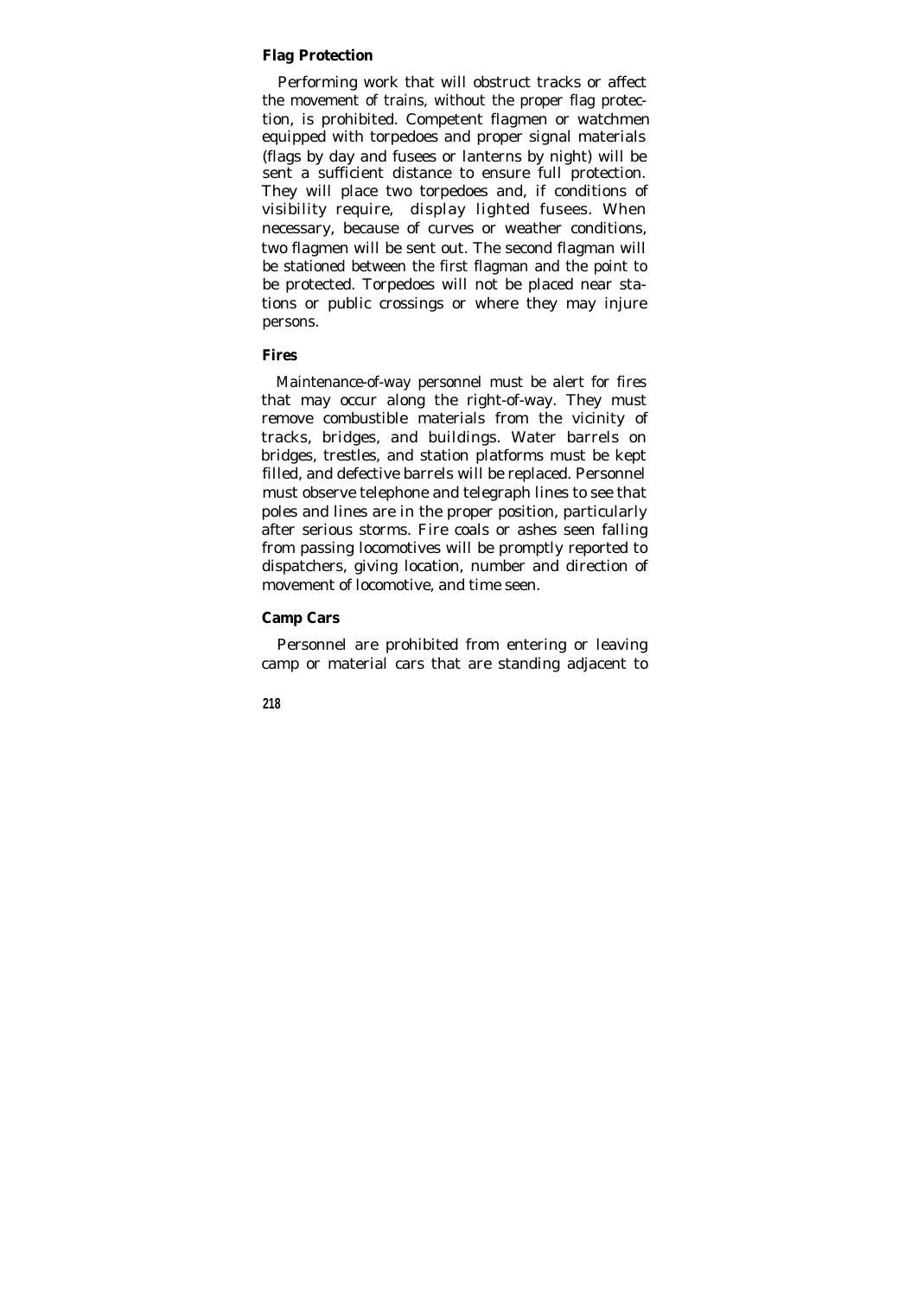### Flag Protection

Performing work that will obstruct tracks or affect the movement of trains, without the proper flag protection, is prohibited. Competent flagmen or watchmen equipped with torpedoes and proper signal materials (flags by day and fusees or lanterns by night) will be sent a sufficient distance to ensure full protection. They will place two torpedoes and, if conditions of visibility require, display lighted fusees. When necessary, because of curves or weather conditions, two flagmen will be sent out. The second flagman will be stationed between the first flagman and the point to be protected. Torpedoes will not be placed near stations or public crossings or where they may injure persons.

### Fires

Maintenance-of-way personnel must be alert for fires that may occur along the right-of-way. They must remove combustible materials from the vicinity of tracks, bridges, and buildings. Water barrels on bridges, trestles, and station platforms must be kept filled, and defective barrels will be replaced. Personnel must observe telephone and telegraph lines to see that poles and lines are in the proper position, particularly after serious storms. Fire coals or ashes seen falling from passing locomotives will be promptly reported to dispatchers, giving location, number and direction of movement of locomotive, and time seen.

### Camp Cars

Personnel are prohibited from entering or leaving camp or material cars that are standing adjacent to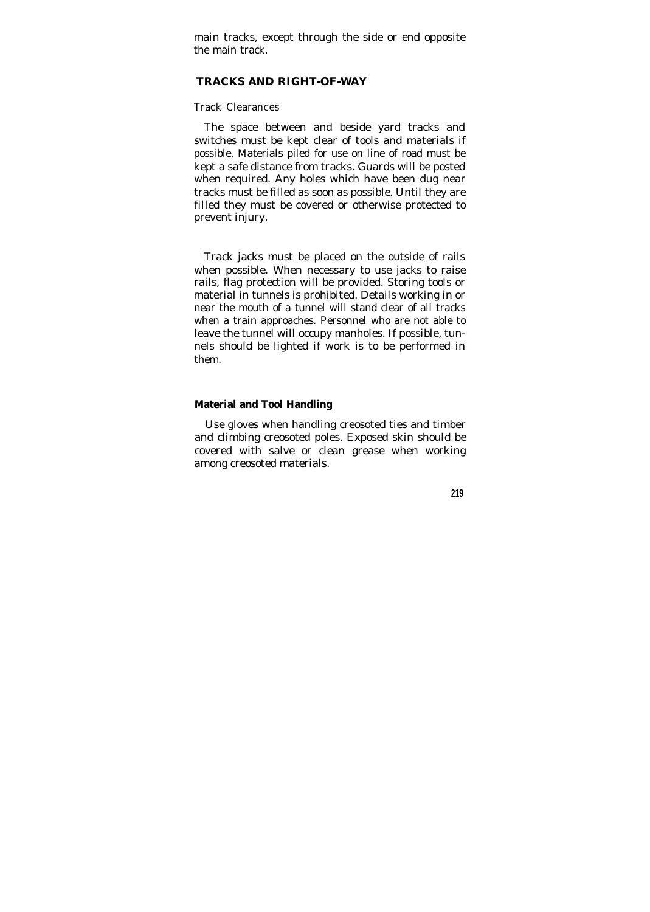main tracks, except through the side or end opposite the main track.

## TRACKS AND RIGHT-OF-WAY

### Track Clearances

The space between and beside yard tracks and switches must be kept clear of tools and materials if possible. Materials piled for use on line of road must be kept a safe distance from tracks. Guards will be posted when required. Any holes which have been dug near tracks must be filled as soon as possible. Until they are filled they must be covered or otherwise protected to prevent injury.

Track jacks must be placed on the outside of rails when possible. When necessary to use jacks to raise rails, flag protection will be provided. Storing tools or material in tunnels is prohibited. Details working in or near the mouth of a tunnel will stand clear of all tracks when a train approaches. Personnel who are not able to leave the tunnel will occupy manholes. If possible, tunnels should be lighted if work is to be performed in them.

### Material and Tool Handling

Use gloves when handling creosoted ties and timber and climbing creosoted poles. Exposed skin should be covered with salve or clean grease when working among creosoted materials.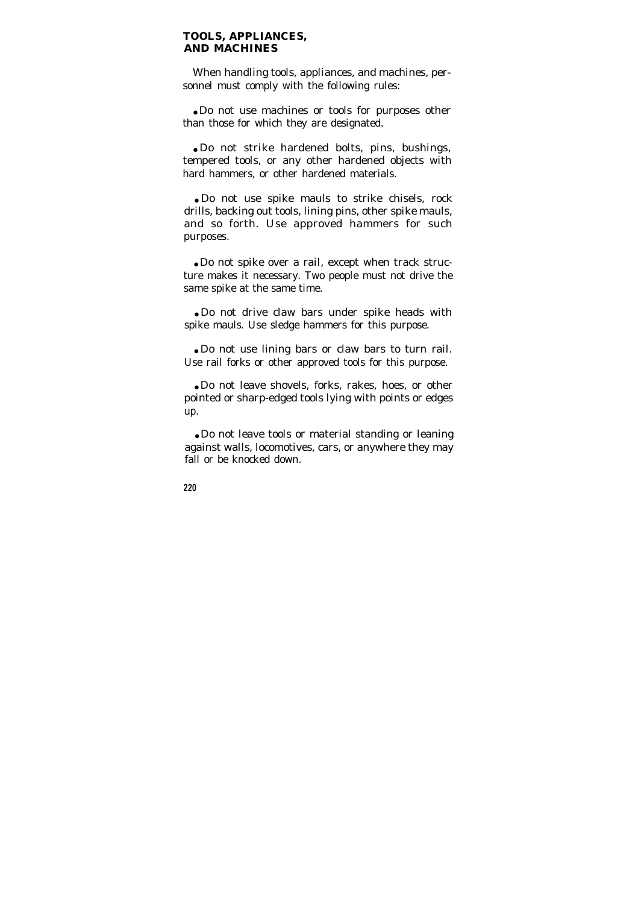## TOOLS, APPLIANCES, AND MACHINES

When handling tools, appliances, and machines, personnel must comply with the following rules:

- Do not use machines or tools for purposes other than those for which they are designated.

- Do not strike hardened bolts, pins, bushings, tempered tools, or any other hardened objects with hard hammers, or other hardened materials.

- Do not use spike mauls to strike chisels, rock drills, backing out tools, lining pins, other spike mauls, and so forth. Use approved hammers for such purposes.

- Do not spike over a rail, except when track structure makes it necessary. Two people must not drive the same spike at the same time.

- Do not drive claw bars under spike heads with spike mauls. Use sledge hammers for this purpose.

- Do not use lining bars or claw bars to turn rail. Use rail forks or other approved tools for this purpose.

- Do not leave shovels, forks, rakes, hoes, or other pointed or sharp-edged tools lying with points or edges up.

- Do not leave tools or material standing or leaning against walls, locomotives, cars, or anywhere they may fall or be knocked down.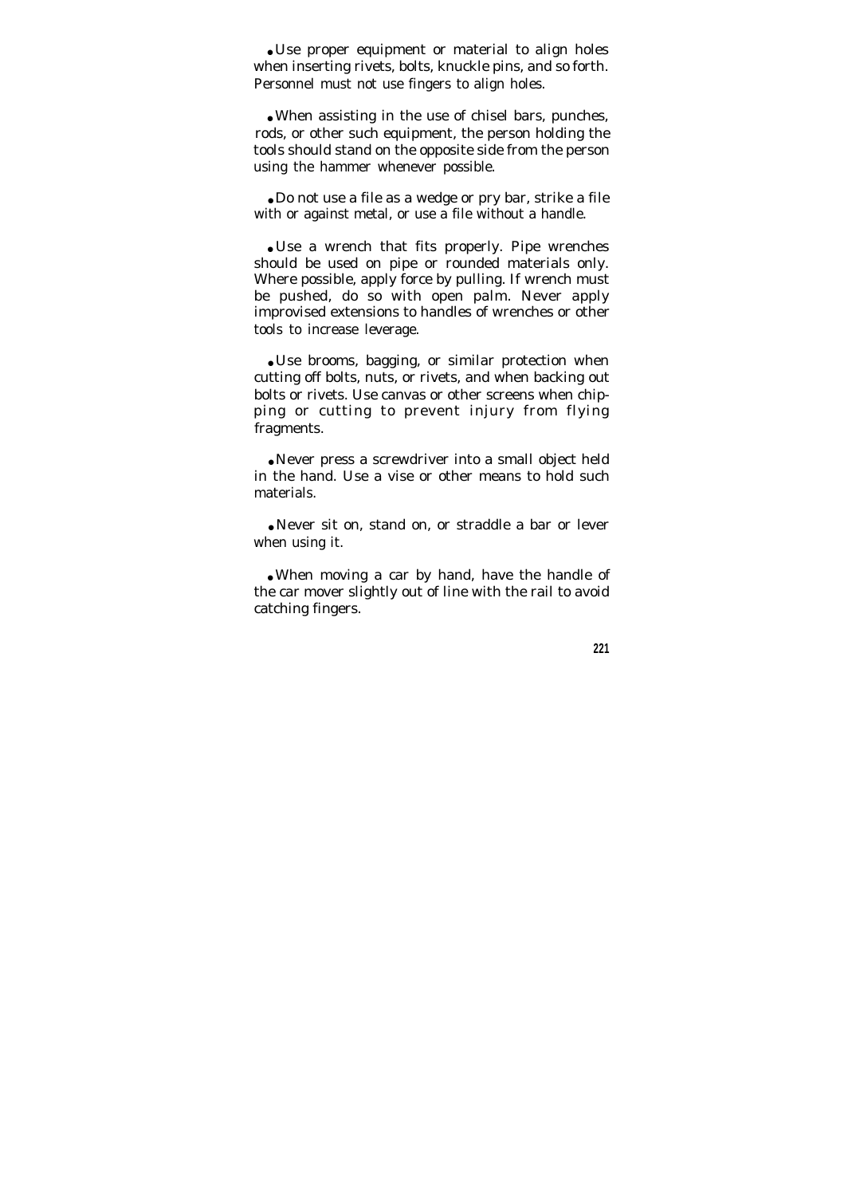- Use proper equipment or material to align holes when inserting rivets, bolts, knuckle pins, and so forth. Personnel must not use fingers to align holes.

- When assisting in the use of chisel bars, punches, rods, or other such equipment, the person holding the tools should stand on the opposite side from the person using the hammer whenever possible.

- Do not use a file as a wedge or pry bar, strike a file with or against metal, or use a file without a handle.

- Use a wrench that fits properly. Pipe wrenches should be used on pipe or rounded materials only. Where possible, apply force by pulling. If wrench must be pushed, do so with open palm. Never apply improvised extensions to handles of wrenches or other tools to increase leverage.

- Use brooms, bagging, or similar protection when cutting off bolts, nuts, or rivets, and when backing out bolts or rivets. Use canvas or other screens when chipping or cutting to prevent injury from flying fragments.

- Never press a screwdriver into a small object held in the hand. Use a vise or other means to hold such materials.

- Never sit on, stand on, or straddle a bar or lever when using it.

- When moving a car by hand, have the handle of the car mover slightly out of line with the rail to avoid catching fingers.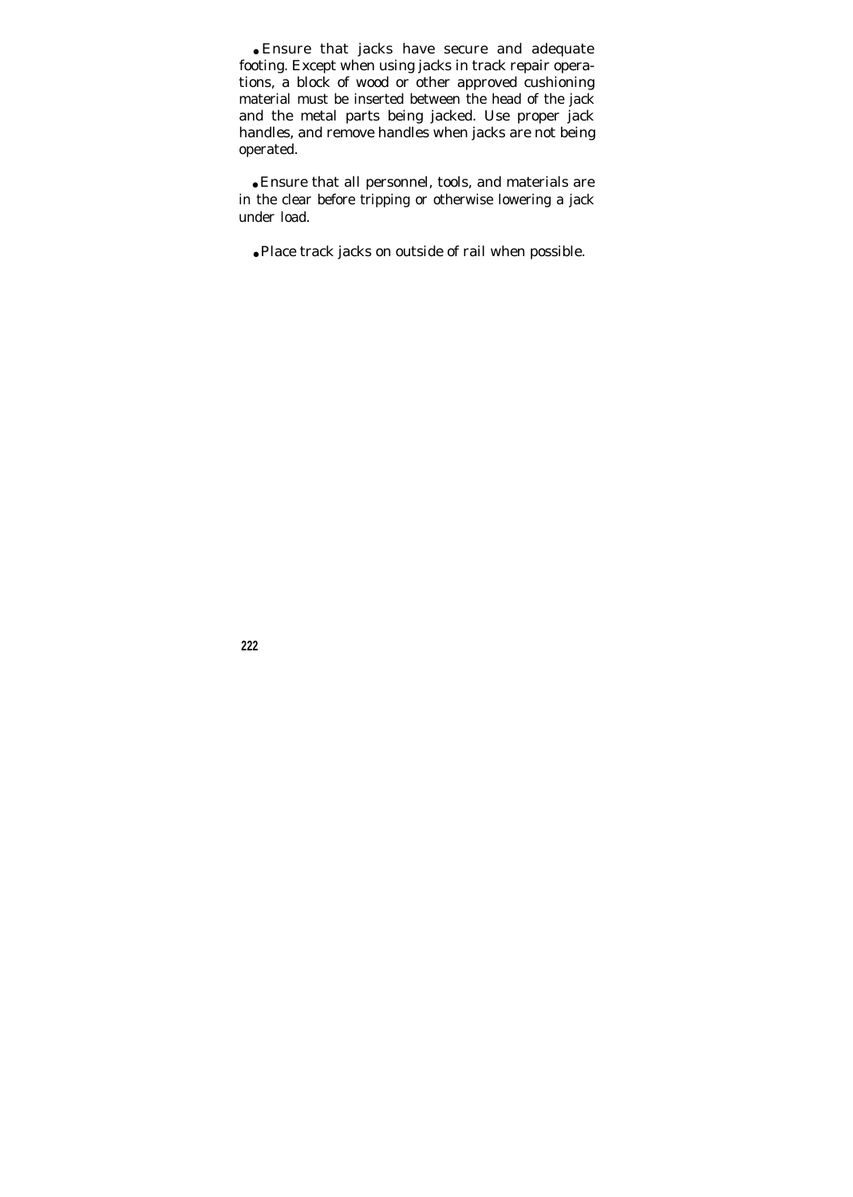- Ensure that jacks have secure and adequate footing. Except when using jacks in track repair operations, a block of wood or other approved cushioning material must be inserted between the head of the jack and the metal parts being jacked. Use proper jack handles, and remove handles when jacks are not being operated.

- Ensure that all personnel, tools, and materials are in the clear before tripping or otherwise lowering a jack under load.

- Place track jacks on outside of rail when possible.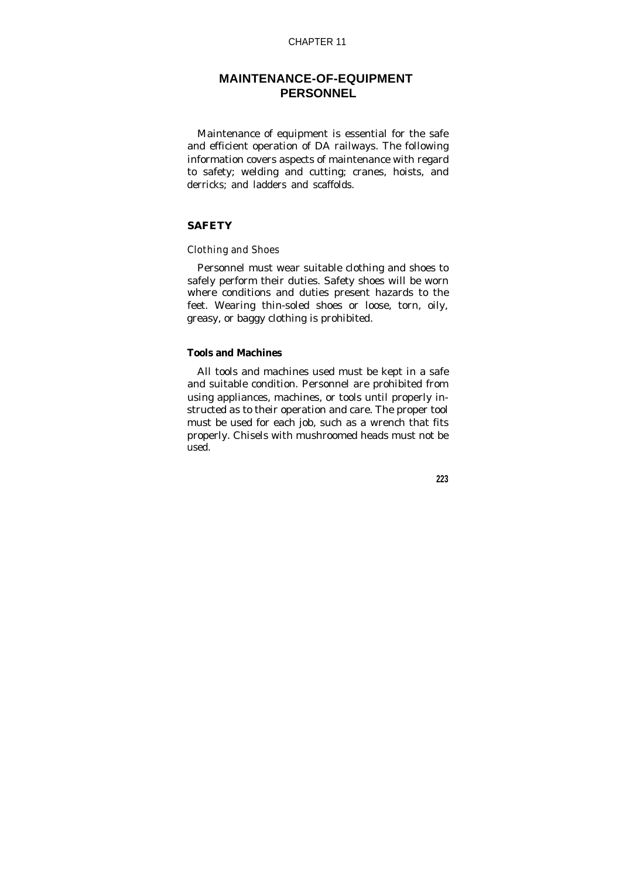CHAPTER 11

# MAINTENANCE-OF-EQUIPMENT PERSONNEL

Maintenance of equipment is essential for the safe and efficient operation of DA railways. The following information covers aspects of maintenance with regard to safety; welding and cutting; cranes, hoists, and derricks; and ladders and scaffolds.

## SAFETY

### *Clothing and Shoes*

Personnel must wear suitable clothing and shoes to safely perform their duties. Safety shoes will be worn where conditions and duties present hazards to the feet. Wearing thin-soled shoes or loose, torn, oily, greasy, or baggy clothing is prohibited.

### Tools and Machines

All tools and machines used must be kept in a safe and suitable condition. Personnel are prohibited from using appliances, machines, or tools until properly instructed as to their operation and care. The proper tool must be used for each job, such as a wrench that fits properly. Chisels with mushroomed heads must not be used.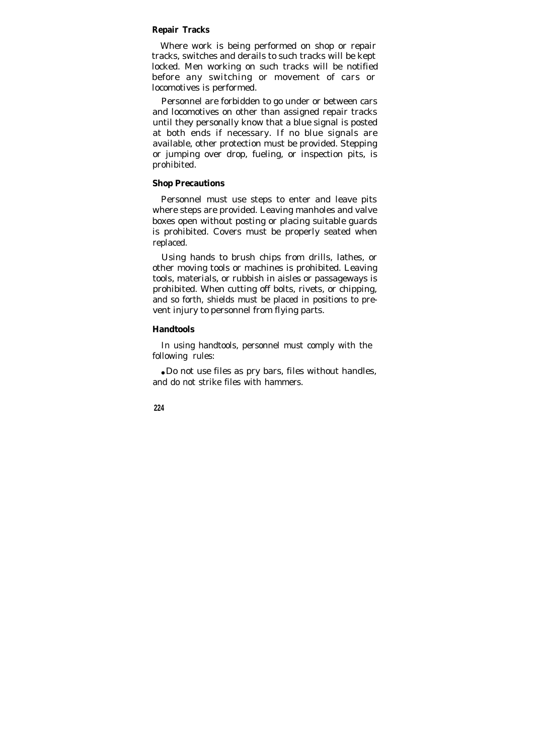**Repair Tracks**

Where work is being performed on shop or repair tracks, switches and derails to such tracks will be kept locked. Men working on such tracks will be notified before any switching or movement of cars or locomotives is performed.

Personnel are forbidden to go under or between cars and locomotives on other than assigned repair tracks until they personally know that a blue signal is posted at both ends if necessary. If no blue signals are available, other protection must be provided. Stepping or jumping over drop, fueling, or inspection pits, is prohibited.

**Shop Precautions**

Personnel must use steps to enter and leave pits where steps are provided. Leaving manholes and valve boxes open without posting or placing suitable guards is prohibited. Covers must be properly seated when replaced.

Using hands to brush chips from drills, lathes, or other moving tools or machines is prohibited. Leaving tools, materials, or rubbish in aisles or passageways is prohibited. When cutting off bolts, rivets, or chipping, and so forth, shields must be placed in positions to prevent injury to personnel from flying parts.

**Handtools**

In using handtools, personnel must comply with the following rules:

- Do not use files as pry bars, files without handles, and do not strike files with hammers.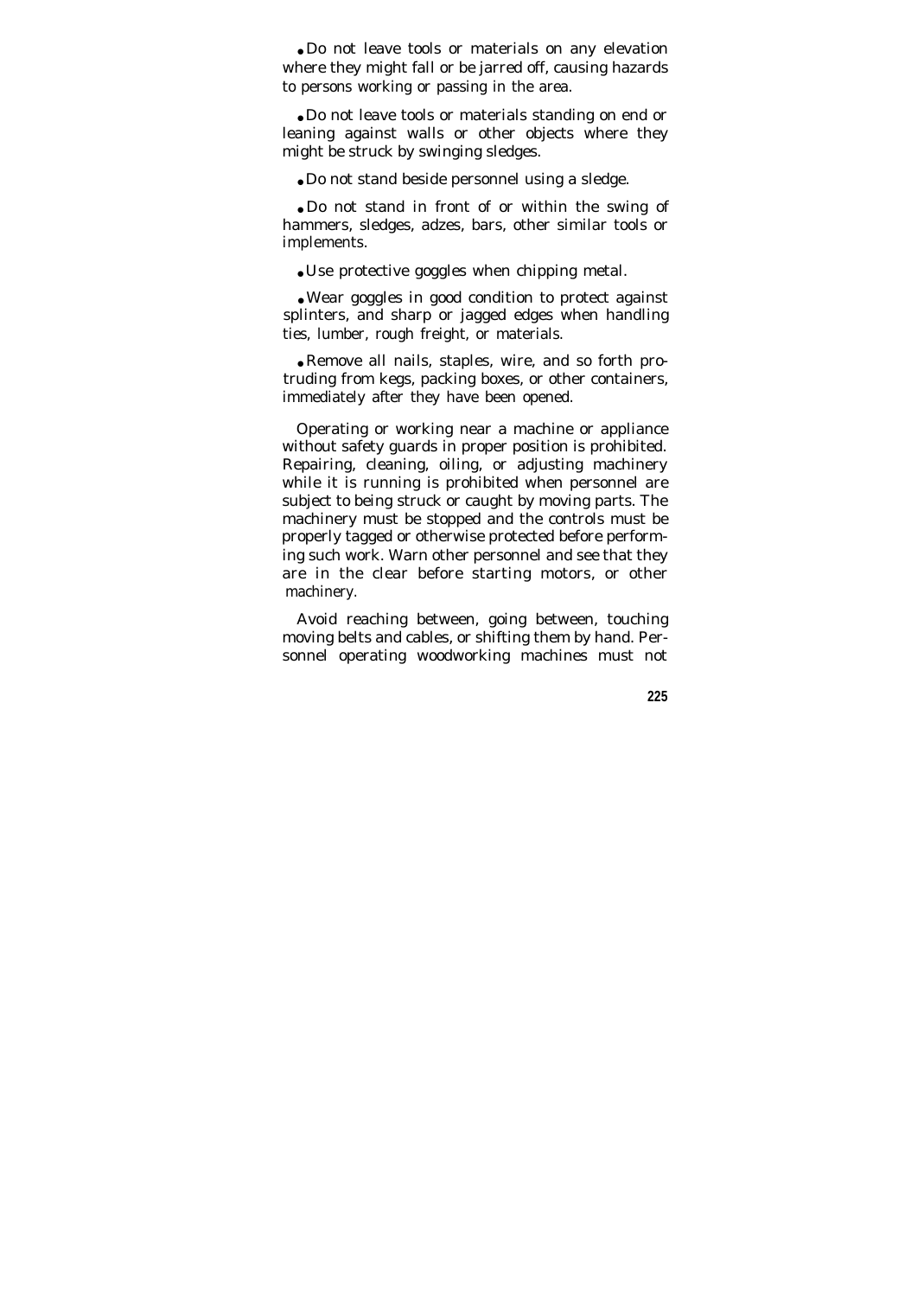- Do not leave tools or materials on any elevation where they might fall or be jarred off, causing hazards to persons working or passing in the area.

- Do not leave tools or materials standing on end or leaning against walls or other objects where they might be struck by swinging sledges.

- Do not stand beside personnel using a sledge.

- Do not stand in front of or within the swing of hammers, sledges, adzes, bars, other similar tools or implements.

- Use protective goggles when chipping metal.

- Wear goggles in good condition to protect against splinters, and sharp or jagged edges when handling ties, lumber, rough freight, or materials.

- Remove all nails, staples, wire, and so forth protruding from kegs, packing boxes, or other containers, immediately after they have been opened.

Operating or working near a machine or appliance without safety guards in proper position is prohibited. Repairing, cleaning, oiling, or adjusting machinery while it is running is prohibited when personnel are subject to being struck or caught by moving parts. The machinery must be stopped and the controls must be properly tagged or otherwise protected before performing such work. Warn other personnel and see that they are in the clear before starting motors, or other machinery.

Avoid reaching between, going between, touching moving belts and cables, or shifting them by hand. Personnel operating woodworking machines must not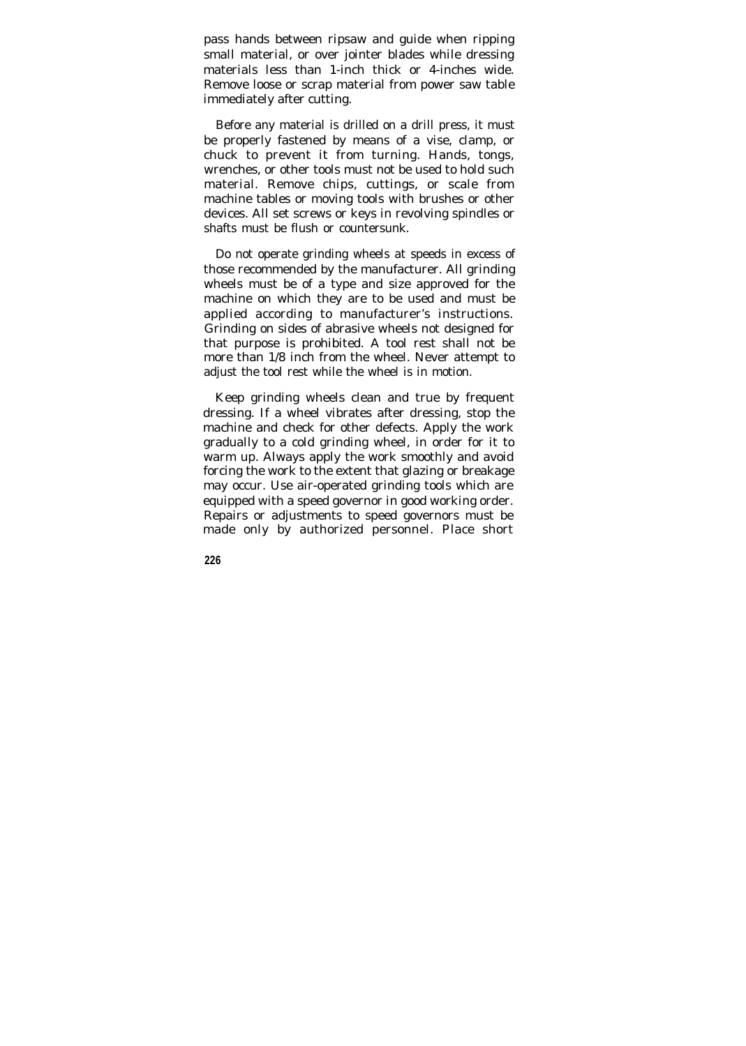pass hands between ripsaw and guide when ripping small material, or over jointer blades while dressing materials less than 1-inch thick or 4-inches wide. Remove loose or scrap material from power saw table immediately after cutting.

Before any material is drilled on a drill press, it must be properly fastened by means of a vise, clamp, or chuck to prevent it from turning. Hands, tongs, wrenches, or other tools must not be used to hold such material. Remove chips, cuttings, or scale from machine tables or moving tools with brushes or other devices. All set screws or keys in revolving spindles or shafts must be flush or countersunk.

Do not operate grinding wheels at speeds in excess of those recommended by the manufacturer. All grinding wheels must be of a type and size approved for the machine on which they are to be used and must be applied according to manufacturer's instructions. Grinding on sides of abrasive wheels not designed for that purpose is prohibited. A tool rest shall not be more than 1/8 inch from the wheel. Never attempt to adjust the tool rest while the wheel is in motion.

Keep grinding wheels clean and true by frequent dressing. If a wheel vibrates after dressing, stop the machine and check for other defects. Apply the work gradually to a cold grinding wheel, in order for it to warm up. Always apply the work smoothly and avoid forcing the work to the extent that glazing or breakage may occur. Use air-operated grinding tools which are equipped with a speed governor in good working order. Repairs or adjustments to speed governors must be made only by authorized personnel. Place short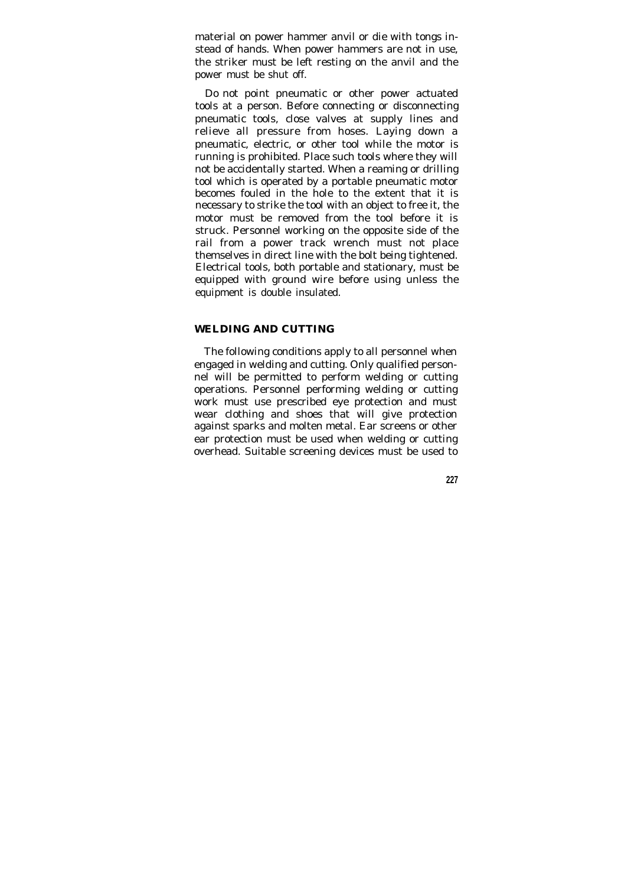material on power hammer anvil or die with tongs instead of hands. When power hammers are not in use, the striker must be left resting on the anvil and the power must be shut off.

Do not point pneumatic or other power actuated tools at a person. Before connecting or disconnecting pneumatic tools, close valves at supply lines and relieve all pressure from hoses. Laying down a pneumatic, electric, or other tool while the motor is running is prohibited. Place such tools where they will not be accidentally started. When a reaming or drilling tool which is operated by a portable pneumatic motor becomes fouled in the hole to the extent that it is necessary to strike the tool with an object to free it, the motor must be removed from the tool before it is struck. Personnel working on the opposite side of the rail from a power track wrench must not place themselves in direct line with the bolt being tightened. Electrical tools, both portable and stationary, must be equipped with ground wire before using unless the equipment is double insulated.

## WELDING AND CUTTING

The following conditions apply to all personnel when engaged in welding and cutting. Only qualified personnel will be permitted to perform welding or cutting operations. Personnel performing welding or cutting work must use prescribed eye protection and must wear clothing and shoes that will give protection against sparks and molten metal. Ear screens or other ear protection must be used when welding or cutting overhead. Suitable screening devices must be used to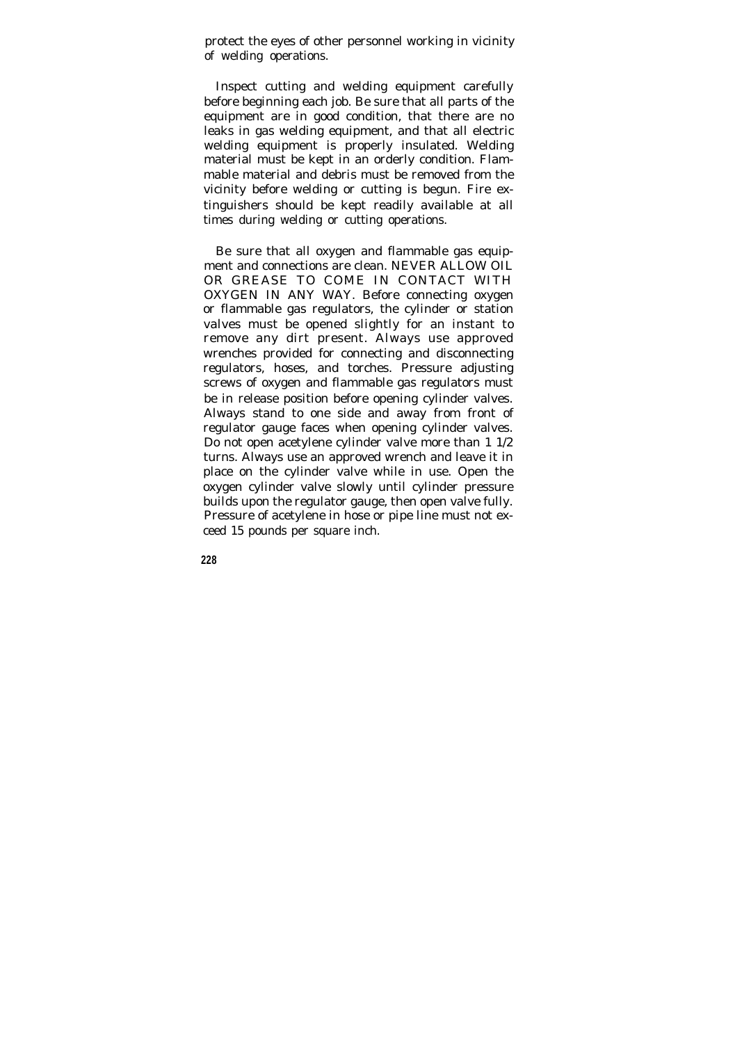protect the eyes of other personnel working in vicinity of welding operations.

Inspect cutting and welding equipment carefully before beginning each job. Be sure that all parts of the equipment are in good condition, that there are no leaks in gas welding equipment, and that all electric welding equipment is properly insulated. Welding material must be kept in an orderly condition. Flammable material and debris must be removed from the vicinity before welding or cutting is begun. Fire extinguishers should be kept readily available at all times during welding or cutting operations.

Be sure that all oxygen and flammable gas equipment and connections are clean. NEVER ALLOW OIL OR GREASE TO COME IN CONTACT WITH OXYGEN IN ANY WAY. Before connecting oxygen or flammable gas regulators, the cylinder or station valves must be opened slightly for an instant to remove any dirt present. Always use approved wrenches provided for connecting and disconnecting regulators, hoses, and torches. Pressure adjusting screws of oxygen and flammable gas regulators must be in release position before opening cylinder valves. Always stand to one side and away from front of regulator gauge faces when opening cylinder valves. Do not open acetylene cylinder valve more than 1 1/2 turns. Always use an approved wrench and leave it in place on the cylinder valve while in use. Open the oxygen cylinder valve slowly until cylinder pressure builds upon the regulator gauge, then open valve fully. Pressure of acetylene in hose or pipe line must not exceed 15 pounds per square inch.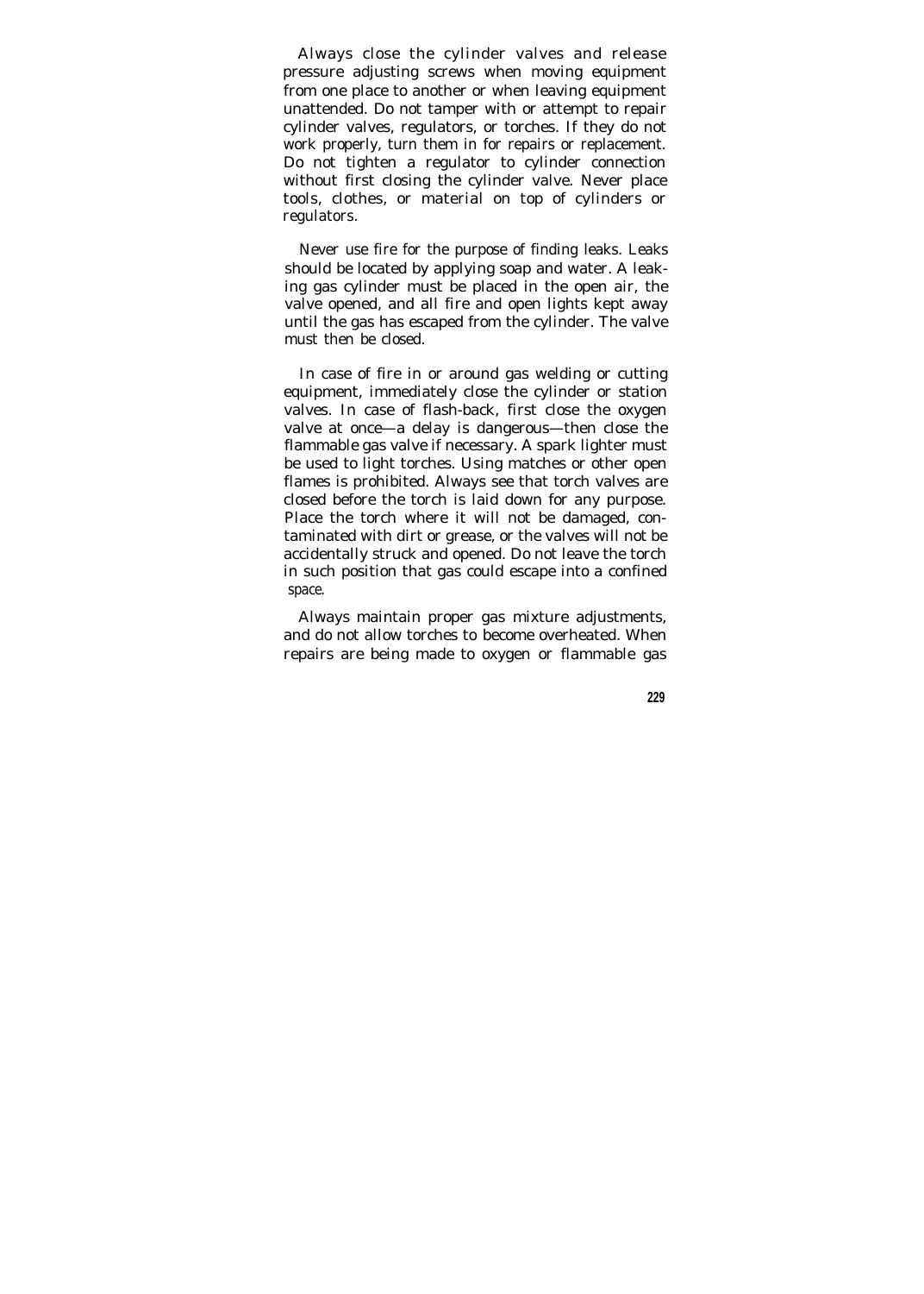Always close the cylinder valves and release pressure adjusting screws when moving equipment from one place to another or when leaving equipment unattended. Do not tamper with or attempt to repair cylinder valves, regulators, or torches. If they do not work properly, turn them in for repairs or replacement. Do not tighten a regulator to cylinder connection without first closing the cylinder valve. Never place tools, clothes, or material on top of cylinders or regulators.

Never use fire for the purpose of finding leaks. Leaks should be located by applying soap and water. A leaking gas cylinder must be placed in the open air, the valve opened, and all fire and open lights kept away until the gas has escaped from the cylinder. The valve must then be closed.

In case of fire in or around gas welding or cutting equipment, immediately close the cylinder or station valves. In case of flash-back, first close the oxygen valve at once—a delay is dangerous—then close the flammable gas valve if necessary. A spark lighter must be used to light torches. Using matches or other open flames is prohibited. Always see that torch valves are closed before the torch is laid down for any purpose. Place the torch where it will not be damaged, contaminated with dirt or grease, or the valves will not be accidentally struck and opened. Do not leave the torch in such position that gas could escape into a confined space.

Always maintain proper gas mixture adjustments, and do not allow torches to become overheated. When repairs are being made to oxygen or flammable gas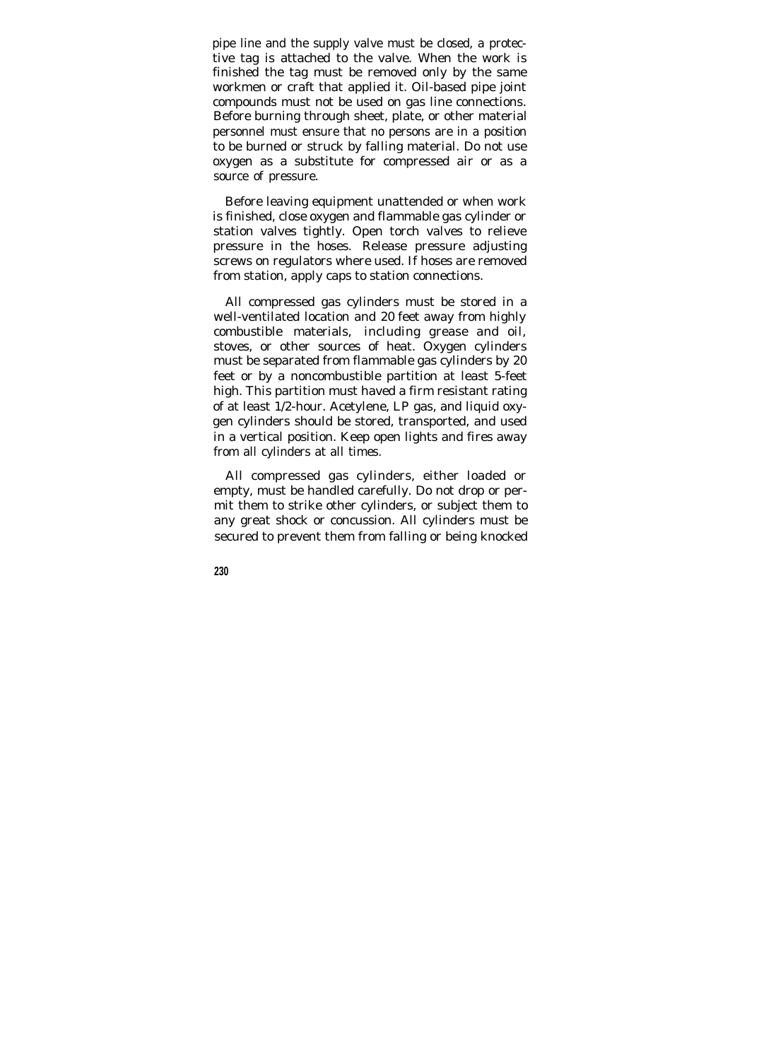pipe line and the supply valve must be closed, a protective tag is attached to the valve. When the work is finished the tag must be removed only by the same workmen or craft that applied it. Oil-based pipe joint compounds must not be used on gas line connections. Before burning through sheet, plate, or other material personnel must ensure that no persons are in a position to be burned or struck by falling material. Do not use oxygen as a substitute for compressed air or as a source of pressure.

Before leaving equipment unattended or when work is finished, close oxygen and flammable gas cylinder or station valves tightly. Open torch valves to relieve pressure in the hoses. Release pressure adjusting screws on regulators where used. If hoses are removed from station, apply caps to station connections.

All compressed gas cylinders must be stored in a well-ventilated location and 20 feet away from highly combustible materials, including grease and oil, stoves, or other sources of heat. Oxygen cylinders must be separated from flammable gas cylinders by 20 feet or by a noncombustible partition at least 5-feet high. This partition must haved a firm resistant rating of at least 1/2-hour. Acetylene, LP gas, and liquid oxygen cylinders should be stored, transported, and used in a vertical position. Keep open lights and fires away from all cylinders at all times.

All compressed gas cylinders, either loaded or empty, must be handled carefully. Do not drop or permit them to strike other cylinders, or subject them to any great shock or concussion. All cylinders must be secured to prevent them from falling or being knocked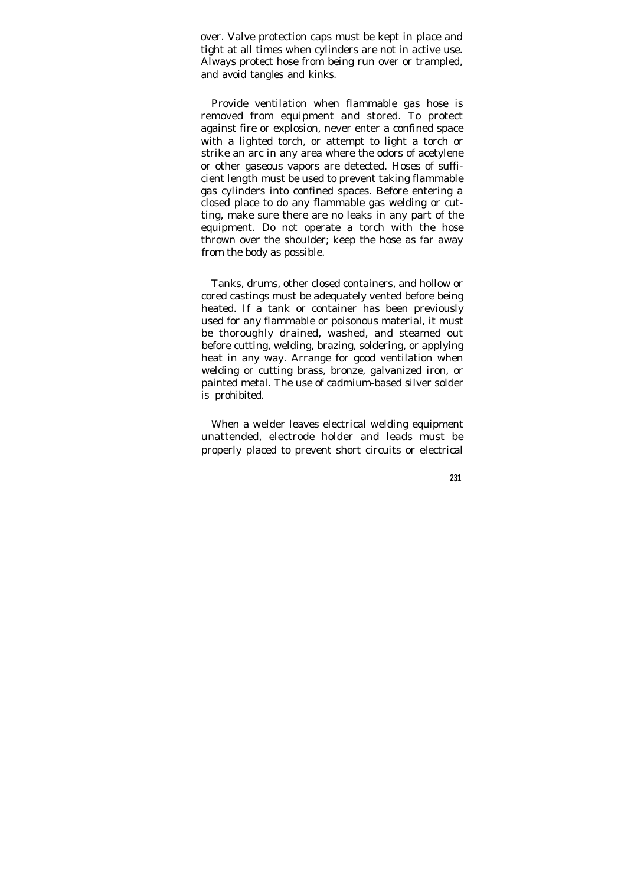over. Valve protection caps must be kept in place and tight at all times when cylinders are not in active use. Always protect hose from being run over or trampled, and avoid tangles and kinks.

Provide ventilation when flammable gas hose is removed from equipment and stored. To protect against fire or explosion, never enter a confined space with a lighted torch, or attempt to light a torch or strike an arc in any area where the odors of acetylene or other gaseous vapors are detected. Hoses of sufficient length must be used to prevent taking flammable gas cylinders into confined spaces. Before entering a closed place to do any flammable gas welding or cutting, make sure there are no leaks in any part of the equipment. Do not operate a torch with the hose thrown over the shoulder; keep the hose as far away from the body as possible.

Tanks, drums, other closed containers, and hollow or cored castings must be adequately vented before being heated. If a tank or container has been previously used for any flammable or poisonous material, it must be thoroughly drained, washed, and steamed out before cutting, welding, brazing, soldering, or applying heat in any way. Arrange for good ventilation when welding or cutting brass, bronze, galvanized iron, or painted metal. The use of cadmium-based silver solder is prohibited.

When a welder leaves electrical welding equipment unattended, electrode holder and leads must be properly placed to prevent short circuits or electrical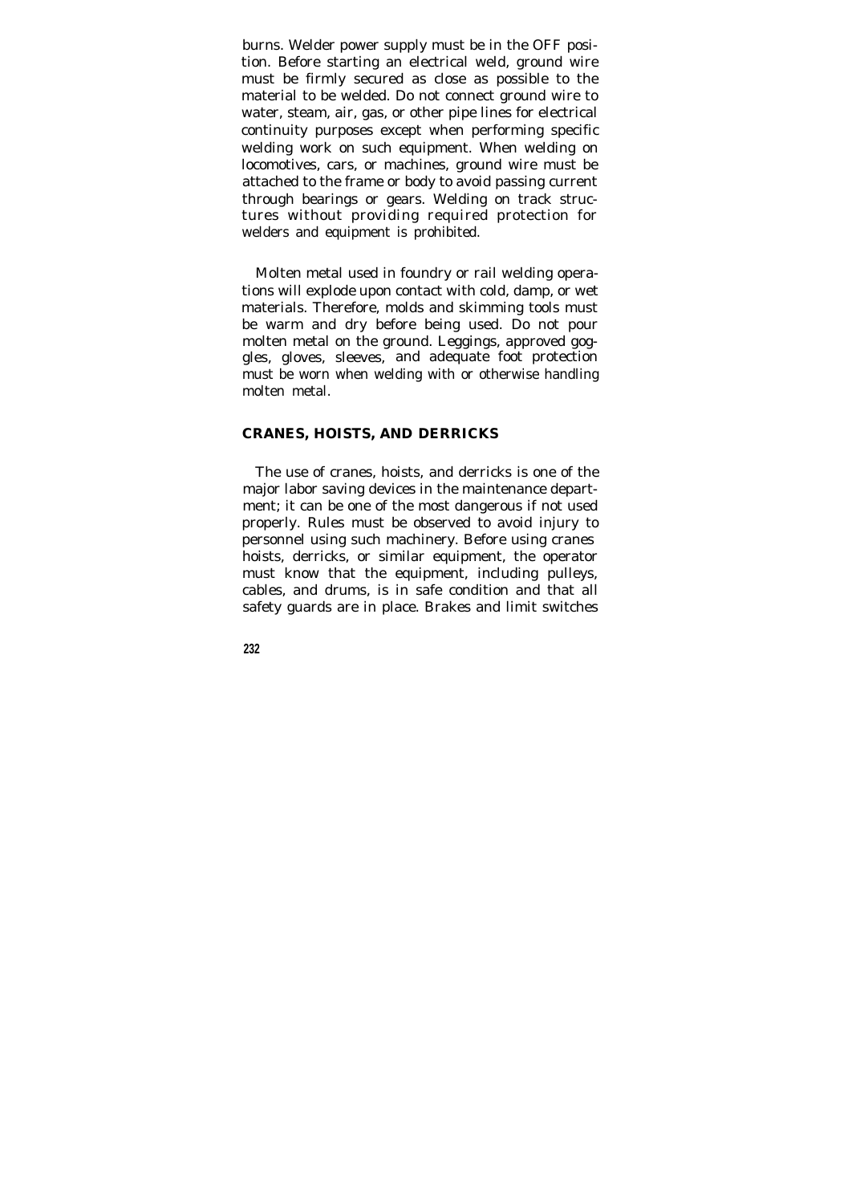burns. Welder power supply must be in the OFF position. Before starting an electrical weld, ground wire must be firmly secured as close as possible to the material to be welded. Do not connect ground wire to water, steam, air, gas, or other pipe lines for electrical continuity purposes except when performing specific welding work on such equipment. When welding on locomotives, cars, or machines, ground wire must be attached to the frame or body to avoid passing current through bearings or gears. Welding on track structures without providing required protection for welders and equipment is prohibited.

Molten metal used in foundry or rail welding operations will explode upon contact with cold, damp, or wet materials. Therefore, molds and skimming tools must be warm and dry before being used. Do not pour molten metal on the ground. Leggings, approved goggles, gloves, sleeves, and adequate foot protection must be worn when welding with or otherwise handling molten metal.

## CRANES, HOISTS, AND DERRICKS

The use of cranes, hoists, and derricks is one of the major labor saving devices in the maintenance department; it can be one of the most dangerous if not used properly. Rules must be observed to avoid injury to personnel using such machinery. Before using cranes hoists, derricks, or similar equipment, the operator must know that the equipment, including pulleys, cables, and drums, is in safe condition and that all safety guards are in place. Brakes and limit switches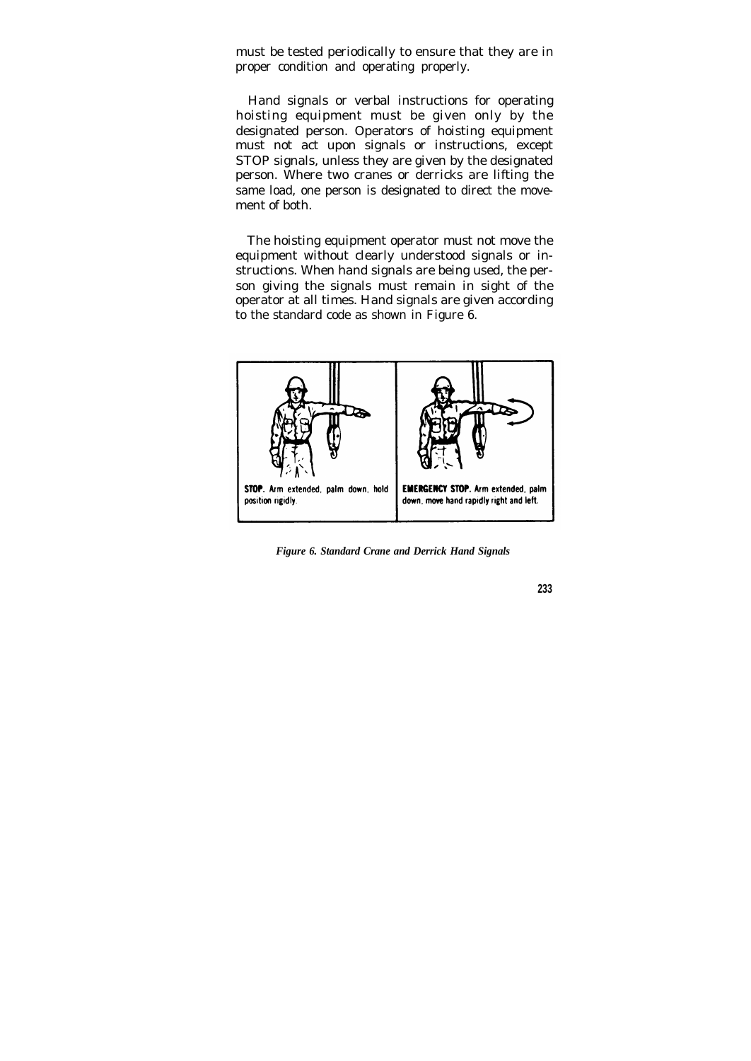must be tested periodically to ensure that they are in proper condition and operating properly.

Hand signals or verbal instructions for operating hoisting equipment must be given only by the designated person. Operators of hoisting equipment must not act upon signals or instructions, except STOP signals, unless they are given by the designated person. Where two cranes or derricks are lifting the same load, one person is designated to direct the movement of both.

The hoisting equipment operator must not move the equipment without clearly understood signals or instructions. When hand signals are being used, the person giving the signals must remain in sight of the operator at all times. Hand signals are given according to the standard code as shown in Figure 6.

**STOP.** Arm extended, palm down, hold position rigidly.

**EMERGENCY STOP.** Arm extended, palm down, move hand rapidly right and left.

*Figure 6. Standard Crane and Derrick Hand Signals*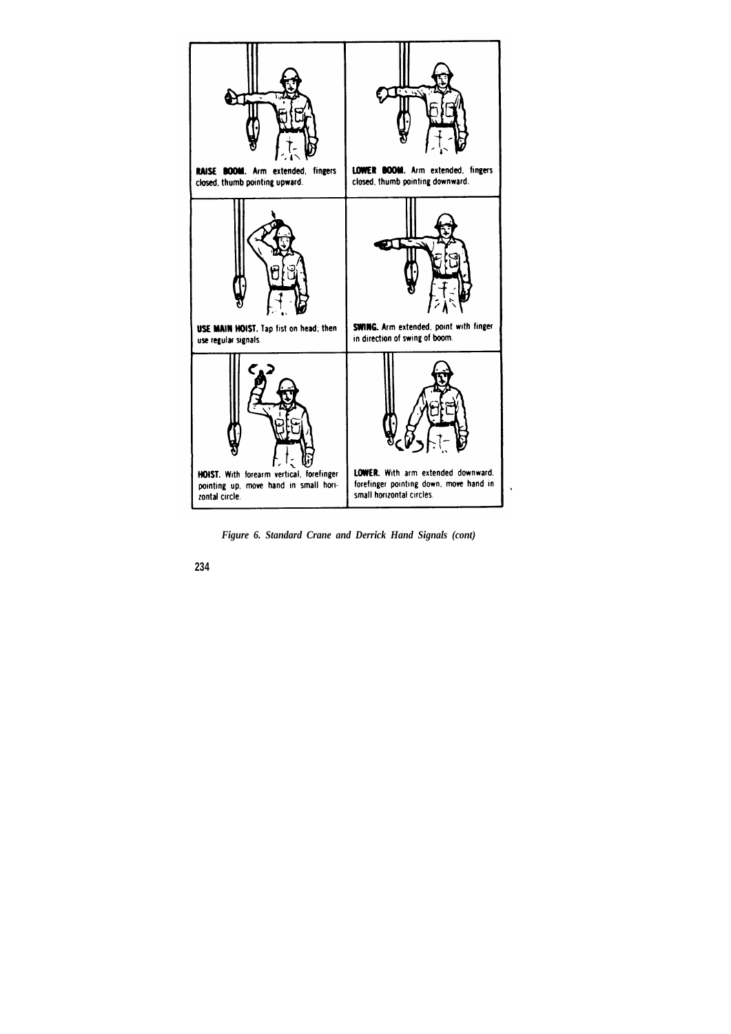**RAISE BOOM.** Arm extended, fingers closed, thumb pointing upward.

**LOWER BOOM.** Arm extended, fingers closed, thumb pointing downward.

**USE MAIN HOIST.** Tap fist on head; then use regular signals.

**SWING.** Arm extended, point with finger in direction of swing of boom.

**HOIST.** With forearm vertical, forefinger pointing up, move hand in small horizontal circle.

**LOWER.** With arm extended downward, forefinger pointing down, move hand in small horizontal circles.

*Figure 6. Standard Crane and Derrick Hand Signals (cont)*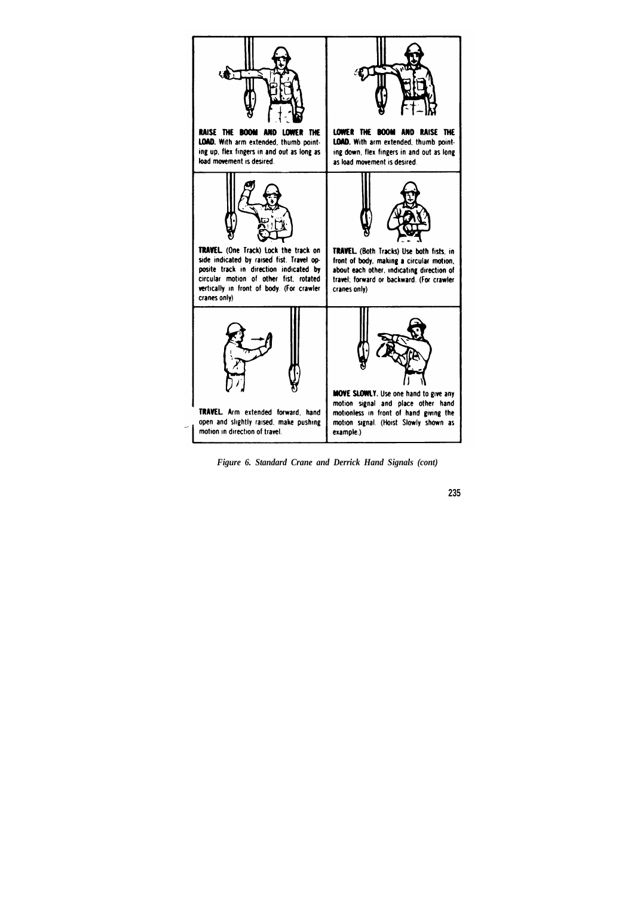**RAISE THE BOOM AND LOWER THE LOAD.** With arm extended, thumb pointing up, flex fingers in and out as long as load movement is desired.

**LOWER THE BOOM AND RAISE THE LOAD.** With arm extended, thumb pointing down, flex fingers in and out as long as load movement is desired.

**TRAVEL.** (One Track) Lock the track on side indicated by raised fist. Travel opposite track in direction indicated by circular motion of other fist, rotated vertically in front of body. (For crawler cranes only)

**TRAVEL.** (Both Tracks) Use both fists, in front of body, making a circular motion, about each other, indicating direction of travel; forward or backward. (For crawler cranes only)

**TRAVEL.** Arm extended forward, hand open and slightly raised, make pushing motion in direction of travel.

**MOVE SLOWLY.** Use one hand to give any motion signal and place other hand motionless in front of hand giving the motion signal. (Hoist Slowly shown as example.)

*Figure 6. Standard Crane and Derrick Hand Signals (cont)*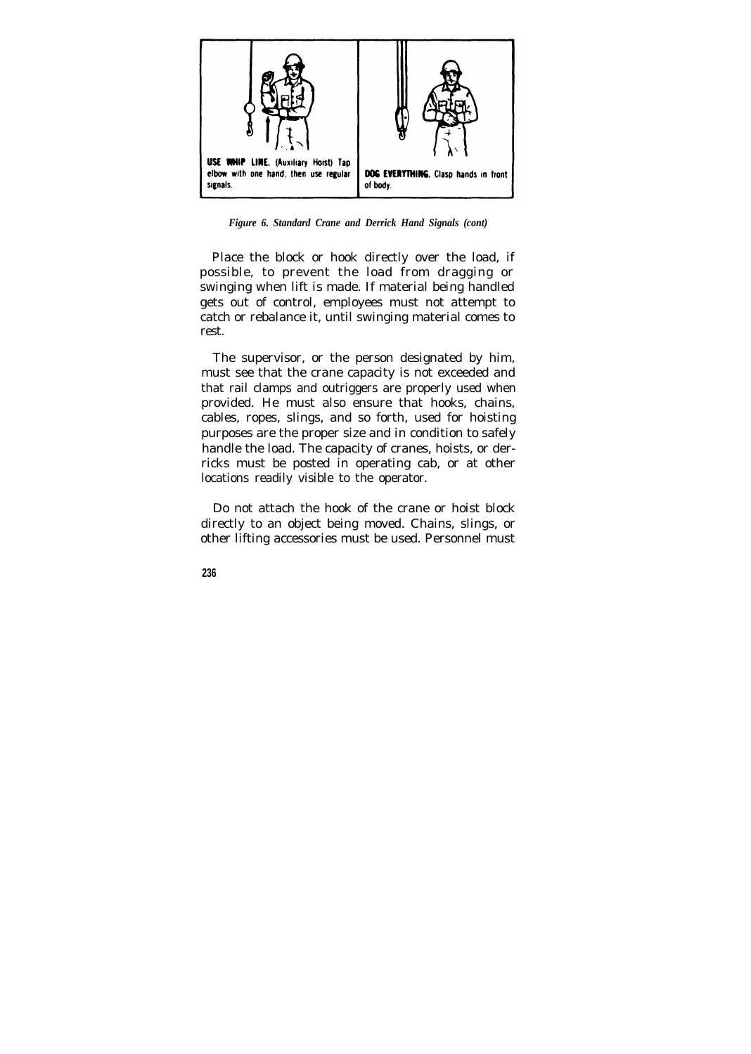**USE WHIP LINE.** (Auxiliary Hoist) Tap elbow with one hand; then use regular signals.

**DOG EVERYTHING.** Clasp hands in front of body.

*Figure 6. Standard Crane and Derrick Hand Signals (cont)*

Place the block or hook directly over the load, if possible, to prevent the load from dragging or swinging when lift is made. If material being handled gets out of control, employees must not attempt to catch or rebalance it, until swinging material comes to rest.

The supervisor, or the person designated by him, must see that the crane capacity is not exceeded and that rail clamps and outriggers are properly used when provided. He must also ensure that hooks, chains, cables, ropes, slings, and so forth, used for hoisting purposes are the proper size and in condition to safely handle the load. The capacity of cranes, hoists, or derricks must be posted in operating cab, or at other locations readily visible to the operator.

Do not attach the hook of the crane or hoist block directly to an object being moved. Chains, slings, or other lifting accessories must be used. Personnel must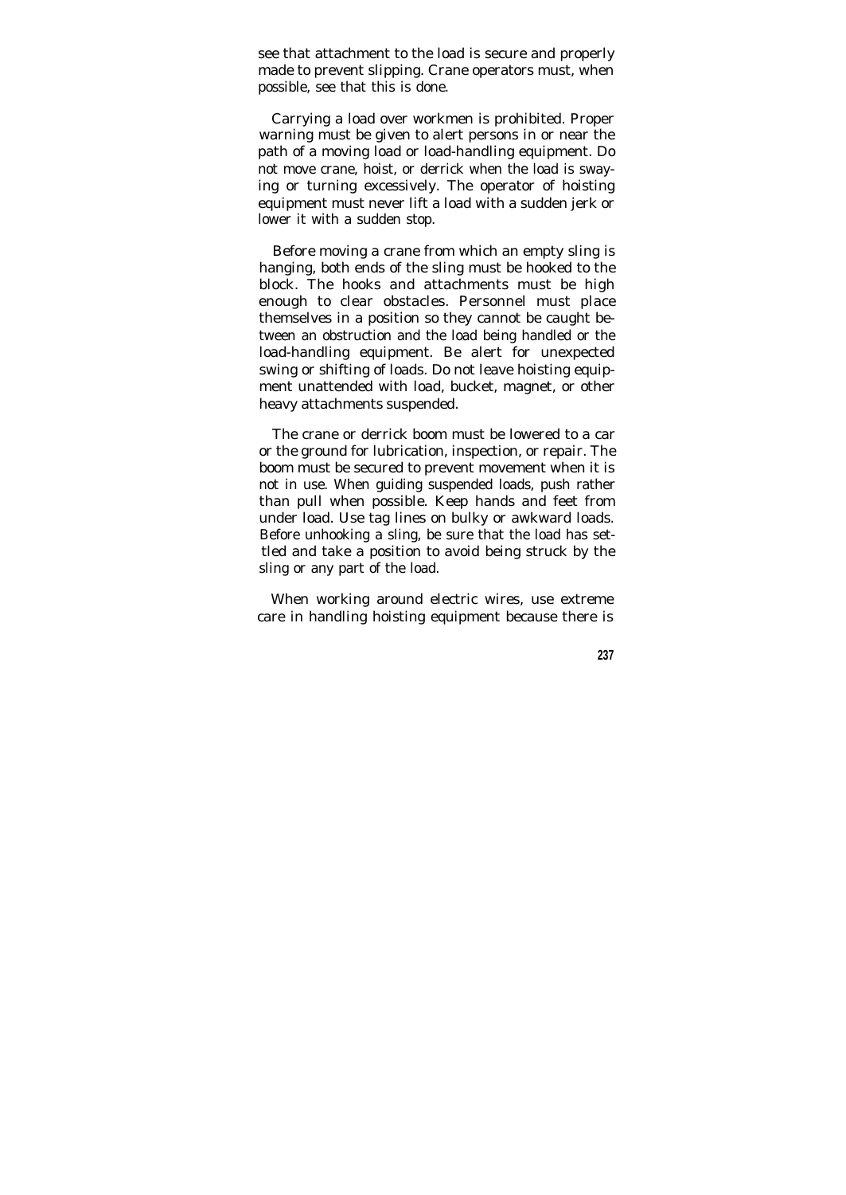see that attachment to the load is secure and properly made to prevent slipping. Crane operators must, when possible, see that this is done.

Carrying a load over workmen is prohibited. Proper warning must be given to alert persons in or near the path of a moving load or load-handling equipment. Do not move crane, hoist, or derrick when the load is swaying or turning excessively. The operator of hoisting equipment must never lift a load with a sudden jerk or lower it with a sudden stop.

Before moving a crane from which an empty sling is hanging, both ends of the sling must be hooked to the block. The hooks and attachments must be high enough to clear obstacles. Personnel must place themselves in a position so they cannot be caught between an obstruction and the load being handled or the load-handling equipment. Be alert for unexpected swing or shifting of loads. Do not leave hoisting equipment unattended with load, bucket, magnet, or other heavy attachments suspended.

The crane or derrick boom must be lowered to a car or the ground for lubrication, inspection, or repair. The boom must be secured to prevent movement when it is not in use. When guiding suspended loads, push rather than pull when possible. Keep hands and feet from under load. Use tag lines on bulky or awkward loads. Before unhooking a sling, be sure that the load has settled and take a position to avoid being struck by the sling or any part of the load.

When working around electric wires, use extreme care in handling hoisting equipment because there is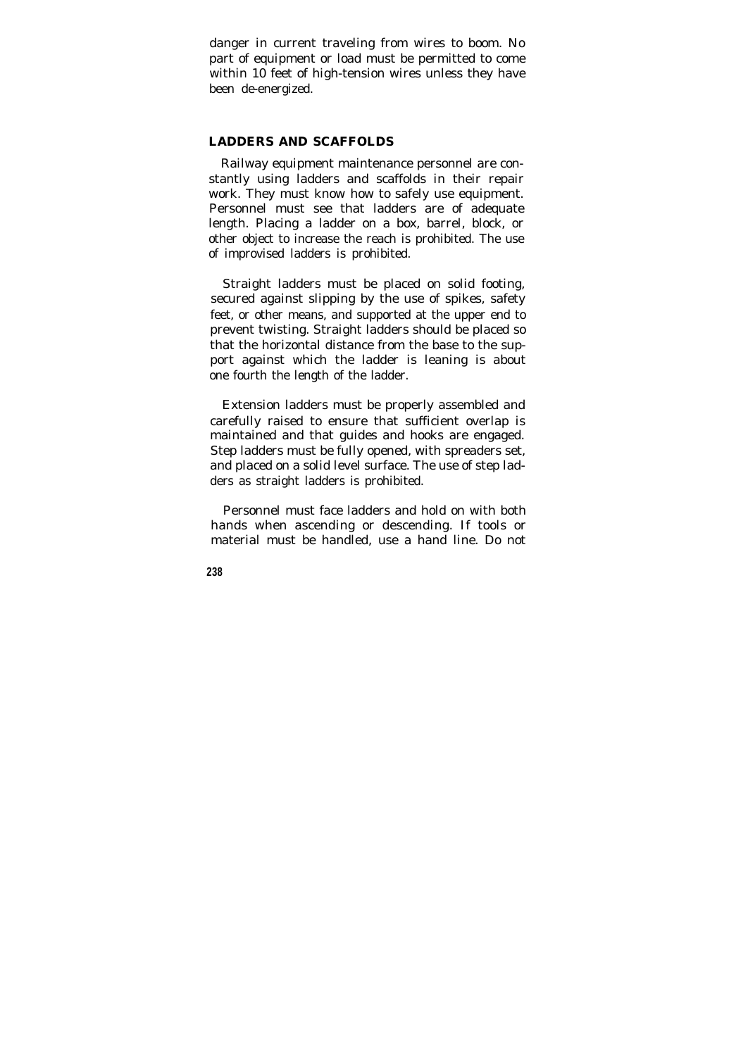danger in current traveling from wires to boom. No part of equipment or load must be permitted to come within 10 feet of high-tension wires unless they have been de-energized.

## LADDERS AND SCAFFOLDS

Railway equipment maintenance personnel are constantly using ladders and scaffolds in their repair work. They must know how to safely use equipment. Personnel must see that ladders are of adequate length. Placing a ladder on a box, barrel, block, or other object to increase the reach is prohibited. The use of improvised ladders is prohibited.

Straight ladders must be placed on solid footing, secured against slipping by the use of spikes, safety feet, or other means, and supported at the upper end to prevent twisting. Straight ladders should be placed so that the horizontal distance from the base to the support against which the ladder is leaning is about one fourth the length of the ladder.

Extension ladders must be properly assembled and carefully raised to ensure that sufficient overlap is maintained and that guides and hooks are engaged. Step ladders must be fully opened, with spreaders set, and placed on a solid level surface. The use of step ladders as straight ladders is prohibited.

Personnel must face ladders and hold on with both hands when ascending or descending. If tools or material must be handled, use a hand line. Do not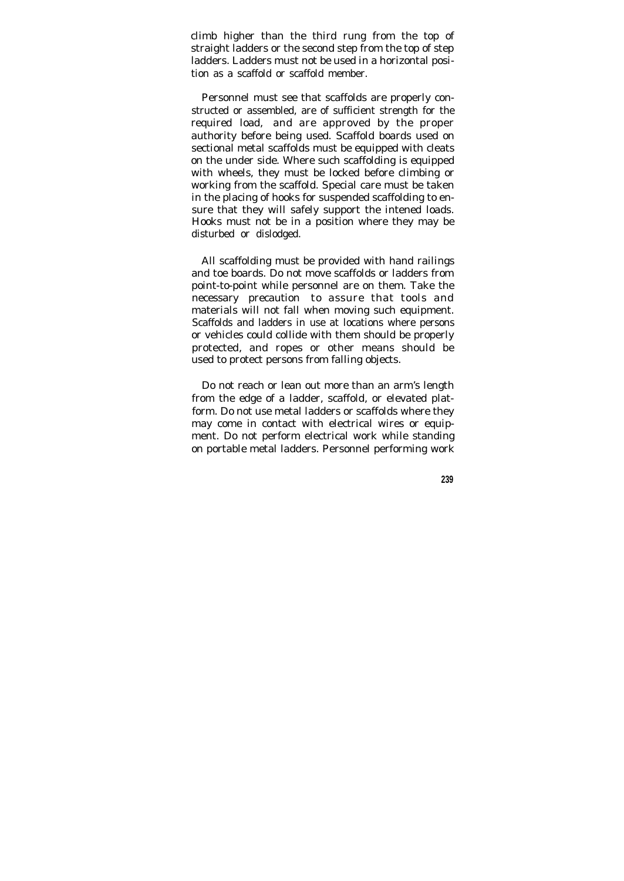climb higher than the third rung from the top of straight ladders or the second step from the top of step ladders. Ladders must not be used in a horizontal position as a scaffold or scaffold member.

Personnel must see that scaffolds are properly constructed or assembled, are of sufficient strength for the required load, and are approved by the proper authority before being used. Scaffold boards used on sectional metal scaffolds must be equipped with cleats on the under side. Where such scaffolding is equipped with wheels, they must be locked before climbing or working from the scaffold. Special care must be taken in the placing of hooks for suspended scaffolding to ensure that they will safely support the intened loads. Hooks must not be in a position where they may be disturbed or dislodged.

All scaffolding must be provided with hand railings and toe boards. Do not move scaffolds or ladders from point-to-point while personnel are on them. Take the necessary precaution to assure that tools and materials will not fall when moving such equipment. Scaffolds and ladders in use at locations where persons or vehicles could collide with them should be properly protected, and ropes or other means should be used to protect persons from falling objects.

Do not reach or lean out more than an arm's length from the edge of a ladder, scaffold, or elevated platform. Do not use metal ladders or scaffolds where they may come in contact with electrical wires or equipment. Do not perform electrical work while standing on portable metal ladders. Personnel performing work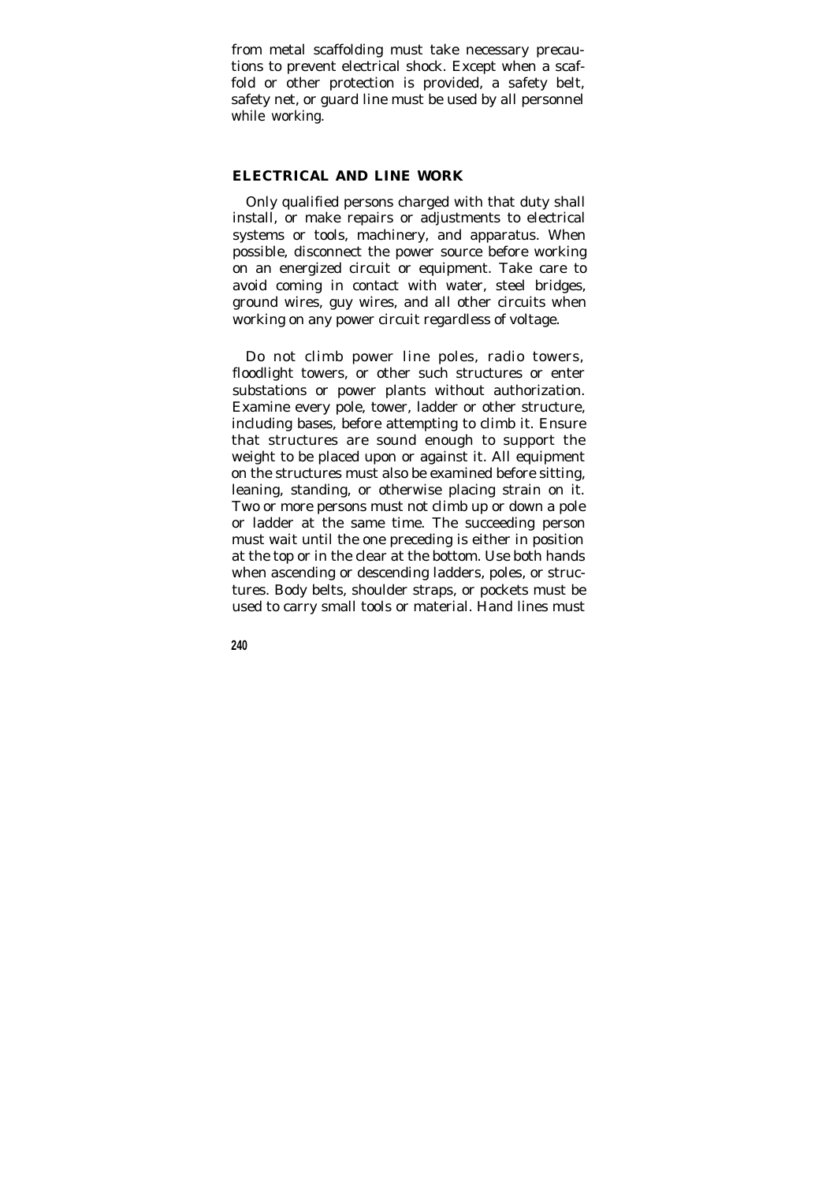from metal scaffolding must take necessary precautions to prevent electrical shock. Except when a scaffold or other protection is provided, a safety belt, safety net, or guard line must be used by all personnel while working.

## ELECTRICAL AND LINE WORK

Only qualified persons charged with that duty shall install, or make repairs or adjustments to electrical systems or tools, machinery, and apparatus. When possible, disconnect the power source before working on an energized circuit or equipment. Take care to avoid coming in contact with water, steel bridges, ground wires, guy wires, and all other circuits when working on any power circuit regardless of voltage.

Do not climb power line poles, radio towers, floodlight towers, or other such structures or enter substations or power plants without authorization. Examine every pole, tower, ladder or other structure, including bases, before attempting to climb it. Ensure that structures are sound enough to support the weight to be placed upon or against it. All equipment on the structures must also be examined before sitting, leaning, standing, or otherwise placing strain on it. Two or more persons must not climb up or down a pole or ladder at the same time. The succeeding person must wait until the one preceding is either in position at the top or in the clear at the bottom. Use both hands when ascending or descending ladders, poles, or structures. Body belts, shoulder straps, or pockets must be used to carry small tools or material. Hand lines must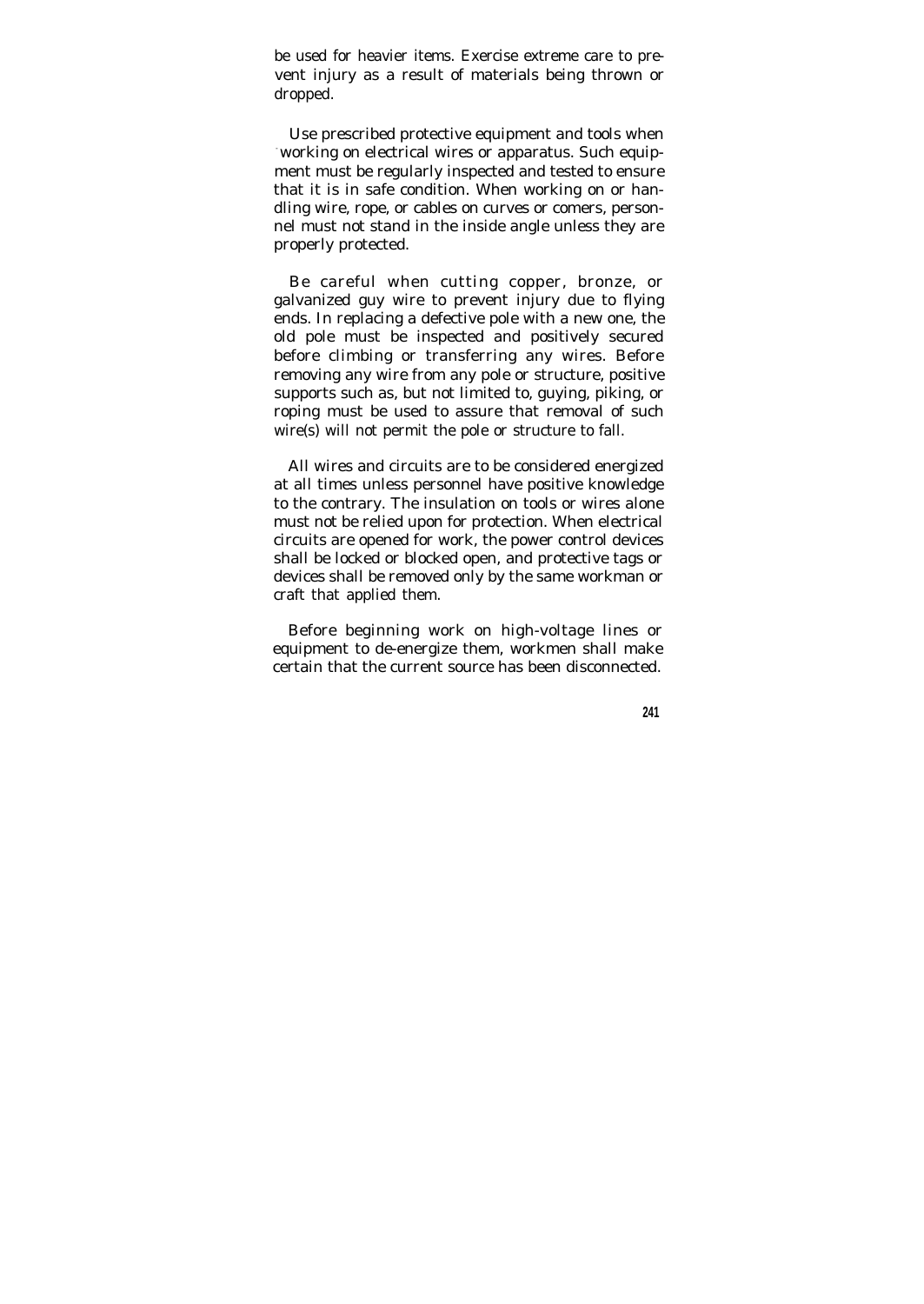be used for heavier items. Exercise extreme care to prevent injury as a result of materials being thrown or dropped.

Use prescribed protective equipment and tools when working on electrical wires or apparatus. Such equipment must be regularly inspected and tested to ensure that it is in safe condition. When working on or handling wire, rope, or cables on curves or comers, personnel must not stand in the inside angle unless they are properly protected.

Be careful when cutting copper, bronze, or galvanized guy wire to prevent injury due to flying ends. In replacing a defective pole with a new one, the old pole must be inspected and positively secured before climbing or transferring any wires. Before removing any wire from any pole or structure, positive supports such as, but not limited to, guying, piking, or roping must be used to assure that removal of such wire(s) will not permit the pole or structure to fall.

All wires and circuits are to be considered energized at all times unless personnel have positive knowledge to the contrary. The insulation on tools or wires alone must not be relied upon for protection. When electrical circuits are opened for work, the power control devices shall be locked or blocked open, and protective tags or devices shall be removed only by the same workman or craft that applied them.

Before beginning work on high-voltage lines or equipment to de-energize them, workmen shall make certain that the current source has been disconnected.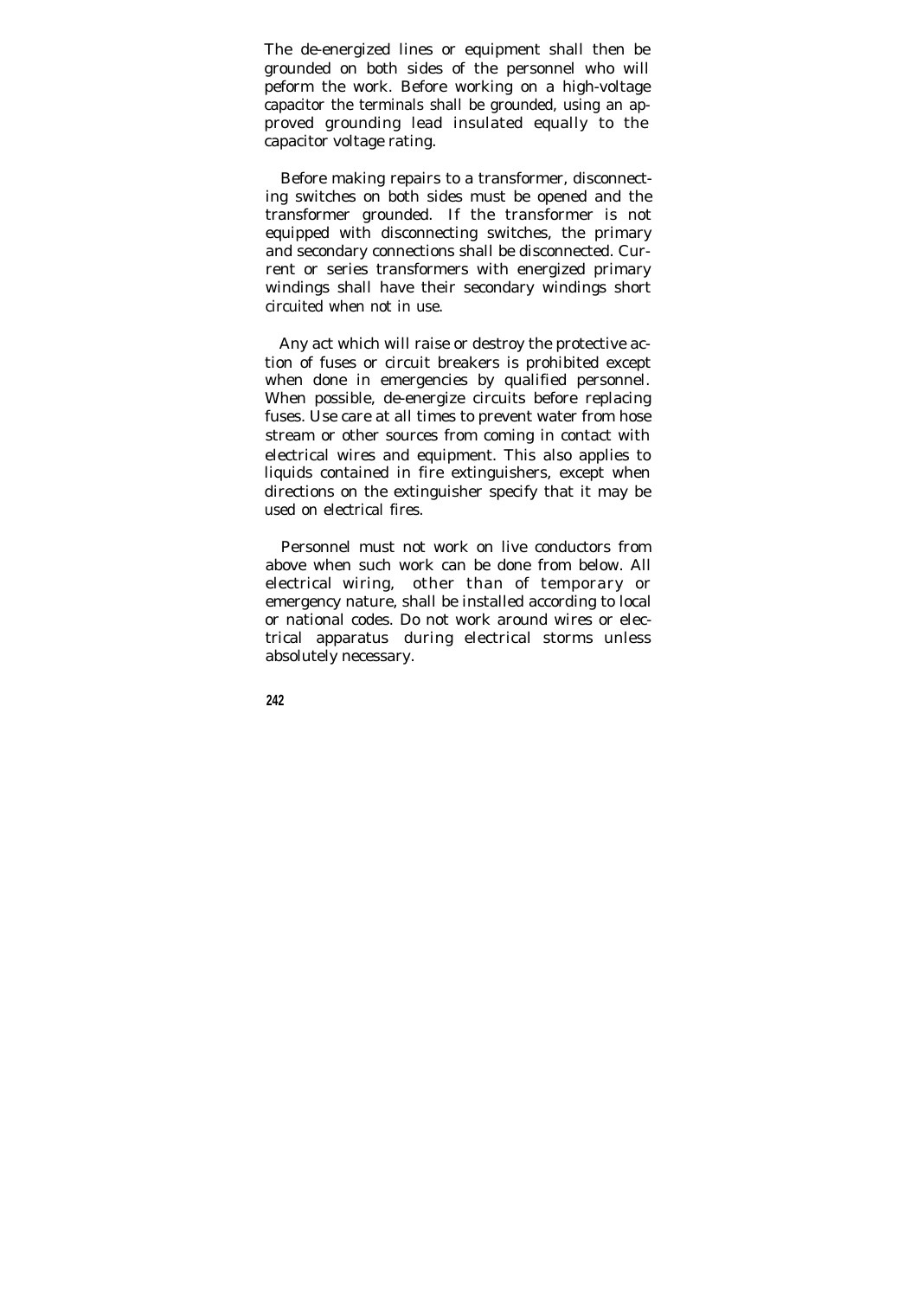The de-energized lines or equipment shall then be grounded on both sides of the personnel who will peform the work. Before working on a high-voltage capacitor the terminals shall be grounded, using an approved grounding lead insulated equally to the capacitor voltage rating.

Before making repairs to a transformer, disconnecting switches on both sides must be opened and the transformer grounded. If the transformer is not equipped with disconnecting switches, the primary and secondary connections shall be disconnected. Current or series transformers with energized primary windings shall have their secondary windings short circuited when not in use.

Any act which will raise or destroy the protective action of fuses or circuit breakers is prohibited except when done in emergencies by qualified personnel. When possible, de-energize circuits before replacing fuses. Use care at all times to prevent water from hose stream or other sources from coming in contact with electrical wires and equipment. This also applies to liquids contained in fire extinguishers, except when directions on the extinguisher specify that it may be used on electrical fires.

Personnel must not work on live conductors from above when such work can be done from below. All electrical wiring, other than of temporary or emergency nature, shall be installed according to local or national codes. Do not work around wires or electrical apparatus during electrical storms unless absolutely necessary.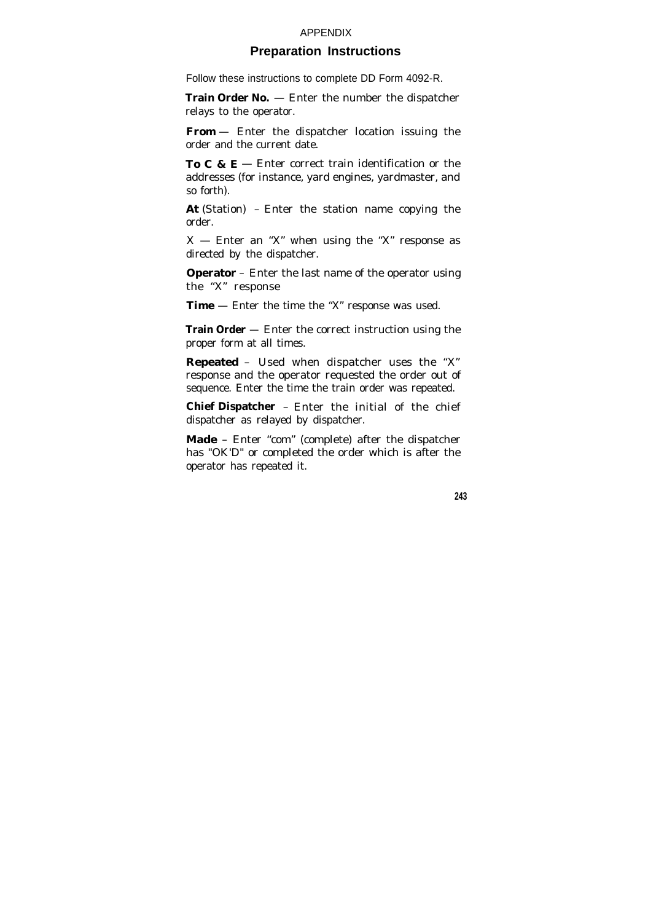APPENDIX

## Preparation Instructions

Follow these instructions to complete DD Form 4092-R.

**Train Order No.** — Enter the number the dispatcher relays to the operator.

**From** — Enter the dispatcher location issuing the order and the current date.

**To C & E** — Enter correct train identification or the addresses (for instance, yard engines, yardmaster, and so forth).

**At** (Station) – Enter the station name copying the order.

X — Enter an "X" when using the "X" response as directed by the dispatcher.

**Operator** – Enter the last name of the operator using the "X" response

**Time** — Enter the time the "X" response was used.

**Train Order** — Enter the correct instruction using the proper form at all times.

**Repeated** – Used when dispatcher uses the "X" response and the operator requested the order out of sequence. Enter the time the train order was repeated.

**Chief Dispatcher** – Enter the initial of the chief dispatcher as relayed by dispatcher.

**Made** – Enter "com" (complete) after the dispatcher has "OK'D" or completed the order which is after the operator has repeated it.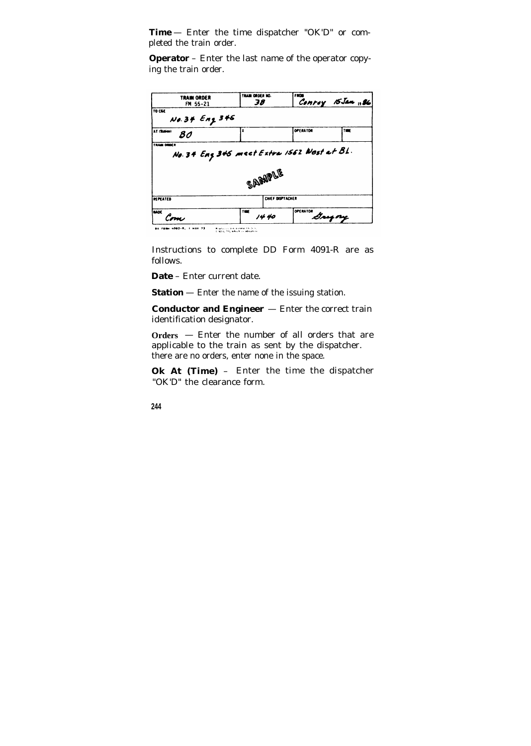**Time** — Enter the time dispatcher "OK'D" or completed the train order.

**Operator** – Enter the last name of the operator copying the train order.

| TRAIN ORDER FM 55-21 | TRAIN ORDER NO. 38 | | FROM Conroy 15 Jan 19 86 | |
|---|---|---|---|---|
| TO C&E No. 34 Eng 346 | | | | |
| AT (Station) BO | X | | OPERATOR | TIME |
| TRAIN ORDER No. 34 Eng 346 meet Extra 1562 West at BL. SAMPLE | | | | |
| REPEATED | | CHIEF DISPTACHER | | |
| MADE Com | TIME 1440 | | OPERATOR Gregory | |

DA FORM 4082-R, 1 MAY 73

Instructions to complete DD Form 4091-R are as follows.

**Date** – Enter current date.

**Station** — Enter the name of the issuing station.

**Conductor and Engineer** — Enter the correct train identification designator.

**Orders** — Enter the number of all orders that are applicable to the train as sent by the dispatcher. there are no orders, enter none in the space.

**Ok At (Time)** – Enter the time the dispatcher "OK'D" the clearance form.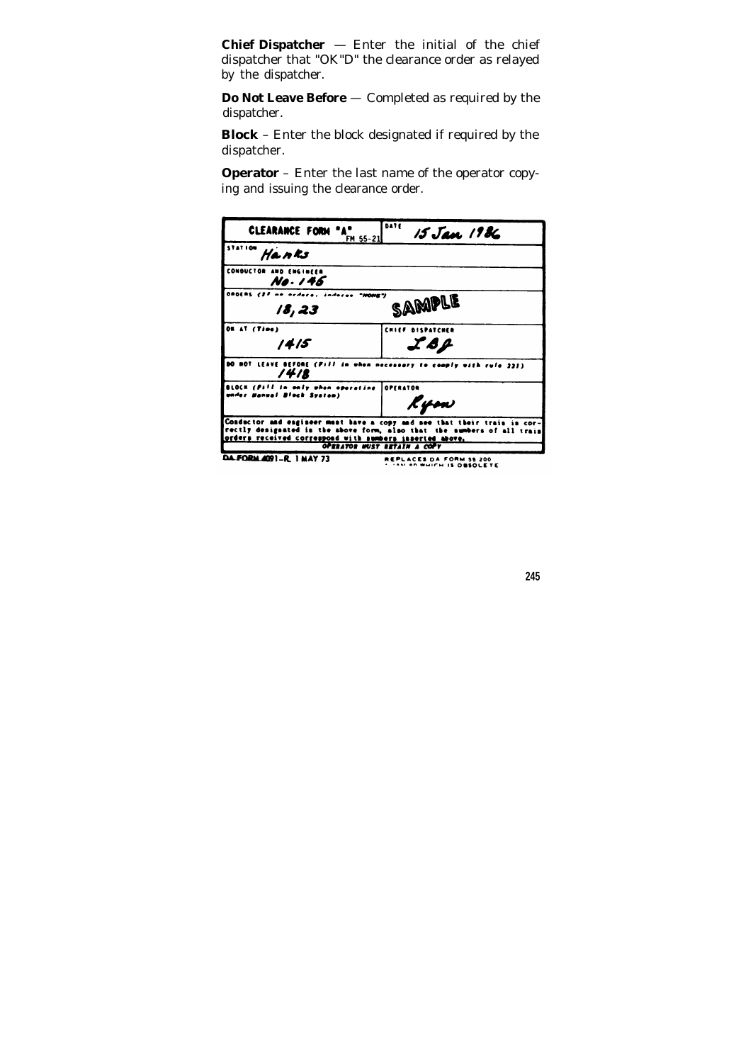**Chief Dispatcher** — Enter the initial of the chief dispatcher that "OK"D" the clearance order as relayed by the dispatcher.

**Do Not Leave Before** — Completed as required by the dispatcher.

**Block** – Enter the block designated if required by the dispatcher.

**Operator** – Enter the last name of the operator copying and issuing the clearance order.

| CLEARANCE FORM "A" FM 55-21 | DATE 15 Jan 1986 |
|---|---|
| STATION Hanks | |
| CONDUCTOR AND ENGINEER No. 146 | |
| ORDERS (If no orders, indorse "NONE") 18, 23 | SAMPLE |
| OK AT (Time) 1415 | CHIEF DISPATCHER IBJ |
| DO NOT LEAVE BEFORE (Fill in when necessary to comply with rule 221) 1418 | |
| BLOCK (Fill in only when operating under Manual Block System) | OPERATOR Ryan |
| Conductor and engineer must have a copy and see that their train is correctly designated in the above form, also that the numbers of all train orders received correspond with numbers inserted above. | |
| OPERATOR MUST RETAIN A COPY | |

DA FORM 4091-R, 1 MAY 73 REPLACES DA FORM 55 200 ... WHICH IS OBSOLETE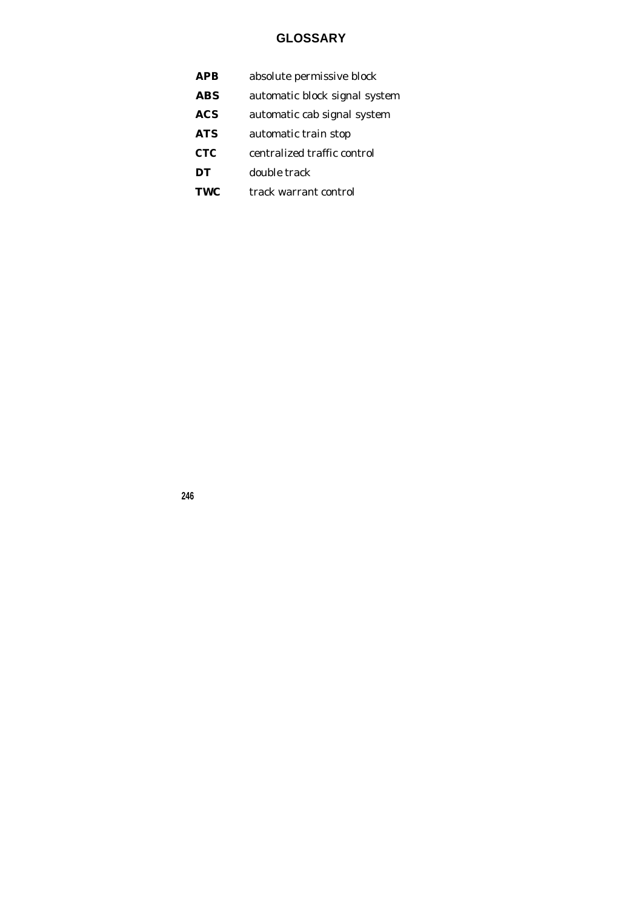# GLOSSARY

**APB** absolute permissive block

**ABS** automatic block signal system

**ACS** automatic cab signal system

**ATS** automatic train stop

**CTC** centralized traffic control

**DT** double track

**TWC** track warrant control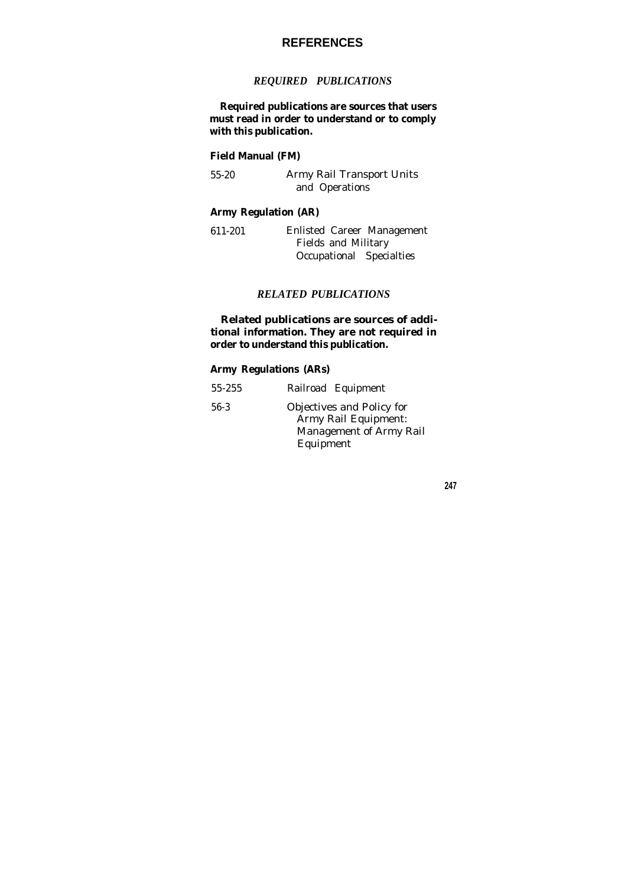# REFERENCES

## *REQUIRED PUBLICATIONS*

**Required publications are sources that users must read in order to understand or to comply with this publication.**

### Field Manual (FM)

| | |
|---|---|
| 55-20 | Army Rail Transport Units and Operations |

### Army Regulation (AR)

| | |
|---|---|
| 611-201 | Enlisted Career Management Fields and Military Occupational Specialties |

## *RELATED PUBLICATIONS*

**Related publications are sources of additional information. They are not required in order to understand this publication.**

### Army Regulations (ARs)

| | |
|---|---|
| 55-255 | Railroad Equipment |
| 56-3 | Objectives and Policy for Army Rail Equipment: Management of Army Rail Equipment |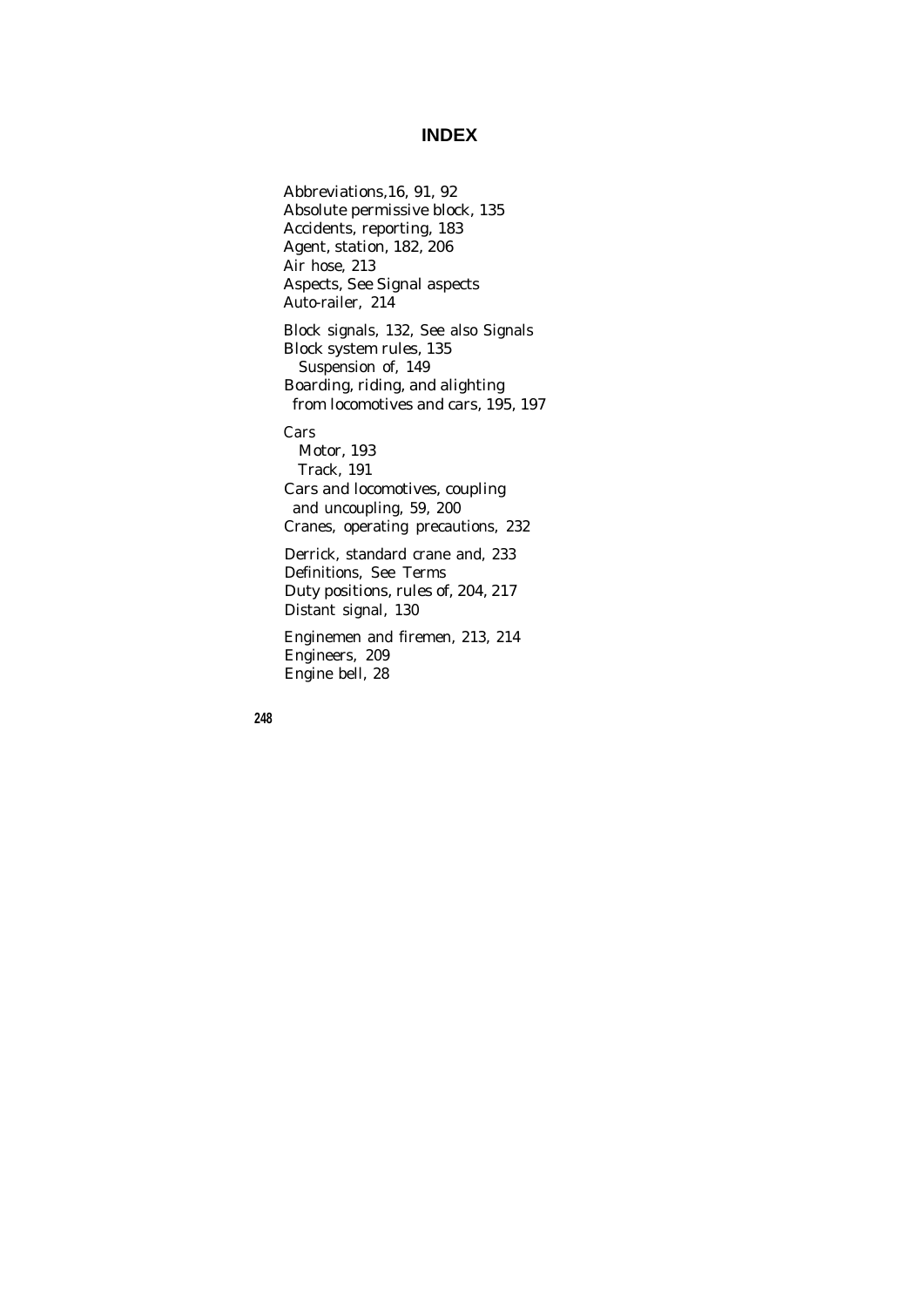# INDEX

Abbreviations,16, 91, 92
Absolute permissive block, 135
Accidents, reporting, 183
Agent, station, 182, 206
Air hose, 213
Aspects, See Signal aspects
Auto-railer, 214

Block signals, 132, See also Signals
Block system rules, 135
  Suspension of, 149
Boarding, riding, and alighting
  from locomotives and cars, 195, 197

Cars
  Motor, 193
  Track, 191
Cars and locomotives, coupling
  and uncoupling, 59, 200
Cranes, operating precautions, 232

Derrick, standard crane and, 233
Definitions, See Terms
Duty positions, rules of, 204, 217
Distant signal, 130

Enginemen and firemen, 213, 214
Engineers, 209
Engine bell, 28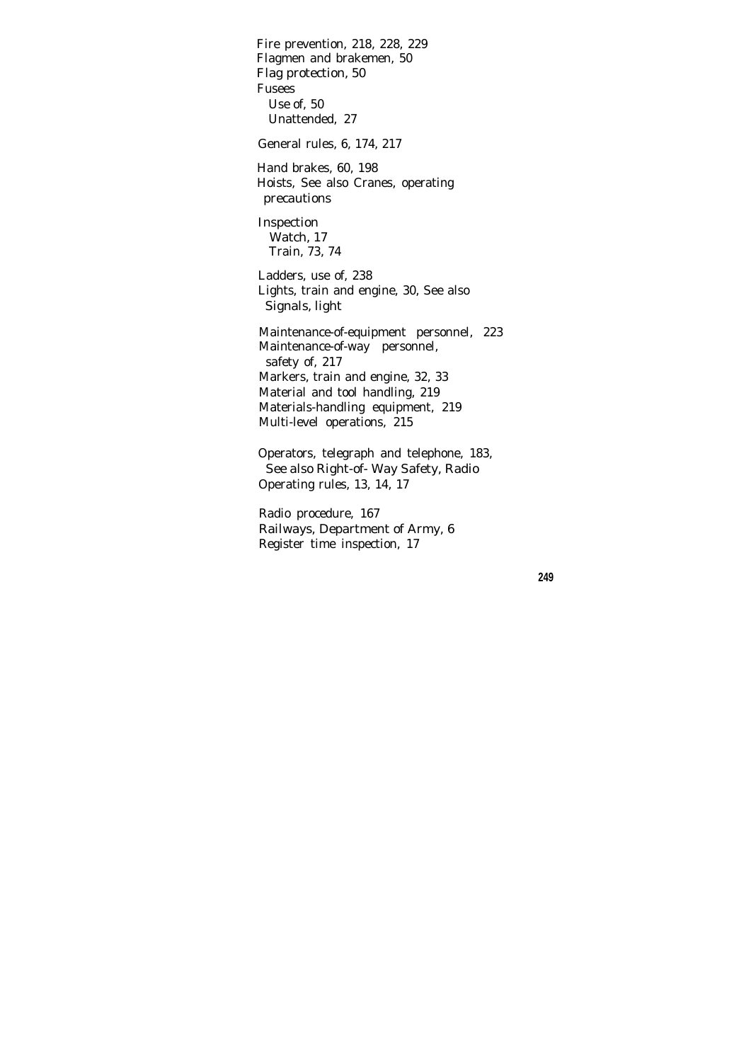Fire prevention, 218, 228, 229
Flagmen and brakemen, 50
Flag protection, 50
Fusees
  Use of, 50
  Unattended, 27

General rules, 6, 174, 217

Hand brakes, 60, 198
Hoists, See also Cranes, operating
  precautions

Inspection
  Watch, 17
  Train, 73, 74

Ladders, use of, 238
Lights, train and engine, 30, See also
  Signals, light

Maintenance-of-equipment personnel, 223
Maintenance-of-way personnel,
  safety of, 217
Markers, train and engine, 32, 33
Material and tool handling, 219
Materials-handling equipment, 219
Multi-level operations, 215

Operators, telegraph and telephone, 183,
  See also Right-of- Way Safety, Radio
Operating rules, 13, 14, 17

Radio procedure, 167
Railways, Department of Army, 6
Register time inspection, 17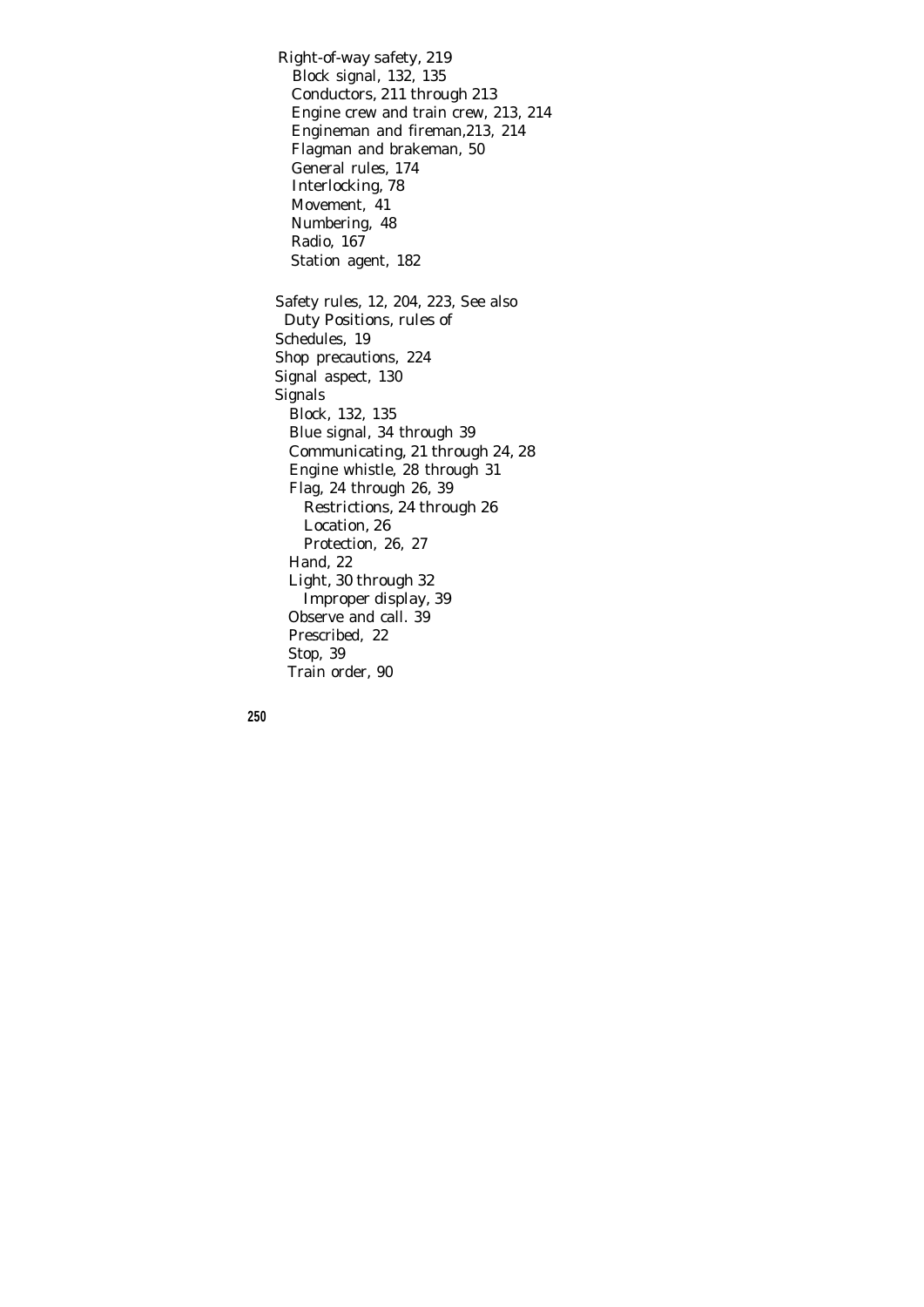Right-of-way safety, 219
  Block signal, 132, 135
  Conductors, 211 through 213
  Engine crew and train crew, 213, 214
  Engineman and fireman,213, 214
  Flagman and brakeman, 50
  General rules, 174
  Interlocking, 78
  Movement, 41
  Numbering, 48
  Radio, 167
  Station agent, 182

Safety rules, 12, 204, 223, See also
  Duty Positions, rules of
Schedules, 19
Shop precautions, 224
Signal aspect, 130
Signals
  Block, 132, 135
  Blue signal, 34 through 39
  Communicating, 21 through 24, 28
  Engine whistle, 28 through 31
  Flag, 24 through 26, 39
    Restrictions, 24 through 26
    Location, 26
    Protection, 26, 27
  Hand, 22
  Light, 30 through 32
    Improper display, 39
  Observe and call. 39
  Prescribed, 22
  Stop, 39
  Train order, 90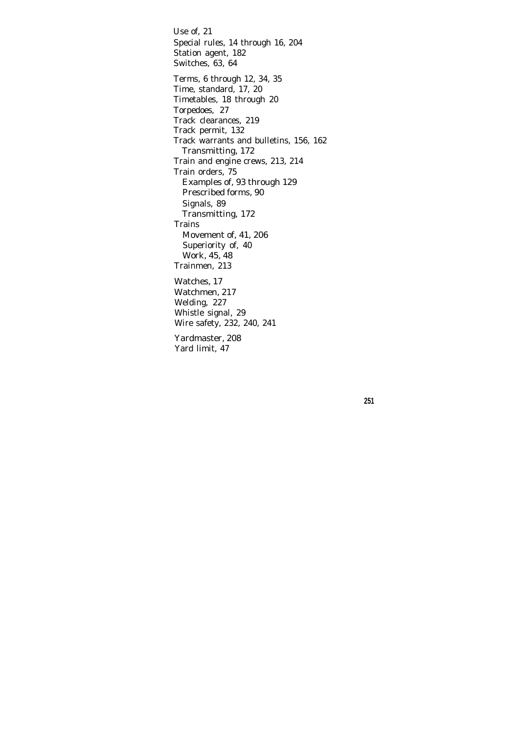Use of, 21
Special rules, 14 through 16, 204
Station agent, 182
Switches, 63, 64

Terms, 6 through 12, 34, 35
Time, standard, 17, 20
Timetables, 18 through 20
Torpedoes, 27
Track clearances, 219
Track permit, 132
Track warrants and bulletins, 156, 162
  Transmitting, 172
Train and engine crews, 213, 214
Train orders, 75
  Examples of, 93 through 129
  Prescribed forms, 90
  Signals, 89
  Transmitting, 172
Trains
  Movement of, 41, 206
  Superiority of, 40
  Work, 45, 48
Trainmen, 213

Watches, 17
Watchmen, 217
Welding, 227
Whistle signal, 29
Wire safety, 232, 240, 241

Yardmaster, 208
Yard limit, 47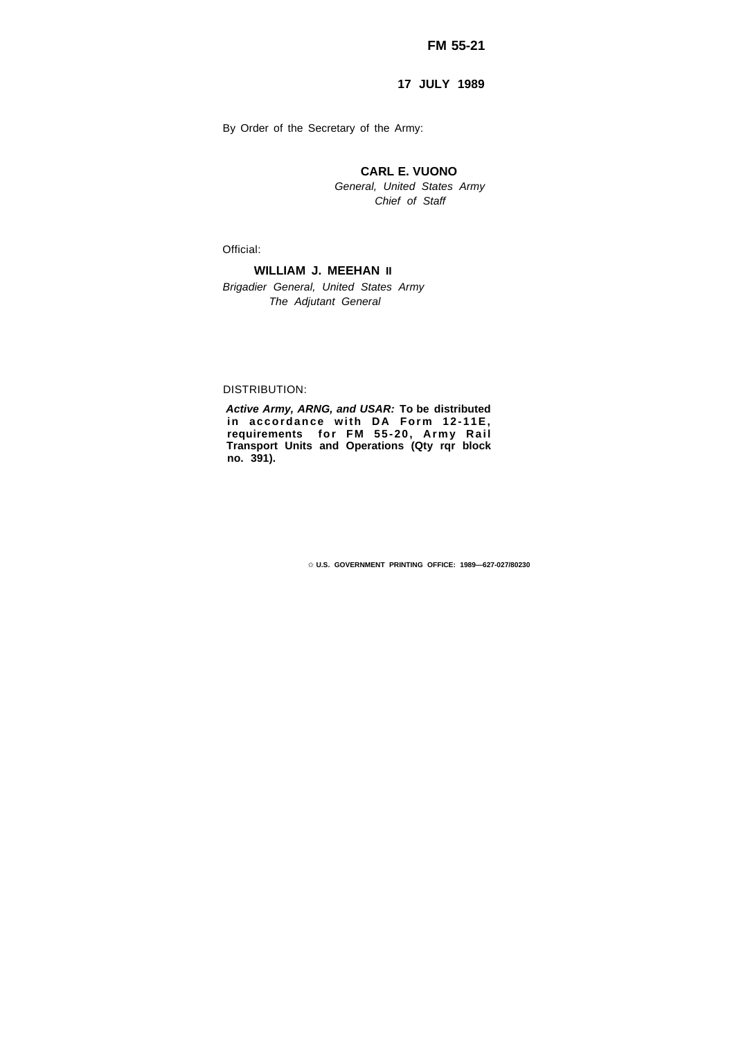**FM 55-21**

**17 JULY 1989**

By Order of the Secretary of the Army:

**CARL E. VUONO**
*General, United States Army*
*Chief of Staff*

Official:

**WILLIAM J. MEEHAN II**
*Brigadier General, United States Army*
*The Adjutant General*

DISTRIBUTION:

***Active Army, ARNG, and USAR:*** **To be distributed in accordance with DA Form 12-11E, requirements for FM 55-20, Army Rail Transport Units and Operations (Qty rqr block no. 391).**

✩ **U.S. GOVERNMENT PRINTING OFFICE: 1989—627-027/80230**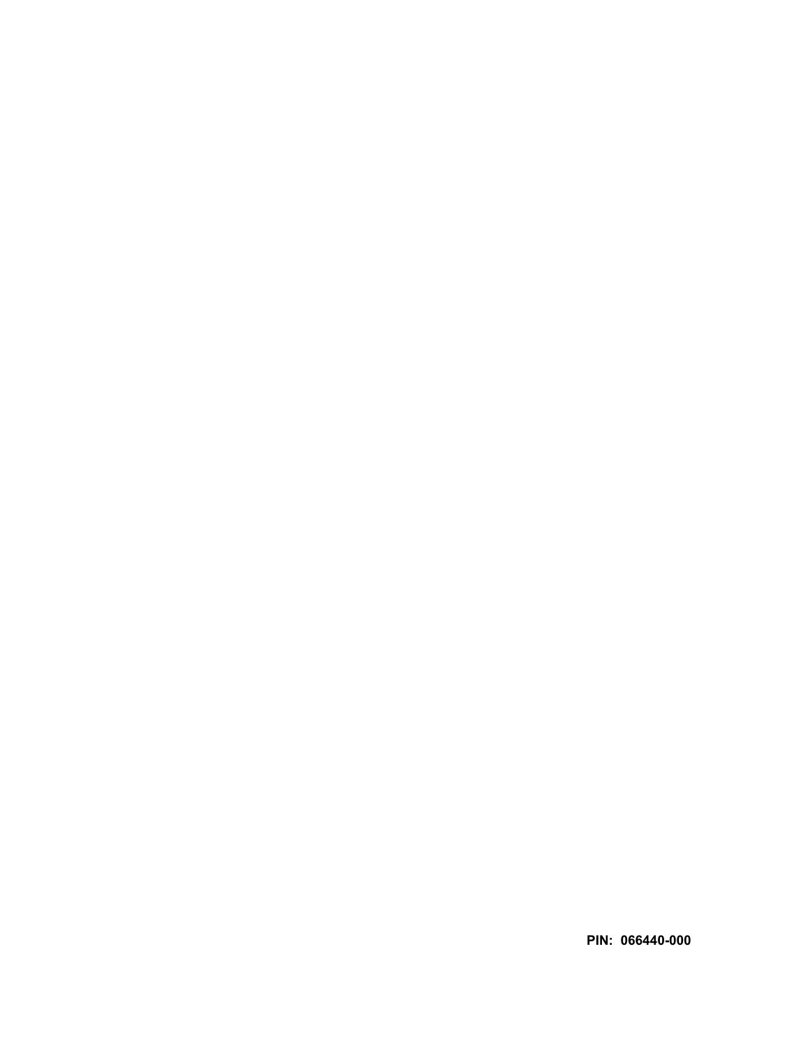**PIN: 066440-000**